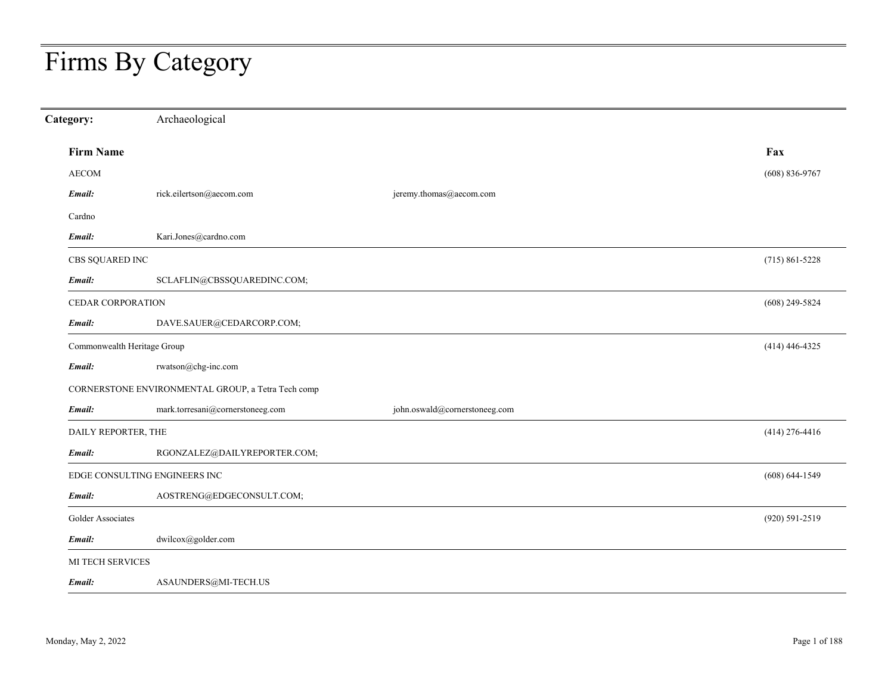# Firms By Category

**Category:** Archaeological

| Firm Name | | | Fax |
|---|---|---|---|
| AECOM | | | (608) 836-9767 |
| ***Email:*** | rick.eilertson@aecom.com | jeremy.thomas@aecom.com | |
| Cardno | | | |
| ***Email:*** | Kari.Jones@cardno.com | | |
| CBS SQUARED INC | | | (715) 861-5228 |
| ***Email:*** | SCLAFLIN@CBSSQUAREDINC.COM; | | |
| CEDAR CORPORATION | | | (608) 249-5824 |
| ***Email:*** | DAVE.SAUER@CEDARCORP.COM; | | |
| Commonwealth Heritage Group | | | (414) 446-4325 |
| ***Email:*** | rwatson@chg-inc.com | | |
| CORNERSTONE ENVIRONMENTAL GROUP, a Tetra Tech comp | | | |
| ***Email:*** | mark.torresani@cornerstoneeg.com | john.oswald@cornerstoneeg.com | |
| DAILY REPORTER, THE | | | (414) 276-4416 |
| ***Email:*** | RGONZALEZ@DAILYREPORTER.COM; | | |
| EDGE CONSULTING ENGINEERS INC | | | (608) 644-1549 |
| ***Email:*** | AOSTRENG@EDGECONSULT.COM; | | |
| Golder Associates | | | (920) 591-2519 |
| ***Email:*** | dwilcox@golder.com | | |
| MI TECH SERVICES | | | |
| ***Email:*** | ASAUNDERS@MI-TECH.US | | |

Monday, May 2, 2022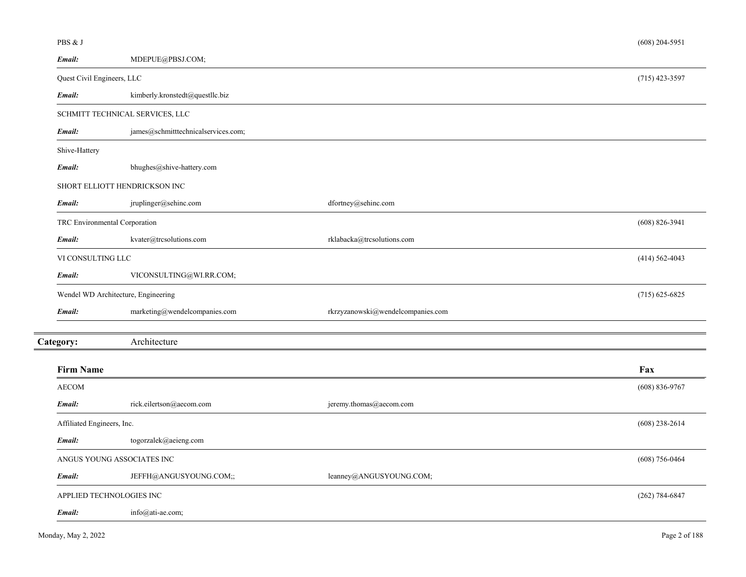| Firm Name | | | Fax |
|---|---|---|---|
| PBS & J | | | (608) 204-5951 |
| ***Email:*** | MDEPUE@PBSJ.COM; | | |
| Quest Civil Engineers, LLC | | | (715) 423-3597 |
| ***Email:*** | kimberly.kronstedt@questllc.biz | | |
| SCHMITT TECHNICAL SERVICES, LLC | | | |
| ***Email:*** | james@schmitttechnicalservices.com; | | |
| Shive-Hattery | | | |
| ***Email:*** | bhughes@shive-hattery.com | | |
| SHORT ELLIOTT HENDRICKSON INC | | | |
| ***Email:*** | jruplinger@sehinc.com | dfortney@sehinc.com | |
| TRC Environmental Corporation | | | (608) 826-3941 |
| ***Email:*** | kvater@trcsolutions.com | rklabacka@trcsolutions.com | |
| VI CONSULTING LLC | | | (414) 562-4043 |
| ***Email:*** | VICONSULTING@WI.RR.COM; | | |
| Wendel WD Architecture, Engineering | | | (715) 625-6825 |
| ***Email:*** | marketing@wendelcompanies.com | rkrzyzanowski@wendelcompanies.com | |

## **Category:** Architecture

| **Firm Name** | | | **Fax** |
|---|---|---|---|
| AECOM | | | (608) 836-9767 |
| ***Email:*** | rick.eilertson@aecom.com | jeremy.thomas@aecom.com | |
| Affiliated Engineers, Inc. | | | (608) 238-2614 |
| ***Email:*** | togorzalek@aeieng.com | | |
| ANGUS YOUNG ASSOCIATES INC | | | (608) 756-0464 |
| ***Email:*** | JEFFH@ANGUSYOUNG.COM;; | leanney@ANGUSYOUNG.COM; | |
| APPLIED TECHNOLOGIES INC | | | (262) 784-6847 |
| ***Email:*** | info@ati-ae.com; | | |

Monday, May 2, 2022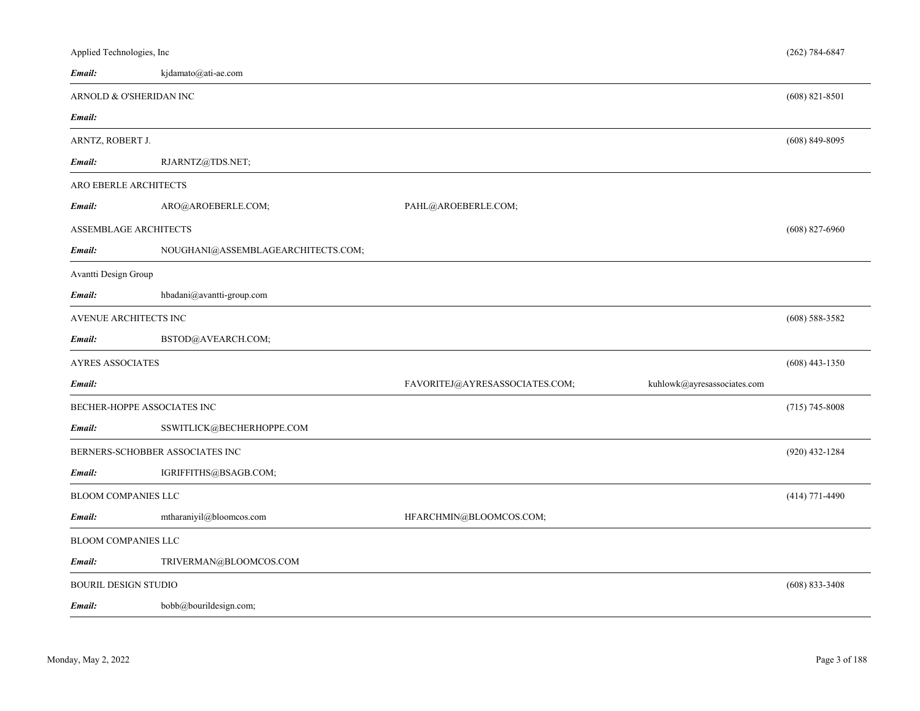| Name | Email 1 | Email 2 | Email 3 | Phone |
|---|---|---|---|---|
| Applied Technologies, Inc | kjdamato@ati-ae.com | | | (262) 784-6847 |
| ARNOLD & O'SHERIDAN INC | | | | (608) 821-8501 |
| ARNTZ, ROBERT J. | RJARNTZ@TDS.NET; | | | (608) 849-8095 |
| ARO EBERLE ARCHITECTS | ARO@AROEBERLE.COM; | PAHL@AROEBERLE.COM; | | |
| ASSEMBLAGE ARCHITECTS | NOUGHANI@ASSEMBLAGEARCHITECTS.COM; | | | (608) 827-6960 |
| Avantti Design Group | hbadani@avantti-group.com | | | |
| AVENUE ARCHITECTS INC | BSTOD@AVEARCH.COM; | | | (608) 588-3582 |
| AYRES ASSOCIATES | | FAVORITEJ@AYRESASSOCIATES.COM; | kuhlowk@ayresassociates.com | (608) 443-1350 |
| BECHER-HOPPE ASSOCIATES INC | SSWITLICK@BECHERHOPPE.COM | | | (715) 745-8008 |
| BERNERS-SCHOBBER ASSOCIATES INC | IGRIFFITHS@BSAGB.COM; | | | (920) 432-1284 |
| BLOOM COMPANIES LLC | mtharaniyil@bloomcos.com | HFARCHMIN@BLOOMCOS.COM; | | (414) 771-4490 |
| BLOOM COMPANIES LLC | TRIVERMAN@BLOOMCOS.COM | | | |
| BOURIL DESIGN STUDIO | bobb@bourildesign.com; | | | (608) 833-3408 |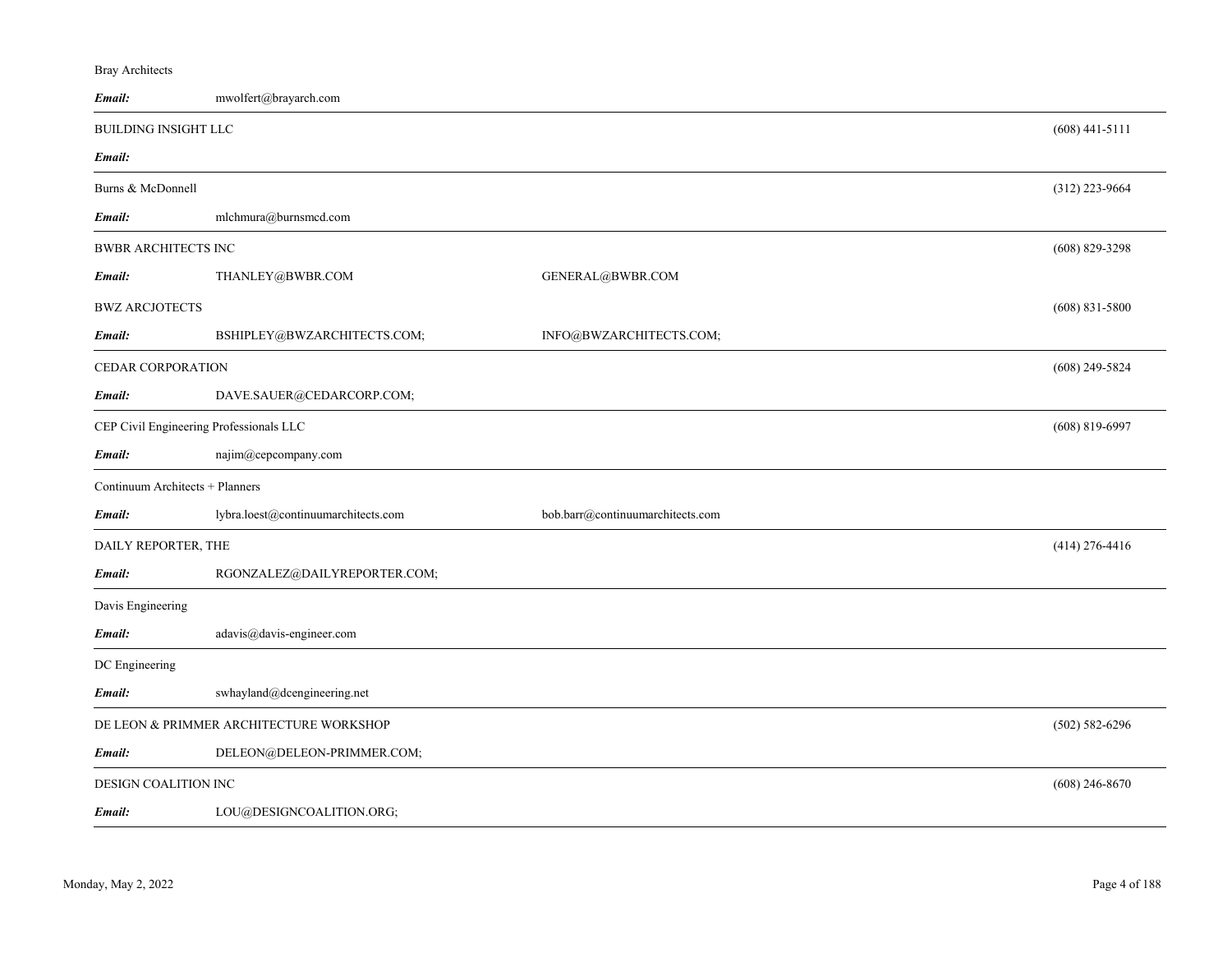Bray Architects

| | | | |
|---|---|---|---|
| ***Email:*** | mwolfert@brayarch.com | | |

BUILDING INSIGHT LLC (608) 441-5111

***Email:***

Burns & McDonnell (312) 223-9664

***Email:*** mlchmura@burnsmcd.com

BWBR ARCHITECTS INC (608) 829-3298

***Email:*** THANLEY@BWBR.COM GENERAL@BWBR.COM

BWZ ARCJOTECTS (608) 831-5800

***Email:*** BSHIPLEY@BWZARCHITECTS.COM; INFO@BWZARCHITECTS.COM;

CEDAR CORPORATION (608) 249-5824

***Email:*** DAVE.SAUER@CEDARCORP.COM;

CEP Civil Engineering Professionals LLC (608) 819-6997

***Email:*** najim@cepcompany.com

Continuum Architects + Planners

***Email:*** lybra.loest@continuumarchitects.com bob.barr@continuumarchitects.com

DAILY REPORTER, THE (414) 276-4416

***Email:*** RGONZALEZ@DAILYREPORTER.COM;

Davis Engineering

***Email:*** adavis@davis-engineer.com

DC Engineering

***Email:*** swhayland@dcengineering.net

DE LEON & PRIMMER ARCHITECTURE WORKSHOP (502) 582-6296

***Email:*** DELEON@DELEON-PRIMMER.COM;

DESIGN COALITION INC (608) 246-8670

***Email:*** LOU@DESIGNCOALITION.ORG;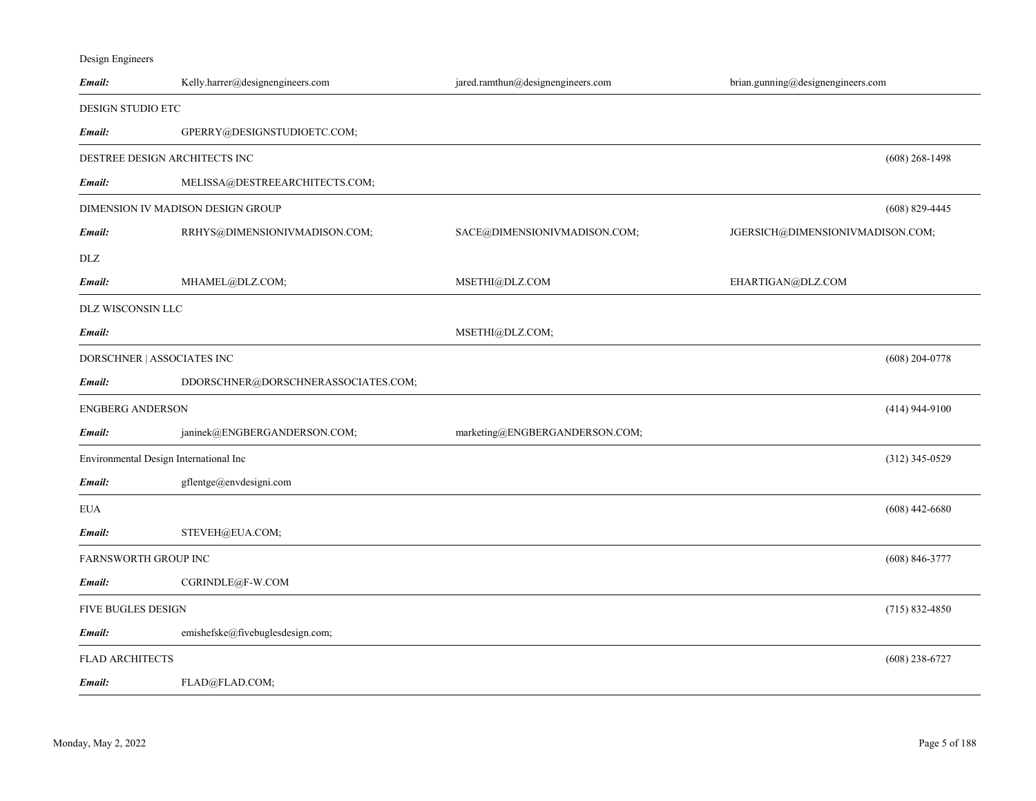Design Engineers

| | | | |
|---|---|---|---|
| ***Email:*** | Kelly.harrer@designengineers.com | jared.ramthun@designengineers.com | brian.gunning@designengineers.com |

DESIGN STUDIO ETC

| | | | |
|---|---|---|---|
| ***Email:*** | GPERRY@DESIGNSTUDIOETC.COM; | | |

DESTREE DESIGN ARCHITECTS INC (608) 268-1498

| | | | |
|---|---|---|---|
| ***Email:*** | MELISSA@DESTREEARCHITECTS.COM; | | |

DIMENSION IV MADISON DESIGN GROUP (608) 829-4445

| | | | |
|---|---|---|---|
| ***Email:*** | RRHYS@DIMENSIONIVMADISON.COM; | SACE@DIMENSIONIVMADISON.COM; | JGERSICH@DIMENSIONIVMADISON.COM; |

DLZ

| | | | |
|---|---|---|---|
| ***Email:*** | MHAMEL@DLZ.COM; | MSETHI@DLZ.COM | EHARTIGAN@DLZ.COM |

DLZ WISCONSIN LLC

| | | | |
|---|---|---|---|
| ***Email:*** | | MSETHI@DLZ.COM; | |

DORSCHNER | ASSOCIATES INC (608) 204-0778

| | | | |
|---|---|---|---|
| ***Email:*** | DDORSCHNER@DORSCHNERASSOCIATES.COM; | | |

ENGBERG ANDERSON (414) 944-9100

| | | | |
|---|---|---|---|
| ***Email:*** | janinek@ENGBERGANDERSON.COM; | marketing@ENGBERGANDERSON.COM; | |

Environmental Design International Inc (312) 345-0529

| | | | |
|---|---|---|---|
| ***Email:*** | gflentge@envdesigni.com | | |

EUA (608) 442-6680

| | | | |
|---|---|---|---|
| ***Email:*** | STEVEH@EUA.COM; | | |

FARNSWORTH GROUP INC (608) 846-3777

| | | | |
|---|---|---|---|
| ***Email:*** | CGRINDLE@F-W.COM | | |

FIVE BUGLES DESIGN (715) 832-4850

| | | | |
|---|---|---|---|
| ***Email:*** | emishefske@fivebuglesdesign.com; | | |

FLAD ARCHITECTS (608) 238-6727

| | | | |
|---|---|---|---|
| ***Email:*** | FLAD@FLAD.COM; | | |

Monday, May 2, 2022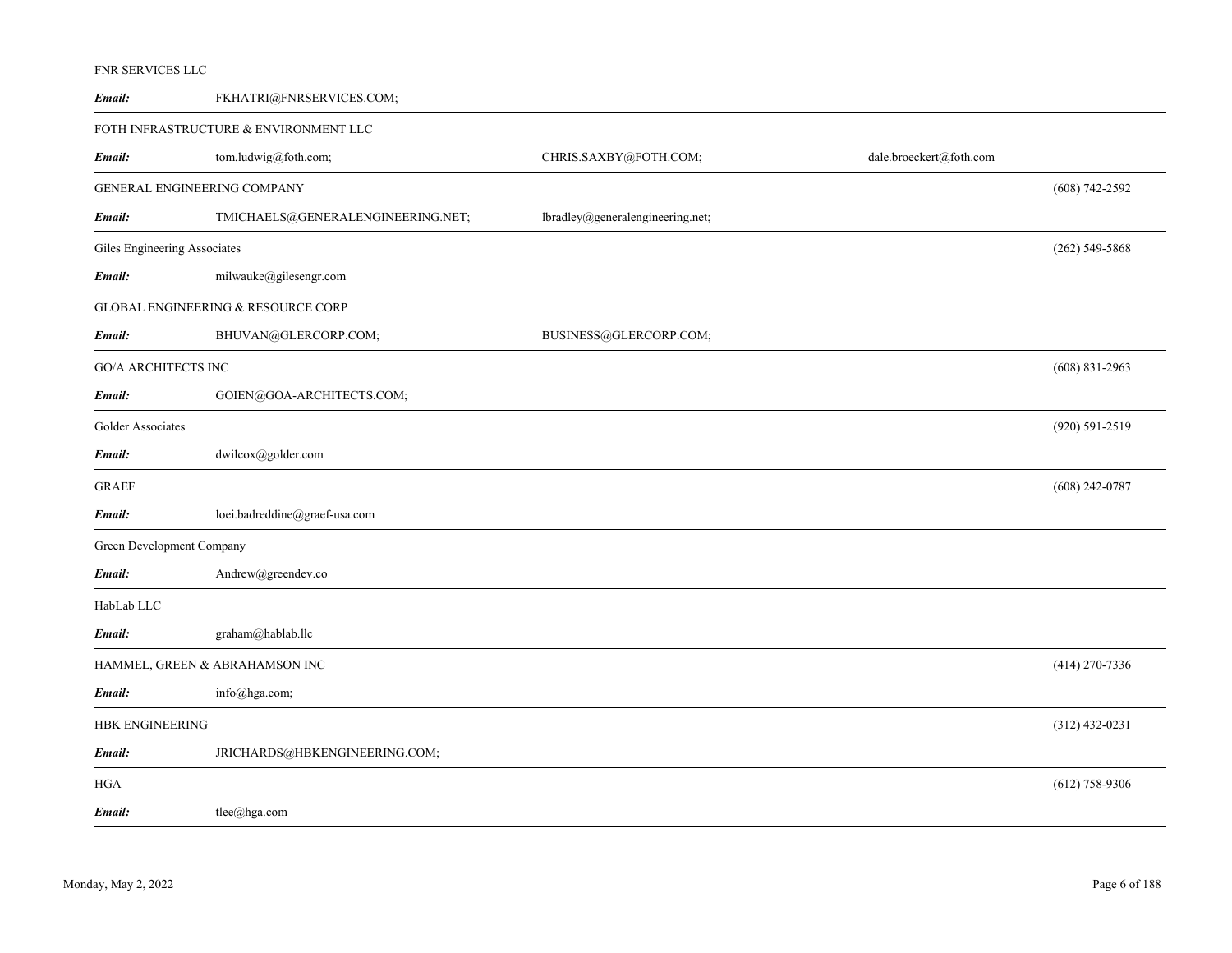FNR SERVICES LLC

***Email:*** FKHATRI@FNRSERVICES.COM;

---

FOTH INFRASTRUCTURE & ENVIRONMENT LLC

***Email:*** tom.ludwig@foth.com; CHRIS.SAXBY@FOTH.COM; dale.broeckert@foth.com

---

GENERAL ENGINEERING COMPANY (608) 742-2592

***Email:*** TMICHAELS@GENERALENGINEERING.NET; lbradley@generalengineering.net;

---

Giles Engineering Associates (262) 549-5868

***Email:*** milwauke@gilesengr.com

GLOBAL ENGINEERING & RESOURCE CORP

***Email:*** BHUVAN@GLERCORP.COM; BUSINESS@GLERCORP.COM;

---

GO/A ARCHITECTS INC (608) 831-2963

***Email:*** GOIEN@GOA-ARCHITECTS.COM;

---

Golder Associates (920) 591-2519

***Email:*** dwilcox@golder.com

---

GRAEF (608) 242-0787

***Email:*** loei.badreddine@graef-usa.com

---

Green Development Company

***Email:*** Andrew@greendev.co

---

HabLab LLC

***Email:*** graham@hablab.llc

---

HAMMEL, GREEN & ABRAHAMSON INC (414) 270-7336

***Email:*** info@hga.com;

---

HBK ENGINEERING (312) 432-0231

***Email:*** JRICHARDS@HBKENGINEERING.COM;

---

HGA (612) 758-9306

***Email:*** tlee@hga.com

---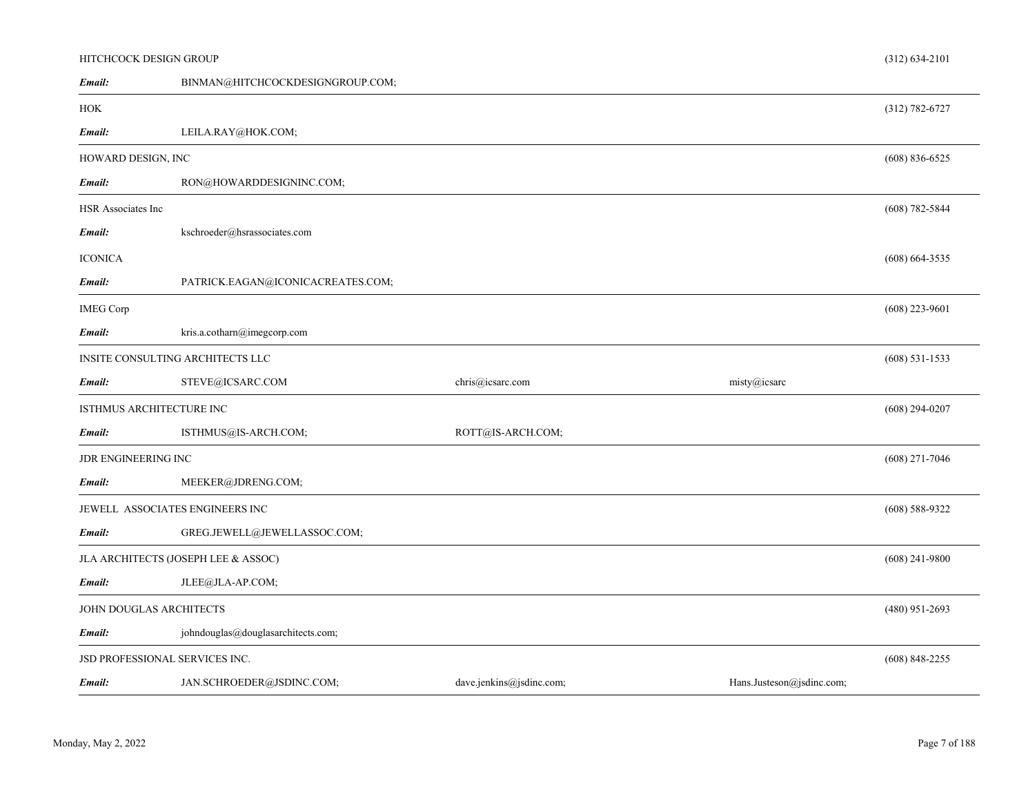HITCHCOCK DESIGN GROUP (312) 634-2101

***Email:*** BINMAN@HITCHCOCKDESIGNGROUP.COM;

---

HOK (312) 782-6727

***Email:*** LEILA.RAY@HOK.COM;

---

HOWARD DESIGN, INC (608) 836-6525

***Email:*** RON@HOWARDDESIGNINC.COM;

---

HSR Associates Inc (608) 782-5844

***Email:*** kschroeder@hsrassociates.com

ICONICA (608) 664-3535

***Email:*** PATRICK.EAGAN@ICONICACREATES.COM;

---

IMEG Corp (608) 223-9601

***Email:*** kris.a.cotharn@imegcorp.com

---

INSITE CONSULTING ARCHITECTS LLC (608) 531-1533

***Email:*** STEVE@ICSARC.COM chris@icsarc.com misty@icsarc

---

ISTHMUS ARCHITECTURE INC (608) 294-0207

***Email:*** ISTHMUS@IS-ARCH.COM; ROTT@IS-ARCH.COM;

---

JDR ENGINEERING INC (608) 271-7046

***Email:*** MEEKER@JDRENG.COM;

---

JEWELL ASSOCIATES ENGINEERS INC (608) 588-9322

***Email:*** GREG.JEWELL@JEWELLASSOC.COM;

---

JLA ARCHITECTS (JOSEPH LEE & ASSOC) (608) 241-9800

***Email:*** JLEE@JLA-AP.COM;

---

JOHN DOUGLAS ARCHITECTS (480) 951-2693

***Email:*** johndouglas@douglasarchitects.com;

---

JSD PROFESSIONAL SERVICES INC. (608) 848-2255

***Email:*** JAN.SCHROEDER@JSDINC.COM; dave.jenkins@jsdinc.com; Hans.Justeson@jsdinc.com;

---

Monday, May 2, 2022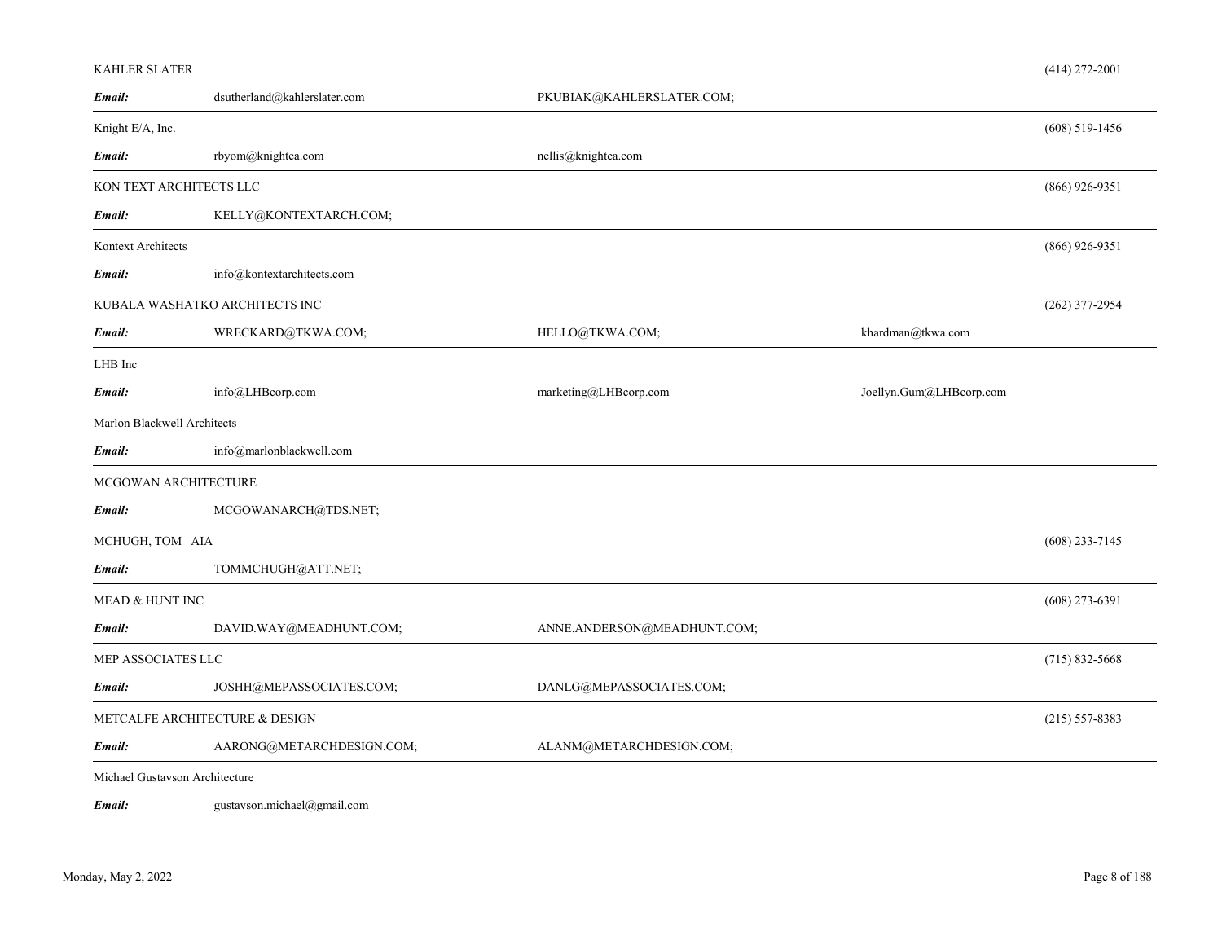KAHLER SLATER (414) 272-2001

**Email:** dsutherland@kahlerslater.com PKUBIAK@KAHLERSLATER.COM;

---

Knight E/A, Inc. (608) 519-1456

**Email:** rbyom@knightea.com nellis@knightea.com

---

KON TEXT ARCHITECTS LLC (866) 926-9351

**Email:** KELLY@KONTEXTARCH.COM;

---

Kontext Architects (866) 926-9351

**Email:** info@kontextarchitects.com

KUBALA WASHATKO ARCHITECTS INC (262) 377-2954

**Email:** WRECKARD@TKWA.COM; HELLO@TKWA.COM; khardman@tkwa.com

---

LHB Inc

**Email:** info@LHBcorp.com marketing@LHBcorp.com Joellyn.Gum@LHBcorp.com

---

Marlon Blackwell Architects

**Email:** info@marlonblackwell.com

---

MCGOWAN ARCHITECTURE

**Email:** MCGOWANARCH@TDS.NET;

---

MCHUGH, TOM AIA (608) 233-7145

**Email:** TOMMCHUGH@ATT.NET;

---

MEAD & HUNT INC (608) 273-6391

**Email:** DAVID.WAY@MEADHUNT.COM; ANNE.ANDERSON@MEADHUNT.COM;

---

MEP ASSOCIATES LLC (715) 832-5668

**Email:** JOSHH@MEPASSOCIATES.COM; DANLG@MEPASSOCIATES.COM;

---

METCALFE ARCHITECTURE & DESIGN (215) 557-8383

**Email:** AARONG@METARCHDESIGN.COM; ALANM@METARCHDESIGN.COM;

---

Michael Gustavson Architecture

**Email:** gustavson.michael@gmail.com

---

Monday, May 2, 2022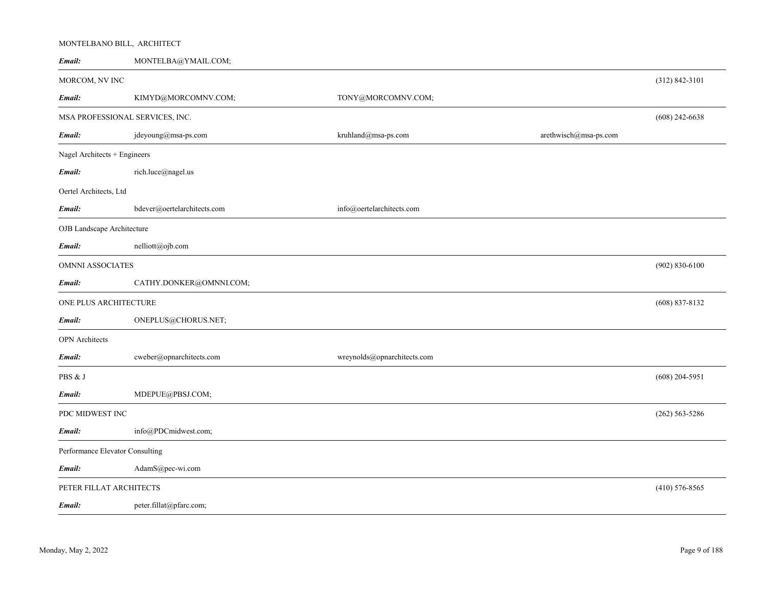MONTELBANO BILL, ARCHITECT

***Email:*** MONTELBA@YMAIL.COM;

---

MORCOM, NV INC (312) 842-3101

***Email:*** KIMYD@MORCOMNV.COM; TONY@MORCOMNV.COM;

---

MSA PROFESSIONAL SERVICES, INC. (608) 242-6638

***Email:*** jdeyoung@msa-ps.com kruhland@msa-ps.com arethwisch@msa-ps.com

---

Nagel Architects + Engineers

***Email:*** rich.luce@nagel.us

Oertel Architects, Ltd

***Email:*** bdever@oertelarchitects.com info@oertelarchitects.com

---

OJB Landscape Architecture

***Email:*** nelliott@ojb.com

---

OMNNI ASSOCIATES (902) 830-6100

***Email:*** CATHY.DONKER@OMNNI.COM;

---

ONE PLUS ARCHITECTURE (608) 837-8132

***Email:*** ONEPLUS@CHORUS.NET;

---

OPN Architects

***Email:*** cweber@opnarchitects.com wreynolds@opnarchitects.com

---

PBS & J (608) 204-5951

***Email:*** MDEPUE@PBSJ.COM;

---

PDC MIDWEST INC (262) 563-5286

***Email:*** info@PDCmidwest.com;

---

Performance Elevator Consulting

***Email:*** AdamS@pec-wi.com

---

PETER FILLAT ARCHITECTS (410) 576-8565

***Email:*** peter.fillat@pfarc.com;

---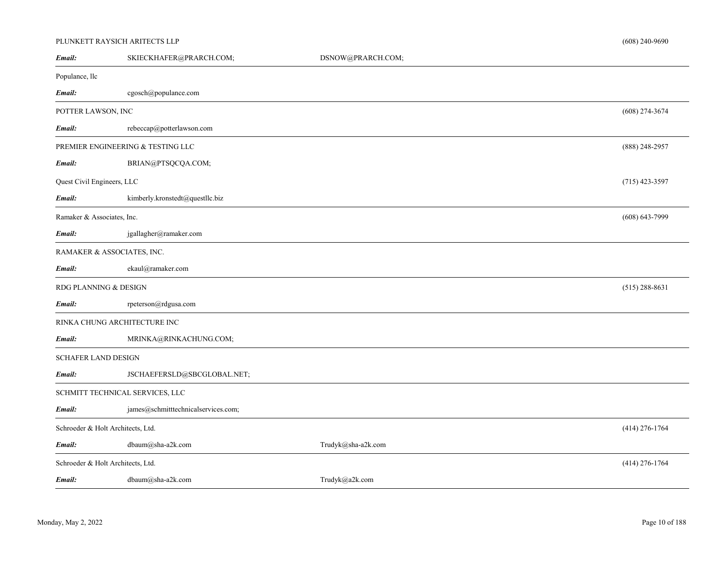PLUNKETT RAYSICH ARITECTS LLP (608) 240-9690

***Email:*** SKIECKHAFER@PRARCH.COM; DSNOW@PRARCH.COM;

---

Populance, llc

***Email:*** cgosch@populance.com

---

POTTER LAWSON, INC (608) 274-3674

***Email:*** rebeccap@potterlawson.com

---

PREMIER ENGINEERING & TESTING LLC (888) 248-2957

***Email:*** BRIAN@PTSQCQA.COM;

Quest Civil Engineers, LLC (715) 423-3597

***Email:*** kimberly.kronstedt@questllc.biz

---

Ramaker & Associates, Inc. (608) 643-7999

***Email:*** jgallagher@ramaker.com

---

RAMAKER & ASSOCIATES, INC.

***Email:*** ekaul@ramaker.com

---

RDG PLANNING & DESIGN (515) 288-8631

***Email:*** rpeterson@rdgusa.com

---

RINKA CHUNG ARCHITECTURE INC

***Email:*** MRINKA@RINKACHUNG.COM;

---

SCHAFER LAND DESIGN

***Email:*** JSCHAEFERSLD@SBCGLOBAL.NET;

---

SCHMITT TECHNICAL SERVICES, LLC

***Email:*** james@schmitttechnicalservices.com;

---

Schroeder & Holt Architects, Ltd. (414) 276-1764

***Email:*** dbaum@sha-a2k.com Trudyk@sha-a2k.com

---

Schroeder & Holt Architects, Ltd. (414) 276-1764

***Email:*** dbaum@sha-a2k.com Trudyk@a2k.com

---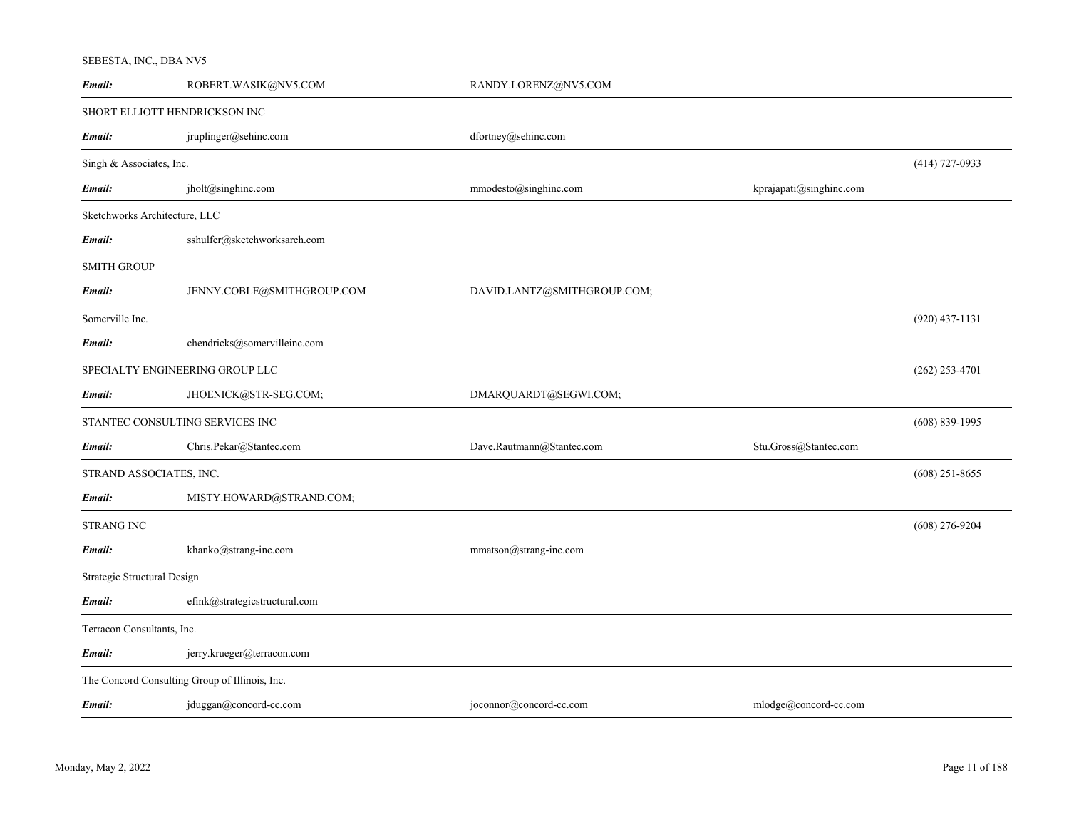SEBESTA, INC., DBA NV5

| *Email:* | ROBERT.WASIK@NV5.COM | RANDY.LORENZ@NV5.COM | | |
|---|---|---|---|---|

SHORT ELLIOTT HENDRICKSON INC

| *Email:* | jruplinger@sehinc.com | dfortney@sehinc.com | | |
|---|---|---|---|---|

Singh & Associates, Inc. (414) 727-0933

| *Email:* | jholt@singhinc.com | mmodesto@singhinc.com | kprajapati@singhinc.com | |
|---|---|---|---|---|

Sketchworks Architecture, LLC

| *Email:* | sshulfer@sketchworksarch.com | | | |
|---|---|---|---|---|

SMITH GROUP

| *Email:* | JENNY.COBLE@SMITHGROUP.COM | DAVID.LANTZ@SMITHGROUP.COM; | | |
|---|---|---|---|---|

Somerville Inc. (920) 437-1131

| *Email:* | chendricks@somervilleinc.com | | | |
|---|---|---|---|---|

SPECIALTY ENGINEERING GROUP LLC (262) 253-4701

| *Email:* | JHOENICK@STR-SEG.COM; | DMARQUARDT@SEGWI.COM; | | |
|---|---|---|---|---|

STANTEC CONSULTING SERVICES INC (608) 839-1995

| *Email:* | Chris.Pekar@Stantec.com | Dave.Rautmann@Stantec.com | Stu.Gross@Stantec.com | |
|---|---|---|---|---|

STRAND ASSOCIATES, INC. (608) 251-8655

| *Email:* | MISTY.HOWARD@STRAND.COM; | | | |
|---|---|---|---|---|

STRANG INC (608) 276-9204

| *Email:* | khanko@strang-inc.com | mmatson@strang-inc.com | | |
|---|---|---|---|---|

Strategic Structural Design

| *Email:* | efink@strategicstructural.com | | | |
|---|---|---|---|---|

Terracon Consultants, Inc.

| *Email:* | jerry.krueger@terracon.com | | | |
|---|---|---|---|---|

The Concord Consulting Group of Illinois, Inc.

| *Email:* | jduggan@concord-cc.com | joconnor@concord-cc.com | mlodge@concord-cc.com | |
|---|---|---|---|---|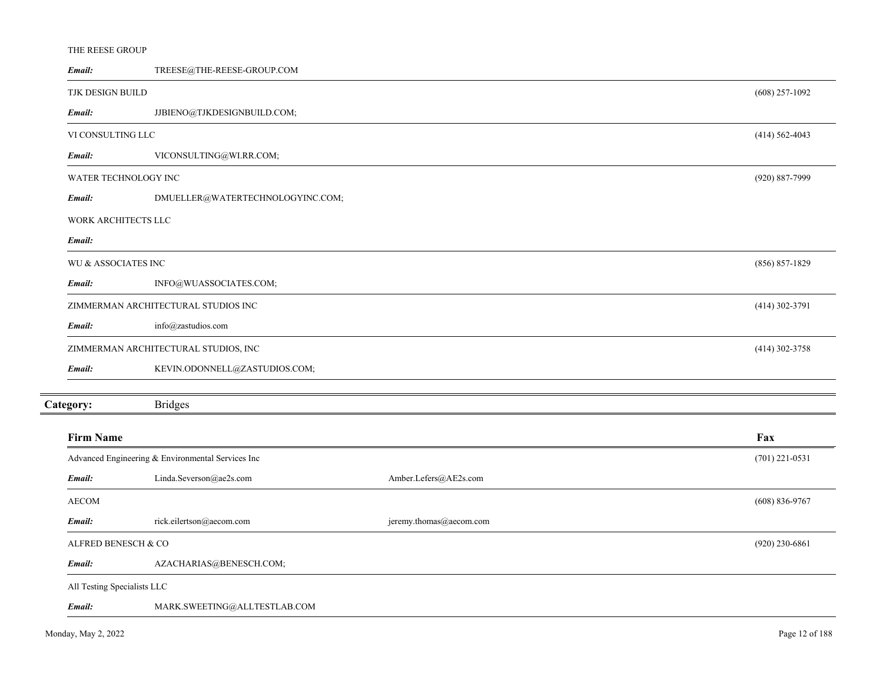THE REESE GROUP

***Email:*** TREESE@THE-REESE-GROUP.COM

---

TJK DESIGN BUILD — (608) 257-1092

***Email:*** JJBIENO@TJKDESIGNBUILD.COM;

---

VI CONSULTING LLC — (414) 562-4043

***Email:*** VICONSULTING@WI.RR.COM;

---

WATER TECHNOLOGY INC — (920) 887-7999

***Email:*** DMUELLER@WATERTECHNOLOGYINC.COM;

WORK ARCHITECTS LLC

***Email:***

---

WU & ASSOCIATES INC — (856) 857-1829

***Email:*** INFO@WUASSOCIATES.COM;

---

ZIMMERMAN ARCHITECTURAL STUDIOS INC — (414) 302-3791

***Email:*** info@zastudios.com

---

ZIMMERMAN ARCHITECTURAL STUDIOS, INC — (414) 302-3758

***Email:*** KEVIN.ODONNELL@ZASTUDIOS.COM;

---

## Category: Bridges

| Firm Name | | | Fax |
|---|---|---|---|
| Advanced Engineering & Environmental Services Inc | | | (701) 221-0531 |
| ***Email:*** | Linda.Severson@ae2s.com | Amber.Lefers@AE2s.com | |
| AECOM | | | (608) 836-9767 |
| ***Email:*** | rick.eilertson@aecom.com | jeremy.thomas@aecom.com | |
| ALFRED BENESCH & CO | | | (920) 230-6861 |
| ***Email:*** | AZACHARIAS@BENESCH.COM; | | |
| All Testing Specialists LLC | | | |
| ***Email:*** | MARK.SWEETING@ALLTESTLAB.COM | | |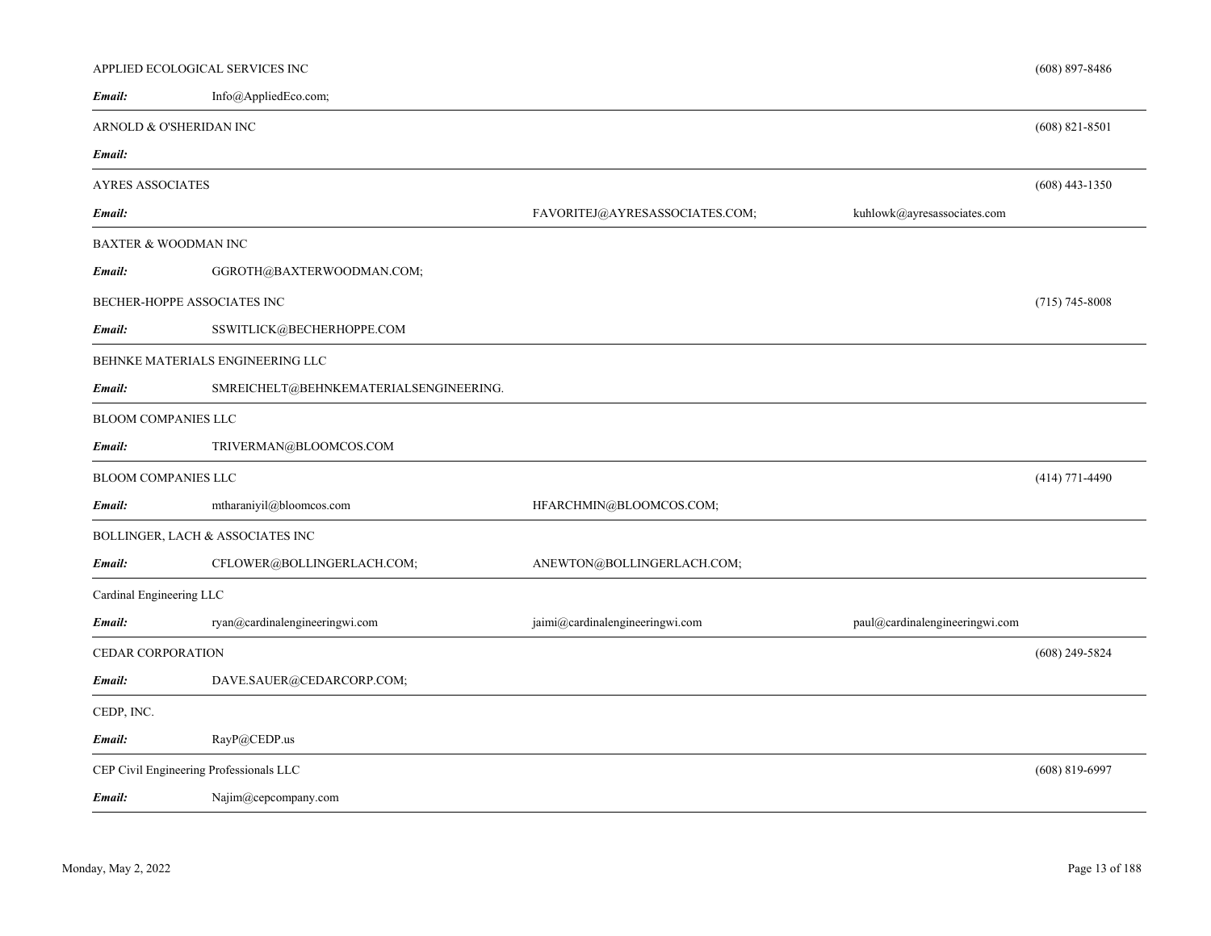APPLIED ECOLOGICAL SERVICES INC (608) 897-8486

***Email:*** Info@AppliedEco.com;

---

ARNOLD & O'SHERIDAN INC (608) 821-8501

***Email:***

---

AYRES ASSOCIATES (608) 443-1350

***Email:*** FAVORITEJ@AYRESASSOCIATES.COM; kuhlowk@ayresassociates.com

---

BAXTER & WOODMAN INC

***Email:*** GGROTH@BAXTERWOODMAN.COM;

BECHER-HOPPE ASSOCIATES INC (715) 745-8008

***Email:*** SSWITLICK@BECHERHOPPE.COM

---

BEHNKE MATERIALS ENGINEERING LLC

***Email:*** SMREICHELT@BEHNKEMATERIALSENGINEERING.

---

BLOOM COMPANIES LLC

***Email:*** TRIVERMAN@BLOOMCOS.COM

---

BLOOM COMPANIES LLC (414) 771-4490

***Email:*** mtharaniyil@bloomcos.com HFARCHMIN@BLOOMCOS.COM;

---

BOLLINGER, LACH & ASSOCIATES INC

***Email:*** CFLOWER@BOLLINGERLACH.COM; ANEWTON@BOLLINGERLACH.COM;

---

Cardinal Engineering LLC

***Email:*** ryan@cardinalengineeringwi.com jaimi@cardinalengineeringwi.com paul@cardinalengineeringwi.com

---

CEDAR CORPORATION (608) 249-5824

***Email:*** DAVE.SAUER@CEDARCORP.COM;

---

CEDP, INC.

***Email:*** RayP@CEDP.us

---

CEP Civil Engineering Professionals LLC (608) 819-6997

***Email:*** Najim@cepcompany.com

---

Monday, May 2, 2022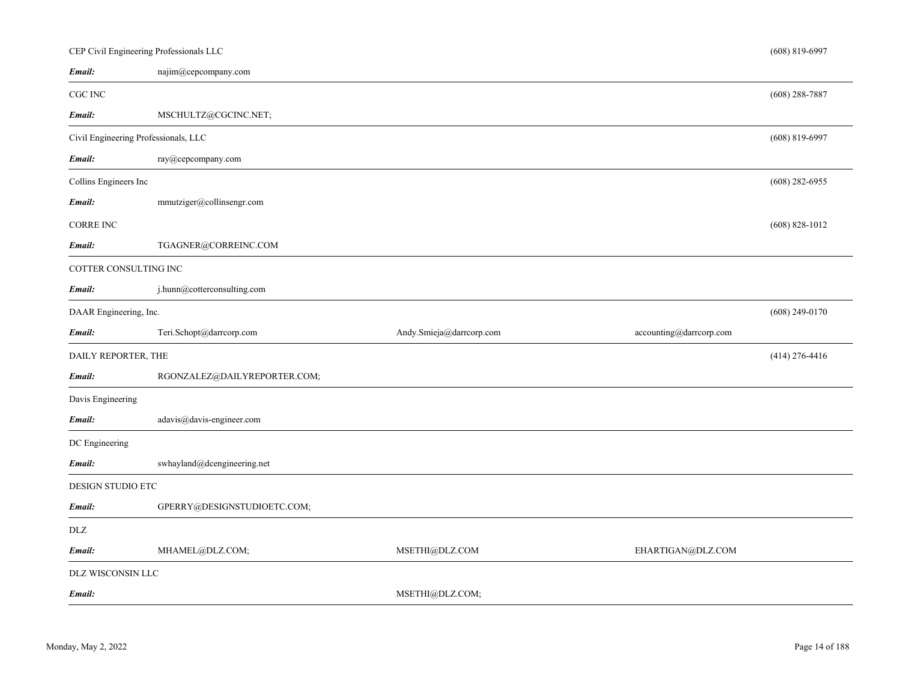| Company | Email | | | Phone |
|---|---|---|---|---|
| CEP Civil Engineering Professionals LLC | | | | (608) 819-6997 |
| ***Email:*** | najim@cepcompany.com | | | |
| CGC INC | | | | (608) 288-7887 |
| ***Email:*** | MSCHULTZ@CGCINC.NET; | | | |
| Civil Engineering Professionals, LLC | | | | (608) 819-6997 |
| ***Email:*** | ray@cepcompany.com | | | |
| Collins Engineers Inc | | | | (608) 282-6955 |
| ***Email:*** | mmutziger@collinsengr.com | | | |
| CORRE INC | | | | (608) 828-1012 |
| ***Email:*** | TGAGNER@CORREINC.COM | | | |
| COTTER CONSULTING INC | | | | |
| ***Email:*** | j.hunn@cotterconsulting.com | | | |
| DAAR Engineering, Inc. | | | | (608) 249-0170 |
| ***Email:*** | Teri.Schopt@darrcorp.com | Andy.Smieja@darrcorp.com | accounting@darrcorp.com | |
| DAILY REPORTER, THE | | | | (414) 276-4416 |
| ***Email:*** | RGONZALEZ@DAILYREPORTER.COM; | | | |
| Davis Engineering | | | | |
| ***Email:*** | adavis@davis-engineer.com | | | |
| DC Engineering | | | | |
| ***Email:*** | swhayland@dcengineering.net | | | |
| DESIGN STUDIO ETC | | | | |
| ***Email:*** | GPERRY@DESIGNSTUDIOETC.COM; | | | |
| DLZ | | | | |
| ***Email:*** | MHAMEL@DLZ.COM; | MSETHI@DLZ.COM | EHARTIGAN@DLZ.COM | |
| DLZ WISCONSIN LLC | | | | |
| ***Email:*** | | MSETHI@DLZ.COM; | | |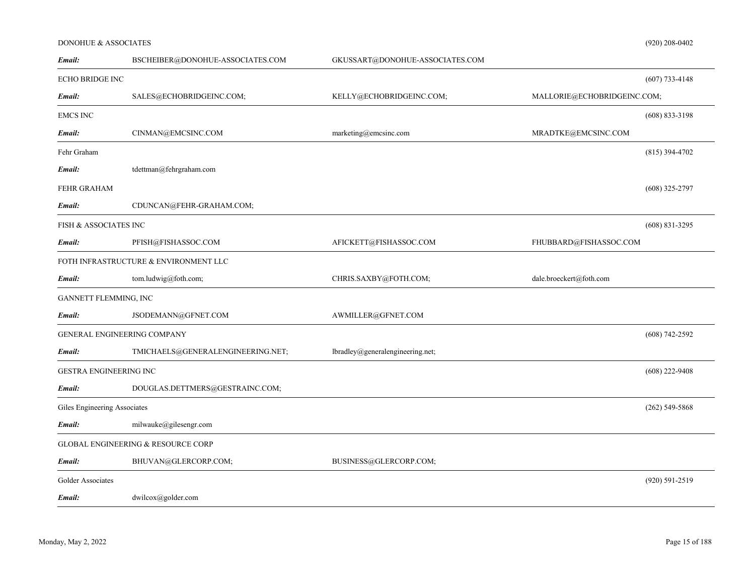DONOHUE & ASSOCIATES (920) 208-0402

| | | | |
|---|---|---|---|
| ***Email:*** | BSCHEIBER@DONOHUE-ASSOCIATES.COM | GKUSSART@DONOHUE-ASSOCIATES.COM | |

ECHO BRIDGE INC (607) 733-4148

| | | | |
|---|---|---|---|
| ***Email:*** | SALES@ECHOBRIDGEINC.COM; | KELLY@ECHOBRIDGEINC.COM; | MALLORIE@ECHOBRIDGEINC.COM; |

EMCS INC (608) 833-3198

| | | | |
|---|---|---|---|
| ***Email:*** | CINMAN@EMCSINC.COM | marketing@emcsinc.com | MRADTKE@EMCSINC.COM |

Fehr Graham (815) 394-4702

| | | | |
|---|---|---|---|
| ***Email:*** | tdettman@fehrgraham.com | | |

FEHR GRAHAM (608) 325-2797

| | | | |
|---|---|---|---|
| ***Email:*** | CDUNCAN@FEHR-GRAHAM.COM; | | |

FISH & ASSOCIATES INC (608) 831-3295

| | | | |
|---|---|---|---|
| ***Email:*** | PFISH@FISHASSOC.COM | AFICKETT@FISHASSOC.COM | FHUBBARD@FISHASSOC.COM |

FOTH INFRASTRUCTURE & ENVIRONMENT LLC

| | | | |
|---|---|---|---|
| ***Email:*** | tom.ludwig@foth.com; | CHRIS.SAXBY@FOTH.COM; | dale.broeckert@foth.com |

GANNETT FLEMMING, INC

| | | | |
|---|---|---|---|
| ***Email:*** | JSODEMANN@GFNET.COM | AWMILLER@GFNET.COM | |

GENERAL ENGINEERING COMPANY (608) 742-2592

| | | | |
|---|---|---|---|
| ***Email:*** | TMICHAELS@GENERALENGINEERING.NET; | lbradley@generalengineering.net; | |

GESTRA ENGINEERING INC (608) 222-9408

| | | | |
|---|---|---|---|
| ***Email:*** | DOUGLAS.DETTMERS@GESTRAINC.COM; | | |

Giles Engineering Associates (262) 549-5868

| | | | |
|---|---|---|---|
| ***Email:*** | milwauke@gilesengr.com | | |

GLOBAL ENGINEERING & RESOURCE CORP

| | | | |
|---|---|---|---|
| ***Email:*** | BHUVAN@GLERCORP.COM; | BUSINESS@GLERCORP.COM; | |

Golder Associates (920) 591-2519

| | | | |
|---|---|---|---|
| ***Email:*** | dwilcox@golder.com | | |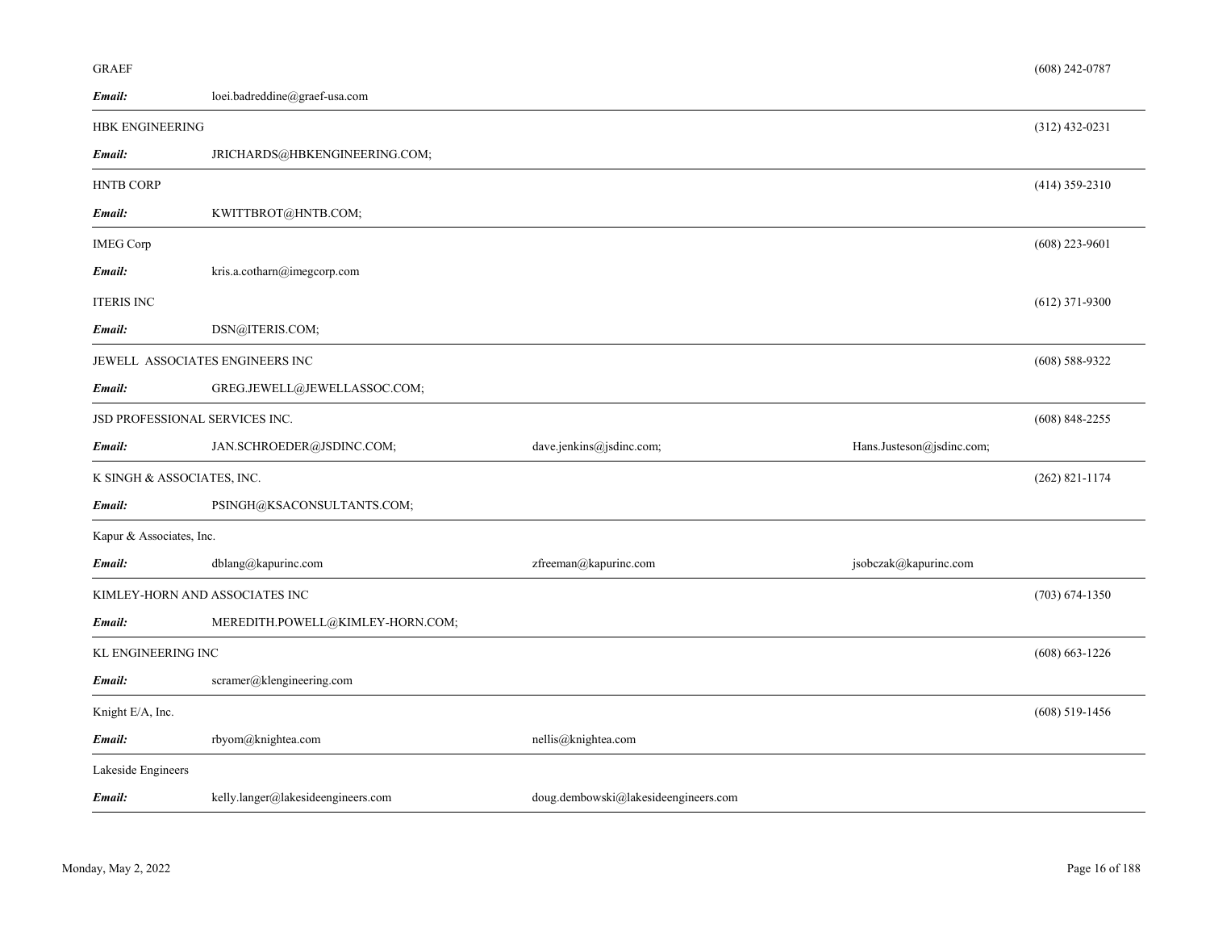GRAEF (608) 242-0787

***Email:*** loei.badreddine@graef-usa.com

---

HBK ENGINEERING (312) 432-0231

***Email:*** JRICHARDS@HBKENGINEERING.COM;

---

HNTB CORP (414) 359-2310

***Email:*** KWITTBROT@HNTB.COM;

---

IMEG Corp (608) 223-9601

***Email:*** kris.a.cotharn@imegcorp.com

ITERIS INC (612) 371-9300

***Email:*** DSN@ITERIS.COM;

---

JEWELL ASSOCIATES ENGINEERS INC (608) 588-9322

***Email:*** GREG.JEWELL@JEWELLASSOC.COM;

---

JSD PROFESSIONAL SERVICES INC. (608) 848-2255

***Email:*** JAN.SCHROEDER@JSDINC.COM; dave.jenkins@jsdinc.com; Hans.Justeson@jsdinc.com;

---

K SINGH & ASSOCIATES, INC. (262) 821-1174

***Email:*** PSINGH@KSACONSULTANTS.COM;

---

Kapur & Associates, Inc.

***Email:*** dblang@kapurinc.com zfreeman@kapurinc.com jsobczak@kapurinc.com

---

KIMLEY-HORN AND ASSOCIATES INC (703) 674-1350

***Email:*** MEREDITH.POWELL@KIMLEY-HORN.COM;

---

KL ENGINEERING INC (608) 663-1226

***Email:*** scramer@klengineering.com

---

Knight E/A, Inc. (608) 519-1456

***Email:*** rbyom@knightea.com nellis@knightea.com

---

Lakeside Engineers

***Email:*** kelly.langer@lakesideengineers.com doug.dembowski@lakesideengineers.com

---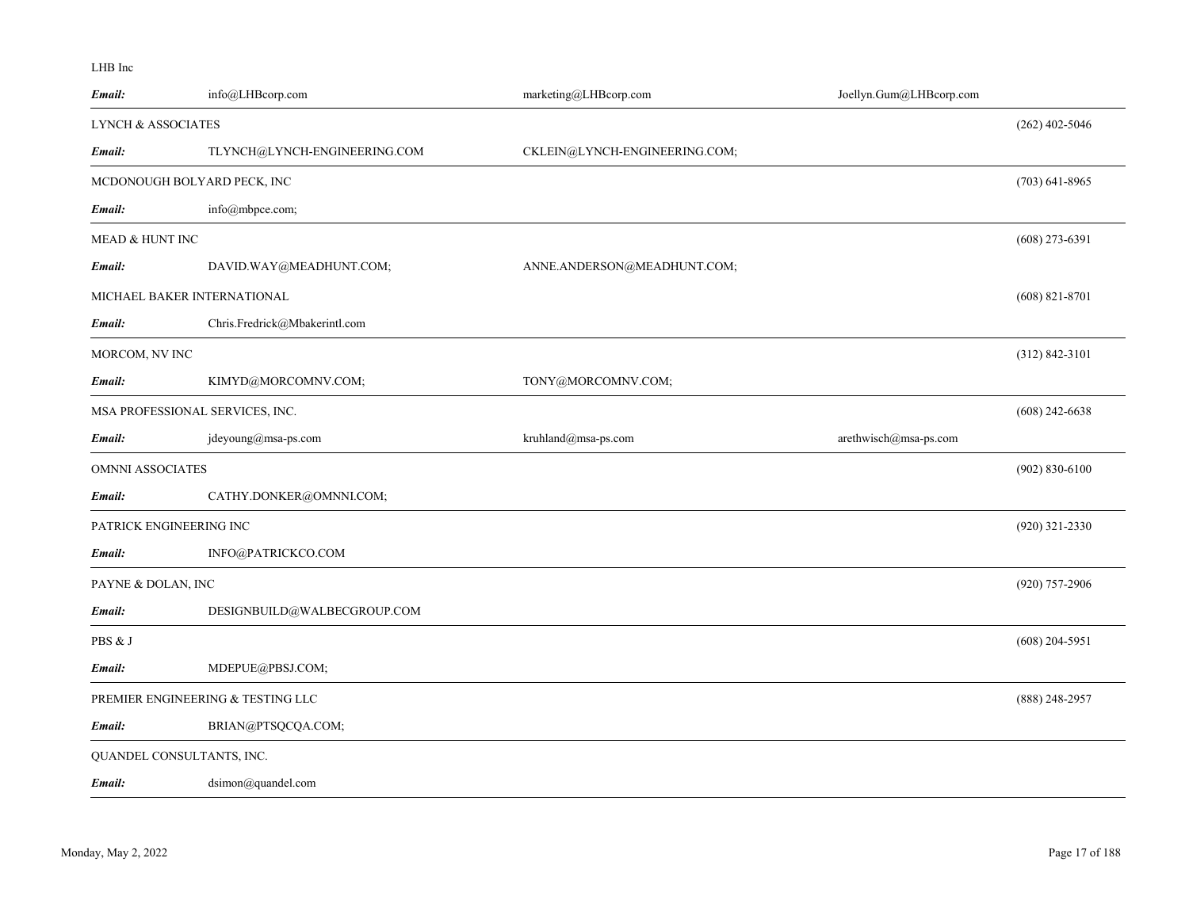LHB Inc

| | | | | |
|---|---|---|---|---|
| **Email:** | info@LHBcorp.com | marketing@LHBcorp.com | Joellyn.Gum@LHBcorp.com | |
| LYNCH & ASSOCIATES | | | | (262) 402-5046 |
| **Email:** | TLYNCH@LYNCH-ENGINEERING.COM | CKLEIN@LYNCH-ENGINEERING.COM; | | |
| MCDONOUGH BOLYARD PECK, INC | | | | (703) 641-8965 |
| **Email:** | info@mbpce.com; | | | |
| MEAD & HUNT INC | | | | (608) 273-6391 |
| **Email:** | DAVID.WAY@MEADHUNT.COM; | ANNE.ANDERSON@MEADHUNT.COM; | | |
| MICHAEL BAKER INTERNATIONAL | | | | (608) 821-8701 |
| **Email:** | Chris.Fredrick@Mbakerintl.com | | | |
| MORCOM, NV INC | | | | (312) 842-3101 |
| **Email:** | KIMYD@MORCOMNV.COM; | TONY@MORCOMNV.COM; | | |
| MSA PROFESSIONAL SERVICES, INC. | | | | (608) 242-6638 |
| **Email:** | jdeyoung@msa-ps.com | kruhland@msa-ps.com | arethwisch@msa-ps.com | |
| OMNNI ASSOCIATES | | | | (902) 830-6100 |
| **Email:** | CATHY.DONKER@OMNNI.COM; | | | |
| PATRICK ENGINEERING INC | | | | (920) 321-2330 |
| **Email:** | INFO@PATRICKCO.COM | | | |
| PAYNE & DOLAN, INC | | | | (920) 757-2906 |
| **Email:** | DESIGNBUILD@WALBECGROUP.COM | | | |
| PBS & J | | | | (608) 204-5951 |
| **Email:** | MDEPUE@PBSJ.COM; | | | |
| PREMIER ENGINEERING & TESTING LLC | | | | (888) 248-2957 |
| **Email:** | BRIAN@PTSQCQA.COM; | | | |
| QUANDEL CONSULTANTS, INC. | | | | |
| **Email:** | dsimon@quandel.com | | | |

Monday, May 2, 2022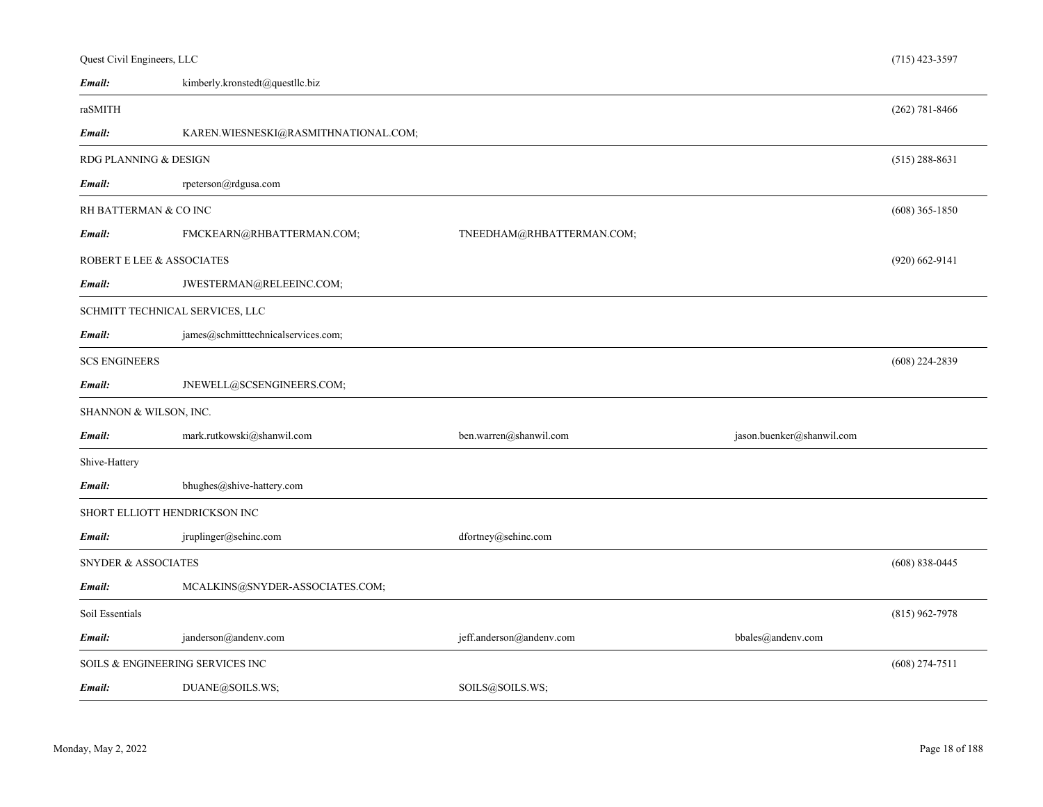Quest Civil Engineers, LLC (715) 423-3597

***Email:*** kimberly.kronstedt@questllc.biz

---

raSMITH (262) 781-8466

***Email:*** KAREN.WIESNESKI@RASMITHNATIONAL.COM;

---

RDG PLANNING & DESIGN (515) 288-8631

***Email:*** rpeterson@rdgusa.com

---

RH BATTERMAN & CO INC (608) 365-1850

***Email:*** FMCKEARN@RHBATTERMAN.COM; TNEEDHAM@RHBATTERMAN.COM;

ROBERT E LEE & ASSOCIATES (920) 662-9141

***Email:*** JWESTERMAN@RELEEINC.COM;

---

SCHMITT TECHNICAL SERVICES, LLC

***Email:*** james@schmitttechnicalservices.com;

---

SCS ENGINEERS (608) 224-2839

***Email:*** JNEWELL@SCSENGINEERS.COM;

---

SHANNON & WILSON, INC.

***Email:*** mark.rutkowski@shanwil.com ben.warren@shanwil.com jason.buenker@shanwil.com

---

Shive-Hattery

***Email:*** bhughes@shive-hattery.com

---

SHORT ELLIOTT HENDRICKSON INC

***Email:*** jruplinger@sehinc.com dfortney@sehinc.com

---

SNYDER & ASSOCIATES (608) 838-0445

***Email:*** MCALKINS@SNYDER-ASSOCIATES.COM;

---

Soil Essentials (815) 962-7978

***Email:*** janderson@andenv.com jeff.anderson@andenv.com bbales@andenv.com

---

SOILS & ENGINEERING SERVICES INC (608) 274-7511

***Email:*** DUANE@SOILS.WS; SOILS@SOILS.WS;

---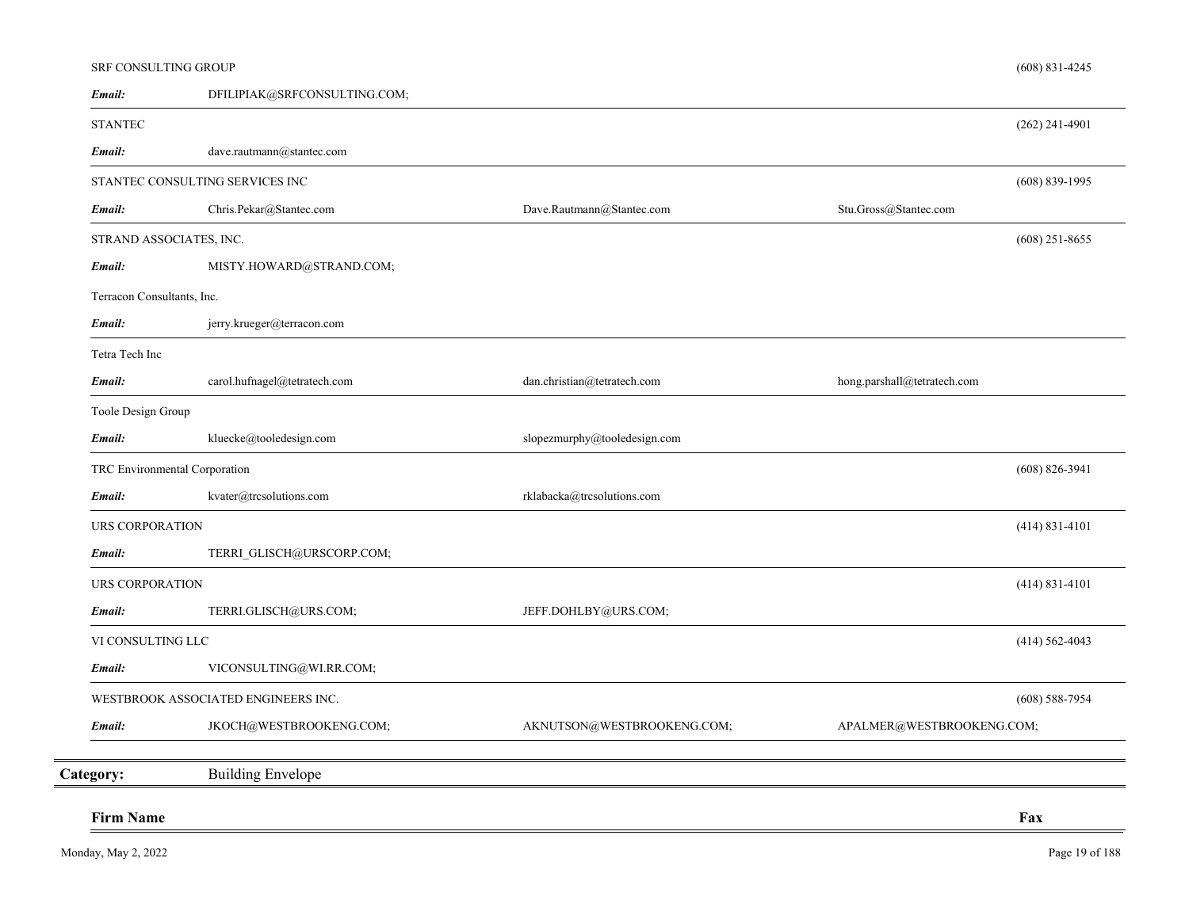SRF CONSULTING GROUP (608) 831-4245

***Email:*** DFILIPIAK@SRFCONSULTING.COM;

---

STANTEC (262) 241-4901

***Email:*** dave.rautmann@stantec.com

---

STANTEC CONSULTING SERVICES INC (608) 839-1995

***Email:*** Chris.Pekar@Stantec.com Dave.Rautmann@Stantec.com Stu.Gross@Stantec.com

---

STRAND ASSOCIATES, INC. (608) 251-8655

***Email:*** MISTY.HOWARD@STRAND.COM;

Terracon Consultants, Inc.

***Email:*** jerry.krueger@terracon.com

---

Tetra Tech Inc

***Email:*** carol.hufnagel@tetratech.com dan.christian@tetratech.com hong.parshall@tetratech.com

---

Toole Design Group

***Email:*** kluecke@tooledesign.com slopezmurphy@tooledesign.com

---

TRC Environmental Corporation (608) 826-3941

***Email:*** kvater@trcsolutions.com rklabacka@trcsolutions.com

---

URS CORPORATION (414) 831-4101

***Email:*** TERRI_GLISCH@URSCORP.COM;

---

URS CORPORATION (414) 831-4101

***Email:*** TERRI.GLISCH@URS.COM; JEFF.DOHLBY@URS.COM;

---

VI CONSULTING LLC (414) 562-4043

***Email:*** VICONSULTING@WI.RR.COM;

---

WESTBROOK ASSOCIATED ENGINEERS INC. (608) 588-7954

***Email:*** JKOCH@WESTBROOKENG.COM; AKNUTSON@WESTBROOKENG.COM; APALMER@WESTBROOKENG.COM;

---

## Category: Building Envelope

**Firm Name** **Fax**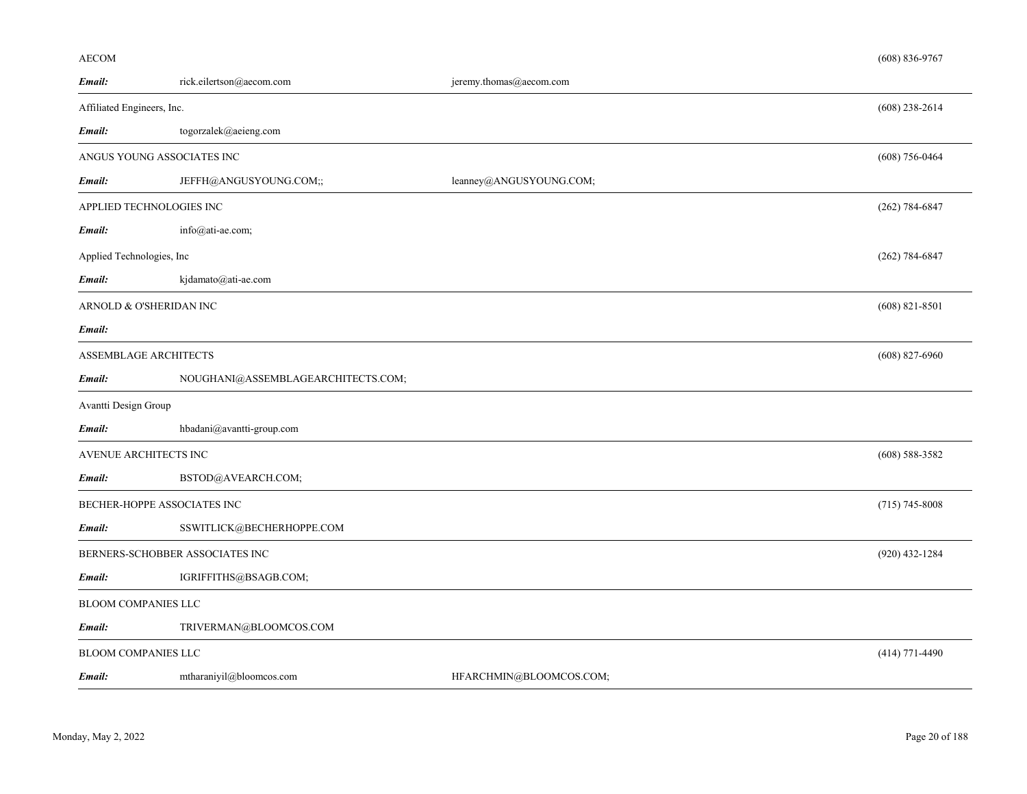AECOM (608) 836-9767

***Email:*** rick.eilertson@aecom.com jeremy.thomas@aecom.com

---

Affiliated Engineers, Inc. (608) 238-2614

***Email:*** togorzalek@aeieng.com

---

ANGUS YOUNG ASSOCIATES INC (608) 756-0464

***Email:*** JEFFH@ANGUSYOUNG.COM;; leanney@ANGUSYOUNG.COM;

---

APPLIED TECHNOLOGIES INC (262) 784-6847

***Email:*** info@ati-ae.com;

Applied Technologies, Inc (262) 784-6847

***Email:*** kjdamato@ati-ae.com

---

ARNOLD & O'SHERIDAN INC (608) 821-8501

***Email:***

---

ASSEMBLAGE ARCHITECTS (608) 827-6960

***Email:*** NOUGHANI@ASSEMBLAGEARCHITECTS.COM;

---

Avantti Design Group

***Email:*** hbadani@avantti-group.com

---

AVENUE ARCHITECTS INC (608) 588-3582

***Email:*** BSTOD@AVEARCH.COM;

---

BECHER-HOPPE ASSOCIATES INC (715) 745-8008

***Email:*** SSWITLICK@BECHERHOPPE.COM

---

BERNERS-SCHOBBER ASSOCIATES INC (920) 432-1284

***Email:*** IGRIFFITHS@BSAGB.COM;

---

BLOOM COMPANIES LLC

***Email:*** TRIVERMAN@BLOOMCOS.COM

---

BLOOM COMPANIES LLC (414) 771-4490

***Email:*** mtharaniyil@bloomcos.com HFARCHMIN@BLOOMCOS.COM;

---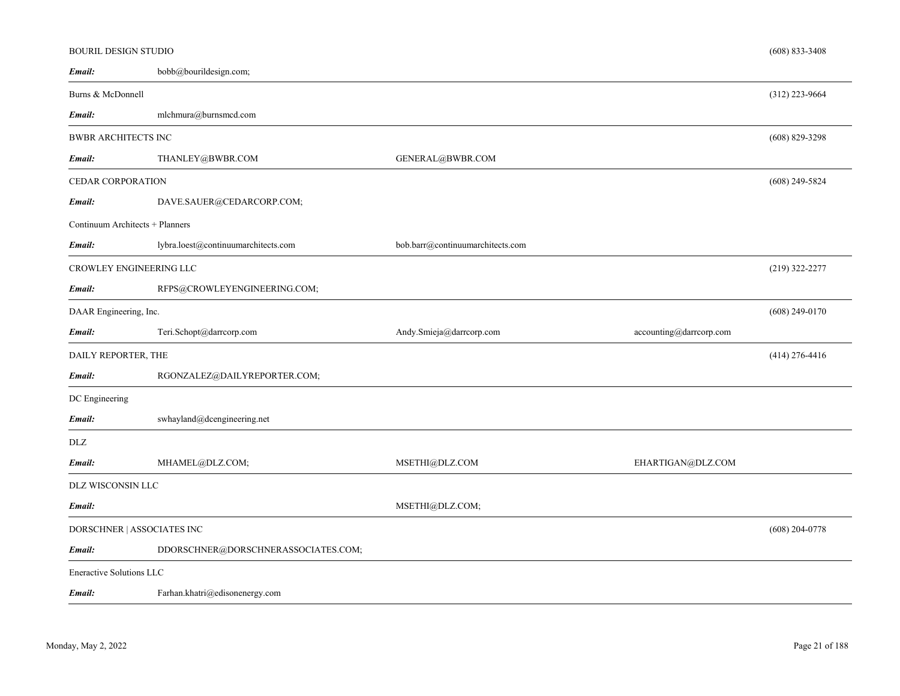BOURIL DESIGN STUDIO (608) 833-3408

***Email:*** bobb@bourildesign.com;

---

Burns & McDonnell (312) 223-9664

***Email:*** mlchmura@burnsmcd.com

---

BWBR ARCHITECTS INC (608) 829-3298

***Email:*** THANLEY@BWBR.COM GENERAL@BWBR.COM

---

CEDAR CORPORATION (608) 249-5824

***Email:*** DAVE.SAUER@CEDARCORP.COM;

Continuum Architects + Planners

***Email:*** lybra.loest@continuumarchitects.com bob.barr@continuumarchitects.com

---

CROWLEY ENGINEERING LLC (219) 322-2277

***Email:*** RFPS@CROWLEYENGINEERING.COM;

---

DAAR Engineering, Inc. (608) 249-0170

***Email:*** Teri.Schopt@darrcorp.com Andy.Smieja@darrcorp.com accounting@darrcorp.com

---

DAILY REPORTER, THE (414) 276-4416

***Email:*** RGONZALEZ@DAILYREPORTER.COM;

---

DC Engineering

***Email:*** swhayland@dcengineering.net

---

DLZ

***Email:*** MHAMEL@DLZ.COM; MSETHI@DLZ.COM EHARTIGAN@DLZ.COM

---

DLZ WISCONSIN LLC

***Email:*** MSETHI@DLZ.COM;

---

DORSCHNER | ASSOCIATES INC (608) 204-0778

***Email:*** DDORSCHNER@DORSCHNERASSOCIATES.COM;

---

Eneractive Solutions LLC

***Email:*** Farhan.khatri@edisonenergy.com

---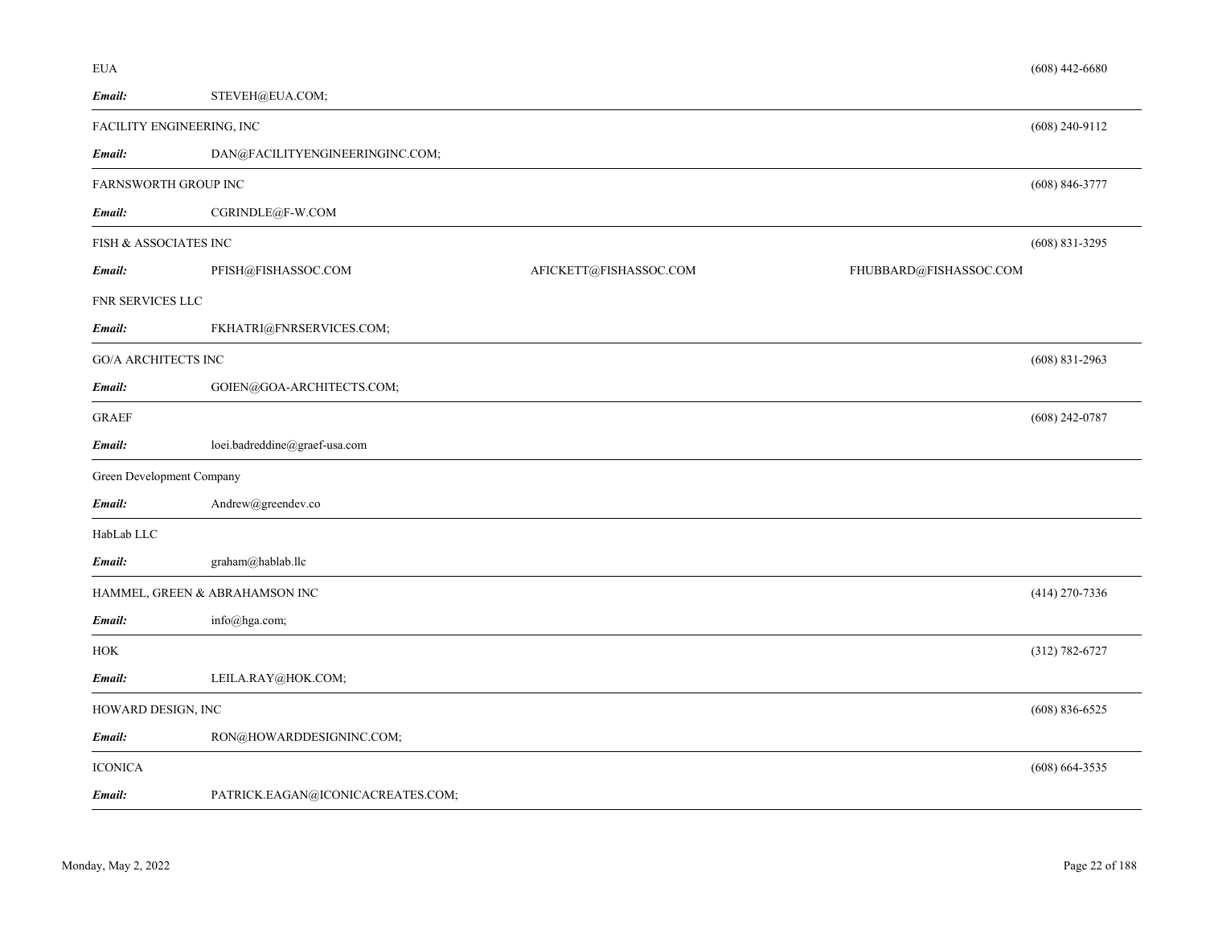| Company | Email | | | Phone |
|---|---|---|---|---|
| EUA | | | | (608) 442-6680 |
| ***Email:*** | STEVEH@EUA.COM; | | | |
| FACILITY ENGINEERING, INC | | | | (608) 240-9112 |
| ***Email:*** | DAN@FACILITYENGINEERINGINC.COM; | | | |
| FARNSWORTH GROUP INC | | | | (608) 846-3777 |
| ***Email:*** | CGRINDLE@F-W.COM | | | |
| FISH & ASSOCIATES INC | | | | (608) 831-3295 |
| ***Email:*** | PFISH@FISHASSOC.COM | AFICKETT@FISHASSOC.COM | FHUBBARD@FISHASSOC.COM | |
| FNR SERVICES LLC | | | | |
| ***Email:*** | FKHATRI@FNRSERVICES.COM; | | | |
| GO/A ARCHITECTS INC | | | | (608) 831-2963 |
| ***Email:*** | GOIEN@GOA-ARCHITECTS.COM; | | | |
| GRAEF | | | | (608) 242-0787 |
| ***Email:*** | loei.badreddine@graef-usa.com | | | |
| Green Development Company | | | | |
| ***Email:*** | Andrew@greendev.co | | | |
| HabLab LLC | | | | |
| ***Email:*** | graham@hablab.llc | | | |
| HAMMEL, GREEN & ABRAHAMSON INC | | | | (414) 270-7336 |
| ***Email:*** | info@hga.com; | | | |
| HOK | | | | (312) 782-6727 |
| ***Email:*** | LEILA.RAY@HOK.COM; | | | |
| HOWARD DESIGN, INC | | | | (608) 836-6525 |
| ***Email:*** | RON@HOWARDDESIGNINC.COM; | | | |
| ICONICA | | | | (608) 664-3535 |
| ***Email:*** | PATRICK.EAGAN@ICONICACREATES.COM; | | | |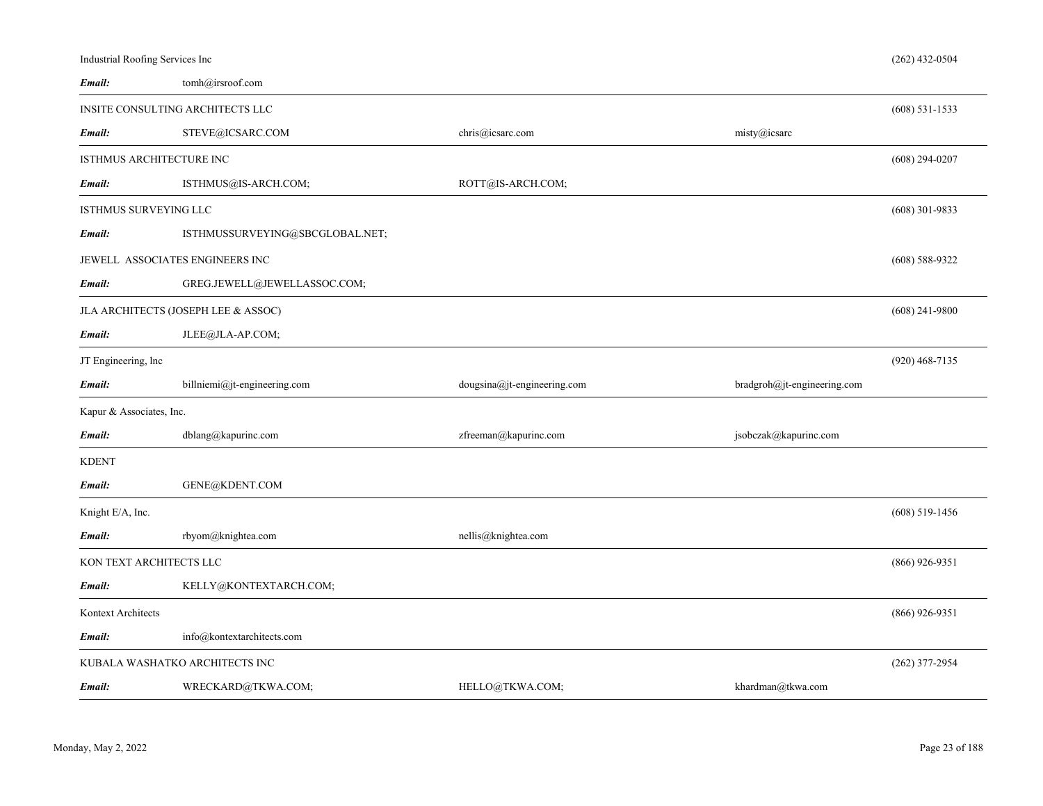Industrial Roofing Services Inc (262) 432-0504

***Email:*** tomh@irsroof.com

---

INSITE CONSULTING ARCHITECTS LLC (608) 531-1533

***Email:*** STEVE@ICSARC.COM chris@icsarc.com misty@icsarc

---

ISTHMUS ARCHITECTURE INC (608) 294-0207

***Email:*** ISTHMUS@IS-ARCH.COM; ROTT@IS-ARCH.COM;

---

ISTHMUS SURVEYING LLC (608) 301-9833

***Email:*** ISTHMUSSURVEYING@SBCGLOBAL.NET;

JEWELL ASSOCIATES ENGINEERS INC (608) 588-9322

***Email:*** GREG.JEWELL@JEWELLASSOC.COM;

---

JLA ARCHITECTS (JOSEPH LEE & ASSOC) (608) 241-9800

***Email:*** JLEE@JLA-AP.COM;

---

JT Engineering, lnc (920) 468-7135

***Email:*** billniemi@jt-engineering.com dougsina@jt-engineering.com bradgroh@jt-engineering.com

---

Kapur & Associates, Inc.

***Email:*** dblang@kapurinc.com zfreeman@kapurinc.com jsobczak@kapurinc.com

---

KDENT

***Email:*** GENE@KDENT.COM

---

Knight E/A, Inc. (608) 519-1456

***Email:*** rbyom@knightea.com nellis@knightea.com

---

KON TEXT ARCHITECTS LLC (866) 926-9351

***Email:*** KELLY@KONTEXTARCH.COM;

---

Kontext Architects (866) 926-9351

***Email:*** info@kontextarchitects.com

---

KUBALA WASHATKO ARCHITECTS INC (262) 377-2954

***Email:*** WRECKARD@TKWA.COM; HELLO@TKWA.COM; khardman@tkwa.com

---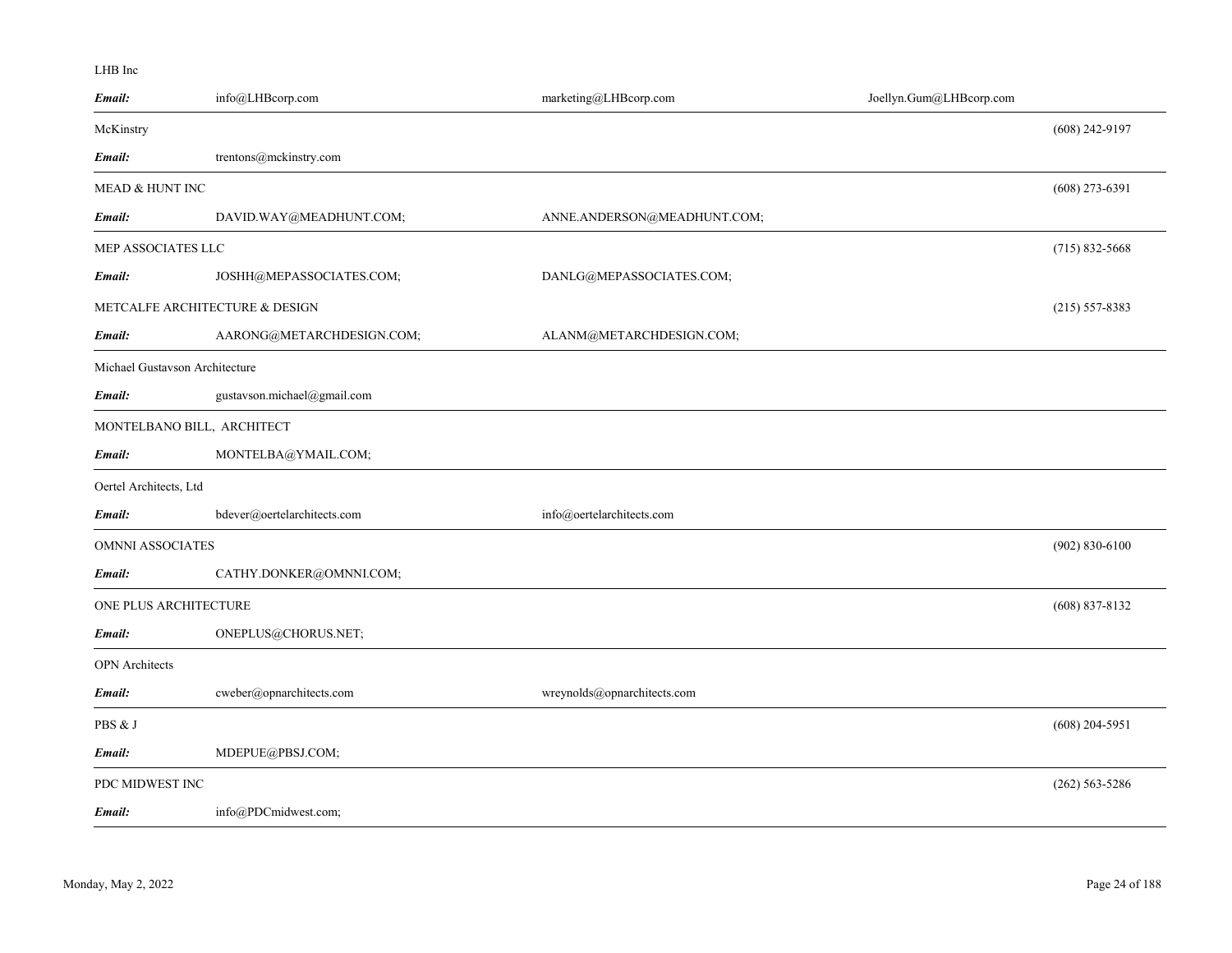LHB Inc

| | | | | |
|---|---|---|---|---|
| ***Email:*** | info@LHBcorp.com | marketing@LHBcorp.com | Joellyn.Gum@LHBcorp.com | |

McKinstry (608) 242-9197

| | | | | |
|---|---|---|---|---|
| ***Email:*** | trentons@mckinstry.com | | | |

MEAD & HUNT INC (608) 273-6391

| | | | | |
|---|---|---|---|---|
| ***Email:*** | DAVID.WAY@MEADHUNT.COM; | ANNE.ANDERSON@MEADHUNT.COM; | | |

MEP ASSOCIATES LLC (715) 832-5668

| | | | | |
|---|---|---|---|---|
| ***Email:*** | JOSHH@MEPASSOCIATES.COM; | DANLG@MEPASSOCIATES.COM; | | |

METCALFE ARCHITECTURE & DESIGN (215) 557-8383

| | | | | |
|---|---|---|---|---|
| ***Email:*** | AARONG@METARCHDESIGN.COM; | ALANM@METARCHDESIGN.COM; | | |

Michael Gustavson Architecture

| | | | | |
|---|---|---|---|---|
| ***Email:*** | gustavson.michael@gmail.com | | | |

MONTELBANO BILL, ARCHITECT

| | | | | |
|---|---|---|---|---|
| ***Email:*** | MONTELBA@YMAIL.COM; | | | |

Oertel Architects, Ltd

| | | | | |
|---|---|---|---|---|
| ***Email:*** | bdever@oertelarchitects.com | info@oertelarchitects.com | | |

OMNNI ASSOCIATES (902) 830-6100

| | | | | |
|---|---|---|---|---|
| ***Email:*** | CATHY.DONKER@OMNNI.COM; | | | |

ONE PLUS ARCHITECTURE (608) 837-8132

| | | | | |
|---|---|---|---|---|
| ***Email:*** | ONEPLUS@CHORUS.NET; | | | |

OPN Architects

| | | | | |
|---|---|---|---|---|
| ***Email:*** | cweber@opnarchitects.com | wreynolds@opnarchitects.com | | |

PBS & J (608) 204-5951

| | | | | |
|---|---|---|---|---|
| ***Email:*** | MDEPUE@PBSJ.COM; | | | |

PDC MIDWEST INC (262) 563-5286

| | | | | |
|---|---|---|---|---|
| ***Email:*** | info@PDCmidwest.com; | | | |

Monday, May 2, 2022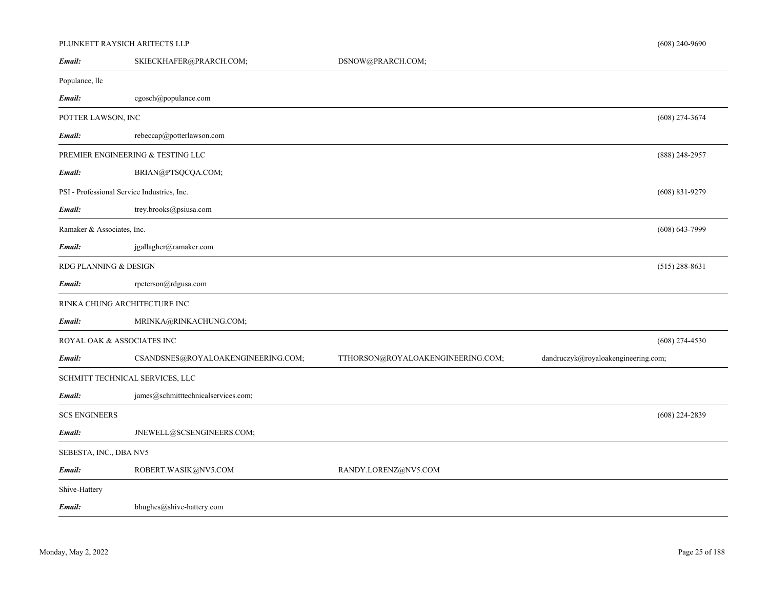PLUNKETT RAYSICH ARITECTS LLP (608) 240-9690

***Email:*** SKIECKHAFER@PRARCH.COM; DSNOW@PRARCH.COM;

---

Populance, llc

***Email:*** cgosch@populance.com

---

POTTER LAWSON, INC (608) 274-3674

***Email:*** rebeccap@potterlawson.com

---

PREMIER ENGINEERING & TESTING LLC (888) 248-2957

***Email:*** BRIAN@PTSQCQA.COM;

PSI - Professional Service Industries, Inc. (608) 831-9279

***Email:*** trey.brooks@psiusa.com

---

Ramaker & Associates, Inc. (608) 643-7999

***Email:*** jgallagher@ramaker.com

---

RDG PLANNING & DESIGN (515) 288-8631

***Email:*** rpeterson@rdgusa.com

---

RINKA CHUNG ARCHITECTURE INC

***Email:*** MRINKA@RINKACHUNG.COM;

---

ROYAL OAK & ASSOCIATES INC (608) 274-4530

***Email:*** CSANDSNES@ROYALOAKENGINEERING.COM; TTHORSON@ROYALOAKENGINEERING.COM; dandruczyk@royaloakengineering.com;

---

SCHMITT TECHNICAL SERVICES, LLC

***Email:*** james@schmitttechnicalservices.com;

---

SCS ENGINEERS (608) 224-2839

***Email:*** JNEWELL@SCSENGINEERS.COM;

---

SEBESTA, INC., DBA NV5

***Email:*** ROBERT.WASIK@NV5.COM RANDY.LORENZ@NV5.COM

---

Shive-Hattery

***Email:*** bhughes@shive-hattery.com

---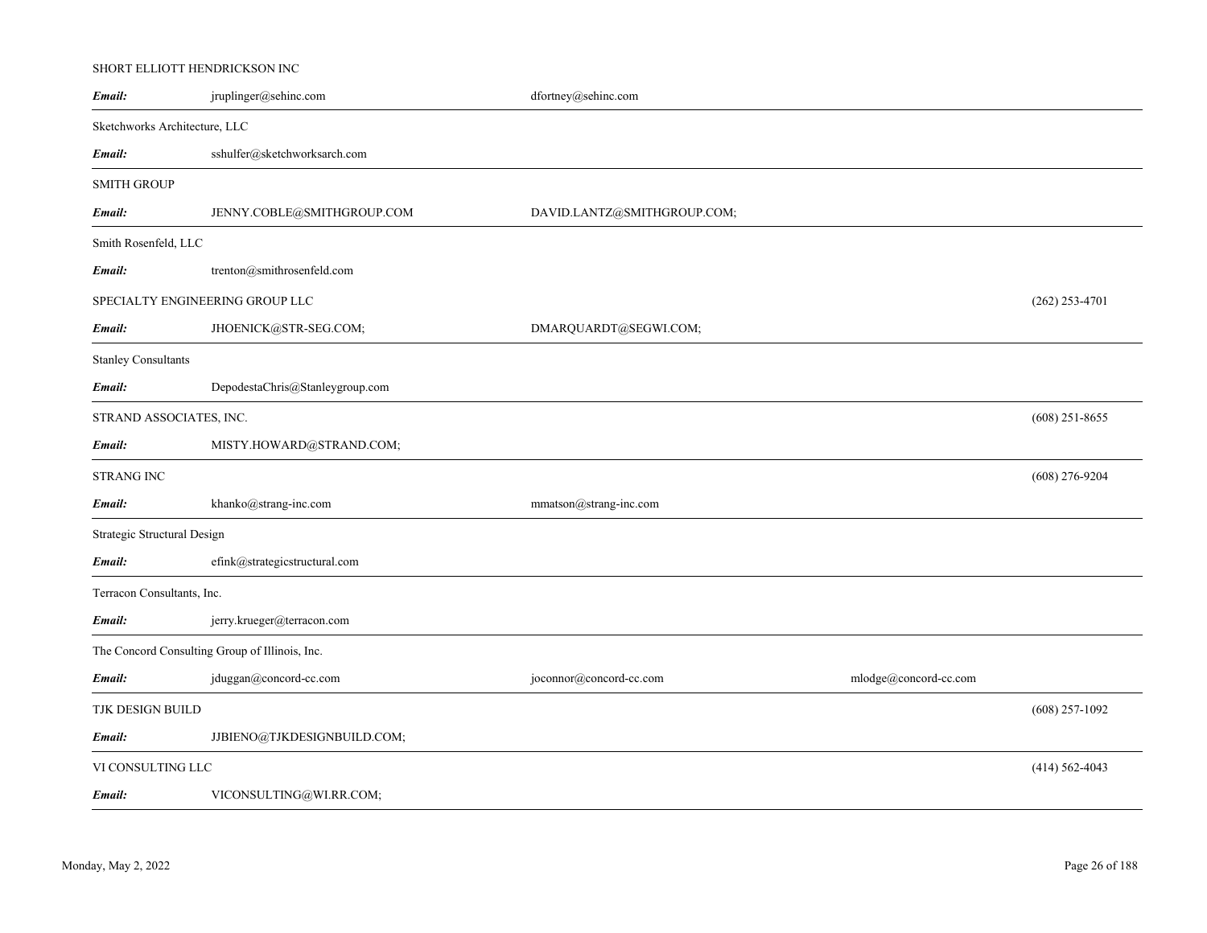SHORT ELLIOTT HENDRICKSON INC

| | | | |
|---|---|---|---|
| ***Email:*** | jruplinger@sehinc.com | dfortney@sehinc.com | |

Sketchworks Architecture, LLC

| | | | |
|---|---|---|---|
| ***Email:*** | sshulfer@sketchworksarch.com | | |

SMITH GROUP

| | | | |
|---|---|---|---|
| ***Email:*** | JENNY.COBLE@SMITHGROUP.COM | DAVID.LANTZ@SMITHGROUP.COM; | |

Smith Rosenfeld, LLC

| | | | |
|---|---|---|---|
| ***Email:*** | trenton@smithrosenfeld.com | | |

SPECIALTY ENGINEERING GROUP LLC — (262) 253-4701

| | | | |
|---|---|---|---|
| ***Email:*** | JHOENICK@STR-SEG.COM; | DMARQUARDT@SEGWI.COM; | |

Stanley Consultants

| | | | |
|---|---|---|---|
| ***Email:*** | DepodestaChris@Stanleygroup.com | | |

STRAND ASSOCIATES, INC. — (608) 251-8655

| | | | |
|---|---|---|---|
| ***Email:*** | MISTY.HOWARD@STRAND.COM; | | |

STRANG INC — (608) 276-9204

| | | | |
|---|---|---|---|
| ***Email:*** | khanko@strang-inc.com | mmatson@strang-inc.com | |

Strategic Structural Design

| | | | |
|---|---|---|---|
| ***Email:*** | efink@strategicstructural.com | | |

Terracon Consultants, Inc.

| | | | |
|---|---|---|---|
| ***Email:*** | jerry.krueger@terracon.com | | |

The Concord Consulting Group of Illinois, Inc.

| | | | |
|---|---|---|---|
| ***Email:*** | jduggan@concord-cc.com | joconnor@concord-cc.com | mlodge@concord-cc.com |

TJK DESIGN BUILD — (608) 257-1092

| | | | |
|---|---|---|---|
| ***Email:*** | JJBIENO@TJKDESIGNBUILD.COM; | | |

VI CONSULTING LLC — (414) 562-4043

| | | | |
|---|---|---|---|
| ***Email:*** | VICONSULTING@WI.RR.COM; | | |

Monday, May 2, 2022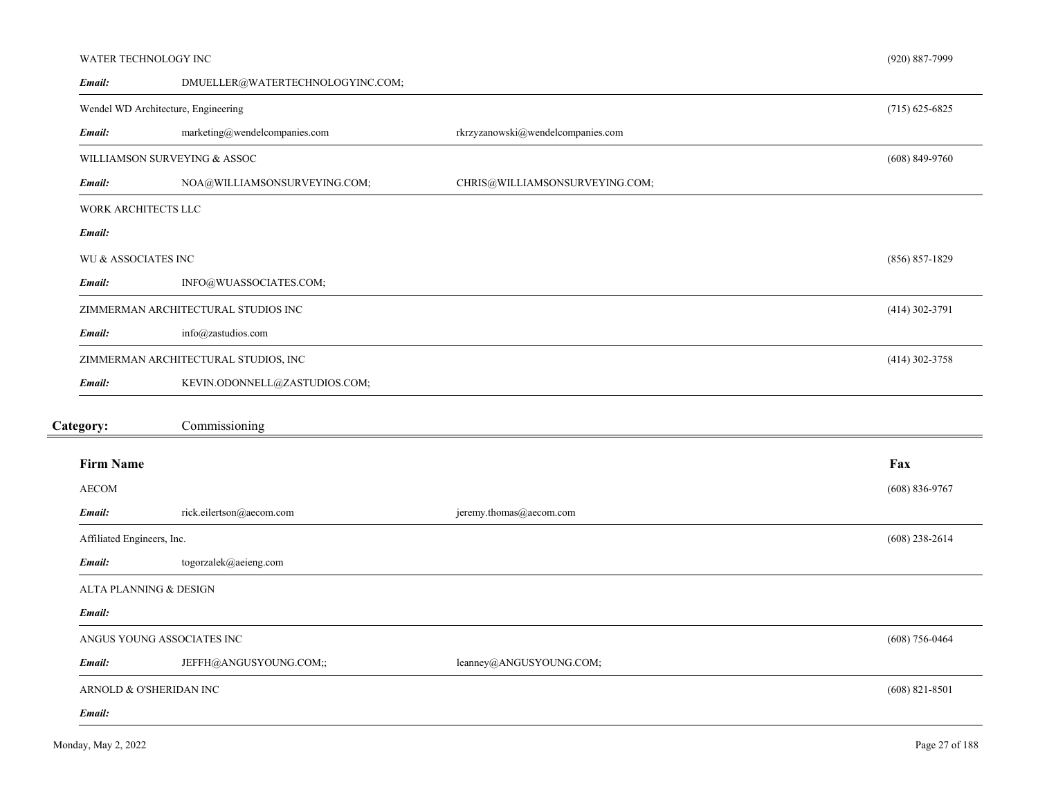| | | | |
|---|---|---|---|
| WATER TECHNOLOGY INC | | | (920) 887-7999 |
| ***Email:*** | DMUELLER@WATERTECHNOLOGYINC.COM; | | |
| Wendel WD Architecture, Engineering | | | (715) 625-6825 |
| ***Email:*** | marketing@wendelcompanies.com | rkrzyzanowski@wendelcompanies.com | |
| WILLIAMSON SURVEYING & ASSOC | | | (608) 849-9760 |
| ***Email:*** | NOA@WILLIAMSONSURVEYING.COM; | CHRIS@WILLIAMSONSURVEYING.COM; | |
| WORK ARCHITECTS LLC | | | |
| ***Email:*** | | | |
| WU & ASSOCIATES INC | | | (856) 857-1829 |
| ***Email:*** | INFO@WUASSOCIATES.COM; | | |
| ZIMMERMAN ARCHITECTURAL STUDIOS INC | | | (414) 302-3791 |
| ***Email:*** | info@zastudios.com | | |
| ZIMMERMAN ARCHITECTURAL STUDIOS, INC | | | (414) 302-3758 |
| ***Email:*** | KEVIN.ODONNELL@ZASTUDIOS.COM; | | |

## Category: Commissioning

| Firm Name | | | Fax |
|---|---|---|---|
| AECOM | | | (608) 836-9767 |
| ***Email:*** | rick.eilertson@aecom.com | jeremy.thomas@aecom.com | |
| Affiliated Engineers, Inc. | | | (608) 238-2614 |
| ***Email:*** | togorzalek@aeieng.com | | |
| ALTA PLANNING & DESIGN | | | |
| ***Email:*** | | | |
| ANGUS YOUNG ASSOCIATES INC | | | (608) 756-0464 |
| ***Email:*** | JEFFH@ANGUSYOUNG.COM;; | leanney@ANGUSYOUNG.COM; | |
| ARNOLD & O'SHERIDAN INC | | | (608) 821-8501 |
| ***Email:*** | | | |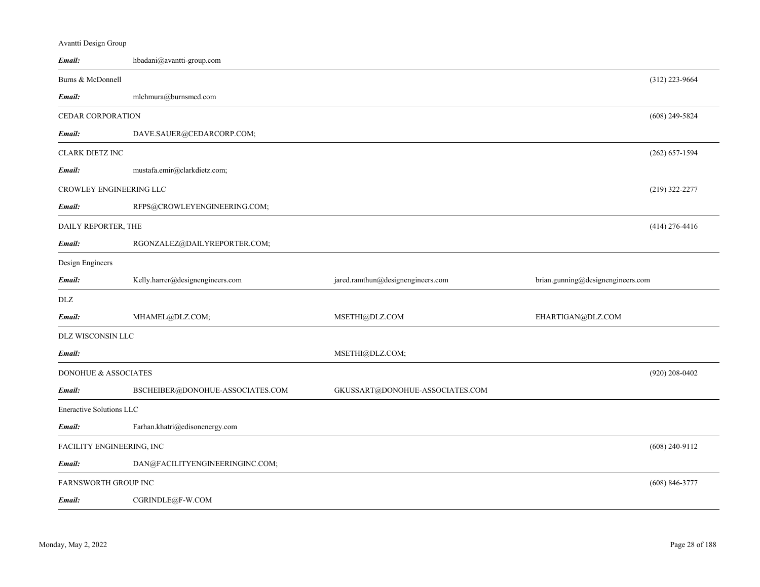Avantti Design Group

| | | | |
|---|---|---|---|
| ***Email:*** | hbadani@avantti-group.com | | |

Burns & McDonnell (312) 223-9664

| | | | |
|---|---|---|---|
| ***Email:*** | mlchmura@burnsmcd.com | | |

CEDAR CORPORATION (608) 249-5824

| | | | |
|---|---|---|---|
| ***Email:*** | DAVE.SAUER@CEDARCORP.COM; | | |

CLARK DIETZ INC (262) 657-1594

| | | | |
|---|---|---|---|
| ***Email:*** | mustafa.emir@clarkdietz.com; | | |

CROWLEY ENGINEERING LLC (219) 322-2277

| | | | |
|---|---|---|---|
| ***Email:*** | RFPS@CROWLEYENGINEERING.COM; | | |

DAILY REPORTER, THE (414) 276-4416

| | | | |
|---|---|---|---|
| ***Email:*** | RGONZALEZ@DAILYREPORTER.COM; | | |

Design Engineers

| | | | |
|---|---|---|---|
| ***Email:*** | Kelly.harrer@designengineers.com | jared.ramthun@designengineers.com | brian.gunning@designengineers.com |

DLZ

| | | | |
|---|---|---|---|
| ***Email:*** | MHAMEL@DLZ.COM; | MSETHI@DLZ.COM | EHARTIGAN@DLZ.COM |

DLZ WISCONSIN LLC

| | | | |
|---|---|---|---|
| ***Email:*** | | MSETHI@DLZ.COM; | |

DONOHUE & ASSOCIATES (920) 208-0402

| | | | |
|---|---|---|---|
| ***Email:*** | BSCHEIBER@DONOHUE-ASSOCIATES.COM | GKUSSART@DONOHUE-ASSOCIATES.COM | |

Eneractive Solutions LLC

| | | | |
|---|---|---|---|
| ***Email:*** | Farhan.khatri@edisonenergy.com | | |

FACILITY ENGINEERING, INC (608) 240-9112

| | | | |
|---|---|---|---|
| ***Email:*** | DAN@FACILITYENGINEERINGINC.COM; | | |

FARNSWORTH GROUP INC (608) 846-3777

| | | | |
|---|---|---|---|
| ***Email:*** | CGRINDLE@F-W.COM | | |

Monday, May 2, 2022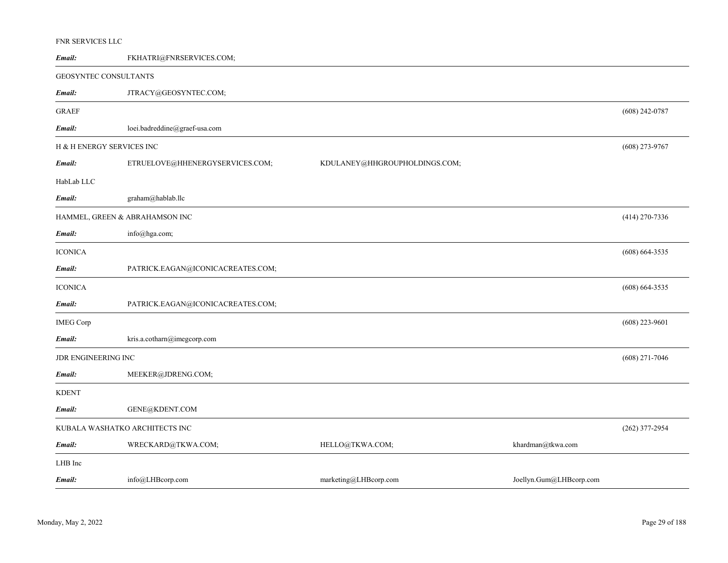FNR SERVICES LLC

| *Email:* | FKHATRI@FNRSERVICES.COM; | | | |
|---|---|---|---|---|

GEOSYNTEC CONSULTANTS

| *Email:* | JTRACY@GEOSYNTEC.COM; | | | |
|---|---|---|---|---|

GRAEF (608) 242-0787

| *Email:* | loei.badreddine@graef-usa.com | | | |
|---|---|---|---|---|

H & H ENERGY SERVICES INC (608) 273-9767

| *Email:* | ETRUELOVE@HHENERGYSERVICES.COM; | KDULANEY@HHGROUPHOLDINGS.COM; | | |
|---|---|---|---|---|

HabLab LLC

| *Email:* | graham@hablab.llc | | | |
|---|---|---|---|---|

HAMMEL, GREEN & ABRAHAMSON INC (414) 270-7336

| *Email:* | info@hga.com; | | | |
|---|---|---|---|---|

ICONICA (608) 664-3535

| *Email:* | PATRICK.EAGAN@ICONICACREATES.COM; | | | |
|---|---|---|---|---|

ICONICA (608) 664-3535

| *Email:* | PATRICK.EAGAN@ICONICACREATES.COM; | | | |
|---|---|---|---|---|

IMEG Corp (608) 223-9601

| *Email:* | kris.a.cotharn@imegcorp.com | | | |
|---|---|---|---|---|

JDR ENGINEERING INC (608) 271-7046

| *Email:* | MEEKER@JDRENG.COM; | | | |
|---|---|---|---|---|

KDENT

| *Email:* | GENE@KDENT.COM | | | |
|---|---|---|---|---|

KUBALA WASHATKO ARCHITECTS INC (262) 377-2954

| *Email:* | WRECKARD@TKWA.COM; | HELLO@TKWA.COM; | khardman@tkwa.com | |
|---|---|---|---|---|

LHB Inc

| *Email:* | info@LHBcorp.com | marketing@LHBcorp.com | Joellyn.Gum@LHBcorp.com | |
|---|---|---|---|---|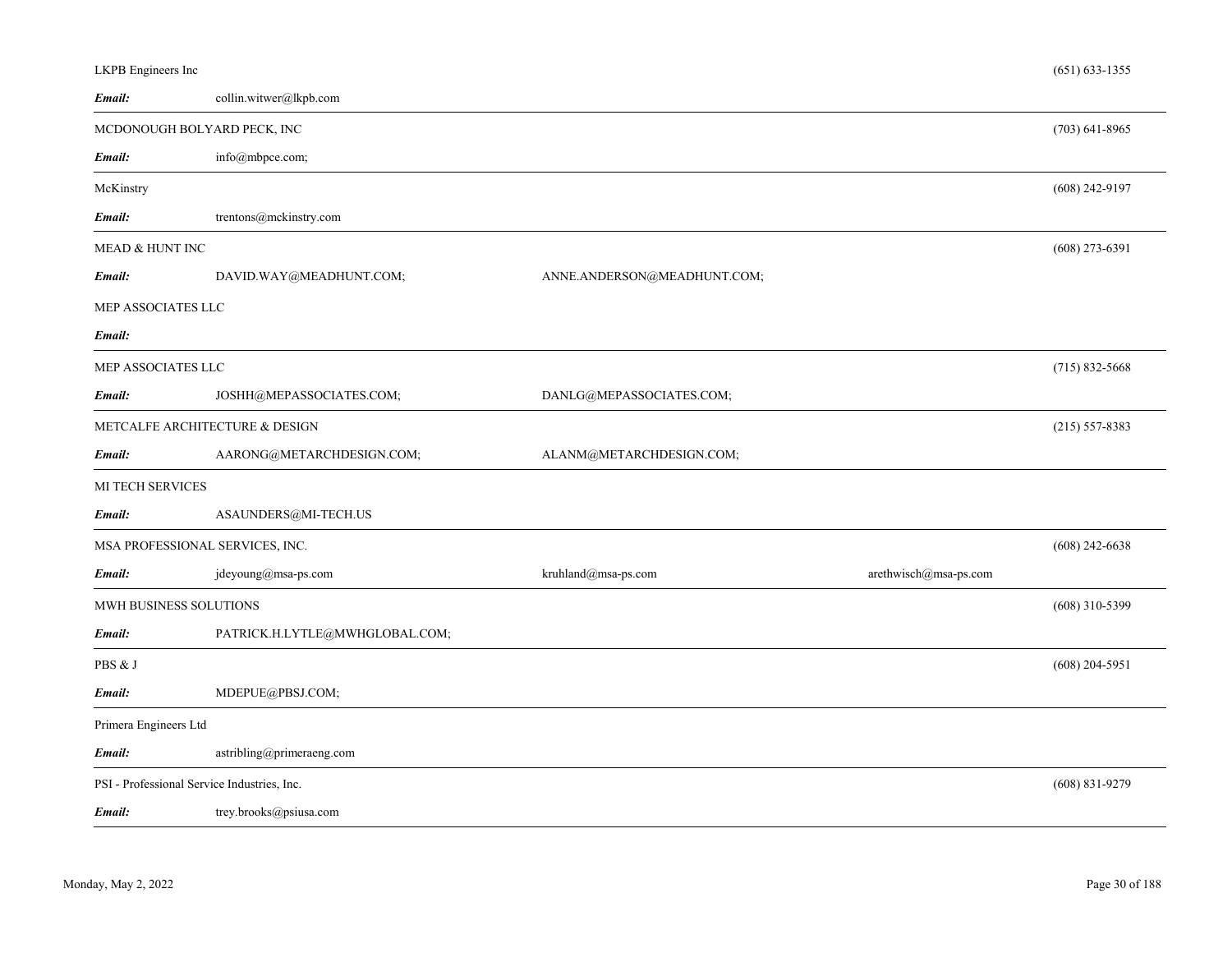LKPB Engineers Inc (651) 633-1355

***Email:*** collin.witwer@lkpb.com

---

MCDONOUGH BOLYARD PECK, INC (703) 641-8965

***Email:*** info@mbpce.com;

---

McKinstry (608) 242-9197

***Email:*** trentons@mckinstry.com

---

MEAD & HUNT INC (608) 273-6391

***Email:*** DAVID.WAY@MEADHUNT.COM; ANNE.ANDERSON@MEADHUNT.COM;

MEP ASSOCIATES LLC

***Email:***

---

MEP ASSOCIATES LLC (715) 832-5668

***Email:*** JOSHH@MEPASSOCIATES.COM; DANLG@MEPASSOCIATES.COM;

---

METCALFE ARCHITECTURE & DESIGN (215) 557-8383

***Email:*** AARONG@METARCHDESIGN.COM; ALANM@METARCHDESIGN.COM;

---

MI TECH SERVICES

***Email:*** ASAUNDERS@MI-TECH.US

---

MSA PROFESSIONAL SERVICES, INC. (608) 242-6638

***Email:*** jdeyoung@msa-ps.com kruhland@msa-ps.com arethwisch@msa-ps.com

---

MWH BUSINESS SOLUTIONS (608) 310-5399

***Email:*** PATRICK.H.LYTLE@MWHGLOBAL.COM;

---

PBS & J (608) 204-5951

***Email:*** MDEPUE@PBSJ.COM;

---

Primera Engineers Ltd

***Email:*** astribling@primeraeng.com

---

PSI - Professional Service Industries, Inc. (608) 831-9279

***Email:*** trey.brooks@psiusa.com

---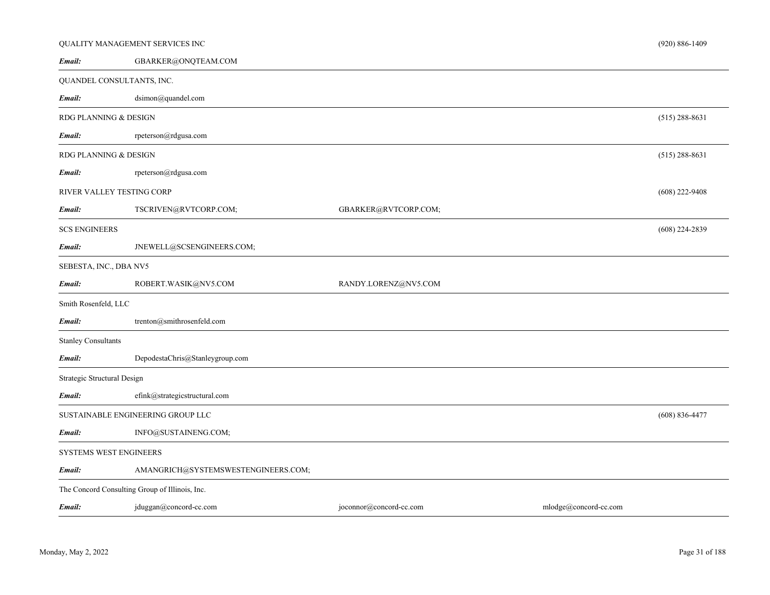| Company | Emails | | | Phone |
|---|---|---|---|---|
| QUALITY MANAGEMENT SERVICES INC | | | | (920) 886-1409 |
| ***Email:*** | GBARKER@ONQTEAM.COM | | | |
| QUANDEL CONSULTANTS, INC. | | | | |
| ***Email:*** | dsimon@quandel.com | | | |
| RDG PLANNING & DESIGN | | | | (515) 288-8631 |
| ***Email:*** | rpeterson@rdgusa.com | | | |
| RDG PLANNING & DESIGN | | | | (515) 288-8631 |
| ***Email:*** | rpeterson@rdgusa.com | | | |
| RIVER VALLEY TESTING CORP | | | | (608) 222-9408 |
| ***Email:*** | TSCRIVEN@RVTCORP.COM; | GBARKER@RVTCORP.COM; | | |
| SCS ENGINEERS | | | | (608) 224-2839 |
| ***Email:*** | JNEWELL@SCSENGINEERS.COM; | | | |
| SEBESTA, INC., DBA NV5 | | | | |
| ***Email:*** | ROBERT.WASIK@NV5.COM | RANDY.LORENZ@NV5.COM | | |
| Smith Rosenfeld, LLC | | | | |
| ***Email:*** | trenton@smithrosenfeld.com | | | |
| Stanley Consultants | | | | |
| ***Email:*** | DepodestaChris@Stanleygroup.com | | | |
| Strategic Structural Design | | | | |
| ***Email:*** | efink@strategicstructural.com | | | |
| SUSTAINABLE ENGINEERING GROUP LLC | | | | (608) 836-4477 |
| ***Email:*** | INFO@SUSTAINENG.COM; | | | |
| SYSTEMS WEST ENGINEERS | | | | |
| ***Email:*** | AMANGRICH@SYSTEMSWESTENGINEERS.COM; | | | |
| The Concord Consulting Group of Illinois, Inc. | | | | |
| ***Email:*** | jduggan@concord-cc.com | joconnor@concord-cc.com | mlodge@concord-cc.com | |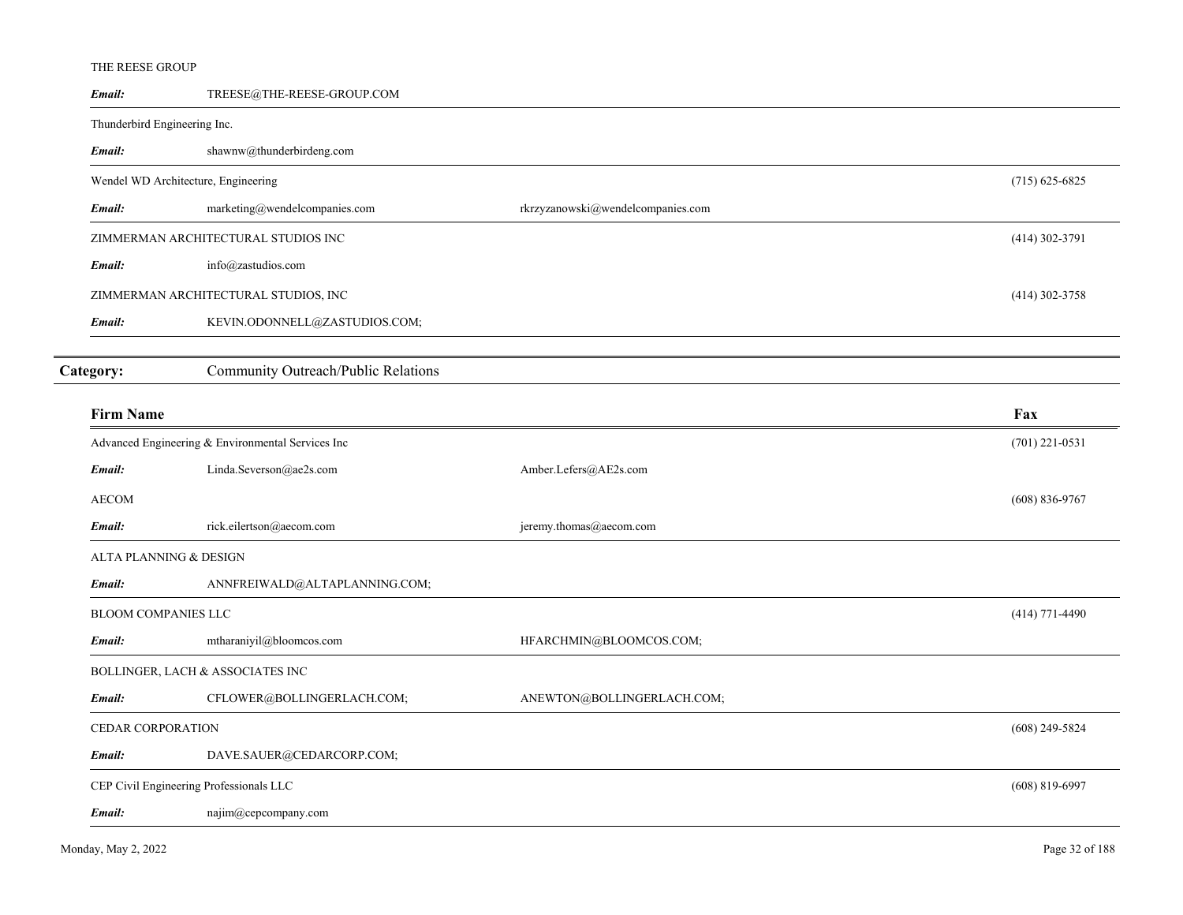| Firm Name | | | Fax |
|---|---|---|---|
| THE REESE GROUP | | | |
| *Email:* | TREESE@THE-REESE-GROUP.COM | | |
| Thunderbird Engineering Inc. | | | |
| *Email:* | shawnw@thunderbirdeng.com | | |
| Wendel WD Architecture, Engineering | | | (715) 625-6825 |
| *Email:* | marketing@wendelcompanies.com | rkrzyzanowski@wendelcompanies.com | |
| ZIMMERMAN ARCHITECTURAL STUDIOS INC | | | (414) 302-3791 |
| *Email:* | info@zastudios.com | | |
| ZIMMERMAN ARCHITECTURAL STUDIOS, INC | | | (414) 302-3758 |
| *Email:* | KEVIN.ODONNELL@ZASTUDIOS.COM; | | |

## Category: Community Outreach/Public Relations

| Firm Name | | | Fax |
|---|---|---|---|
| Advanced Engineering & Environmental Services Inc | | | (701) 221-0531 |
| *Email:* | Linda.Severson@ae2s.com | Amber.Lefers@AE2s.com | |
| AECOM | | | (608) 836-9767 |
| *Email:* | rick.eilertson@aecom.com | jeremy.thomas@aecom.com | |
| ALTA PLANNING & DESIGN | | | |
| *Email:* | ANNFREIWALD@ALTAPLANNING.COM; | | |
| BLOOM COMPANIES LLC | | | (414) 771-4490 |
| *Email:* | mtharaniyil@bloomcos.com | HFARCHMIN@BLOOMCOS.COM; | |
| BOLLINGER, LACH & ASSOCIATES INC | | | |
| *Email:* | CFLOWER@BOLLINGERLACH.COM; | ANEWTON@BOLLINGERLACH.COM; | |
| CEDAR CORPORATION | | | (608) 249-5824 |
| *Email:* | DAVE.SAUER@CEDARCORP.COM; | | |
| CEP Civil Engineering Professionals LLC | | | (608) 819-6997 |
| *Email:* | najim@cepcompany.com | | |

Monday, May 2, 2022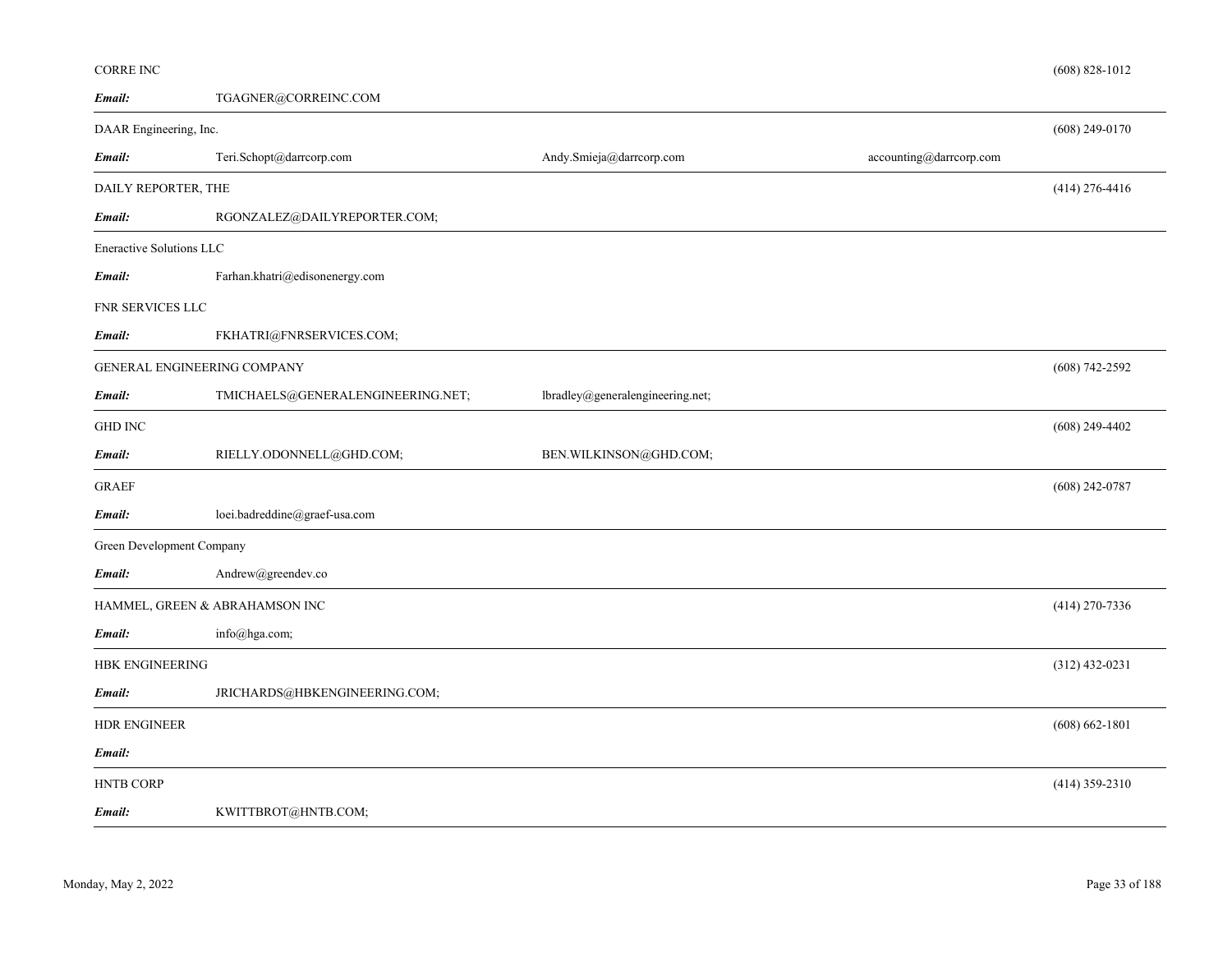| Company | Email | | | Phone |
|---|---|---|---|---|
| CORRE INC | | | | (608) 828-1012 |
| ***Email:*** | TGAGNER@CORREINC.COM | | | |
| DAAR Engineering, Inc. | | | | (608) 249-0170 |
| ***Email:*** | Teri.Schopt@darrcorp.com | Andy.Smieja@darrcorp.com | accounting@darrcorp.com | |
| DAILY REPORTER, THE | | | | (414) 276-4416 |
| ***Email:*** | RGONZALEZ@DAILYREPORTER.COM; | | | |
| Eneractive Solutions LLC | | | | |
| ***Email:*** | Farhan.khatri@edisonenergy.com | | | |
| FNR SERVICES LLC | | | | |
| ***Email:*** | FKHATRI@FNRSERVICES.COM; | | | |
| GENERAL ENGINEERING COMPANY | | | | (608) 742-2592 |
| ***Email:*** | TMICHAELS@GENERALENGINEERING.NET; | lbradley@generalengineering.net; | | |
| GHD INC | | | | (608) 249-4402 |
| ***Email:*** | RIELLY.ODONNELL@GHD.COM; | BEN.WILKINSON@GHD.COM; | | |
| GRAEF | | | | (608) 242-0787 |
| ***Email:*** | loei.badreddine@graef-usa.com | | | |
| Green Development Company | | | | |
| ***Email:*** | Andrew@greendev.co | | | |
| HAMMEL, GREEN & ABRAHAMSON INC | | | | (414) 270-7336 |
| ***Email:*** | info@hga.com; | | | |
| HBK ENGINEERING | | | | (312) 432-0231 |
| ***Email:*** | JRICHARDS@HBKENGINEERING.COM; | | | |
| HDR ENGINEER | | | | (608) 662-1801 |
| ***Email:*** | | | | |
| HNTB CORP | | | | (414) 359-2310 |
| ***Email:*** | KWITTBROT@HNTB.COM; | | | |

Monday, May 2, 2022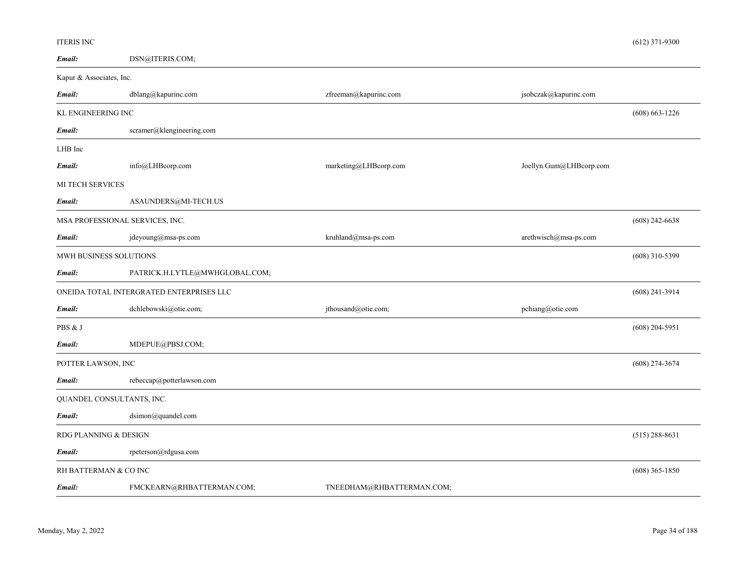ITERIS INC (612) 371-9300

*Email:* DSN@ITERIS.COM;

---

Kapur & Associates, Inc.

*Email:* dblang@kapurinc.com zfreeman@kapurinc.com jsobczak@kapurinc.com

---

KL ENGINEERING INC (608) 663-1226

*Email:* scramer@klengineering.com

---

LHB Inc

*Email:* info@LHBcorp.com marketing@LHBcorp.com Joellyn.Gum@LHBcorp.com

MI TECH SERVICES

*Email:* ASAUNDERS@MI-TECH.US

---

MSA PROFESSIONAL SERVICES, INC. (608) 242-6638

*Email:* jdeyoung@msa-ps.com kruhland@msa-ps.com arethwisch@msa-ps.com

---

MWH BUSINESS SOLUTIONS (608) 310-5399

*Email:* PATRICK.H.LYTLE@MWHGLOBAL.COM;

---

ONEIDA TOTAL INTERGRATED ENTERPRISES LLC (608) 241-3914

*Email:* dchlebowski@otie.com; jthousand@otie.com; pchiang@otie.com

---

PBS & J (608) 204-5951

*Email:* MDEPUE@PBSJ.COM;

---

POTTER LAWSON, INC (608) 274-3674

*Email:* rebeccap@potterlawson.com

---

QUANDEL CONSULTANTS, INC.

*Email:* dsimon@quandel.com

---

RDG PLANNING & DESIGN (515) 288-8631

*Email:* rpeterson@rdgusa.com

---

RH BATTERMAN & CO INC (608) 365-1850

*Email:* FMCKEARN@RHBATTERMAN.COM; TNEEDHAM@RHBATTERMAN.COM;

---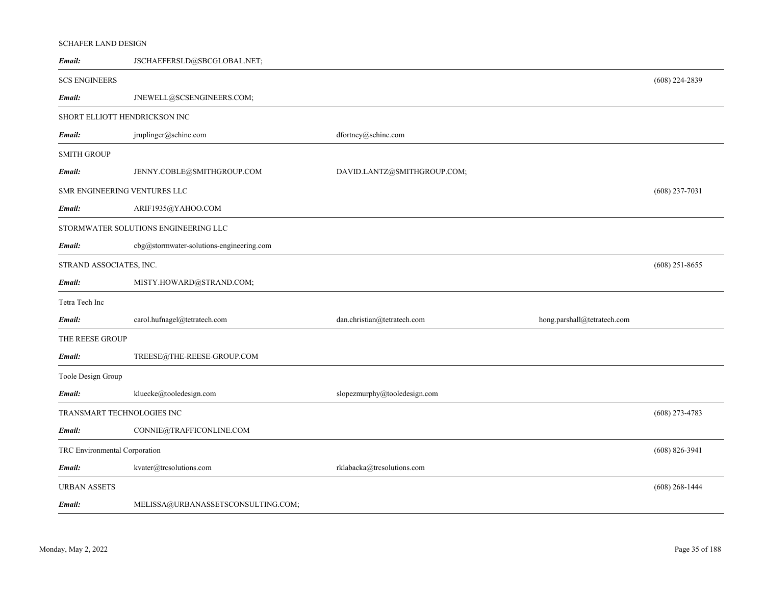SCHAFER LAND DESIGN

***Email:*** JSCHAEFERSLD@SBCGLOBAL.NET;

---

SCS ENGINEERS (608) 224-2839

***Email:*** JNEWELL@SCSENGINEERS.COM;

---

SHORT ELLIOTT HENDRICKSON INC

***Email:*** jruplinger@sehinc.com dfortney@sehinc.com

---

SMITH GROUP

***Email:*** JENNY.COBLE@SMITHGROUP.COM DAVID.LANTZ@SMITHGROUP.COM;

SMR ENGINEERING VENTURES LLC (608) 237-7031

***Email:*** ARIF1935@YAHOO.COM

---

STORMWATER SOLUTIONS ENGINEERING LLC

***Email:*** cbg@stormwater-solutions-engineering.com

---

STRAND ASSOCIATES, INC. (608) 251-8655

***Email:*** MISTY.HOWARD@STRAND.COM;

---

Tetra Tech Inc

***Email:*** carol.hufnagel@tetratech.com dan.christian@tetratech.com hong.parshall@tetratech.com

---

THE REESE GROUP

***Email:*** TREESE@THE-REESE-GROUP.COM

---

Toole Design Group

***Email:*** kluecke@tooledesign.com slopezmurphy@tooledesign.com

---

TRANSMART TECHNOLOGIES INC (608) 273-4783

***Email:*** CONNIE@TRAFFICONLINE.COM

---

TRC Environmental Corporation (608) 826-3941

***Email:*** kvater@trcsolutions.com rklabacka@trcsolutions.com

---

URBAN ASSETS (608) 268-1444

***Email:*** MELISSA@URBANASSETSCONSULTING.COM;

---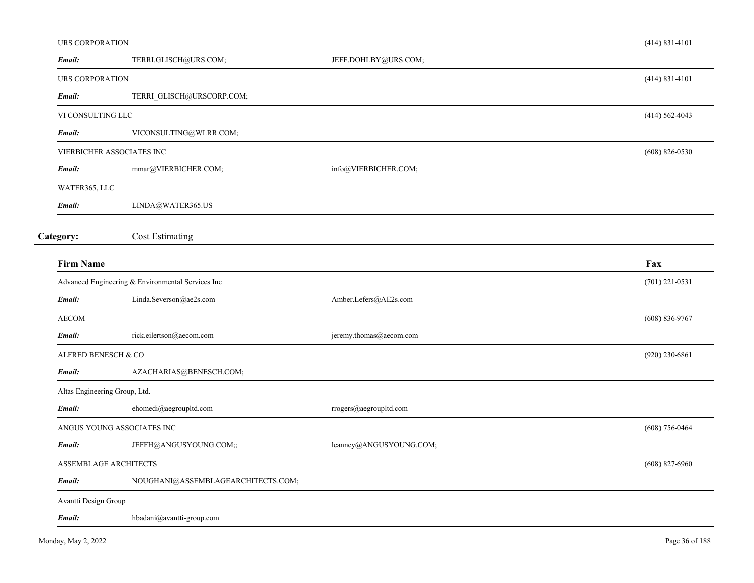| Firm Name | | | Fax |
|---|---|---|---|
| URS CORPORATION | | | (414) 831-4101 |
| ***Email:*** | TERRI.GLISCH@URS.COM; | JEFF.DOHLBY@URS.COM; | |
| URS CORPORATION | | | (414) 831-4101 |
| ***Email:*** | TERRI_GLISCH@URSCORP.COM; | | |
| VI CONSULTING LLC | | | (414) 562-4043 |
| ***Email:*** | VICONSULTING@WI.RR.COM; | | |
| VIERBICHER ASSOCIATES INC | | | (608) 826-0530 |
| ***Email:*** | mmar@VIERBICHER.COM; | info@VIERBICHER.COM; | |
| WATER365, LLC | | | |
| ***Email:*** | LINDA@WATER365.US | | |

**Category:** Cost Estimating

| Firm Name | | | Fax |
|---|---|---|---|
| Advanced Engineering & Environmental Services Inc | | | (701) 221-0531 |
| ***Email:*** | Linda.Severson@ae2s.com | Amber.Lefers@AE2s.com | |
| AECOM | | | (608) 836-9767 |
| ***Email:*** | rick.eilertson@aecom.com | jeremy.thomas@aecom.com | |
| ALFRED BENESCH & CO | | | (920) 230-6861 |
| ***Email:*** | AZACHARIAS@BENESCH.COM; | | |
| Altas Engineering Group, Ltd. | | | |
| ***Email:*** | ehomedi@aegroupltd.com | rrogers@aegroupltd.com | |
| ANGUS YOUNG ASSOCIATES INC | | | (608) 756-0464 |
| ***Email:*** | JEFFH@ANGUSYOUNG.COM;; | leanney@ANGUSYOUNG.COM; | |
| ASSEMBLAGE ARCHITECTS | | | (608) 827-6960 |
| ***Email:*** | NOUGHANI@ASSEMBLAGEARCHITECTS.COM; | | |
| Avantti Design Group | | | |
| ***Email:*** | hbadani@avantti-group.com | | |

Monday, May 2, 2022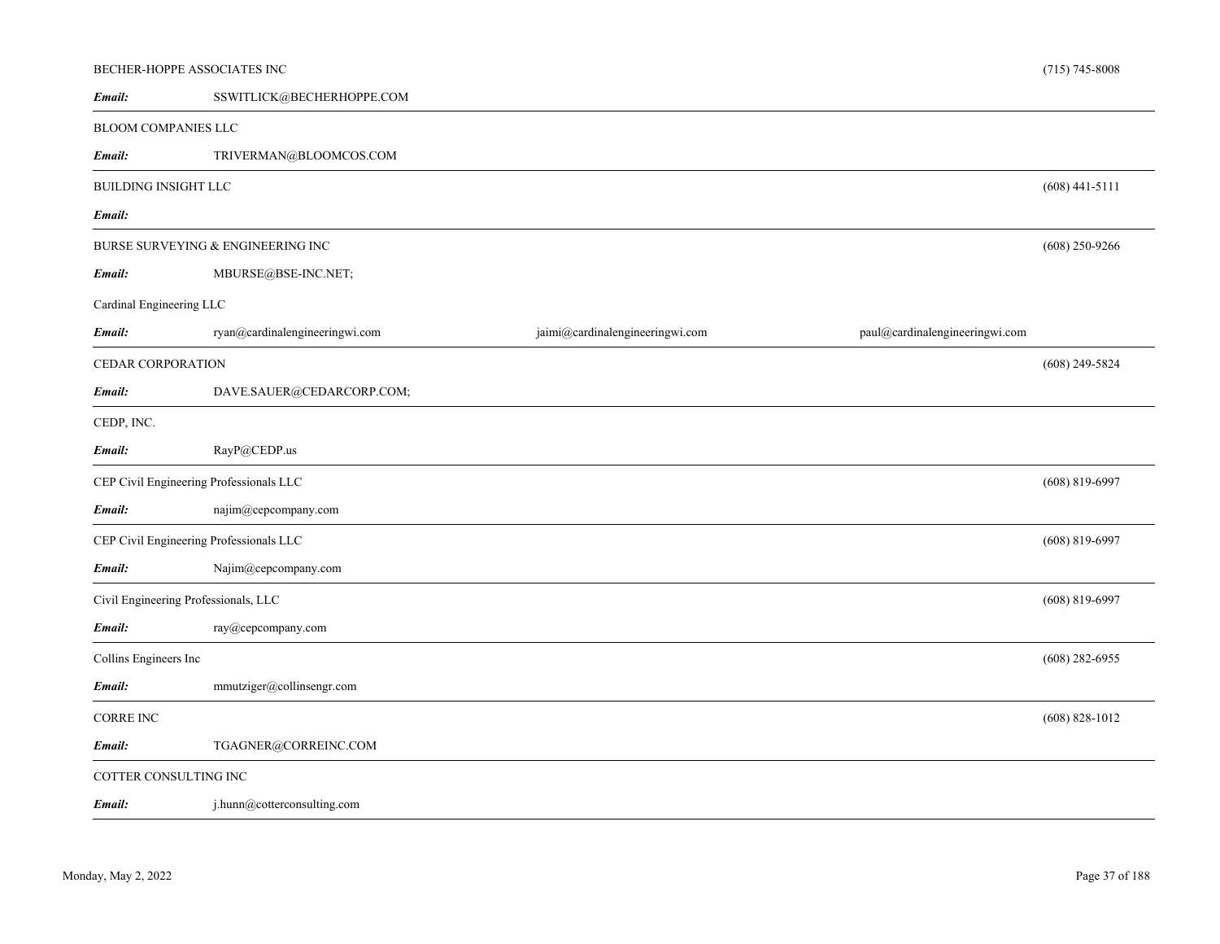BECHER-HOPPE ASSOCIATES INC (715) 745-8008

*Email:* SSWITLICK@BECHERHOPPE.COM

---

BLOOM COMPANIES LLC

*Email:* TRIVERMAN@BLOOMCOS.COM

---

BUILDING INSIGHT LLC (608) 441-5111

*Email:*

---

BURSE SURVEYING & ENGINEERING INC (608) 250-9266

*Email:* MBURSE@BSE-INC.NET;

Cardinal Engineering LLC

*Email:* ryan@cardinalengineeringwi.com jaimi@cardinalengineeringwi.com paul@cardinalengineeringwi.com

---

CEDAR CORPORATION (608) 249-5824

*Email:* DAVE.SAUER@CEDARCORP.COM;

---

CEDP, INC.

*Email:* RayP@CEDP.us

---

CEP Civil Engineering Professionals LLC (608) 819-6997

*Email:* najim@cepcompany.com

---

CEP Civil Engineering Professionals LLC (608) 819-6997

*Email:* Najim@cepcompany.com

---

Civil Engineering Professionals, LLC (608) 819-6997

*Email:* ray@cepcompany.com

---

Collins Engineers Inc (608) 282-6955

*Email:* mmutziger@collinsengr.com

---

CORRE INC (608) 828-1012

*Email:* TGAGNER@CORREINC.COM

---

COTTER CONSULTING INC

*Email:* j.hunn@cotterconsulting.com

---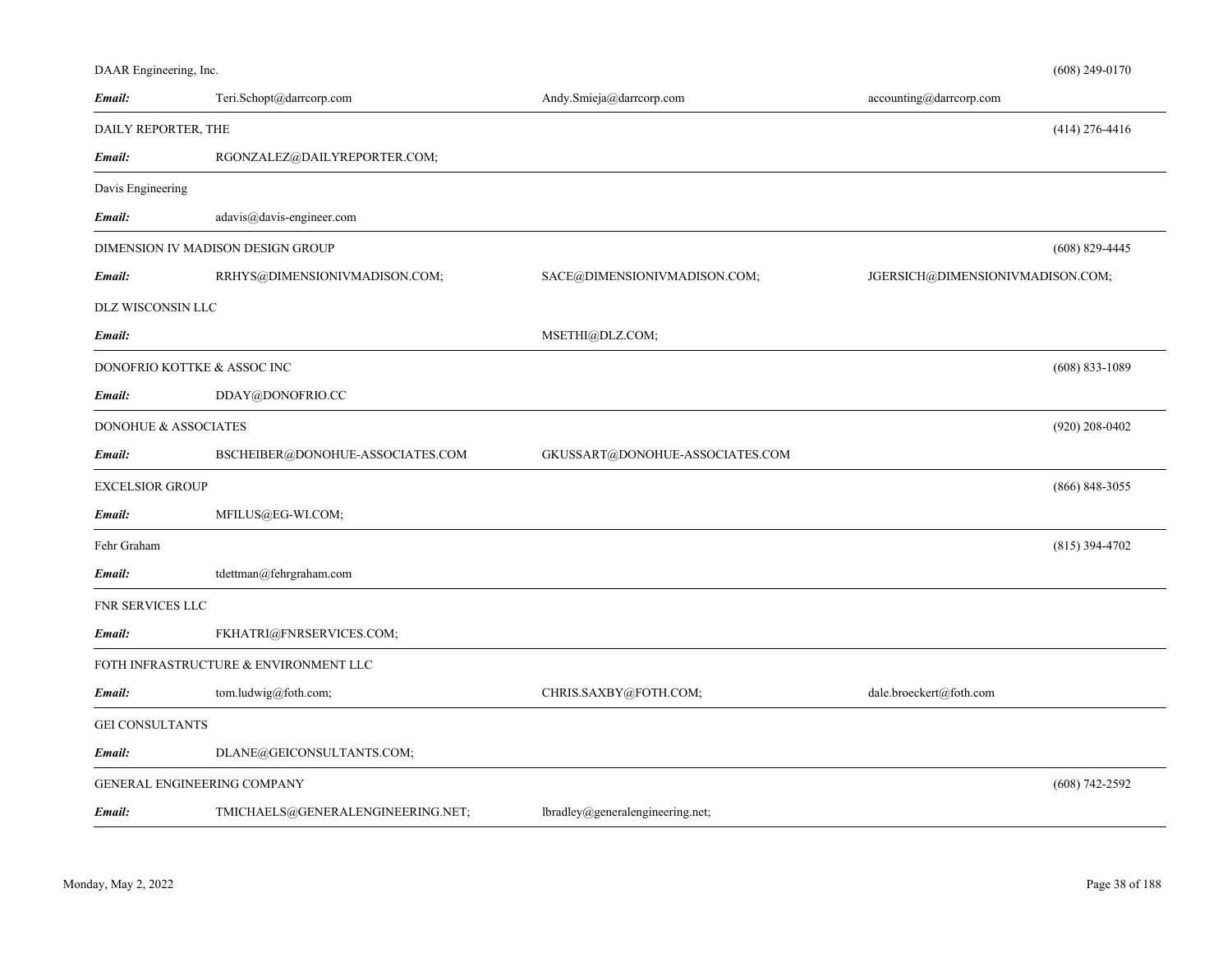DAAR Engineering, Inc. (608) 249-0170

**Email:** Teri.Schopt@darrcorp.com Andy.Smieja@darrcorp.com accounting@darrcorp.com

DAILY REPORTER, THE (414) 276-4416

**Email:** RGONZALEZ@DAILYREPORTER.COM;

Davis Engineering

**Email:** adavis@davis-engineer.com

DIMENSION IV MADISON DESIGN GROUP (608) 829-4445

**Email:** RRHYS@DIMENSIONIVMADISON.COM; SACE@DIMENSIONIVMADISON.COM; JGERSICH@DIMENSIONIVMADISON.COM;

DLZ WISCONSIN LLC

**Email:** MSETHI@DLZ.COM;

DONOFRIO KOTTKE & ASSOC INC (608) 833-1089

**Email:** DDAY@DONOFRIO.CC

DONOHUE & ASSOCIATES (920) 208-0402

**Email:** BSCHEIBER@DONOHUE-ASSOCIATES.COM GKUSSART@DONOHUE-ASSOCIATES.COM

EXCELSIOR GROUP (866) 848-3055

**Email:** MFILUS@EG-WI.COM;

Fehr Graham (815) 394-4702

**Email:** tdettman@fehrgraham.com

FNR SERVICES LLC

**Email:** FKHATRI@FNRSERVICES.COM;

FOTH INFRASTRUCTURE & ENVIRONMENT LLC

**Email:** tom.ludwig@foth.com; CHRIS.SAXBY@FOTH.COM; dale.broeckert@foth.com

GEI CONSULTANTS

**Email:** DLANE@GEICONSULTANTS.COM;

GENERAL ENGINEERING COMPANY (608) 742-2592

**Email:** TMICHAELS@GENERALENGINEERING.NET; lbradley@generalengineering.net;

Monday, May 2, 2022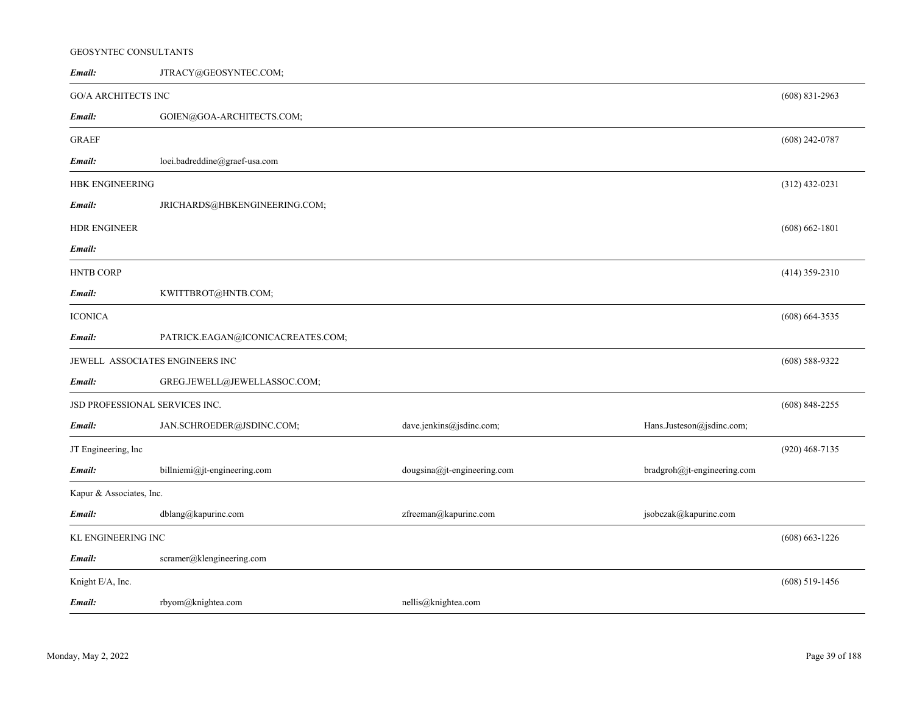GEOSYNTEC CONSULTANTS

**Email:** JTRACY@GEOSYNTEC.COM;

---

GO/A ARCHITECTS INC (608) 831-2963

**Email:** GOIEN@GOA-ARCHITECTS.COM;

---

GRAEF (608) 242-0787

**Email:** loei.badreddine@graef-usa.com

---

HBK ENGINEERING (312) 432-0231

**Email:** JRICHARDS@HBKENGINEERING.COM;

HDR ENGINEER (608) 662-1801

**Email:**

---

HNTB CORP (414) 359-2310

**Email:** KWITTBROT@HNTB.COM;

---

ICONICA (608) 664-3535

**Email:** PATRICK.EAGAN@ICONICACREATES.COM;

---

JEWELL ASSOCIATES ENGINEERS INC (608) 588-9322

**Email:** GREG.JEWELL@JEWELLASSOC.COM;

---

JSD PROFESSIONAL SERVICES INC. (608) 848-2255

**Email:** JAN.SCHROEDER@JSDINC.COM; dave.jenkins@jsdinc.com; Hans.Justeson@jsdinc.com;

---

JT Engineering, lnc (920) 468-7135

**Email:** billniemi@jt-engineering.com dougsina@jt-engineering.com bradgroh@jt-engineering.com

---

Kapur & Associates, Inc.

**Email:** dblang@kapurinc.com zfreeman@kapurinc.com jsobczak@kapurinc.com

---

KL ENGINEERING INC (608) 663-1226

**Email:** scramer@klengineering.com

---

Knight E/A, Inc. (608) 519-1456

**Email:** rbyom@knightea.com nellis@knightea.com

---

Monday, May 2, 2022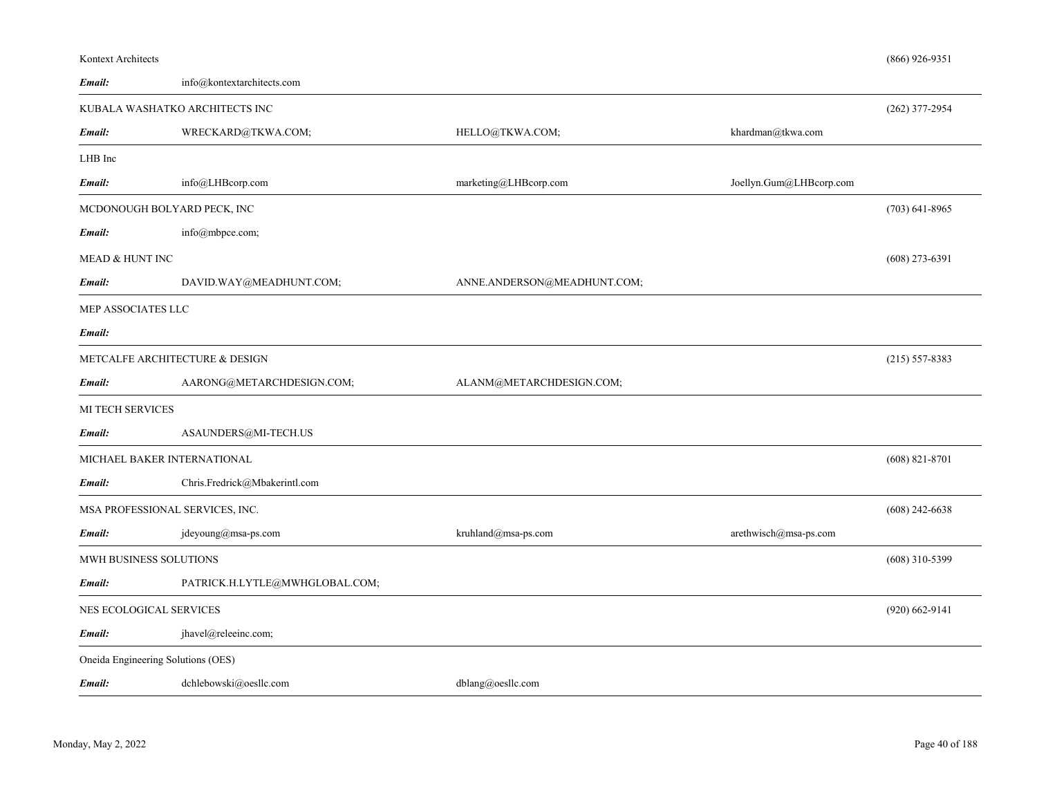Kontext Architects (866) 926-9351

***Email:*** info@kontextarchitects.com

---

KUBALA WASHATKO ARCHITECTS INC (262) 377-2954

***Email:*** WRECKARD@TKWA.COM; HELLO@TKWA.COM; khardman@tkwa.com

---

LHB Inc

***Email:*** info@LHBcorp.com marketing@LHBcorp.com Joellyn.Gum@LHBcorp.com

---

MCDONOUGH BOLYARD PECK, INC (703) 641-8965

***Email:*** info@mbpce.com;

MEAD & HUNT INC (608) 273-6391

***Email:*** DAVID.WAY@MEADHUNT.COM; ANNE.ANDERSON@MEADHUNT.COM;

---

MEP ASSOCIATES LLC

***Email:***

---

METCALFE ARCHITECTURE & DESIGN (215) 557-8383

***Email:*** AARONG@METARCHDESIGN.COM; ALANM@METARCHDESIGN.COM;

---

MI TECH SERVICES

***Email:*** ASAUNDERS@MI-TECH.US

---

MICHAEL BAKER INTERNATIONAL (608) 821-8701

***Email:*** Chris.Fredrick@Mbakerintl.com

---

MSA PROFESSIONAL SERVICES, INC. (608) 242-6638

***Email:*** jdeyoung@msa-ps.com kruhland@msa-ps.com arethwisch@msa-ps.com

---

MWH BUSINESS SOLUTIONS (608) 310-5399

***Email:*** PATRICK.H.LYTLE@MWHGLOBAL.COM;

---

NES ECOLOGICAL SERVICES (920) 662-9141

***Email:*** jhavel@releeinc.com;

---

Oneida Engineering Solutions (OES)

***Email:*** dchlebowski@oesllc.com dblang@oesllc.com

---

Monday, May 2, 2022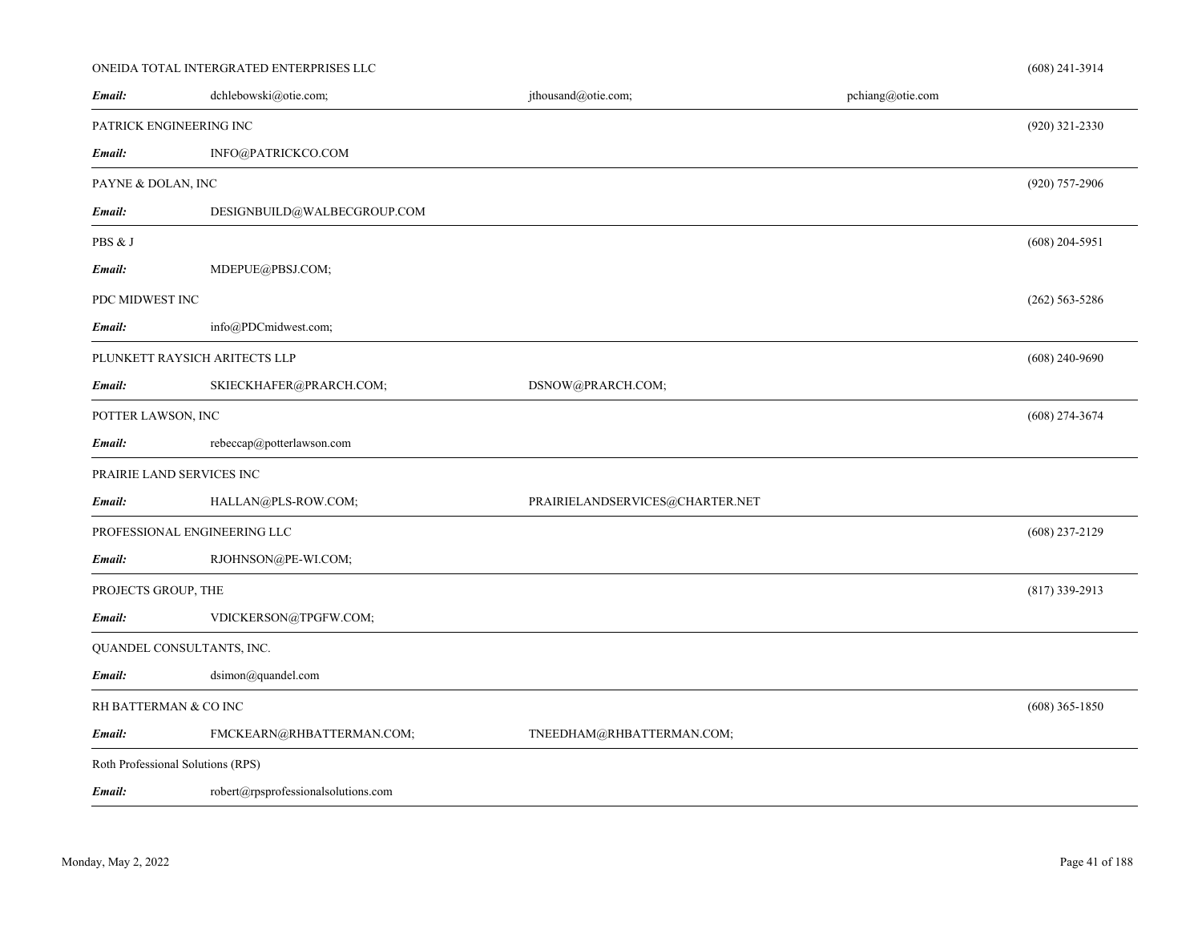ONEIDA TOTAL INTERGRATED ENTERPRISES LLC (608) 241-3914

***Email:*** dchlebowski@otie.com; jthousand@otie.com; pchiang@otie.com

---

PATRICK ENGINEERING INC (920) 321-2330

***Email:*** INFO@PATRICKCO.COM

---

PAYNE & DOLAN, INC (920) 757-2906

***Email:*** DESIGNBUILD@WALBECGROUP.COM

---

PBS & J (608) 204-5951

***Email:*** MDEPUE@PBSJ.COM;

PDC MIDWEST INC (262) 563-5286

***Email:*** info@PDCmidwest.com;

---

PLUNKETT RAYSICH ARITECTS LLP (608) 240-9690

***Email:*** SKIECKHAFER@PRARCH.COM; DSNOW@PRARCH.COM;

---

POTTER LAWSON, INC (608) 274-3674

***Email:*** rebeccap@potterlawson.com

---

PRAIRIE LAND SERVICES INC

***Email:*** HALLAN@PLS-ROW.COM; PRAIRIELANDSERVICES@CHARTER.NET

---

PROFESSIONAL ENGINEERING LLC (608) 237-2129

***Email:*** RJOHNSON@PE-WI.COM;

---

PROJECTS GROUP, THE (817) 339-2913

***Email:*** VDICKERSON@TPGFW.COM;

---

QUANDEL CONSULTANTS, INC.

***Email:*** dsimon@quandel.com

---

RH BATTERMAN & CO INC (608) 365-1850

***Email:*** FMCKEARN@RHBATTERMAN.COM; TNEEDHAM@RHBATTERMAN.COM;

---

Roth Professional Solutions (RPS)

***Email:*** robert@rpsprofessionalsolutions.com

---

Monday, May 2, 2022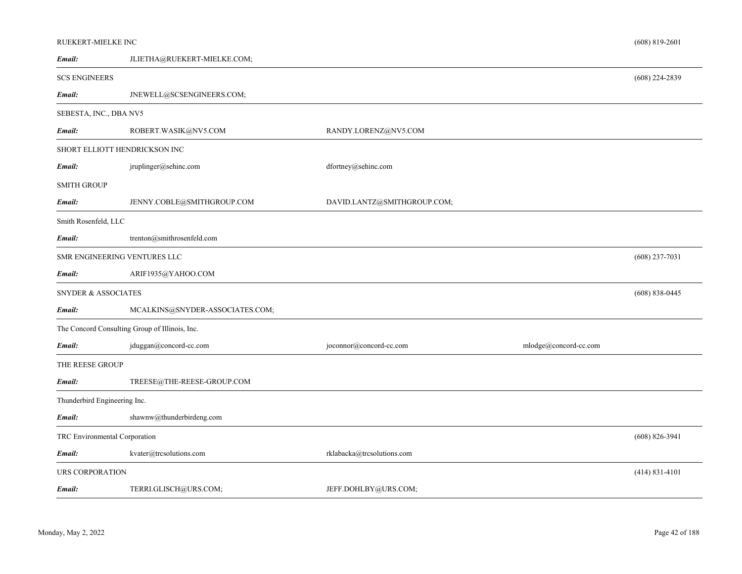RUEKERT-MIELKE INC (608) 819-2601

***Email:*** JLIETHA@RUEKERT-MIELKE.COM;

---

SCS ENGINEERS (608) 224-2839

***Email:*** JNEWELL@SCSENGINEERS.COM;

---

SEBESTA, INC., DBA NV5

***Email:*** ROBERT.WASIK@NV5.COM RANDY.LORENZ@NV5.COM

---

SHORT ELLIOTT HENDRICKSON INC

***Email:*** jruplinger@sehinc.com dfortney@sehinc.com

SMITH GROUP

***Email:*** JENNY.COBLE@SMITHGROUP.COM DAVID.LANTZ@SMITHGROUP.COM;

---

Smith Rosenfeld, LLC

***Email:*** trenton@smithrosenfeld.com

---

SMR ENGINEERING VENTURES LLC (608) 237-7031

***Email:*** ARIF1935@YAHOO.COM

---

SNYDER & ASSOCIATES (608) 838-0445

***Email:*** MCALKINS@SNYDER-ASSOCIATES.COM;

---

The Concord Consulting Group of Illinois, Inc.

***Email:*** jduggan@concord-cc.com joconnor@concord-cc.com mlodge@concord-cc.com

---

THE REESE GROUP

***Email:*** TREESE@THE-REESE-GROUP.COM

---

Thunderbird Engineering Inc.

***Email:*** shawnw@thunderbirdeng.com

---

TRC Environmental Corporation (608) 826-3941

***Email:*** kvater@trcsolutions.com rklabacka@trcsolutions.com

---

URS CORPORATION (414) 831-4101

***Email:*** TERRI.GLISCH@URS.COM; JEFF.DOHLBY@URS.COM;

---

Monday, May 2, 2022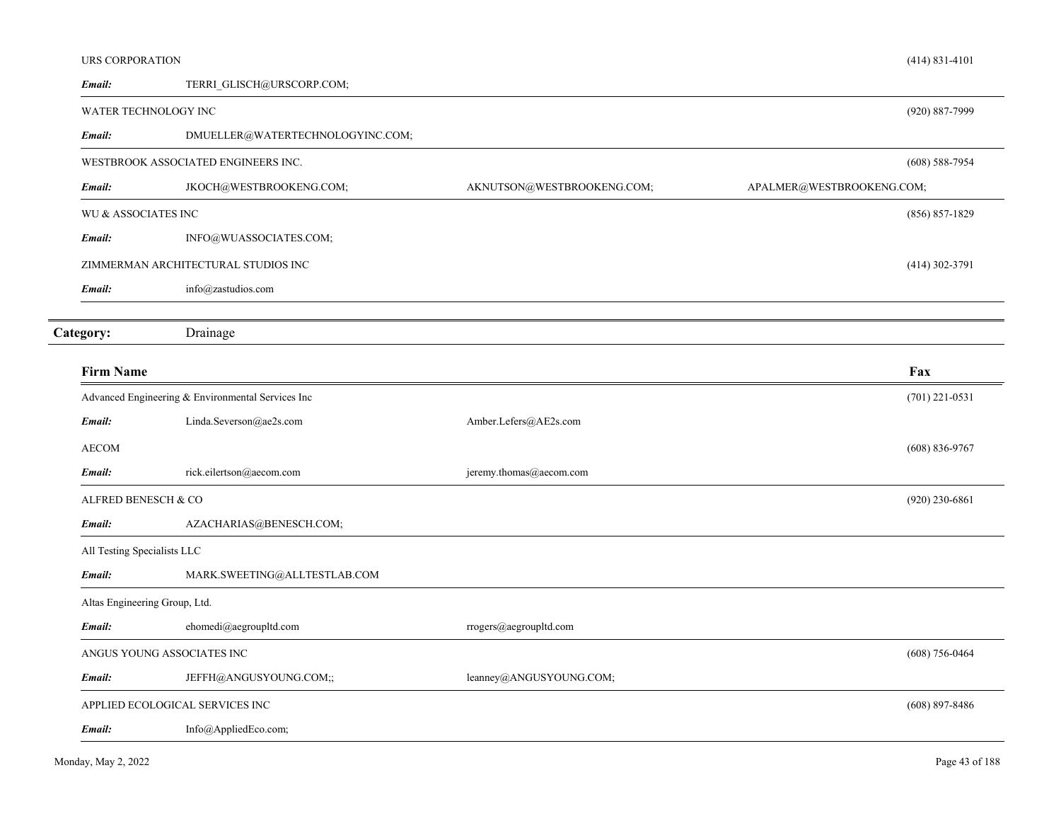| | | | | |
|---|---|---|---|---|
| URS CORPORATION | | | | (414) 831-4101 |
| ***Email:*** | TERRI_GLISCH@URSCORP.COM; | | | |
| WATER TECHNOLOGY INC | | | | (920) 887-7999 |
| ***Email:*** | DMUELLER@WATERTECHNOLOGYINC.COM; | | | |
| WESTBROOK ASSOCIATED ENGINEERS INC. | | | | (608) 588-7954 |
| ***Email:*** | JKOCH@WESTBROOKENG.COM; | AKNUTSON@WESTBROOKENG.COM; | APALMER@WESTBROOKENG.COM; | |
| WU & ASSOCIATES INC | | | | (856) 857-1829 |
| ***Email:*** | INFO@WUASSOCIATES.COM; | | | |
| ZIMMERMAN ARCHITECTURAL STUDIOS INC | | | | (414) 302-3791 |
| ***Email:*** | info@zastudios.com | | | |

**Category:** Drainage

| **Firm Name** | | | | **Fax** |
|---|---|---|---|---|
| Advanced Engineering & Environmental Services Inc | | | | (701) 221-0531 |
| ***Email:*** | Linda.Severson@ae2s.com | Amber.Lefers@AE2s.com | | |
| AECOM | | | | (608) 836-9767 |
| ***Email:*** | rick.eilertson@aecom.com | jeremy.thomas@aecom.com | | |
| ALFRED BENESCH & CO | | | | (920) 230-6861 |
| ***Email:*** | AZACHARIAS@BENESCH.COM; | | | |
| All Testing Specialists LLC | | | | |
| ***Email:*** | MARK.SWEETING@ALLTESTLAB.COM | | | |
| Altas Engineering Group, Ltd. | | | | |
| ***Email:*** | ehomedi@aegroupltd.com | rrogers@aegroupltd.com | | |
| ANGUS YOUNG ASSOCIATES INC | | | | (608) 756-0464 |
| ***Email:*** | JEFFH@ANGUSYOUNG.COM;; | leanney@ANGUSYOUNG.COM; | | |
| APPLIED ECOLOGICAL SERVICES INC | | | | (608) 897-8486 |
| ***Email:*** | Info@AppliedEco.com; | | | |

Monday, May 2, 2022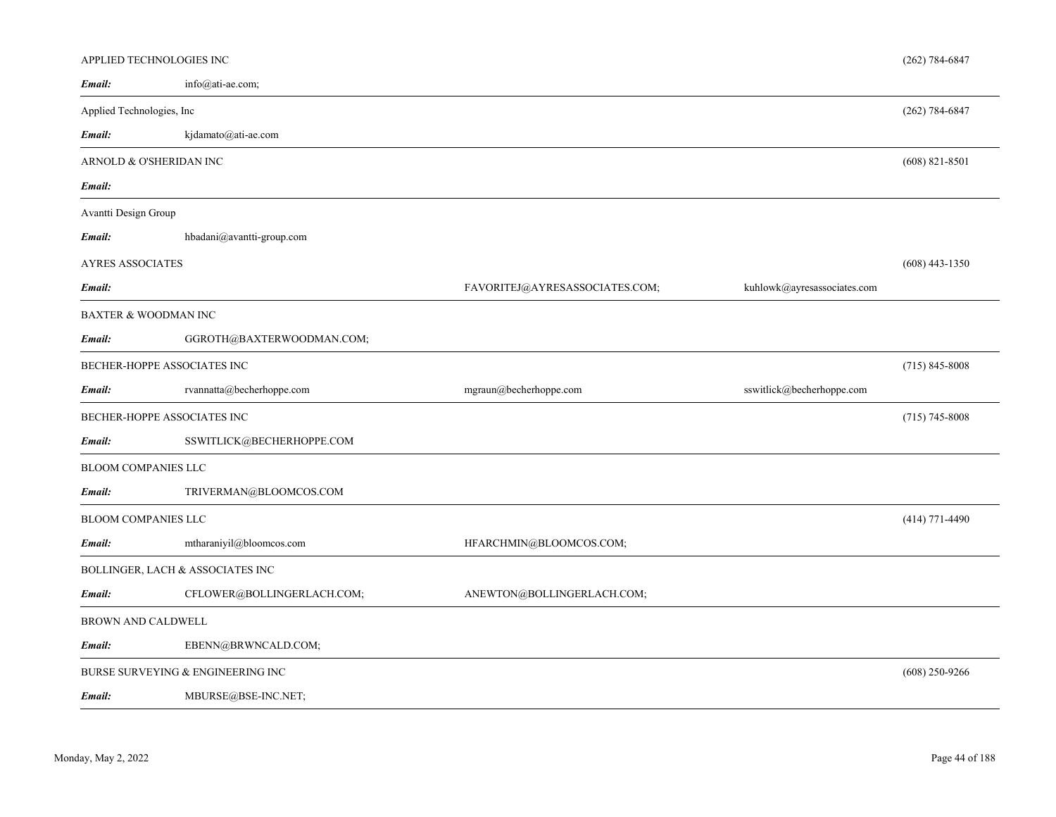APPLIED TECHNOLOGIES INC (262) 784-6847

***Email:*** info@ati-ae.com;

---

Applied Technologies, Inc (262) 784-6847

***Email:*** kjdamato@ati-ae.com

---

ARNOLD & O'SHERIDAN INC (608) 821-8501

***Email:***

---

Avantti Design Group

***Email:*** hbadani@avantti-group.com

AYRES ASSOCIATES (608) 443-1350

***Email:*** FAVORITEJ@AYRESASSOCIATES.COM; kuhlowk@ayresassociates.com

---

BAXTER & WOODMAN INC

***Email:*** GGROTH@BAXTERWOODMAN.COM;

---

BECHER-HOPPE ASSOCIATES INC (715) 845-8008

***Email:*** rvannatta@becherhoppe.com mgraun@becherhoppe.com sswitlick@becherhoppe.com

---

BECHER-HOPPE ASSOCIATES INC (715) 745-8008

***Email:*** SSWITLICK@BECHERHOPPE.COM

---

BLOOM COMPANIES LLC

***Email:*** TRIVERMAN@BLOOMCOS.COM

---

BLOOM COMPANIES LLC (414) 771-4490

***Email:*** mtharaniyil@bloomcos.com HFARCHMIN@BLOOMCOS.COM;

---

BOLLINGER, LACH & ASSOCIATES INC

***Email:*** CFLOWER@BOLLINGERLACH.COM; ANEWTON@BOLLINGERLACH.COM;

---

BROWN AND CALDWELL

***Email:*** EBENN@BRWNCALD.COM;

---

BURSE SURVEYING & ENGINEERING INC (608) 250-9266

***Email:*** MBURSE@BSE-INC.NET;

---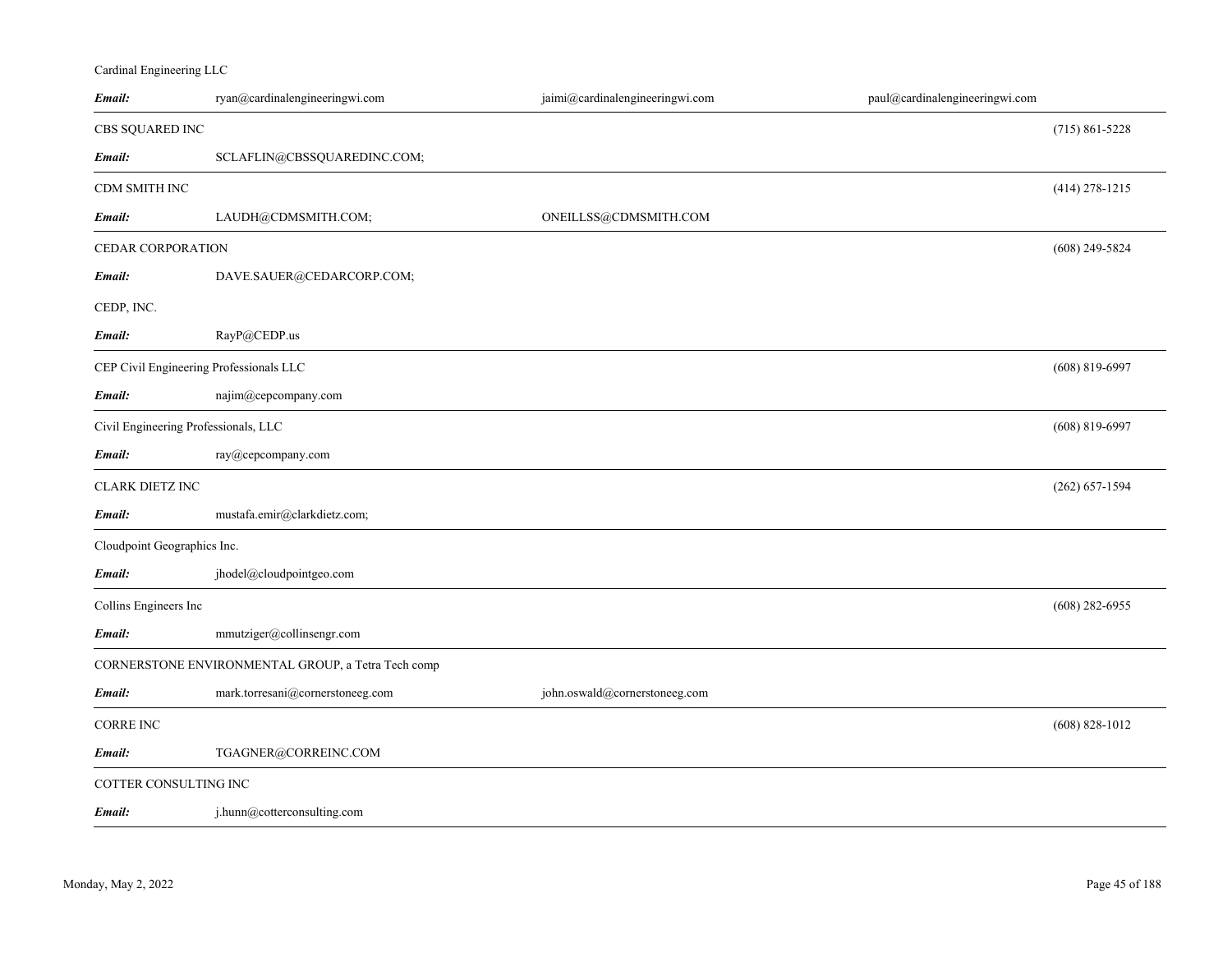Cardinal Engineering LLC

| | | | | |
|---|---|---|---|---|
| ***Email:*** | ryan@cardinalengineeringwi.com | jaimi@cardinalengineeringwi.com | paul@cardinalengineeringwi.com | |

CBS SQUARED INC (715) 861-5228

| | | | | |
|---|---|---|---|---|
| ***Email:*** | SCLAFLIN@CBSSQUAREDINC.COM; | | | |

CDM SMITH INC (414) 278-1215

| | | | | |
|---|---|---|---|---|
| ***Email:*** | LAUDH@CDMSMITH.COM; | ONEILLSS@CDMSMITH.COM | | |

CEDAR CORPORATION (608) 249-5824

| | | | | |
|---|---|---|---|---|
| ***Email:*** | DAVE.SAUER@CEDARCORP.COM; | | | |

CEDP, INC.

| | | | | |
|---|---|---|---|---|
| ***Email:*** | RayP@CEDP.us | | | |

CEP Civil Engineering Professionals LLC (608) 819-6997

| | | | | |
|---|---|---|---|---|
| ***Email:*** | najim@cepcompany.com | | | |

Civil Engineering Professionals, LLC (608) 819-6997

| | | | | |
|---|---|---|---|---|
| ***Email:*** | ray@cepcompany.com | | | |

CLARK DIETZ INC (262) 657-1594

| | | | | |
|---|---|---|---|---|
| ***Email:*** | mustafa.emir@clarkdietz.com; | | | |

Cloudpoint Geographics Inc.

| | | | | |
|---|---|---|---|---|
| ***Email:*** | jhodel@cloudpointgeo.com | | | |

Collins Engineers Inc (608) 282-6955

| | | | | |
|---|---|---|---|---|
| ***Email:*** | mmutziger@collinsengr.com | | | |

CORNERSTONE ENVIRONMENTAL GROUP, a Tetra Tech comp

| | | | | |
|---|---|---|---|---|
| ***Email:*** | mark.torresani@cornerstoneeg.com | john.oswald@cornerstoneeg.com | | |

CORRE INC (608) 828-1012

| | | | | |
|---|---|---|---|---|
| ***Email:*** | TGAGNER@CORREINC.COM | | | |

COTTER CONSULTING INC

| | | | | |
|---|---|---|---|---|
| ***Email:*** | j.hunn@cotterconsulting.com | | | |

Monday, May 2, 2022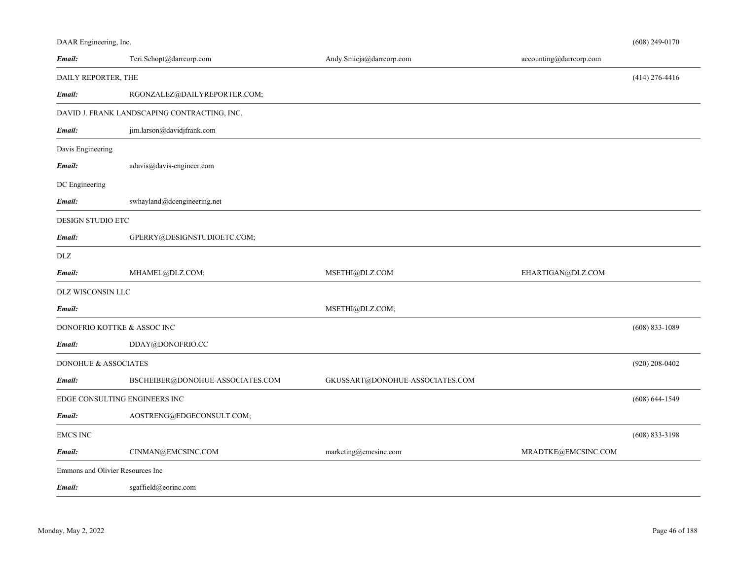DAAR Engineering, Inc. (608) 249-0170

**Email:** Teri.Schopt@darrcorp.com Andy.Smieja@darrcorp.com accounting@darrcorp.com

---

DAILY REPORTER, THE (414) 276-4416

**Email:** RGONZALEZ@DAILYREPORTER.COM;

---

DAVID J. FRANK LANDSCAPING CONTRACTING, INC.

**Email:** jim.larson@davidjfrank.com

---

Davis Engineering

**Email:** adavis@davis-engineer.com

DC Engineering

**Email:** swhayland@dcengineering.net

---

DESIGN STUDIO ETC

**Email:** GPERRY@DESIGNSTUDIOETC.COM;

---

DLZ

**Email:** MHAMEL@DLZ.COM; MSETHI@DLZ.COM EHARTIGAN@DLZ.COM

---

DLZ WISCONSIN LLC

**Email:** MSETHI@DLZ.COM;

---

DONOFRIO KOTTKE & ASSOC INC (608) 833-1089

**Email:** DDAY@DONOFRIO.CC

---

DONOHUE & ASSOCIATES (920) 208-0402

**Email:** BSCHEIBER@DONOHUE-ASSOCIATES.COM GKUSSART@DONOHUE-ASSOCIATES.COM

---

EDGE CONSULTING ENGINEERS INC (608) 644-1549

**Email:** AOSTRENG@EDGECONSULT.COM;

---

EMCS INC (608) 833-3198

**Email:** CINMAN@EMCSINC.COM marketing@emcsinc.com MRADTKE@EMCSINC.COM

---

Emmons and Olivier Resources Inc

**Email:** sgaffield@eorinc.com

---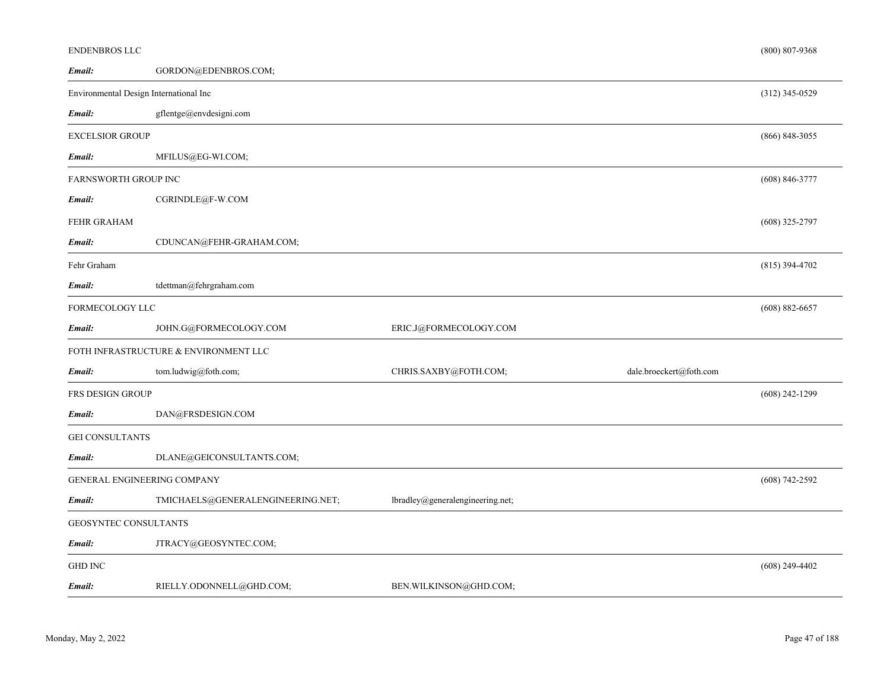ENDENBROS LLC (800) 807-9368

***Email:*** GORDON@EDENBROS.COM;

---

Environmental Design International Inc (312) 345-0529

***Email:*** gflentge@envdesigni.com

---

EXCELSIOR GROUP (866) 848-3055

***Email:*** MFILUS@EG-WI.COM;

---

FARNSWORTH GROUP INC (608) 846-3777

***Email:*** CGRINDLE@F-W.COM

FEHR GRAHAM (608) 325-2797

***Email:*** CDUNCAN@FEHR-GRAHAM.COM;

---

Fehr Graham (815) 394-4702

***Email:*** tdettman@fehrgraham.com

---

FORMECOLOGY LLC (608) 882-6657

***Email:*** JOHN.G@FORMECOLOGY.COM ERIC.J@FORMECOLOGY.COM

---

FOTH INFRASTRUCTURE & ENVIRONMENT LLC

***Email:*** tom.ludwig@foth.com; CHRIS.SAXBY@FOTH.COM; dale.broeckert@foth.com

---

FRS DESIGN GROUP (608) 242-1299

***Email:*** DAN@FRSDESIGN.COM

---

GEI CONSULTANTS

***Email:*** DLANE@GEICONSULTANTS.COM;

---

GENERAL ENGINEERING COMPANY (608) 742-2592

***Email:*** TMICHAELS@GENERALENGINEERING.NET; lbradley@generalengineering.net;

---

GEOSYNTEC CONSULTANTS

***Email:*** JTRACY@GEOSYNTEC.COM;

---

GHD INC (608) 249-4402

***Email:*** RIELLY.ODONNELL@GHD.COM; BEN.WILKINSON@GHD.COM;

---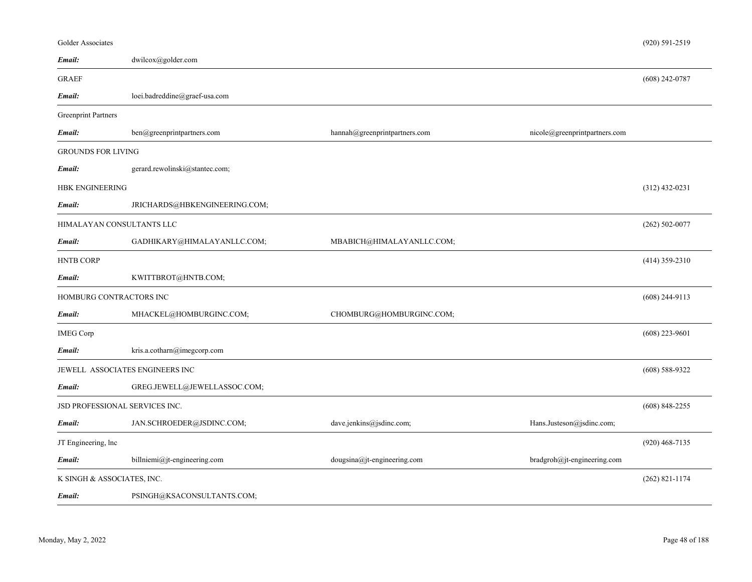| Company | Email | | | Phone |
|---|---|---|---|---|
| Golder Associates | | | | (920) 591-2519 |
| ***Email:*** | dwilcox@golder.com | | | |
| GRAEF | | | | (608) 242-0787 |
| ***Email:*** | loei.badreddine@graef-usa.com | | | |
| Greenprint Partners | | | | |
| ***Email:*** | ben@greenprintpartners.com | hannah@greenprintpartners.com | nicole@greenprintpartners.com | |
| GROUNDS FOR LIVING | | | | |
| ***Email:*** | gerard.rewolinski@stantec.com; | | | |
| HBK ENGINEERING | | | | (312) 432-0231 |
| ***Email:*** | JRICHARDS@HBKENGINEERING.COM; | | | |
| HIMALAYAN CONSULTANTS LLC | | | | (262) 502-0077 |
| ***Email:*** | GADHIKARY@HIMALAYANLLC.COM; | MBABICH@HIMALAYANLLC.COM; | | |
| HNTB CORP | | | | (414) 359-2310 |
| ***Email:*** | KWITTBROT@HNTB.COM; | | | |
| HOMBURG CONTRACTORS INC | | | | (608) 244-9113 |
| ***Email:*** | MHACKEL@HOMBURGINC.COM; | CHOMBURG@HOMBURGINC.COM; | | |
| IMEG Corp | | | | (608) 223-9601 |
| ***Email:*** | kris.a.cotharn@imegcorp.com | | | |
| JEWELL ASSOCIATES ENGINEERS INC | | | | (608) 588-9322 |
| ***Email:*** | GREG.JEWELL@JEWELLASSOC.COM; | | | |
| JSD PROFESSIONAL SERVICES INC. | | | | (608) 848-2255 |
| ***Email:*** | JAN.SCHROEDER@JSDINC.COM; | dave.jenkins@jsdinc.com; | Hans.Justeson@jsdinc.com; | |
| JT Engineering, lnc | | | | (920) 468-7135 |
| ***Email:*** | billniemi@jt-engineering.com | dougsina@jt-engineering.com | bradgroh@jt-engineering.com | |
| K SINGH & ASSOCIATES, INC. | | | | (262) 821-1174 |
| ***Email:*** | PSINGH@KSACONSULTANTS.COM; | | | |

Monday, May 2, 2022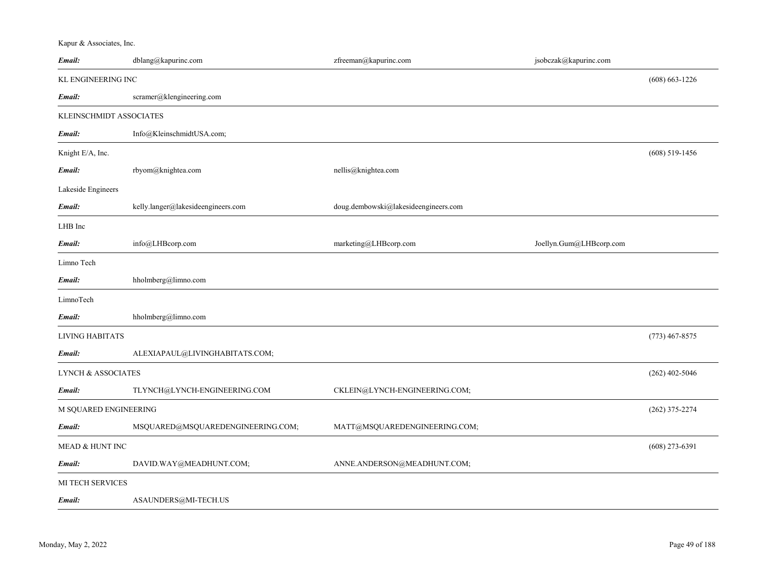Kapur & Associates, Inc.

| | | | | |
|---|---|---|---|---|
| ***Email:*** | dblang@kapurinc.com | zfreeman@kapurinc.com | jsobczak@kapurinc.com | |

KL ENGINEERING INC — (608) 663-1226

| | | | | |
|---|---|---|---|---|
| ***Email:*** | scramer@klengineering.com | | | |

KLEINSCHMIDT ASSOCIATES

| | | | | |
|---|---|---|---|---|
| ***Email:*** | Info@KleinschmidtUSA.com; | | | |

Knight E/A, Inc. — (608) 519-1456

| | | | | |
|---|---|---|---|---|
| ***Email:*** | rbyom@knightea.com | nellis@knightea.com | | |

Lakeside Engineers

| | | | | |
|---|---|---|---|---|
| ***Email:*** | kelly.langer@lakesideengineers.com | doug.dembowski@lakesideengineers.com | | |

LHB Inc

| | | | | |
|---|---|---|---|---|
| ***Email:*** | info@LHBcorp.com | marketing@LHBcorp.com | Joellyn.Gum@LHBcorp.com | |

Limno Tech

| | | | | |
|---|---|---|---|---|
| ***Email:*** | hholmberg@limno.com | | | |

LimnoTech

| | | | | |
|---|---|---|---|---|
| ***Email:*** | hholmberg@limno.com | | | |

LIVING HABITATS — (773) 467-8575

| | | | | |
|---|---|---|---|---|
| ***Email:*** | ALEXIAPAUL@LIVINGHABITATS.COM; | | | |

LYNCH & ASSOCIATES — (262) 402-5046

| | | | | |
|---|---|---|---|---|
| ***Email:*** | TLYNCH@LYNCH-ENGINEERING.COM | CKLEIN@LYNCH-ENGINEERING.COM; | | |

M SQUARED ENGINEERING — (262) 375-2274

| | | | | |
|---|---|---|---|---|
| ***Email:*** | MSQUARED@MSQUAREDENGINEERING.COM; | MATT@MSQUAREDENGINEERING.COM; | | |

MEAD & HUNT INC — (608) 273-6391

| | | | | |
|---|---|---|---|---|
| ***Email:*** | DAVID.WAY@MEADHUNT.COM; | ANNE.ANDERSON@MEADHUNT.COM; | | |

MI TECH SERVICES

| | | | | |
|---|---|---|---|---|
| ***Email:*** | ASAUNDERS@MI-TECH.US | | | |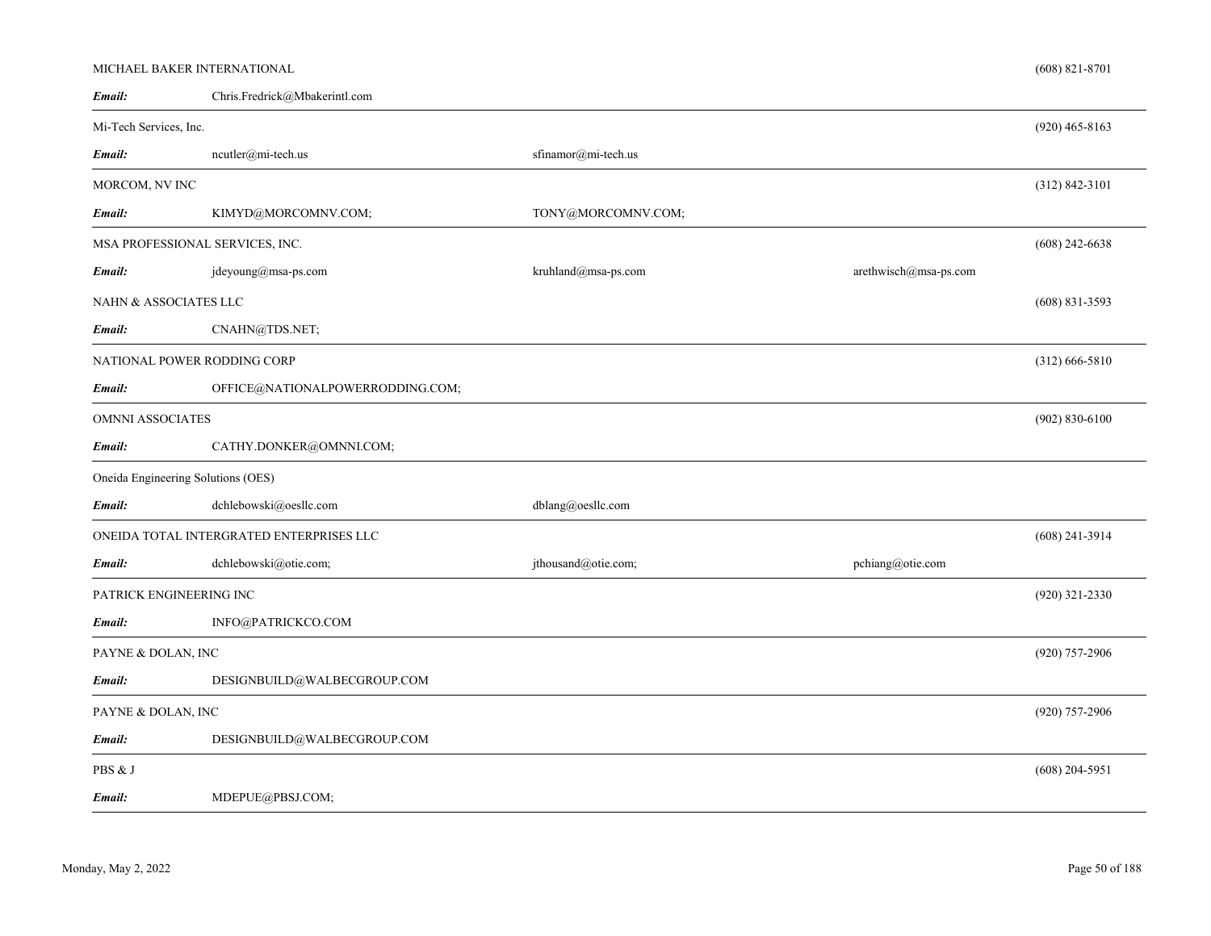MICHAEL BAKER INTERNATIONAL (608) 821-8701

***Email:*** Chris.Fredrick@Mbakerintl.com

---

Mi-Tech Services, Inc. (920) 465-8163

***Email:*** ncutler@mi-tech.us sfinamor@mi-tech.us

---

MORCOM, NV INC (312) 842-3101

***Email:*** KIMYD@MORCOMNV.COM; TONY@MORCOMNV.COM;

---

MSA PROFESSIONAL SERVICES, INC. (608) 242-6638

***Email:*** jdeyoung@msa-ps.com kruhland@msa-ps.com arethwisch@msa-ps.com

NAHN & ASSOCIATES LLC (608) 831-3593

***Email:*** CNAHN@TDS.NET;

---

NATIONAL POWER RODDING CORP (312) 666-5810

***Email:*** OFFICE@NATIONALPOWERRODDING.COM;

---

OMNNI ASSOCIATES (902) 830-6100

***Email:*** CATHY.DONKER@OMNNI.COM;

---

Oneida Engineering Solutions (OES)

***Email:*** dchlebowski@oesllc.com dblang@oesllc.com

---

ONEIDA TOTAL INTERGRATED ENTERPRISES LLC (608) 241-3914

***Email:*** dchlebowski@otie.com; jthousand@otie.com; pchiang@otie.com

---

PATRICK ENGINEERING INC (920) 321-2330

***Email:*** INFO@PATRICKCO.COM

---

PAYNE & DOLAN, INC (920) 757-2906

***Email:*** DESIGNBUILD@WALBECGROUP.COM

---

PAYNE & DOLAN, INC (920) 757-2906

***Email:*** DESIGNBUILD@WALBECGROUP.COM

---

PBS & J (608) 204-5951

***Email:*** MDEPUE@PBSJ.COM;

---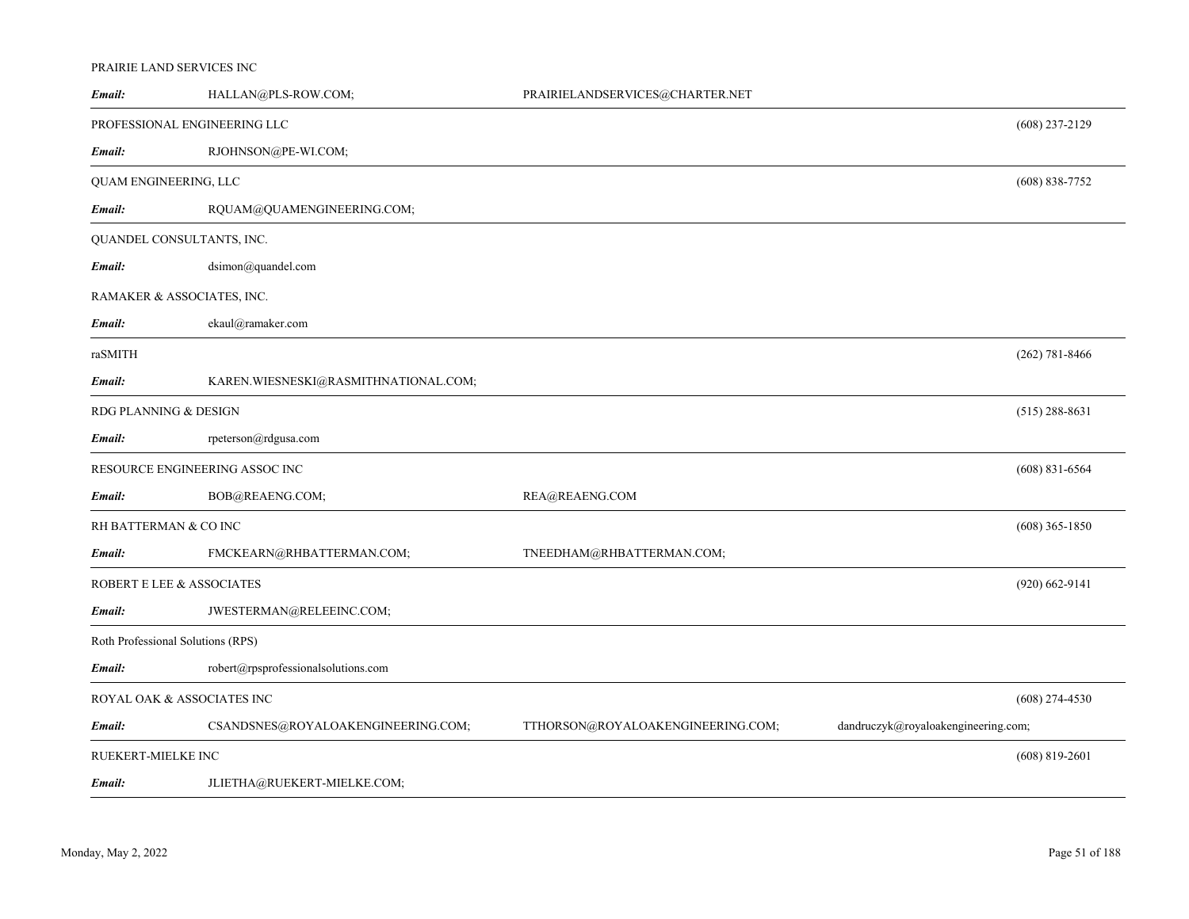PRAIRIE LAND SERVICES INC

| *Email:* | HALLAN@PLS-ROW.COM; | PRAIRIELANDSERVICES@CHARTER.NET | | |
|---|---|---|---|---|

PROFESSIONAL ENGINEERING LLC (608) 237-2129

| *Email:* | RJOHNSON@PE-WI.COM; | | | |
|---|---|---|---|---|

QUAM ENGINEERING, LLC (608) 838-7752

| *Email:* | RQUAM@QUAMENGINEERING.COM; | | | |
|---|---|---|---|---|

QUANDEL CONSULTANTS, INC.

| *Email:* | dsimon@quandel.com | | | |
|---|---|---|---|---|

RAMAKER & ASSOCIATES, INC.

| *Email:* | ekaul@ramaker.com | | | |
|---|---|---|---|---|

raSMITH (262) 781-8466

| *Email:* | KAREN.WIESNESKI@RASMITHNATIONAL.COM; | | | |
|---|---|---|---|---|

RDG PLANNING & DESIGN (515) 288-8631

| *Email:* | rpeterson@rdgusa.com | | | |
|---|---|---|---|---|

RESOURCE ENGINEERING ASSOC INC (608) 831-6564

| *Email:* | BOB@REAENG.COM; | REA@REAENG.COM | | |
|---|---|---|---|---|

RH BATTERMAN & CO INC (608) 365-1850

| *Email:* | FMCKEARN@RHBATTERMAN.COM; | TNEEDHAM@RHBATTERMAN.COM; | | |
|---|---|---|---|---|

ROBERT E LEE & ASSOCIATES (920) 662-9141

| *Email:* | JWESTERMAN@RELEEINC.COM; | | | |
|---|---|---|---|---|

Roth Professional Solutions (RPS)

| *Email:* | robert@rpsprofessionalsolutions.com | | | |
|---|---|---|---|---|

ROYAL OAK & ASSOCIATES INC (608) 274-4530

| *Email:* | CSANDSNES@ROYALOAKENGINEERING.COM; | TTHORSON@ROYALOAKENGINEERING.COM; | dandruczyk@royaloakengineering.com; | |
|---|---|---|---|---|

RUEKERT-MIELKE INC (608) 819-2601

| *Email:* | JLIETHA@RUEKERT-MIELKE.COM; | | | |
|---|---|---|---|---|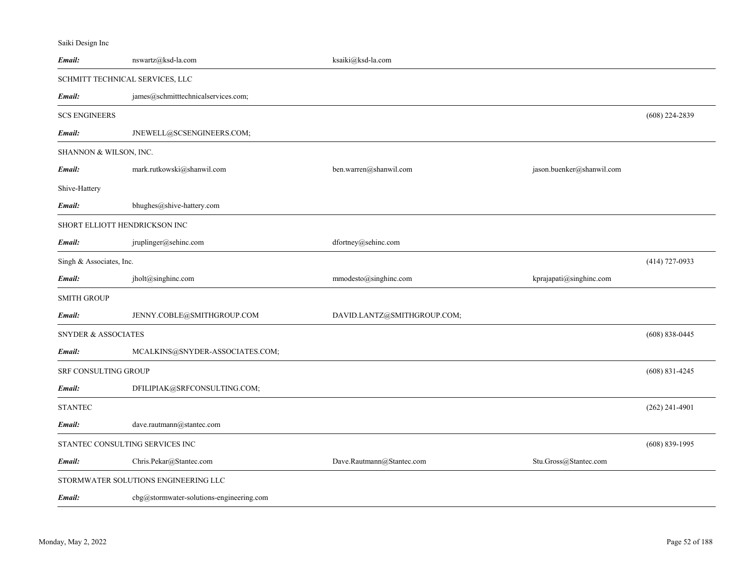Saiki Design Inc

| | | | | |
|---|---|---|---|---|
| ***Email:*** | nswartz@ksd-la.com | ksaiki@ksd-la.com | | |

SCHMITT TECHNICAL SERVICES, LLC

| | | | | |
|---|---|---|---|---|
| ***Email:*** | james@schmitttechnicalservices.com; | | | |

SCS ENGINEERS (608) 224-2839

| | | | | |
|---|---|---|---|---|
| ***Email:*** | JNEWELL@SCSENGINEERS.COM; | | | |

SHANNON & WILSON, INC.

| | | | | |
|---|---|---|---|---|
| ***Email:*** | mark.rutkowski@shanwil.com | ben.warren@shanwil.com | jason.buenker@shanwil.com | |

Shive-Hattery

| | | | | |
|---|---|---|---|---|
| ***Email:*** | bhughes@shive-hattery.com | | | |

SHORT ELLIOTT HENDRICKSON INC

| | | | | |
|---|---|---|---|---|
| ***Email:*** | jruplinger@sehinc.com | dfortney@sehinc.com | | |

Singh & Associates, Inc. (414) 727-0933

| | | | | |
|---|---|---|---|---|
| ***Email:*** | jholt@singhinc.com | mmodesto@singhinc.com | kprajapati@singhinc.com | |

SMITH GROUP

| | | | | |
|---|---|---|---|---|
| ***Email:*** | JENNY.COBLE@SMITHGROUP.COM | DAVID.LANTZ@SMITHGROUP.COM; | | |

SNYDER & ASSOCIATES (608) 838-0445

| | | | | |
|---|---|---|---|---|
| ***Email:*** | MCALKINS@SNYDER-ASSOCIATES.COM; | | | |

SRF CONSULTING GROUP (608) 831-4245

| | | | | |
|---|---|---|---|---|
| ***Email:*** | DFILIPIAK@SRFCONSULTING.COM; | | | |

STANTEC (262) 241-4901

| | | | | |
|---|---|---|---|---|
| ***Email:*** | dave.rautmann@stantec.com | | | |

STANTEC CONSULTING SERVICES INC (608) 839-1995

| | | | | |
|---|---|---|---|---|
| ***Email:*** | Chris.Pekar@Stantec.com | Dave.Rautmann@Stantec.com | Stu.Gross@Stantec.com | |

STORMWATER SOLUTIONS ENGINEERING LLC

| | | | | |
|---|---|---|---|---|
| ***Email:*** | cbg@stormwater-solutions-engineering.com | | | |

Monday, May 2, 2022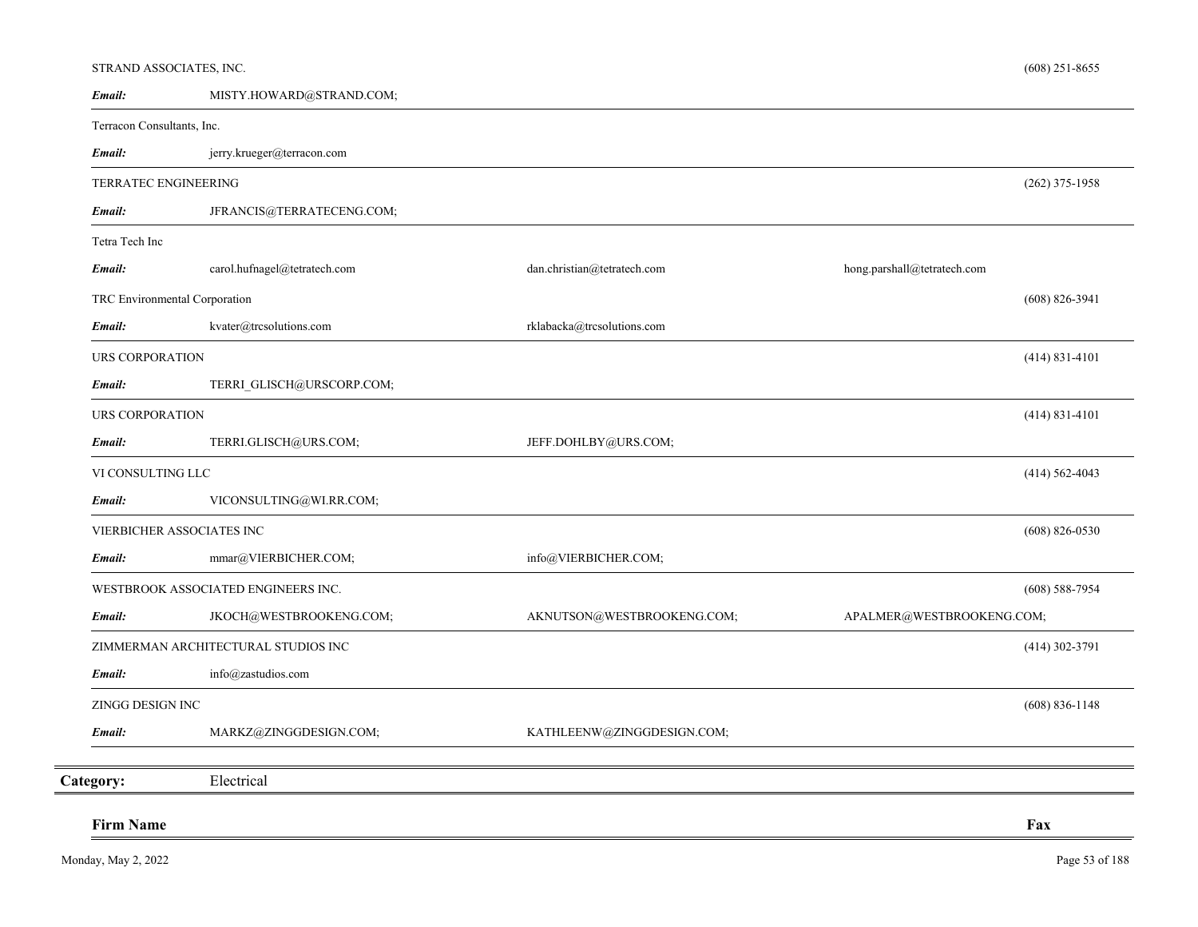| Firm Name | | | | Fax |
|---|---|---|---|---|
| STRAND ASSOCIATES, INC. | | | | (608) 251-8655 |
| ***Email:*** | MISTY.HOWARD@STRAND.COM; | | | |
| Terracon Consultants, Inc. | | | | |
| ***Email:*** | jerry.krueger@terracon.com | | | |
| TERRATEC ENGINEERING | | | | (262) 375-1958 |
| ***Email:*** | JFRANCIS@TERRATECENG.COM; | | | |
| Tetra Tech Inc | | | | |
| ***Email:*** | carol.hufnagel@tetratech.com | dan.christian@tetratech.com | hong.parshall@tetratech.com | |
| TRC Environmental Corporation | | | | (608) 826-3941 |
| ***Email:*** | kvater@trcsolutions.com | rklabacka@trcsolutions.com | | |
| URS CORPORATION | | | | (414) 831-4101 |
| ***Email:*** | TERRI_GLISCH@URSCORP.COM; | | | |
| URS CORPORATION | | | | (414) 831-4101 |
| ***Email:*** | TERRI.GLISCH@URS.COM; | JEFF.DOHLBY@URS.COM; | | |
| VI CONSULTING LLC | | | | (414) 562-4043 |
| ***Email:*** | VICONSULTING@WI.RR.COM; | | | |
| VIERBICHER ASSOCIATES INC | | | | (608) 826-0530 |
| ***Email:*** | mmar@VIERBICHER.COM; | info@VIERBICHER.COM; | | |
| WESTBROOK ASSOCIATED ENGINEERS INC. | | | | (608) 588-7954 |
| ***Email:*** | JKOCH@WESTBROOKENG.COM; | AKNUTSON@WESTBROOKENG.COM; | APALMER@WESTBROOKENG.COM; | |
| ZIMMERMAN ARCHITECTURAL STUDIOS INC | | | | (414) 302-3791 |
| ***Email:*** | info@zastudios.com | | | |
| ZINGG DESIGN INC | | | | (608) 836-1148 |
| ***Email:*** | MARKZ@ZINGGDESIGN.COM; | KATHLEENW@ZINGGDESIGN.COM; | | |

**Category:** Electrical

| Firm Name | Fax |
|---|---|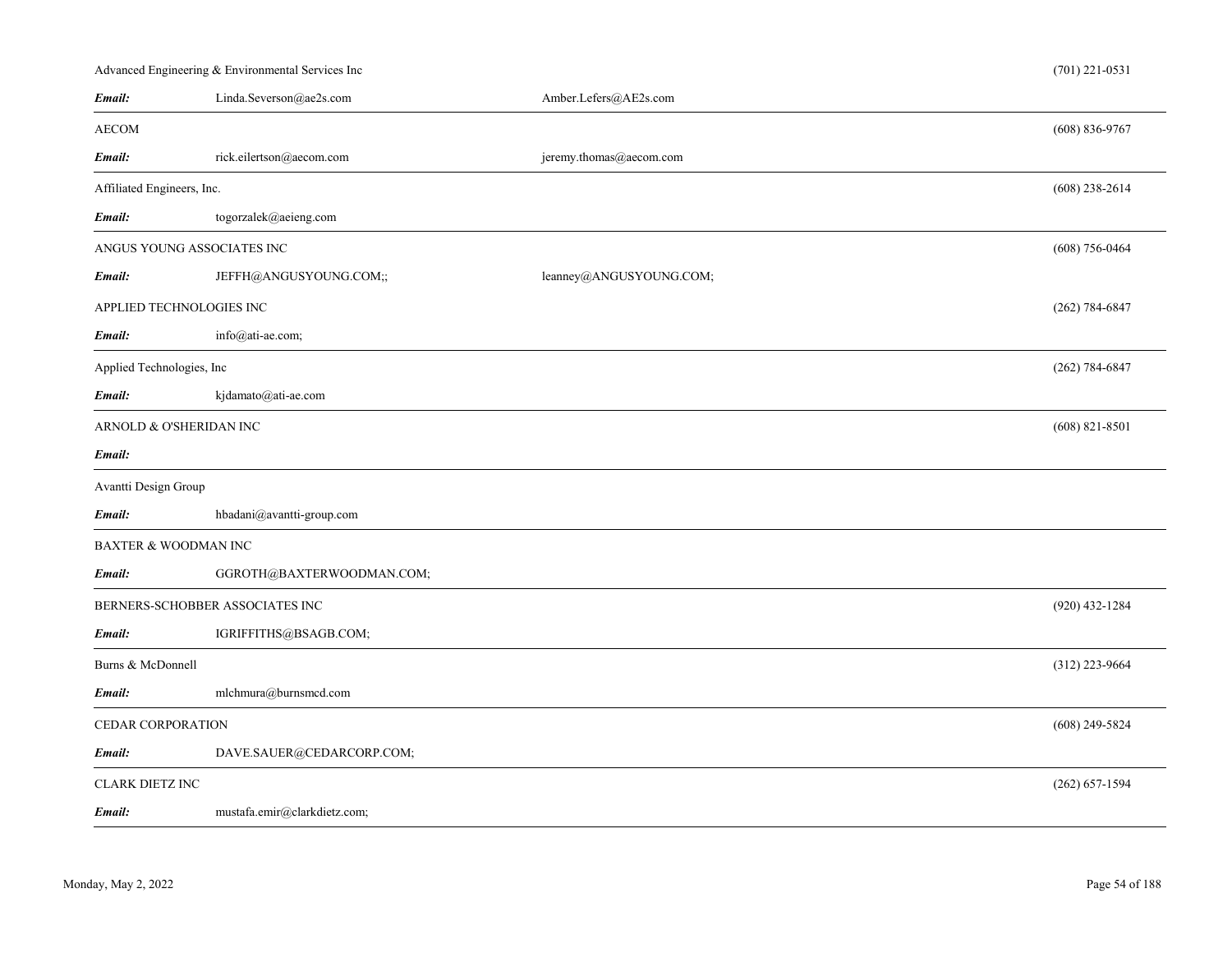| Company | Email | Email | Phone |
|---|---|---|---|
| Advanced Engineering & Environmental Services Inc | Linda.Severson@ae2s.com | Amber.Lefers@AE2s.com | (701) 221-0531 |
| AECOM | rick.eilertson@aecom.com | jeremy.thomas@aecom.com | (608) 836-9767 |
| Affiliated Engineers, Inc. | togorzalek@aeieng.com | | (608) 238-2614 |
| ANGUS YOUNG ASSOCIATES INC | JEFFH@ANGUSYOUNG.COM;; | leanney@ANGUSYOUNG.COM; | (608) 756-0464 |
| APPLIED TECHNOLOGIES INC | info@ati-ae.com; | | (262) 784-6847 |
| Applied Technologies, Inc | kjdamato@ati-ae.com | | (262) 784-6847 |
| ARNOLD & O'SHERIDAN INC | | | (608) 821-8501 |
| Avantti Design Group | hbadani@avantti-group.com | | |
| BAXTER & WOODMAN INC | GGROTH@BAXTERWOODMAN.COM; | | |
| BERNERS-SCHOBBER ASSOCIATES INC | IGRIFFITHS@BSAGB.COM; | | (920) 432-1284 |
| Burns & McDonnell | mlchmura@burnsmcd.com | | (312) 223-9664 |
| CEDAR CORPORATION | DAVE.SAUER@CEDARCORP.COM; | | (608) 249-5824 |
| CLARK DIETZ INC | mustafa.emir@clarkdietz.com; | | (262) 657-1594 |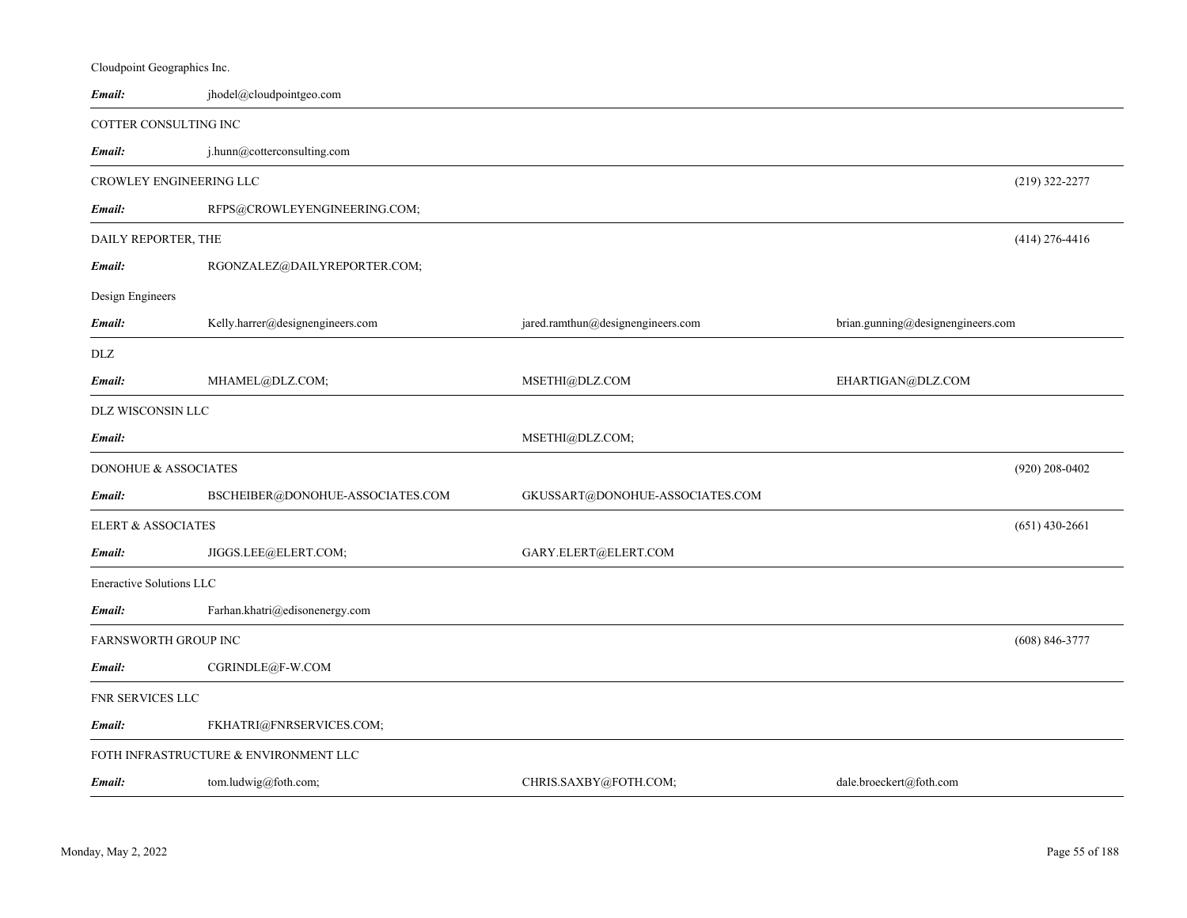Cloudpoint Geographics Inc.

| *Email:* | jhodel@cloudpointgeo.com | | |
|---|---|---|---|

COTTER CONSULTING INC

| *Email:* | j.hunn@cotterconsulting.com | | |
|---|---|---|---|

CROWLEY ENGINEERING LLC (219) 322-2277

| *Email:* | RFPS@CROWLEYENGINEERING.COM; | | |
|---|---|---|---|

DAILY REPORTER, THE (414) 276-4416

| *Email:* | RGONZALEZ@DAILYREPORTER.COM; | | |
|---|---|---|---|

Design Engineers

| *Email:* | Kelly.harrer@designengineers.com | jared.ramthun@designengineers.com | brian.gunning@designengineers.com |
|---|---|---|---|

DLZ

| *Email:* | MHAMEL@DLZ.COM; | MSETHI@DLZ.COM | EHARTIGAN@DLZ.COM |
|---|---|---|---|

DLZ WISCONSIN LLC

| *Email:* | | MSETHI@DLZ.COM; | |
|---|---|---|---|

DONOHUE & ASSOCIATES (920) 208-0402

| *Email:* | BSCHEIBER@DONOHUE-ASSOCIATES.COM | GKUSSART@DONOHUE-ASSOCIATES.COM | |
|---|---|---|---|

ELERT & ASSOCIATES (651) 430-2661

| *Email:* | JIGGS.LEE@ELERT.COM; | GARY.ELERT@ELERT.COM | |
|---|---|---|---|

Eneractive Solutions LLC

| *Email:* | Farhan.khatri@edisonenergy.com | | |
|---|---|---|---|

FARNSWORTH GROUP INC (608) 846-3777

| *Email:* | CGRINDLE@F-W.COM | | |
|---|---|---|---|

FNR SERVICES LLC

| *Email:* | FKHATRI@FNRSERVICES.COM; | | |
|---|---|---|---|

FOTH INFRASTRUCTURE & ENVIRONMENT LLC

| *Email:* | tom.ludwig@foth.com; | CHRIS.SAXBY@FOTH.COM; | dale.broeckert@foth.com |
|---|---|---|---|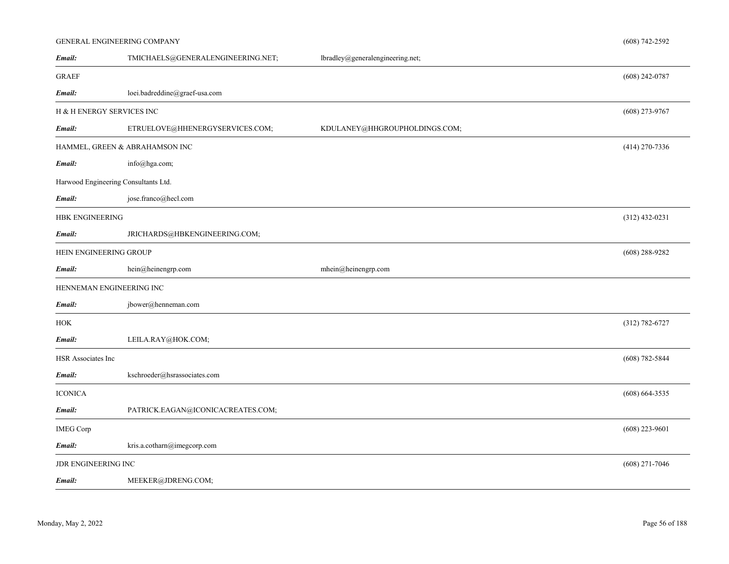GENERAL ENGINEERING COMPANY (608) 742-2592

***Email:*** TMICHAELS@GENERALENGINEERING.NET; lbradley@generalengineering.net;

---

GRAEF (608) 242-0787

***Email:*** loei.badreddine@graef-usa.com

---

H & H ENERGY SERVICES INC (608) 273-9767

***Email:*** ETRUELOVE@HHENERGYSERVICES.COM; KDULANEY@HHGROUPHOLDINGS.COM;

---

HAMMEL, GREEN & ABRAHAMSON INC (414) 270-7336

***Email:*** info@hga.com;

Harwood Engineering Consultants Ltd.

***Email:*** jose.franco@hecl.com

---

HBK ENGINEERING (312) 432-0231

***Email:*** JRICHARDS@HBKENGINEERING.COM;

---

HEIN ENGINEERING GROUP (608) 288-9282

***Email:*** hein@heinengrp.com mhein@heinengrp.com

---

HENNEMAN ENGINEERING INC

***Email:*** jbower@henneman.com

---

HOK (312) 782-6727

***Email:*** LEILA.RAY@HOK.COM;

---

HSR Associates Inc (608) 782-5844

***Email:*** kschroeder@hsrassociates.com

---

ICONICA (608) 664-3535

***Email:*** PATRICK.EAGAN@ICONICACREATES.COM;

---

IMEG Corp (608) 223-9601

***Email:*** kris.a.cotharn@imegcorp.com

---

JDR ENGINEERING INC (608) 271-7046

***Email:*** MEEKER@JDRENG.COM;

---

Monday, May 2, 2022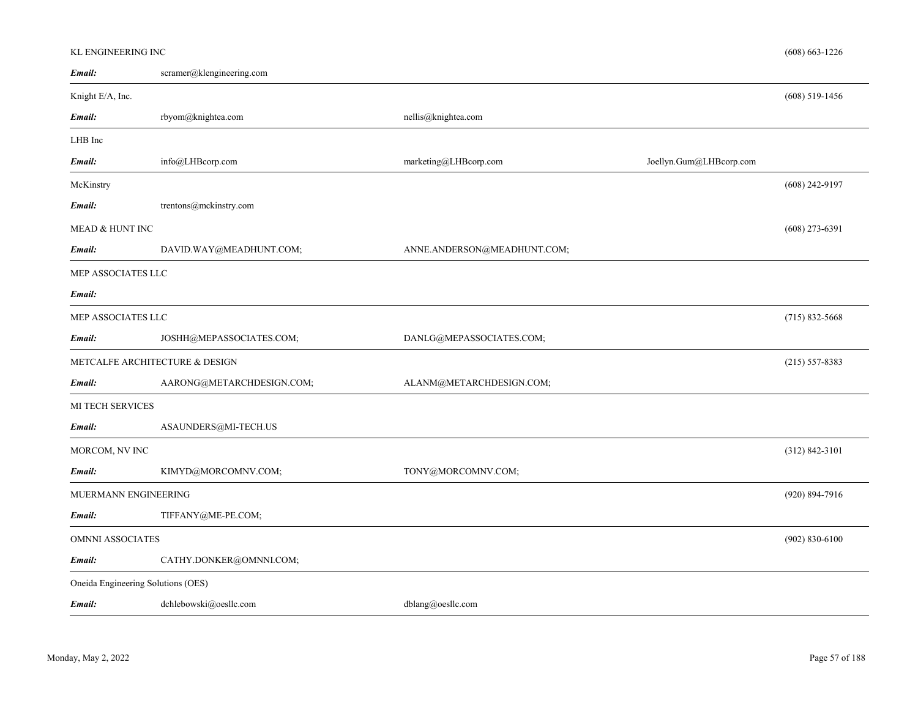KL ENGINEERING INC (608) 663-1226

***Email:*** scramer@klengineering.com

---

Knight E/A, Inc. (608) 519-1456

***Email:*** rbyom@knightea.com nellis@knightea.com

---

LHB Inc

***Email:*** info@LHBcorp.com marketing@LHBcorp.com Joellyn.Gum@LHBcorp.com

---

McKinstry (608) 242-9197

***Email:*** trentons@mckinstry.com

MEAD & HUNT INC (608) 273-6391

***Email:*** DAVID.WAY@MEADHUNT.COM; ANNE.ANDERSON@MEADHUNT.COM;

---

MEP ASSOCIATES LLC

***Email:***

---

MEP ASSOCIATES LLC (715) 832-5668

***Email:*** JOSHH@MEPASSOCIATES.COM; DANLG@MEPASSOCIATES.COM;

---

METCALFE ARCHITECTURE & DESIGN (215) 557-8383

***Email:*** AARONG@METARCHDESIGN.COM; ALANM@METARCHDESIGN.COM;

---

MI TECH SERVICES

***Email:*** ASAUNDERS@MI-TECH.US

---

MORCOM, NV INC (312) 842-3101

***Email:*** KIMYD@MORCOMNV.COM; TONY@MORCOMNV.COM;

---

MUERMANN ENGINEERING (920) 894-7916

***Email:*** TIFFANY@ME-PE.COM;

---

OMNNI ASSOCIATES (902) 830-6100

***Email:*** CATHY.DONKER@OMNNI.COM;

---

Oneida Engineering Solutions (OES)

***Email:*** dchlebowski@oesllc.com dblang@oesllc.com

---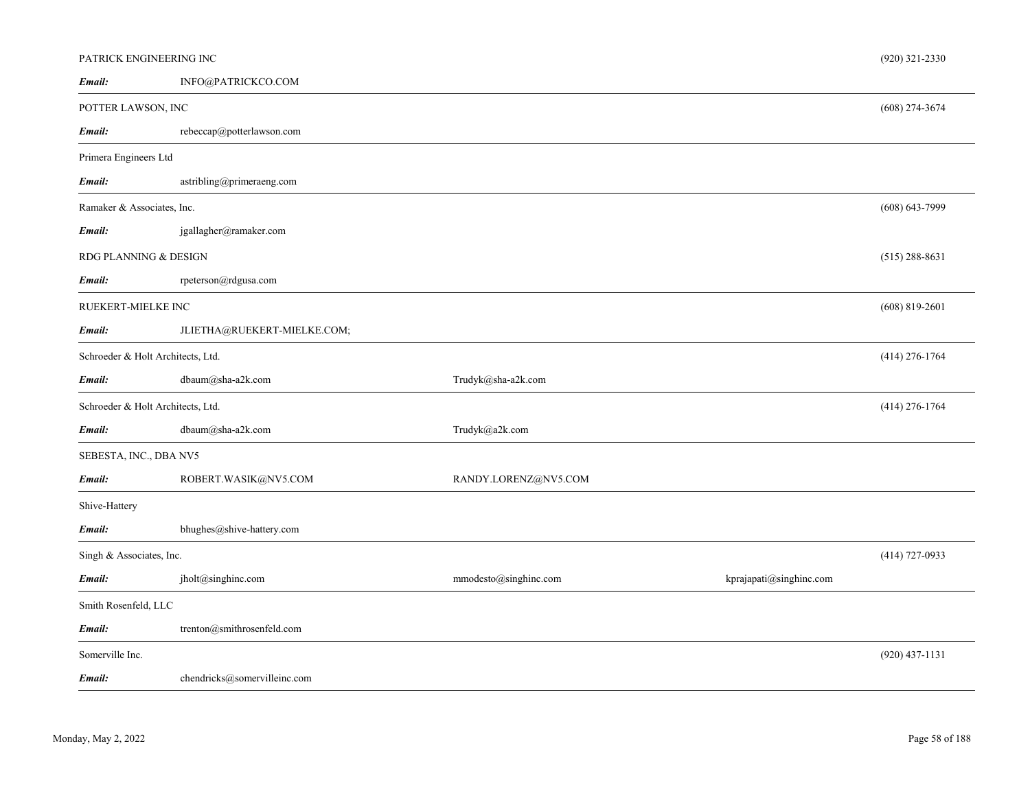PATRICK ENGINEERING INC (920) 321-2330

***Email:*** INFO@PATRICKCO.COM

---

POTTER LAWSON, INC (608) 274-3674

***Email:*** rebeccap@potterlawson.com

---

Primera Engineers Ltd

***Email:*** astribling@primeraeng.com

---

Ramaker & Associates, Inc. (608) 643-7999

***Email:*** jgallagher@ramaker.com

RDG PLANNING & DESIGN (515) 288-8631

***Email:*** rpeterson@rdgusa.com

---

RUEKERT-MIELKE INC (608) 819-2601

***Email:*** JLIETHA@RUEKERT-MIELKE.COM;

---

Schroeder & Holt Architects, Ltd. (414) 276-1764

***Email:*** dbaum@sha-a2k.com Trudyk@sha-a2k.com

---

Schroeder & Holt Architects, Ltd. (414) 276-1764

***Email:*** dbaum@sha-a2k.com Trudyk@a2k.com

---

SEBESTA, INC., DBA NV5

***Email:*** ROBERT.WASIK@NV5.COM RANDY.LORENZ@NV5.COM

---

Shive-Hattery

***Email:*** bhughes@shive-hattery.com

---

Singh & Associates, Inc. (414) 727-0933

***Email:*** jholt@singhinc.com mmodesto@singhinc.com kprajapati@singhinc.com

---

Smith Rosenfeld, LLC

***Email:*** trenton@smithrosenfeld.com

---

Somerville Inc. (920) 437-1131

***Email:*** chendricks@somervilleinc.com

---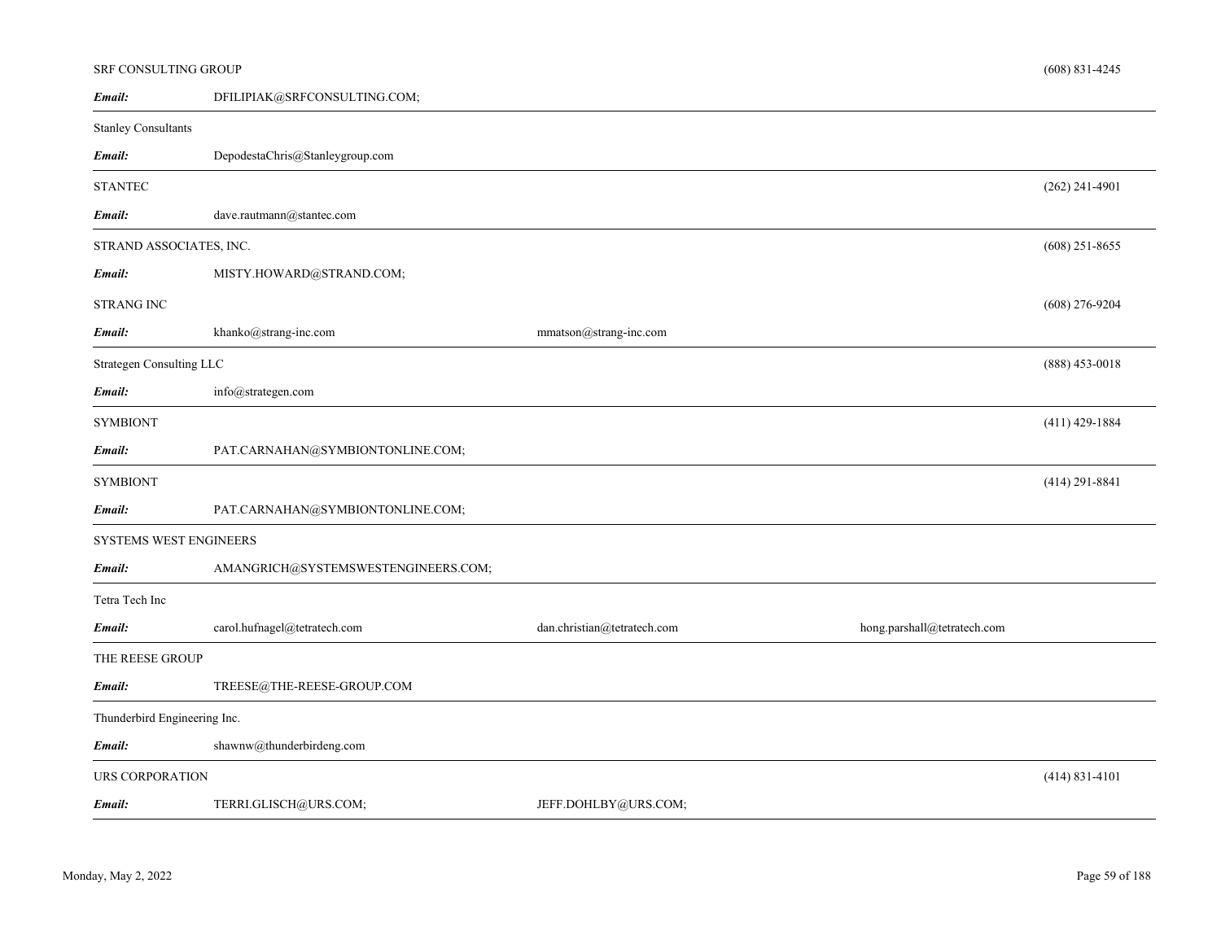SRF CONSULTING GROUP (608) 831-4245

***Email:*** DFILIPIAK@SRFCONSULTING.COM;

---

Stanley Consultants

***Email:*** DepodestaChris@Stanleygroup.com

---

STANTEC (262) 241-4901

***Email:*** dave.rautmann@stantec.com

---

STRAND ASSOCIATES, INC. (608) 251-8655

***Email:*** MISTY.HOWARD@STRAND.COM;

STRANG INC (608) 276-9204

***Email:*** khanko@strang-inc.com mmatson@strang-inc.com

---

Strategen Consulting LLC (888) 453-0018

***Email:*** info@strategen.com

---

SYMBIONT (411) 429-1884

***Email:*** PAT.CARNAHAN@SYMBIONTONLINE.COM;

---

SYMBIONT (414) 291-8841

***Email:*** PAT.CARNAHAN@SYMBIONTONLINE.COM;

---

SYSTEMS WEST ENGINEERS

***Email:*** AMANGRICH@SYSTEMSWESTENGINEERS.COM;

---

Tetra Tech Inc

***Email:*** carol.hufnagel@tetratech.com dan.christian@tetratech.com hong.parshall@tetratech.com

---

THE REESE GROUP

***Email:*** TREESE@THE-REESE-GROUP.COM

---

Thunderbird Engineering Inc.

***Email:*** shawnw@thunderbirdeng.com

---

URS CORPORATION (414) 831-4101

***Email:*** TERRI.GLISCH@URS.COM; JEFF.DOHLBY@URS.COM;

---

Monday, May 2, 2022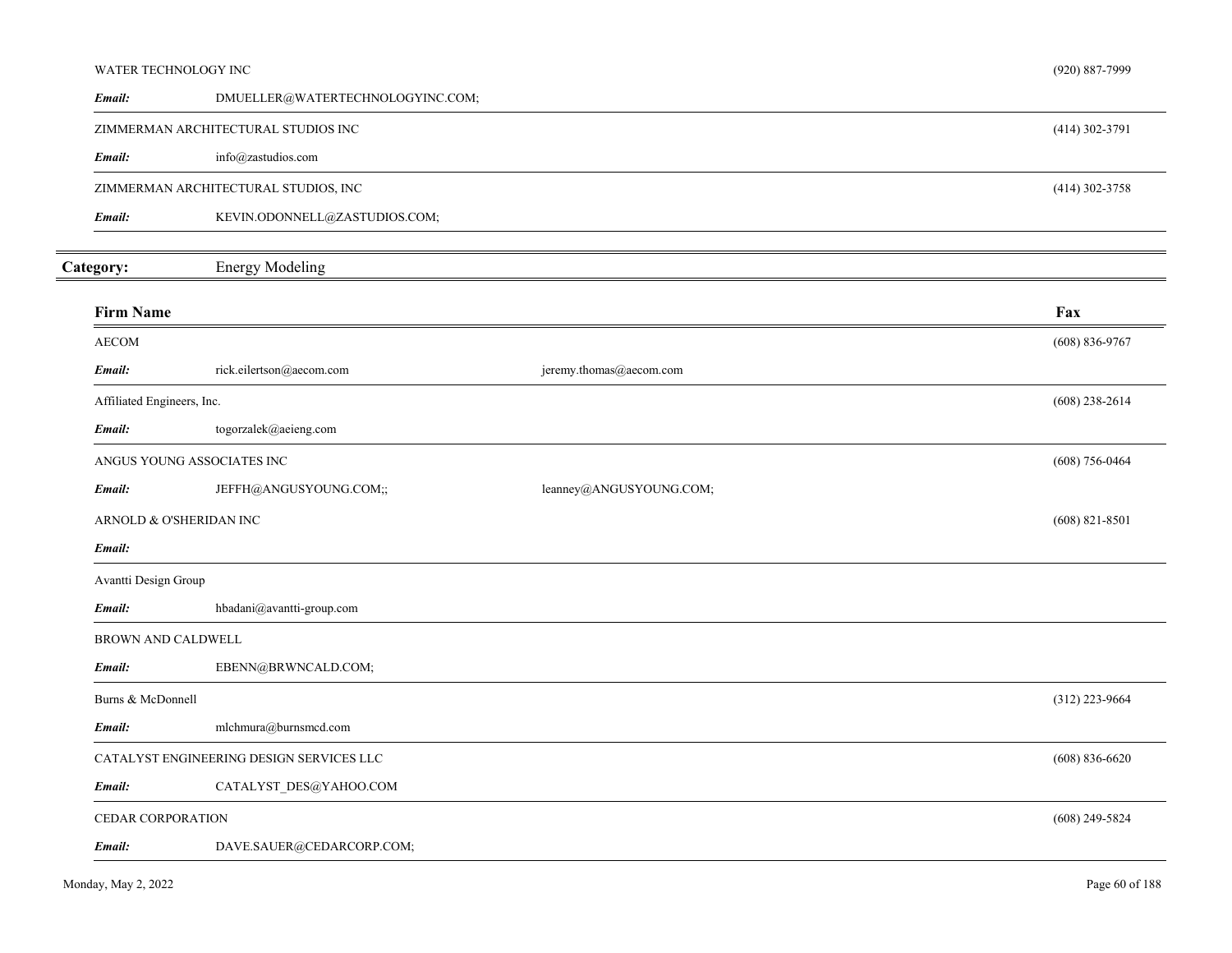| Firm Name | | | Fax |
|---|---|---|---|
| WATER TECHNOLOGY INC | | | (920) 887-7999 |
| ***Email:*** | DMUELLER@WATERTECHNOLOGYINC.COM; | | |
| ZIMMERMAN ARCHITECTURAL STUDIOS INC | | | (414) 302-3791 |
| ***Email:*** | info@zastudios.com | | |
| ZIMMERMAN ARCHITECTURAL STUDIOS, INC | | | (414) 302-3758 |
| ***Email:*** | KEVIN.ODONNELL@ZASTUDIOS.COM; | | |

## Category: Energy Modeling

| Firm Name | | | Fax |
|---|---|---|---|
| AECOM | | | (608) 836-9767 |
| ***Email:*** | rick.eilertson@aecom.com | jeremy.thomas@aecom.com | |
| Affiliated Engineers, Inc. | | | (608) 238-2614 |
| ***Email:*** | togorzalek@aeieng.com | | |
| ANGUS YOUNG ASSOCIATES INC | | | (608) 756-0464 |
| ***Email:*** | JEFFH@ANGUSYOUNG.COM;; | leanney@ANGUSYOUNG.COM; | |
| ARNOLD & O'SHERIDAN INC | | | (608) 821-8501 |
| ***Email:*** | | | |
| Avantti Design Group | | | |
| ***Email:*** | hbadani@avantti-group.com | | |
| BROWN AND CALDWELL | | | |
| ***Email:*** | EBENN@BRWNCALD.COM; | | |
| Burns & McDonnell | | | (312) 223-9664 |
| ***Email:*** | mlchmura@burnsmcd.com | | |
| CATALYST ENGINEERING DESIGN SERVICES LLC | | | (608) 836-6620 |
| ***Email:*** | CATALYST_DES@YAHOO.COM | | |
| CEDAR CORPORATION | | | (608) 249-5824 |
| ***Email:*** | DAVE.SAUER@CEDARCORP.COM; | | |

Monday, May 2, 2022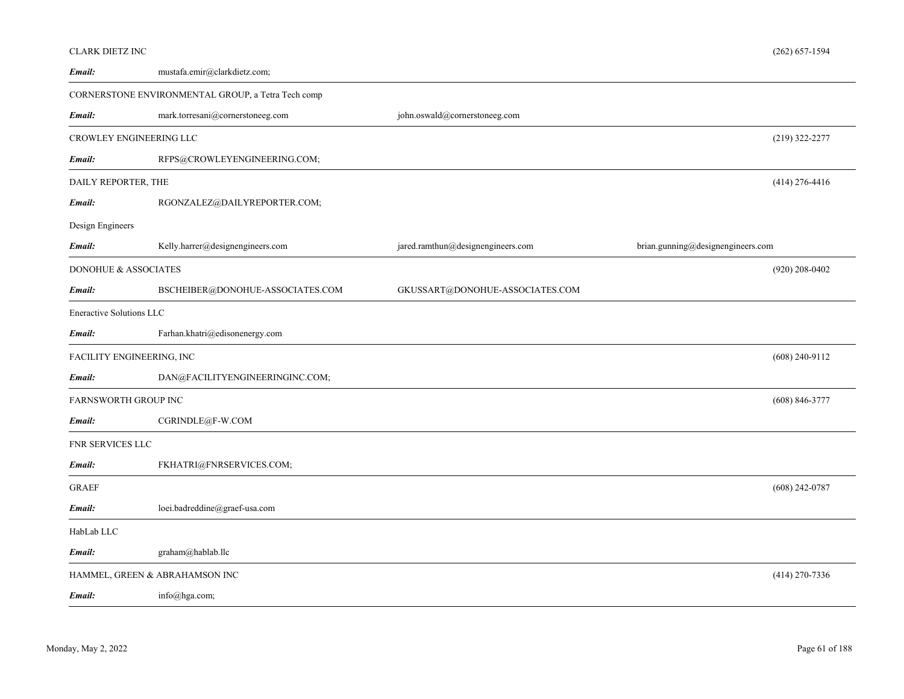CLARK DIETZ INC (262) 657-1594

***Email:*** mustafa.emir@clarkdietz.com;

---

CORNERSTONE ENVIRONMENTAL GROUP, a Tetra Tech comp

***Email:*** mark.torresani@cornerstoneeg.com john.oswald@cornerstoneeg.com

---

CROWLEY ENGINEERING LLC (219) 322-2277

***Email:*** RFPS@CROWLEYENGINEERING.COM;

---

DAILY REPORTER, THE (414) 276-4416

***Email:*** RGONZALEZ@DAILYREPORTER.COM;

Design Engineers

***Email:*** Kelly.harrer@designengineers.com jared.ramthun@designengineers.com brian.gunning@designengineers.com

---

DONOHUE & ASSOCIATES (920) 208-0402

***Email:*** BSCHEIBER@DONOHUE-ASSOCIATES.COM GKUSSART@DONOHUE-ASSOCIATES.COM

---

Eneractive Solutions LLC

***Email:*** Farhan.khatri@edisonenergy.com

---

FACILITY ENGINEERING, INC (608) 240-9112

***Email:*** DAN@FACILITYENGINEERINGINC.COM;

---

FARNSWORTH GROUP INC (608) 846-3777

***Email:*** CGRINDLE@F-W.COM

---

FNR SERVICES LLC

***Email:*** FKHATRI@FNRSERVICES.COM;

---

GRAEF (608) 242-0787

***Email:*** loei.badreddine@graef-usa.com

---

HabLab LLC

***Email:*** graham@hablab.llc

---

HAMMEL, GREEN & ABRAHAMSON INC (414) 270-7336

***Email:*** info@hga.com;

---

Monday, May 2, 2022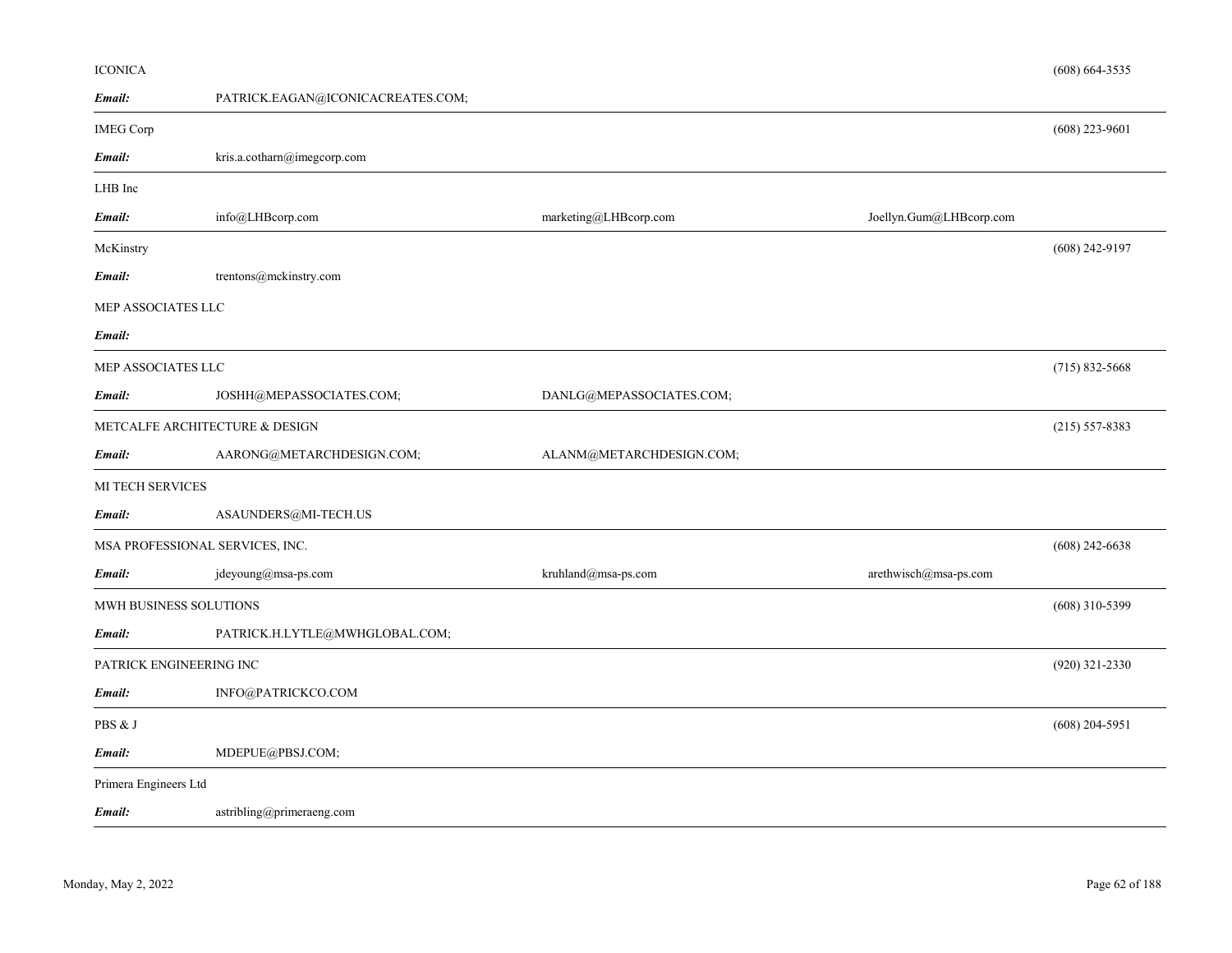ICONICA (608) 664-3535

**Email:** PATRICK.EAGAN@ICONICACREATES.COM;

---

IMEG Corp (608) 223-9601

**Email:** kris.a.cotharn@imegcorp.com

---

LHB Inc

**Email:** info@LHBcorp.com marketing@LHBcorp.com Joellyn.Gum@LHBcorp.com

---

McKinstry (608) 242-9197

**Email:** trentons@mckinstry.com

MEP ASSOCIATES LLC

**Email:**

---

MEP ASSOCIATES LLC (715) 832-5668

**Email:** JOSHH@MEPASSOCIATES.COM; DANLG@MEPASSOCIATES.COM;

---

METCALFE ARCHITECTURE & DESIGN (215) 557-8383

**Email:** AARONG@METARCHDESIGN.COM; ALANM@METARCHDESIGN.COM;

---

MI TECH SERVICES

**Email:** ASAUNDERS@MI-TECH.US

---

MSA PROFESSIONAL SERVICES, INC. (608) 242-6638

**Email:** jdeyoung@msa-ps.com kruhland@msa-ps.com arethwisch@msa-ps.com

---

MWH BUSINESS SOLUTIONS (608) 310-5399

**Email:** PATRICK.H.LYTLE@MWHGLOBAL.COM;

---

PATRICK ENGINEERING INC (920) 321-2330

**Email:** INFO@PATRICKCO.COM

---

PBS & J (608) 204-5951

**Email:** MDEPUE@PBSJ.COM;

---

Primera Engineers Ltd

**Email:** astribling@primeraeng.com

---

Monday, May 2, 2022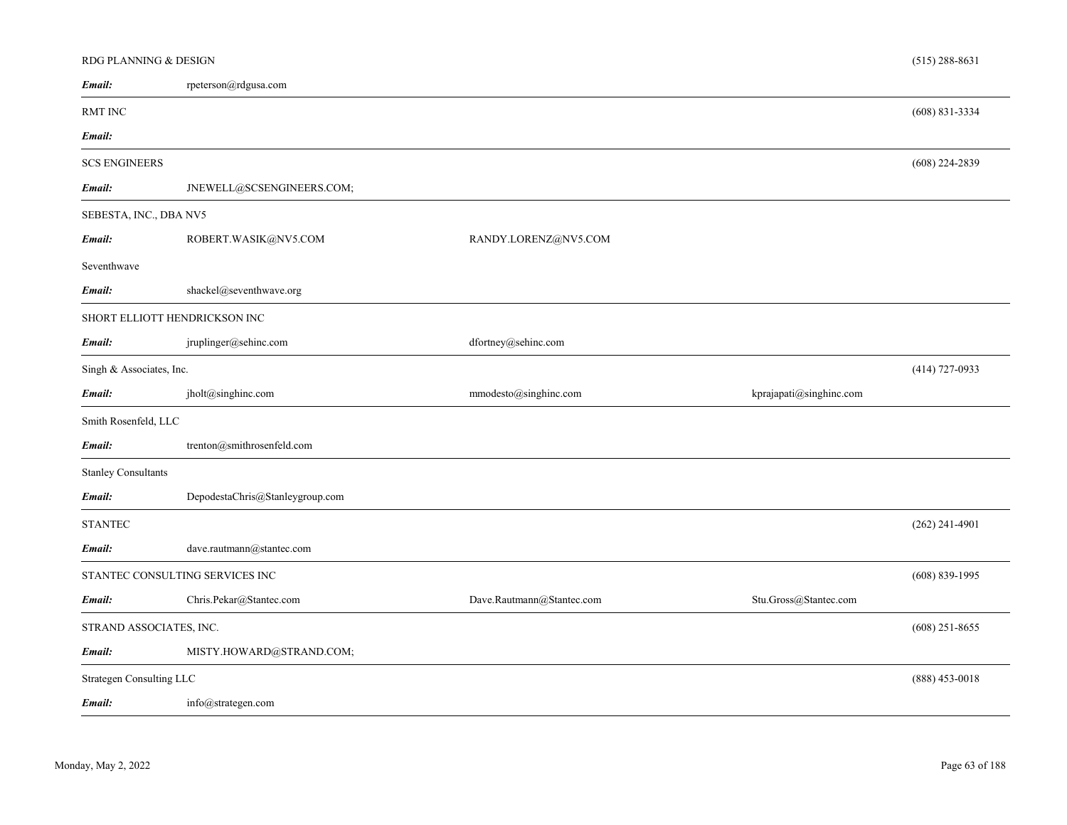RDG PLANNING & DESIGN (515) 288-8631

***Email:*** rpeterson@rdgusa.com

---

RMT INC (608) 831-3334

***Email:***

---

SCS ENGINEERS (608) 224-2839

***Email:*** JNEWELL@SCSENGINEERS.COM;

---

SEBESTA, INC., DBA NV5

***Email:*** ROBERT.WASIK@NV5.COM RANDY.LORENZ@NV5.COM

Seventhwave

***Email:*** shackel@seventhwave.org

---

SHORT ELLIOTT HENDRICKSON INC

***Email:*** jruplinger@sehinc.com dfortney@sehinc.com

---

Singh & Associates, Inc. (414) 727-0933

***Email:*** jholt@singhinc.com mmodesto@singhinc.com kprajapati@singhinc.com

---

Smith Rosenfeld, LLC

***Email:*** trenton@smithrosenfeld.com

---

Stanley Consultants

***Email:*** DepodestaChris@Stanleygroup.com

---

STANTEC (262) 241-4901

***Email:*** dave.rautmann@stantec.com

---

STANTEC CONSULTING SERVICES INC (608) 839-1995

***Email:*** Chris.Pekar@Stantec.com Dave.Rautmann@Stantec.com Stu.Gross@Stantec.com

---

STRAND ASSOCIATES, INC. (608) 251-8655

***Email:*** MISTY.HOWARD@STRAND.COM;

---

Strategen Consulting LLC (888) 453-0018

***Email:*** info@strategen.com

---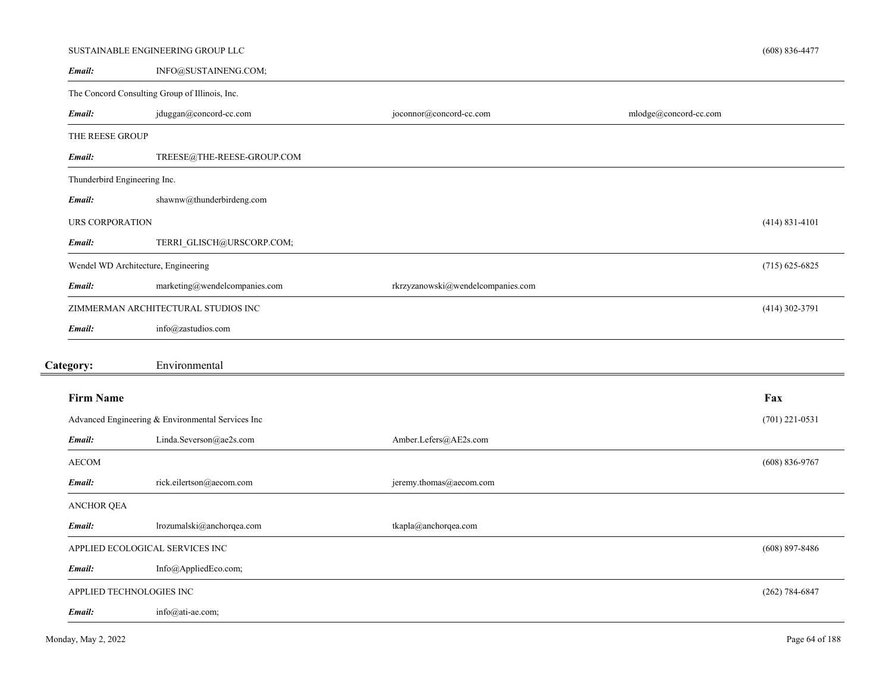SUSTAINABLE ENGINEERING GROUP LLC — (608) 836-4477

**Email:** INFO@SUSTAINENG.COM;

---

The Concord Consulting Group of Illinois, Inc.

**Email:** jduggan@concord-cc.com joconnor@concord-cc.com mlodge@concord-cc.com

---

THE REESE GROUP

**Email:** TREESE@THE-REESE-GROUP.COM

---

Thunderbird Engineering Inc.

**Email:** shawnw@thunderbirdeng.com

URS CORPORATION — (414) 831-4101

**Email:** TERRI_GLISCH@URSCORP.COM;

---

Wendel WD Architecture, Engineering — (715) 625-6825

**Email:** marketing@wendelcompanies.com rkrzyzanowski@wendelcompanies.com

---

ZIMMERMAN ARCHITECTURAL STUDIOS INC — (414) 302-3791

**Email:** info@zastudios.com

---

## Category: Environmental

| Firm Name | | | Fax |
|---|---|---|---|
| Advanced Engineering & Environmental Services Inc | | | (701) 221-0531 |
| *Email:* Linda.Severson@ae2s.com | Amber.Lefers@AE2s.com | | |
| AECOM | | | (608) 836-9767 |
| *Email:* rick.eilertson@aecom.com | jeremy.thomas@aecom.com | | |
| ANCHOR QEA | | | |
| *Email:* lrozumalski@anchorqea.com | tkapla@anchorqea.com | | |
| APPLIED ECOLOGICAL SERVICES INC | | | (608) 897-8486 |
| *Email:* Info@AppliedEco.com; | | | |
| APPLIED TECHNOLOGIES INC | | | (262) 784-6847 |
| *Email:* info@ati-ae.com; | | | |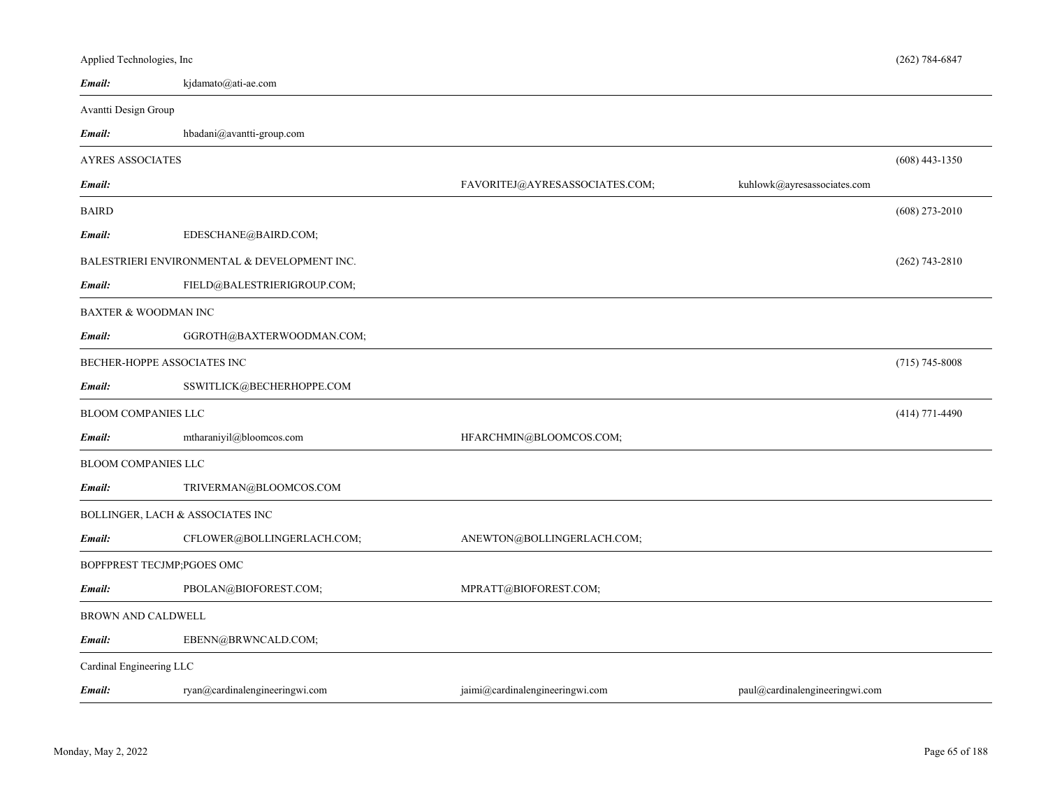| Company | Email | | | Phone |
|---|---|---|---|---|
| Applied Technologies, Inc | kjdamato@ati-ae.com | | | (262) 784-6847 |
| Avantti Design Group | hbadani@avantti-group.com | | | |
| AYRES ASSOCIATES | | FAVORITEJ@AYRESASSOCIATES.COM; | kuhlowk@ayresassociates.com | (608) 443-1350 |
| BAIRD | EDESCHANE@BAIRD.COM; | | | (608) 273-2010 |
| BALESTRIERI ENVIRONMENTAL & DEVELOPMENT INC. | FIELD@BALESTRIERIGROUP.COM; | | | (262) 743-2810 |
| BAXTER & WOODMAN INC | GGROTH@BAXTERWOODMAN.COM; | | | |
| BECHER-HOPPE ASSOCIATES INC | SSWITLICK@BECHERHOPPE.COM | | | (715) 745-8008 |
| BLOOM COMPANIES LLC | mtharaniyil@bloomcos.com | HFARCHMIN@BLOOMCOS.COM; | | (414) 771-4490 |
| BLOOM COMPANIES LLC | TRIVERMAN@BLOOMCOS.COM | | | |
| BOLLINGER, LACH & ASSOCIATES INC | CFLOWER@BOLLINGERLACH.COM; | ANEWTON@BOLLINGERLACH.COM; | | |
| BOPFPREST TECJMP;PGOES OMC | PBOLAN@BIOFOREST.COM; | MPRATT@BIOFOREST.COM; | | |
| BROWN AND CALDWELL | EBENN@BRWNCALD.COM; | | | |
| Cardinal Engineering LLC | ryan@cardinalengineeringwi.com | jaimi@cardinalengineeringwi.com | paul@cardinalengineeringwi.com | |

Monday, May 2, 2022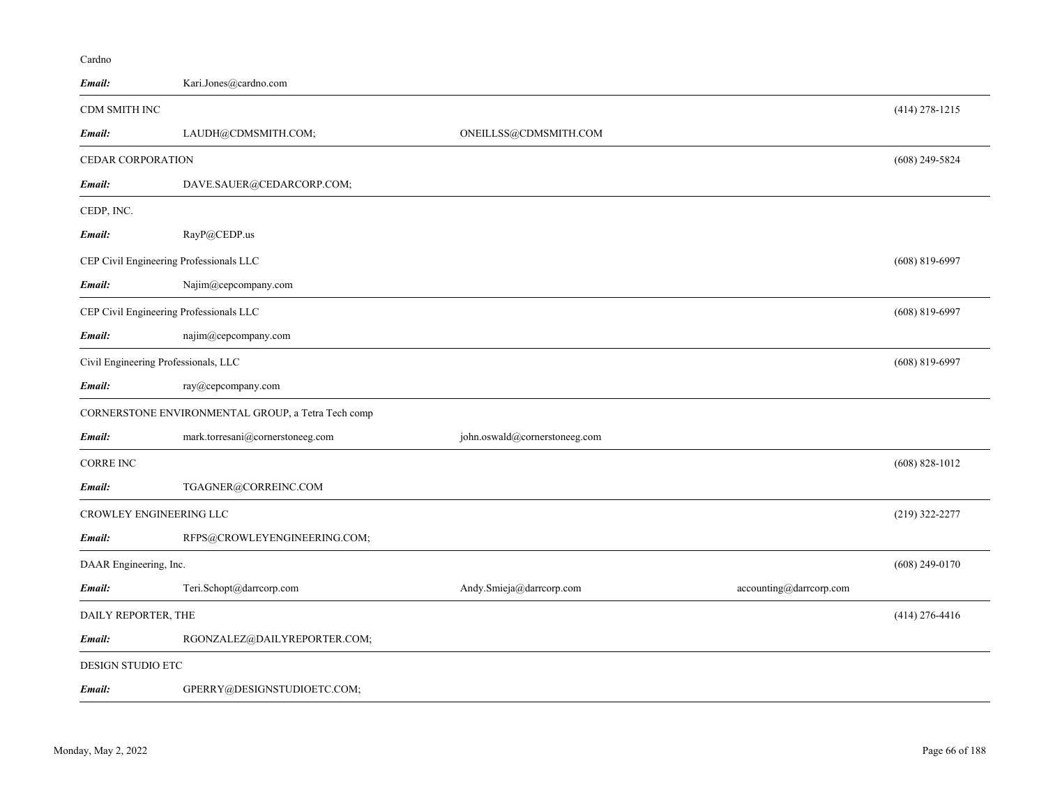Cardno

***Email:*** Kari.Jones@cardno.com

---

CDM SMITH INC (414) 278-1215

***Email:*** LAUDH@CDMSMITH.COM; ONEILLSS@CDMSMITH.COM

---

CEDAR CORPORATION (608) 249-5824

***Email:*** DAVE.SAUER@CEDARCORP.COM;

---

CEDP, INC.

***Email:*** RayP@CEDP.us

CEP Civil Engineering Professionals LLC (608) 819-6997

***Email:*** Najim@cepcompany.com

---

CEP Civil Engineering Professionals LLC (608) 819-6997

***Email:*** najim@cepcompany.com

---

Civil Engineering Professionals, LLC (608) 819-6997

***Email:*** ray@cepcompany.com

---

CORNERSTONE ENVIRONMENTAL GROUP, a Tetra Tech comp

***Email:*** mark.torresani@cornerstoneeg.com john.oswald@cornerstoneeg.com

---

CORRE INC (608) 828-1012

***Email:*** TGAGNER@CORREINC.COM

---

CROWLEY ENGINEERING LLC (219) 322-2277

***Email:*** RFPS@CROWLEYENGINEERING.COM;

---

DAAR Engineering, Inc. (608) 249-0170

***Email:*** Teri.Schopt@darrcorp.com Andy.Smieja@darrcorp.com accounting@darrcorp.com

---

DAILY REPORTER, THE (414) 276-4416

***Email:*** RGONZALEZ@DAILYREPORTER.COM;

---

DESIGN STUDIO ETC

***Email:*** GPERRY@DESIGNSTUDIOETC.COM;

---

Monday, May 2, 2022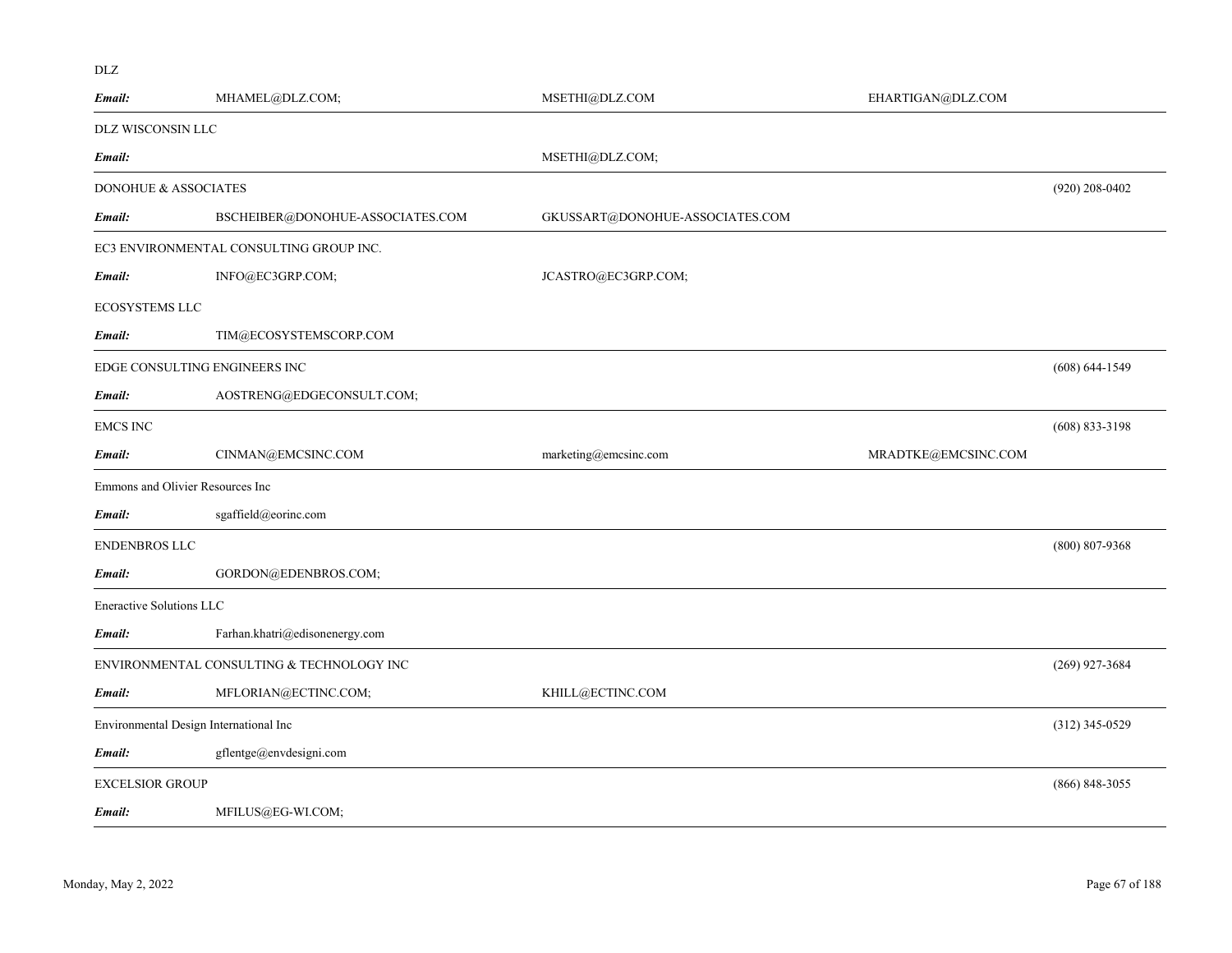DLZ

| | | | |
|---|---|---|---|
| ***Email:*** | MHAMEL@DLZ.COM; | MSETHI@DLZ.COM | EHARTIGAN@DLZ.COM |

DLZ WISCONSIN LLC

| | | |
|---|---|---|
| ***Email:*** | | MSETHI@DLZ.COM; |

DONOHUE & ASSOCIATES (920) 208-0402

| | | |
|---|---|---|
| ***Email:*** | BSCHEIBER@DONOHUE-ASSOCIATES.COM | GKUSSART@DONOHUE-ASSOCIATES.COM |

EC3 ENVIRONMENTAL CONSULTING GROUP INC.

| | | |
|---|---|---|
| ***Email:*** | INFO@EC3GRP.COM; | JCASTRO@EC3GRP.COM; |

ECOSYSTEMS LLC

| | |
|---|---|
| ***Email:*** | TIM@ECOSYSTEMSCORP.COM |

EDGE CONSULTING ENGINEERS INC (608) 644-1549

| | |
|---|---|
| ***Email:*** | AOSTRENG@EDGECONSULT.COM; |

EMCS INC (608) 833-3198

| | | | |
|---|---|---|---|
| ***Email:*** | CINMAN@EMCSINC.COM | marketing@emcsinc.com | MRADTKE@EMCSINC.COM |

Emmons and Olivier Resources Inc

| | |
|---|---|
| ***Email:*** | sgaffield@eorinc.com |

ENDENBROS LLC (800) 807-9368

| | |
|---|---|
| ***Email:*** | GORDON@EDENBROS.COM; |

Eneractive Solutions LLC

| | |
|---|---|
| ***Email:*** | Farhan.khatri@edisonenergy.com |

ENVIRONMENTAL CONSULTING & TECHNOLOGY INC (269) 927-3684

| | | |
|---|---|---|
| ***Email:*** | MFLORIAN@ECTINC.COM; | KHILL@ECTINC.COM |

Environmental Design International Inc (312) 345-0529

| | |
|---|---|
| ***Email:*** | gflentge@envdesigni.com |

EXCELSIOR GROUP (866) 848-3055

| | |
|---|---|
| ***Email:*** | MFILUS@EG-WI.COM; |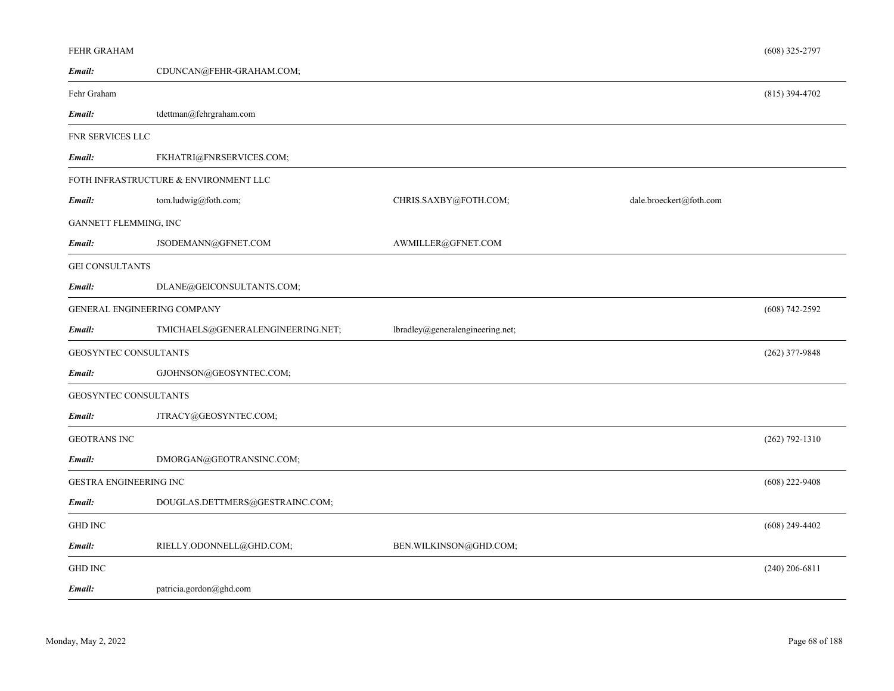FEHR GRAHAM (608) 325-2797

***Email:*** CDUNCAN@FEHR-GRAHAM.COM;

---

Fehr Graham (815) 394-4702

***Email:*** tdettman@fehrgraham.com

---

FNR SERVICES LLC

***Email:*** FKHATRI@FNRSERVICES.COM;

---

FOTH INFRASTRUCTURE & ENVIRONMENT LLC

***Email:*** tom.ludwig@foth.com; CHRIS.SAXBY@FOTH.COM; dale.broeckert@foth.com

GANNETT FLEMMING, INC

***Email:*** JSODEMANN@GFNET.COM AWMILLER@GFNET.COM

---

GEI CONSULTANTS

***Email:*** DLANE@GEICONSULTANTS.COM;

---

GENERAL ENGINEERING COMPANY (608) 742-2592

***Email:*** TMICHAELS@GENERALENGINEERING.NET; lbradley@generalengineering.net;

---

GEOSYNTEC CONSULTANTS (262) 377-9848

***Email:*** GJOHNSON@GEOSYNTEC.COM;

---

GEOSYNTEC CONSULTANTS

***Email:*** JTRACY@GEOSYNTEC.COM;

---

GEOTRANS INC (262) 792-1310

***Email:*** DMORGAN@GEOTRANSINC.COM;

---

GESTRA ENGINEERING INC (608) 222-9408

***Email:*** DOUGLAS.DETTMERS@GESTRAINC.COM;

---

GHD INC (608) 249-4402

***Email:*** RIELLY.ODONNELL@GHD.COM; BEN.WILKINSON@GHD.COM;

---

GHD INC (240) 206-6811

***Email:*** patricia.gordon@ghd.com

---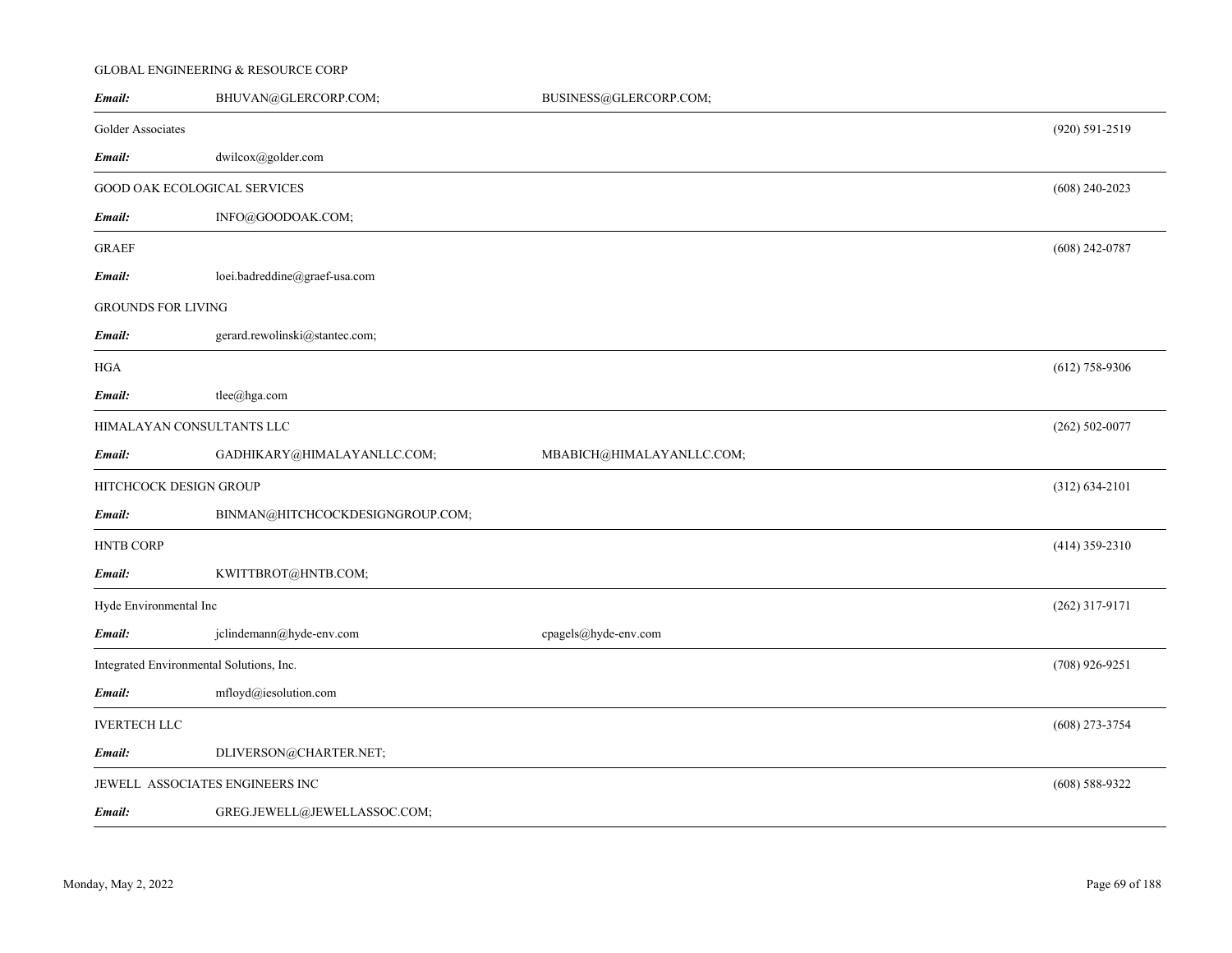GLOBAL ENGINEERING & RESOURCE CORP

***Email:*** BHUVAN@GLERCORP.COM; BUSINESS@GLERCORP.COM;

---

Golder Associates (920) 591-2519

***Email:*** dwilcox@golder.com

---

GOOD OAK ECOLOGICAL SERVICES (608) 240-2023

***Email:*** INFO@GOODOAK.COM;

---

GRAEF (608) 242-0787

***Email:*** loei.badreddine@graef-usa.com

GROUNDS FOR LIVING

***Email:*** gerard.rewolinski@stantec.com;

---

HGA (612) 758-9306

***Email:*** tlee@hga.com

---

HIMALAYAN CONSULTANTS LLC (262) 502-0077

***Email:*** GADHIKARY@HIMALAYANLLC.COM; MBABICH@HIMALAYANLLC.COM;

---

HITCHCOCK DESIGN GROUP (312) 634-2101

***Email:*** BINMAN@HITCHCOCKDESIGNGROUP.COM;

---

HNTB CORP (414) 359-2310

***Email:*** KWITTBROT@HNTB.COM;

---

Hyde Environmental Inc (262) 317-9171

***Email:*** jclindemann@hyde-env.com cpagels@hyde-env.com

---

Integrated Environmental Solutions, Inc. (708) 926-9251

***Email:*** mfloyd@iesolution.com

---

IVERTECH LLC (608) 273-3754

***Email:*** DLIVERSON@CHARTER.NET;

---

JEWELL ASSOCIATES ENGINEERS INC (608) 588-9322

***Email:*** GREG.JEWELL@JEWELLASSOC.COM;

---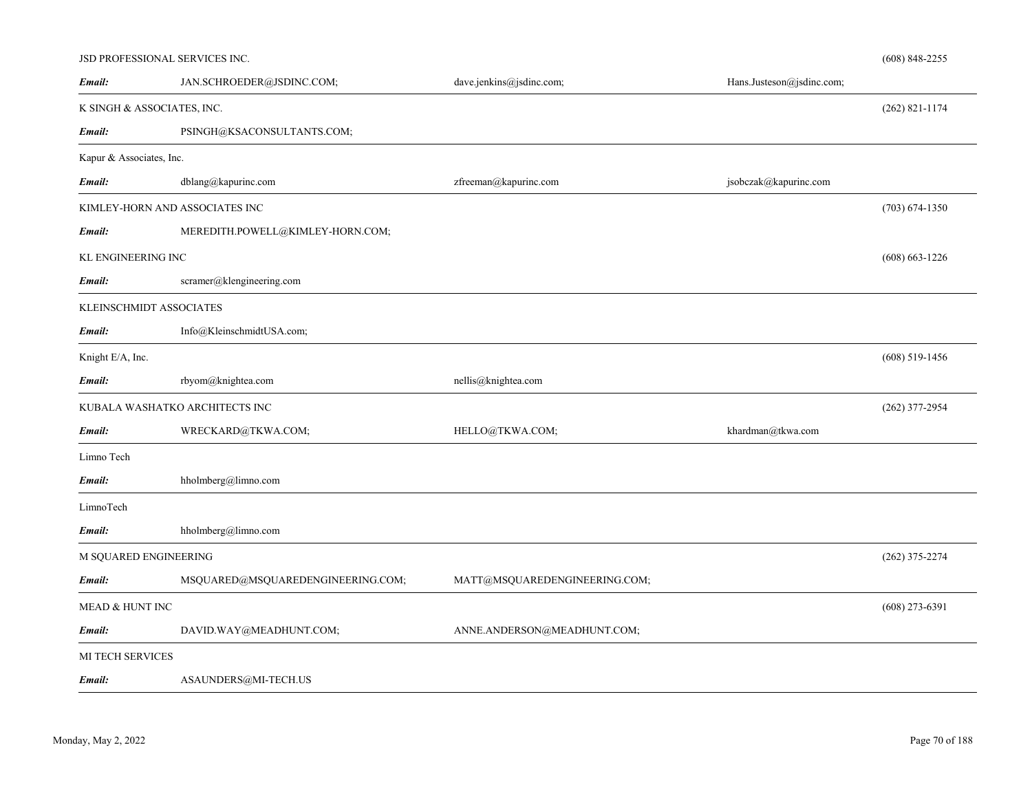JSD PROFESSIONAL SERVICES INC. (608) 848-2255

**Email:** JAN.SCHROEDER@JSDINC.COM; dave.jenkins@jsdinc.com; Hans.Justeson@jsdinc.com;

---

K SINGH & ASSOCIATES, INC. (262) 821-1174

**Email:** PSINGH@KSACONSULTANTS.COM;

---

Kapur & Associates, Inc.

**Email:** dblang@kapurinc.com zfreeman@kapurinc.com jsobczak@kapurinc.com

---

KIMLEY-HORN AND ASSOCIATES INC (703) 674-1350

**Email:** MEREDITH.POWELL@KIMLEY-HORN.COM;

KL ENGINEERING INC (608) 663-1226

**Email:** scramer@klengineering.com

---

KLEINSCHMIDT ASSOCIATES

**Email:** Info@KleinschmidtUSA.com;

---

Knight E/A, Inc. (608) 519-1456

**Email:** rbyom@knightea.com nellis@knightea.com

---

KUBALA WASHATKO ARCHITECTS INC (262) 377-2954

**Email:** WRECKARD@TKWA.COM; HELLO@TKWA.COM; khardman@tkwa.com

---

Limno Tech

**Email:** hholmberg@limno.com

---

LimnoTech

**Email:** hholmberg@limno.com

---

M SQUARED ENGINEERING (262) 375-2274

**Email:** MSQUARED@MSQUAREDENGINEERING.COM; MATT@MSQUAREDENGINEERING.COM;

---

MEAD & HUNT INC (608) 273-6391

**Email:** DAVID.WAY@MEADHUNT.COM; ANNE.ANDERSON@MEADHUNT.COM;

---

MI TECH SERVICES

**Email:** ASAUNDERS@MI-TECH.US

---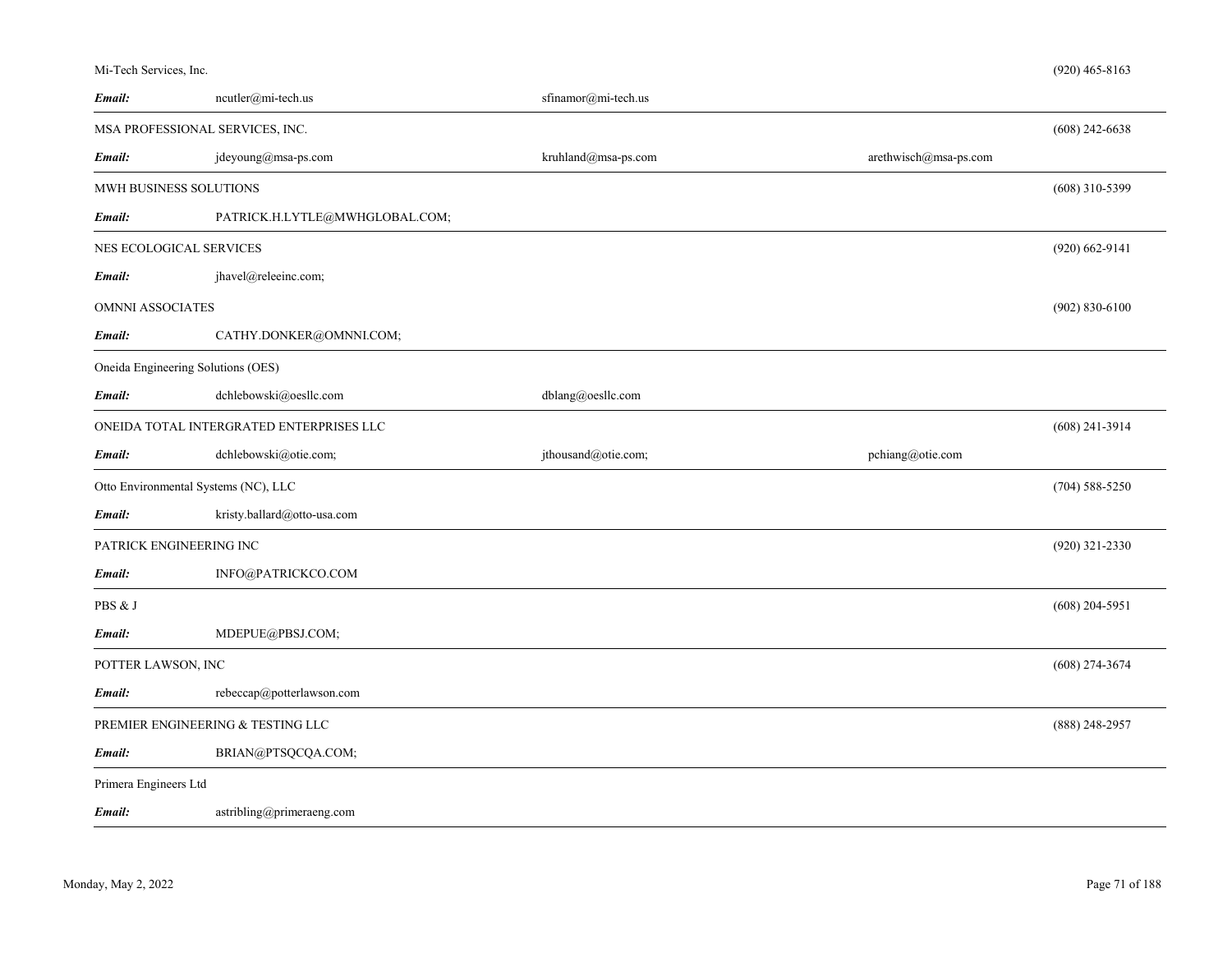Mi-Tech Services, Inc. (920) 465-8163

***Email:*** ncutler@mi-tech.us sfinamor@mi-tech.us

---

MSA PROFESSIONAL SERVICES, INC. (608) 242-6638

***Email:*** jdeyoung@msa-ps.com kruhland@msa-ps.com arethwisch@msa-ps.com

---

MWH BUSINESS SOLUTIONS (608) 310-5399

***Email:*** PATRICK.H.LYTLE@MWHGLOBAL.COM;

---

NES ECOLOGICAL SERVICES (920) 662-9141

***Email:*** jhavel@releeinc.com;

OMNNI ASSOCIATES (902) 830-6100

***Email:*** CATHY.DONKER@OMNNI.COM;

---

Oneida Engineering Solutions (OES)

***Email:*** dchlebowski@oesllc.com dblang@oesllc.com

---

ONEIDA TOTAL INTERGRATED ENTERPRISES LLC (608) 241-3914

***Email:*** dchlebowski@otie.com; jthousand@otie.com; pchiang@otie.com

---

Otto Environmental Systems (NC), LLC (704) 588-5250

***Email:*** kristy.ballard@otto-usa.com

---

PATRICK ENGINEERING INC (920) 321-2330

***Email:*** INFO@PATRICKCO.COM

---

PBS & J (608) 204-5951

***Email:*** MDEPUE@PBSJ.COM;

---

POTTER LAWSON, INC (608) 274-3674

***Email:*** rebeccap@potterlawson.com

---

PREMIER ENGINEERING & TESTING LLC (888) 248-2957

***Email:*** BRIAN@PTSQCQA.COM;

---

Primera Engineers Ltd

***Email:*** astribling@primeraeng.com

---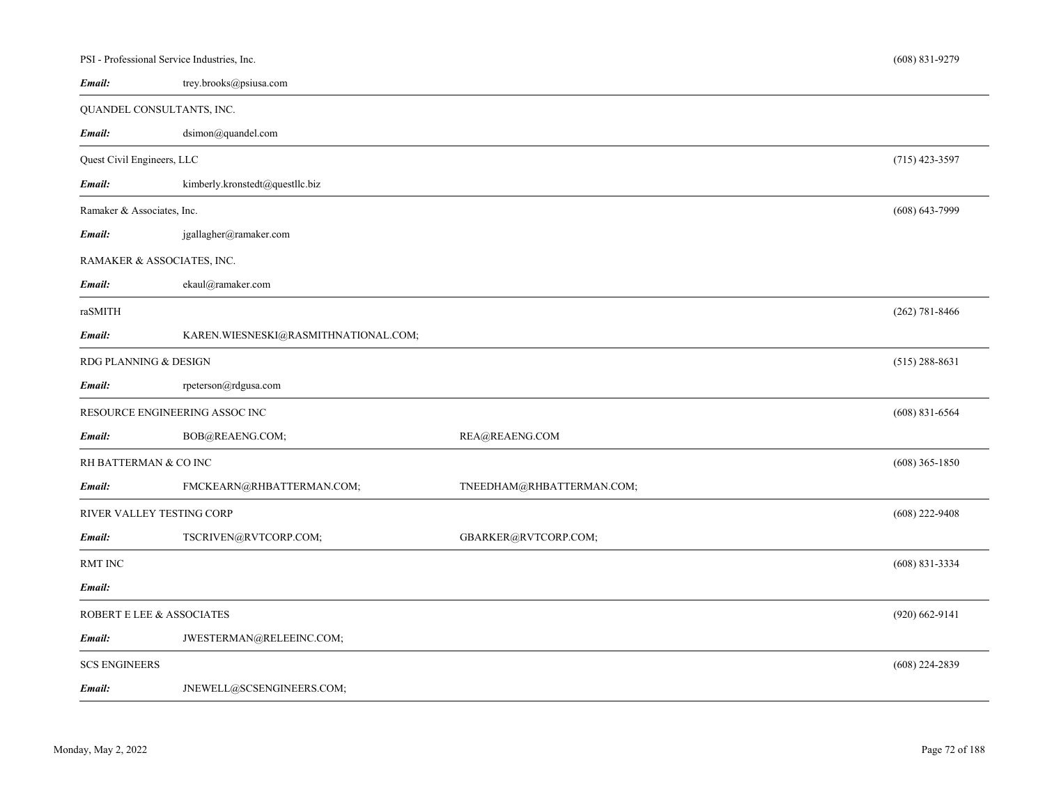PSI - Professional Service Industries, Inc. (608) 831-9279

***Email:*** trey.brooks@psiusa.com

---

QUANDEL CONSULTANTS, INC.

***Email:*** dsimon@quandel.com

---

Quest Civil Engineers, LLC (715) 423-3597

***Email:*** kimberly.kronstedt@questllc.biz

---

Ramaker & Associates, Inc. (608) 643-7999

***Email:*** jgallagher@ramaker.com

RAMAKER & ASSOCIATES, INC.

***Email:*** ekaul@ramaker.com

---

raSMITH (262) 781-8466

***Email:*** KAREN.WIESNESKI@RASMITHNATIONAL.COM;

---

RDG PLANNING & DESIGN (515) 288-8631

***Email:*** rpeterson@rdgusa.com

---

RESOURCE ENGINEERING ASSOC INC (608) 831-6564

***Email:*** BOB@REAENG.COM; REA@REAENG.COM

---

RH BATTERMAN & CO INC (608) 365-1850

***Email:*** FMCKEARN@RHBATTERMAN.COM; TNEEDHAM@RHBATTERMAN.COM;

---

RIVER VALLEY TESTING CORP (608) 222-9408

***Email:*** TSCRIVEN@RVTCORP.COM; GBARKER@RVTCORP.COM;

---

RMT INC (608) 831-3334

***Email:***

---

ROBERT E LEE & ASSOCIATES (920) 662-9141

***Email:*** JWESTERMAN@RELEEINC.COM;

---

SCS ENGINEERS (608) 224-2839

***Email:*** JNEWELL@SCSENGINEERS.COM;

---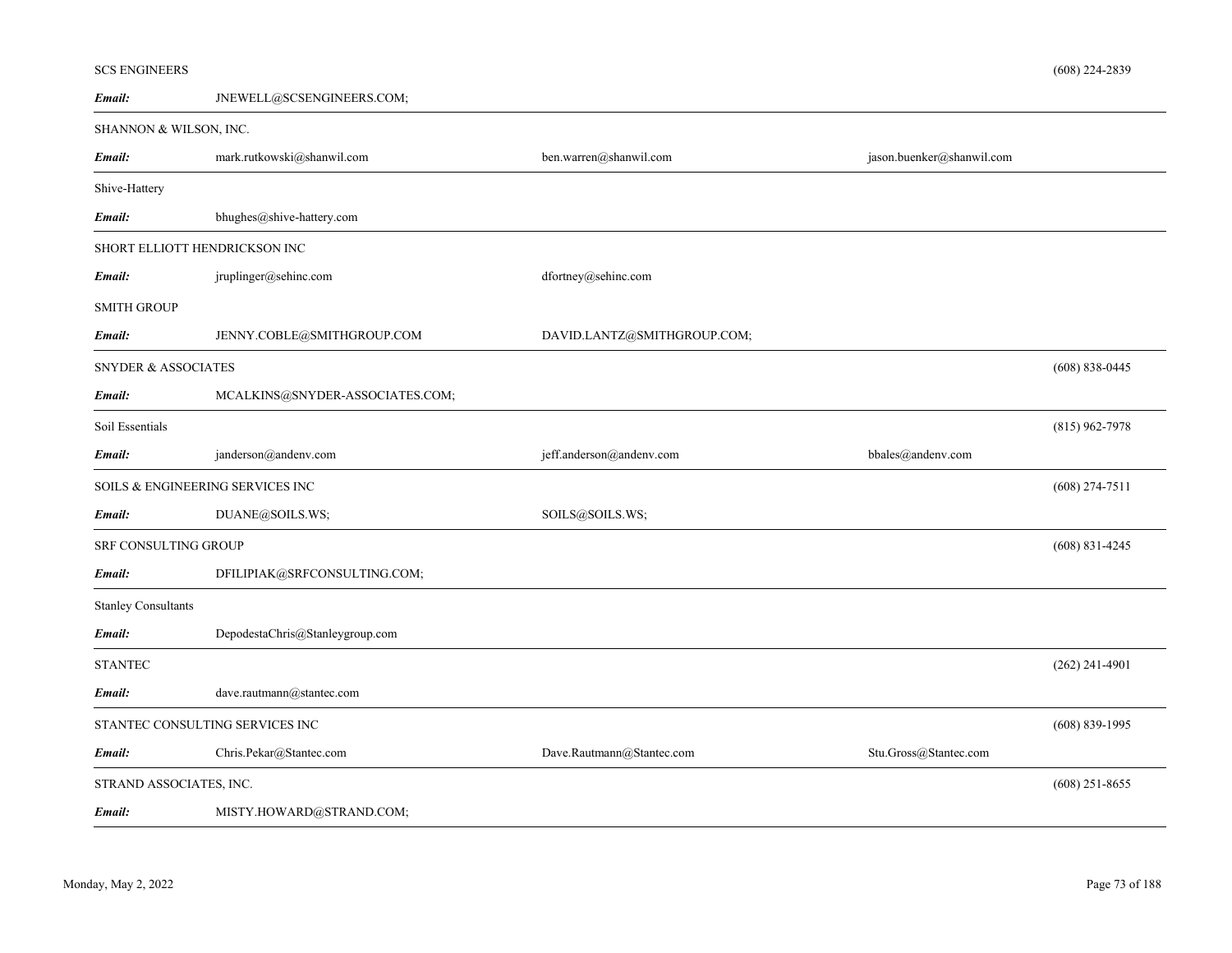SCS ENGINEERS (608) 224-2839

| | | | |
|---|---|---|---|
| ***Email:*** | JNEWELL@SCSENGINEERS.COM; | | |

SHANNON & WILSON, INC.

| | | | |
|---|---|---|---|
| ***Email:*** | mark.rutkowski@shanwil.com | ben.warren@shanwil.com | jason.buenker@shanwil.com |

Shive-Hattery

| | | | |
|---|---|---|---|
| ***Email:*** | bhughes@shive-hattery.com | | |

SHORT ELLIOTT HENDRICKSON INC

| | | | |
|---|---|---|---|
| ***Email:*** | jruplinger@sehinc.com | dfortney@sehinc.com | |

SMITH GROUP

| | | | |
|---|---|---|---|
| ***Email:*** | JENNY.COBLE@SMITHGROUP.COM | DAVID.LANTZ@SMITHGROUP.COM; | |

SNYDER & ASSOCIATES (608) 838-0445

| | | | |
|---|---|---|---|
| ***Email:*** | MCALKINS@SNYDER-ASSOCIATES.COM; | | |

Soil Essentials (815) 962-7978

| | | | |
|---|---|---|---|
| ***Email:*** | janderson@andenv.com | jeff.anderson@andenv.com | bbales@andenv.com |

SOILS & ENGINEERING SERVICES INC (608) 274-7511

| | | | |
|---|---|---|---|
| ***Email:*** | DUANE@SOILS.WS; | SOILS@SOILS.WS; | |

SRF CONSULTING GROUP (608) 831-4245

| | | | |
|---|---|---|---|
| ***Email:*** | DFILIPIAK@SRFCONSULTING.COM; | | |

Stanley Consultants

| | | | |
|---|---|---|---|
| ***Email:*** | DepodestaChris@Stanleygroup.com | | |

STANTEC (262) 241-4901

| | | | |
|---|---|---|---|
| ***Email:*** | dave.rautmann@stantec.com | | |

STANTEC CONSULTING SERVICES INC (608) 839-1995

| | | | |
|---|---|---|---|
| ***Email:*** | Chris.Pekar@Stantec.com | Dave.Rautmann@Stantec.com | Stu.Gross@Stantec.com |

STRAND ASSOCIATES, INC. (608) 251-8655

| | | | |
|---|---|---|---|
| ***Email:*** | MISTY.HOWARD@STRAND.COM; | | |

Monday, May 2, 2022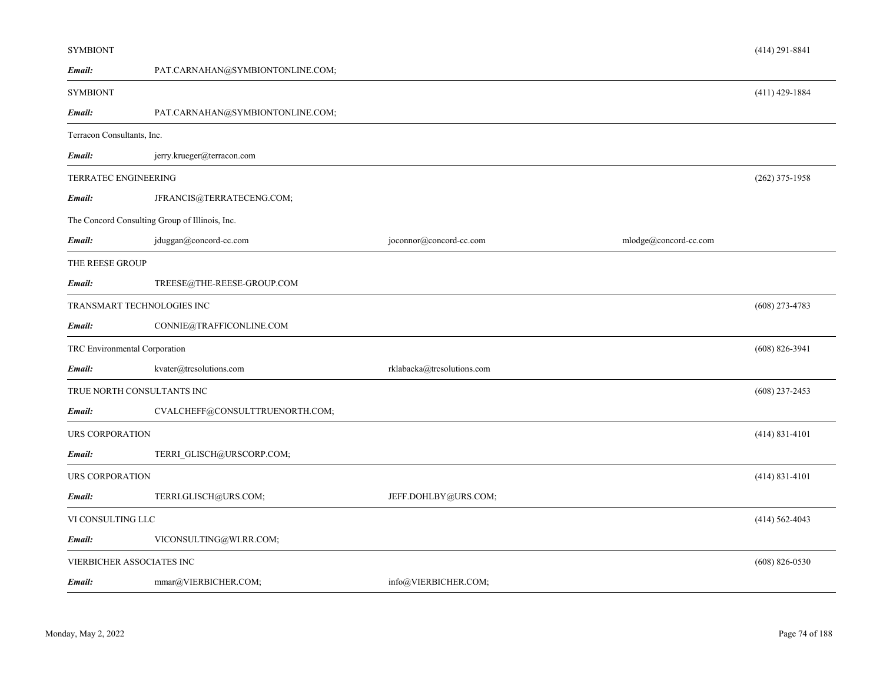SYMBIONT (414) 291-8841

***Email:*** PAT.CARNAHAN@SYMBIONTONLINE.COM;

---

SYMBIONT (411) 429-1884

***Email:*** PAT.CARNAHAN@SYMBIONTONLINE.COM;

---

Terracon Consultants, Inc.

***Email:*** jerry.krueger@terracon.com

---

TERRATEC ENGINEERING (262) 375-1958

***Email:*** JFRANCIS@TERRATECENG.COM;

The Concord Consulting Group of Illinois, Inc.

***Email:*** jduggan@concord-cc.com joconnor@concord-cc.com mlodge@concord-cc.com

---

THE REESE GROUP

***Email:*** TREESE@THE-REESE-GROUP.COM

---

TRANSMART TECHNOLOGIES INC (608) 273-4783

***Email:*** CONNIE@TRAFFICONLINE.COM

---

TRC Environmental Corporation (608) 826-3941

***Email:*** kvater@trcsolutions.com rklabacka@trcsolutions.com

---

TRUE NORTH CONSULTANTS INC (608) 237-2453

***Email:*** CVALCHEFF@CONSULTTRUENORTH.COM;

---

URS CORPORATION (414) 831-4101

***Email:*** TERRI_GLISCH@URSCORP.COM;

---

URS CORPORATION (414) 831-4101

***Email:*** TERRI.GLISCH@URS.COM; JEFF.DOHLBY@URS.COM;

---

VI CONSULTING LLC (414) 562-4043

***Email:*** VICONSULTING@WI.RR.COM;

---

VIERBICHER ASSOCIATES INC (608) 826-0530

***Email:*** mmar@VIERBICHER.COM; info@VIERBICHER.COM;

---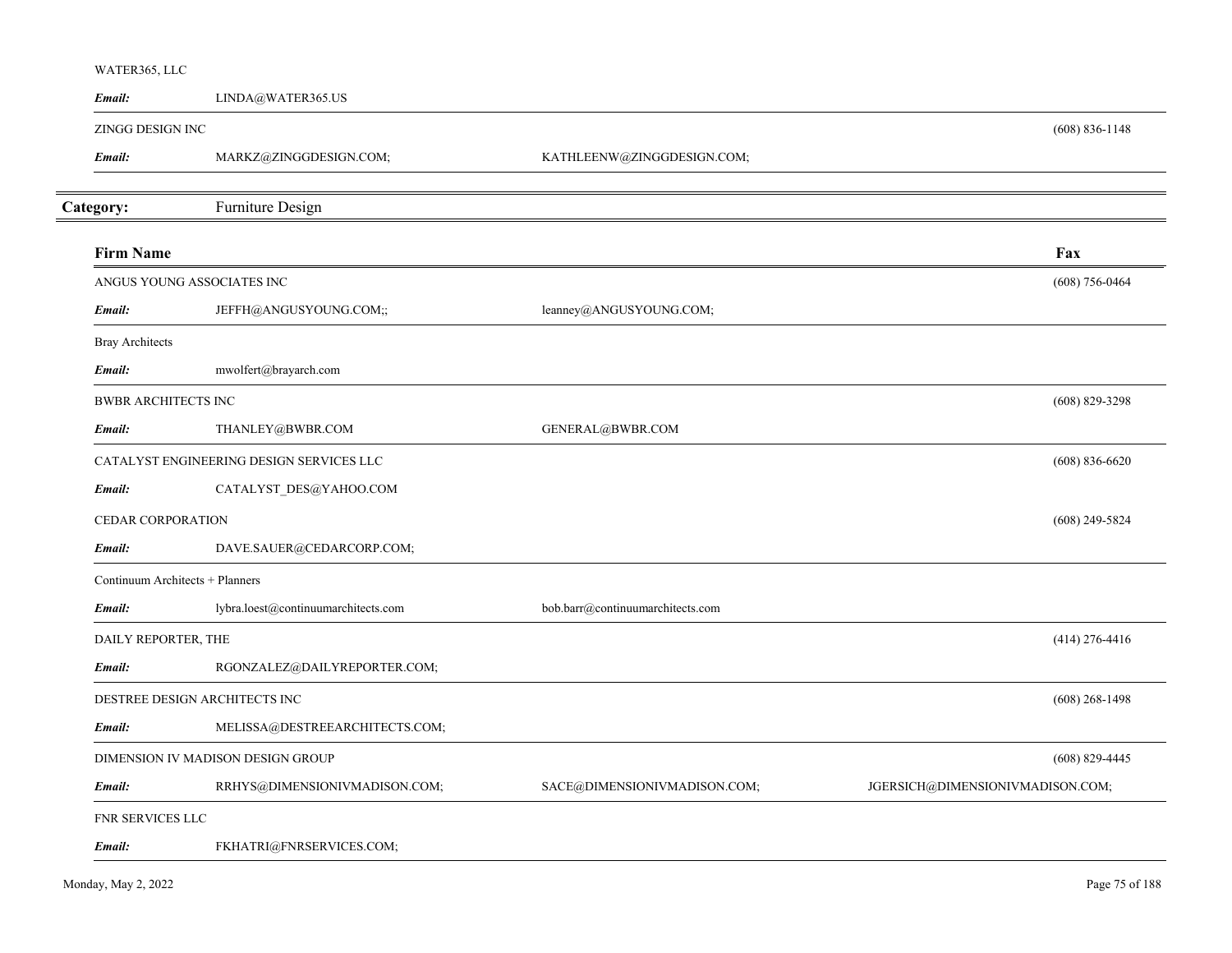WATER365, LLC

| | | | |
|---|---|---|---|
| *Email:* | LINDA@WATER365.US | | |

ZINGG DESIGN INC — (608) 836-1148

| | | | |
|---|---|---|---|
| *Email:* | MARKZ@ZINGGDESIGN.COM; | KATHLEENW@ZINGGDESIGN.COM; | |

## **Category:** Furniture Design

| **Firm Name** | | | **Fax** |
|---|---|---|---|
| ANGUS YOUNG ASSOCIATES INC | | | (608) 756-0464 |
| *Email:* | JEFFH@ANGUSYOUNG.COM;; | leanney@ANGUSYOUNG.COM; | |
| Bray Architects | | | |
| *Email:* | mwolfert@brayarch.com | | |
| BWBR ARCHITECTS INC | | | (608) 829-3298 |
| *Email:* | THANLEY@BWBR.COM | GENERAL@BWBR.COM | |
| CATALYST ENGINEERING DESIGN SERVICES LLC | | | (608) 836-6620 |
| *Email:* | CATALYST_DES@YAHOO.COM | | |
| CEDAR CORPORATION | | | (608) 249-5824 |
| *Email:* | DAVE.SAUER@CEDARCORP.COM; | | |
| Continuum Architects + Planners | | | |
| *Email:* | lybra.loest@continuumarchitects.com | bob.barr@continuumarchitects.com | |
| DAILY REPORTER, THE | | | (414) 276-4416 |
| *Email:* | RGONZALEZ@DAILYREPORTER.COM; | | |
| DESTREE DESIGN ARCHITECTS INC | | | (608) 268-1498 |
| *Email:* | MELISSA@DESTREEARCHITECTS.COM; | | |
| DIMENSION IV MADISON DESIGN GROUP | | | (608) 829-4445 |
| *Email:* | RRHYS@DIMENSIONIVMADISON.COM; | SACE@DIMENSIONIVMADISON.COM; | JGERSICH@DIMENSIONIVMADISON.COM; |
| FNR SERVICES LLC | | | |
| *Email:* | FKHATRI@FNRSERVICES.COM; | | |

Monday, May 2, 2022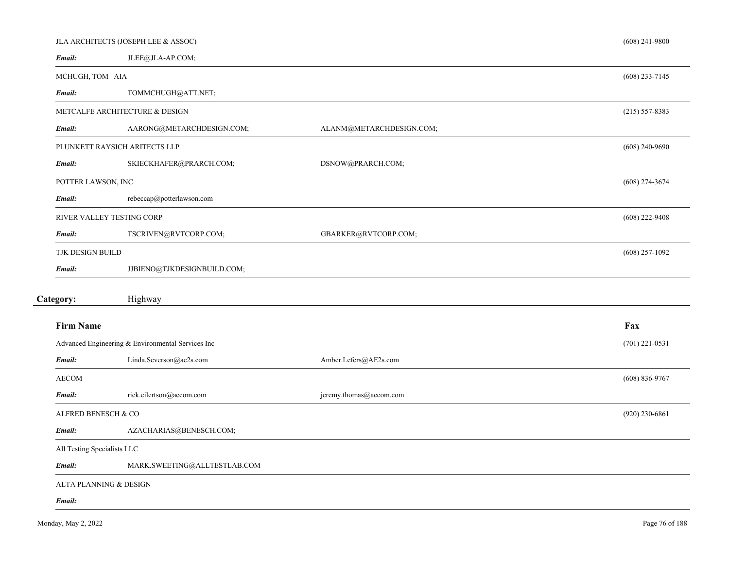JLA ARCHITECTS (JOSEPH LEE & ASSOC) (608) 241-9800

*Email:* JLEE@JLA-AP.COM;

---

MCHUGH, TOM AIA (608) 233-7145

*Email:* TOMMCHUGH@ATT.NET;

---

METCALFE ARCHITECTURE & DESIGN (215) 557-8383

*Email:* AARONG@METARCHDESIGN.COM; ALANM@METARCHDESIGN.COM;

---

PLUNKETT RAYSICH ARITECTS LLP (608) 240-9690

*Email:* SKIECKHAFER@PRARCH.COM; DSNOW@PRARCH.COM;

POTTER LAWSON, INC (608) 274-3674

*Email:* rebeccap@potterlawson.com

---

RIVER VALLEY TESTING CORP (608) 222-9408

*Email:* TSCRIVEN@RVTCORP.COM; GBARKER@RVTCORP.COM;

---

TJK DESIGN BUILD (608) 257-1092

*Email:* JJBIENO@TJKDESIGNBUILD.COM;

---

## Category: Highway

**Firm Name** | **Fax**

Advanced Engineering & Environmental Services Inc (701) 221-0531

*Email:* Linda.Severson@ae2s.com Amber.Lefers@AE2s.com

---

AECOM (608) 836-9767

*Email:* rick.eilertson@aecom.com jeremy.thomas@aecom.com

---

ALFRED BENESCH & CO (920) 230-6861

*Email:* AZACHARIAS@BENESCH.COM;

---

All Testing Specialists LLC

*Email:* MARK.SWEETING@ALLTESTLAB.COM

---

ALTA PLANNING & DESIGN

*Email:*

---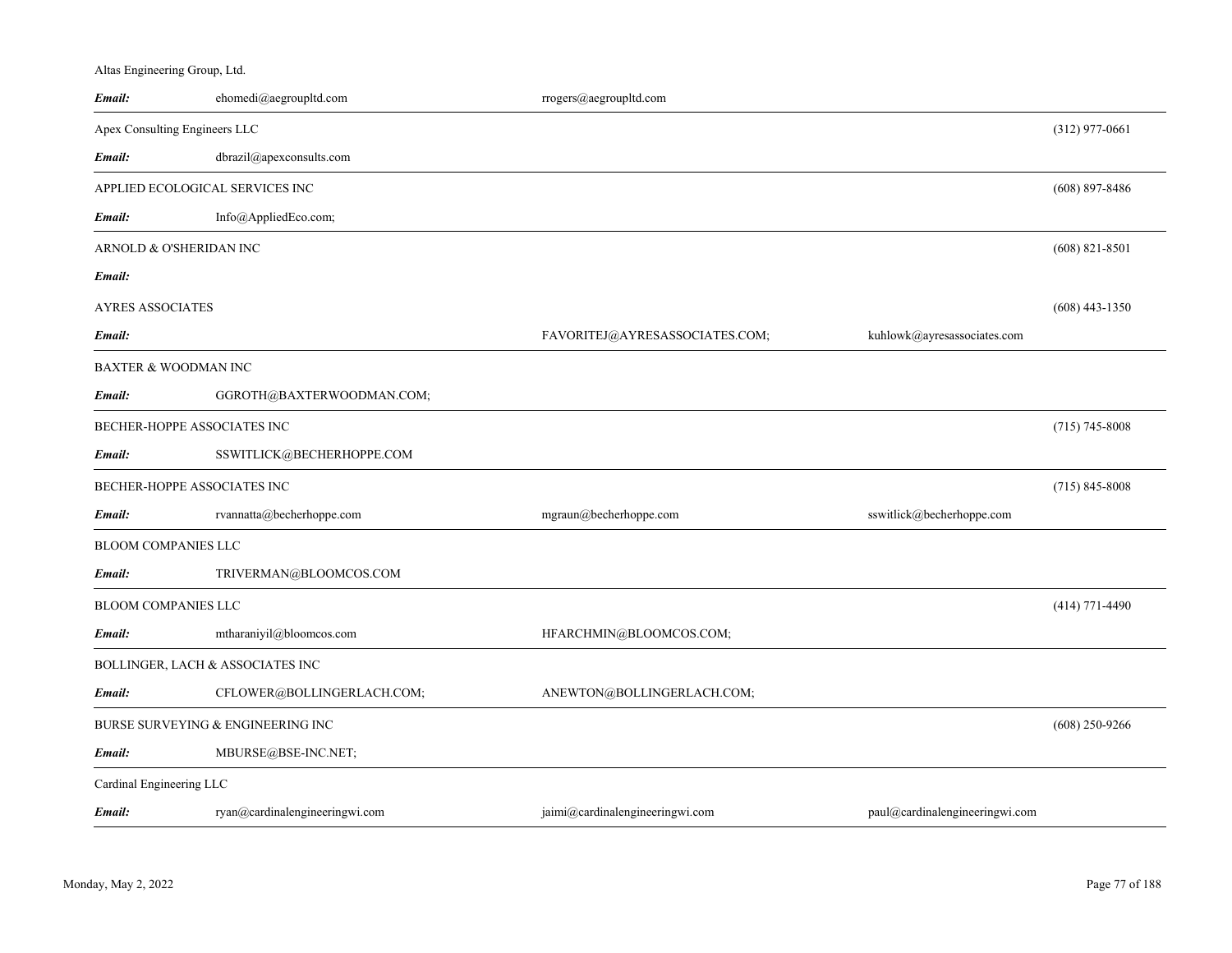Altas Engineering Group, Ltd.

| | | | | |
|---|---|---|---|---|
| ***Email:*** | ehomedi@aegroupltd.com | rrogers@aegroupltd.com | | |

| | | | | |
|---|---|---|---|---|
| Apex Consulting Engineers LLC | | | | (312) 977-0661 |
| ***Email:*** | dbrazil@apexconsults.com | | | |
| APPLIED ECOLOGICAL SERVICES INC | | | | (608) 897-8486 |
| ***Email:*** | Info@AppliedEco.com; | | | |
| ARNOLD & O'SHERIDAN INC | | | | (608) 821-8501 |
| ***Email:*** | | | | |
| AYRES ASSOCIATES | | | | (608) 443-1350 |
| ***Email:*** | | FAVORITEJ@AYRESASSOCIATES.COM; | kuhlowk@ayresassociates.com | |
| BAXTER & WOODMAN INC | | | | |
| ***Email:*** | GGROTH@BAXTERWOODMAN.COM; | | | |
| BECHER-HOPPE ASSOCIATES INC | | | | (715) 745-8008 |
| ***Email:*** | SSWITLICK@BECHERHOPPE.COM | | | |
| BECHER-HOPPE ASSOCIATES INC | | | | (715) 845-8008 |
| ***Email:*** | rvannatta@becherhoppe.com | mgraun@becherhoppe.com | sswitlick@becherhoppe.com | |
| BLOOM COMPANIES LLC | | | | |
| ***Email:*** | TRIVERMAN@BLOOMCOS.COM | | | |
| BLOOM COMPANIES LLC | | | | (414) 771-4490 |
| ***Email:*** | mtharaniyil@bloomcos.com | HFARCHMIN@BLOOMCOS.COM; | | |
| BOLLINGER, LACH & ASSOCIATES INC | | | | |
| ***Email:*** | CFLOWER@BOLLINGERLACH.COM; | ANEWTON@BOLLINGERLACH.COM; | | |
| BURSE SURVEYING & ENGINEERING INC | | | | (608) 250-9266 |
| ***Email:*** | MBURSE@BSE-INC.NET; | | | |
| Cardinal Engineering LLC | | | | |
| ***Email:*** | ryan@cardinalengineeringwi.com | jaimi@cardinalengineeringwi.com | paul@cardinalengineeringwi.com | |

Monday, May 2, 2022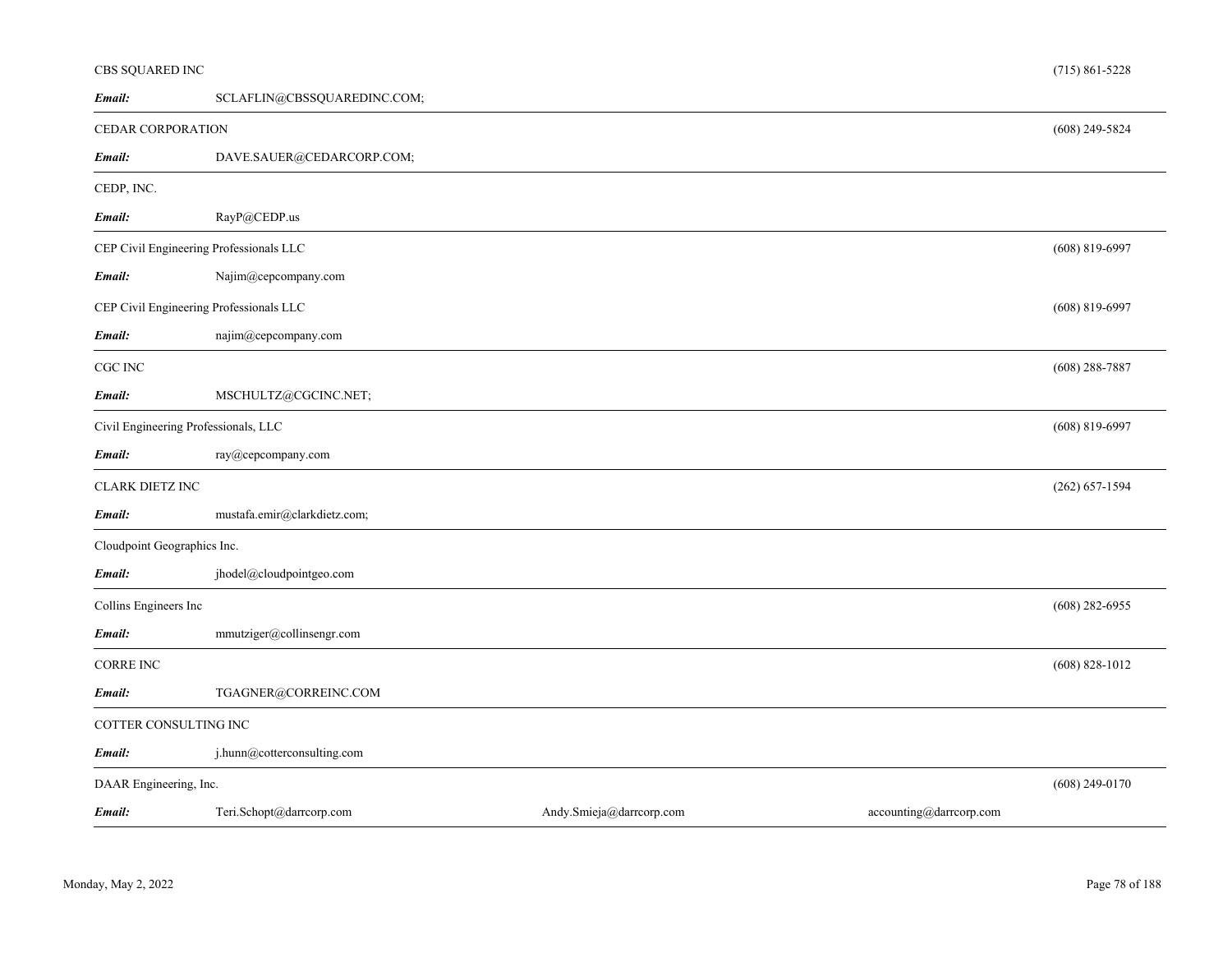CBS SQUARED INC (715) 861-5228

***Email:*** SCLAFLIN@CBSSQUAREDINC.COM;

---

CEDAR CORPORATION (608) 249-5824

***Email:*** DAVE.SAUER@CEDARCORP.COM;

---

CEDP, INC.

***Email:*** RayP@CEDP.us

---

CEP Civil Engineering Professionals LLC (608) 819-6997

***Email:*** Najim@cepcompany.com

CEP Civil Engineering Professionals LLC (608) 819-6997

***Email:*** najim@cepcompany.com

---

CGC INC (608) 288-7887

***Email:*** MSCHULTZ@CGCINC.NET;

---

Civil Engineering Professionals, LLC (608) 819-6997

***Email:*** ray@cepcompany.com

---

CLARK DIETZ INC (262) 657-1594

***Email:*** mustafa.emir@clarkdietz.com;

---

Cloudpoint Geographics Inc.

***Email:*** jhodel@cloudpointgeo.com

---

Collins Engineers Inc (608) 282-6955

***Email:*** mmutziger@collinsengr.com

---

CORRE INC (608) 828-1012

***Email:*** TGAGNER@CORREINC.COM

---

COTTER CONSULTING INC

***Email:*** j.hunn@cotterconsulting.com

---

DAAR Engineering, Inc. (608) 249-0170

***Email:*** Teri.Schopt@darrcorp.com Andy.Smieja@darrcorp.com accounting@darrcorp.com

---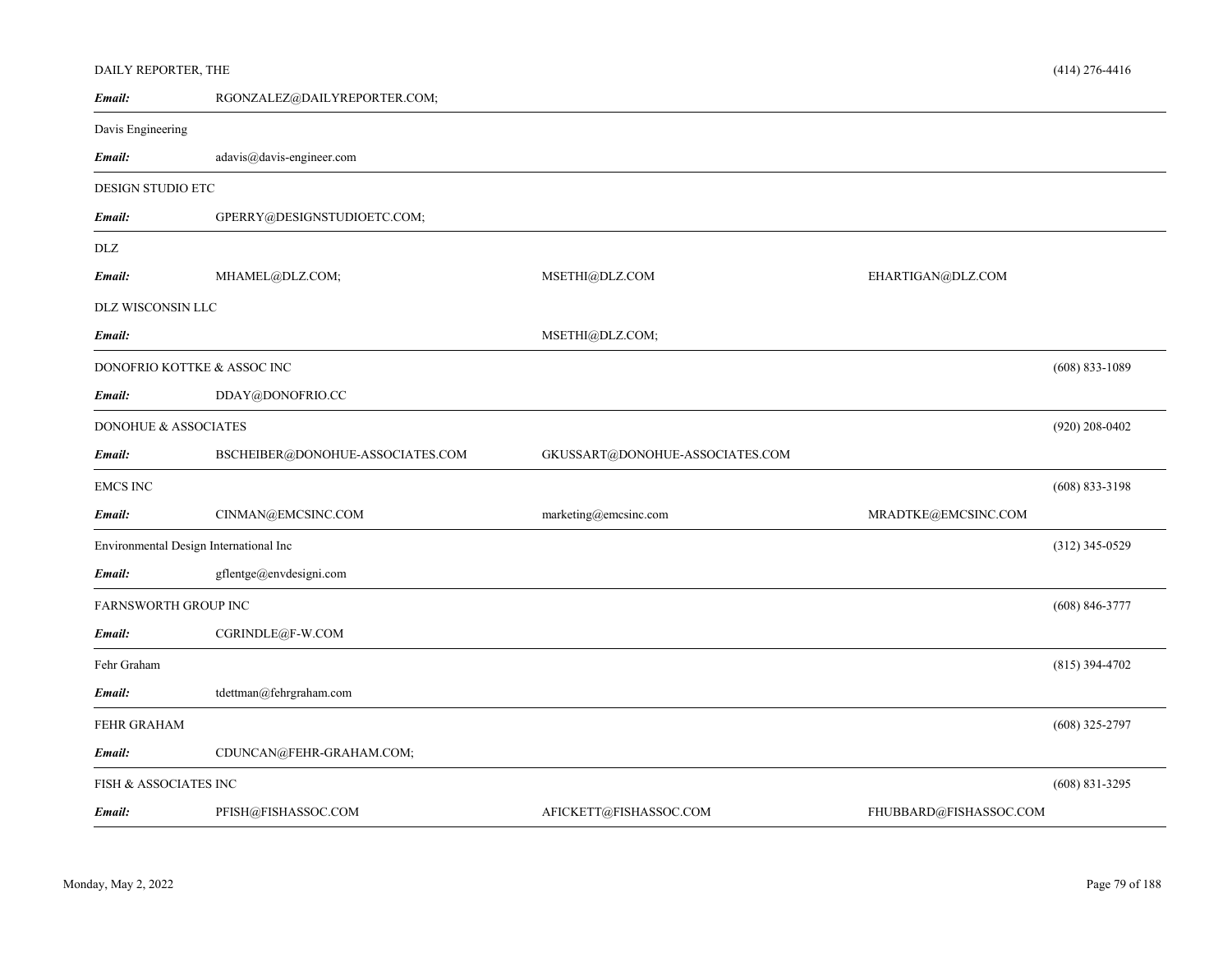DAILY REPORTER, THE (414) 276-4416

***Email:*** RGONZALEZ@DAILYREPORTER.COM;

---

Davis Engineering

***Email:*** adavis@davis-engineer.com

---

DESIGN STUDIO ETC

***Email:*** GPERRY@DESIGNSTUDIOETC.COM;

---

DLZ

***Email:*** MHAMEL@DLZ.COM; MSETHI@DLZ.COM EHARTIGAN@DLZ.COM

DLZ WISCONSIN LLC

***Email:*** MSETHI@DLZ.COM;

---

DONOFRIO KOTTKE & ASSOC INC (608) 833-1089

***Email:*** DDAY@DONOFRIO.CC

---

DONOHUE & ASSOCIATES (920) 208-0402

***Email:*** BSCHEIBER@DONOHUE-ASSOCIATES.COM GKUSSART@DONOHUE-ASSOCIATES.COM

---

EMCS INC (608) 833-3198

***Email:*** CINMAN@EMCSINC.COM marketing@emcsinc.com MRADTKE@EMCSINC.COM

---

Environmental Design International Inc (312) 345-0529

***Email:*** gflentge@envdesigni.com

---

FARNSWORTH GROUP INC (608) 846-3777

***Email:*** CGRINDLE@F-W.COM

---

Fehr Graham (815) 394-4702

***Email:*** tdettman@fehrgraham.com

---

FEHR GRAHAM (608) 325-2797

***Email:*** CDUNCAN@FEHR-GRAHAM.COM;

---

FISH & ASSOCIATES INC (608) 831-3295

***Email:*** PFISH@FISHASSOC.COM AFICKETT@FISHASSOC.COM FHUBBARD@FISHASSOC.COM

---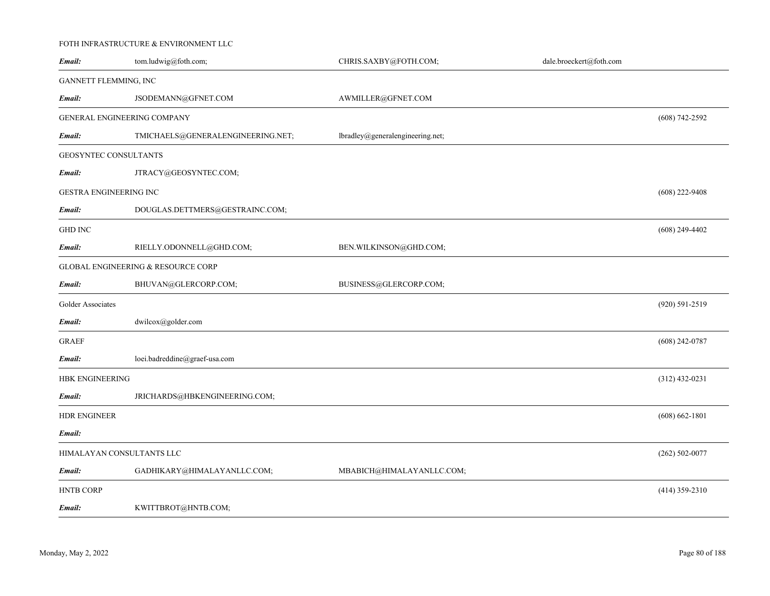FOTH INFRASTRUCTURE & ENVIRONMENT LLC

***Email:*** tom.ludwig@foth.com; CHRIS.SAXBY@FOTH.COM; dale.broeckert@foth.com

---

GANNETT FLEMMING, INC

***Email:*** JSODEMANN@GFNET.COM AWMILLER@GFNET.COM

---

GENERAL ENGINEERING COMPANY (608) 742-2592

***Email:*** TMICHAELS@GENERALENGINEERING.NET; lbradley@generalengineering.net;

---

GEOSYNTEC CONSULTANTS

***Email:*** JTRACY@GEOSYNTEC.COM;

GESTRA ENGINEERING INC (608) 222-9408

***Email:*** DOUGLAS.DETTMERS@GESTRAINC.COM;

---

GHD INC (608) 249-4402

***Email:*** RIELLY.ODONNELL@GHD.COM; BEN.WILKINSON@GHD.COM;

---

GLOBAL ENGINEERING & RESOURCE CORP

***Email:*** BHUVAN@GLERCORP.COM; BUSINESS@GLERCORP.COM;

---

Golder Associates (920) 591-2519

***Email:*** dwilcox@golder.com

---

GRAEF (608) 242-0787

***Email:*** loei.badreddine@graef-usa.com

---

HBK ENGINEERING (312) 432-0231

***Email:*** JRICHARDS@HBKENGINEERING.COM;

---

HDR ENGINEER (608) 662-1801

***Email:***

---

HIMALAYAN CONSULTANTS LLC (262) 502-0077

***Email:*** GADHIKARY@HIMALAYANLLC.COM; MBABICH@HIMALAYANLLC.COM;

---

HNTB CORP (414) 359-2310

***Email:*** KWITTBROT@HNTB.COM;

---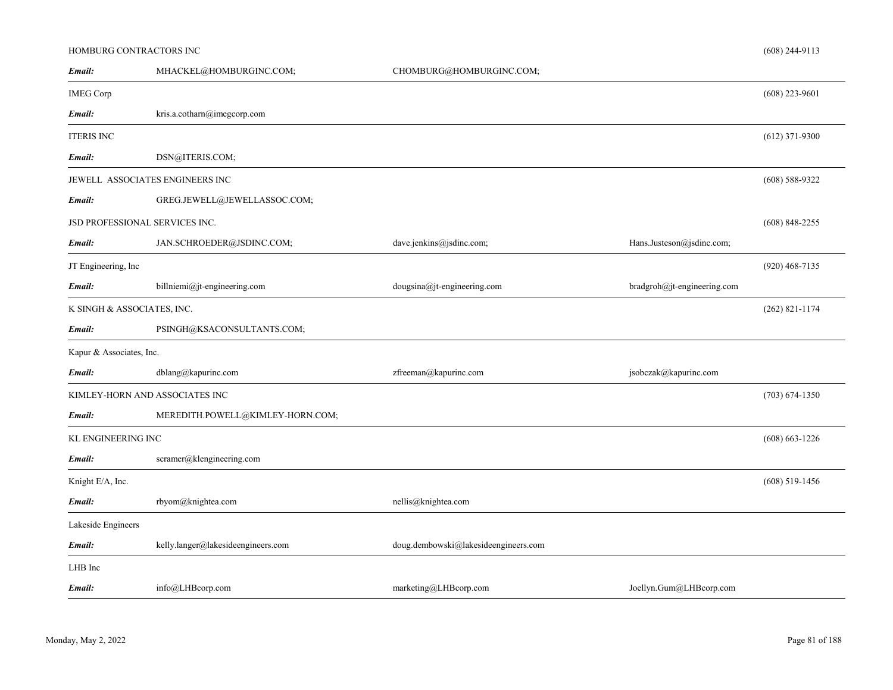HOMBURG CONTRACTORS INC (608) 244-9113

*Email:* MHACKEL@HOMBURGINC.COM; CHOMBURG@HOMBURGINC.COM;

---

IMEG Corp (608) 223-9601

*Email:* kris.a.cotharn@imegcorp.com

---

ITERIS INC (612) 371-9300

*Email:* DSN@ITERIS.COM;

---

JEWELL ASSOCIATES ENGINEERS INC (608) 588-9322

*Email:* GREG.JEWELL@JEWELLASSOC.COM;

JSD PROFESSIONAL SERVICES INC. (608) 848-2255

*Email:* JAN.SCHROEDER@JSDINC.COM; dave.jenkins@jsdinc.com; Hans.Justeson@jsdinc.com;

---

JT Engineering, lnc (920) 468-7135

*Email:* billniemi@jt-engineering.com dougsina@jt-engineering.com bradgroh@jt-engineering.com

---

K SINGH & ASSOCIATES, INC. (262) 821-1174

*Email:* PSINGH@KSACONSULTANTS.COM;

---

Kapur & Associates, Inc.

*Email:* dblang@kapurinc.com zfreeman@kapurinc.com jsobczak@kapurinc.com

---

KIMLEY-HORN AND ASSOCIATES INC (703) 674-1350

*Email:* MEREDITH.POWELL@KIMLEY-HORN.COM;

---

KL ENGINEERING INC (608) 663-1226

*Email:* scramer@klengineering.com

---

Knight E/A, Inc. (608) 519-1456

*Email:* rbyom@knightea.com nellis@knightea.com

---

Lakeside Engineers

*Email:* kelly.langer@lakesideengineers.com doug.dembowski@lakesideengineers.com

---

LHB Inc

*Email:* info@LHBcorp.com marketing@LHBcorp.com Joellyn.Gum@LHBcorp.com

---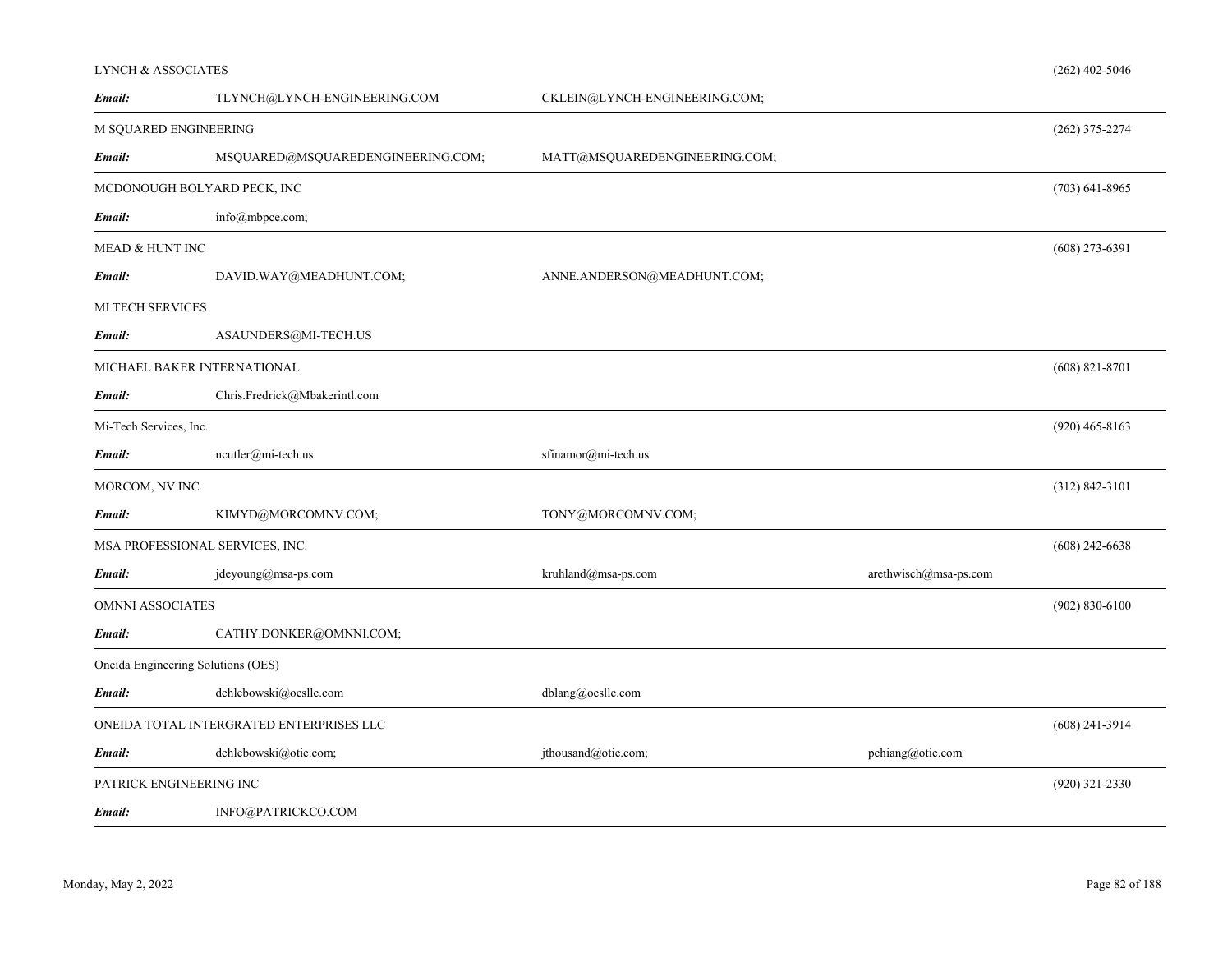LYNCH & ASSOCIATES (262) 402-5046

***Email:*** TLYNCH@LYNCH-ENGINEERING.COM CKLEIN@LYNCH-ENGINEERING.COM;

---

M SQUARED ENGINEERING (262) 375-2274

***Email:*** MSQUARED@MSQUAREDENGINEERING.COM; MATT@MSQUAREDENGINEERING.COM;

---

MCDONOUGH BOLYARD PECK, INC (703) 641-8965

***Email:*** info@mbpce.com;

---

MEAD & HUNT INC (608) 273-6391

***Email:*** DAVID.WAY@MEADHUNT.COM; ANNE.ANDERSON@MEADHUNT.COM;

MI TECH SERVICES

***Email:*** ASAUNDERS@MI-TECH.US

---

MICHAEL BAKER INTERNATIONAL (608) 821-8701

***Email:*** Chris.Fredrick@Mbakerintl.com

---

Mi-Tech Services, Inc. (920) 465-8163

***Email:*** ncutler@mi-tech.us sfinamor@mi-tech.us

---

MORCOM, NV INC (312) 842-3101

***Email:*** KIMYD@MORCOMNV.COM; TONY@MORCOMNV.COM;

---

MSA PROFESSIONAL SERVICES, INC. (608) 242-6638

***Email:*** jdeyoung@msa-ps.com kruhland@msa-ps.com arethwisch@msa-ps.com

---

OMNNI ASSOCIATES (902) 830-6100

***Email:*** CATHY.DONKER@OMNNI.COM;

---

Oneida Engineering Solutions (OES)

***Email:*** dchlebowski@oesllc.com dblang@oesllc.com

---

ONEIDA TOTAL INTERGRATED ENTERPRISES LLC (608) 241-3914

***Email:*** dchlebowski@otie.com; jthousand@otie.com; pchiang@otie.com

---

PATRICK ENGINEERING INC (920) 321-2330

***Email:*** INFO@PATRICKCO.COM

---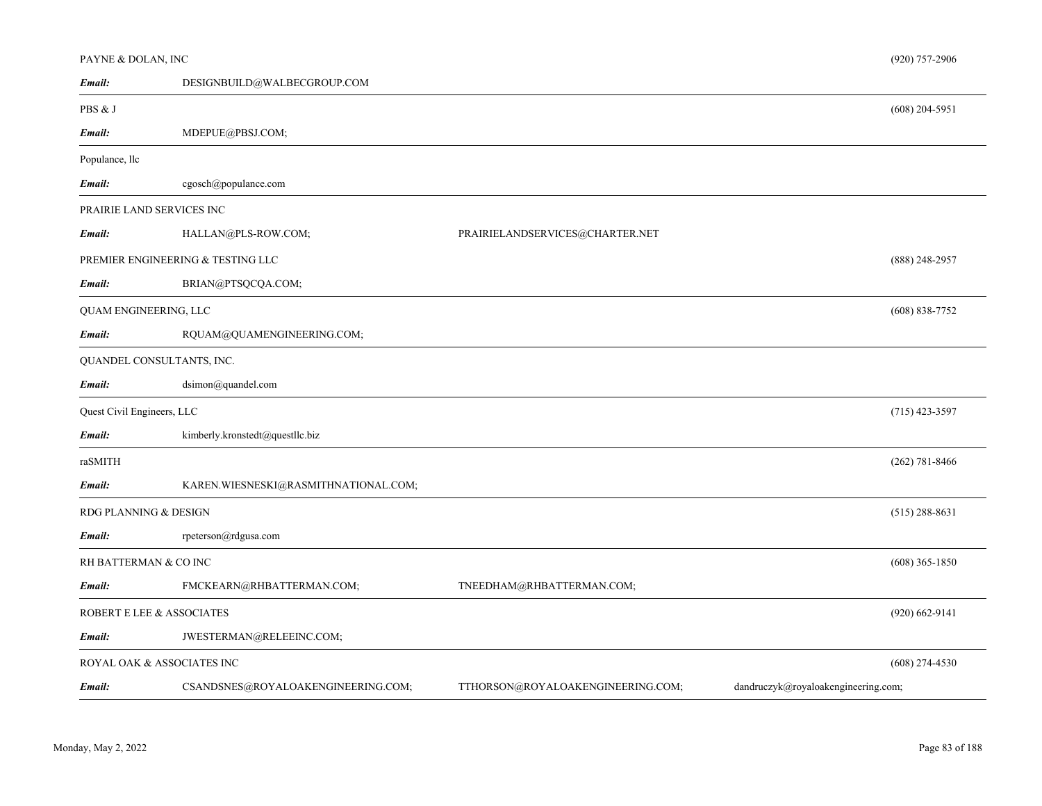PAYNE & DOLAN, INC (920) 757-2906

**Email:** DESIGNBUILD@WALBECGROUP.COM

---

PBS & J (608) 204-5951

**Email:** MDEPUE@PBSJ.COM;

---

Populance, llc

**Email:** cgosch@populance.com

---

PRAIRIE LAND SERVICES INC

**Email:** HALLAN@PLS-ROW.COM; PRAIRIELANDSERVICES@CHARTER.NET

PREMIER ENGINEERING & TESTING LLC (888) 248-2957

**Email:** BRIAN@PTSQCQA.COM;

---

QUAM ENGINEERING, LLC (608) 838-7752

**Email:** RQUAM@QUAMENGINEERING.COM;

---

QUANDEL CONSULTANTS, INC.

**Email:** dsimon@quandel.com

---

Quest Civil Engineers, LLC (715) 423-3597

**Email:** kimberly.kronstedt@questllc.biz

---

raSMITH (262) 781-8466

**Email:** KAREN.WIESNESKI@RASMITHNATIONAL.COM;

---

RDG PLANNING & DESIGN (515) 288-8631

**Email:** rpeterson@rdgusa.com

---

RH BATTERMAN & CO INC (608) 365-1850

**Email:** FMCKEARN@RHBATTERMAN.COM; TNEEDHAM@RHBATTERMAN.COM;

---

ROBERT E LEE & ASSOCIATES (920) 662-9141

**Email:** JWESTERMAN@RELEEINC.COM;

---

ROYAL OAK & ASSOCIATES INC (608) 274-4530

**Email:** CSANDSNES@ROYALOAKENGINEERING.COM; TTHORSON@ROYALOAKENGINEERING.COM; dandruczyk@royaloakengineering.com;

---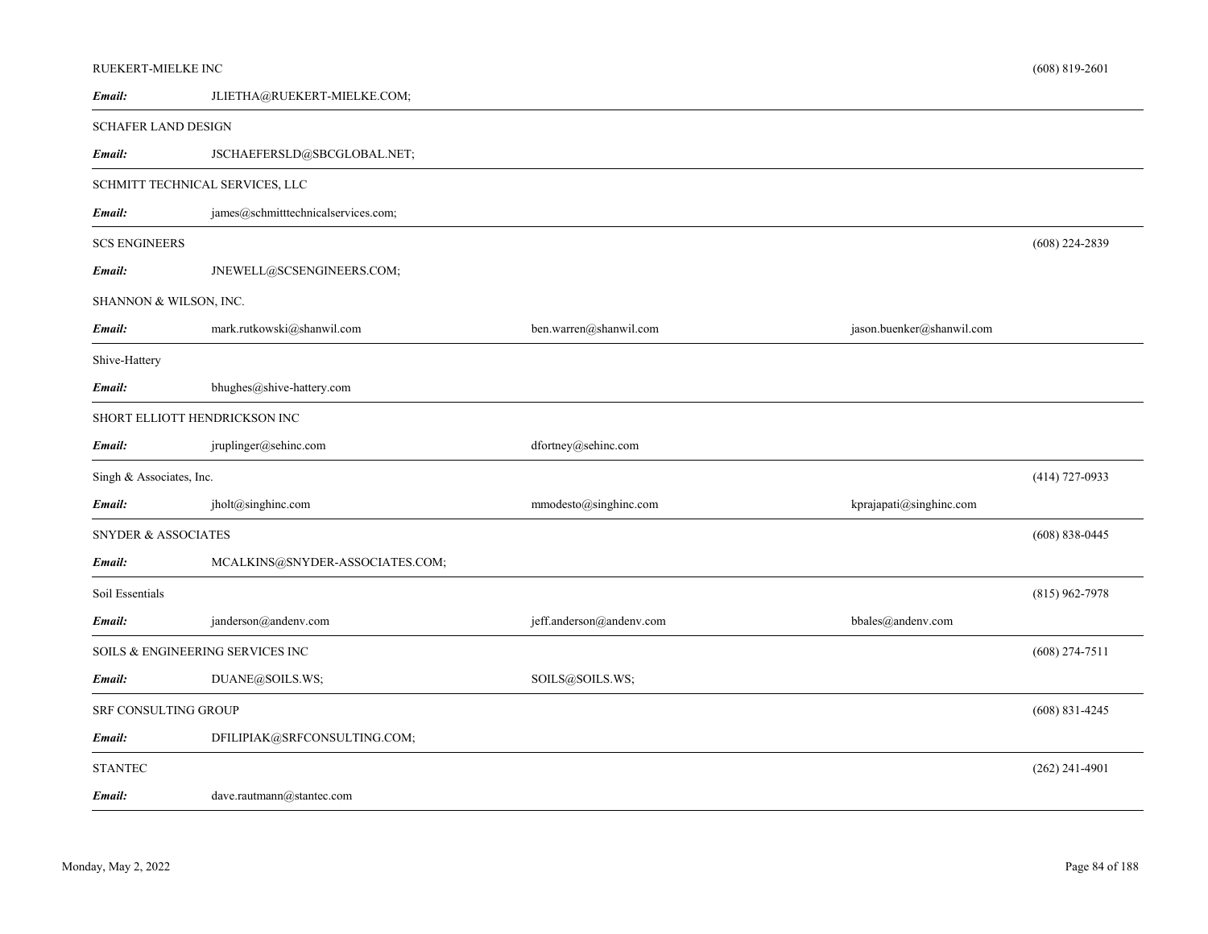RUEKERT-MIELKE INC (608) 819-2601

***Email:*** JLIETHA@RUEKERT-MIELKE.COM;

---

SCHAFER LAND DESIGN

***Email:*** JSCHAEFERSLD@SBCGLOBAL.NET;

---

SCHMITT TECHNICAL SERVICES, LLC

***Email:*** james@schmitttechnicalservices.com;

---

SCS ENGINEERS (608) 224-2839

***Email:*** JNEWELL@SCSENGINEERS.COM;

SHANNON & WILSON, INC.

***Email:*** mark.rutkowski@shanwil.com ben.warren@shanwil.com jason.buenker@shanwil.com

---

Shive-Hattery

***Email:*** bhughes@shive-hattery.com

---

SHORT ELLIOTT HENDRICKSON INC

***Email:*** jruplinger@sehinc.com dfortney@sehinc.com

---

Singh & Associates, Inc. (414) 727-0933

***Email:*** jholt@singhinc.com mmodesto@singhinc.com kprajapati@singhinc.com

---

SNYDER & ASSOCIATES (608) 838-0445

***Email:*** MCALKINS@SNYDER-ASSOCIATES.COM;

---

Soil Essentials (815) 962-7978

***Email:*** janderson@andenv.com jeff.anderson@andenv.com bbales@andenv.com

---

SOILS & ENGINEERING SERVICES INC (608) 274-7511

***Email:*** DUANE@SOILS.WS; SOILS@SOILS.WS;

---

SRF CONSULTING GROUP (608) 831-4245

***Email:*** DFILIPIAK@SRFCONSULTING.COM;

---

STANTEC (262) 241-4901

***Email:*** dave.rautmann@stantec.com

---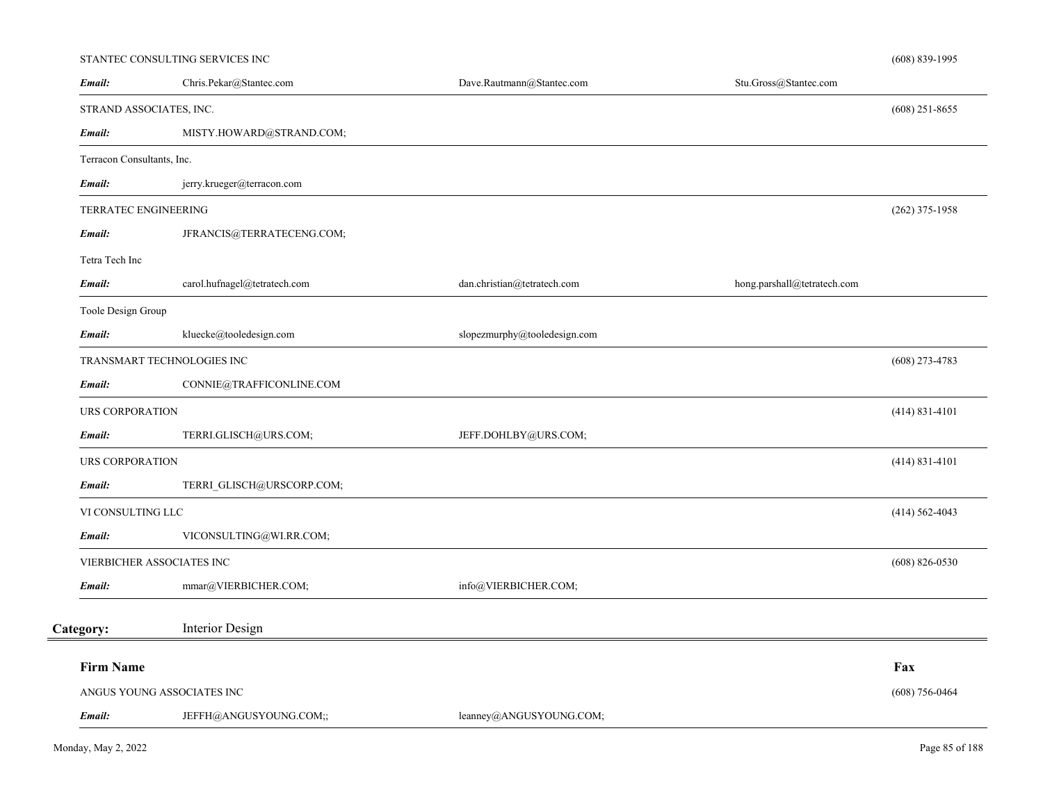STANTEC CONSULTING SERVICES INC — (608) 839-1995

***Email:*** Chris.Pekar@Stantec.com | Dave.Rautmann@Stantec.com | Stu.Gross@Stantec.com

---

STRAND ASSOCIATES, INC. — (608) 251-8655

***Email:*** MISTY.HOWARD@STRAND.COM;

---

Terracon Consultants, Inc.

***Email:*** jerry.krueger@terracon.com

---

TERRATEC ENGINEERING — (262) 375-1958

***Email:*** JFRANCIS@TERRATECENG.COM;

Tetra Tech Inc

***Email:*** carol.hufnagel@tetratech.com | dan.christian@tetratech.com | hong.parshall@tetratech.com

---

Toole Design Group

***Email:*** kluecke@tooledesign.com | slopezmurphy@tooledesign.com

---

TRANSMART TECHNOLOGIES INC — (608) 273-4783

***Email:*** CONNIE@TRAFFICONLINE.COM

---

URS CORPORATION — (414) 831-4101

***Email:*** TERRI.GLISCH@URS.COM; | JEFF.DOHLBY@URS.COM;

---

URS CORPORATION — (414) 831-4101

***Email:*** TERRI_GLISCH@URSCORP.COM;

---

VI CONSULTING LLC — (414) 562-4043

***Email:*** VICONSULTING@WI.RR.COM;

---

VIERBICHER ASSOCIATES INC — (608) 826-0530

***Email:*** mmar@VIERBICHER.COM; | info@VIERBICHER.COM;

---

## Category: Interior Design

**Firm Name** — **Fax**

ANGUS YOUNG ASSOCIATES INC — (608) 756-0464

***Email:*** JEFFH@ANGUSYOUNG.COM;; | leanney@ANGUSYOUNG.COM;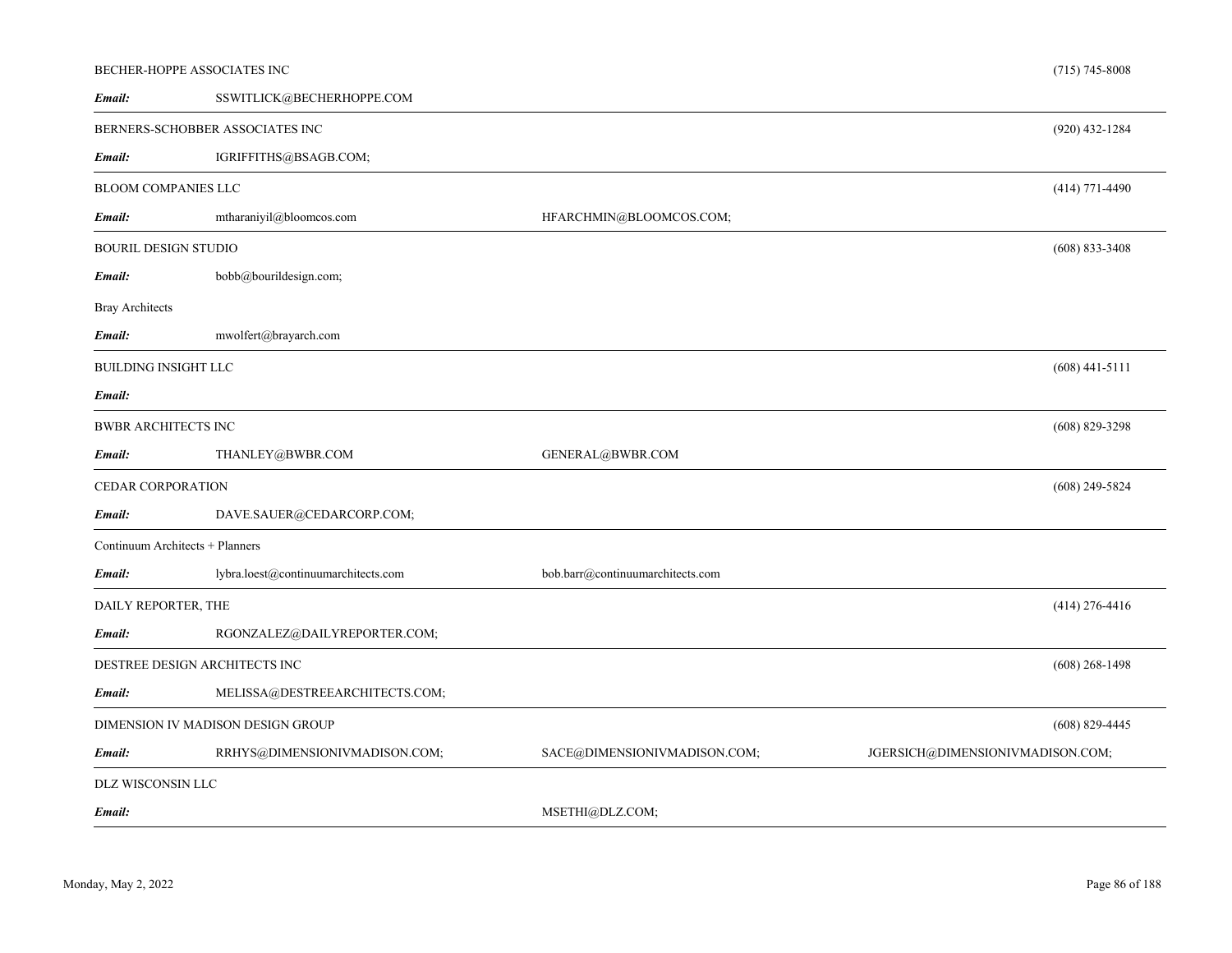| Name | | | Phone |
|---|---|---|---|
| BECHER-HOPPE ASSOCIATES INC | | | (715) 745-8008 |
| ***Email:*** | SSWITLICK@BECHERHOPPE.COM | | |
| BERNERS-SCHOBBER ASSOCIATES INC | | | (920) 432-1284 |
| ***Email:*** | IGRIFFITHS@BSAGB.COM; | | |
| BLOOM COMPANIES LLC | | | (414) 771-4490 |
| ***Email:*** | mtharaniyil@bloomcos.com | HFARCHMIN@BLOOMCOS.COM; | |
| BOURIL DESIGN STUDIO | | | (608) 833-3408 |
| ***Email:*** | bobb@bourildesign.com; | | |
| Bray Architects | | | |
| ***Email:*** | mwolfert@brayarch.com | | |
| BUILDING INSIGHT LLC | | | (608) 441-5111 |
| ***Email:*** | | | |
| BWBR ARCHITECTS INC | | | (608) 829-3298 |
| ***Email:*** | THANLEY@BWBR.COM | GENERAL@BWBR.COM | |
| CEDAR CORPORATION | | | (608) 249-5824 |
| ***Email:*** | DAVE.SAUER@CEDARCORP.COM; | | |
| Continuum Architects + Planners | | | |
| ***Email:*** | lybra.loest@continuumarchitects.com | bob.barr@continuumarchitects.com | |
| DAILY REPORTER, THE | | | (414) 276-4416 |
| ***Email:*** | RGONZALEZ@DAILYREPORTER.COM; | | |
| DESTREE DESIGN ARCHITECTS INC | | | (608) 268-1498 |
| ***Email:*** | MELISSA@DESTREEARCHITECTS.COM; | | |
| DIMENSION IV MADISON DESIGN GROUP | | | (608) 829-4445 |
| ***Email:*** | RRHYS@DIMENSIONIVMADISON.COM; | SACE@DIMENSIONIVMADISON.COM; | JGERSICH@DIMENSIONIVMADISON.COM; |
| DLZ WISCONSIN LLC | | | |
| ***Email:*** | | MSETHI@DLZ.COM; | |

Monday, May 2, 2022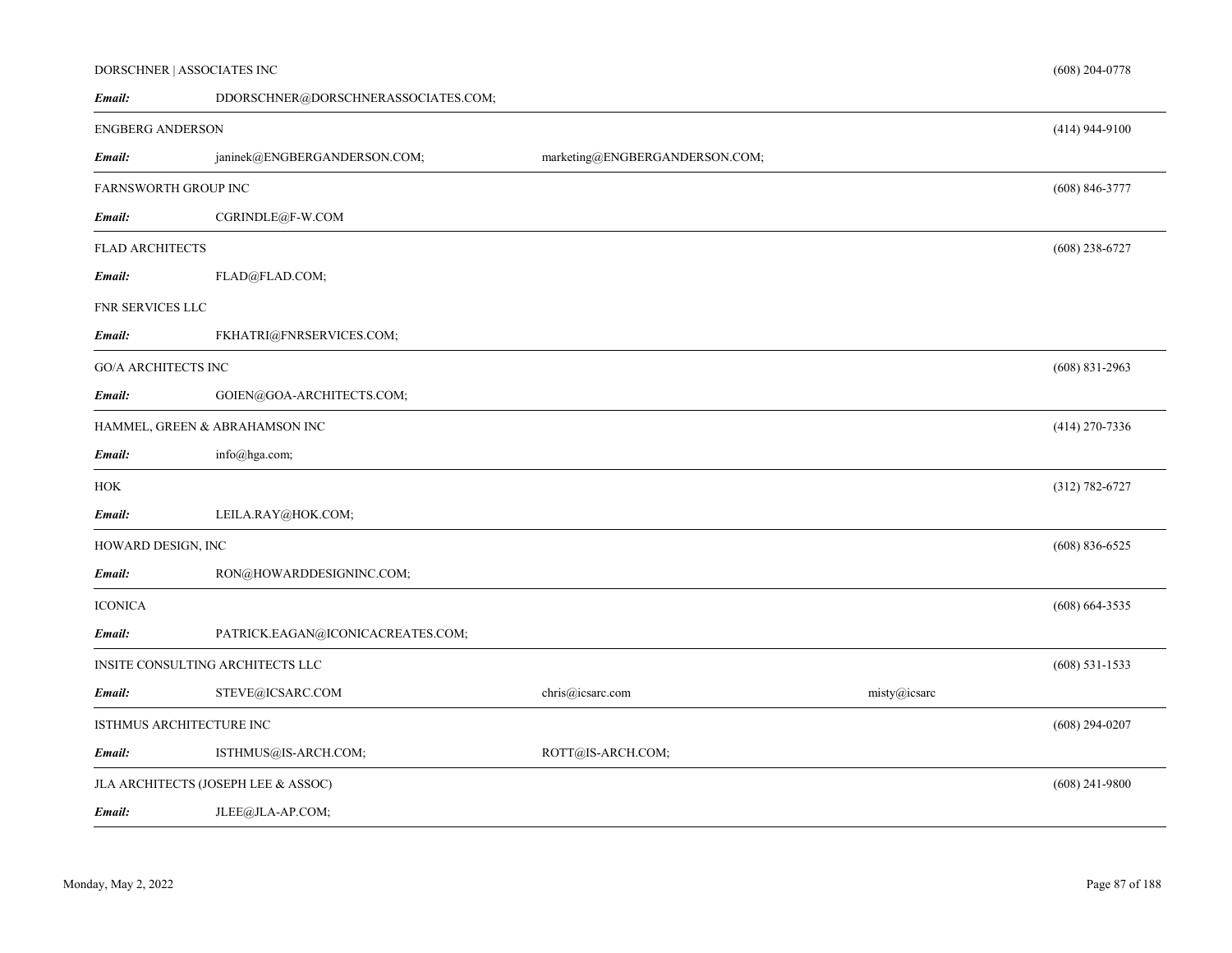DORSCHNER | ASSOCIATES INC (608) 204-0778

***Email:*** DDORSCHNER@DORSCHNERASSOCIATES.COM;

---

ENGBERG ANDERSON (414) 944-9100

***Email:*** janinek@ENGBERGANDERSON.COM; marketing@ENGBERGANDERSON.COM;

---

FARNSWORTH GROUP INC (608) 846-3777

***Email:*** CGRINDLE@F-W.COM

---

FLAD ARCHITECTS (608) 238-6727

***Email:*** FLAD@FLAD.COM;

FNR SERVICES LLC

***Email:*** FKHATRI@FNRSERVICES.COM;

---

GO/A ARCHITECTS INC (608) 831-2963

***Email:*** GOIEN@GOA-ARCHITECTS.COM;

---

HAMMEL, GREEN & ABRAHAMSON INC (414) 270-7336

***Email:*** info@hga.com;

---

HOK (312) 782-6727

***Email:*** LEILA.RAY@HOK.COM;

---

HOWARD DESIGN, INC (608) 836-6525

***Email:*** RON@HOWARDDESIGNINC.COM;

---

ICONICA (608) 664-3535

***Email:*** PATRICK.EAGAN@ICONICACREATES.COM;

---

INSITE CONSULTING ARCHITECTS LLC (608) 531-1533

***Email:*** STEVE@ICSARC.COM chris@icsarc.com misty@icsarc

---

ISTHMUS ARCHITECTURE INC (608) 294-0207

***Email:*** ISTHMUS@IS-ARCH.COM; ROTT@IS-ARCH.COM;

---

JLA ARCHITECTS (JOSEPH LEE & ASSOC) (608) 241-9800

***Email:*** JLEE@JLA-AP.COM;

---

Monday, May 2, 2022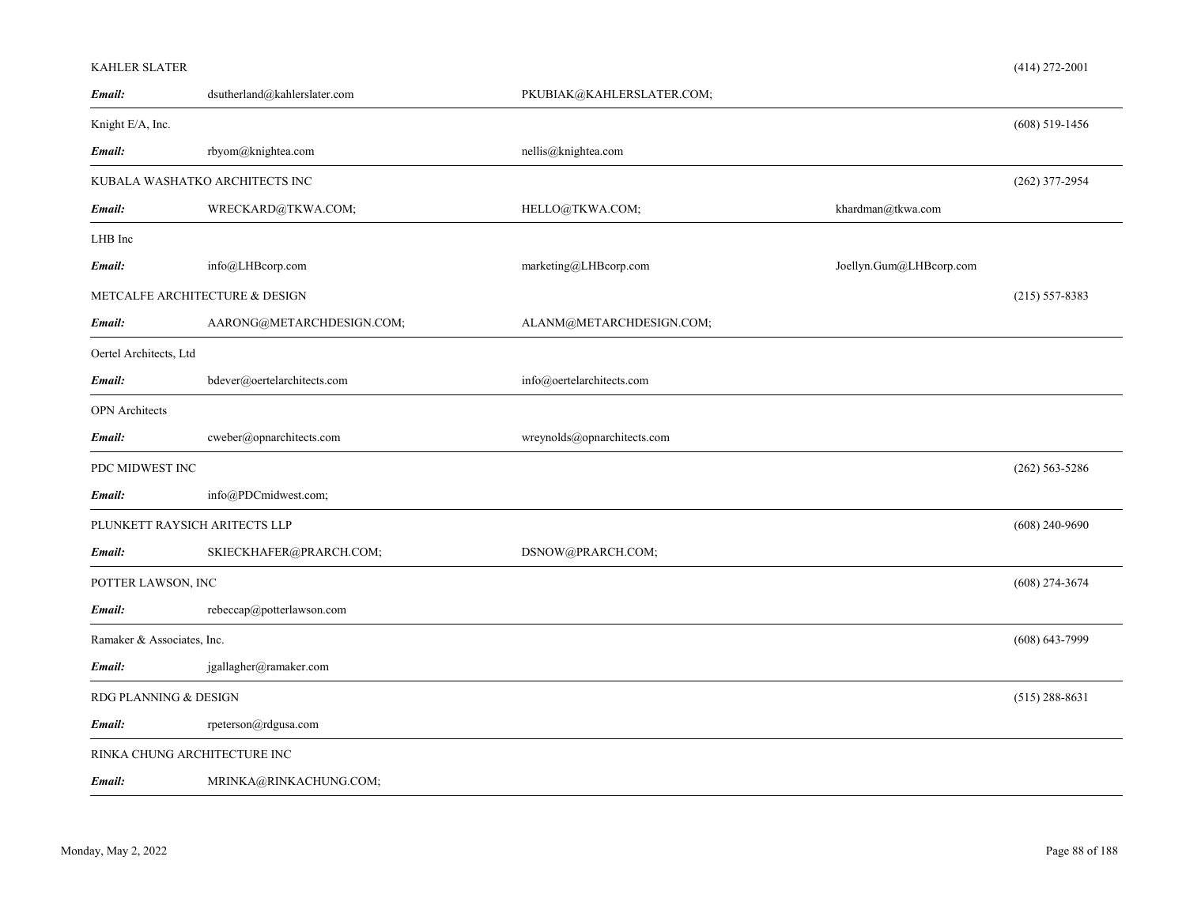| Company | | | | Phone |
|---|---|---|---|---|
| KAHLER SLATER | | | | (414) 272-2001 |
| ***Email:*** | dsutherland@kahlerslater.com | PKUBIAK@KAHLERSLATER.COM; | | |
| Knight E/A, Inc. | | | | (608) 519-1456 |
| ***Email:*** | rbyom@knightea.com | nellis@knightea.com | | |
| KUBALA WASHATKO ARCHITECTS INC | | | | (262) 377-2954 |
| ***Email:*** | WRECKARD@TKWA.COM; | HELLO@TKWA.COM; | khardman@tkwa.com | |
| LHB Inc | | | | |
| ***Email:*** | info@LHBcorp.com | marketing@LHBcorp.com | Joellyn.Gum@LHBcorp.com | |
| METCALFE ARCHITECTURE & DESIGN | | | | (215) 557-8383 |
| ***Email:*** | AARONG@METARCHDESIGN.COM; | ALANM@METARCHDESIGN.COM; | | |
| Oertel Architects, Ltd | | | | |
| ***Email:*** | bdever@oertelarchitects.com | info@oertelarchitects.com | | |
| OPN Architects | | | | |
| ***Email:*** | cweber@opnarchitects.com | wreynolds@opnarchitects.com | | |
| PDC MIDWEST INC | | | | (262) 563-5286 |
| ***Email:*** | info@PDCmidwest.com; | | | |
| PLUNKETT RAYSICH ARITECTS LLP | | | | (608) 240-9690 |
| ***Email:*** | SKIECKHAFER@PRARCH.COM; | DSNOW@PRARCH.COM; | | |
| POTTER LAWSON, INC | | | | (608) 274-3674 |
| ***Email:*** | rebeccap@potterlawson.com | | | |
| Ramaker & Associates, Inc. | | | | (608) 643-7999 |
| ***Email:*** | jgallagher@ramaker.com | | | |
| RDG PLANNING & DESIGN | | | | (515) 288-8631 |
| ***Email:*** | rpeterson@rdgusa.com | | | |
| RINKA CHUNG ARCHITECTURE INC | | | | |
| ***Email:*** | MRINKA@RINKACHUNG.COM; | | | |

Monday, May 2, 2022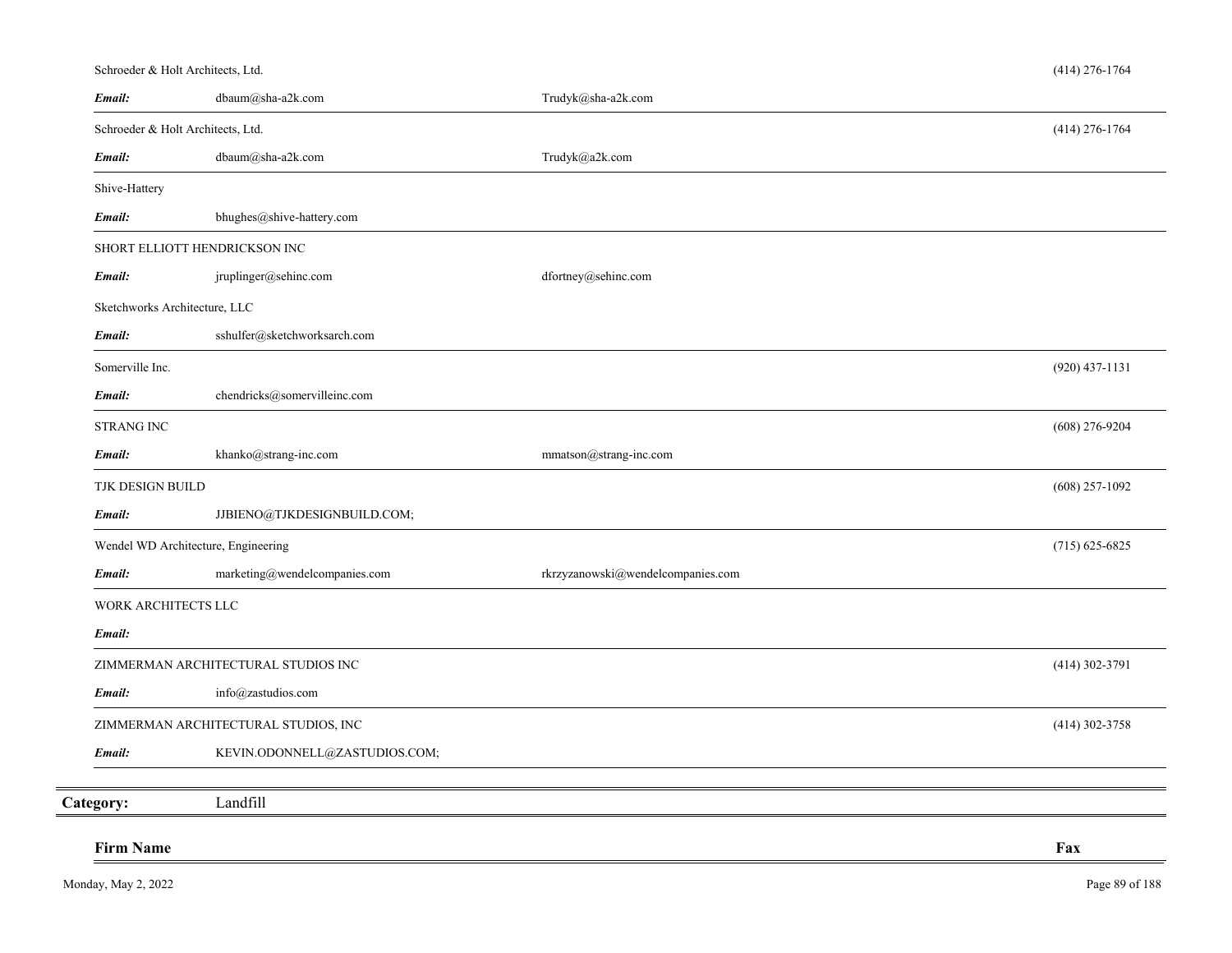| Firm Name | | | Fax |
|---|---|---|---|
| Schroeder & Holt Architects, Ltd. | | | (414) 276-1764 |
| ***Email:*** | dbaum@sha-a2k.com | Trudyk@sha-a2k.com | |
| Schroeder & Holt Architects, Ltd. | | | (414) 276-1764 |
| ***Email:*** | dbaum@sha-a2k.com | Trudyk@a2k.com | |
| Shive-Hattery | | | |
| ***Email:*** | bhughes@shive-hattery.com | | |
| SHORT ELLIOTT HENDRICKSON INC | | | |
| ***Email:*** | jruplinger@sehinc.com | dfortney@sehinc.com | |
| Sketchworks Architecture, LLC | | | |
| ***Email:*** | sshulfer@sketchworksarch.com | | |
| Somerville Inc. | | | (920) 437-1131 |
| ***Email:*** | chendricks@somervilleinc.com | | |
| STRANG INC | | | (608) 276-9204 |
| ***Email:*** | khanko@strang-inc.com | mmatson@strang-inc.com | |
| TJK DESIGN BUILD | | | (608) 257-1092 |
| ***Email:*** | JJBIENO@TJKDESIGNBUILD.COM; | | |
| Wendel WD Architecture, Engineering | | | (715) 625-6825 |
| ***Email:*** | marketing@wendelcompanies.com | rkrzyzanowski@wendelcompanies.com | |
| WORK ARCHITECTS LLC | | | |
| ***Email:*** | | | |
| ZIMMERMAN ARCHITECTURAL STUDIOS INC | | | (414) 302-3791 |
| ***Email:*** | info@zastudios.com | | |
| ZIMMERMAN ARCHITECTURAL STUDIOS, INC | | | (414) 302-3758 |
| ***Email:*** | KEVIN.ODONNELL@ZASTUDIOS.COM; | | |

**Category:** Landfill

| Firm Name | Fax |
|---|---|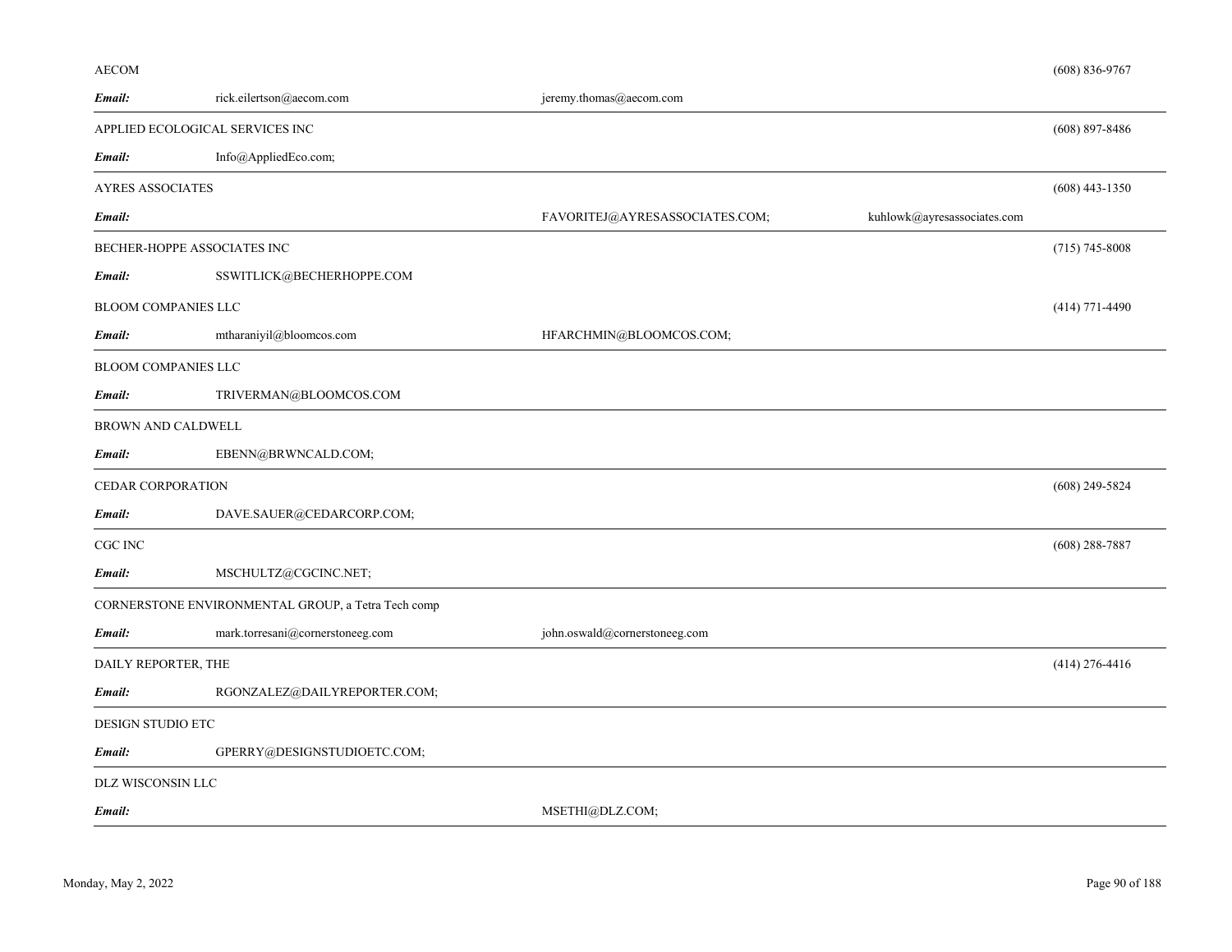| Company | | | | Phone |
|---|---|---|---|---|
| AECOM | | | | (608) 836-9767 |
| ***Email:*** | rick.eilertson@aecom.com | jeremy.thomas@aecom.com | | |
| APPLIED ECOLOGICAL SERVICES INC | | | | (608) 897-8486 |
| ***Email:*** | Info@AppliedEco.com; | | | |
| AYRES ASSOCIATES | | | | (608) 443-1350 |
| ***Email:*** | | FAVORITEJ@AYRESASSOCIATES.COM; | kuhlowk@ayresassociates.com | |
| BECHER-HOPPE ASSOCIATES INC | | | | (715) 745-8008 |
| ***Email:*** | SSWITLICK@BECHERHOPPE.COM | | | |
| BLOOM COMPANIES LLC | | | | (414) 771-4490 |
| ***Email:*** | mtharaniyil@bloomcos.com | HFARCHMIN@BLOOMCOS.COM; | | |
| BLOOM COMPANIES LLC | | | | |
| ***Email:*** | TRIVERMAN@BLOOMCOS.COM | | | |
| BROWN AND CALDWELL | | | | |
| ***Email:*** | EBENN@BRWNCALD.COM; | | | |
| CEDAR CORPORATION | | | | (608) 249-5824 |
| ***Email:*** | DAVE.SAUER@CEDARCORP.COM; | | | |
| CGC INC | | | | (608) 288-7887 |
| ***Email:*** | MSCHULTZ@CGCINC.NET; | | | |
| CORNERSTONE ENVIRONMENTAL GROUP, a Tetra Tech comp | | | | |
| ***Email:*** | mark.torresani@cornerstoneeg.com | john.oswald@cornerstoneeg.com | | |
| DAILY REPORTER, THE | | | | (414) 276-4416 |
| ***Email:*** | RGONZALEZ@DAILYREPORTER.COM; | | | |
| DESIGN STUDIO ETC | | | | |
| ***Email:*** | GPERRY@DESIGNSTUDIOETC.COM; | | | |
| DLZ WISCONSIN LLC | | | | |
| ***Email:*** | | MSETHI@DLZ.COM; | | |

Monday, May 2, 2022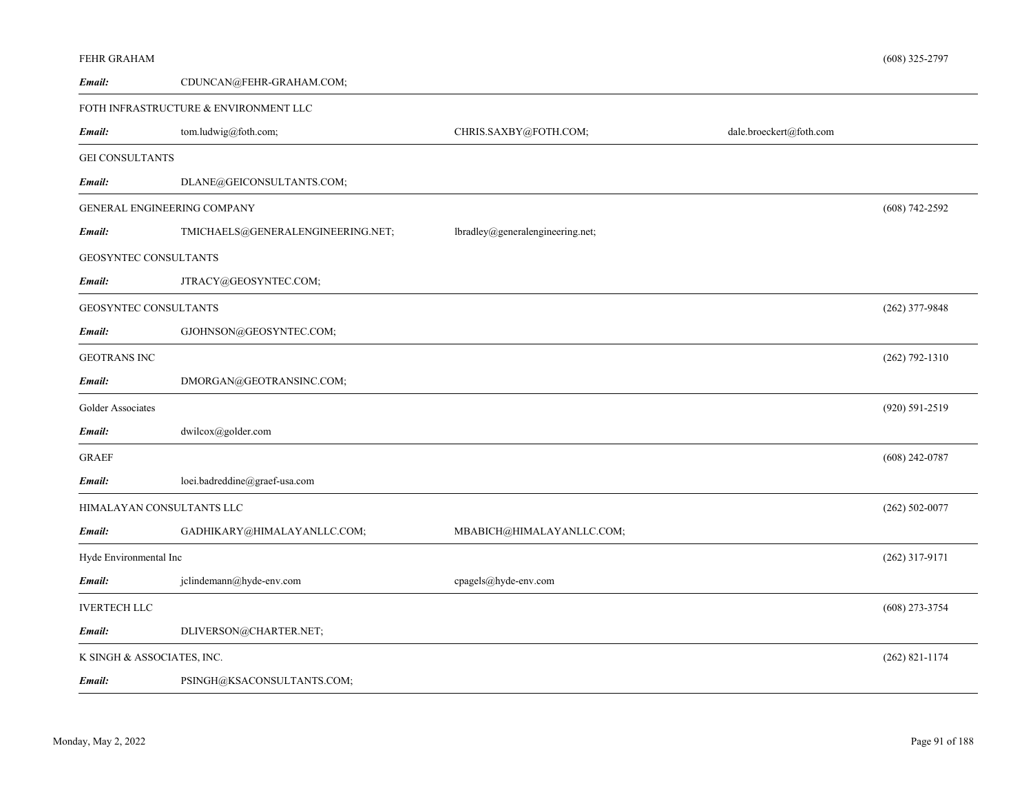FEHR GRAHAM (608) 325-2797

***Email:*** CDUNCAN@FEHR-GRAHAM.COM;

---

FOTH INFRASTRUCTURE & ENVIRONMENT LLC

***Email:*** tom.ludwig@foth.com; CHRIS.SAXBY@FOTH.COM; dale.broeckert@foth.com

---

GEI CONSULTANTS

***Email:*** DLANE@GEICONSULTANTS.COM;

---

GENERAL ENGINEERING COMPANY (608) 742-2592

***Email:*** TMICHAELS@GENERALENGINEERING.NET; lbradley@generalengineering.net;

GEOSYNTEC CONSULTANTS

***Email:*** JTRACY@GEOSYNTEC.COM;

---

GEOSYNTEC CONSULTANTS (262) 377-9848

***Email:*** GJOHNSON@GEOSYNTEC.COM;

---

GEOTRANS INC (262) 792-1310

***Email:*** DMORGAN@GEOTRANSINC.COM;

---

Golder Associates (920) 591-2519

***Email:*** dwilcox@golder.com

---

GRAEF (608) 242-0787

***Email:*** loei.badreddine@graef-usa.com

---

HIMALAYAN CONSULTANTS LLC (262) 502-0077

***Email:*** GADHIKARY@HIMALAYANLLC.COM; MBABICH@HIMALAYANLLC.COM;

---

Hyde Environmental Inc (262) 317-9171

***Email:*** jclindemann@hyde-env.com cpagels@hyde-env.com

---

IVERTECH LLC (608) 273-3754

***Email:*** DLIVERSON@CHARTER.NET;

---

K SINGH & ASSOCIATES, INC. (262) 821-1174

***Email:*** PSINGH@KSACONSULTANTS.COM;

---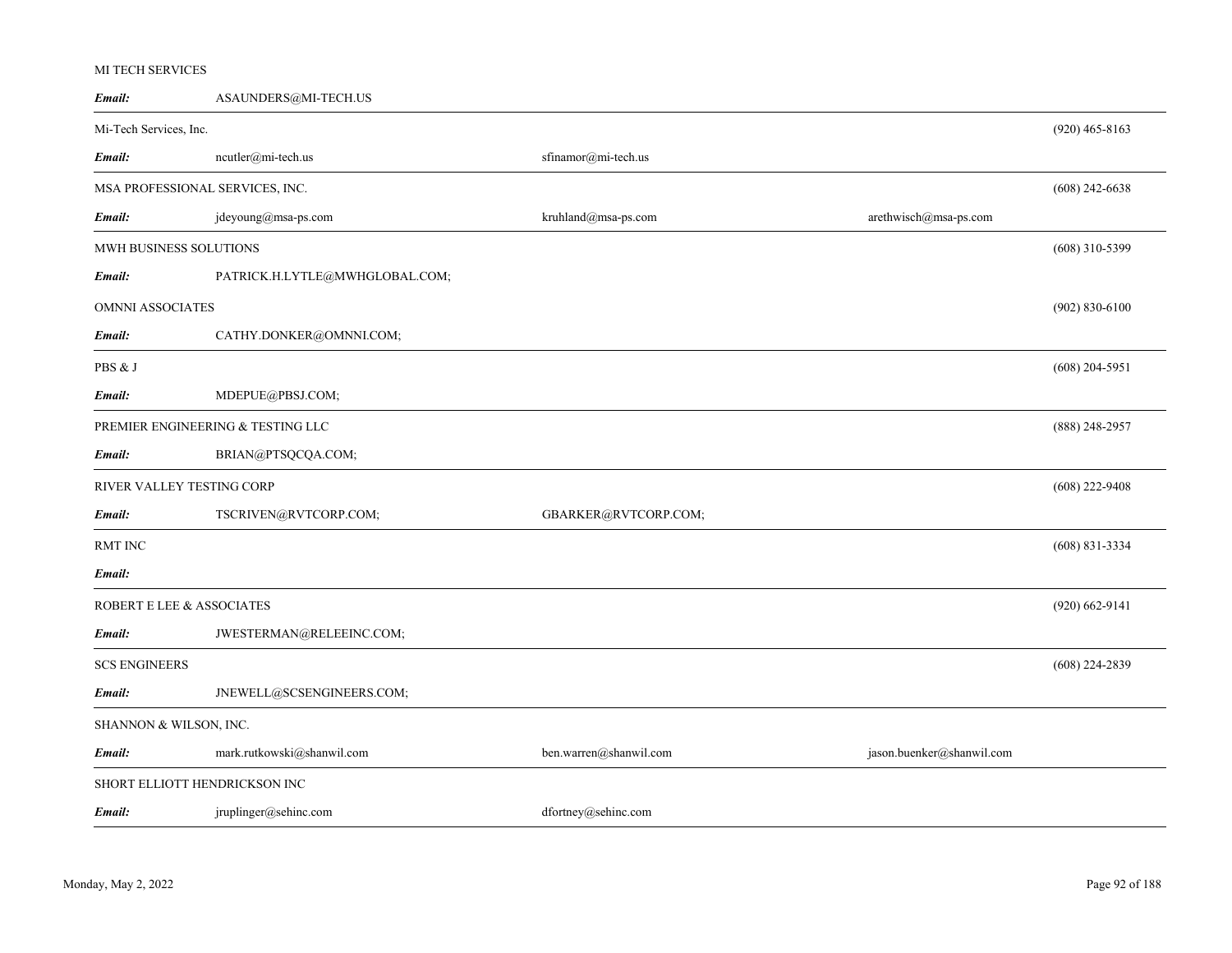MI TECH SERVICES

| | | | | |
|---|---|---|---|---|
| ***Email:*** | ASAUNDERS@MI-TECH.US | | | |
| Mi-Tech Services, Inc. | | | | (920) 465-8163 |
| ***Email:*** | ncutler@mi-tech.us | sfinamor@mi-tech.us | | |
| MSA PROFESSIONAL SERVICES, INC. | | | | (608) 242-6638 |
| ***Email:*** | jdeyoung@msa-ps.com | kruhland@msa-ps.com | arethwisch@msa-ps.com | |
| MWH BUSINESS SOLUTIONS | | | | (608) 310-5399 |
| ***Email:*** | PATRICK.H.LYTLE@MWHGLOBAL.COM; | | | |
| OMNNI ASSOCIATES | | | | (902) 830-6100 |
| ***Email:*** | CATHY.DONKER@OMNNI.COM; | | | |
| PBS & J | | | | (608) 204-5951 |
| ***Email:*** | MDEPUE@PBSJ.COM; | | | |
| PREMIER ENGINEERING & TESTING LLC | | | | (888) 248-2957 |
| ***Email:*** | BRIAN@PTSQCQA.COM; | | | |
| RIVER VALLEY TESTING CORP | | | | (608) 222-9408 |
| ***Email:*** | TSCRIVEN@RVTCORP.COM; | GBARKER@RVTCORP.COM; | | |
| RMT INC | | | | (608) 831-3334 |
| ***Email:*** | | | | |
| ROBERT E LEE & ASSOCIATES | | | | (920) 662-9141 |
| ***Email:*** | JWESTERMAN@RELEEINC.COM; | | | |
| SCS ENGINEERS | | | | (608) 224-2839 |
| ***Email:*** | JNEWELL@SCSENGINEERS.COM; | | | |
| SHANNON & WILSON, INC. | | | | |
| ***Email:*** | mark.rutkowski@shanwil.com | ben.warren@shanwil.com | jason.buenker@shanwil.com | |
| SHORT ELLIOTT HENDRICKSON INC | | | | |
| ***Email:*** | jruplinger@sehinc.com | dfortney@sehinc.com | | |

Monday, May 2, 2022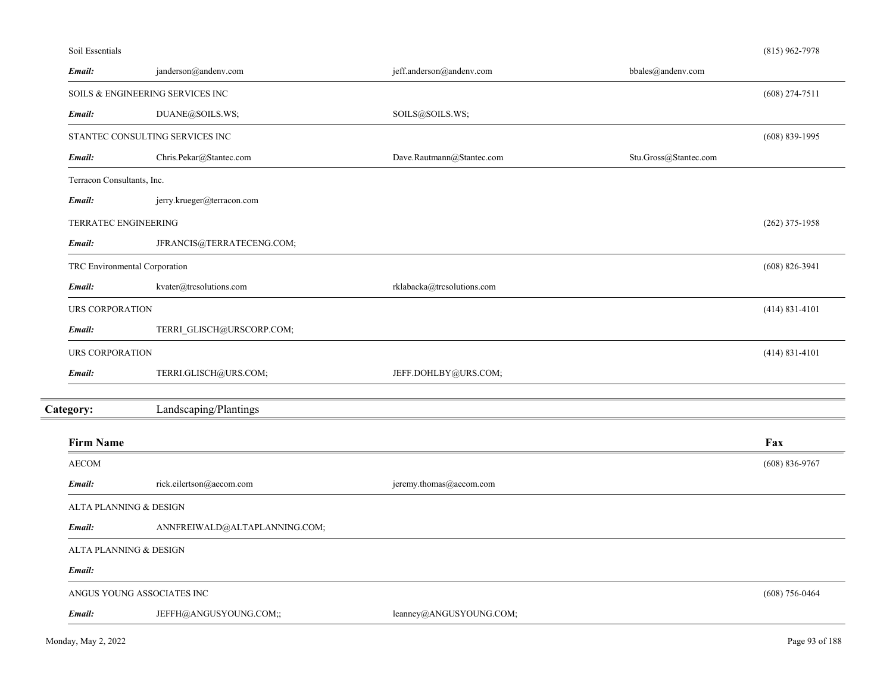| Firm Name | | | | Fax |
|---|---|---|---|---|
| Soil Essentials | | | | (815) 962-7978 |
| *Email:* | janderson@andenv.com | jeff.anderson@andenv.com | bbales@andenv.com | |
| SOILS & ENGINEERING SERVICES INC | | | | (608) 274-7511 |
| *Email:* | DUANE@SOILS.WS; | SOILS@SOILS.WS; | | |
| STANTEC CONSULTING SERVICES INC | | | | (608) 839-1995 |
| *Email:* | Chris.Pekar@Stantec.com | Dave.Rautmann@Stantec.com | Stu.Gross@Stantec.com | |
| Terracon Consultants, Inc. | | | | |
| *Email:* | jerry.krueger@terracon.com | | | |
| TERRATEC ENGINEERING | | | | (262) 375-1958 |
| *Email:* | JFRANCIS@TERRATECENG.COM; | | | |
| TRC Environmental Corporation | | | | (608) 826-3941 |
| *Email:* | kvater@trcsolutions.com | rklabacka@trcsolutions.com | | |
| URS CORPORATION | | | | (414) 831-4101 |
| *Email:* | TERRI_GLISCH@URSCORP.COM; | | | |
| URS CORPORATION | | | | (414) 831-4101 |
| *Email:* | TERRI.GLISCH@URS.COM; | JEFF.DOHLBY@URS.COM; | | |

## Category: Landscaping/Plantings

| Firm Name | | | | Fax |
|---|---|---|---|---|
| AECOM | | | | (608) 836-9767 |
| *Email:* | rick.eilertson@aecom.com | jeremy.thomas@aecom.com | | |
| ALTA PLANNING & DESIGN | | | | |
| *Email:* | ANNFREIWALD@ALTAPLANNING.COM; | | | |
| ALTA PLANNING & DESIGN | | | | |
| *Email:* | | | | |
| ANGUS YOUNG ASSOCIATES INC | | | | (608) 756-0464 |
| *Email:* | JEFFH@ANGUSYOUNG.COM;; | leanney@ANGUSYOUNG.COM; | | |

Monday, May 2, 2022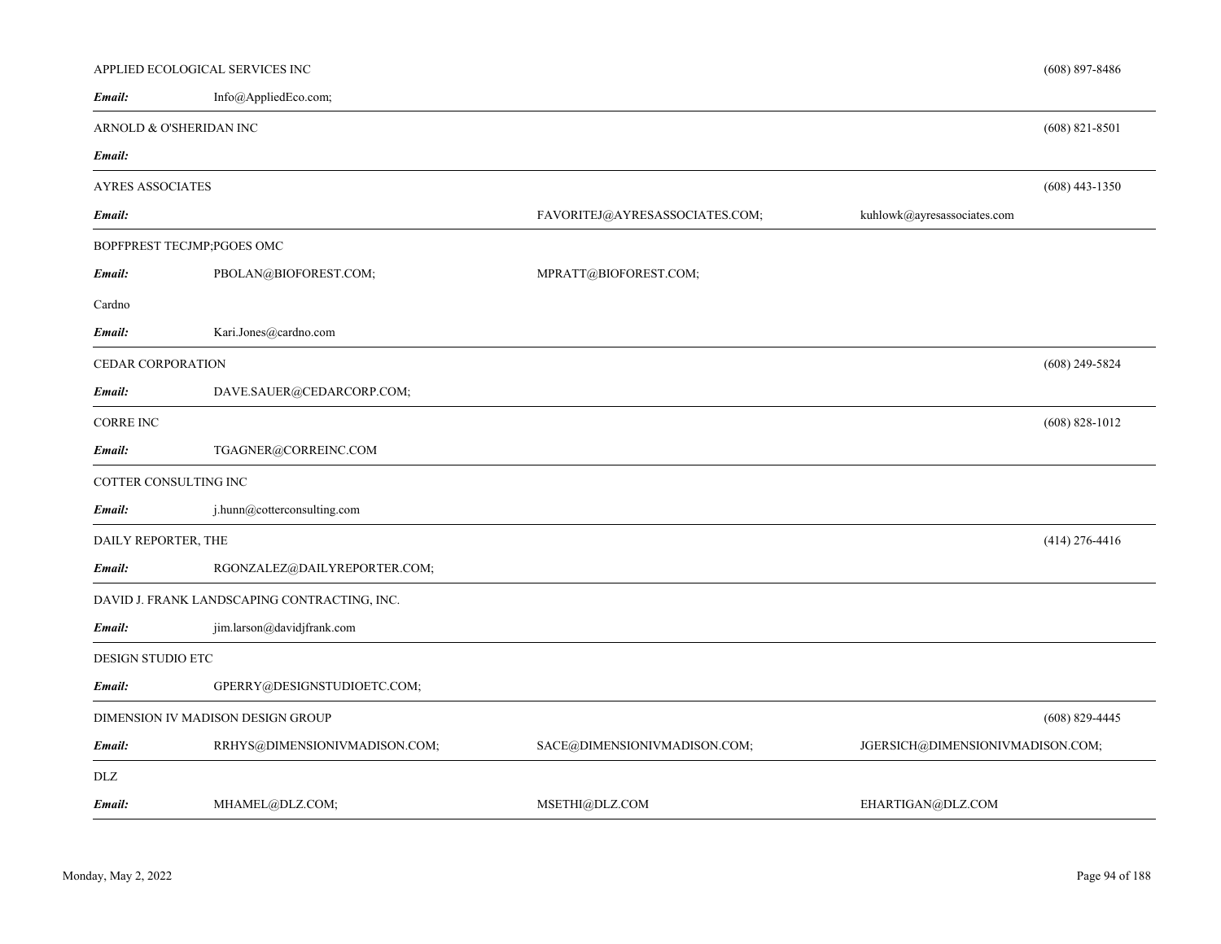APPLIED ECOLOGICAL SERVICES INC (608) 897-8486

***Email:*** Info@AppliedEco.com;

---

ARNOLD & O'SHERIDAN INC (608) 821-8501

***Email:***

---

AYRES ASSOCIATES (608) 443-1350

***Email:*** FAVORITEJ@AYRESASSOCIATES.COM; kuhlowk@ayresassociates.com

---

BOPFPREST TECJMP;PGOES OMC

***Email:*** PBOLAN@BIOFOREST.COM; MPRATT@BIOFOREST.COM;

Cardno

***Email:*** Kari.Jones@cardno.com

---

CEDAR CORPORATION (608) 249-5824

***Email:*** DAVE.SAUER@CEDARCORP.COM;

---

CORRE INC (608) 828-1012

***Email:*** TGAGNER@CORREINC.COM

---

COTTER CONSULTING INC

***Email:*** j.hunn@cotterconsulting.com

---

DAILY REPORTER, THE (414) 276-4416

***Email:*** RGONZALEZ@DAILYREPORTER.COM;

---

DAVID J. FRANK LANDSCAPING CONTRACTING, INC.

***Email:*** jim.larson@davidjfrank.com

---

DESIGN STUDIO ETC

***Email:*** GPERRY@DESIGNSTUDIOETC.COM;

---

DIMENSION IV MADISON DESIGN GROUP (608) 829-4445

***Email:*** RRHYS@DIMENSIONIVMADISON.COM; SACE@DIMENSIONIVMADISON.COM; JGERSICH@DIMENSIONIVMADISON.COM;

---

DLZ

***Email:*** MHAMEL@DLZ.COM; MSETHI@DLZ.COM EHARTIGAN@DLZ.COM

---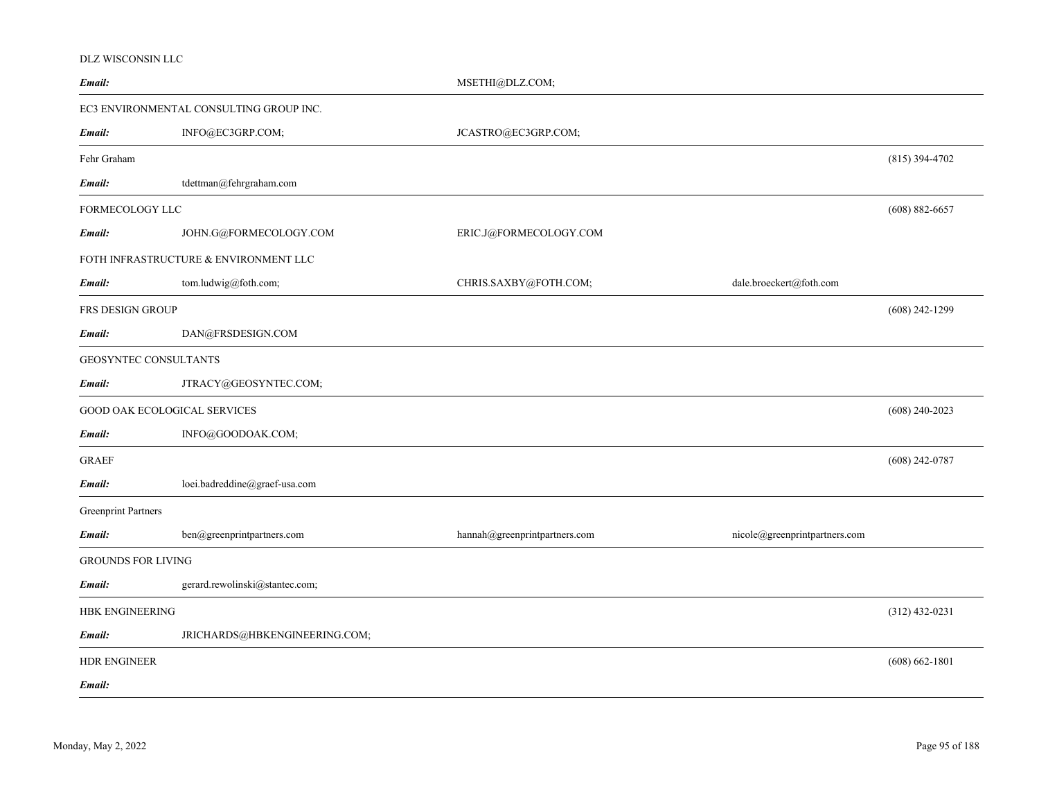DLZ WISCONSIN LLC

| | | | | |
|---|---|---|---|---|
| ***Email:*** | | MSETHI@DLZ.COM; | | |

EC3 ENVIRONMENTAL CONSULTING GROUP INC.

| | | | | |
|---|---|---|---|---|
| ***Email:*** | INFO@EC3GRP.COM; | JCASTRO@EC3GRP.COM; | | |

Fehr Graham — (815) 394-4702

| | | | | |
|---|---|---|---|---|
| ***Email:*** | tdettman@fehrgraham.com | | | |

FORMECOLOGY LLC — (608) 882-6657

| | | | | |
|---|---|---|---|---|
| ***Email:*** | JOHN.G@FORMECOLOGY.COM | ERIC.J@FORMECOLOGY.COM | | |

FOTH INFRASTRUCTURE & ENVIRONMENT LLC

| | | | | |
|---|---|---|---|---|
| ***Email:*** | tom.ludwig@foth.com; | CHRIS.SAXBY@FOTH.COM; | dale.broeckert@foth.com | |

FRS DESIGN GROUP — (608) 242-1299

| | | | | |
|---|---|---|---|---|
| ***Email:*** | DAN@FRSDESIGN.COM | | | |

GEOSYNTEC CONSULTANTS

| | | | | |
|---|---|---|---|---|
| ***Email:*** | JTRACY@GEOSYNTEC.COM; | | | |

GOOD OAK ECOLOGICAL SERVICES — (608) 240-2023

| | | | | |
|---|---|---|---|---|
| ***Email:*** | INFO@GOODOAK.COM; | | | |

GRAEF — (608) 242-0787

| | | | | |
|---|---|---|---|---|
| ***Email:*** | loei.badreddine@graef-usa.com | | | |

Greenprint Partners

| | | | | |
|---|---|---|---|---|
| ***Email:*** | ben@greenprintpartners.com | hannah@greenprintpartners.com | nicole@greenprintpartners.com | |

GROUNDS FOR LIVING

| | | | | |
|---|---|---|---|---|
| ***Email:*** | gerard.rewolinski@stantec.com; | | | |

HBK ENGINEERING — (312) 432-0231

| | | | | |
|---|---|---|---|---|
| ***Email:*** | JRICHARDS@HBKENGINEERING.COM; | | | |

HDR ENGINEER — (608) 662-1801

| | | | | |
|---|---|---|---|---|
| ***Email:*** | | | | |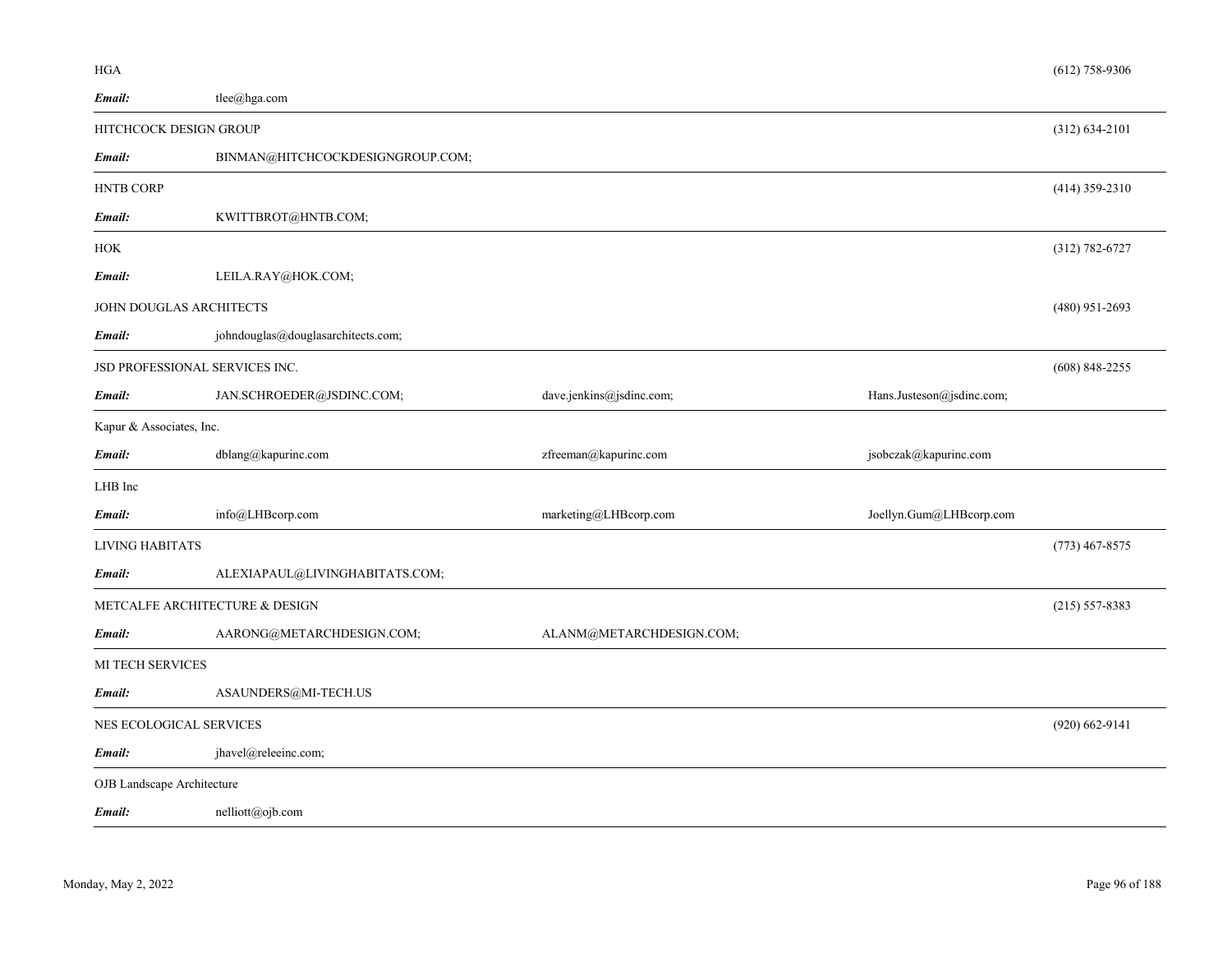HGA (612) 758-9306

**Email:** tlee@hga.com

---

HITCHCOCK DESIGN GROUP (312) 634-2101

**Email:** BINMAN@HITCHCOCKDESIGNGROUP.COM;

---

HNTB CORP (414) 359-2310

**Email:** KWITTBROT@HNTB.COM;

---

HOK (312) 782-6727

**Email:** LEILA.RAY@HOK.COM;

JOHN DOUGLAS ARCHITECTS (480) 951-2693

**Email:** johndouglas@douglasarchitects.com;

---

JSD PROFESSIONAL SERVICES INC. (608) 848-2255

**Email:** JAN.SCHROEDER@JSDINC.COM; dave.jenkins@jsdinc.com; Hans.Justeson@jsdinc.com;

---

Kapur & Associates, Inc.

**Email:** dblang@kapurinc.com zfreeman@kapurinc.com jsobczak@kapurinc.com

---

LHB Inc

**Email:** info@LHBcorp.com marketing@LHBcorp.com Joellyn.Gum@LHBcorp.com

---

LIVING HABITATS (773) 467-8575

**Email:** ALEXIAPAUL@LIVINGHABITATS.COM;

---

METCALFE ARCHITECTURE & DESIGN (215) 557-8383

**Email:** AARONG@METARCHDESIGN.COM; ALANM@METARCHDESIGN.COM;

---

MI TECH SERVICES

**Email:** ASAUNDERS@MI-TECH.US

---

NES ECOLOGICAL SERVICES (920) 662-9141

**Email:** jhavel@releeinc.com;

---

OJB Landscape Architecture

**Email:** nelliott@ojb.com

---

Monday, May 2, 2022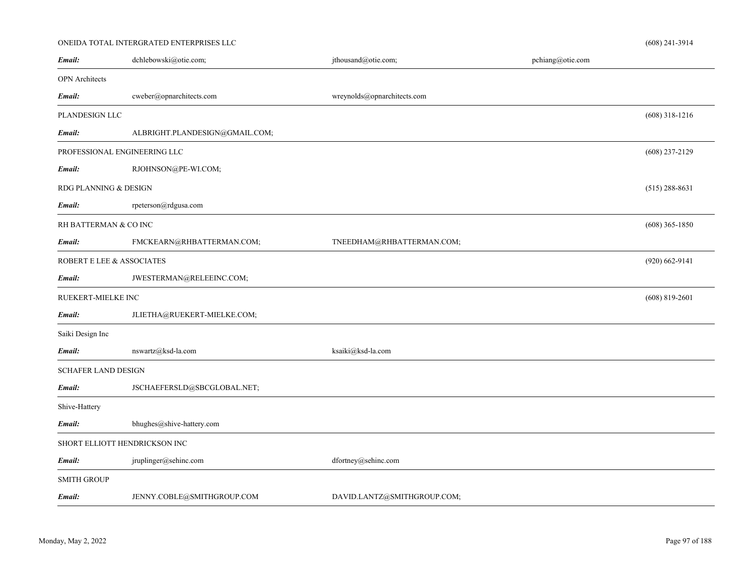ONEIDA TOTAL INTERGRATED ENTERPRISES LLC (608) 241-3914

***Email:*** dchlebowski@otie.com; jthousand@otie.com; pchiang@otie.com

---

OPN Architects

***Email:*** cweber@opnarchitects.com wreynolds@opnarchitects.com

---

PLANDESIGN LLC (608) 318-1216

***Email:*** ALBRIGHT.PLANDESIGN@GMAIL.COM;

---

PROFESSIONAL ENGINEERING LLC (608) 237-2129

***Email:*** RJOHNSON@PE-WI.COM;

RDG PLANNING & DESIGN (515) 288-8631

***Email:*** rpeterson@rdgusa.com

---

RH BATTERMAN & CO INC (608) 365-1850

***Email:*** FMCKEARN@RHBATTERMAN.COM; TNEEDHAM@RHBATTERMAN.COM;

---

ROBERT E LEE & ASSOCIATES (920) 662-9141

***Email:*** JWESTERMAN@RELEEINC.COM;

---

RUEKERT-MIELKE INC (608) 819-2601

***Email:*** JLIETHA@RUEKERT-MIELKE.COM;

---

Saiki Design Inc

***Email:*** nswartz@ksd-la.com ksaiki@ksd-la.com

---

SCHAFER LAND DESIGN

***Email:*** JSCHAEFERSLD@SBCGLOBAL.NET;

---

Shive-Hattery

***Email:*** bhughes@shive-hattery.com

---

SHORT ELLIOTT HENDRICKSON INC

***Email:*** jruplinger@sehinc.com dfortney@sehinc.com

---

SMITH GROUP

***Email:*** JENNY.COBLE@SMITHGROUP.COM DAVID.LANTZ@SMITHGROUP.COM;

---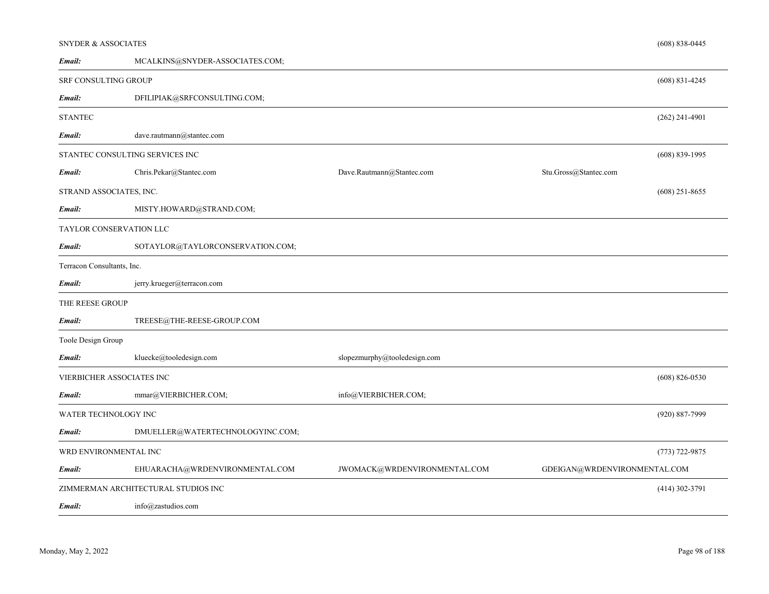SNYDER & ASSOCIATES (608) 838-0445

***Email:*** MCALKINS@SNYDER-ASSOCIATES.COM;

---

SRF CONSULTING GROUP (608) 831-4245

***Email:*** DFILIPIAK@SRFCONSULTING.COM;

---

STANTEC (262) 241-4901

***Email:*** dave.rautmann@stantec.com

---

STANTEC CONSULTING SERVICES INC (608) 839-1995

***Email:*** Chris.Pekar@Stantec.com Dave.Rautmann@Stantec.com Stu.Gross@Stantec.com

STRAND ASSOCIATES, INC. (608) 251-8655

***Email:*** MISTY.HOWARD@STRAND.COM;

---

TAYLOR CONSERVATION LLC

***Email:*** SOTAYLOR@TAYLORCONSERVATION.COM;

---

Terracon Consultants, Inc.

***Email:*** jerry.krueger@terracon.com

---

THE REESE GROUP

***Email:*** TREESE@THE-REESE-GROUP.COM

---

Toole Design Group

***Email:*** kluecke@tooledesign.com slopezmurphy@tooledesign.com

---

VIERBICHER ASSOCIATES INC (608) 826-0530

***Email:*** mmar@VIERBICHER.COM; info@VIERBICHER.COM;

---

WATER TECHNOLOGY INC (920) 887-7999

***Email:*** DMUELLER@WATERTECHNOLOGYINC.COM;

---

WRD ENVIRONMENTAL INC (773) 722-9875

***Email:*** EHUARACHA@WRDENVIRONMENTAL.COM JWOMACK@WRDENVIRONMENTAL.COM GDEIGAN@WRDENVIRONMENTAL.COM

---

ZIMMERMAN ARCHITECTURAL STUDIOS INC (414) 302-3791

***Email:*** info@zastudios.com

---

Monday, May 2, 2022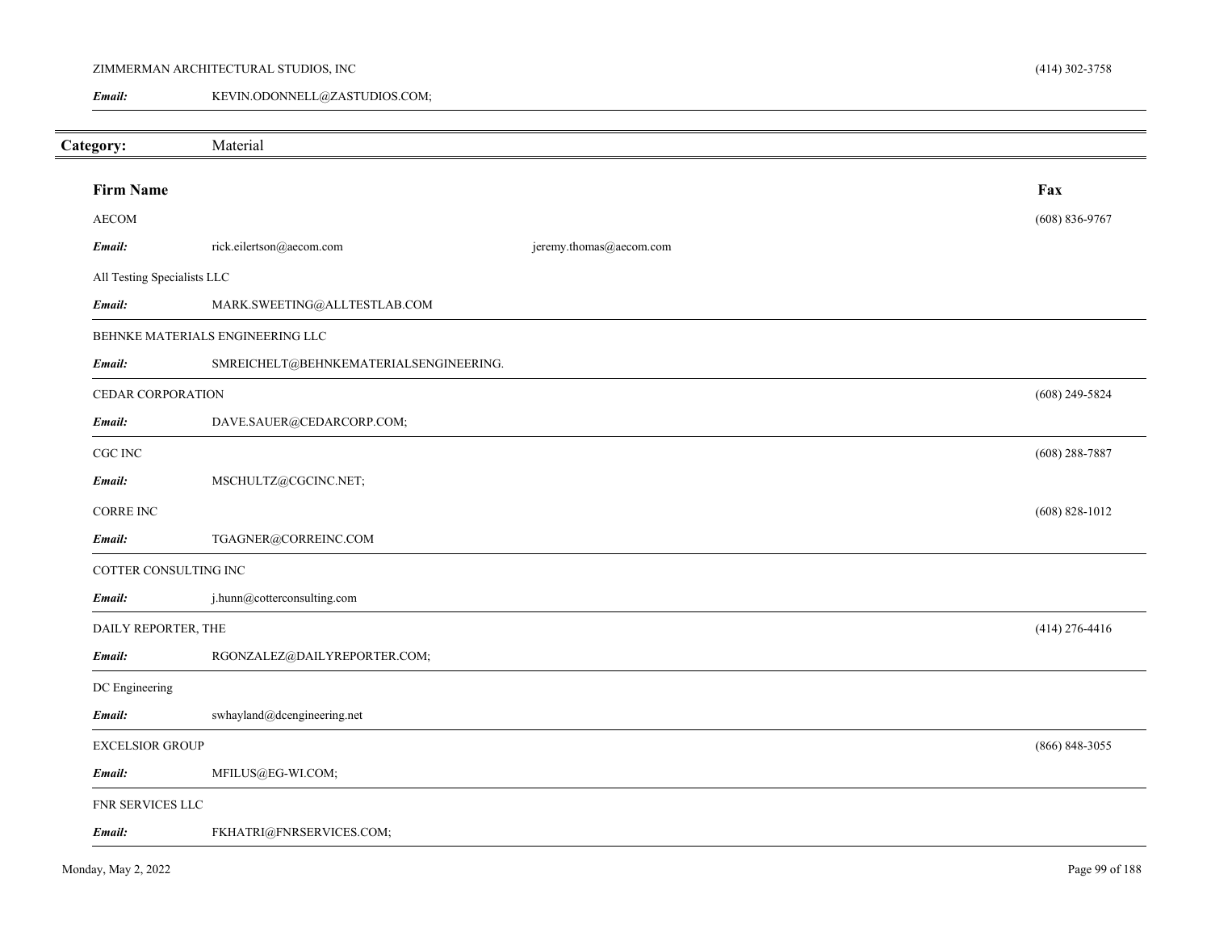ZIMMERMAN ARCHITECTURAL STUDIOS, INC (414) 302-3758

***Email:*** KEVIN.ODONNELL@ZASTUDIOS.COM;

## Category: Material

| Firm Name | | | Fax |
|---|---|---|---|
| AECOM | | | (608) 836-9767 |
| ***Email:*** | rick.eilertson@aecom.com | jeremy.thomas@aecom.com | |
| All Testing Specialists LLC | | | |
| ***Email:*** | MARK.SWEETING@ALLTESTLAB.COM | | |
| BEHNKE MATERIALS ENGINEERING LLC | | | |
| ***Email:*** | SMREICHELT@BEHNKEMATERIALSENGINEERING. | | |
| CEDAR CORPORATION | | | (608) 249-5824 |
| ***Email:*** | DAVE.SAUER@CEDARCORP.COM; | | |
| CGC INC | | | (608) 288-7887 |
| ***Email:*** | MSCHULTZ@CGCINC.NET; | | |
| CORRE INC | | | (608) 828-1012 |
| ***Email:*** | TGAGNER@CORREINC.COM | | |
| COTTER CONSULTING INC | | | |
| ***Email:*** | j.hunn@cotterconsulting.com | | |
| DAILY REPORTER, THE | | | (414) 276-4416 |
| ***Email:*** | RGONZALEZ@DAILYREPORTER.COM; | | |
| DC Engineering | | | |
| ***Email:*** | swhayland@dcengineering.net | | |
| EXCELSIOR GROUP | | | (866) 848-3055 |
| ***Email:*** | MFILUS@EG-WI.COM; | | |
| FNR SERVICES LLC | | | |
| ***Email:*** | FKHATRI@FNRSERVICES.COM; | | |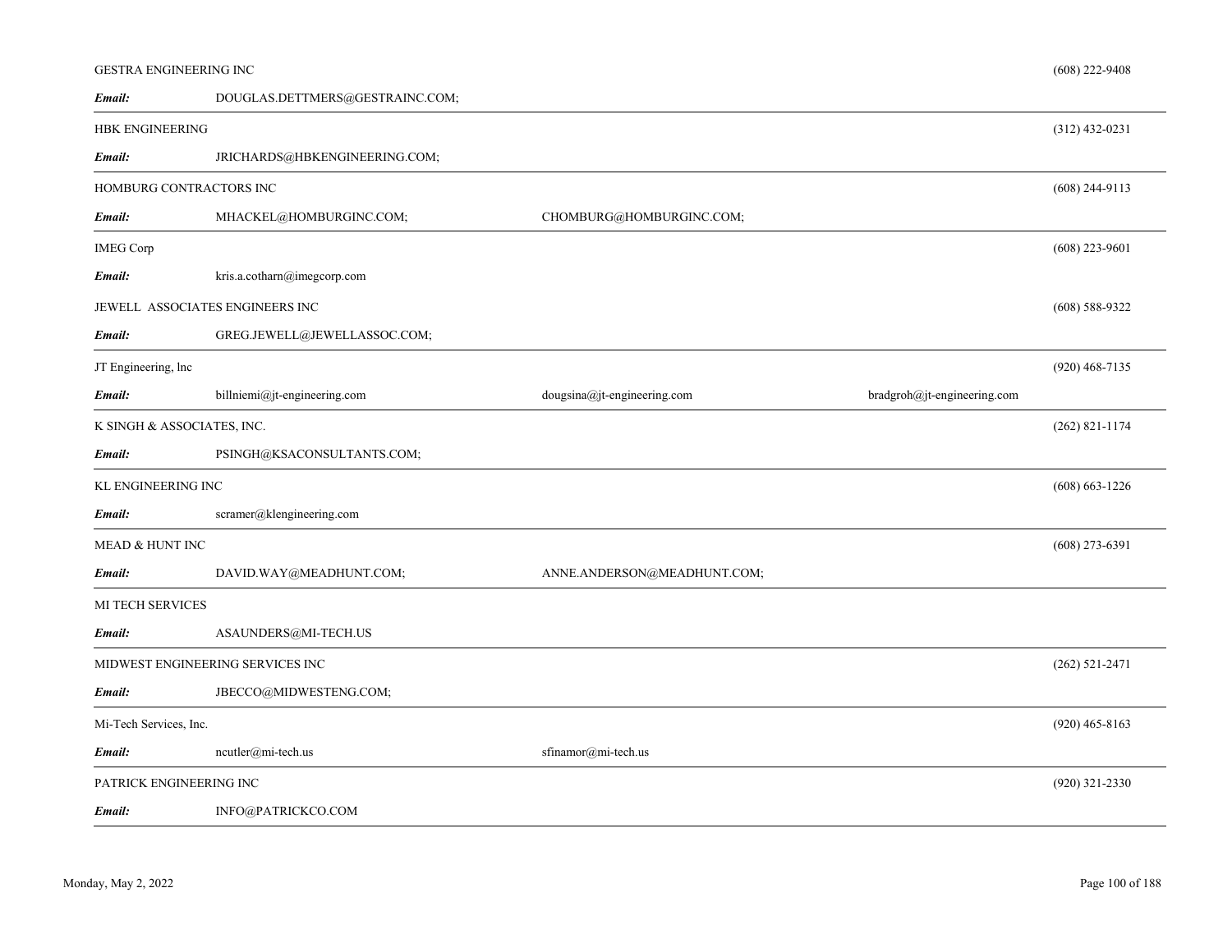GESTRA ENGINEERING INC (608) 222-9408

***Email:*** DOUGLAS.DETTMERS@GESTRAINC.COM;

---

HBK ENGINEERING (312) 432-0231

***Email:*** JRICHARDS@HBKENGINEERING.COM;

---

HOMBURG CONTRACTORS INC (608) 244-9113

***Email:*** MHACKEL@HOMBURGINC.COM; CHOMBURG@HOMBURGINC.COM;

---

IMEG Corp (608) 223-9601

***Email:*** kris.a.cotharn@imegcorp.com

JEWELL ASSOCIATES ENGINEERS INC (608) 588-9322

***Email:*** GREG.JEWELL@JEWELLASSOC.COM;

---

JT Engineering, lnc (920) 468-7135

***Email:*** billniemi@jt-engineering.com dougsina@jt-engineering.com bradgroh@jt-engineering.com

---

K SINGH & ASSOCIATES, INC. (262) 821-1174

***Email:*** PSINGH@KSACONSULTANTS.COM;

---

KL ENGINEERING INC (608) 663-1226

***Email:*** scramer@klengineering.com

---

MEAD & HUNT INC (608) 273-6391

***Email:*** DAVID.WAY@MEADHUNT.COM; ANNE.ANDERSON@MEADHUNT.COM;

---

MI TECH SERVICES

***Email:*** ASAUNDERS@MI-TECH.US

---

MIDWEST ENGINEERING SERVICES INC (262) 521-2471

***Email:*** JBECCO@MIDWESTENG.COM;

---

Mi-Tech Services, Inc. (920) 465-8163

***Email:*** ncutler@mi-tech.us sfinamor@mi-tech.us

---

PATRICK ENGINEERING INC (920) 321-2330

***Email:*** INFO@PATRICKCO.COM

---

Monday, May 2, 2022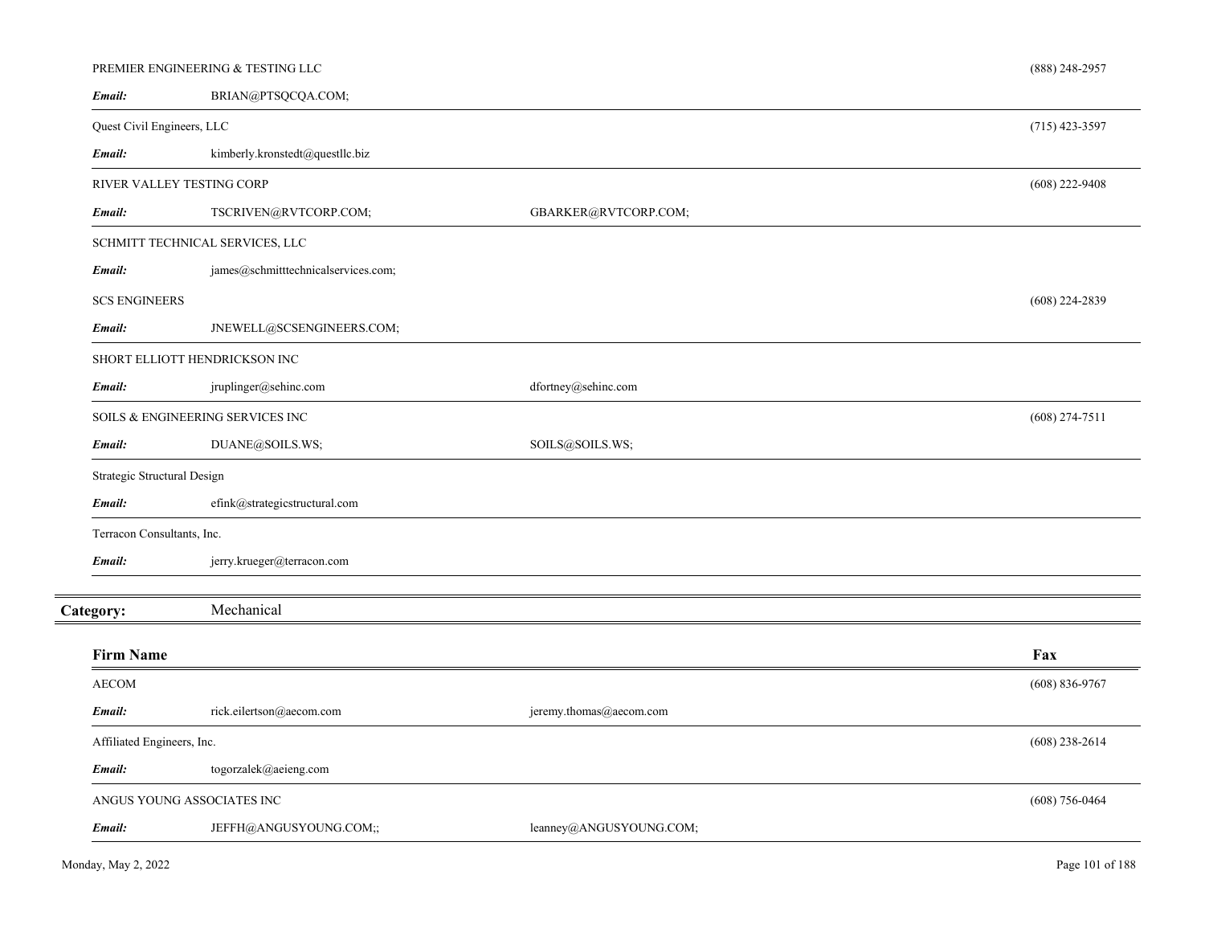| | | | |
|---|---|---|---|
| PREMIER ENGINEERING & TESTING LLC | | | (888) 248-2957 |
| ***Email:*** | BRIAN@PTSQCQA.COM; | | |
| Quest Civil Engineers, LLC | | | (715) 423-3597 |
| ***Email:*** | kimberly.kronstedt@questllc.biz | | |
| RIVER VALLEY TESTING CORP | | | (608) 222-9408 |
| ***Email:*** | TSCRIVEN@RVTCORP.COM; | GBARKER@RVTCORP.COM; | |
| SCHMITT TECHNICAL SERVICES, LLC | | | |
| ***Email:*** | james@schmitttechnicalservices.com; | | |
| SCS ENGINEERS | | | (608) 224-2839 |
| ***Email:*** | JNEWELL@SCSENGINEERS.COM; | | |
| SHORT ELLIOTT HENDRICKSON INC | | | |
| ***Email:*** | jruplinger@sehinc.com | dfortney@sehinc.com | |
| SOILS & ENGINEERING SERVICES INC | | | (608) 274-7511 |
| ***Email:*** | DUANE@SOILS.WS; | SOILS@SOILS.WS; | |
| Strategic Structural Design | | | |
| ***Email:*** | efink@strategicstructural.com | | |
| Terracon Consultants, Inc. | | | |
| ***Email:*** | jerry.krueger@terracon.com | | |

**Category:** Mechanical

| Firm Name | | | Fax |
|---|---|---|---|
| AECOM | | | (608) 836-9767 |
| ***Email:*** | rick.eilertson@aecom.com | jeremy.thomas@aecom.com | |
| Affiliated Engineers, Inc. | | | (608) 238-2614 |
| ***Email:*** | togorzalek@aeieng.com | | |
| ANGUS YOUNG ASSOCIATES INC | | | (608) 756-0464 |
| ***Email:*** | JEFFH@ANGUSYOUNG.COM;; | leanney@ANGUSYOUNG.COM; | |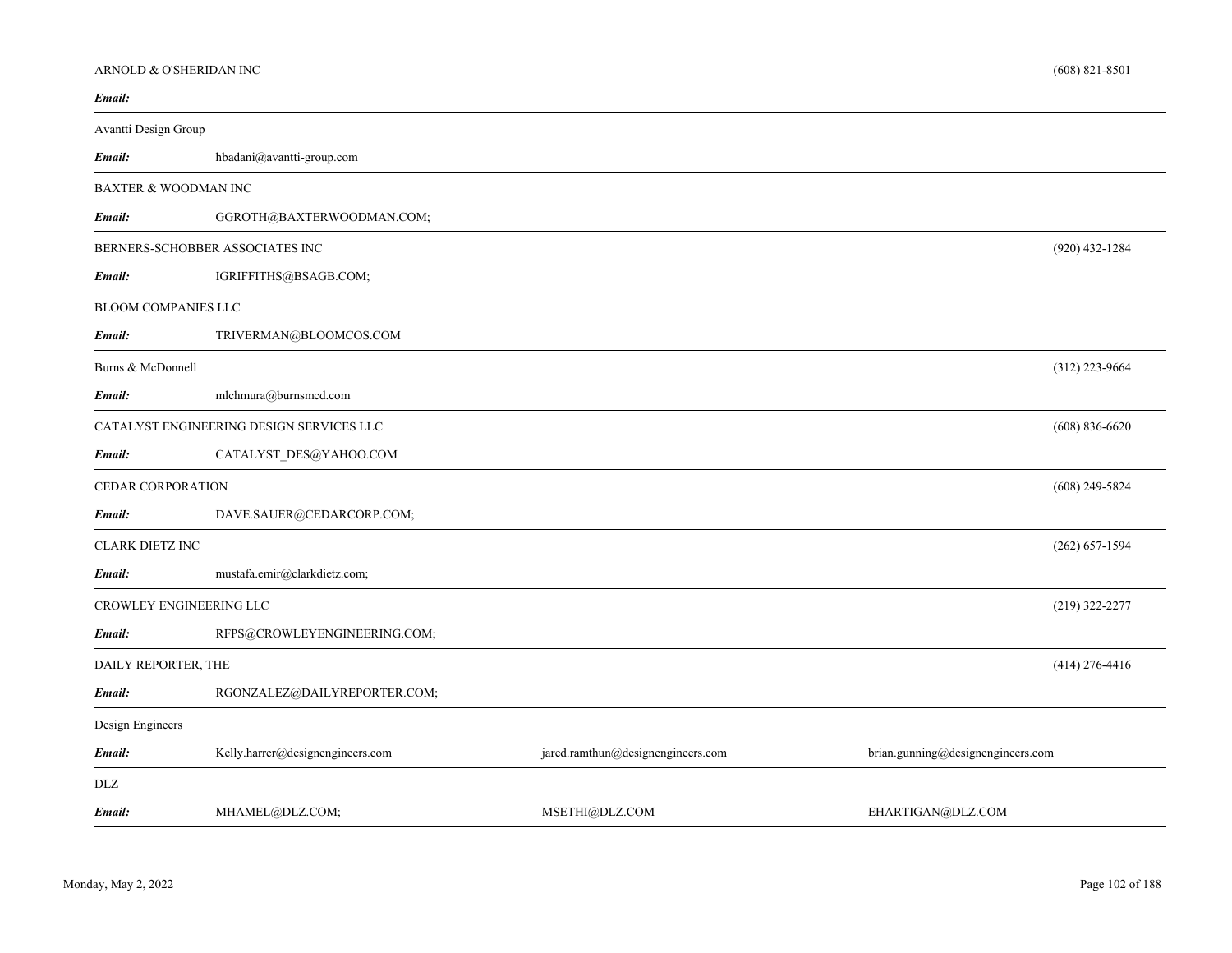ARNOLD & O'SHERIDAN INC (608) 821-8501

***Email:***

---

Avantti Design Group

***Email:*** hbadani@avantti-group.com

---

BAXTER & WOODMAN INC

***Email:*** GGROTH@BAXTERWOODMAN.COM;

---

BERNERS-SCHOBBER ASSOCIATES INC (920) 432-1284

***Email:*** IGRIFFITHS@BSAGB.COM;

BLOOM COMPANIES LLC

***Email:*** TRIVERMAN@BLOOMCOS.COM

---

Burns & McDonnell (312) 223-9664

***Email:*** mlchmura@burnsmcd.com

---

CATALYST ENGINEERING DESIGN SERVICES LLC (608) 836-6620

***Email:*** CATALYST_DES@YAHOO.COM

---

CEDAR CORPORATION (608) 249-5824

***Email:*** DAVE.SAUER@CEDARCORP.COM;

---

CLARK DIETZ INC (262) 657-1594

***Email:*** mustafa.emir@clarkdietz.com;

---

CROWLEY ENGINEERING LLC (219) 322-2277

***Email:*** RFPS@CROWLEYENGINEERING.COM;

---

DAILY REPORTER, THE (414) 276-4416

***Email:*** RGONZALEZ@DAILYREPORTER.COM;

---

Design Engineers

***Email:*** Kelly.harrer@designengineers.com jared.ramthun@designengineers.com brian.gunning@designengineers.com

---

DLZ

***Email:*** MHAMEL@DLZ.COM; MSETHI@DLZ.COM EHARTIGAN@DLZ.COM

---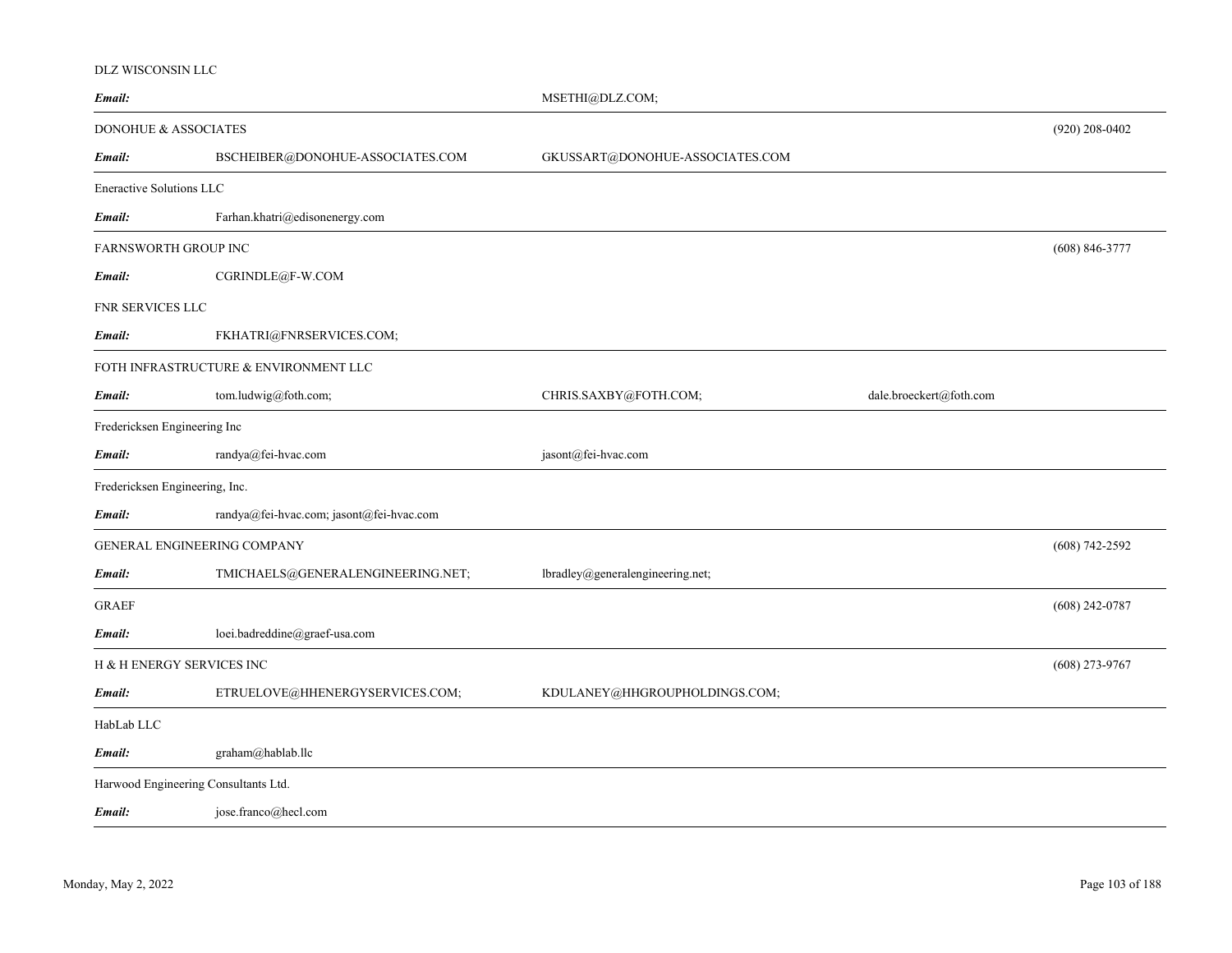DLZ WISCONSIN LLC

| | | | | |
|---|---|---|---|---|
| ***Email:*** | | MSETHI@DLZ.COM; | | |

DONOHUE & ASSOCIATES (920) 208-0402

| | | | | |
|---|---|---|---|---|
| ***Email:*** | BSCHEIBER@DONOHUE-ASSOCIATES.COM | GKUSSART@DONOHUE-ASSOCIATES.COM | | |

Eneractive Solutions LLC

| | | | | |
|---|---|---|---|---|
| ***Email:*** | Farhan.khatri@edisonenergy.com | | | |

FARNSWORTH GROUP INC (608) 846-3777

| | | | | |
|---|---|---|---|---|
| ***Email:*** | CGRINDLE@F-W.COM | | | |

FNR SERVICES LLC

| | | | | |
|---|---|---|---|---|
| ***Email:*** | FKHATRI@FNRSERVICES.COM; | | | |

FOTH INFRASTRUCTURE & ENVIRONMENT LLC

| | | | | |
|---|---|---|---|---|
| ***Email:*** | tom.ludwig@foth.com; | CHRIS.SAXBY@FOTH.COM; | dale.broeckert@foth.com | |

Fredericksen Engineering Inc

| | | | | |
|---|---|---|---|---|
| ***Email:*** | randya@fei-hvac.com | jasont@fei-hvac.com | | |

Fredericksen Engineering, Inc.

| | | | | |
|---|---|---|---|---|
| ***Email:*** | randya@fei-hvac.com; jasont@fei-hvac.com | | | |

GENERAL ENGINEERING COMPANY (608) 742-2592

| | | | | |
|---|---|---|---|---|
| ***Email:*** | TMICHAELS@GENERALENGINEERING.NET; | lbradley@generalengineering.net; | | |

GRAEF (608) 242-0787

| | | | | |
|---|---|---|---|---|
| ***Email:*** | loei.badreddine@graef-usa.com | | | |

H & H ENERGY SERVICES INC (608) 273-9767

| | | | | |
|---|---|---|---|---|
| ***Email:*** | ETRUELOVE@HHENERGYSERVICES.COM; | KDULANEY@HHGROUPHOLDINGS.COM; | | |

HabLab LLC

| | | | | |
|---|---|---|---|---|
| ***Email:*** | graham@hablab.llc | | | |

Harwood Engineering Consultants Ltd.

| | | | | |
|---|---|---|---|---|
| ***Email:*** | jose.franco@hecl.com | | | |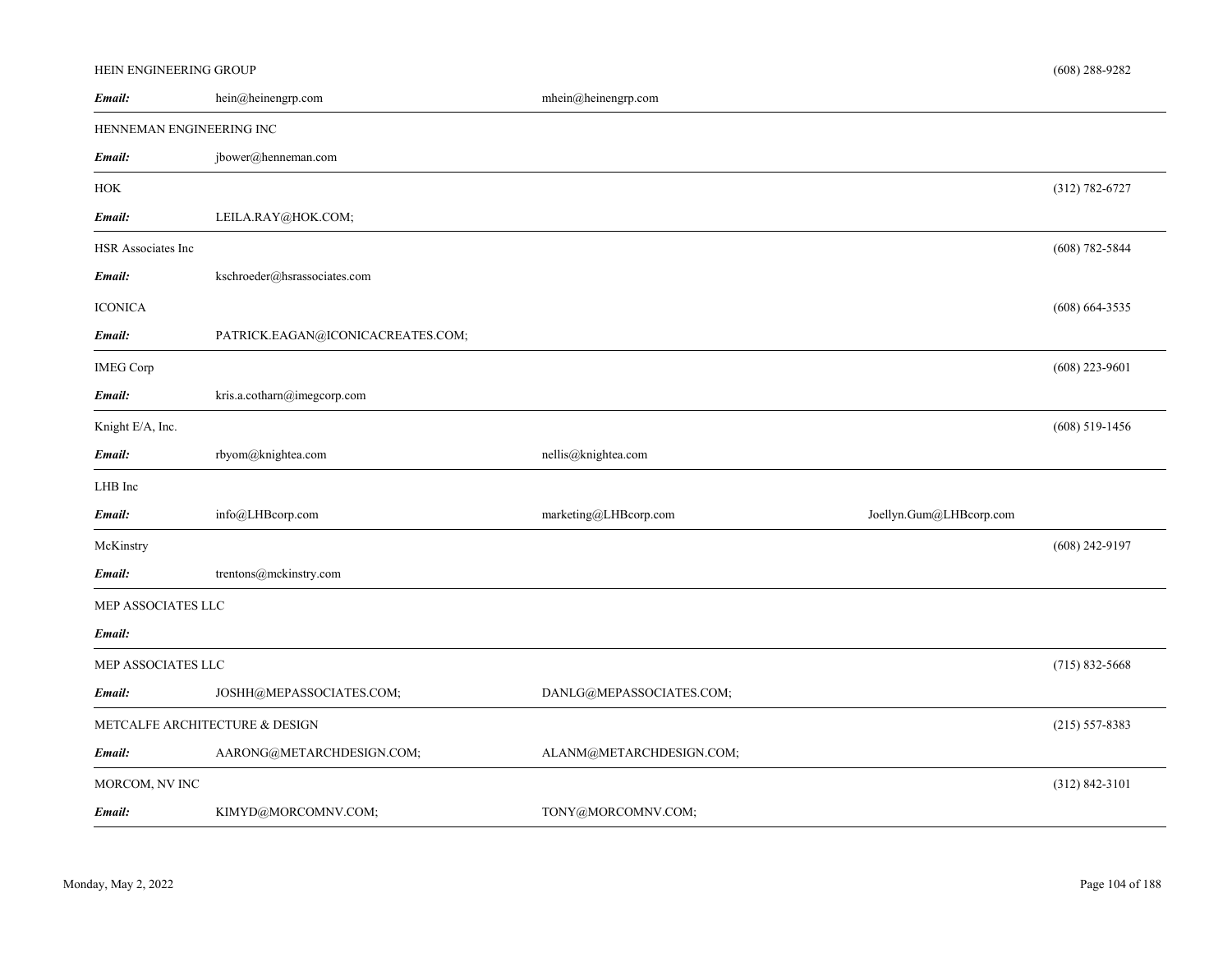HEIN ENGINEERING GROUP (608) 288-9282

***Email:*** hein@heinengrp.com mhein@heinengrp.com

---

HENNEMAN ENGINEERING INC

***Email:*** jbower@henneman.com

---

HOK (312) 782-6727

***Email:*** LEILA.RAY@HOK.COM;

---

HSR Associates Inc (608) 782-5844

***Email:*** kschroeder@hsrassociates.com

ICONICA (608) 664-3535

***Email:*** PATRICK.EAGAN@ICONICACREATES.COM;

---

IMEG Corp (608) 223-9601

***Email:*** kris.a.cotharn@imegcorp.com

---

Knight E/A, Inc. (608) 519-1456

***Email:*** rbyom@knightea.com nellis@knightea.com

---

LHB Inc

***Email:*** info@LHBcorp.com marketing@LHBcorp.com Joellyn.Gum@LHBcorp.com

---

McKinstry (608) 242-9197

***Email:*** trentons@mckinstry.com

---

MEP ASSOCIATES LLC

***Email:***

---

MEP ASSOCIATES LLC (715) 832-5668

***Email:*** JOSHH@MEPASSOCIATES.COM; DANLG@MEPASSOCIATES.COM;

---

METCALFE ARCHITECTURE & DESIGN (215) 557-8383

***Email:*** AARONG@METARCHDESIGN.COM; ALANM@METARCHDESIGN.COM;

---

MORCOM, NV INC (312) 842-3101

***Email:*** KIMYD@MORCOMNV.COM; TONY@MORCOMNV.COM;

---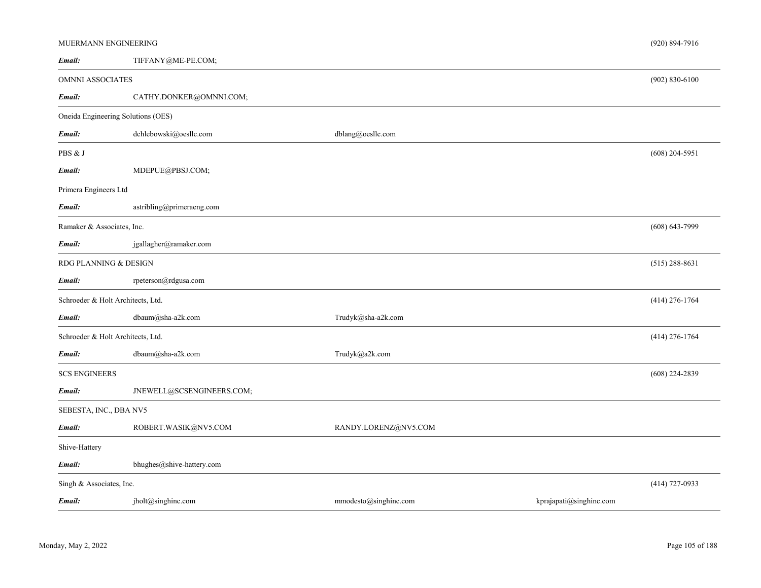MUERMANN ENGINEERING (920) 894-7916

***Email:*** TIFFANY@ME-PE.COM;

---

OMNNI ASSOCIATES (902) 830-6100

***Email:*** CATHY.DONKER@OMNNI.COM;

---

Oneida Engineering Solutions (OES)

***Email:*** dchlebowski@oesllc.com dblang@oesllc.com

---

PBS & J (608) 204-5951

***Email:*** MDEPUE@PBSJ.COM;

Primera Engineers Ltd

***Email:*** astribling@primeraeng.com

---

Ramaker & Associates, Inc. (608) 643-7999

***Email:*** jgallagher@ramaker.com

---

RDG PLANNING & DESIGN (515) 288-8631

***Email:*** rpeterson@rdgusa.com

---

Schroeder & Holt Architects, Ltd. (414) 276-1764

***Email:*** dbaum@sha-a2k.com Trudyk@sha-a2k.com

---

Schroeder & Holt Architects, Ltd. (414) 276-1764

***Email:*** dbaum@sha-a2k.com Trudyk@a2k.com

---

SCS ENGINEERS (608) 224-2839

***Email:*** JNEWELL@SCSENGINEERS.COM;

---

SEBESTA, INC., DBA NV5

***Email:*** ROBERT.WASIK@NV5.COM RANDY.LORENZ@NV5.COM

---

Shive-Hattery

***Email:*** bhughes@shive-hattery.com

---

Singh & Associates, Inc. (414) 727-0933

***Email:*** jholt@singhinc.com mmodesto@singhinc.com kprajapati@singhinc.com

---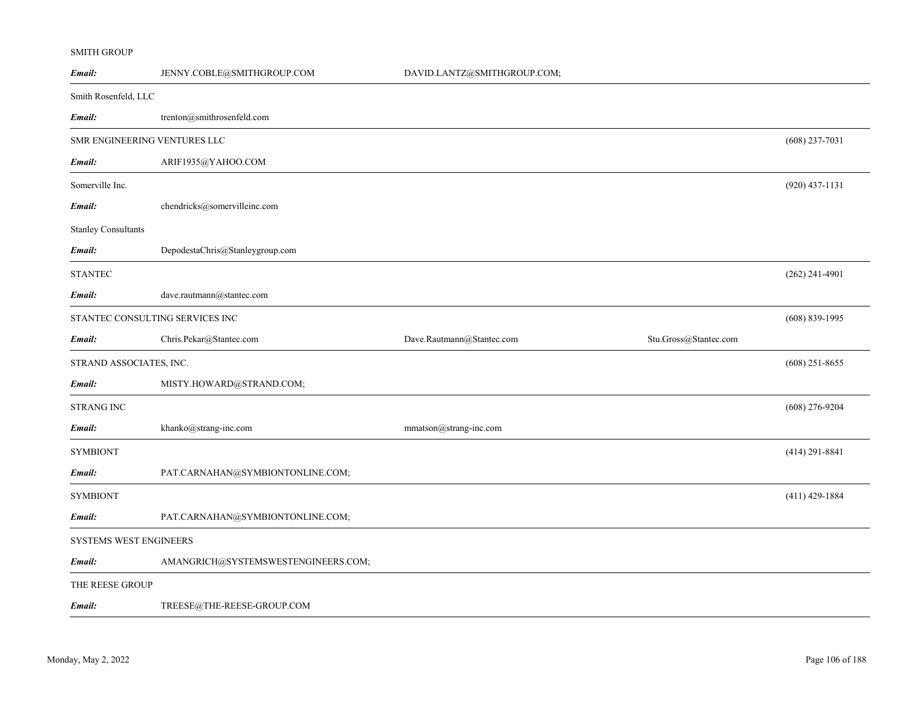SMITH GROUP

| *Email:* | JENNY.COBLE@SMITHGROUP.COM | DAVID.LANTZ@SMITHGROUP.COM; | | |
|---|---|---|---|---|

Smith Rosenfeld, LLC

| *Email:* | trenton@smithrosenfeld.com | | | |
|---|---|---|---|---|

SMR ENGINEERING VENTURES LLC (608) 237-7031

| *Email:* | ARIF1935@YAHOO.COM | | | |
|---|---|---|---|---|

Somerville Inc. (920) 437-1131

| *Email:* | chendricks@somervilleinc.com | | | |
|---|---|---|---|---|

Stanley Consultants

| *Email:* | DepodestaChris@Stanleygroup.com | | | |
|---|---|---|---|---|

STANTEC (262) 241-4901

| *Email:* | dave.rautmann@stantec.com | | | |
|---|---|---|---|---|

STANTEC CONSULTING SERVICES INC (608) 839-1995

| *Email:* | Chris.Pekar@Stantec.com | Dave.Rautmann@Stantec.com | Stu.Gross@Stantec.com | |
|---|---|---|---|---|

STRAND ASSOCIATES, INC. (608) 251-8655

| *Email:* | MISTY.HOWARD@STRAND.COM; | | | |
|---|---|---|---|---|

STRANG INC (608) 276-9204

| *Email:* | khanko@strang-inc.com | mmatson@strang-inc.com | | |
|---|---|---|---|---|

SYMBIONT (414) 291-8841

| *Email:* | PAT.CARNAHAN@SYMBIONTONLINE.COM; | | | |
|---|---|---|---|---|

SYMBIONT (411) 429-1884

| *Email:* | PAT.CARNAHAN@SYMBIONTONLINE.COM; | | | |
|---|---|---|---|---|

SYSTEMS WEST ENGINEERS

| *Email:* | AMANGRICH@SYSTEMSWESTENGINEERS.COM; | | | |
|---|---|---|---|---|

THE REESE GROUP

| *Email:* | TREESE@THE-REESE-GROUP.COM | | | |
|---|---|---|---|---|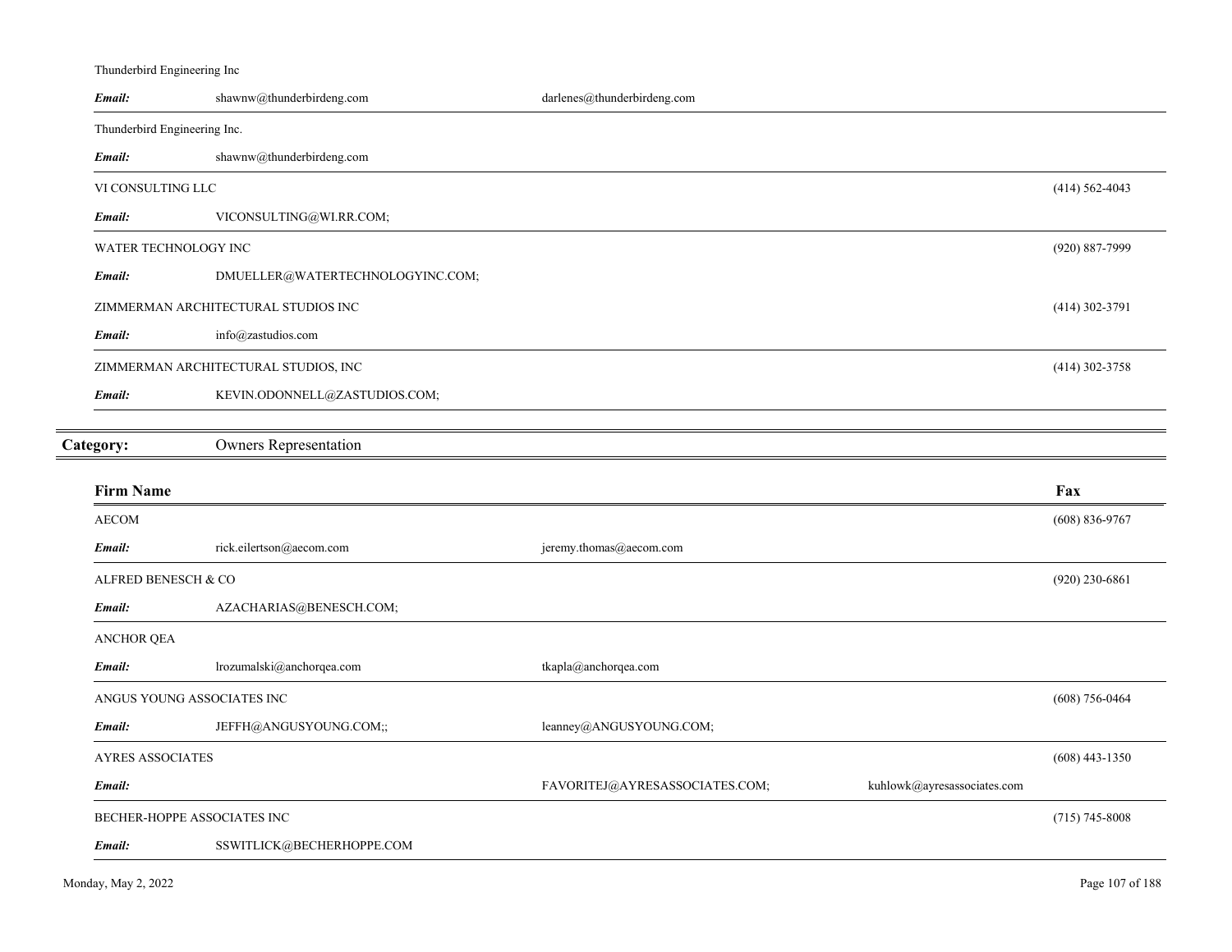Thunderbird Engineering Inc

***Email:*** shawnw@thunderbirdeng.com darlenes@thunderbirdeng.com

Thunderbird Engineering Inc.

***Email:*** shawnw@thunderbirdeng.com

VI CONSULTING LLC (414) 562-4043

***Email:*** VICONSULTING@WI.RR.COM;

WATER TECHNOLOGY INC (920) 887-7999

***Email:*** DMUELLER@WATERTECHNOLOGYINC.COM;

ZIMMERMAN ARCHITECTURAL STUDIOS INC (414) 302-3791

***Email:*** info@zastudios.com

ZIMMERMAN ARCHITECTURAL STUDIOS, INC (414) 302-3758

***Email:*** KEVIN.ODONNELL@ZASTUDIOS.COM;

## Category: Owners Representation

| Firm Name | | | | Fax |
|---|---|---|---|---|
| AECOM | | | | (608) 836-9767 |
| ***Email:*** | rick.eilertson@aecom.com | jeremy.thomas@aecom.com | | |
| ALFRED BENESCH & CO | | | | (920) 230-6861 |
| ***Email:*** | AZACHARIAS@BENESCH.COM; | | | |
| ANCHOR QEA | | | | |
| ***Email:*** | lrozumalski@anchorqea.com | tkapla@anchorqea.com | | |
| ANGUS YOUNG ASSOCIATES INC | | | | (608) 756-0464 |
| ***Email:*** | JEFFH@ANGUSYOUNG.COM;; | leanney@ANGUSYOUNG.COM; | | |
| AYRES ASSOCIATES | | | | (608) 443-1350 |
| ***Email:*** | | FAVORITEJ@AYRESASSOCIATES.COM; | kuhlowk@ayresassociates.com | |
| BECHER-HOPPE ASSOCIATES INC | | | | (715) 745-8008 |
| ***Email:*** | SSWITLICK@BECHERHOPPE.COM | | | |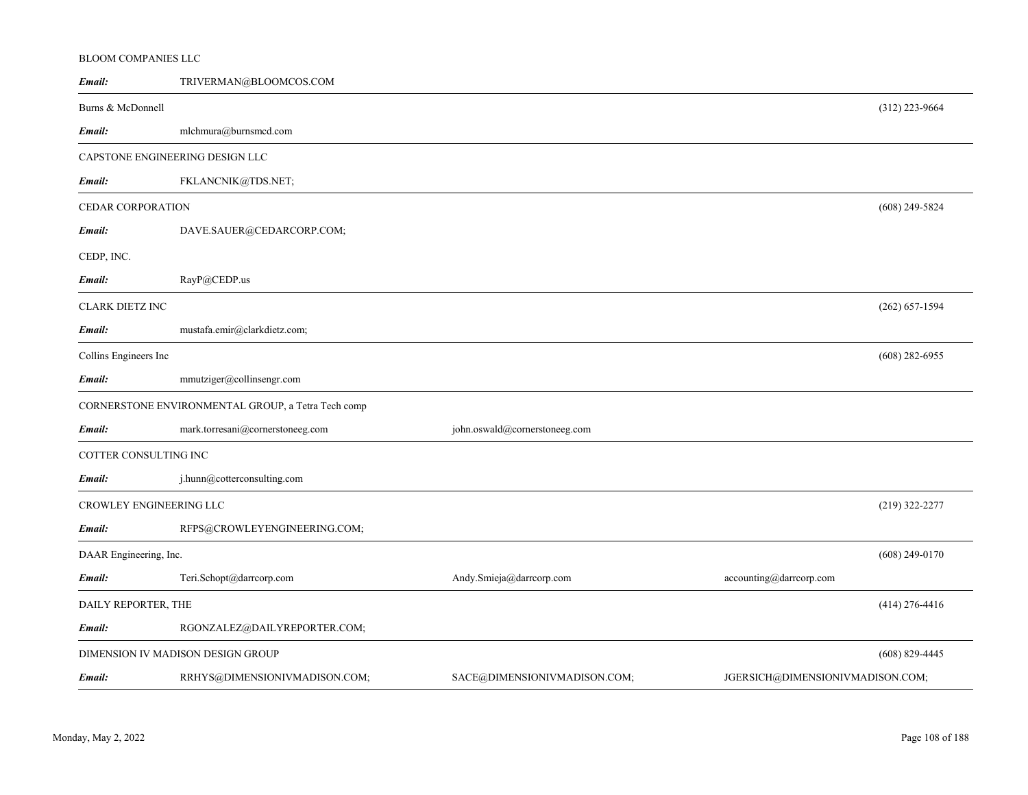BLOOM COMPANIES LLC

| | | | | |
|---|---|---|---|---|
| ***Email:*** | TRIVERMAN@BLOOMCOS.COM | | | |

Burns & McDonnell (312) 223-9664

| | | | | |
|---|---|---|---|---|
| ***Email:*** | mlchmura@burnsmcd.com | | | |

CAPSTONE ENGINEERING DESIGN LLC

| | | | | |
|---|---|---|---|---|
| ***Email:*** | FKLANCNIK@TDS.NET; | | | |

CEDAR CORPORATION (608) 249-5824

| | | | | |
|---|---|---|---|---|
| ***Email:*** | DAVE.SAUER@CEDARCORP.COM; | | | |

CEDP, INC.

| | | | | |
|---|---|---|---|---|
| ***Email:*** | RayP@CEDP.us | | | |

CLARK DIETZ INC (262) 657-1594

| | | | | |
|---|---|---|---|---|
| ***Email:*** | mustafa.emir@clarkdietz.com; | | | |

Collins Engineers Inc (608) 282-6955

| | | | | |
|---|---|---|---|---|
| ***Email:*** | mmutziger@collinsengr.com | | | |

CORNERSTONE ENVIRONMENTAL GROUP, a Tetra Tech comp

| | | | | |
|---|---|---|---|---|
| ***Email:*** | mark.torresani@cornerstoneeg.com | john.oswald@cornerstoneeg.com | | |

COTTER CONSULTING INC

| | | | | |
|---|---|---|---|---|
| ***Email:*** | j.hunn@cotterconsulting.com | | | |

CROWLEY ENGINEERING LLC (219) 322-2277

| | | | | |
|---|---|---|---|---|
| ***Email:*** | RFPS@CROWLEYENGINEERING.COM; | | | |

DAAR Engineering, Inc. (608) 249-0170

| | | | | |
|---|---|---|---|---|
| ***Email:*** | Teri.Schopt@darrcorp.com | Andy.Smieja@darrcorp.com | accounting@darrcorp.com | |

DAILY REPORTER, THE (414) 276-4416

| | | | | |
|---|---|---|---|---|
| ***Email:*** | RGONZALEZ@DAILYREPORTER.COM; | | | |

DIMENSION IV MADISON DESIGN GROUP (608) 829-4445

| | | | | |
|---|---|---|---|---|
| ***Email:*** | RRHYS@DIMENSIONIVMADISON.COM; | SACE@DIMENSIONIVMADISON.COM; | JGERSICH@DIMENSIONIVMADISON.COM; | |

Monday, May 2, 2022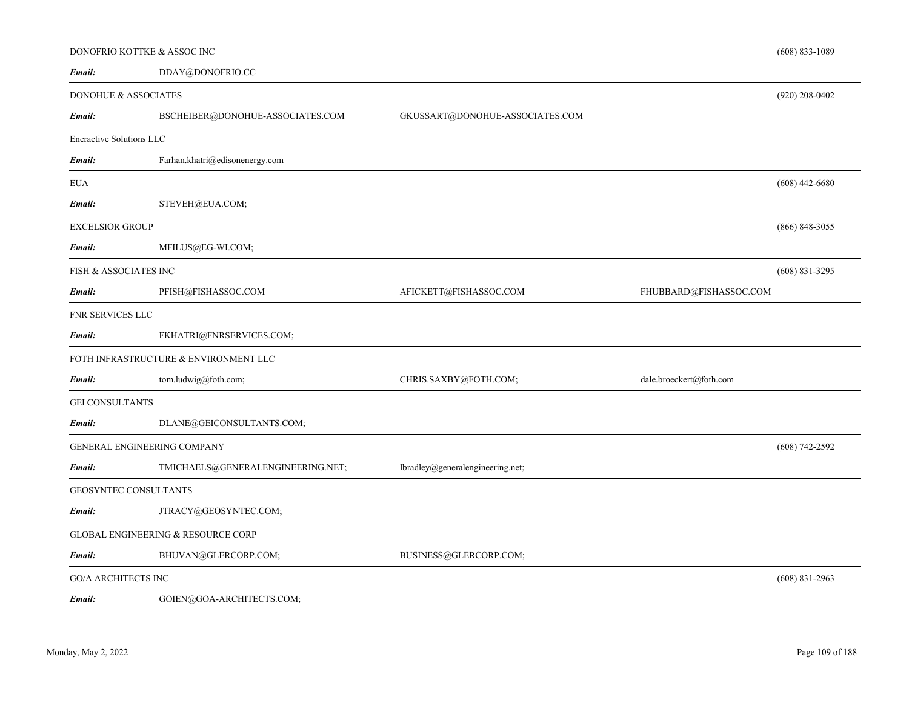| Company | | | | Phone |
|---|---|---|---|---|
| DONOFRIO KOTTKE & ASSOC INC | | | | (608) 833-1089 |
| ***Email:*** | DDAY@DONOFRIO.CC | | | |
| DONOHUE & ASSOCIATES | | | | (920) 208-0402 |
| ***Email:*** | BSCHEIBER@DONOHUE-ASSOCIATES.COM | GKUSSART@DONOHUE-ASSOCIATES.COM | | |
| Eneractive Solutions LLC | | | | |
| ***Email:*** | Farhan.khatri@edisonenergy.com | | | |
| EUA | | | | (608) 442-6680 |
| ***Email:*** | STEVEH@EUA.COM; | | | |
| EXCELSIOR GROUP | | | | (866) 848-3055 |
| ***Email:*** | MFILUS@EG-WI.COM; | | | |
| FISH & ASSOCIATES INC | | | | (608) 831-3295 |
| ***Email:*** | PFISH@FISHASSOC.COM | AFICKETT@FISHASSOC.COM | FHUBBARD@FISHASSOC.COM | |
| FNR SERVICES LLC | | | | |
| ***Email:*** | FKHATRI@FNRSERVICES.COM; | | | |
| FOTH INFRASTRUCTURE & ENVIRONMENT LLC | | | | |
| ***Email:*** | tom.ludwig@foth.com; | CHRIS.SAXBY@FOTH.COM; | dale.broeckert@foth.com | |
| GEI CONSULTANTS | | | | |
| ***Email:*** | DLANE@GEICONSULTANTS.COM; | | | |
| GENERAL ENGINEERING COMPANY | | | | (608) 742-2592 |
| ***Email:*** | TMICHAELS@GENERALENGINEERING.NET; | lbradley@generalengineering.net; | | |
| GEOSYNTEC CONSULTANTS | | | | |
| ***Email:*** | JTRACY@GEOSYNTEC.COM; | | | |
| GLOBAL ENGINEERING & RESOURCE CORP | | | | |
| ***Email:*** | BHUVAN@GLERCORP.COM; | BUSINESS@GLERCORP.COM; | | |
| GO/A ARCHITECTS INC | | | | (608) 831-2963 |
| ***Email:*** | GOIEN@GOA-ARCHITECTS.COM; | | | |

Monday, May 2, 2022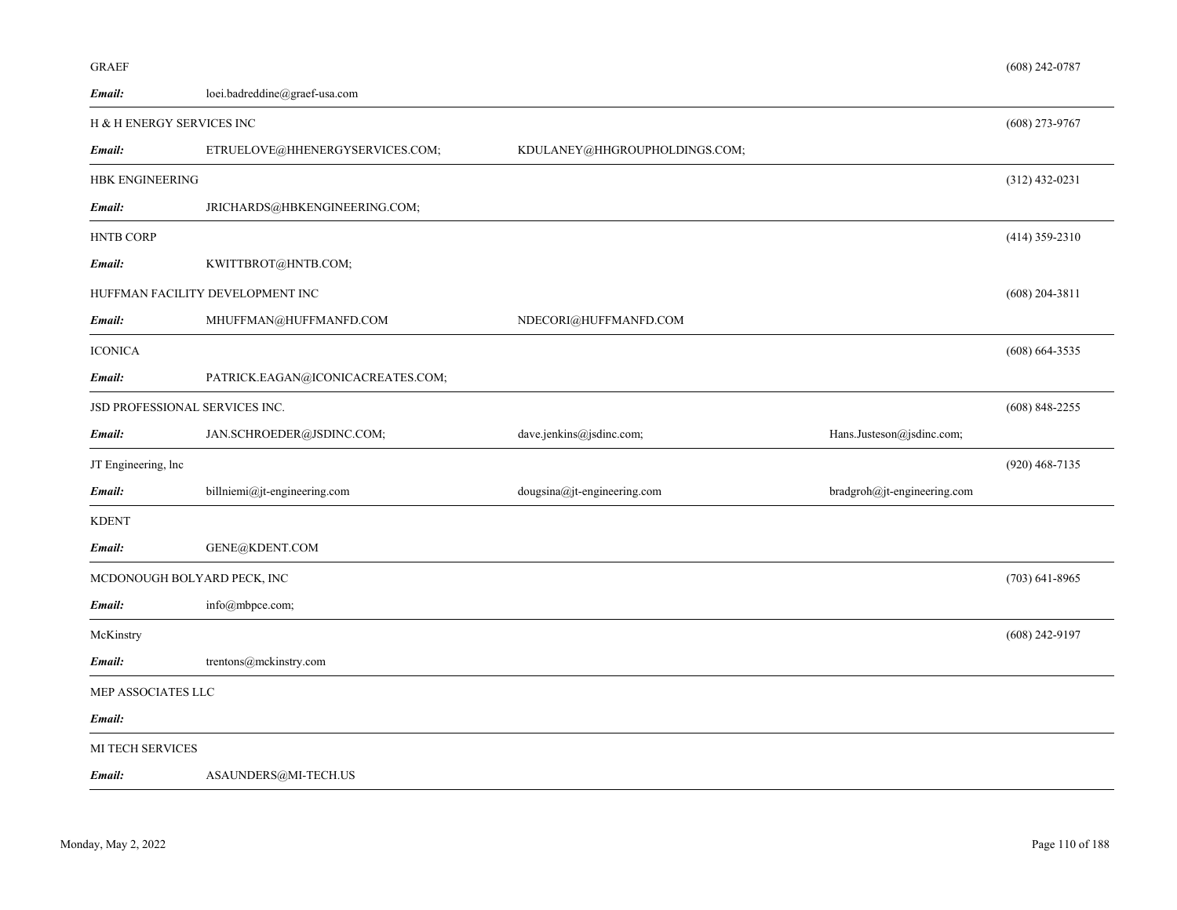GRAEF (608) 242-0787

***Email:*** loei.badreddine@graef-usa.com

---

H & H ENERGY SERVICES INC (608) 273-9767

***Email:*** ETRUELOVE@HHENERGYSERVICES.COM; KDULANEY@HHGROUPHOLDINGS.COM;

---

HBK ENGINEERING (312) 432-0231

***Email:*** JRICHARDS@HBKENGINEERING.COM;

---

HNTB CORP (414) 359-2310

***Email:*** KWITTBROT@HNTB.COM;

HUFFMAN FACILITY DEVELOPMENT INC (608) 204-3811

***Email:*** MHUFFMAN@HUFFMANFD.COM NDECORI@HUFFMANFD.COM

---

ICONICA (608) 664-3535

***Email:*** PATRICK.EAGAN@ICONICACREATES.COM;

---

JSD PROFESSIONAL SERVICES INC. (608) 848-2255

***Email:*** JAN.SCHROEDER@JSDINC.COM; dave.jenkins@jsdinc.com; Hans.Justeson@jsdinc.com;

---

JT Engineering, lnc (920) 468-7135

***Email:*** billniemi@jt-engineering.com dougsina@jt-engineering.com bradgroh@jt-engineering.com

---

KDENT

***Email:*** GENE@KDENT.COM

---

MCDONOUGH BOLYARD PECK, INC (703) 641-8965

***Email:*** info@mbpce.com;

---

McKinstry (608) 242-9197

***Email:*** trentons@mckinstry.com

---

MEP ASSOCIATES LLC

***Email:***

---

MI TECH SERVICES

***Email:*** ASAUNDERS@MI-TECH.US

---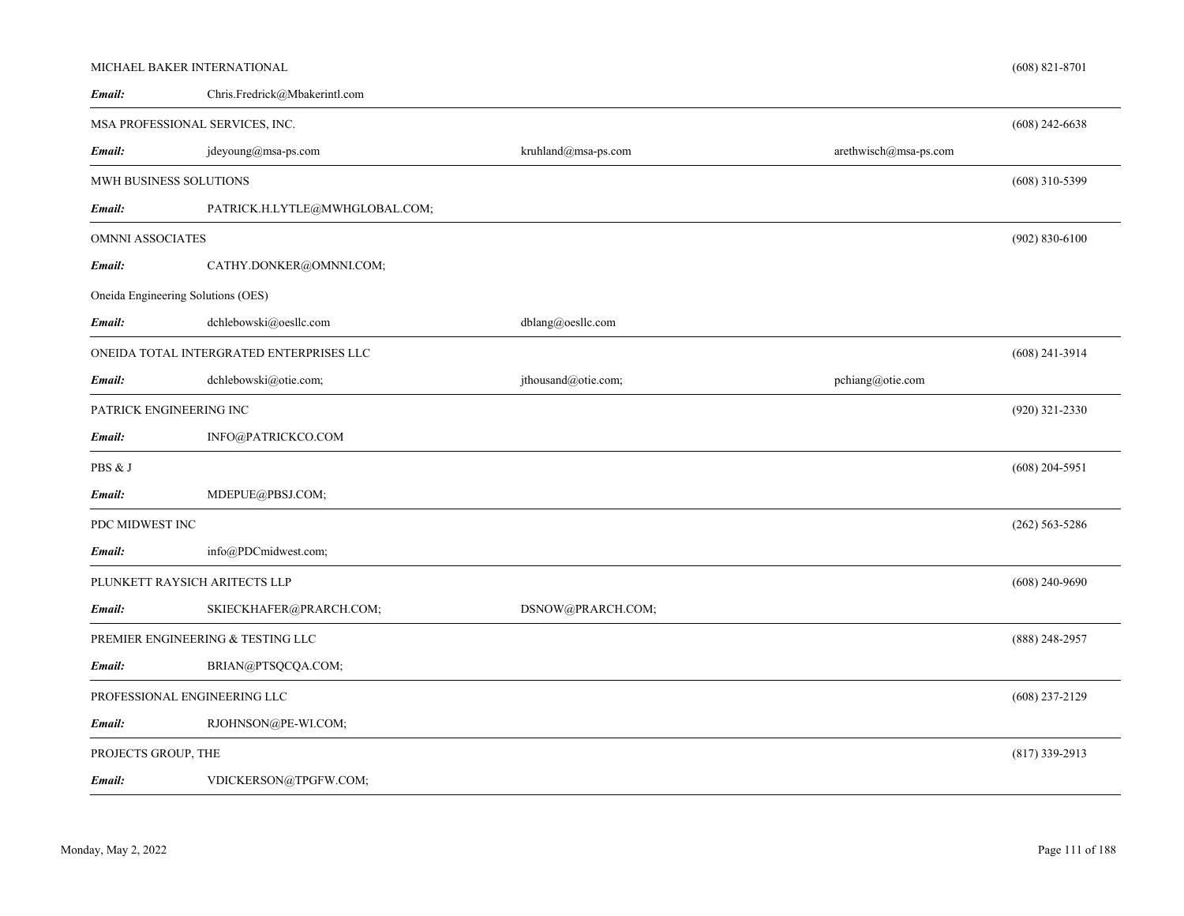| Company | | | | Phone |
|---|---|---|---|---|
| MICHAEL BAKER INTERNATIONAL | | | | (608) 821-8701 |
| ***Email:*** | Chris.Fredrick@Mbakerintl.com | | | |
| MSA PROFESSIONAL SERVICES, INC. | | | | (608) 242-6638 |
| ***Email:*** | jdeyoung@msa-ps.com | kruhland@msa-ps.com | arethwisch@msa-ps.com | |
| MWH BUSINESS SOLUTIONS | | | | (608) 310-5399 |
| ***Email:*** | PATRICK.H.LYTLE@MWHGLOBAL.COM; | | | |
| OMNNI ASSOCIATES | | | | (902) 830-6100 |
| ***Email:*** | CATHY.DONKER@OMNNI.COM; | | | |
| Oneida Engineering Solutions (OES) | | | | |
| ***Email:*** | dchlebowski@oesllc.com | dblang@oesllc.com | | |
| ONEIDA TOTAL INTERGRATED ENTERPRISES LLC | | | | (608) 241-3914 |
| ***Email:*** | dchlebowski@otie.com; | jthousand@otie.com; | pchiang@otie.com | |
| PATRICK ENGINEERING INC | | | | (920) 321-2330 |
| ***Email:*** | INFO@PATRICKCO.COM | | | |
| PBS & J | | | | (608) 204-5951 |
| ***Email:*** | MDEPUE@PBSJ.COM; | | | |
| PDC MIDWEST INC | | | | (262) 563-5286 |
| ***Email:*** | info@PDCmidwest.com; | | | |
| PLUNKETT RAYSICH ARITECTS LLP | | | | (608) 240-9690 |
| ***Email:*** | SKIECKHAFER@PRARCH.COM; | DSNOW@PRARCH.COM; | | |
| PREMIER ENGINEERING & TESTING LLC | | | | (888) 248-2957 |
| ***Email:*** | BRIAN@PTSQCQA.COM; | | | |
| PROFESSIONAL ENGINEERING LLC | | | | (608) 237-2129 |
| ***Email:*** | RJOHNSON@PE-WI.COM; | | | |
| PROJECTS GROUP, THE | | | | (817) 339-2913 |
| ***Email:*** | VDICKERSON@TPGFW.COM; | | | |

Monday, May 2, 2022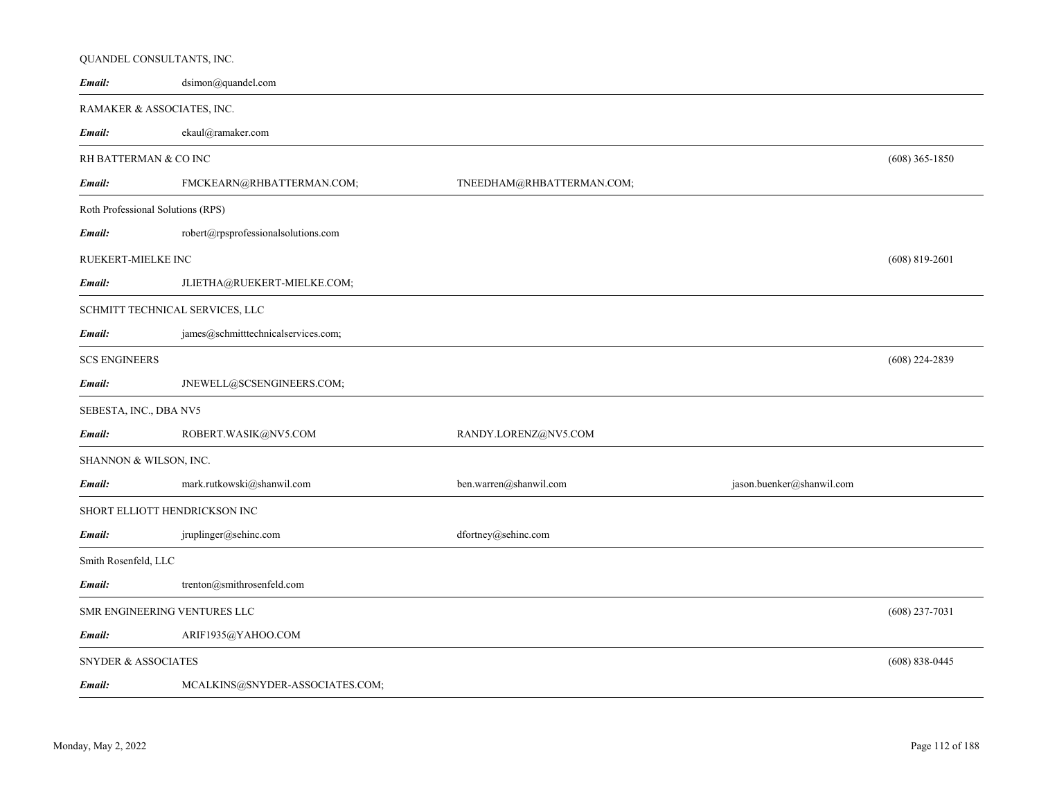QUANDEL CONSULTANTS, INC.

**Email:** dsimon@quandel.com

---

RAMAKER & ASSOCIATES, INC.

**Email:** ekaul@ramaker.com

---

RH BATTERMAN & CO INC (608) 365-1850

**Email:** FMCKEARN@RHBATTERMAN.COM; TNEEDHAM@RHBATTERMAN.COM;

---

Roth Professional Solutions (RPS)

**Email:** robert@rpsprofessionalsolutions.com

RUEKERT-MIELKE INC (608) 819-2601

**Email:** JLIETHA@RUEKERT-MIELKE.COM;

---

SCHMITT TECHNICAL SERVICES, LLC

**Email:** james@schmitttechnicalservices.com;

---

SCS ENGINEERS (608) 224-2839

**Email:** JNEWELL@SCSENGINEERS.COM;

---

SEBESTA, INC., DBA NV5

**Email:** ROBERT.WASIK@NV5.COM RANDY.LORENZ@NV5.COM

---

SHANNON & WILSON, INC.

**Email:** mark.rutkowski@shanwil.com ben.warren@shanwil.com jason.buenker@shanwil.com

---

SHORT ELLIOTT HENDRICKSON INC

**Email:** jruplinger@sehinc.com dfortney@sehinc.com

---

Smith Rosenfeld, LLC

**Email:** trenton@smithrosenfeld.com

---

SMR ENGINEERING VENTURES LLC (608) 237-7031

**Email:** ARIF1935@YAHOO.COM

---

SNYDER & ASSOCIATES (608) 838-0445

**Email:** MCALKINS@SNYDER-ASSOCIATES.COM;

---

Monday, May 2, 2022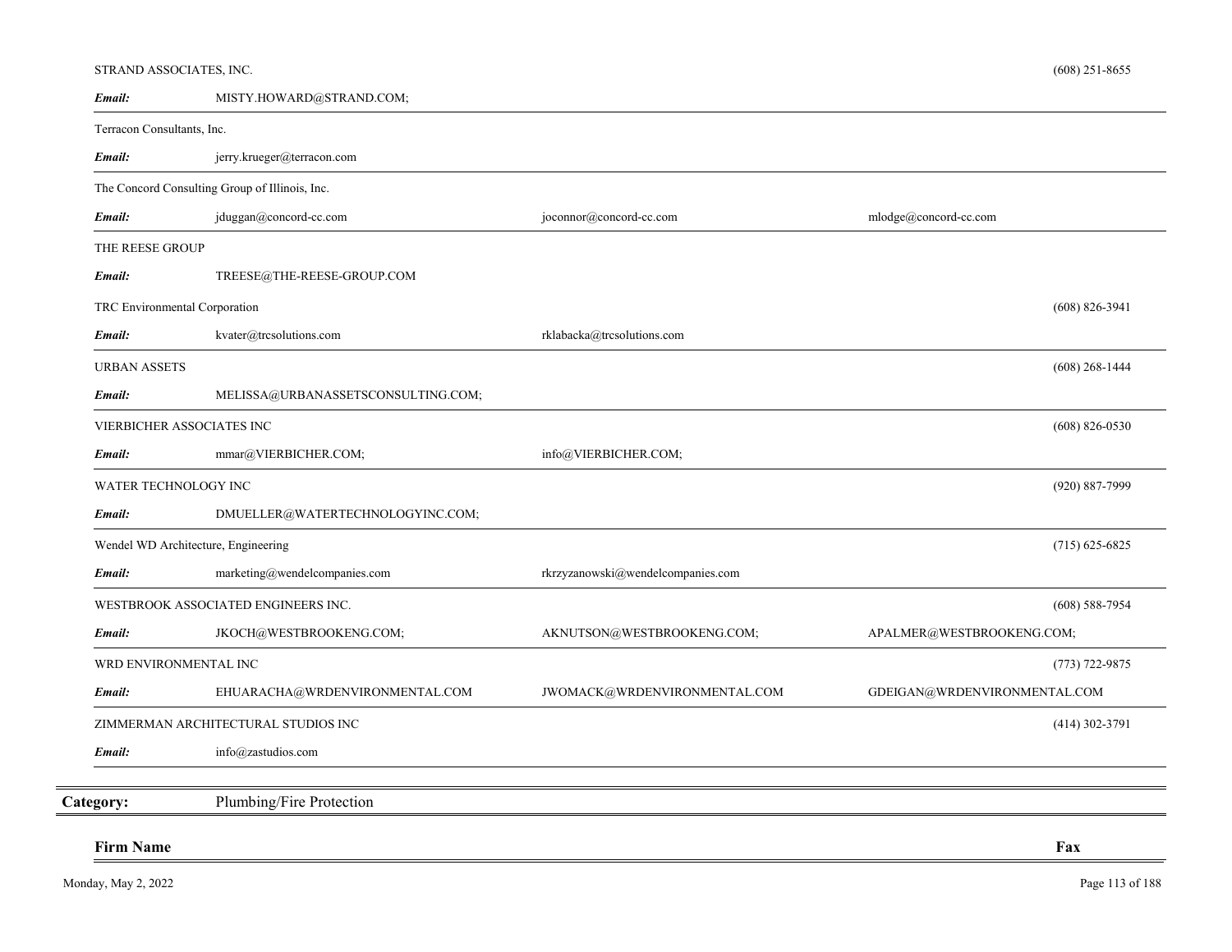STRAND ASSOCIATES, INC. (608) 251-8655

*Email:* MISTY.HOWARD@STRAND.COM;

Terracon Consultants, Inc.

*Email:* jerry.krueger@terracon.com

The Concord Consulting Group of Illinois, Inc.

*Email:* jduggan@concord-cc.com joconnor@concord-cc.com mlodge@concord-cc.com

THE REESE GROUP

*Email:* TREESE@THE-REESE-GROUP.COM

TRC Environmental Corporation (608) 826-3941

*Email:* kvater@trcsolutions.com rklabacka@trcsolutions.com

URBAN ASSETS (608) 268-1444

*Email:* MELISSA@URBANASSETSCONSULTING.COM;

VIERBICHER ASSOCIATES INC (608) 826-0530

*Email:* mmar@VIERBICHER.COM; info@VIERBICHER.COM;

WATER TECHNOLOGY INC (920) 887-7999

*Email:* DMUELLER@WATERTECHNOLOGYINC.COM;

Wendel WD Architecture, Engineering (715) 625-6825

*Email:* marketing@wendelcompanies.com rkrzyzanowski@wendelcompanies.com

WESTBROOK ASSOCIATED ENGINEERS INC. (608) 588-7954

*Email:* JKOCH@WESTBROOKENG.COM; AKNUTSON@WESTBROOKENG.COM; APALMER@WESTBROOKENG.COM;

WRD ENVIRONMENTAL INC (773) 722-9875

*Email:* EHUARACHA@WRDENVIRONMENTAL.COM JWOMACK@WRDENVIRONMENTAL.COM GDEIGAN@WRDENVIRONMENTAL.COM

ZIMMERMAN ARCHITECTURAL STUDIOS INC (414) 302-3791

*Email:* info@zastudios.com

## Category: Plumbing/Fire Protection

**Firm Name** **Fax**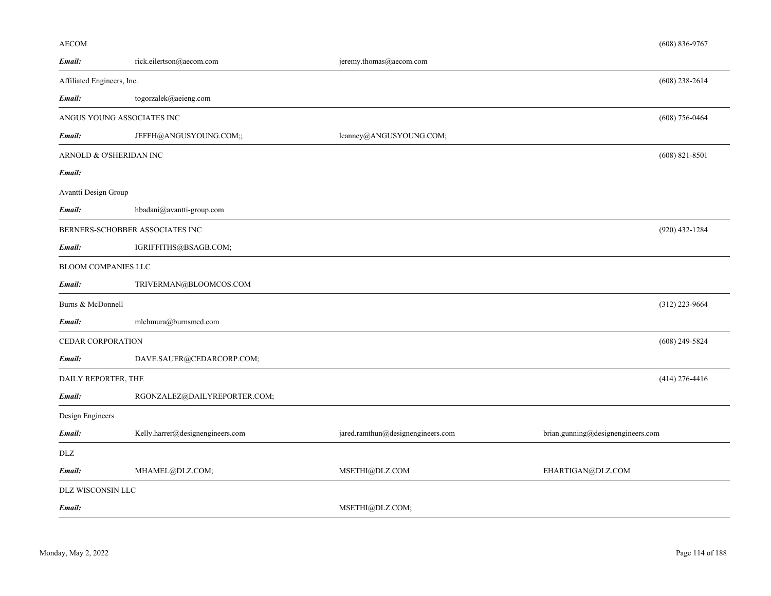AECOM (608) 836-9767

**Email:** rick.eilertson@aecom.com jeremy.thomas@aecom.com

---

Affiliated Engineers, Inc. (608) 238-2614

**Email:** togorzalek@aeieng.com

---

ANGUS YOUNG ASSOCIATES INC (608) 756-0464

**Email:** JEFFH@ANGUSYOUNG.COM;; leanney@ANGUSYOUNG.COM;

---

ARNOLD & O'SHERIDAN INC (608) 821-8501

**Email:**

Avantti Design Group

**Email:** hbadani@avantti-group.com

---

BERNERS-SCHOBBER ASSOCIATES INC (920) 432-1284

**Email:** IGRIFFITHS@BSAGB.COM;

---

BLOOM COMPANIES LLC

**Email:** TRIVERMAN@BLOOMCOS.COM

---

Burns & McDonnell (312) 223-9664

**Email:** mlchmura@burnsmcd.com

---

CEDAR CORPORATION (608) 249-5824

**Email:** DAVE.SAUER@CEDARCORP.COM;

---

DAILY REPORTER, THE (414) 276-4416

**Email:** RGONZALEZ@DAILYREPORTER.COM;

---

Design Engineers

**Email:** Kelly.harrer@designengineers.com jared.ramthun@designengineers.com brian.gunning@designengineers.com

---

DLZ

**Email:** MHAMEL@DLZ.COM; MSETHI@DLZ.COM EHARTIGAN@DLZ.COM

---

DLZ WISCONSIN LLC

**Email:** MSETHI@DLZ.COM;

---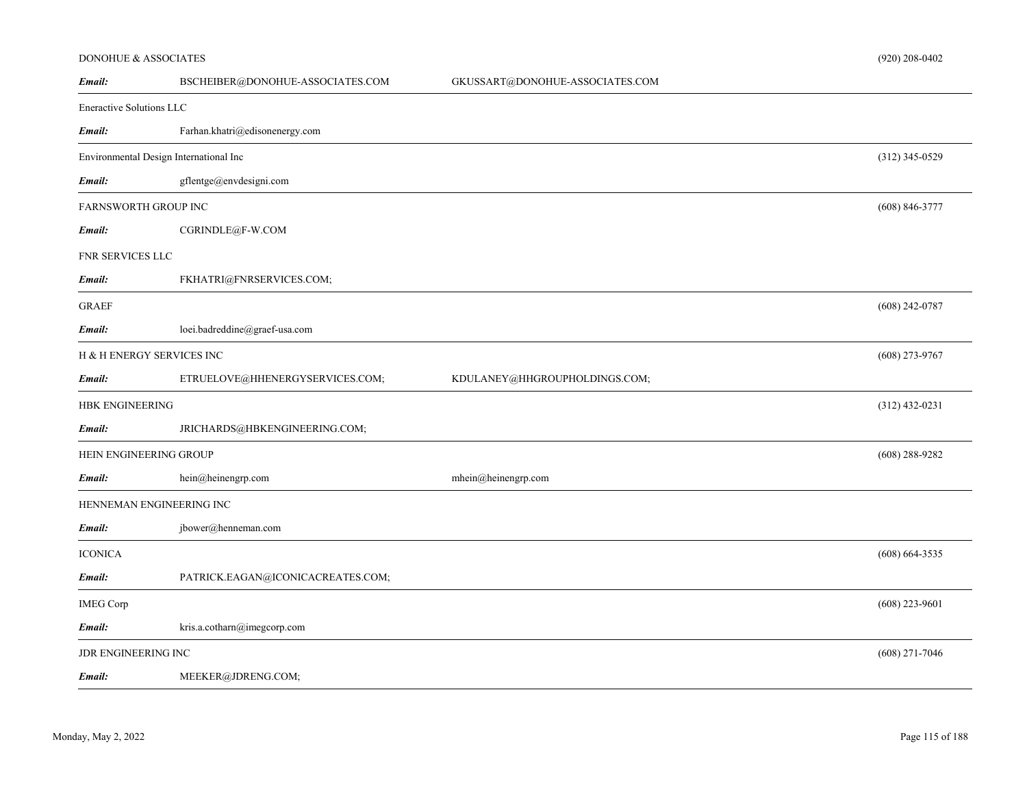DONOHUE & ASSOCIATES (920) 208-0402

*Email:* BSCHEIBER@DONOHUE-ASSOCIATES.COM GKUSSART@DONOHUE-ASSOCIATES.COM

---

Eneractive Solutions LLC

*Email:* Farhan.khatri@edisonenergy.com

---

Environmental Design International Inc (312) 345-0529

*Email:* gflentge@envdesigni.com

---

FARNSWORTH GROUP INC (608) 846-3777

*Email:* CGRINDLE@F-W.COM

FNR SERVICES LLC

*Email:* FKHATRI@FNRSERVICES.COM;

---

GRAEF (608) 242-0787

*Email:* loei.badreddine@graef-usa.com

---

H & H ENERGY SERVICES INC (608) 273-9767

*Email:* ETRUELOVE@HHENERGYSERVICES.COM; KDULANEY@HHGROUPHOLDINGS.COM;

---

HBK ENGINEERING (312) 432-0231

*Email:* JRICHARDS@HBKENGINEERING.COM;

---

HEIN ENGINEERING GROUP (608) 288-9282

*Email:* hein@heinengrp.com mhein@heinengrp.com

---

HENNEMAN ENGINEERING INC

*Email:* jbower@henneman.com

---

ICONICA (608) 664-3535

*Email:* PATRICK.EAGAN@ICONICACREATES.COM;

---

IMEG Corp (608) 223-9601

*Email:* kris.a.cotharn@imegcorp.com

---

JDR ENGINEERING INC (608) 271-7046

*Email:* MEEKER@JDRENG.COM;

---

Monday, May 2, 2022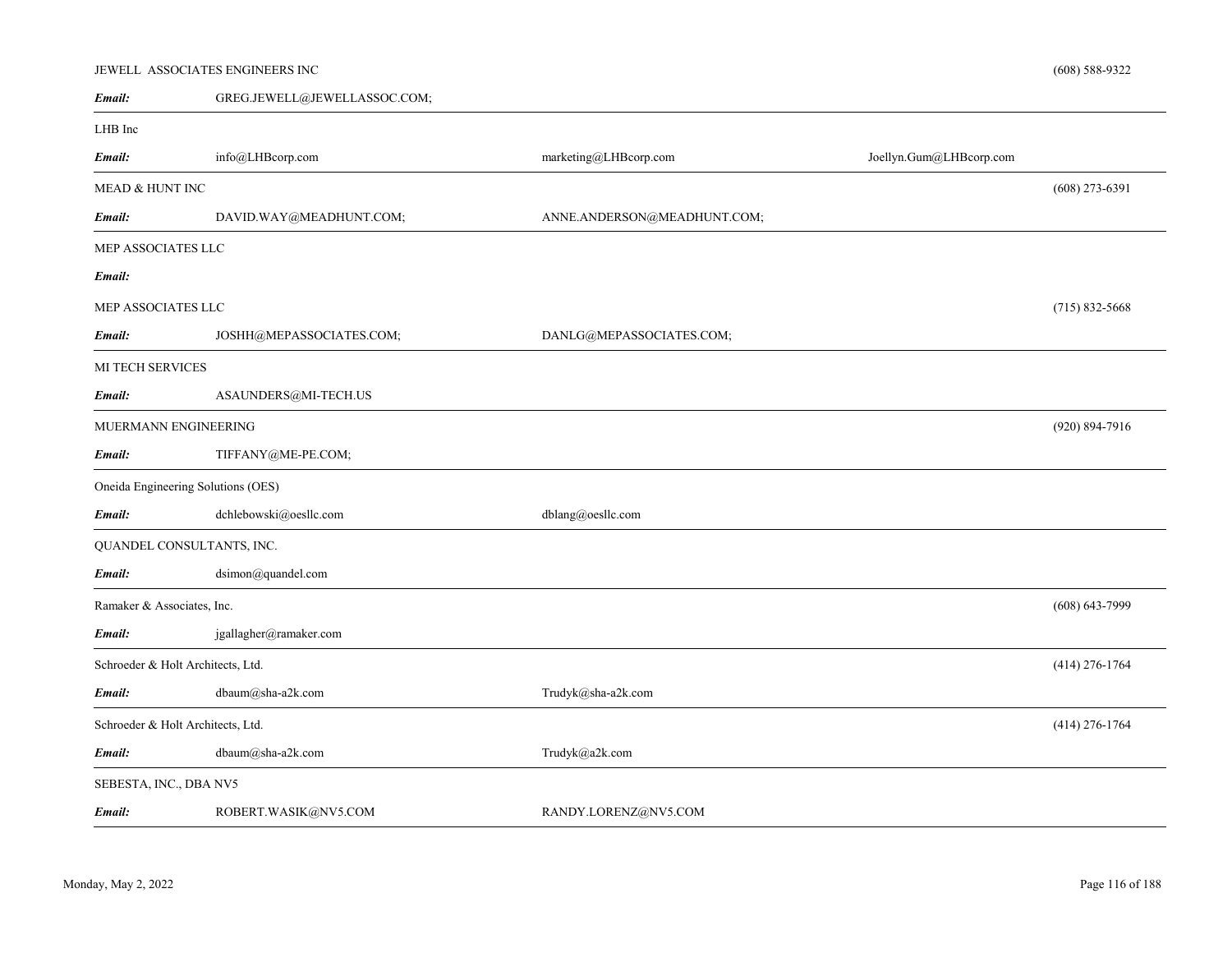JEWELL ASSOCIATES ENGINEERS INC (608) 588-9322

***Email:*** GREG.JEWELL@JEWELLASSOC.COM;

---

LHB Inc

***Email:*** info@LHBcorp.com marketing@LHBcorp.com Joellyn.Gum@LHBcorp.com

---

MEAD & HUNT INC (608) 273-6391

***Email:*** DAVID.WAY@MEADHUNT.COM; ANNE.ANDERSON@MEADHUNT.COM;

---

MEP ASSOCIATES LLC

***Email:***

MEP ASSOCIATES LLC (715) 832-5668

***Email:*** JOSHH@MEPASSOCIATES.COM; DANLG@MEPASSOCIATES.COM;

---

MI TECH SERVICES

***Email:*** ASAUNDERS@MI-TECH.US

---

MUERMANN ENGINEERING (920) 894-7916

***Email:*** TIFFANY@ME-PE.COM;

---

Oneida Engineering Solutions (OES)

***Email:*** dchlebowski@oesllc.com dblang@oesllc.com

---

QUANDEL CONSULTANTS, INC.

***Email:*** dsimon@quandel.com

---

Ramaker & Associates, Inc. (608) 643-7999

***Email:*** jgallagher@ramaker.com

---

Schroeder & Holt Architects, Ltd. (414) 276-1764

***Email:*** dbaum@sha-a2k.com Trudyk@sha-a2k.com

---

Schroeder & Holt Architects, Ltd. (414) 276-1764

***Email:*** dbaum@sha-a2k.com Trudyk@a2k.com

---

SEBESTA, INC., DBA NV5

***Email:*** ROBERT.WASIK@NV5.COM RANDY.LORENZ@NV5.COM

---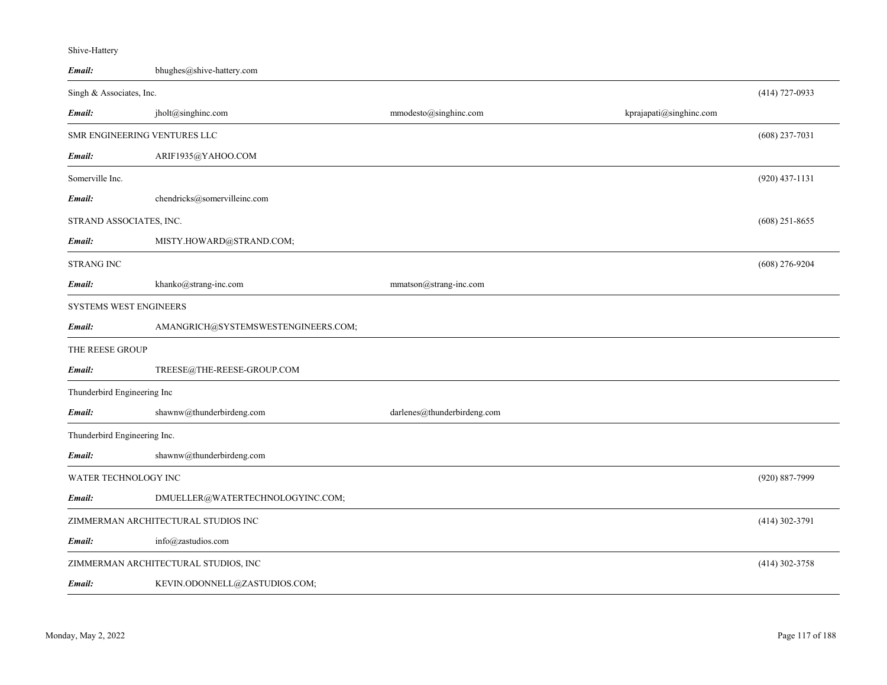Shive-Hattery

**Email:** bhughes@shive-hattery.com

---

Singh & Associates, Inc. (414) 727-0933

**Email:** jholt@singhinc.com mmodesto@singhinc.com kprajapati@singhinc.com

---

SMR ENGINEERING VENTURES LLC (608) 237-7031

**Email:** ARIF1935@YAHOO.COM

---

Somerville Inc. (920) 437-1131

**Email:** chendricks@somervilleinc.com

STRAND ASSOCIATES, INC. (608) 251-8655

**Email:** MISTY.HOWARD@STRAND.COM;

---

STRANG INC (608) 276-9204

**Email:** khanko@strang-inc.com mmatson@strang-inc.com

---

SYSTEMS WEST ENGINEERS

**Email:** AMANGRICH@SYSTEMSWESTENGINEERS.COM;

---

THE REESE GROUP

**Email:** TREESE@THE-REESE-GROUP.COM

---

Thunderbird Engineering Inc

**Email:** shawnw@thunderbirdeng.com darlenes@thunderbirdeng.com

---

Thunderbird Engineering Inc.

**Email:** shawnw@thunderbirdeng.com

---

WATER TECHNOLOGY INC (920) 887-7999

**Email:** DMUELLER@WATERTECHNOLOGYINC.COM;

---

ZIMMERMAN ARCHITECTURAL STUDIOS INC (414) 302-3791

**Email:** info@zastudios.com

---

ZIMMERMAN ARCHITECTURAL STUDIOS, INC (414) 302-3758

**Email:** KEVIN.ODONNELL@ZASTUDIOS.COM;

---

Monday, May 2, 2022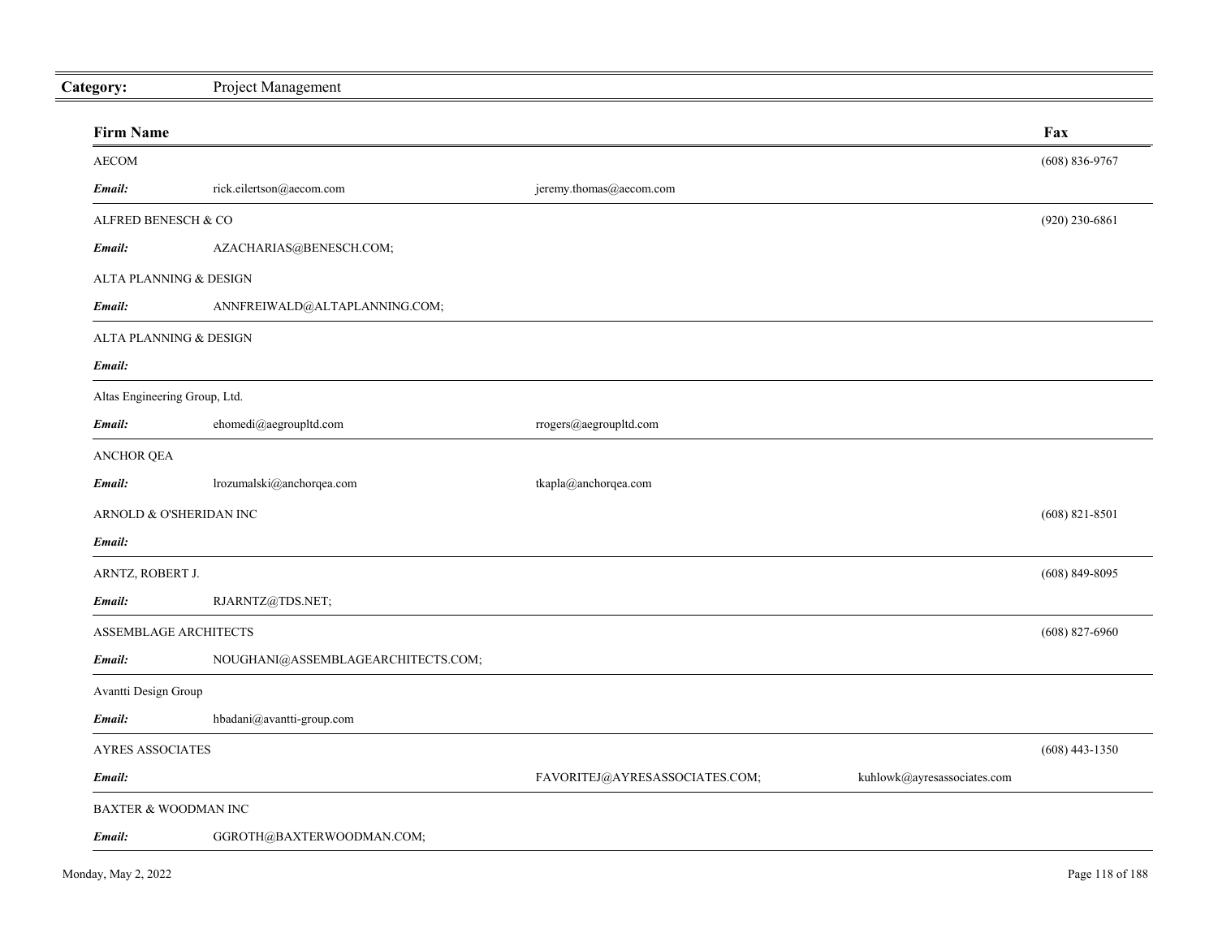**Category:** Project Management

| Firm Name | | | | Fax |
|---|---|---|---|---|
| AECOM | | | | (608) 836-9767 |
| ***Email:*** | rick.eilertson@aecom.com | jeremy.thomas@aecom.com | | |
| ALFRED BENESCH & CO | | | | (920) 230-6861 |
| ***Email:*** | AZACHARIAS@BENESCH.COM; | | | |
| ALTA PLANNING & DESIGN | | | | |
| ***Email:*** | ANNFREIWALD@ALTAPLANNING.COM; | | | |
| ALTA PLANNING & DESIGN | | | | |
| ***Email:*** | | | | |
| Altas Engineering Group, Ltd. | | | | |
| ***Email:*** | ehomedi@aegroupltd.com | rrogers@aegroupltd.com | | |
| ANCHOR QEA | | | | |
| ***Email:*** | lrozumalski@anchorqea.com | tkapla@anchorqea.com | | |
| ARNOLD & O'SHERIDAN INC | | | | (608) 821-8501 |
| ***Email:*** | | | | |
| ARNTZ, ROBERT J. | | | | (608) 849-8095 |
| ***Email:*** | RJARNTZ@TDS.NET; | | | |
| ASSEMBLAGE ARCHITECTS | | | | (608) 827-6960 |
| ***Email:*** | NOUGHANI@ASSEMBLAGEARCHITECTS.COM; | | | |
| Avantti Design Group | | | | |
| ***Email:*** | hbadani@avantti-group.com | | | |
| AYRES ASSOCIATES | | | | (608) 443-1350 |
| ***Email:*** | | FAVORITEJ@AYRESASSOCIATES.COM; | kuhlowk@ayresassociates.com | |
| BAXTER & WOODMAN INC | | | | |
| ***Email:*** | GGROTH@BAXTERWOODMAN.COM; | | | |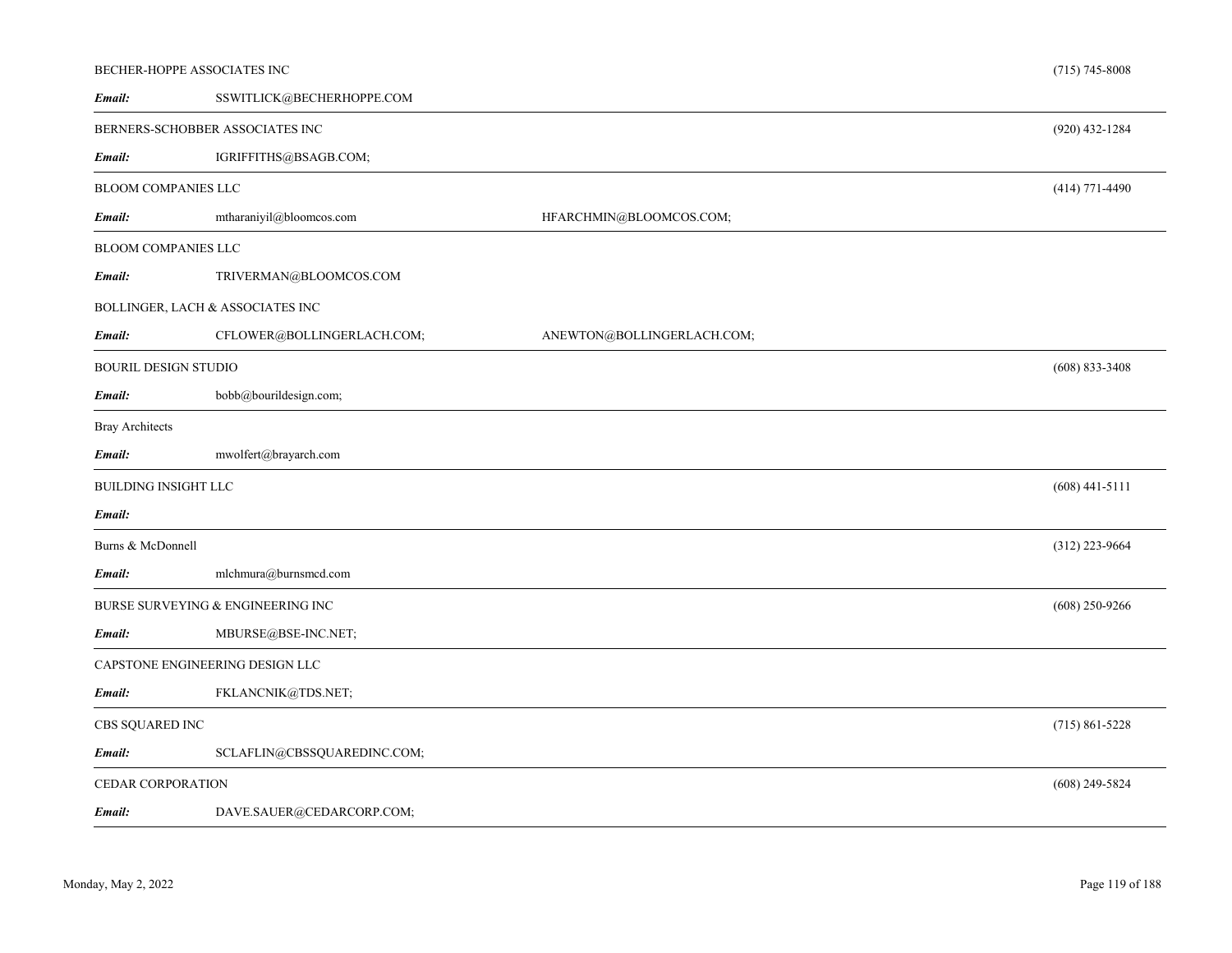BECHER-HOPPE ASSOCIATES INC (715) 745-8008

***Email:*** SSWITLICK@BECHERHOPPE.COM

---

BERNERS-SCHOBBER ASSOCIATES INC (920) 432-1284

***Email:*** IGRIFFITHS@BSAGB.COM;

---

BLOOM COMPANIES LLC (414) 771-4490

***Email:*** mtharaniyil@bloomcos.com HFARCHMIN@BLOOMCOS.COM;

---

BLOOM COMPANIES LLC

***Email:*** TRIVERMAN@BLOOMCOS.COM

BOLLINGER, LACH & ASSOCIATES INC

***Email:*** CFLOWER@BOLLINGERLACH.COM; ANEWTON@BOLLINGERLACH.COM;

---

BOURIL DESIGN STUDIO (608) 833-3408

***Email:*** bobb@bourildesign.com;

---

Bray Architects

***Email:*** mwolfert@brayarch.com

---

BUILDING INSIGHT LLC (608) 441-5111

***Email:***

---

Burns & McDonnell (312) 223-9664

***Email:*** mlchmura@burnsmcd.com

---

BURSE SURVEYING & ENGINEERING INC (608) 250-9266

***Email:*** MBURSE@BSE-INC.NET;

---

CAPSTONE ENGINEERING DESIGN LLC

***Email:*** FKLANCNIK@TDS.NET;

---

CBS SQUARED INC (715) 861-5228

***Email:*** SCLAFLIN@CBSSQUAREDINC.COM;

---

CEDAR CORPORATION (608) 249-5824

***Email:*** DAVE.SAUER@CEDARCORP.COM;

---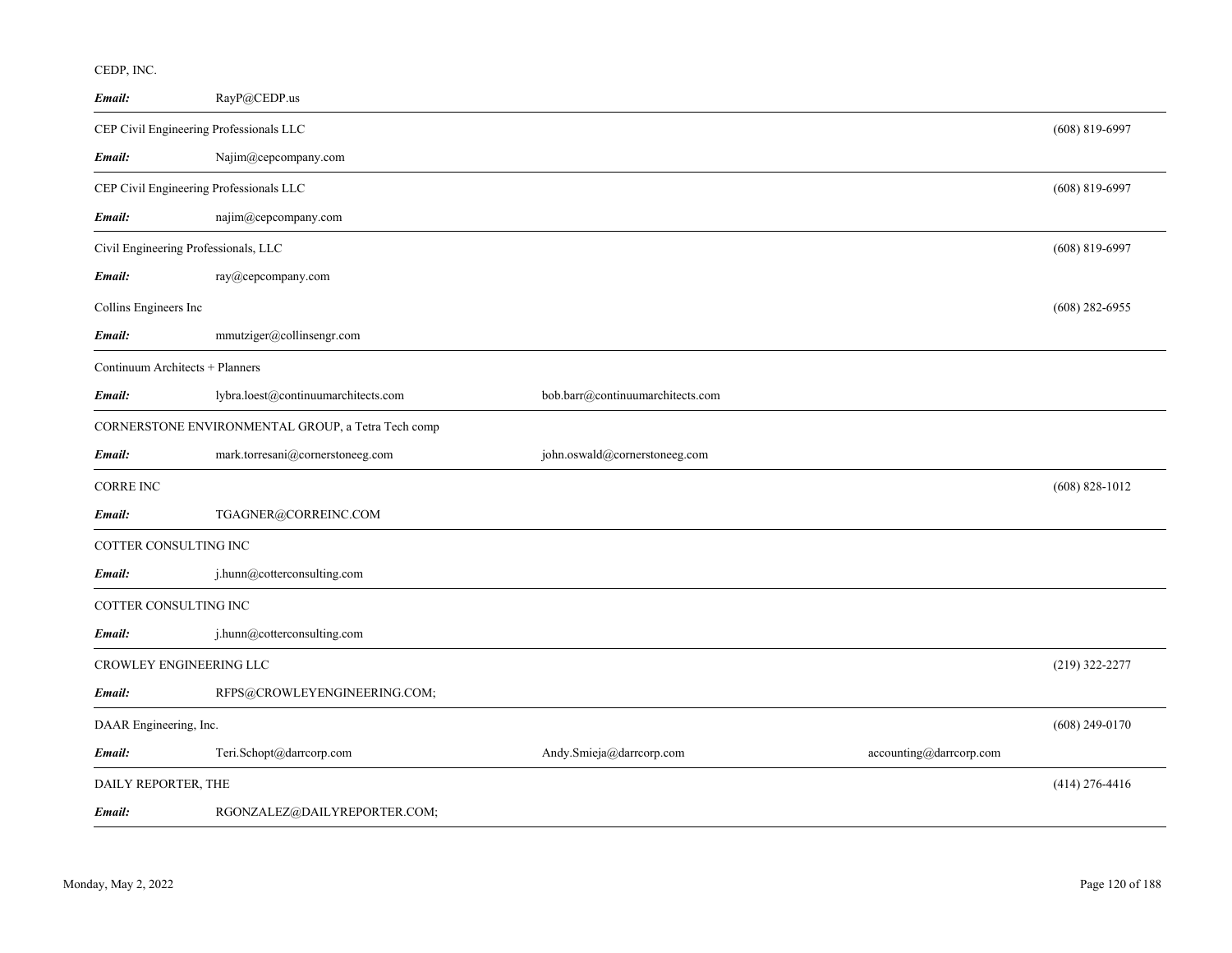CEDP, INC.

***Email:*** RayP@CEDP.us

---

CEP Civil Engineering Professionals LLC (608) 819-6997

***Email:*** Najim@cepcompany.com

---

CEP Civil Engineering Professionals LLC (608) 819-6997

***Email:*** najim@cepcompany.com

---

Civil Engineering Professionals, LLC (608) 819-6997

***Email:*** ray@cepcompany.com

Collins Engineers Inc (608) 282-6955

***Email:*** mmutziger@collinsengr.com

---

Continuum Architects + Planners

***Email:*** lybra.loest@continuumarchitects.com bob.barr@continuumarchitects.com

---

CORNERSTONE ENVIRONMENTAL GROUP, a Tetra Tech comp

***Email:*** mark.torresani@cornerstoneeg.com john.oswald@cornerstoneeg.com

---

CORRE INC (608) 828-1012

***Email:*** TGAGNER@CORREINC.COM

---

COTTER CONSULTING INC

***Email:*** j.hunn@cotterconsulting.com

---

COTTER CONSULTING INC

***Email:*** j.hunn@cotterconsulting.com

---

CROWLEY ENGINEERING LLC (219) 322-2277

***Email:*** RFPS@CROWLEYENGINEERING.COM;

---

DAAR Engineering, Inc. (608) 249-0170

***Email:*** Teri.Schopt@darrcorp.com Andy.Smieja@darrcorp.com accounting@darrcorp.com

---

DAILY REPORTER, THE (414) 276-4416

***Email:*** RGONZALEZ@DAILYREPORTER.COM;

---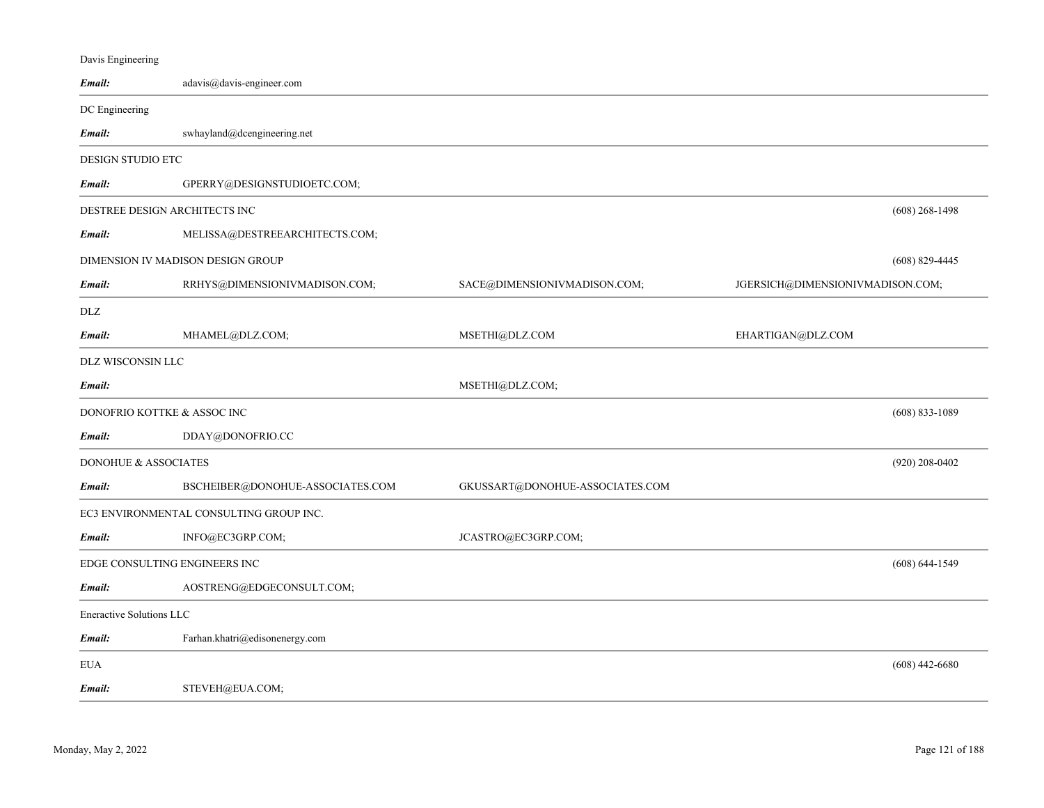Davis Engineering

| | | | |
|---|---|---|---|
| ***Email:*** | adavis@davis-engineer.com | | |

DC Engineering

| | | | |
|---|---|---|---|
| ***Email:*** | swhayland@dcengineering.net | | |

DESIGN STUDIO ETC

| | | | |
|---|---|---|---|
| ***Email:*** | GPERRY@DESIGNSTUDIOETC.COM; | | |

DESTREE DESIGN ARCHITECTS INC — (608) 268-1498

| | | | |
|---|---|---|---|
| ***Email:*** | MELISSA@DESTREEARCHITECTS.COM; | | |

DIMENSION IV MADISON DESIGN GROUP — (608) 829-4445

| | | | |
|---|---|---|---|
| ***Email:*** | RRHYS@DIMENSIONIVMADISON.COM; | SACE@DIMENSIONIVMADISON.COM; | JGERSICH@DIMENSIONIVMADISON.COM; |

DLZ

| | | | |
|---|---|---|---|
| ***Email:*** | MHAMEL@DLZ.COM; | MSETHI@DLZ.COM | EHARTIGAN@DLZ.COM |

DLZ WISCONSIN LLC

| | | | |
|---|---|---|---|
| ***Email:*** | | MSETHI@DLZ.COM; | |

DONOFRIO KOTTKE & ASSOC INC — (608) 833-1089

| | | | |
|---|---|---|---|
| ***Email:*** | DDAY@DONOFRIO.CC | | |

DONOHUE & ASSOCIATES — (920) 208-0402

| | | | |
|---|---|---|---|
| ***Email:*** | BSCHEIBER@DONOHUE-ASSOCIATES.COM | GKUSSART@DONOHUE-ASSOCIATES.COM | |

EC3 ENVIRONMENTAL CONSULTING GROUP INC.

| | | | |
|---|---|---|---|
| ***Email:*** | INFO@EC3GRP.COM; | JCASTRO@EC3GRP.COM; | |

EDGE CONSULTING ENGINEERS INC — (608) 644-1549

| | | | |
|---|---|---|---|
| ***Email:*** | AOSTRENG@EDGECONSULT.COM; | | |

Eneractive Solutions LLC

| | | | |
|---|---|---|---|
| ***Email:*** | Farhan.khatri@edisonenergy.com | | |

EUA — (608) 442-6680

| | | | |
|---|---|---|---|
| ***Email:*** | STEVEH@EUA.COM; | | |

Monday, May 2, 2022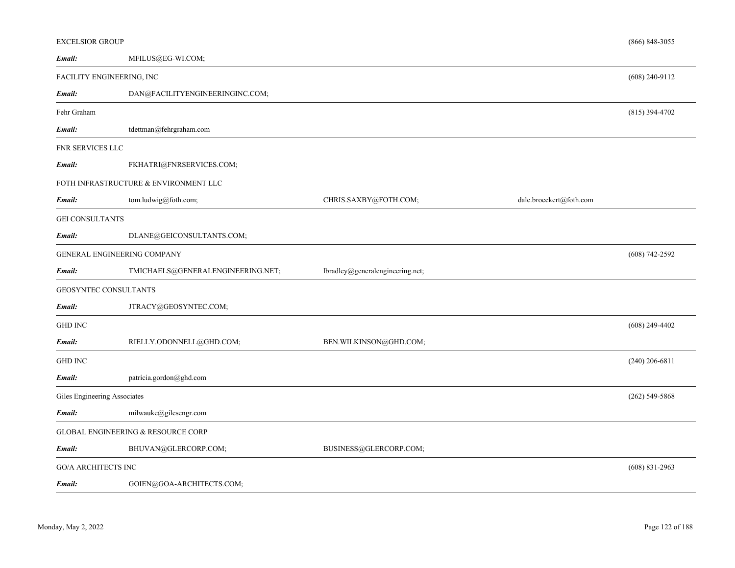EXCELSIOR GROUP (866) 848-3055

***Email:*** MFILUS@EG-WI.COM;

---

FACILITY ENGINEERING, INC (608) 240-9112

***Email:*** DAN@FACILITYENGINEERINGINC.COM;

---

Fehr Graham (815) 394-4702

***Email:*** tdettman@fehrgraham.com

---

FNR SERVICES LLC

***Email:*** FKHATRI@FNRSERVICES.COM;

FOTH INFRASTRUCTURE & ENVIRONMENT LLC

***Email:*** tom.ludwig@foth.com; CHRIS.SAXBY@FOTH.COM; dale.broeckert@foth.com

---

GEI CONSULTANTS

***Email:*** DLANE@GEICONSULTANTS.COM;

---

GENERAL ENGINEERING COMPANY (608) 742-2592

***Email:*** TMICHAELS@GENERALENGINEERING.NET; lbradley@generalengineering.net;

---

GEOSYNTEC CONSULTANTS

***Email:*** JTRACY@GEOSYNTEC.COM;

---

GHD INC (608) 249-4402

***Email:*** RIELLY.ODONNELL@GHD.COM; BEN.WILKINSON@GHD.COM;

---

GHD INC (240) 206-6811

***Email:*** patricia.gordon@ghd.com

---

Giles Engineering Associates (262) 549-5868

***Email:*** milwauke@gilesengr.com

---

GLOBAL ENGINEERING & RESOURCE CORP

***Email:*** BHUVAN@GLERCORP.COM; BUSINESS@GLERCORP.COM;

---

GO/A ARCHITECTS INC (608) 831-2963

***Email:*** GOIEN@GOA-ARCHITECTS.COM;

---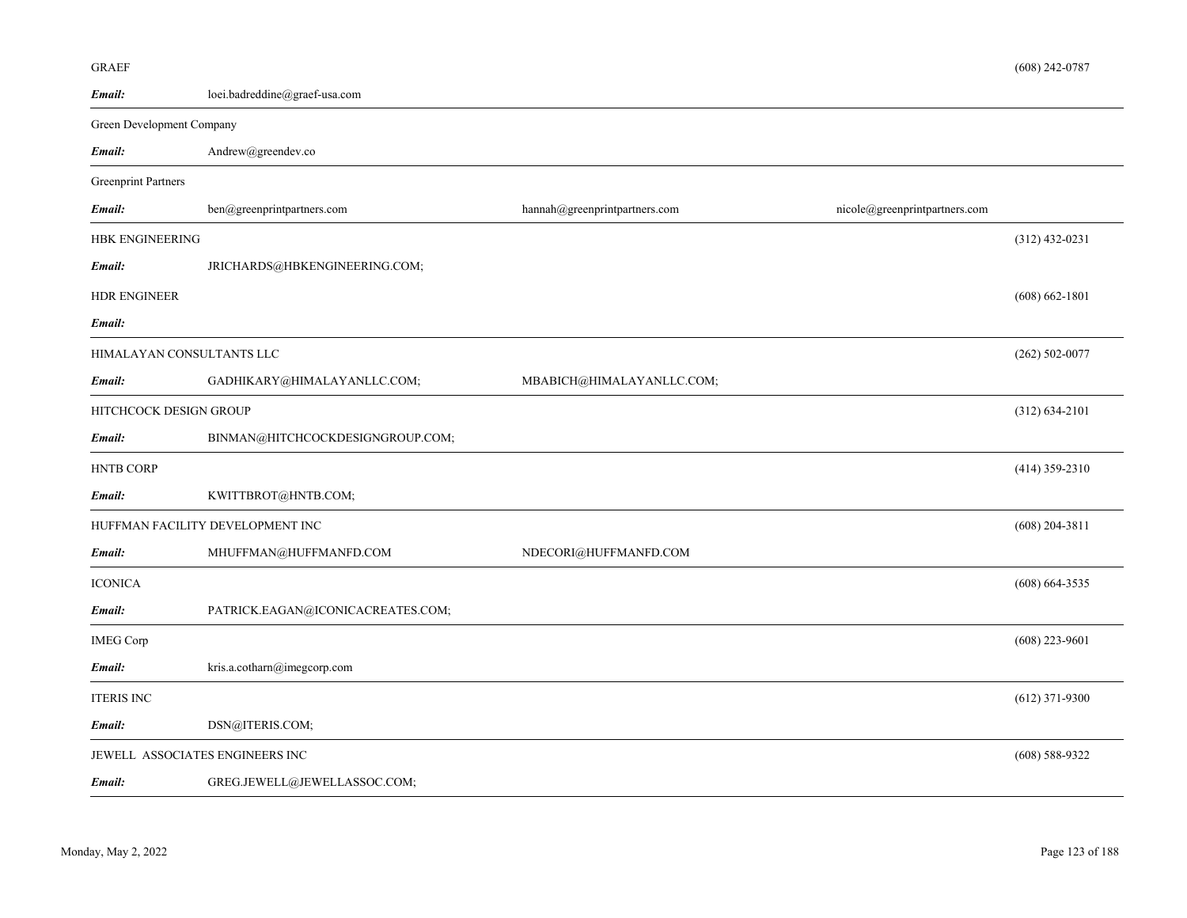GRAEF (608) 242-0787

*Email:* loei.badreddine@graef-usa.com

---

Green Development Company

*Email:* Andrew@greendev.co

---

Greenprint Partners

*Email:* ben@greenprintpartners.com hannah@greenprintpartners.com nicole@greenprintpartners.com

---

HBK ENGINEERING (312) 432-0231

*Email:* JRICHARDS@HBKENGINEERING.COM;

HDR ENGINEER (608) 662-1801

*Email:*

---

HIMALAYAN CONSULTANTS LLC (262) 502-0077

*Email:* GADHIKARY@HIMALAYANLLC.COM; MBABICH@HIMALAYANLLC.COM;

---

HITCHCOCK DESIGN GROUP (312) 634-2101

*Email:* BINMAN@HITCHCOCKDESIGNGROUP.COM;

---

HNTB CORP (414) 359-2310

*Email:* KWITTBROT@HNTB.COM;

---

HUFFMAN FACILITY DEVELOPMENT INC (608) 204-3811

*Email:* MHUFFMAN@HUFFMANFD.COM NDECORI@HUFFMANFD.COM

---

ICONICA (608) 664-3535

*Email:* PATRICK.EAGAN@ICONICACREATES.COM;

---

IMEG Corp (608) 223-9601

*Email:* kris.a.cotharn@imegcorp.com

---

ITERIS INC (612) 371-9300

*Email:* DSN@ITERIS.COM;

---

JEWELL ASSOCIATES ENGINEERS INC (608) 588-9322

*Email:* GREG.JEWELL@JEWELLASSOC.COM;

---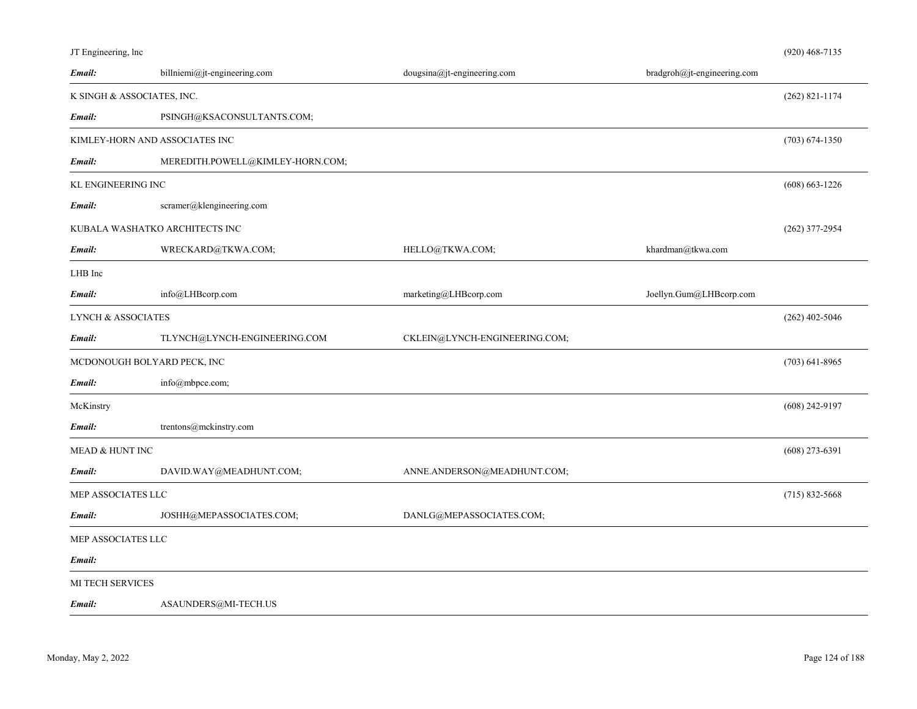JT Engineering, lnc (920) 468-7135

***Email:*** billniemi@jt-engineering.com | dougsina@jt-engineering.com | bradgroh@jt-engineering.com

---

K SINGH & ASSOCIATES, INC. (262) 821-1174

***Email:*** PSINGH@KSACONSULTANTS.COM;

---

KIMLEY-HORN AND ASSOCIATES INC (703) 674-1350

***Email:*** MEREDITH.POWELL@KIMLEY-HORN.COM;

---

KL ENGINEERING INC (608) 663-1226

***Email:*** scramer@klengineering.com

KUBALA WASHATKO ARCHITECTS INC (262) 377-2954

***Email:*** WRECKARD@TKWA.COM; | HELLO@TKWA.COM; | khardman@tkwa.com

---

LHB Inc

***Email:*** info@LHBcorp.com | marketing@LHBcorp.com | Joellyn.Gum@LHBcorp.com

---

LYNCH & ASSOCIATES (262) 402-5046

***Email:*** TLYNCH@LYNCH-ENGINEERING.COM | CKLEIN@LYNCH-ENGINEERING.COM;

---

MCDONOUGH BOLYARD PECK, INC (703) 641-8965

***Email:*** info@mbpce.com;

---

McKinstry (608) 242-9197

***Email:*** trentons@mckinstry.com

---

MEAD & HUNT INC (608) 273-6391

***Email:*** DAVID.WAY@MEADHUNT.COM; | ANNE.ANDERSON@MEADHUNT.COM;

---

MEP ASSOCIATES LLC (715) 832-5668

***Email:*** JOSHH@MEPASSOCIATES.COM; | DANLG@MEPASSOCIATES.COM;

---

MEP ASSOCIATES LLC

***Email:***

---

MI TECH SERVICES

***Email:*** ASAUNDERS@MI-TECH.US

---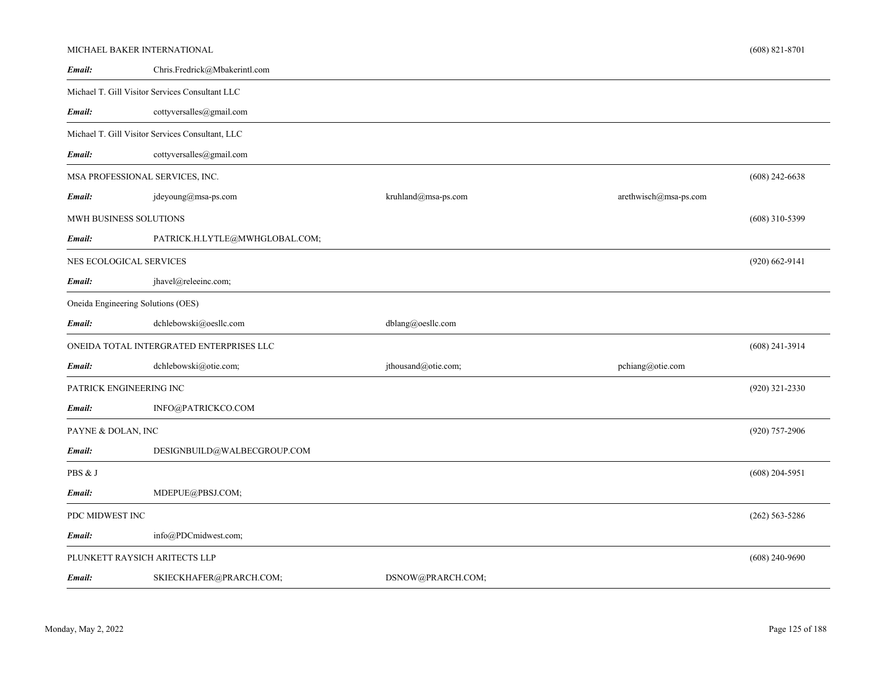MICHAEL BAKER INTERNATIONAL (608) 821-8701

**Email:** Chris.Fredrick@Mbakerintl.com

---

Michael T. Gill Visitor Services Consultant LLC

**Email:** cottyversalles@gmail.com

---

Michael T. Gill Visitor Services Consultant, LLC

**Email:** cottyversalles@gmail.com

---

MSA PROFESSIONAL SERVICES, INC. (608) 242-6638

**Email:** jdeyoung@msa-ps.com kruhland@msa-ps.com arethwisch@msa-ps.com

---

MWH BUSINESS SOLUTIONS (608) 310-5399

**Email:** PATRICK.H.LYTLE@MWHGLOBAL.COM;

---

NES ECOLOGICAL SERVICES (920) 662-9141

**Email:** jhavel@releeinc.com;

---

Oneida Engineering Solutions (OES)

**Email:** dchlebowski@oesllc.com dblang@oesllc.com

---

ONEIDA TOTAL INTERGRATED ENTERPRISES LLC (608) 241-3914

**Email:** dchlebowski@otie.com; jthousand@otie.com; pchiang@otie.com

---

PATRICK ENGINEERING INC (920) 321-2330

**Email:** INFO@PATRICKCO.COM

---

PAYNE & DOLAN, INC (920) 757-2906

**Email:** DESIGNBUILD@WALBECGROUP.COM

---

PBS & J (608) 204-5951

**Email:** MDEPUE@PBSJ.COM;

---

PDC MIDWEST INC (262) 563-5286

**Email:** info@PDCmidwest.com;

---

PLUNKETT RAYSICH ARITECTS LLP (608) 240-9690

**Email:** SKIECKHAFER@PRARCH.COM; DSNOW@PRARCH.COM;

---

Monday, May 2, 2022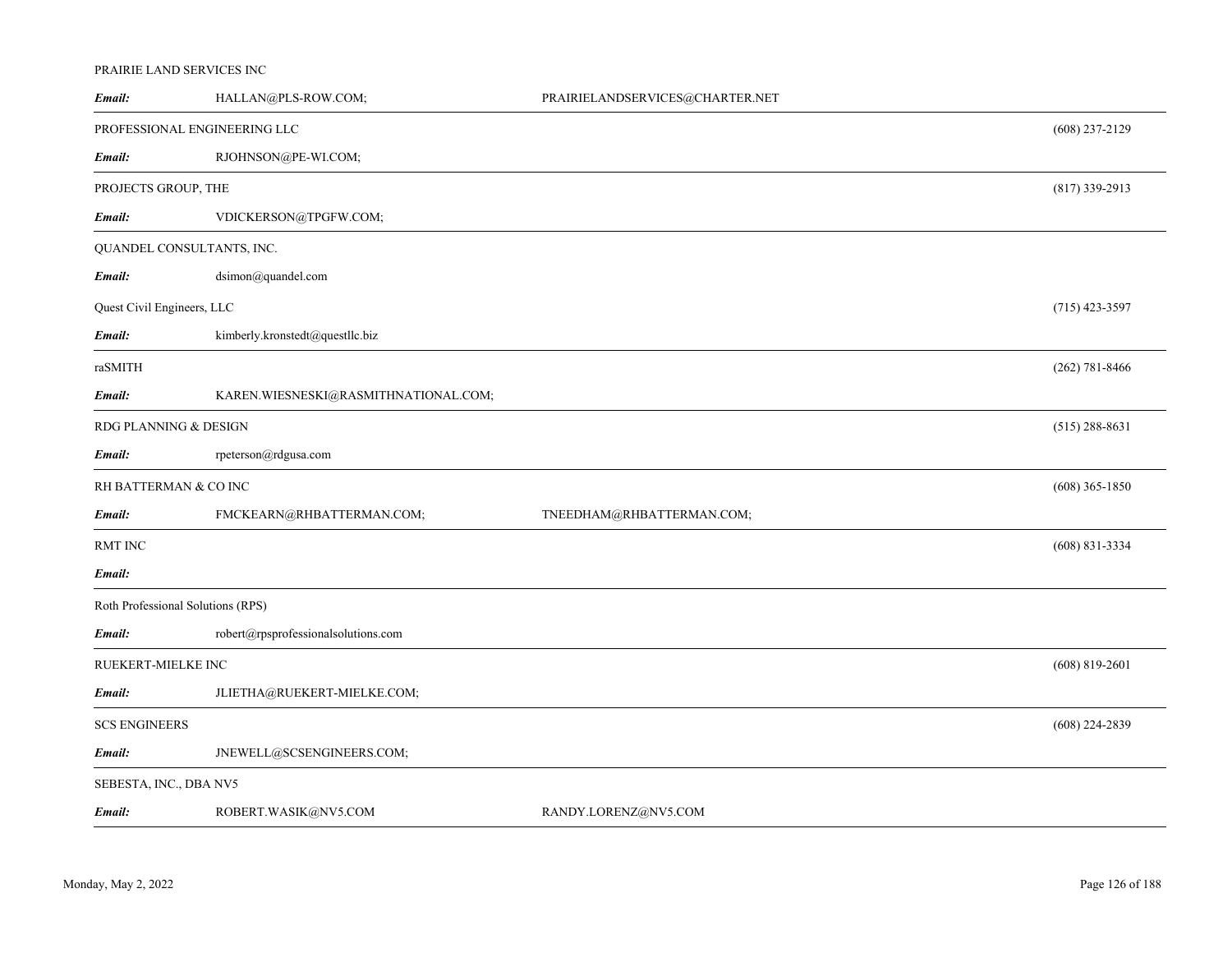PRAIRIE LAND SERVICES INC

| | | | |
|---|---|---|---|
| ***Email:*** | HALLAN@PLS-ROW.COM; | PRAIRIELANDSERVICES@CHARTER.NET | |

PROFESSIONAL ENGINEERING LLC (608) 237-2129

| | | | |
|---|---|---|---|
| ***Email:*** | RJOHNSON@PE-WI.COM; | | |

PROJECTS GROUP, THE (817) 339-2913

| | | | |
|---|---|---|---|
| ***Email:*** | VDICKERSON@TPGFW.COM; | | |

QUANDEL CONSULTANTS, INC.

| | | | |
|---|---|---|---|
| ***Email:*** | dsimon@quandel.com | | |

Quest Civil Engineers, LLC (715) 423-3597

| | | | |
|---|---|---|---|
| ***Email:*** | kimberly.kronstedt@questllc.biz | | |

raSMITH (262) 781-8466

| | | | |
|---|---|---|---|
| ***Email:*** | KAREN.WIESNESKI@RASMITHNATIONAL.COM; | | |

RDG PLANNING & DESIGN (515) 288-8631

| | | | |
|---|---|---|---|
| ***Email:*** | rpeterson@rdgusa.com | | |

RH BATTERMAN & CO INC (608) 365-1850

| | | | |
|---|---|---|---|
| ***Email:*** | FMCKEARN@RHBATTERMAN.COM; | TNEEDHAM@RHBATTERMAN.COM; | |

RMT INC (608) 831-3334

| | | | |
|---|---|---|---|
| ***Email:*** | | | |

Roth Professional Solutions (RPS)

| | | | |
|---|---|---|---|
| ***Email:*** | robert@rpsprofessionalsolutions.com | | |

RUEKERT-MIELKE INC (608) 819-2601

| | | | |
|---|---|---|---|
| ***Email:*** | JLIETHA@RUEKERT-MIELKE.COM; | | |

SCS ENGINEERS (608) 224-2839

| | | | |
|---|---|---|---|
| ***Email:*** | JNEWELL@SCSENGINEERS.COM; | | |

SEBESTA, INC., DBA NV5

| | | | |
|---|---|---|---|
| ***Email:*** | ROBERT.WASIK@NV5.COM | RANDY.LORENZ@NV5.COM | |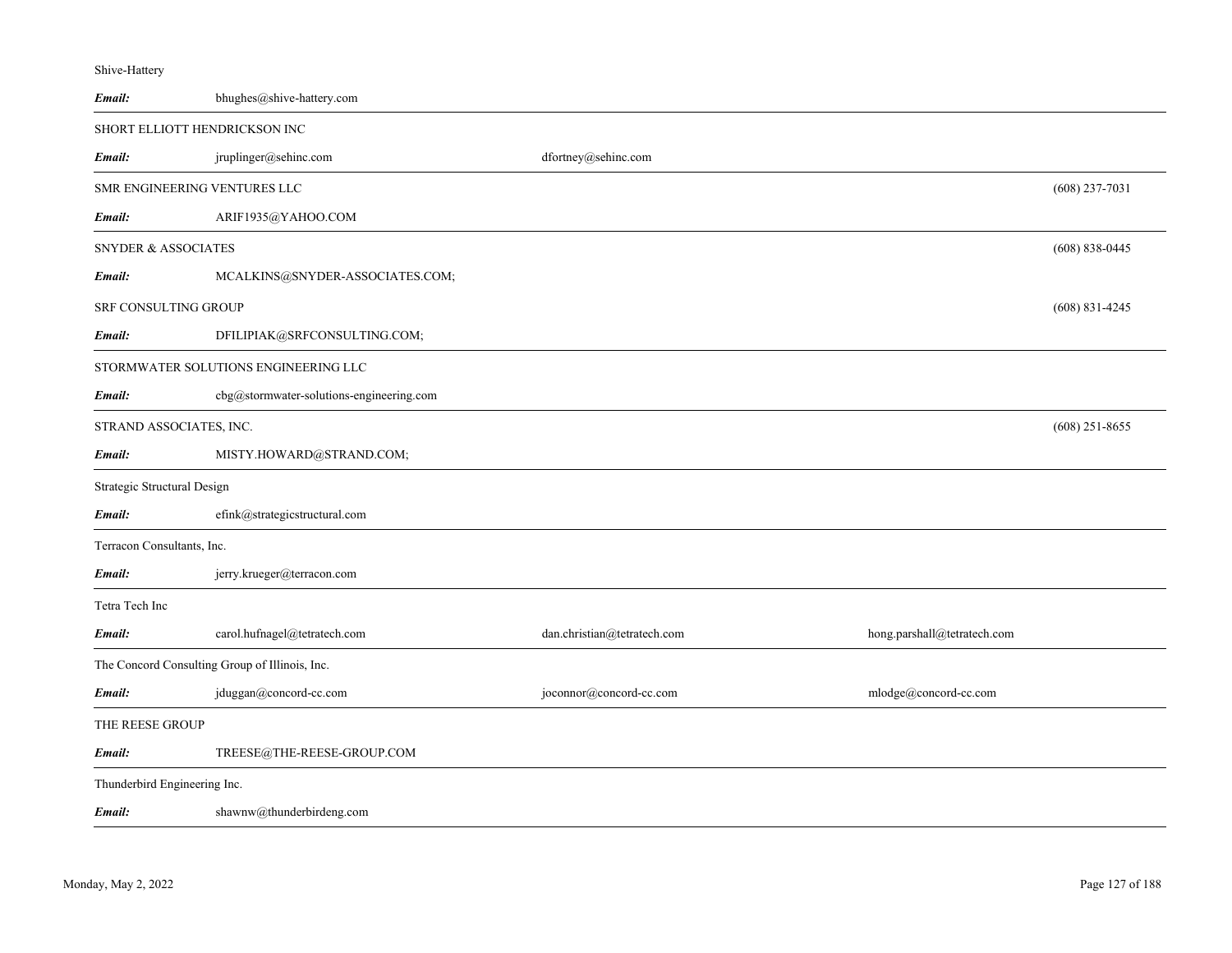Shive-Hattery

| | | | | |
|---|---|---|---|---|
| ***Email:*** | bhughes@shive-hattery.com | | | |

SHORT ELLIOTT HENDRICKSON INC

| | | | | |
|---|---|---|---|---|
| ***Email:*** | jruplinger@sehinc.com | dfortney@sehinc.com | | |

SMR ENGINEERING VENTURES LLC (608) 237-7031

| | | | | |
|---|---|---|---|---|
| ***Email:*** | ARIF1935@YAHOO.COM | | | |

SNYDER & ASSOCIATES (608) 838-0445

| | | | | |
|---|---|---|---|---|
| ***Email:*** | MCALKINS@SNYDER-ASSOCIATES.COM; | | | |

SRF CONSULTING GROUP (608) 831-4245

| | | | | |
|---|---|---|---|---|
| ***Email:*** | DFILIPIAK@SRFCONSULTING.COM; | | | |

STORMWATER SOLUTIONS ENGINEERING LLC

| | | | | |
|---|---|---|---|---|
| ***Email:*** | cbg@stormwater-solutions-engineering.com | | | |

STRAND ASSOCIATES, INC. (608) 251-8655

| | | | | |
|---|---|---|---|---|
| ***Email:*** | MISTY.HOWARD@STRAND.COM; | | | |

Strategic Structural Design

| | | | | |
|---|---|---|---|---|
| ***Email:*** | efink@strategicstructural.com | | | |

Terracon Consultants, Inc.

| | | | | |
|---|---|---|---|---|
| ***Email:*** | jerry.krueger@terracon.com | | | |

Tetra Tech Inc

| | | | | |
|---|---|---|---|---|
| ***Email:*** | carol.hufnagel@tetratech.com | dan.christian@tetratech.com | hong.parshall@tetratech.com | |

The Concord Consulting Group of Illinois, Inc.

| | | | | |
|---|---|---|---|---|
| ***Email:*** | jduggan@concord-cc.com | joconnor@concord-cc.com | mlodge@concord-cc.com | |

THE REESE GROUP

| | | | | |
|---|---|---|---|---|
| ***Email:*** | TREESE@THE-REESE-GROUP.COM | | | |

Thunderbird Engineering Inc.

| | | | | |
|---|---|---|---|---|
| ***Email:*** | shawnw@thunderbirdeng.com | | | |

Monday, May 2, 2022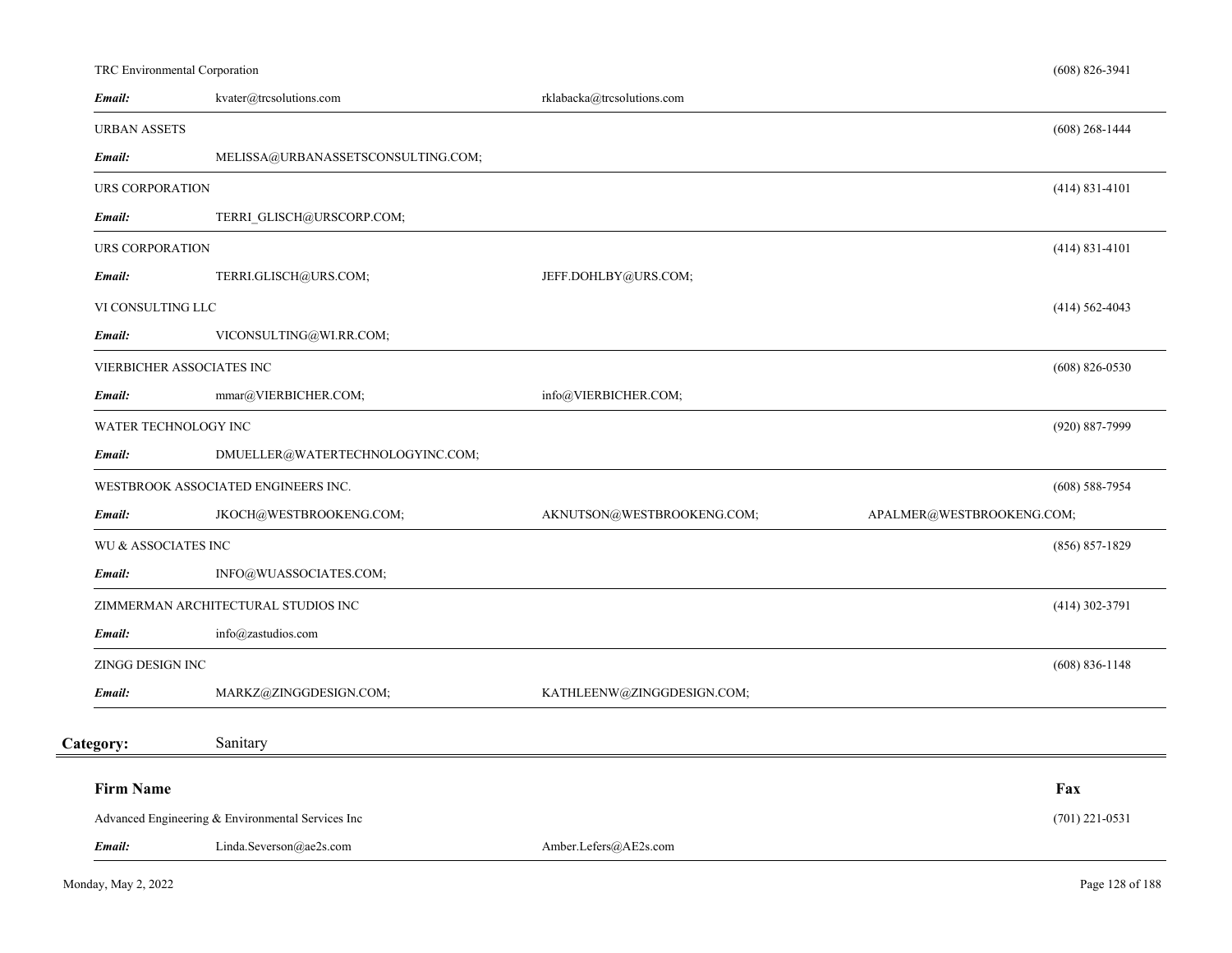TRC Environmental Corporation (608) 826-3941

***Email:*** kvater@trcsolutions.com rklabacka@trcsolutions.com

---

URBAN ASSETS (608) 268-1444

***Email:*** MELISSA@URBANASSETSCONSULTING.COM;

---

URS CORPORATION (414) 831-4101

***Email:*** TERRI_GLISCH@URSCORP.COM;

---

URS CORPORATION (414) 831-4101

***Email:*** TERRI.GLISCH@URS.COM; JEFF.DOHLBY@URS.COM;

VI CONSULTING LLC (414) 562-4043

***Email:*** VICONSULTING@WI.RR.COM;

---

VIERBICHER ASSOCIATES INC (608) 826-0530

***Email:*** mmar@VIERBICHER.COM; info@VIERBICHER.COM;

---

WATER TECHNOLOGY INC (920) 887-7999

***Email:*** DMUELLER@WATERTECHNOLOGYINC.COM;

---

WESTBROOK ASSOCIATED ENGINEERS INC. (608) 588-7954

***Email:*** JKOCH@WESTBROOKENG.COM; AKNUTSON@WESTBROOKENG.COM; APALMER@WESTBROOKENG.COM;

---

WU & ASSOCIATES INC (856) 857-1829

***Email:*** INFO@WUASSOCIATES.COM;

---

ZIMMERMAN ARCHITECTURAL STUDIOS INC (414) 302-3791

***Email:*** info@zastudios.com

---

ZINGG DESIGN INC (608) 836-1148

***Email:*** MARKZ@ZINGGDESIGN.COM; KATHLEENW@ZINGGDESIGN.COM;

---

## Category: Sanitary

**Firm Name** **Fax**

Advanced Engineering & Environmental Services Inc (701) 221-0531

***Email:*** Linda.Severson@ae2s.com Amber.Lefers@AE2s.com

Monday, May 2, 2022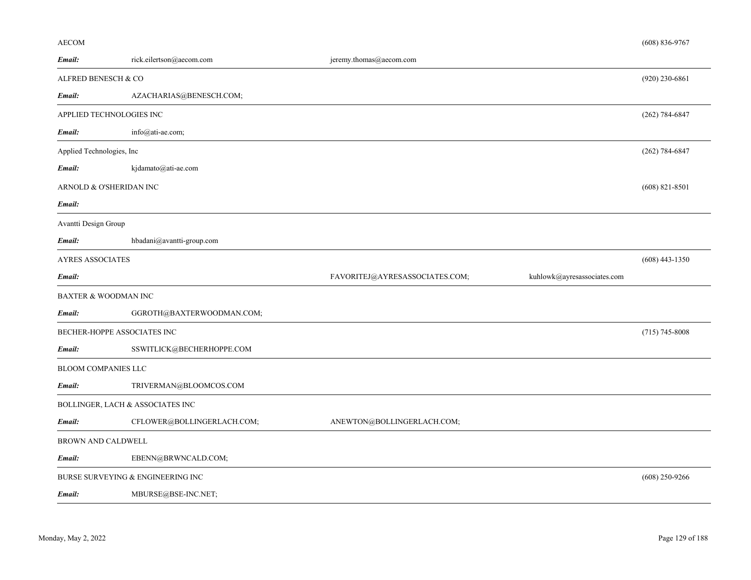| Company | | | | Phone |
|---|---|---|---|---|
| AECOM | | | | (608) 836-9767 |
| ***Email:*** | rick.eilertson@aecom.com | jeremy.thomas@aecom.com | | |
| ALFRED BENESCH & CO | | | | (920) 230-6861 |
| ***Email:*** | AZACHARIAS@BENESCH.COM; | | | |
| APPLIED TECHNOLOGIES INC | | | | (262) 784-6847 |
| ***Email:*** | info@ati-ae.com; | | | |
| Applied Technologies, Inc | | | | (262) 784-6847 |
| ***Email:*** | kjdamato@ati-ae.com | | | |
| ARNOLD & O'SHERIDAN INC | | | | (608) 821-8501 |
| ***Email:*** | | | | |
| Avantti Design Group | | | | |
| ***Email:*** | hbadani@avantti-group.com | | | |
| AYRES ASSOCIATES | | | | (608) 443-1350 |
| ***Email:*** | | FAVORITEJ@AYRESASSOCIATES.COM; | kuhlowk@ayresassociates.com | |
| BAXTER & WOODMAN INC | | | | |
| ***Email:*** | GGROTH@BAXTERWOODMAN.COM; | | | |
| BECHER-HOPPE ASSOCIATES INC | | | | (715) 745-8008 |
| ***Email:*** | SSWITLICK@BECHERHOPPE.COM | | | |
| BLOOM COMPANIES LLC | | | | |
| ***Email:*** | TRIVERMAN@BLOOMCOS.COM | | | |
| BOLLINGER, LACH & ASSOCIATES INC | | | | |
| ***Email:*** | CFLOWER@BOLLINGERLACH.COM; | ANEWTON@BOLLINGERLACH.COM; | | |
| BROWN AND CALDWELL | | | | |
| ***Email:*** | EBENN@BRWNCALD.COM; | | | |
| BURSE SURVEYING & ENGINEERING INC | | | | (608) 250-9266 |
| ***Email:*** | MBURSE@BSE-INC.NET; | | | |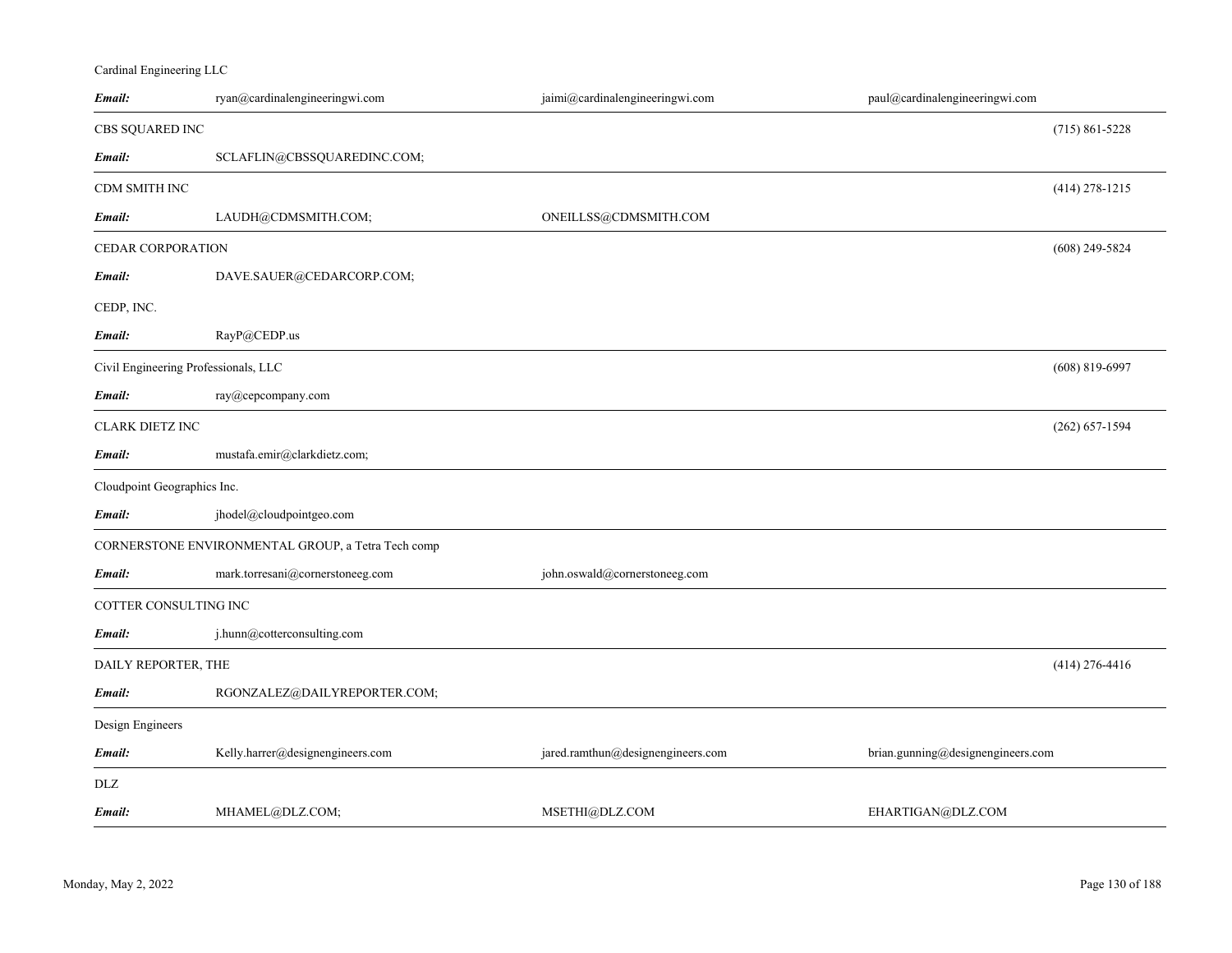Cardinal Engineering LLC

| | | | |
|---|---|---|---|
| ***Email:*** | ryan@cardinalengineeringwi.com | jaimi@cardinalengineeringwi.com | paul@cardinalengineeringwi.com |

CBS SQUARED INC — (715) 861-5228

| | |
|---|---|
| ***Email:*** | SCLAFLIN@CBSSQUAREDINC.COM; |

CDM SMITH INC — (414) 278-1215

| | | |
|---|---|---|
| ***Email:*** | LAUDH@CDMSMITH.COM; | ONEILLSS@CDMSMITH.COM |

CEDAR CORPORATION — (608) 249-5824

| | |
|---|---|
| ***Email:*** | DAVE.SAUER@CEDARCORP.COM; |

CEDP, INC.

| | |
|---|---|
| ***Email:*** | RayP@CEDP.us |

Civil Engineering Professionals, LLC — (608) 819-6997

| | |
|---|---|
| ***Email:*** | ray@cepcompany.com |

CLARK DIETZ INC — (262) 657-1594

| | |
|---|---|
| ***Email:*** | mustafa.emir@clarkdietz.com; |

Cloudpoint Geographics Inc.

| | |
|---|---|
| ***Email:*** | jhodel@cloudpointgeo.com |

CORNERSTONE ENVIRONMENTAL GROUP, a Tetra Tech comp

| | | |
|---|---|---|
| ***Email:*** | mark.torresani@cornerstoneeg.com | john.oswald@cornerstoneeg.com |

COTTER CONSULTING INC

| | |
|---|---|
| ***Email:*** | j.hunn@cotterconsulting.com |

DAILY REPORTER, THE — (414) 276-4416

| | |
|---|---|
| ***Email:*** | RGONZALEZ@DAILYREPORTER.COM; |

Design Engineers

| | | | |
|---|---|---|---|
| ***Email:*** | Kelly.harrer@designengineers.com | jared.ramthun@designengineers.com | brian.gunning@designengineers.com |

DLZ

| | | | |
|---|---|---|---|
| ***Email:*** | MHAMEL@DLZ.COM; | MSETHI@DLZ.COM | EHARTIGAN@DLZ.COM |

Monday, May 2, 2022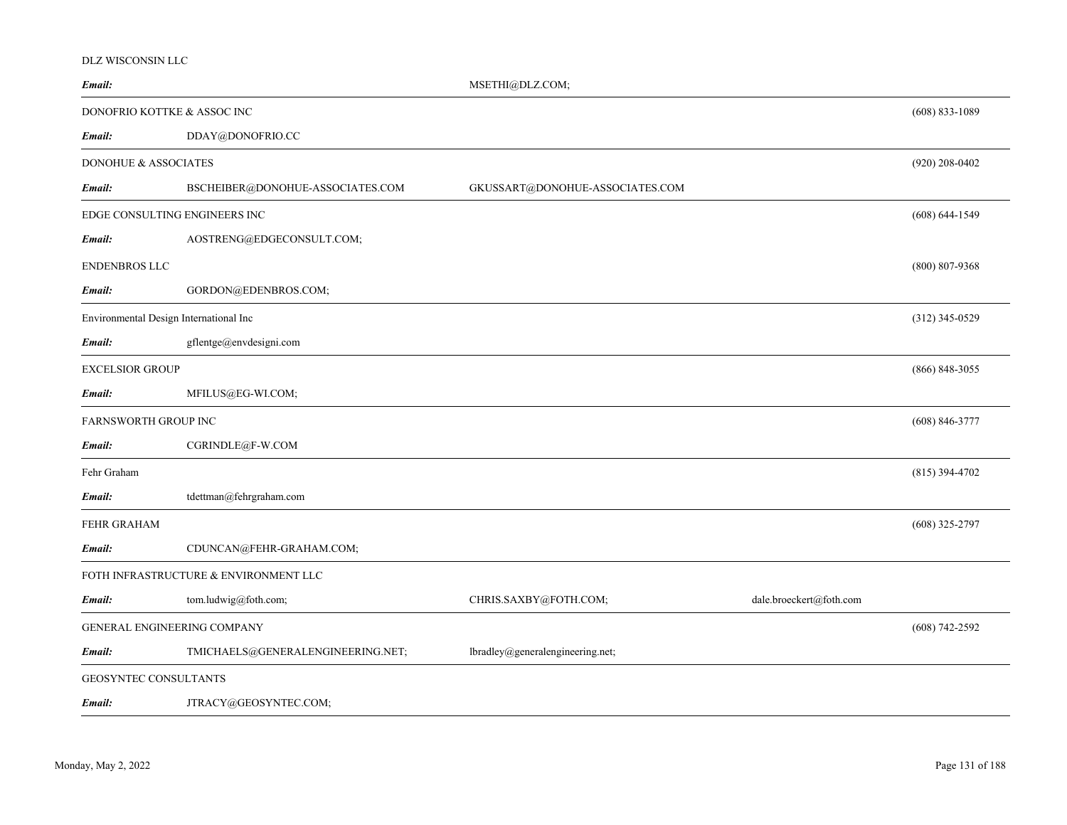DLZ WISCONSIN LLC

| *Email:* | | MSETHI@DLZ.COM; | | |
|---|---|---|---|---|

| DONOFRIO KOTTKE & ASSOC INC | | | | (608) 833-1089 |
|---|---|---|---|---|
| ***Email:*** | DDAY@DONOFRIO.CC | | | |

| DONOHUE & ASSOCIATES | | | | (920) 208-0402 |
|---|---|---|---|---|
| ***Email:*** | BSCHEIBER@DONOHUE-ASSOCIATES.COM | GKUSSART@DONOHUE-ASSOCIATES.COM | | |

| EDGE CONSULTING ENGINEERS INC | | | | (608) 644-1549 |
|---|---|---|---|---|
| ***Email:*** | AOSTRENG@EDGECONSULT.COM; | | | |
| ENDENBROS LLC | | | | (800) 807-9368 |
| ***Email:*** | GORDON@EDENBROS.COM; | | | |

| Environmental Design International Inc | | | | (312) 345-0529 |
|---|---|---|---|---|
| ***Email:*** | gflentge@envdesigni.com | | | |

| EXCELSIOR GROUP | | | | (866) 848-3055 |
|---|---|---|---|---|
| ***Email:*** | MFILUS@EG-WI.COM; | | | |

| FARNSWORTH GROUP INC | | | | (608) 846-3777 |
|---|---|---|---|---|
| ***Email:*** | CGRINDLE@F-W.COM | | | |

| Fehr Graham | | | | (815) 394-4702 |
|---|---|---|---|---|
| ***Email:*** | tdettman@fehrgraham.com | | | |

| FEHR GRAHAM | | | | (608) 325-2797 |
|---|---|---|---|---|
| ***Email:*** | CDUNCAN@FEHR-GRAHAM.COM; | | | |

| FOTH INFRASTRUCTURE & ENVIRONMENT LLC | | | | |
|---|---|---|---|---|
| ***Email:*** | tom.ludwig@foth.com; | CHRIS.SAXBY@FOTH.COM; | dale.broeckert@foth.com | |

| GENERAL ENGINEERING COMPANY | | | | (608) 742-2592 |
|---|---|---|---|---|
| ***Email:*** | TMICHAELS@GENERALENGINEERING.NET; | lbradley@generalengineering.net; | | |

| GEOSYNTEC CONSULTANTS | | | | |
|---|---|---|---|---|
| ***Email:*** | JTRACY@GEOSYNTEC.COM; | | | |

Monday, May 2, 2022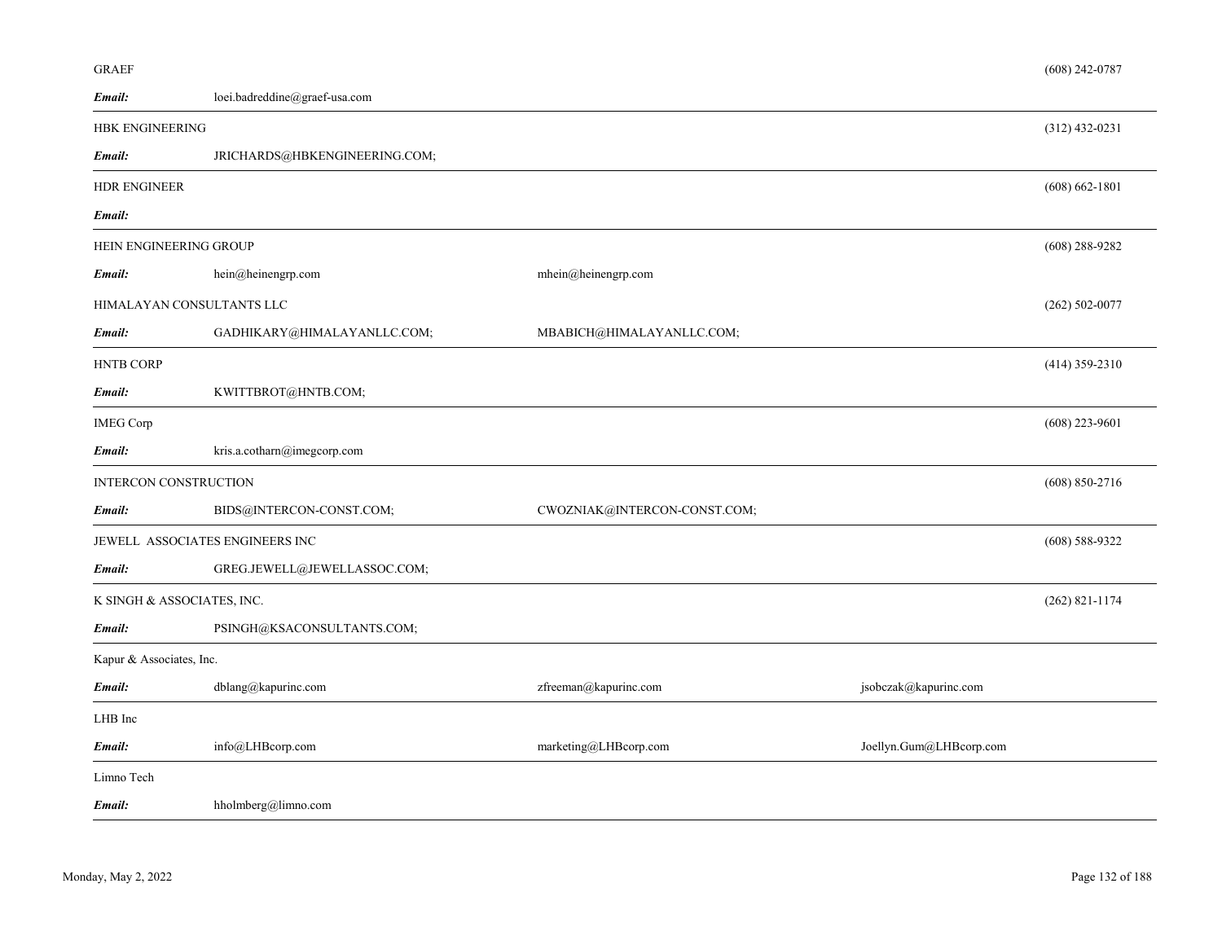| Company | Email | | | Phone |
|---|---|---|---|---|
| GRAEF | | | | (608) 242-0787 |
| ***Email:*** | loei.badreddine@graef-usa.com | | | |
| HBK ENGINEERING | | | | (312) 432-0231 |
| ***Email:*** | JRICHARDS@HBKENGINEERING.COM; | | | |
| HDR ENGINEER | | | | (608) 662-1801 |
| ***Email:*** | | | | |
| HEIN ENGINEERING GROUP | | | | (608) 288-9282 |
| ***Email:*** | hein@heinengrp.com | mhein@heinengrp.com | | |
| HIMALAYAN CONSULTANTS LLC | | | | (262) 502-0077 |
| ***Email:*** | GADHIKARY@HIMALAYANLLC.COM; | MBABICH@HIMALAYANLLC.COM; | | |
| HNTB CORP | | | | (414) 359-2310 |
| ***Email:*** | KWITTBROT@HNTB.COM; | | | |
| IMEG Corp | | | | (608) 223-9601 |
| ***Email:*** | kris.a.cotharn@imegcorp.com | | | |
| INTERCON CONSTRUCTION | | | | (608) 850-2716 |
| ***Email:*** | BIDS@INTERCON-CONST.COM; | CWOZNIAK@INTERCON-CONST.COM; | | |
| JEWELL ASSOCIATES ENGINEERS INC | | | | (608) 588-9322 |
| ***Email:*** | GREG.JEWELL@JEWELLASSOC.COM; | | | |
| K SINGH & ASSOCIATES, INC. | | | | (262) 821-1174 |
| ***Email:*** | PSINGH@KSACONSULTANTS.COM; | | | |
| Kapur & Associates, Inc. | | | | |
| ***Email:*** | dblang@kapurinc.com | zfreeman@kapurinc.com | jsobczak@kapurinc.com | |
| LHB Inc | | | | |
| ***Email:*** | info@LHBcorp.com | marketing@LHBcorp.com | Joellyn.Gum@LHBcorp.com | |
| Limno Tech | | | | |
| ***Email:*** | hholmberg@limno.com | | | |

Monday, May 2, 2022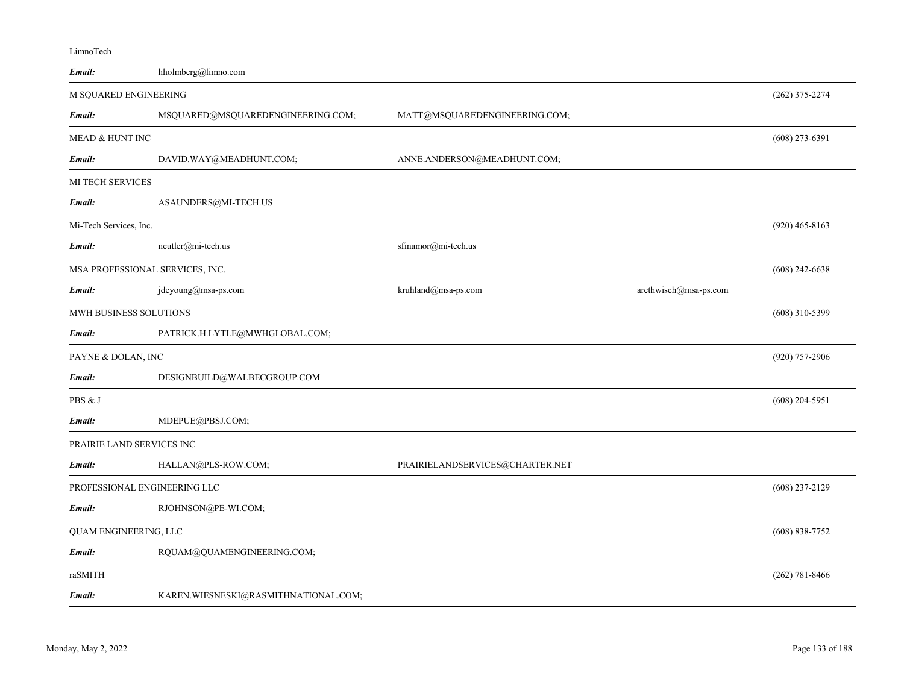LimnoTech

| | | | | |
|---|---|---|---|---|
| ***Email:*** | hholmberg@limno.com | | | |
| M SQUARED ENGINEERING | | | | (262) 375-2274 |
| ***Email:*** | MSQUARED@MSQUAREDENGINEERING.COM; | MATT@MSQUAREDENGINEERING.COM; | | |
| MEAD & HUNT INC | | | | (608) 273-6391 |
| ***Email:*** | DAVID.WAY@MEADHUNT.COM; | ANNE.ANDERSON@MEADHUNT.COM; | | |
| MI TECH SERVICES | | | | |
| ***Email:*** | ASAUNDERS@MI-TECH.US | | | |
| Mi-Tech Services, Inc. | | | | (920) 465-8163 |
| ***Email:*** | ncutler@mi-tech.us | sfinamor@mi-tech.us | | |
| MSA PROFESSIONAL SERVICES, INC. | | | | (608) 242-6638 |
| ***Email:*** | jdeyoung@msa-ps.com | kruhland@msa-ps.com | arethwisch@msa-ps.com | |
| MWH BUSINESS SOLUTIONS | | | | (608) 310-5399 |
| ***Email:*** | PATRICK.H.LYTLE@MWHGLOBAL.COM; | | | |
| PAYNE & DOLAN, INC | | | | (920) 757-2906 |
| ***Email:*** | DESIGNBUILD@WALBECGROUP.COM | | | |
| PBS & J | | | | (608) 204-5951 |
| ***Email:*** | MDEPUE@PBSJ.COM; | | | |
| PRAIRIE LAND SERVICES INC | | | | |
| ***Email:*** | HALLAN@PLS-ROW.COM; | PRAIRIELANDSERVICES@CHARTER.NET | | |
| PROFESSIONAL ENGINEERING LLC | | | | (608) 237-2129 |
| ***Email:*** | RJOHNSON@PE-WI.COM; | | | |
| QUAM ENGINEERING, LLC | | | | (608) 838-7752 |
| ***Email:*** | RQUAM@QUAMENGINEERING.COM; | | | |
| raSMITH | | | | (262) 781-8466 |
| ***Email:*** | KAREN.WIESNESKI@RASMITHNATIONAL.COM; | | | |

Monday, May 2, 2022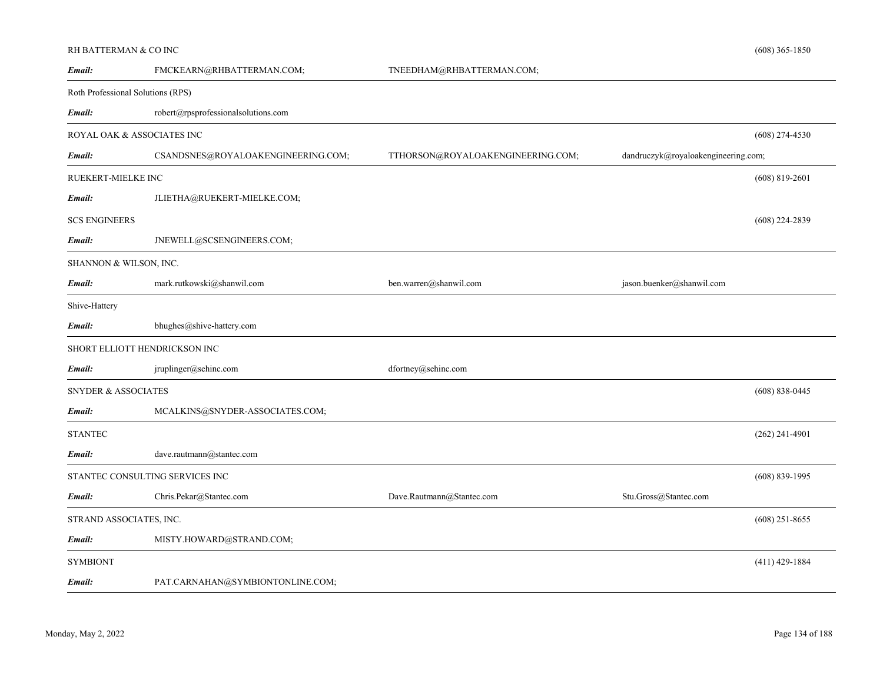RH BATTERMAN & CO INC (608) 365-1850

**Email:** FMCKEARN@RHBATTERMAN.COM; TNEEDHAM@RHBATTERMAN.COM;

---

Roth Professional Solutions (RPS)

**Email:** robert@rpsprofessionalsolutions.com

---

ROYAL OAK & ASSOCIATES INC (608) 274-4530

**Email:** CSANDSNES@ROYALOAKENGINEERING.COM; TTHORSON@ROYALOAKENGINEERING.COM; dandruczyk@royaloakengineering.com;

---

RUEKERT-MIELKE INC (608) 819-2601

**Email:** JLIETHA@RUEKERT-MIELKE.COM;

SCS ENGINEERS (608) 224-2839

**Email:** JNEWELL@SCSENGINEERS.COM;

---

SHANNON & WILSON, INC.

**Email:** mark.rutkowski@shanwil.com ben.warren@shanwil.com jason.buenker@shanwil.com

---

Shive-Hattery

**Email:** bhughes@shive-hattery.com

---

SHORT ELLIOTT HENDRICKSON INC

**Email:** jruplinger@sehinc.com dfortney@sehinc.com

---

SNYDER & ASSOCIATES (608) 838-0445

**Email:** MCALKINS@SNYDER-ASSOCIATES.COM;

---

STANTEC (262) 241-4901

**Email:** dave.rautmann@stantec.com

---

STANTEC CONSULTING SERVICES INC (608) 839-1995

**Email:** Chris.Pekar@Stantec.com Dave.Rautmann@Stantec.com Stu.Gross@Stantec.com

---

STRAND ASSOCIATES, INC. (608) 251-8655

**Email:** MISTY.HOWARD@STRAND.COM;

---

SYMBIONT (411) 429-1884

**Email:** PAT.CARNAHAN@SYMBIONTONLINE.COM;

---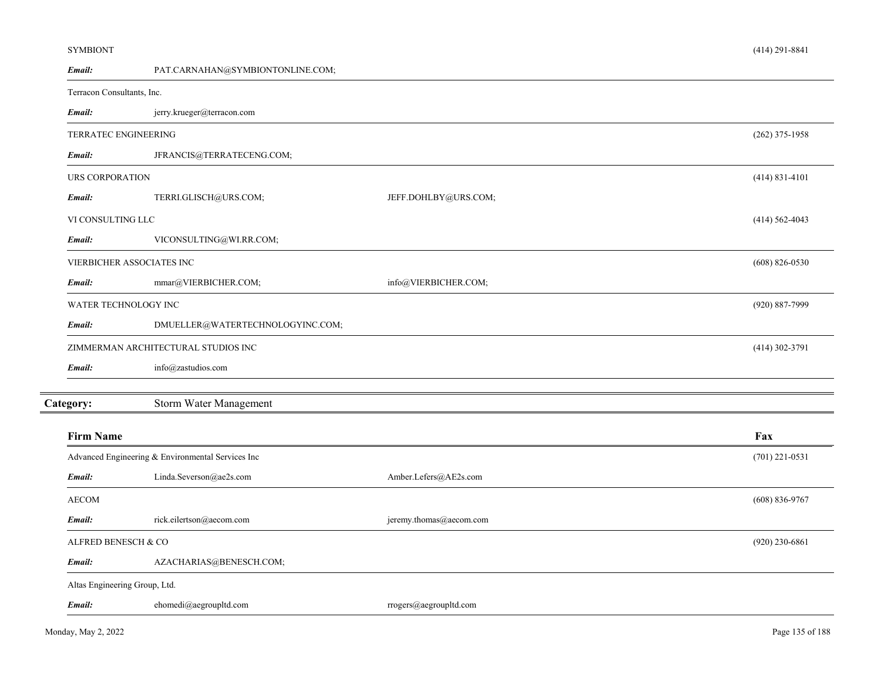| Firm Name | | | Fax |
|---|---|---|---|
| SYMBIONT | | | (414) 291-8841 |
| ***Email:*** | PAT.CARNAHAN@SYMBIONTONLINE.COM; | | |
| Terracon Consultants, Inc. | | | |
| ***Email:*** | jerry.krueger@terracon.com | | |
| TERRATEC ENGINEERING | | | (262) 375-1958 |
| ***Email:*** | JFRANCIS@TERRATECENG.COM; | | |
| URS CORPORATION | | | (414) 831-4101 |
| ***Email:*** | TERRI.GLISCH@URS.COM; | JEFF.DOHLBY@URS.COM; | |
| VI CONSULTING LLC | | | (414) 562-4043 |
| ***Email:*** | VICONSULTING@WI.RR.COM; | | |
| VIERBICHER ASSOCIATES INC | | | (608) 826-0530 |
| ***Email:*** | mmar@VIERBICHER.COM; | info@VIERBICHER.COM; | |
| WATER TECHNOLOGY INC | | | (920) 887-7999 |
| ***Email:*** | DMUELLER@WATERTECHNOLOGYINC.COM; | | |
| ZIMMERMAN ARCHITECTURAL STUDIOS INC | | | (414) 302-3791 |
| ***Email:*** | info@zastudios.com | | |

## **Category:** Storm Water Management

| Firm Name | | | Fax |
|---|---|---|---|
| Advanced Engineering & Environmental Services Inc | | | (701) 221-0531 |
| ***Email:*** | Linda.Severson@ae2s.com | Amber.Lefers@AE2s.com | |
| AECOM | | | (608) 836-9767 |
| ***Email:*** | rick.eilertson@aecom.com | jeremy.thomas@aecom.com | |
| ALFRED BENESCH & CO | | | (920) 230-6861 |
| ***Email:*** | AZACHARIAS@BENESCH.COM; | | |
| Altas Engineering Group, Ltd. | | | |
| ***Email:*** | ehomedi@aegroupltd.com | rrogers@aegroupltd.com | |

Monday, May 2, 2022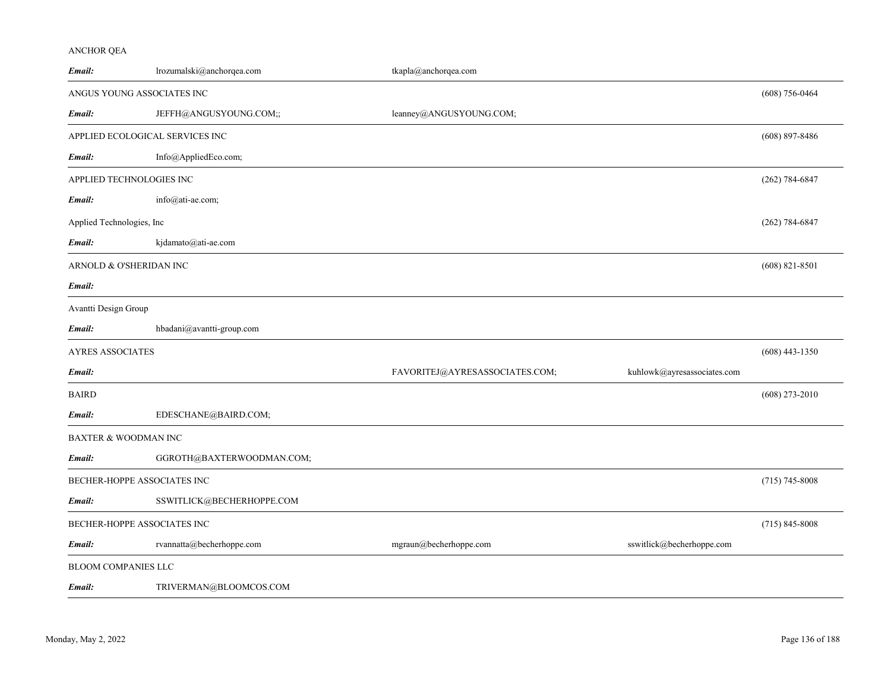| Company | | | | Phone |
|---|---|---|---|---|
| ANCHOR QEA | | | | |
| **Email:** | lrozumalski@anchorqea.com | tkapla@anchorqea.com | | |
| ANGUS YOUNG ASSOCIATES INC | | | | (608) 756-0464 |
| **Email:** | JEFFH@ANGUSYOUNG.COM;; | leanney@ANGUSYOUNG.COM; | | |
| APPLIED ECOLOGICAL SERVICES INC | | | | (608) 897-8486 |
| **Email:** | Info@AppliedEco.com; | | | |
| APPLIED TECHNOLOGIES INC | | | | (262) 784-6847 |
| **Email:** | info@ati-ae.com; | | | |
| Applied Technologies, Inc | | | | (262) 784-6847 |
| **Email:** | kjdamato@ati-ae.com | | | |
| ARNOLD & O'SHERIDAN INC | | | | (608) 821-8501 |
| **Email:** | | | | |
| Avantti Design Group | | | | |
| **Email:** | hbadani@avantti-group.com | | | |
| AYRES ASSOCIATES | | | | (608) 443-1350 |
| **Email:** | | FAVORITEJ@AYRESASSOCIATES.COM; | kuhlowk@ayresassociates.com | |
| BAIRD | | | | (608) 273-2010 |
| **Email:** | EDESCHANE@BAIRD.COM; | | | |
| BAXTER & WOODMAN INC | | | | |
| **Email:** | GGROTH@BAXTERWOODMAN.COM; | | | |
| BECHER-HOPPE ASSOCIATES INC | | | | (715) 745-8008 |
| **Email:** | SSWITLICK@BECHERHOPPE.COM | | | |
| BECHER-HOPPE ASSOCIATES INC | | | | (715) 845-8008 |
| **Email:** | rvannatta@becherhoppe.com | mgraun@becherhoppe.com | sswitlick@becherhoppe.com | |
| BLOOM COMPANIES LLC | | | | |
| **Email:** | TRIVERMAN@BLOOMCOS.COM | | | |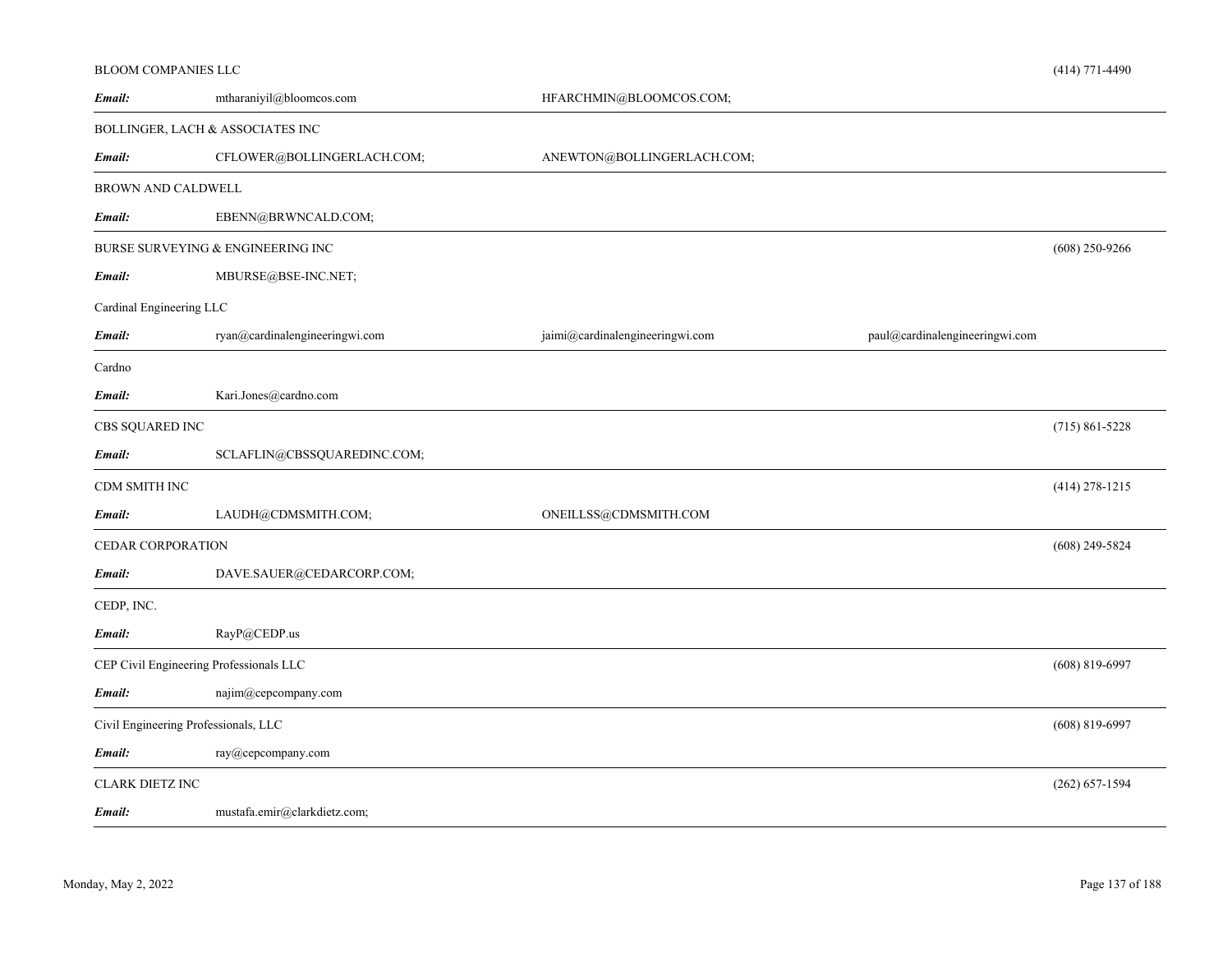BLOOM COMPANIES LLC (414) 771-4490

***Email:*** mtharaniyil@bloomcos.com HFARCHMIN@BLOOMCOS.COM;

---

BOLLINGER, LACH & ASSOCIATES INC

***Email:*** CFLOWER@BOLLINGERLACH.COM; ANEWTON@BOLLINGERLACH.COM;

---

BROWN AND CALDWELL

***Email:*** EBENN@BRWNCALD.COM;

---

BURSE SURVEYING & ENGINEERING INC (608) 250-9266

***Email:*** MBURSE@BSE-INC.NET;

Cardinal Engineering LLC

***Email:*** ryan@cardinalengineeringwi.com jaimi@cardinalengineeringwi.com paul@cardinalengineeringwi.com

---

Cardno

***Email:*** Kari.Jones@cardno.com

---

CBS SQUARED INC (715) 861-5228

***Email:*** SCLAFLIN@CBSSQUAREDINC.COM;

---

CDM SMITH INC (414) 278-1215

***Email:*** LAUDH@CDMSMITH.COM; ONEILLSS@CDMSMITH.COM

---

CEDAR CORPORATION (608) 249-5824

***Email:*** DAVE.SAUER@CEDARCORP.COM;

---

CEDP, INC.

***Email:*** RayP@CEDP.us

---

CEP Civil Engineering Professionals LLC (608) 819-6997

***Email:*** najim@cepcompany.com

---

Civil Engineering Professionals, LLC (608) 819-6997

***Email:*** ray@cepcompany.com

---

CLARK DIETZ INC (262) 657-1594

***Email:*** mustafa.emir@clarkdietz.com;

---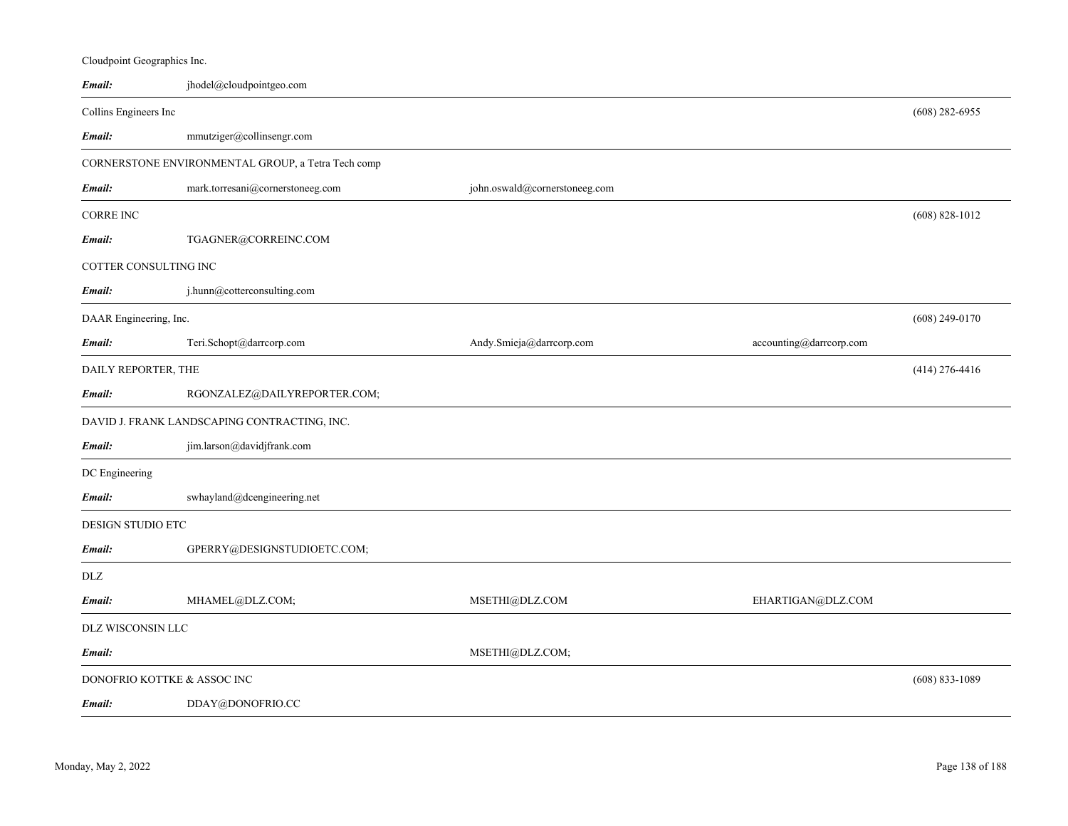Cloudpoint Geographics Inc.

| | | | | |
|---|---|---|---|---|
| ***Email:*** | jhodel@cloudpointgeo.com | | | |

Collins Engineers Inc — (608) 282-6955

| | | | | |
|---|---|---|---|---|
| ***Email:*** | mmutziger@collinsengr.com | | | |

CORNERSTONE ENVIRONMENTAL GROUP, a Tetra Tech comp

| | | | | |
|---|---|---|---|---|
| ***Email:*** | mark.torresani@cornerstoneeg.com | john.oswald@cornerstoneeg.com | | |

CORRE INC — (608) 828-1012

| | | | | |
|---|---|---|---|---|
| ***Email:*** | TGAGNER@CORREINC.COM | | | |

COTTER CONSULTING INC

| | | | | |
|---|---|---|---|---|
| ***Email:*** | j.hunn@cotterconsulting.com | | | |

DAAR Engineering, Inc. — (608) 249-0170

| | | | | |
|---|---|---|---|---|
| ***Email:*** | Teri.Schopt@darrcorp.com | Andy.Smieja@darrcorp.com | accounting@darrcorp.com | |

DAILY REPORTER, THE — (414) 276-4416

| | | | | |
|---|---|---|---|---|
| ***Email:*** | RGONZALEZ@DAILYREPORTER.COM; | | | |

DAVID J. FRANK LANDSCAPING CONTRACTING, INC.

| | | | | |
|---|---|---|---|---|
| ***Email:*** | jim.larson@davidjfrank.com | | | |

DC Engineering

| | | | | |
|---|---|---|---|---|
| ***Email:*** | swhayland@dcengineering.net | | | |

DESIGN STUDIO ETC

| | | | | |
|---|---|---|---|---|
| ***Email:*** | GPERRY@DESIGNSTUDIOETC.COM; | | | |

DLZ

| | | | | |
|---|---|---|---|---|
| ***Email:*** | MHAMEL@DLZ.COM; | MSETHI@DLZ.COM | EHARTIGAN@DLZ.COM | |

DLZ WISCONSIN LLC

| | | | | |
|---|---|---|---|---|
| ***Email:*** | | MSETHI@DLZ.COM; | | |

DONOFRIO KOTTKE & ASSOC INC — (608) 833-1089

| | | | | |
|---|---|---|---|---|
| ***Email:*** | DDAY@DONOFRIO.CC | | | |

Monday, May 2, 2022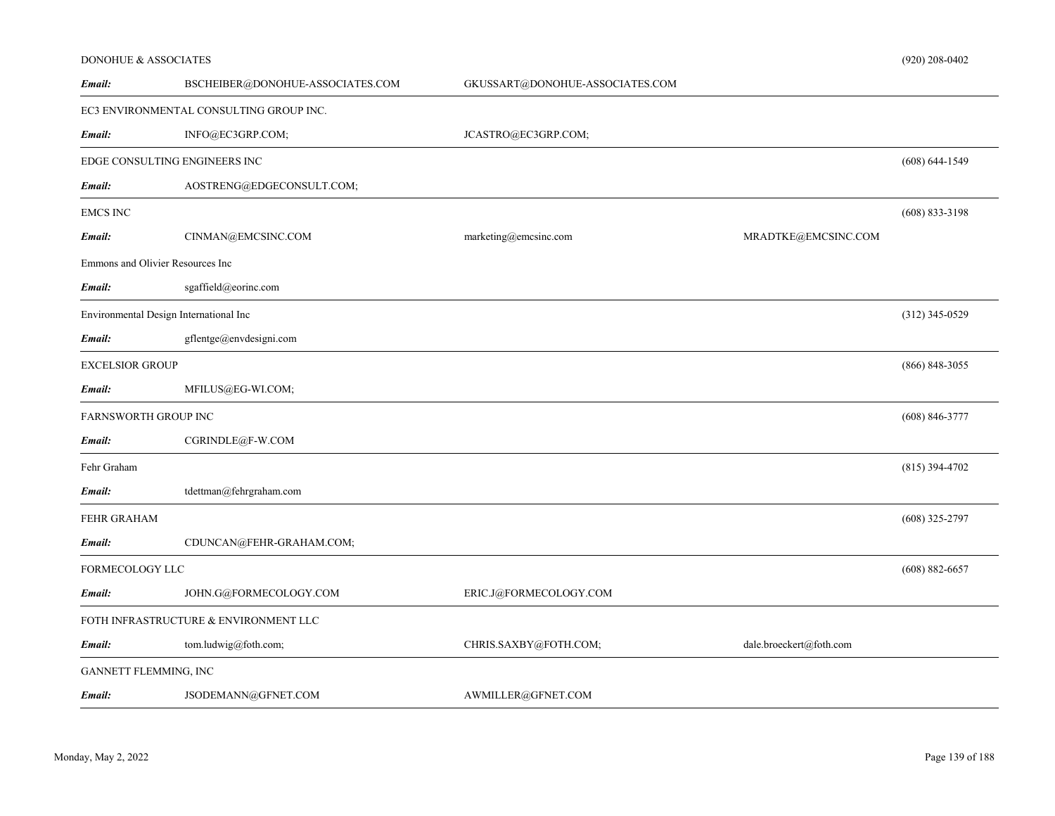| Company | Email 1 | Email 2 | Email 3 | Phone |
|---|---|---|---|---|
| DONOHUE & ASSOCIATES | | | | (920) 208-0402 |
| ***Email:*** | BSCHEIBER@DONOHUE-ASSOCIATES.COM | GKUSSART@DONOHUE-ASSOCIATES.COM | | |
| EC3 ENVIRONMENTAL CONSULTING GROUP INC. | | | | |
| ***Email:*** | INFO@EC3GRP.COM; | JCASTRO@EC3GRP.COM; | | |
| EDGE CONSULTING ENGINEERS INC | | | | (608) 644-1549 |
| ***Email:*** | AOSTRENG@EDGECONSULT.COM; | | | |
| EMCS INC | | | | (608) 833-3198 |
| ***Email:*** | CINMAN@EMCSINC.COM | marketing@emcsinc.com | MRADTKE@EMCSINC.COM | |
| Emmons and Olivier Resources Inc | | | | |
| ***Email:*** | sgaffield@eorinc.com | | | |
| Environmental Design International Inc | | | | (312) 345-0529 |
| ***Email:*** | gflentge@envdesigni.com | | | |
| EXCELSIOR GROUP | | | | (866) 848-3055 |
| ***Email:*** | MFILUS@EG-WI.COM; | | | |
| FARNSWORTH GROUP INC | | | | (608) 846-3777 |
| ***Email:*** | CGRINDLE@F-W.COM | | | |
| Fehr Graham | | | | (815) 394-4702 |
| ***Email:*** | tdettman@fehrgraham.com | | | |
| FEHR GRAHAM | | | | (608) 325-2797 |
| ***Email:*** | CDUNCAN@FEHR-GRAHAM.COM; | | | |
| FORMECOLOGY LLC | | | | (608) 882-6657 |
| ***Email:*** | JOHN.G@FORMECOLOGY.COM | ERIC.J@FORMECOLOGY.COM | | |
| FOTH INFRASTRUCTURE & ENVIRONMENT LLC | | | | |
| ***Email:*** | tom.ludwig@foth.com; | CHRIS.SAXBY@FOTH.COM; | dale.broeckert@foth.com | |
| GANNETT FLEMMING, INC | | | | |
| ***Email:*** | JSODEMANN@GFNET.COM | AWMILLER@GFNET.COM | | |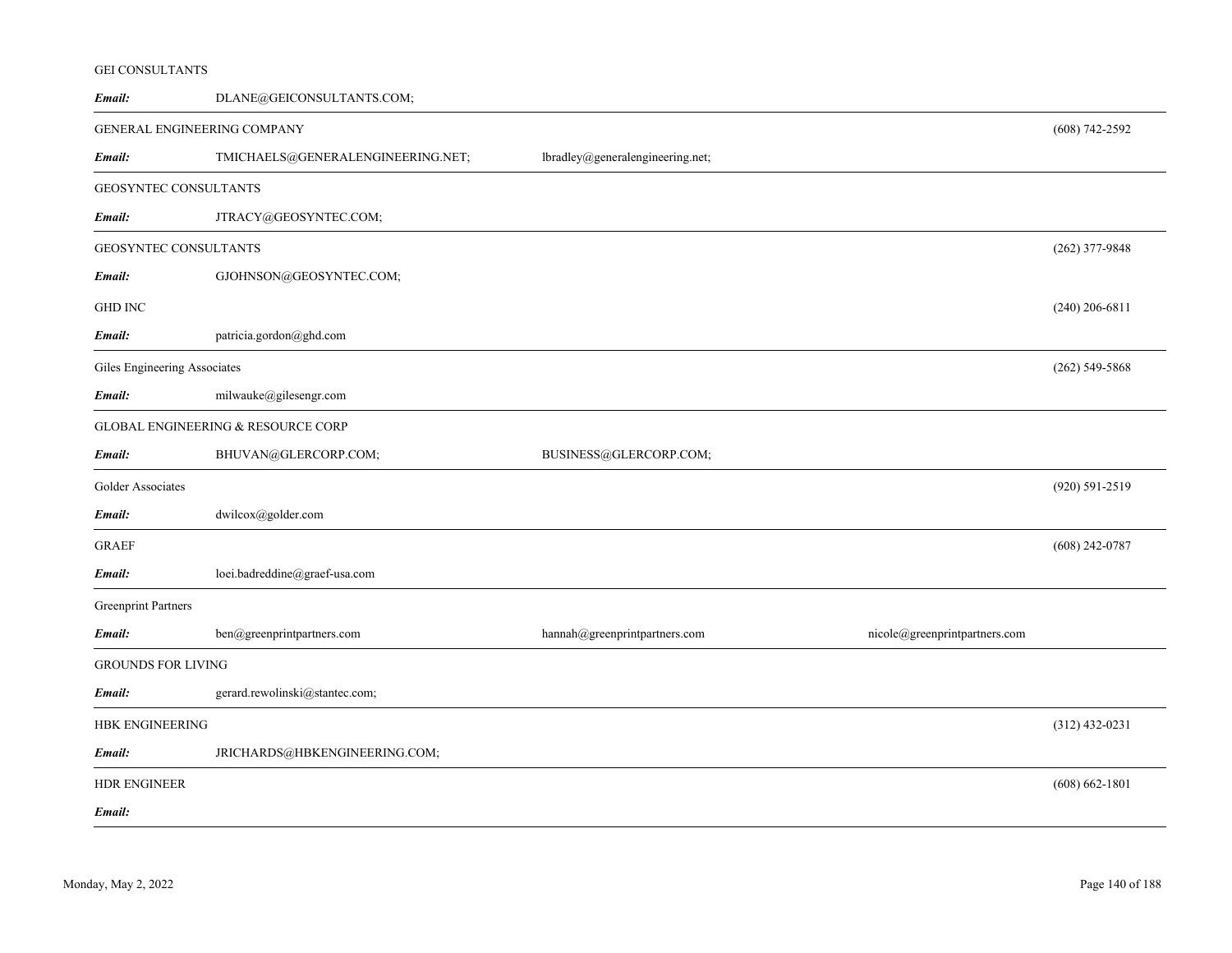| Name | Email | | | Phone |
|---|---|---|---|---|
| GEI CONSULTANTS | DLANE@GEICONSULTANTS.COM; | | | |
| GENERAL ENGINEERING COMPANY | TMICHAELS@GENERALENGINEERING.NET; | lbradley@generalengineering.net; | | (608) 742-2592 |
| GEOSYNTEC CONSULTANTS | JTRACY@GEOSYNTEC.COM; | | | |
| GEOSYNTEC CONSULTANTS | GJOHNSON@GEOSYNTEC.COM; | | | (262) 377-9848 |
| GHD INC | patricia.gordon@ghd.com | | | (240) 206-6811 |
| Giles Engineering Associates | milwauke@gilesengr.com | | | (262) 549-5868 |
| GLOBAL ENGINEERING & RESOURCE CORP | BHUVAN@GLERCORP.COM; | BUSINESS@GLERCORP.COM; | | |
| Golder Associates | dwilcox@golder.com | | | (920) 591-2519 |
| GRAEF | loei.badreddine@graef-usa.com | | | (608) 242-0787 |
| Greenprint Partners | ben@greenprintpartners.com | hannah@greenprintpartners.com | nicole@greenprintpartners.com | |
| GROUNDS FOR LIVING | gerard.rewolinski@stantec.com; | | | |
| HBK ENGINEERING | JRICHARDS@HBKENGINEERING.COM; | | | (312) 432-0231 |
| HDR ENGINEER | | | | (608) 662-1801 |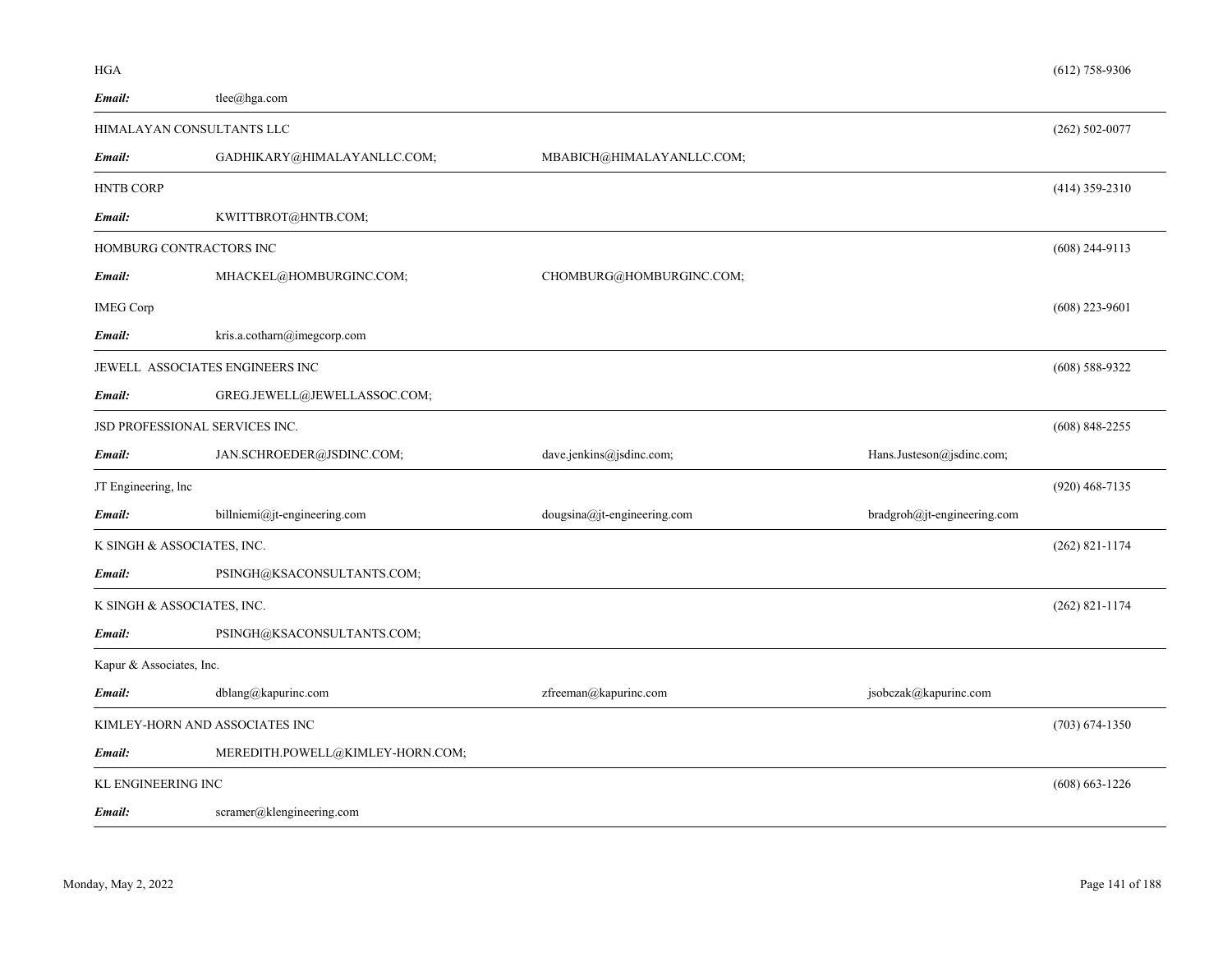HGA (612) 758-9306

***Email:*** tlee@hga.com

---

HIMALAYAN CONSULTANTS LLC (262) 502-0077

***Email:*** GADHIKARY@HIMALAYANLLC.COM; MBABICH@HIMALAYANLLC.COM;

---

HNTB CORP (414) 359-2310

***Email:*** KWITTBROT@HNTB.COM;

---

HOMBURG CONTRACTORS INC (608) 244-9113

***Email:*** MHACKEL@HOMBURGINC.COM; CHOMBURG@HOMBURGINC.COM;

IMEG Corp (608) 223-9601

***Email:*** kris.a.cotharn@imegcorp.com

---

JEWELL ASSOCIATES ENGINEERS INC (608) 588-9322

***Email:*** GREG.JEWELL@JEWELLASSOC.COM;

---

JSD PROFESSIONAL SERVICES INC. (608) 848-2255

***Email:*** JAN.SCHROEDER@JSDINC.COM; dave.jenkins@jsdinc.com; Hans.Justeson@jsdinc.com;

---

JT Engineering, lnc (920) 468-7135

***Email:*** billniemi@jt-engineering.com dougsina@jt-engineering.com bradgroh@jt-engineering.com

---

K SINGH & ASSOCIATES, INC. (262) 821-1174

***Email:*** PSINGH@KSACONSULTANTS.COM;

---

K SINGH & ASSOCIATES, INC. (262) 821-1174

***Email:*** PSINGH@KSACONSULTANTS.COM;

---

Kapur & Associates, Inc.

***Email:*** dblang@kapurinc.com zfreeman@kapurinc.com jsobczak@kapurinc.com

---

KIMLEY-HORN AND ASSOCIATES INC (703) 674-1350

***Email:*** MEREDITH.POWELL@KIMLEY-HORN.COM;

---

KL ENGINEERING INC (608) 663-1226

***Email:*** scramer@klengineering.com

---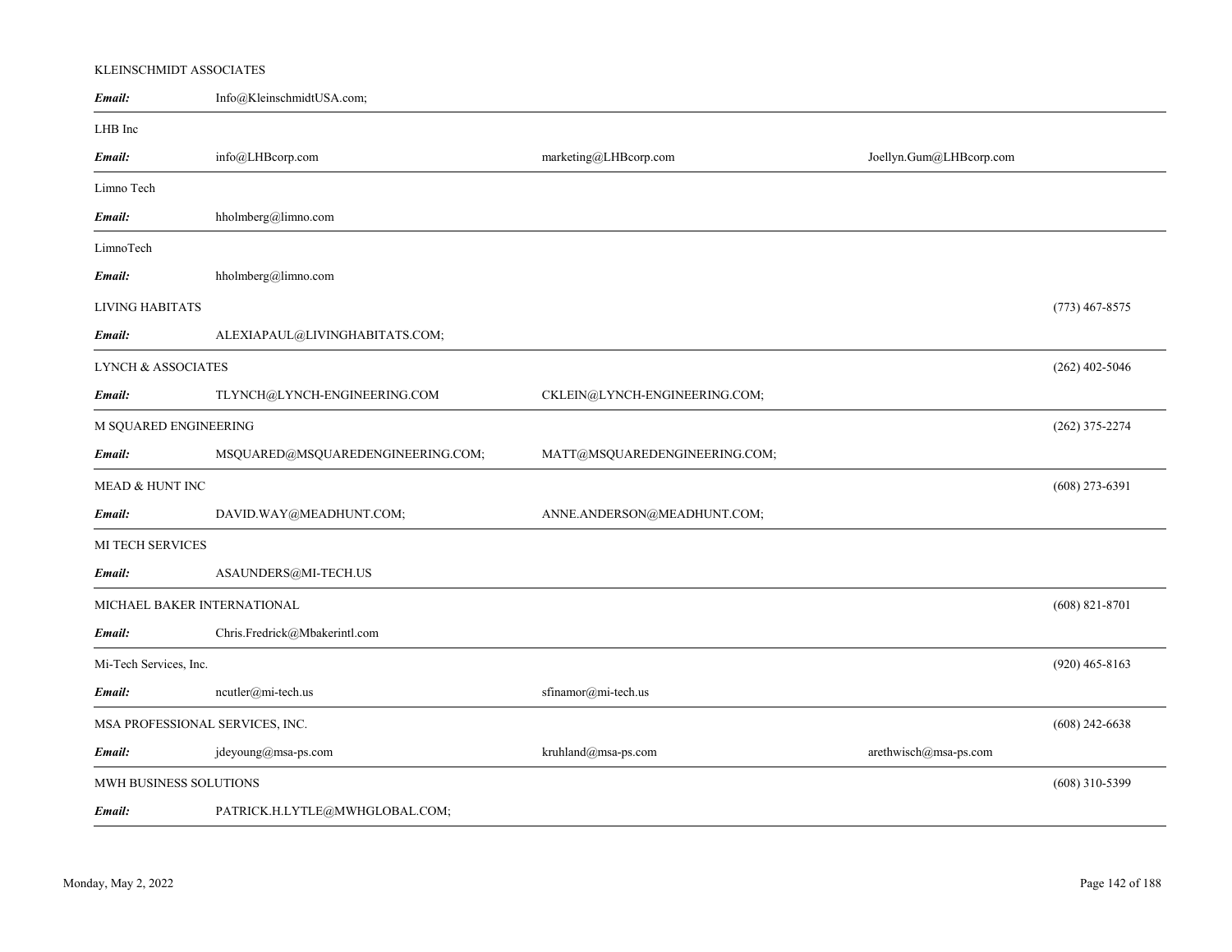KLEINSCHMIDT ASSOCIATES

| | | | | |
|---|---|---|---|---|
| ***Email:*** | Info@KleinschmidtUSA.com; | | | |

LHB Inc

| | | | | |
|---|---|---|---|---|
| ***Email:*** | info@LHBcorp.com | marketing@LHBcorp.com | Joellyn.Gum@LHBcorp.com | |

Limno Tech

| | | | | |
|---|---|---|---|---|
| ***Email:*** | hholmberg@limno.com | | | |

LimnoTech

| | | | | |
|---|---|---|---|---|
| ***Email:*** | hholmberg@limno.com | | | |

LIVING HABITATS (773) 467-8575

| | | | | |
|---|---|---|---|---|
| ***Email:*** | ALEXIAPAUL@LIVINGHABITATS.COM; | | | |

LYNCH & ASSOCIATES (262) 402-5046

| | | | | |
|---|---|---|---|---|
| ***Email:*** | TLYNCH@LYNCH-ENGINEERING.COM | CKLEIN@LYNCH-ENGINEERING.COM; | | |

M SQUARED ENGINEERING (262) 375-2274

| | | | | |
|---|---|---|---|---|
| ***Email:*** | MSQUARED@MSQUAREDENGINEERING.COM; | MATT@MSQUAREDENGINEERING.COM; | | |

MEAD & HUNT INC (608) 273-6391

| | | | | |
|---|---|---|---|---|
| ***Email:*** | DAVID.WAY@MEADHUNT.COM; | ANNE.ANDERSON@MEADHUNT.COM; | | |

MI TECH SERVICES

| | | | | |
|---|---|---|---|---|
| ***Email:*** | ASAUNDERS@MI-TECH.US | | | |

MICHAEL BAKER INTERNATIONAL (608) 821-8701

| | | | | |
|---|---|---|---|---|
| ***Email:*** | Chris.Fredrick@Mbakerintl.com | | | |

Mi-Tech Services, Inc. (920) 465-8163

| | | | | |
|---|---|---|---|---|
| ***Email:*** | ncutler@mi-tech.us | sfinamor@mi-tech.us | | |

MSA PROFESSIONAL SERVICES, INC. (608) 242-6638

| | | | | |
|---|---|---|---|---|
| ***Email:*** | jdeyoung@msa-ps.com | kruhland@msa-ps.com | arethwisch@msa-ps.com | |

MWH BUSINESS SOLUTIONS (608) 310-5399

| | | | | |
|---|---|---|---|---|
| ***Email:*** | PATRICK.H.LYTLE@MWHGLOBAL.COM; | | | |

Monday, May 2, 2022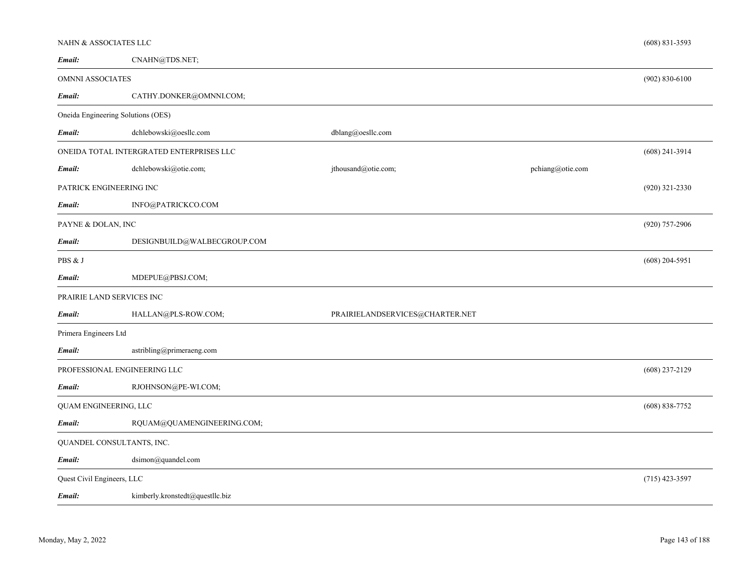NAHN & ASSOCIATES LLC (608) 831-3593

***Email:*** CNAHN@TDS.NET;

---

OMNNI ASSOCIATES (902) 830-6100

***Email:*** CATHY.DONKER@OMNNI.COM;

---

Oneida Engineering Solutions (OES)

***Email:*** dchlebowski@oesllc.com dblang@oesllc.com

---

ONEIDA TOTAL INTERGRATED ENTERPRISES LLC (608) 241-3914

***Email:*** dchlebowski@otie.com; jthousand@otie.com; pchiang@otie.com

PATRICK ENGINEERING INC (920) 321-2330

***Email:*** INFO@PATRICKCO.COM

---

PAYNE & DOLAN, INC (920) 757-2906

***Email:*** DESIGNBUILD@WALBECGROUP.COM

---

PBS & J (608) 204-5951

***Email:*** MDEPUE@PBSJ.COM;

---

PRAIRIE LAND SERVICES INC

***Email:*** HALLAN@PLS-ROW.COM; PRAIRIELANDSERVICES@CHARTER.NET

---

Primera Engineers Ltd

***Email:*** astribling@primeraeng.com

---

PROFESSIONAL ENGINEERING LLC (608) 237-2129

***Email:*** RJOHNSON@PE-WI.COM;

---

QUAM ENGINEERING, LLC (608) 838-7752

***Email:*** RQUAM@QUAMENGINEERING.COM;

---

QUANDEL CONSULTANTS, INC.

***Email:*** dsimon@quandel.com

---

Quest Civil Engineers, LLC (715) 423-3597

***Email:*** kimberly.kronstedt@questllc.biz

---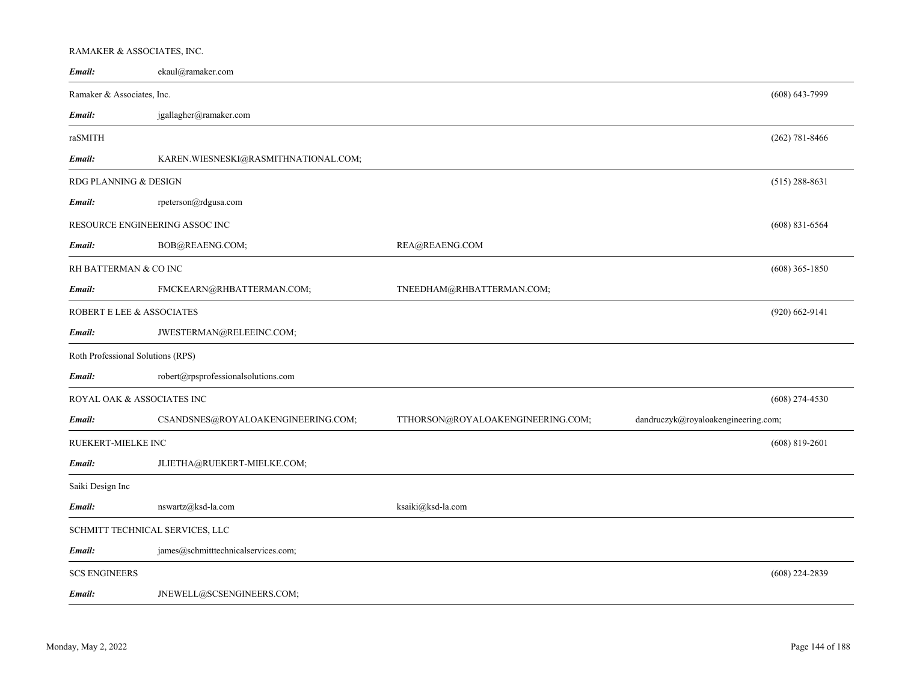RAMAKER & ASSOCIATES, INC.

**Email:** ekaul@ramaker.com

---

Ramaker & Associates, Inc. (608) 643-7999

**Email:** jgallagher@ramaker.com

---

raSMITH (262) 781-8466

**Email:** KAREN.WIESNESKI@RASMITHNATIONAL.COM;

---

RDG PLANNING & DESIGN (515) 288-8631

**Email:** rpeterson@rdgusa.com

RESOURCE ENGINEERING ASSOC INC (608) 831-6564

**Email:** BOB@REAENG.COM; REA@REAENG.COM

---

RH BATTERMAN & CO INC (608) 365-1850

**Email:** FMCKEARN@RHBATTERMAN.COM; TNEEDHAM@RHBATTERMAN.COM;

---

ROBERT E LEE & ASSOCIATES (920) 662-9141

**Email:** JWESTERMAN@RELEEINC.COM;

---

Roth Professional Solutions (RPS)

**Email:** robert@rpsprofessionalsolutions.com

---

ROYAL OAK & ASSOCIATES INC (608) 274-4530

**Email:** CSANDSNES@ROYALOAKENGINEERING.COM; TTHORSON@ROYALOAKENGINEERING.COM; dandruczyk@royaloakengineering.com;

---

RUEKERT-MIELKE INC (608) 819-2601

**Email:** JLIETHA@RUEKERT-MIELKE.COM;

---

Saiki Design Inc

**Email:** nswartz@ksd-la.com ksaiki@ksd-la.com

---

SCHMITT TECHNICAL SERVICES, LLC

**Email:** james@schmitttechnicalservices.com;

---

SCS ENGINEERS (608) 224-2839

**Email:** JNEWELL@SCSENGINEERS.COM;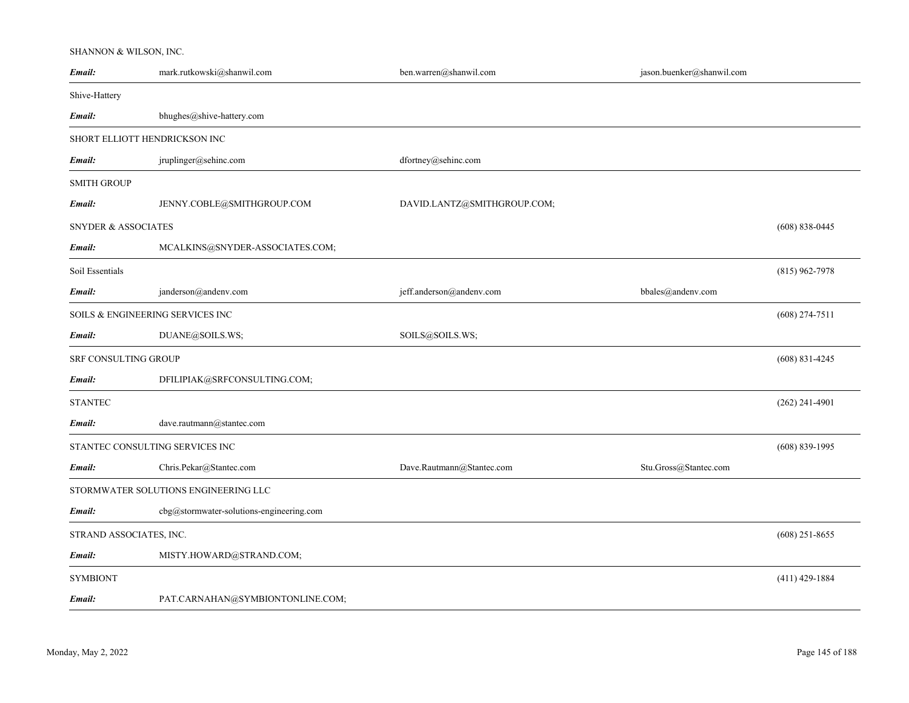SHANNON & WILSON, INC.

| | | | | |
|---|---|---|---|---|
| ***Email:*** | mark.rutkowski@shanwil.com | ben.warren@shanwil.com | jason.buenker@shanwil.com | |

Shive-Hattery

| | | | | |
|---|---|---|---|---|
| ***Email:*** | bhughes@shive-hattery.com | | | |

SHORT ELLIOTT HENDRICKSON INC

| | | | | |
|---|---|---|---|---|
| ***Email:*** | jruplinger@sehinc.com | dfortney@sehinc.com | | |

SMITH GROUP

| | | | | |
|---|---|---|---|---|
| ***Email:*** | JENNY.COBLE@SMITHGROUP.COM | DAVID.LANTZ@SMITHGROUP.COM; | | |

SNYDER & ASSOCIATES — (608) 838-0445

| | | | | |
|---|---|---|---|---|
| ***Email:*** | MCALKINS@SNYDER-ASSOCIATES.COM; | | | |

Soil Essentials — (815) 962-7978

| | | | | |
|---|---|---|---|---|
| ***Email:*** | janderson@andenv.com | jeff.anderson@andenv.com | bbales@andenv.com | |

SOILS & ENGINEERING SERVICES INC — (608) 274-7511

| | | | | |
|---|---|---|---|---|
| ***Email:*** | DUANE@SOILS.WS; | SOILS@SOILS.WS; | | |

SRF CONSULTING GROUP — (608) 831-4245

| | | | | |
|---|---|---|---|---|
| ***Email:*** | DFILIPIAK@SRFCONSULTING.COM; | | | |

STANTEC — (262) 241-4901

| | | | | |
|---|---|---|---|---|
| ***Email:*** | dave.rautmann@stantec.com | | | |

STANTEC CONSULTING SERVICES INC — (608) 839-1995

| | | | | |
|---|---|---|---|---|
| ***Email:*** | Chris.Pekar@Stantec.com | Dave.Rautmann@Stantec.com | Stu.Gross@Stantec.com | |

STORMWATER SOLUTIONS ENGINEERING LLC

| | | | | |
|---|---|---|---|---|
| ***Email:*** | cbg@stormwater-solutions-engineering.com | | | |

STRAND ASSOCIATES, INC. — (608) 251-8655

| | | | | |
|---|---|---|---|---|
| ***Email:*** | MISTY.HOWARD@STRAND.COM; | | | |

SYMBIONT — (411) 429-1884

| | | | | |
|---|---|---|---|---|
| ***Email:*** | PAT.CARNAHAN@SYMBIONTONLINE.COM; | | | |

Monday, May 2, 2022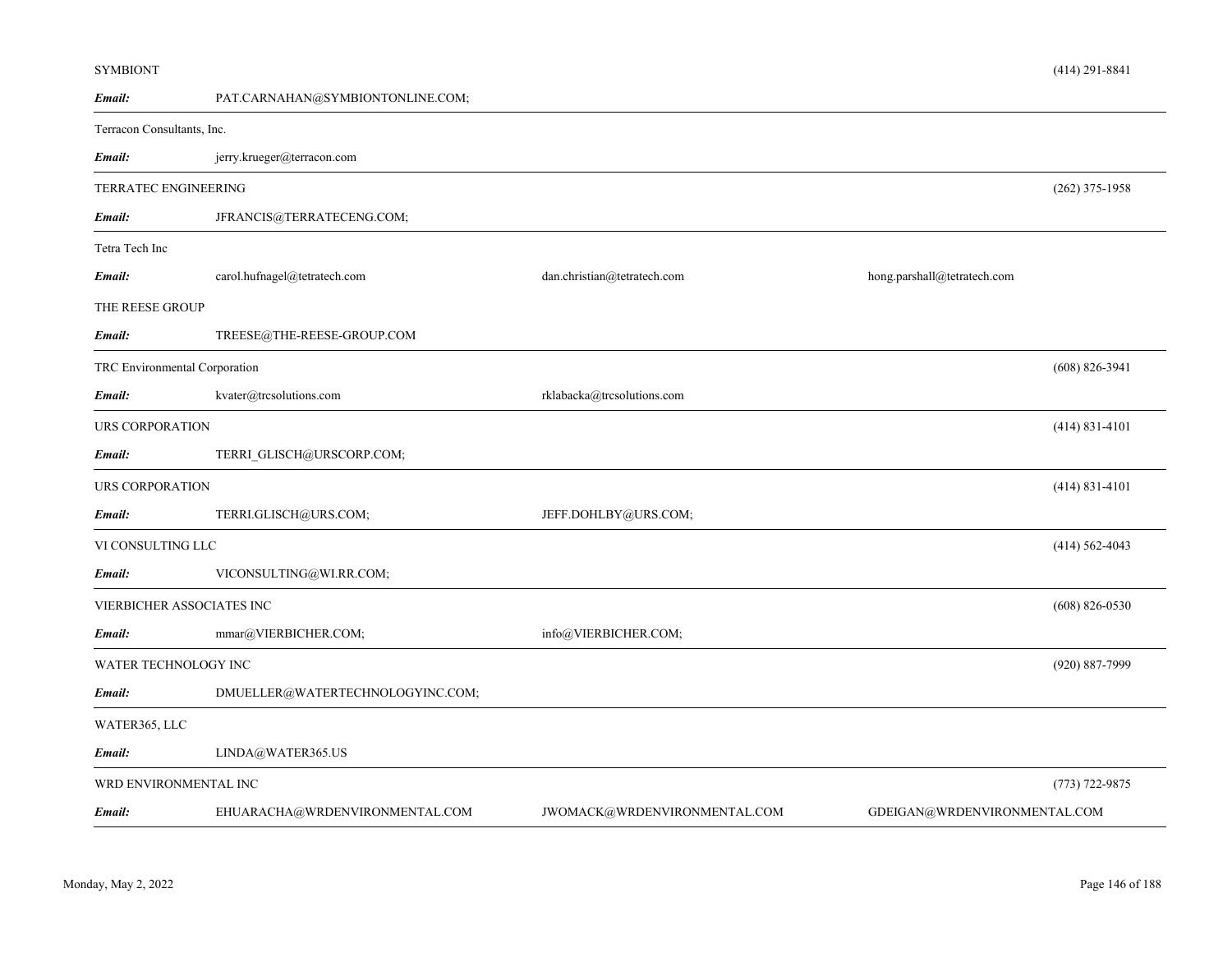SYMBIONT (414) 291-8841

***Email:*** PAT.CARNAHAN@SYMBIONTONLINE.COM;

---

Terracon Consultants, Inc.

***Email:*** jerry.krueger@terracon.com

---

TERRATEC ENGINEERING (262) 375-1958

***Email:*** JFRANCIS@TERRATECENG.COM;

---

Tetra Tech Inc

***Email:*** carol.hufnagel@tetratech.com dan.christian@tetratech.com hong.parshall@tetratech.com

THE REESE GROUP

***Email:*** TREESE@THE-REESE-GROUP.COM

---

TRC Environmental Corporation (608) 826-3941

***Email:*** kvater@trcsolutions.com rklabacka@trcsolutions.com

---

URS CORPORATION (414) 831-4101

***Email:*** TERRI_GLISCH@URSCORP.COM;

---

URS CORPORATION (414) 831-4101

***Email:*** TERRI.GLISCH@URS.COM; JEFF.DOHLBY@URS.COM;

---

VI CONSULTING LLC (414) 562-4043

***Email:*** VICONSULTING@WI.RR.COM;

---

VIERBICHER ASSOCIATES INC (608) 826-0530

***Email:*** mmar@VIERBICHER.COM; info@VIERBICHER.COM;

---

WATER TECHNOLOGY INC (920) 887-7999

***Email:*** DMUELLER@WATERTECHNOLOGYINC.COM;

---

WATER365, LLC

***Email:*** LINDA@WATER365.US

---

WRD ENVIRONMENTAL INC (773) 722-9875

***Email:*** EHUARACHA@WRDENVIRONMENTAL.COM JWOMACK@WRDENVIRONMENTAL.COM GDEIGAN@WRDENVIRONMENTAL.COM

---

Monday, May 2, 2022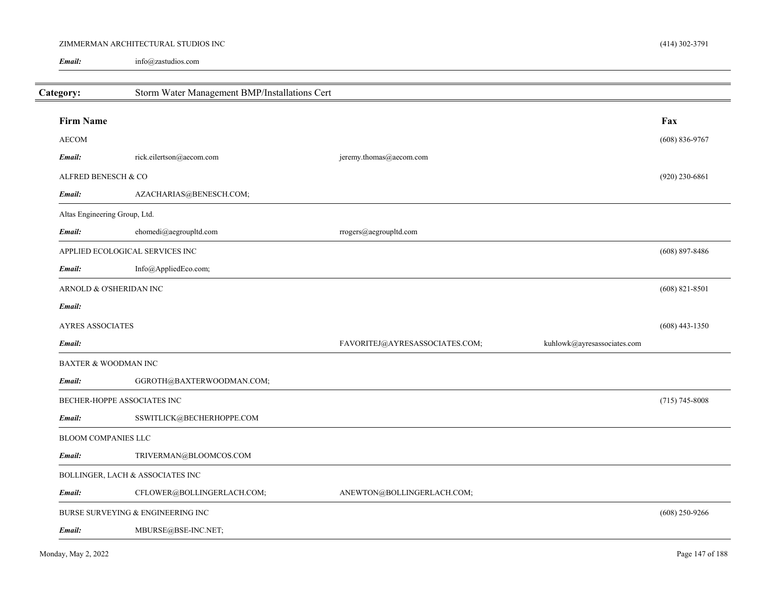ZIMMERMAN ARCHITECTURAL STUDIOS INC (414) 302-3791

*Email:* info@zastudios.com

## Category: Storm Water Management BMP/Installations Cert

| Firm Name | | | | Fax |
|---|---|---|---|---|
| AECOM | | | | (608) 836-9767 |
| *Email:* | rick.eilertson@aecom.com | jeremy.thomas@aecom.com | | |
| ALFRED BENESCH & CO | | | | (920) 230-6861 |
| *Email:* | AZACHARIAS@BENESCH.COM; | | | |
| Altas Engineering Group, Ltd. | | | | |
| *Email:* | ehomedi@aegroupltd.com | rrogers@aegroupltd.com | | |
| APPLIED ECOLOGICAL SERVICES INC | | | | (608) 897-8486 |
| *Email:* | Info@AppliedEco.com; | | | |
| ARNOLD & O'SHERIDAN INC | | | | (608) 821-8501 |
| *Email:* | | | | |
| AYRES ASSOCIATES | | | | (608) 443-1350 |
| *Email:* | | FAVORITEJ@AYRESASSOCIATES.COM; | kuhlowk@ayresassociates.com | |
| BAXTER & WOODMAN INC | | | | |
| *Email:* | GGROTH@BAXTERWOODMAN.COM; | | | |
| BECHER-HOPPE ASSOCIATES INC | | | | (715) 745-8008 |
| *Email:* | SSWITLICK@BECHERHOPPE.COM | | | |
| BLOOM COMPANIES LLC | | | | |
| *Email:* | TRIVERMAN@BLOOMCOS.COM | | | |
| BOLLINGER, LACH & ASSOCIATES INC | | | | |
| *Email:* | CFLOWER@BOLLINGERLACH.COM; | ANEWTON@BOLLINGERLACH.COM; | | |
| BURSE SURVEYING & ENGINEERING INC | | | | (608) 250-9266 |
| *Email:* | MBURSE@BSE-INC.NET; | | | |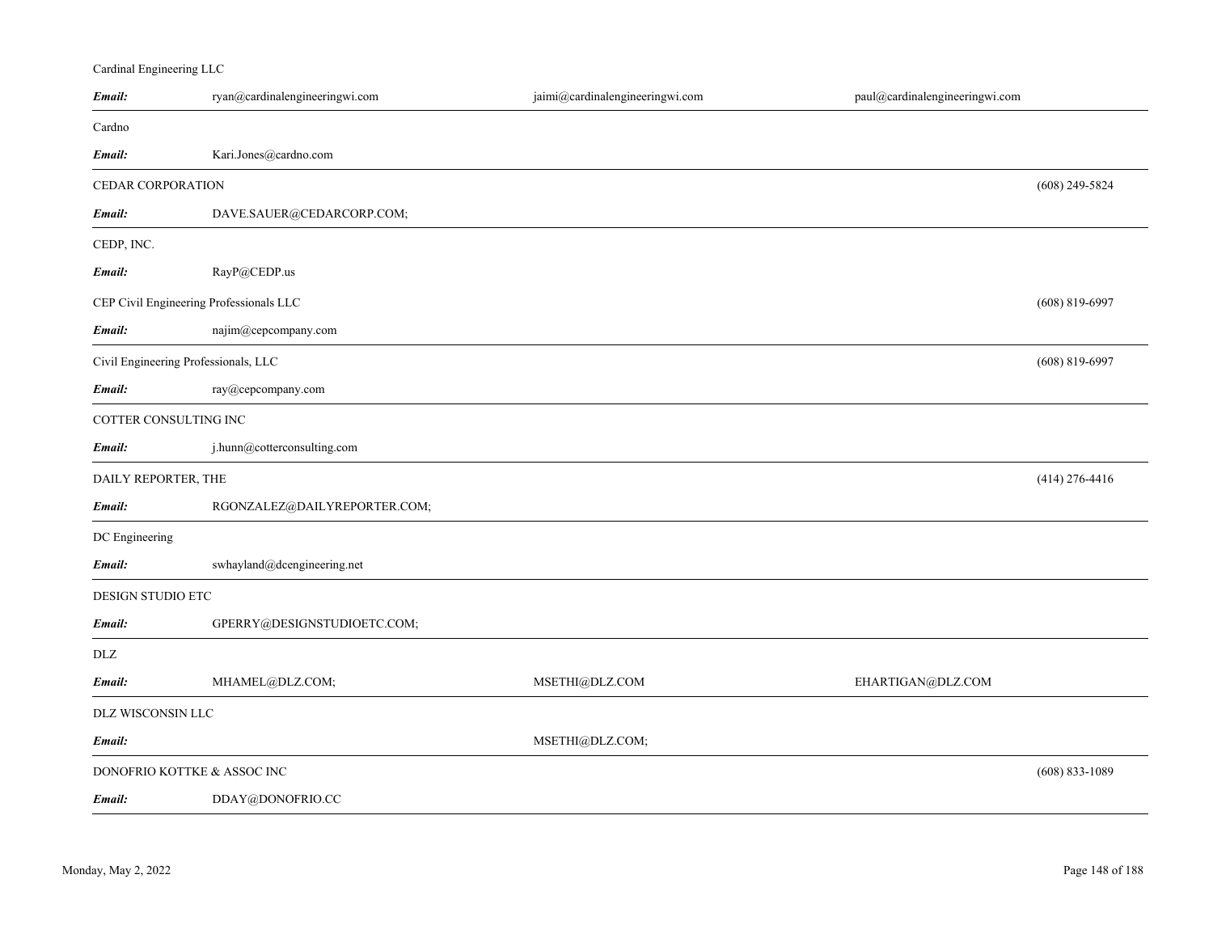Cardinal Engineering LLC

| | | | | |
|---|---|---|---|---|
| ***Email:*** | ryan@cardinalengineeringwi.com | jaimi@cardinalengineeringwi.com | paul@cardinalengineeringwi.com | |

Cardno

| | | | | |
|---|---|---|---|---|
| ***Email:*** | Kari.Jones@cardno.com | | | |

CEDAR CORPORATION (608) 249-5824

| | | | | |
|---|---|---|---|---|
| ***Email:*** | DAVE.SAUER@CEDARCORP.COM; | | | |

CEDP, INC.

| | | | | |
|---|---|---|---|---|
| ***Email:*** | RayP@CEDP.us | | | |

CEP Civil Engineering Professionals LLC (608) 819-6997

| | | | | |
|---|---|---|---|---|
| ***Email:*** | najim@cepcompany.com | | | |

Civil Engineering Professionals, LLC (608) 819-6997

| | | | | |
|---|---|---|---|---|
| ***Email:*** | ray@cepcompany.com | | | |

COTTER CONSULTING INC

| | | | | |
|---|---|---|---|---|
| ***Email:*** | j.hunn@cotterconsulting.com | | | |

DAILY REPORTER, THE (414) 276-4416

| | | | | |
|---|---|---|---|---|
| ***Email:*** | RGONZALEZ@DAILYREPORTER.COM; | | | |

DC Engineering

| | | | | |
|---|---|---|---|---|
| ***Email:*** | swhayland@dcengineering.net | | | |

DESIGN STUDIO ETC

| | | | | |
|---|---|---|---|---|
| ***Email:*** | GPERRY@DESIGNSTUDIOETC.COM; | | | |

DLZ

| | | | | |
|---|---|---|---|---|
| ***Email:*** | MHAMEL@DLZ.COM; | MSETHI@DLZ.COM | EHARTIGAN@DLZ.COM | |

DLZ WISCONSIN LLC

| | | | | |
|---|---|---|---|---|
| ***Email:*** | | MSETHI@DLZ.COM; | | |

DONOFRIO KOTTKE & ASSOC INC (608) 833-1089

| | | | | |
|---|---|---|---|---|
| ***Email:*** | DDAY@DONOFRIO.CC | | | |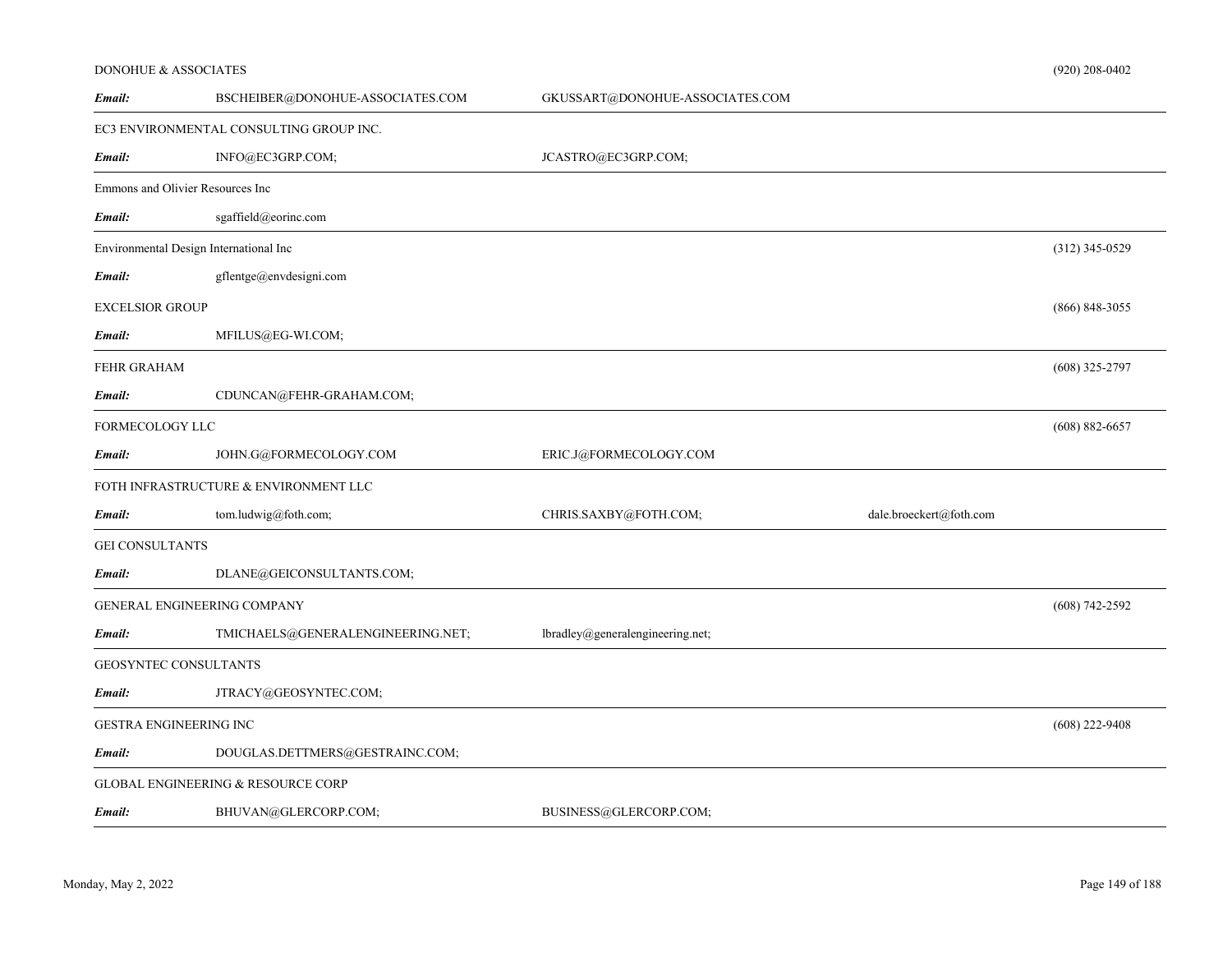DONOHUE & ASSOCIATES (920) 208-0402

| | | | |
|---|---|---|---|
| ***Email:*** | BSCHEIBER@DONOHUE-ASSOCIATES.COM | GKUSSART@DONOHUE-ASSOCIATES.COM | |

EC3 ENVIRONMENTAL CONSULTING GROUP INC.

| | | | |
|---|---|---|---|
| ***Email:*** | INFO@EC3GRP.COM; | JCASTRO@EC3GRP.COM; | |

Emmons and Olivier Resources Inc

| | | | |
|---|---|---|---|
| ***Email:*** | sgaffield@eorinc.com | | |

Environmental Design International Inc (312) 345-0529

| | | | |
|---|---|---|---|
| ***Email:*** | gflentge@envdesigni.com | | |

EXCELSIOR GROUP (866) 848-3055

| | | | |
|---|---|---|---|
| ***Email:*** | MFILUS@EG-WI.COM; | | |

FEHR GRAHAM (608) 325-2797

| | | | |
|---|---|---|---|
| ***Email:*** | CDUNCAN@FEHR-GRAHAM.COM; | | |

FORMECOLOGY LLC (608) 882-6657

| | | | |
|---|---|---|---|
| ***Email:*** | JOHN.G@FORMECOLOGY.COM | ERIC.J@FORMECOLOGY.COM | |

FOTH INFRASTRUCTURE & ENVIRONMENT LLC

| | | | |
|---|---|---|---|
| ***Email:*** | tom.ludwig@foth.com; | CHRIS.SAXBY@FOTH.COM; | dale.broeckert@foth.com |

GEI CONSULTANTS

| | | | |
|---|---|---|---|
| ***Email:*** | DLANE@GEICONSULTANTS.COM; | | |

GENERAL ENGINEERING COMPANY (608) 742-2592

| | | | |
|---|---|---|---|
| ***Email:*** | TMICHAELS@GENERALENGINEERING.NET; | lbradley@generalengineering.net; | |

GEOSYNTEC CONSULTANTS

| | | | |
|---|---|---|---|
| ***Email:*** | JTRACY@GEOSYNTEC.COM; | | |

GESTRA ENGINEERING INC (608) 222-9408

| | | | |
|---|---|---|---|
| ***Email:*** | DOUGLAS.DETTMERS@GESTRAINC.COM; | | |

GLOBAL ENGINEERING & RESOURCE CORP

| | | | |
|---|---|---|---|
| ***Email:*** | BHUVAN@GLERCORP.COM; | BUSINESS@GLERCORP.COM; | |

Monday, May 2, 2022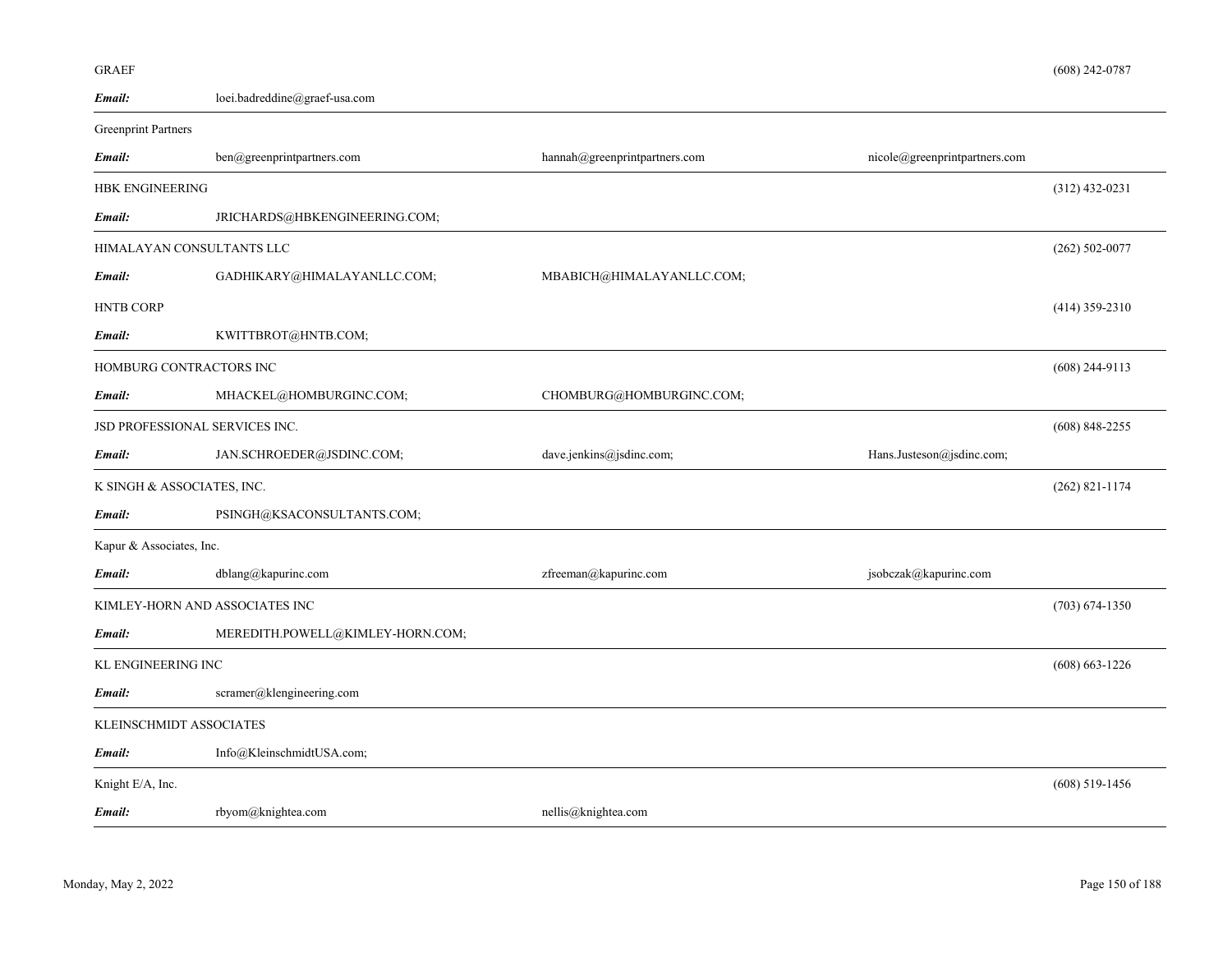GRAEF (608) 242-0787

***Email:*** loei.badreddine@graef-usa.com

---

Greenprint Partners

***Email:*** ben@greenprintpartners.com hannah@greenprintpartners.com nicole@greenprintpartners.com

---

HBK ENGINEERING (312) 432-0231

***Email:*** JRICHARDS@HBKENGINEERING.COM;

---

HIMALAYAN CONSULTANTS LLC (262) 502-0077

***Email:*** GADHIKARY@HIMALAYANLLC.COM; MBABICH@HIMALAYANLLC.COM;

HNTB CORP (414) 359-2310

***Email:*** KWITTBROT@HNTB.COM;

---

HOMBURG CONTRACTORS INC (608) 244-9113

***Email:*** MHACKEL@HOMBURGINC.COM; CHOMBURG@HOMBURGINC.COM;

---

JSD PROFESSIONAL SERVICES INC. (608) 848-2255

***Email:*** JAN.SCHROEDER@JSDINC.COM; dave.jenkins@jsdinc.com; Hans.Justeson@jsdinc.com;

---

K SINGH & ASSOCIATES, INC. (262) 821-1174

***Email:*** PSINGH@KSACONSULTANTS.COM;

---

Kapur & Associates, Inc.

***Email:*** dblang@kapurinc.com zfreeman@kapurinc.com jsobczak@kapurinc.com

---

KIMLEY-HORN AND ASSOCIATES INC (703) 674-1350

***Email:*** MEREDITH.POWELL@KIMLEY-HORN.COM;

---

KL ENGINEERING INC (608) 663-1226

***Email:*** scramer@klengineering.com

---

KLEINSCHMIDT ASSOCIATES

***Email:*** Info@KleinschmidtUSA.com;

---

Knight E/A, Inc. (608) 519-1456

***Email:*** rbyom@knightea.com nellis@knightea.com

---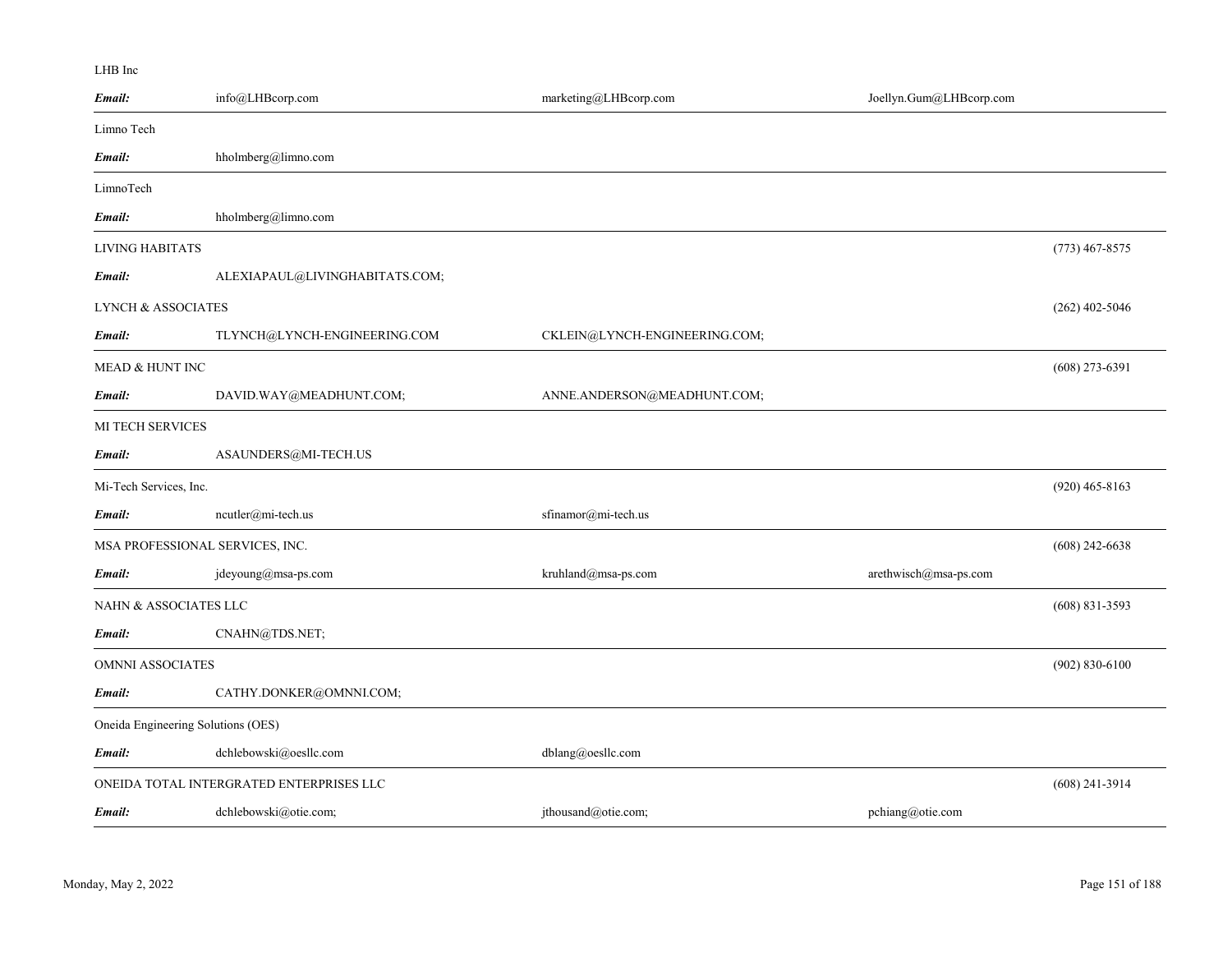LHB Inc

| | | | | |
|---|---|---|---|---|
| ***Email:*** | info@LHBcorp.com | marketing@LHBcorp.com | Joellyn.Gum@LHBcorp.com | |

Limno Tech

| | | | | |
|---|---|---|---|---|
| ***Email:*** | hholmberg@limno.com | | | |

LimnoTech

| | | | | |
|---|---|---|---|---|
| ***Email:*** | hholmberg@limno.com | | | |

LIVING HABITATS — (773) 467-8575

| | | | | |
|---|---|---|---|---|
| ***Email:*** | ALEXIAPAUL@LIVINGHABITATS.COM; | | | |

LYNCH & ASSOCIATES — (262) 402-5046

| | | | | |
|---|---|---|---|---|
| ***Email:*** | TLYNCH@LYNCH-ENGINEERING.COM | CKLEIN@LYNCH-ENGINEERING.COM; | | |

MEAD & HUNT INC — (608) 273-6391

| | | | | |
|---|---|---|---|---|
| ***Email:*** | DAVID.WAY@MEADHUNT.COM; | ANNE.ANDERSON@MEADHUNT.COM; | | |

MI TECH SERVICES

| | | | | |
|---|---|---|---|---|
| ***Email:*** | ASAUNDERS@MI-TECH.US | | | |

Mi-Tech Services, Inc. — (920) 465-8163

| | | | | |
|---|---|---|---|---|
| ***Email:*** | ncutler@mi-tech.us | sfinamor@mi-tech.us | | |

MSA PROFESSIONAL SERVICES, INC. — (608) 242-6638

| | | | | |
|---|---|---|---|---|
| ***Email:*** | jdeyoung@msa-ps.com | kruhland@msa-ps.com | arethwisch@msa-ps.com | |

NAHN & ASSOCIATES LLC — (608) 831-3593

| | | | | |
|---|---|---|---|---|
| ***Email:*** | CNAHN@TDS.NET; | | | |

OMNNI ASSOCIATES — (902) 830-6100

| | | | | |
|---|---|---|---|---|
| ***Email:*** | CATHY.DONKER@OMNNI.COM; | | | |

Oneida Engineering Solutions (OES)

| | | | | |
|---|---|---|---|---|
| ***Email:*** | dchlebowski@oesllc.com | dblang@oesllc.com | | |

ONEIDA TOTAL INTERGRATED ENTERPRISES LLC — (608) 241-3914

| | | | | |
|---|---|---|---|---|
| ***Email:*** | dchlebowski@otie.com; | jthousand@otie.com; | pchiang@otie.com | |

Monday, May 2, 2022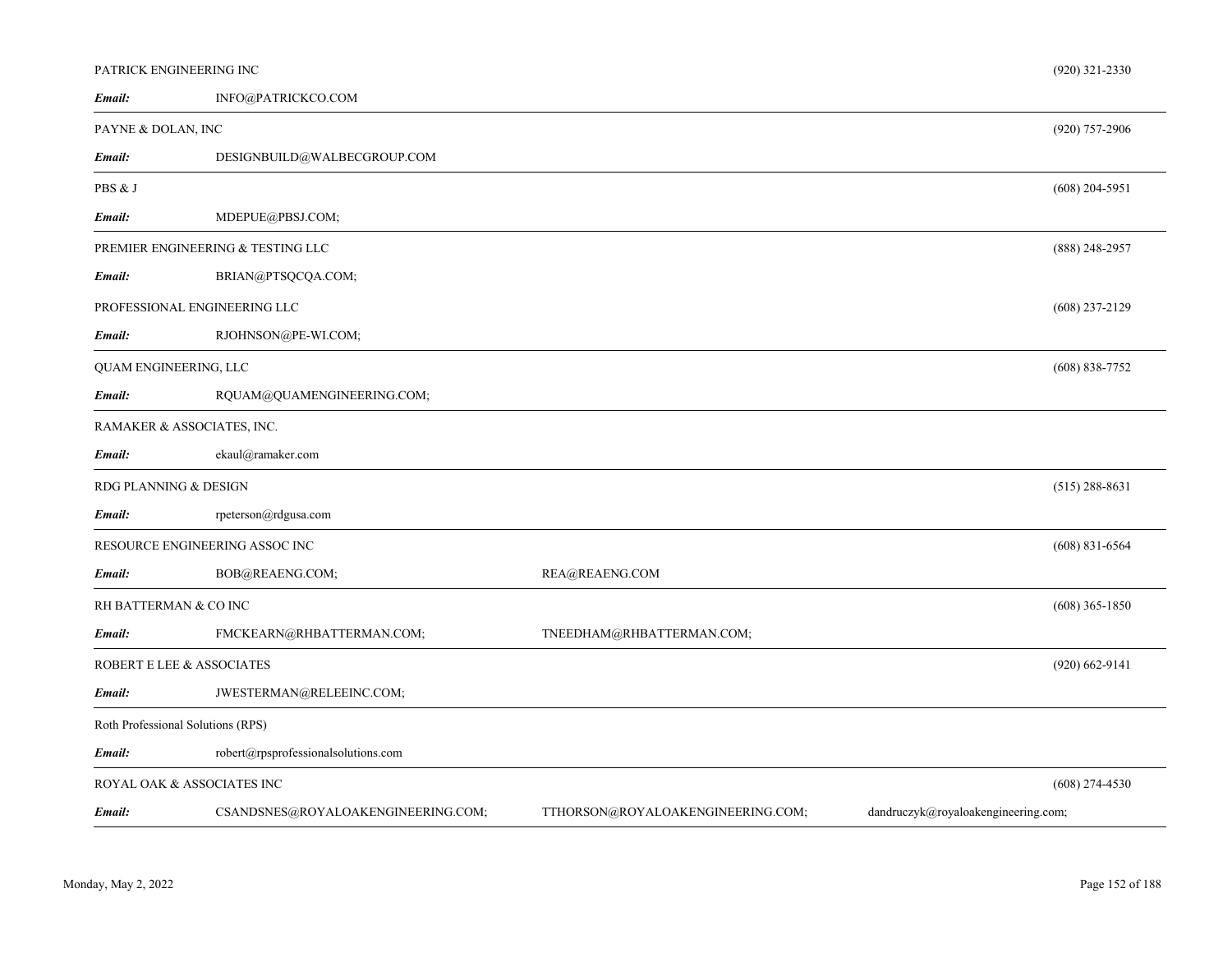PATRICK ENGINEERING INC (920) 321-2330

***Email:*** INFO@PATRICKCO.COM

---

PAYNE & DOLAN, INC (920) 757-2906

***Email:*** DESIGNBUILD@WALBECGROUP.COM

---

PBS & J (608) 204-5951

***Email:*** MDEPUE@PBSJ.COM;

---

PREMIER ENGINEERING & TESTING LLC (888) 248-2957

***Email:*** BRIAN@PTSQCQA.COM;

PROFESSIONAL ENGINEERING LLC (608) 237-2129

***Email:*** RJOHNSON@PE-WI.COM;

---

QUAM ENGINEERING, LLC (608) 838-7752

***Email:*** RQUAM@QUAMENGINEERING.COM;

---

RAMAKER & ASSOCIATES, INC.

***Email:*** ekaul@ramaker.com

---

RDG PLANNING & DESIGN (515) 288-8631

***Email:*** rpeterson@rdgusa.com

---

RESOURCE ENGINEERING ASSOC INC (608) 831-6564

***Email:*** BOB@REAENG.COM; REA@REAENG.COM

---

RH BATTERMAN & CO INC (608) 365-1850

***Email:*** FMCKEARN@RHBATTERMAN.COM; TNEEDHAM@RHBATTERMAN.COM;

---

ROBERT E LEE & ASSOCIATES (920) 662-9141

***Email:*** JWESTERMAN@RELEEINC.COM;

---

Roth Professional Solutions (RPS)

***Email:*** robert@rpsprofessionalsolutions.com

---

ROYAL OAK & ASSOCIATES INC (608) 274-4530

***Email:*** CSANDSNES@ROYALOAKENGINEERING.COM; TTHORSON@ROYALOAKENGINEERING.COM; dandruczyk@royaloakengineering.com;

---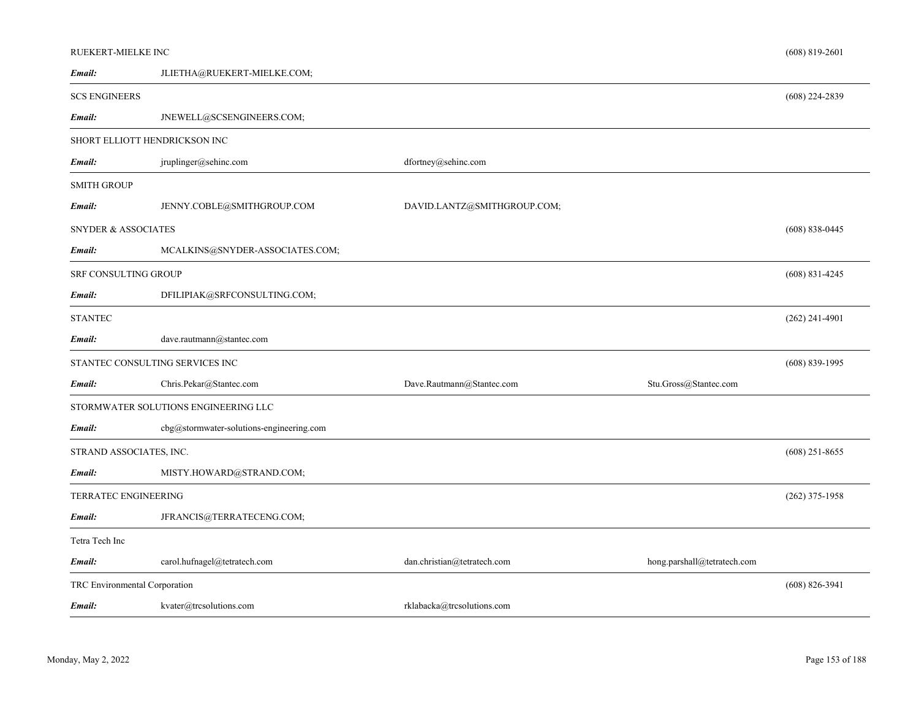RUEKERT-MIELKE INC (608) 819-2601

| ***Email:*** | JLIETHA@RUEKERT-MIELKE.COM; | | |
|---|---|---|---|

SCS ENGINEERS (608) 224-2839

| ***Email:*** | JNEWELL@SCSENGINEERS.COM; | | |
|---|---|---|---|

SHORT ELLIOTT HENDRICKSON INC

| ***Email:*** | jruplinger@sehinc.com | dfortney@sehinc.com | |
|---|---|---|---|

SMITH GROUP

| ***Email:*** | JENNY.COBLE@SMITHGROUP.COM | DAVID.LANTZ@SMITHGROUP.COM; | |
|---|---|---|---|

SNYDER & ASSOCIATES (608) 838-0445

| ***Email:*** | MCALKINS@SNYDER-ASSOCIATES.COM; | | |
|---|---|---|---|

SRF CONSULTING GROUP (608) 831-4245

| ***Email:*** | DFILIPIAK@SRFCONSULTING.COM; | | |
|---|---|---|---|

STANTEC (262) 241-4901

| ***Email:*** | dave.rautmann@stantec.com | | |
|---|---|---|---|

STANTEC CONSULTING SERVICES INC (608) 839-1995

| ***Email:*** | Chris.Pekar@Stantec.com | Dave.Rautmann@Stantec.com | Stu.Gross@Stantec.com |
|---|---|---|---|

STORMWATER SOLUTIONS ENGINEERING LLC

| ***Email:*** | cbg@stormwater-solutions-engineering.com | | |
|---|---|---|---|

STRAND ASSOCIATES, INC. (608) 251-8655

| ***Email:*** | MISTY.HOWARD@STRAND.COM; | | |
|---|---|---|---|

TERRATEC ENGINEERING (262) 375-1958

| ***Email:*** | JFRANCIS@TERRATECENG.COM; | | |
|---|---|---|---|

Tetra Tech Inc

| ***Email:*** | carol.hufnagel@tetratech.com | dan.christian@tetratech.com | hong.parshall@tetratech.com |
|---|---|---|---|

TRC Environmental Corporation (608) 826-3941

| ***Email:*** | kvater@trcsolutions.com | rklabacka@trcsolutions.com | |
|---|---|---|---|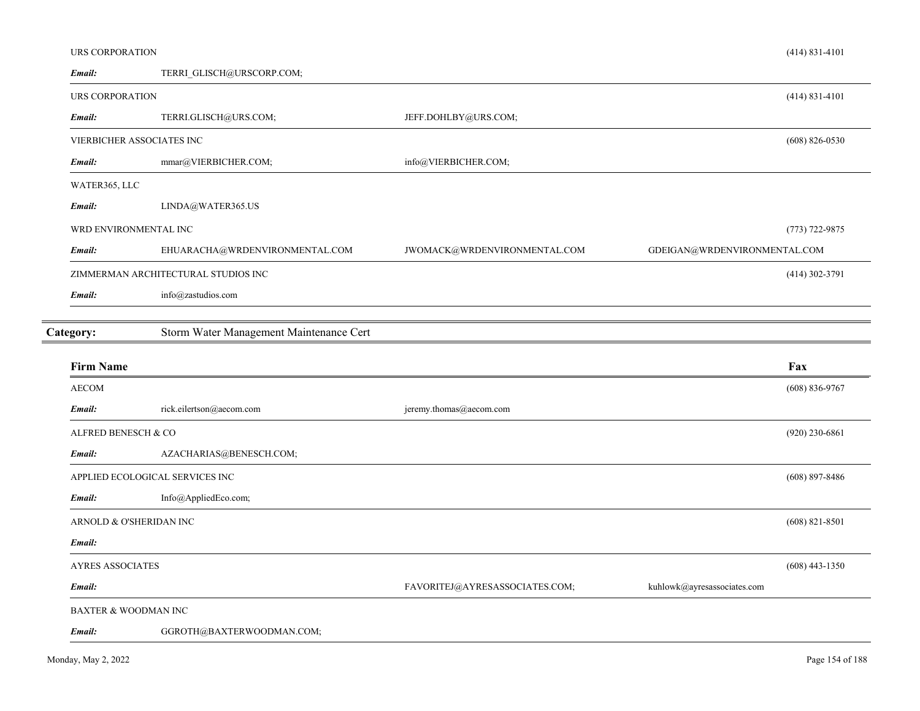| Firm Name | | | | Fax |
|---|---|---|---|---|
| URS CORPORATION | | | | (414) 831-4101 |
| ***Email:*** | TERRI_GLISCH@URSCORP.COM; | | | |
| URS CORPORATION | | | | (414) 831-4101 |
| ***Email:*** | TERRI.GLISCH@URS.COM; | JEFF.DOHLBY@URS.COM; | | |
| VIERBICHER ASSOCIATES INC | | | | (608) 826-0530 |
| ***Email:*** | mmar@VIERBICHER.COM; | info@VIERBICHER.COM; | | |
| WATER365, LLC | | | | |
| ***Email:*** | LINDA@WATER365.US | | | |
| WRD ENVIRONMENTAL INC | | | | (773) 722-9875 |
| ***Email:*** | EHUARACHA@WRDENVIRONMENTAL.COM | JWOMACK@WRDENVIRONMENTAL.COM | GDEIGAN@WRDENVIRONMENTAL.COM | |
| ZIMMERMAN ARCHITECTURAL STUDIOS INC | | | | (414) 302-3791 |
| ***Email:*** | info@zastudios.com | | | |

## Category: Storm Water Management Maintenance Cert

| Firm Name | | | | Fax |
|---|---|---|---|---|
| AECOM | | | | (608) 836-9767 |
| ***Email:*** | rick.eilertson@aecom.com | jeremy.thomas@aecom.com | | |
| ALFRED BENESCH & CO | | | | (920) 230-6861 |
| ***Email:*** | AZACHARIAS@BENESCH.COM; | | | |
| APPLIED ECOLOGICAL SERVICES INC | | | | (608) 897-8486 |
| ***Email:*** | Info@AppliedEco.com; | | | |
| ARNOLD & O'SHERIDAN INC | | | | (608) 821-8501 |
| ***Email:*** | | | | |
| AYRES ASSOCIATES | | | | (608) 443-1350 |
| ***Email:*** | | FAVORITEJ@AYRESASSOCIATES.COM; | kuhlowk@ayresassociates.com | |
| BAXTER & WOODMAN INC | | | | |
| ***Email:*** | GGROTH@BAXTERWOODMAN.COM; | | | |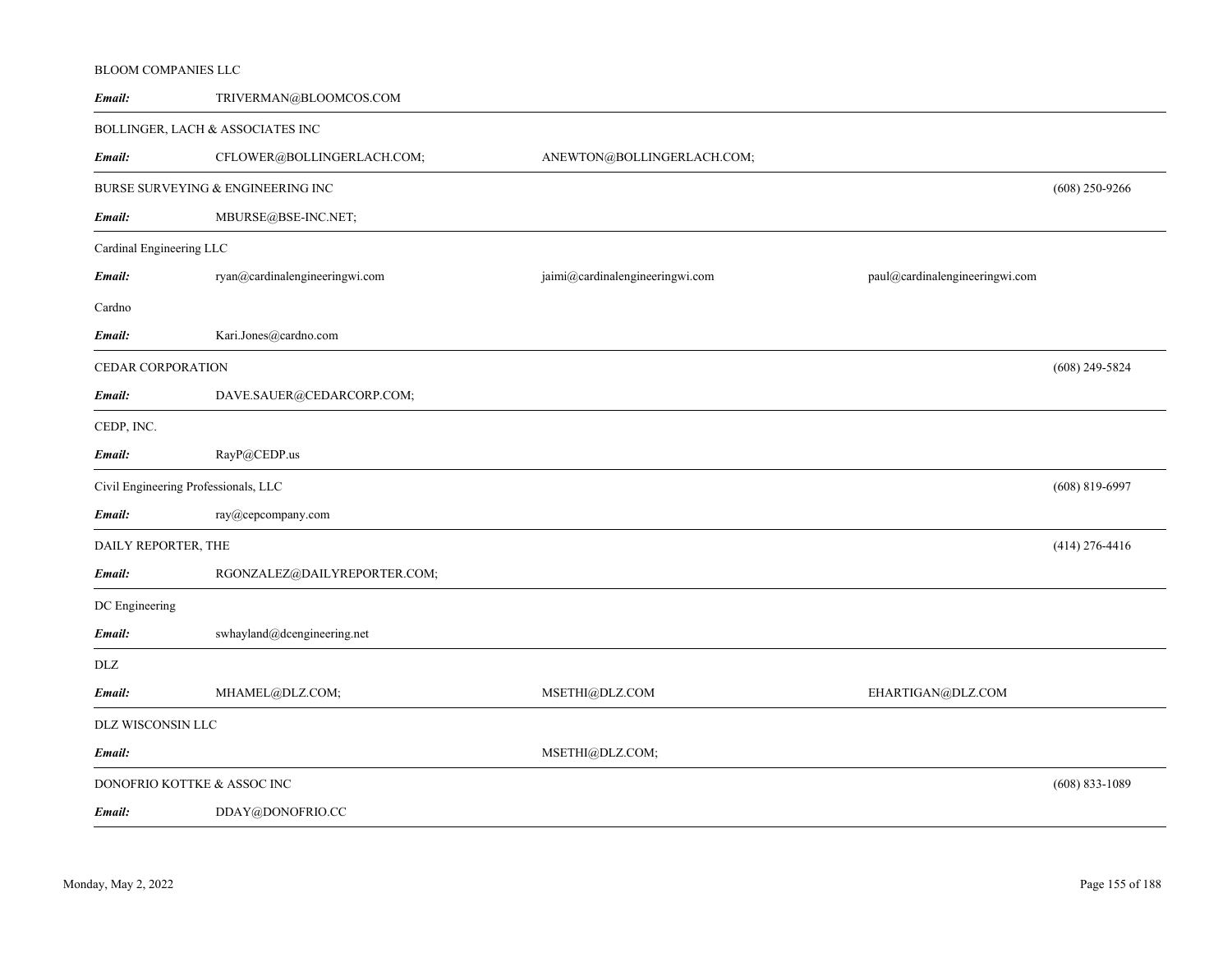BLOOM COMPANIES LLC

| *Email:* | TRIVERMAN@BLOOMCOS.COM | | | |
|---|---|---|---|---|

BOLLINGER, LACH & ASSOCIATES INC

| *Email:* | CFLOWER@BOLLINGERLACH.COM; | ANEWTON@BOLLINGERLACH.COM; | | |
|---|---|---|---|---|

BURSE SURVEYING & ENGINEERING INC — (608) 250-9266

| *Email:* | MBURSE@BSE-INC.NET; | | | |
|---|---|---|---|---|

Cardinal Engineering LLC

| *Email:* | ryan@cardinalengineeringwi.com | jaimi@cardinalengineeringwi.com | paul@cardinalengineeringwi.com | |
|---|---|---|---|---|

Cardno

| *Email:* | Kari.Jones@cardno.com | | | |
|---|---|---|---|---|

CEDAR CORPORATION — (608) 249-5824

| *Email:* | DAVE.SAUER@CEDARCORP.COM; | | | |
|---|---|---|---|---|

CEDP, INC.

| *Email:* | RayP@CEDP.us | | | |
|---|---|---|---|---|

Civil Engineering Professionals, LLC — (608) 819-6997

| *Email:* | ray@cepcompany.com | | | |
|---|---|---|---|---|

DAILY REPORTER, THE — (414) 276-4416

| *Email:* | RGONZALEZ@DAILYREPORTER.COM; | | | |
|---|---|---|---|---|

DC Engineering

| *Email:* | swhayland@dcengineering.net | | | |
|---|---|---|---|---|

DLZ

| *Email:* | MHAMEL@DLZ.COM; | MSETHI@DLZ.COM | EHARTIGAN@DLZ.COM | |
|---|---|---|---|---|

DLZ WISCONSIN LLC

| *Email:* | | MSETHI@DLZ.COM; | | |
|---|---|---|---|---|

DONOFRIO KOTTKE & ASSOC INC — (608) 833-1089

| *Email:* | DDAY@DONOFRIO.CC | | | |
|---|---|---|---|---|

Monday, May 2, 2022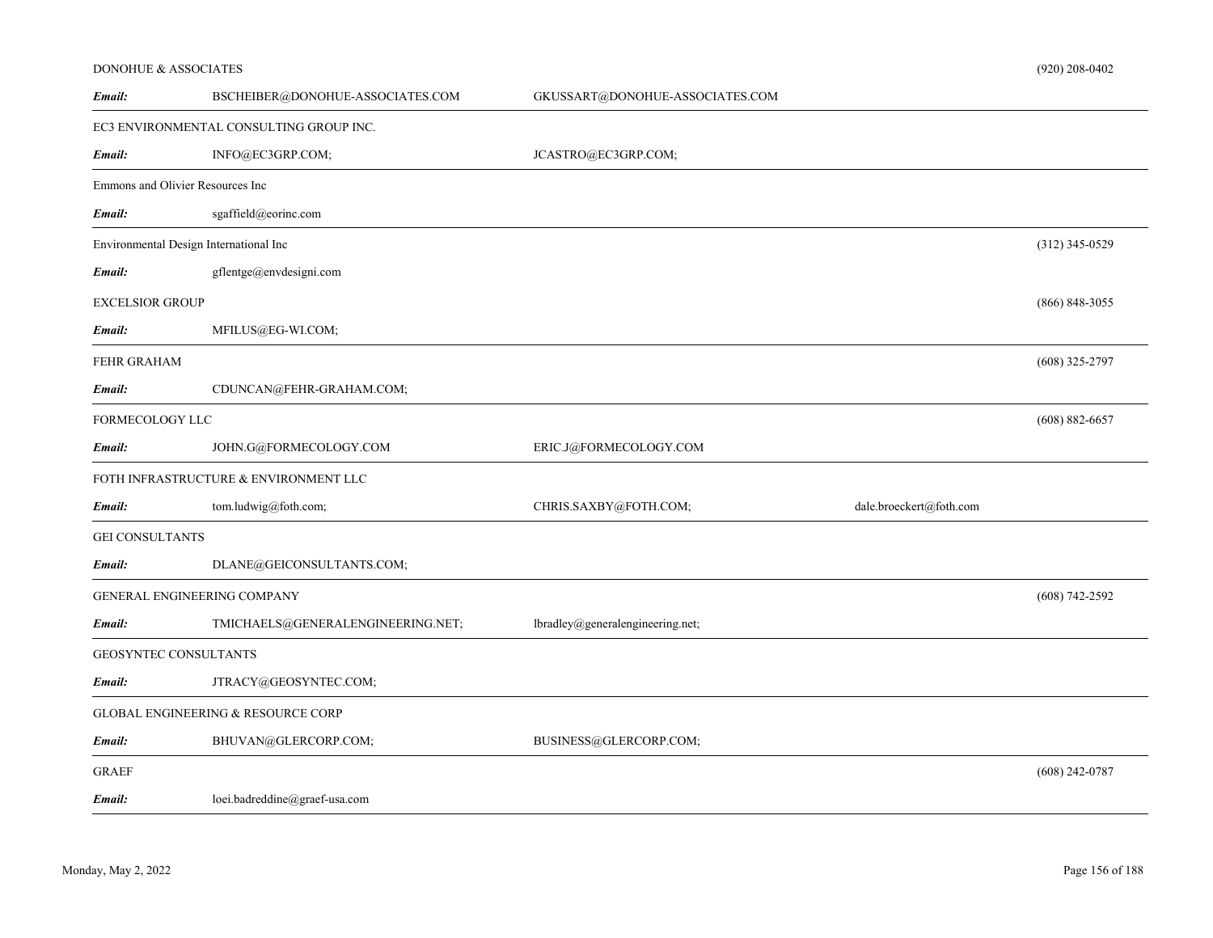DONOHUE & ASSOCIATES (920) 208-0402

***Email:*** BSCHEIBER@DONOHUE-ASSOCIATES.COM GKUSSART@DONOHUE-ASSOCIATES.COM

---

EC3 ENVIRONMENTAL CONSULTING GROUP INC.

***Email:*** INFO@EC3GRP.COM; JCASTRO@EC3GRP.COM;

---

Emmons and Olivier Resources Inc

***Email:*** sgaffield@eorinc.com

---

Environmental Design International Inc (312) 345-0529

***Email:*** gflentge@envdesigni.com

EXCELSIOR GROUP (866) 848-3055

***Email:*** MFILUS@EG-WI.COM;

---

FEHR GRAHAM (608) 325-2797

***Email:*** CDUNCAN@FEHR-GRAHAM.COM;

---

FORMECOLOGY LLC (608) 882-6657

***Email:*** JOHN.G@FORMECOLOGY.COM ERIC.J@FORMECOLOGY.COM

---

FOTH INFRASTRUCTURE & ENVIRONMENT LLC

***Email:*** tom.ludwig@foth.com; CHRIS.SAXBY@FOTH.COM; dale.broeckert@foth.com

---

GEI CONSULTANTS

***Email:*** DLANE@GEICONSULTANTS.COM;

---

GENERAL ENGINEERING COMPANY (608) 742-2592

***Email:*** TMICHAELS@GENERALENGINEERING.NET; lbradley@generalengineering.net;

---

GEOSYNTEC CONSULTANTS

***Email:*** JTRACY@GEOSYNTEC.COM;

---

GLOBAL ENGINEERING & RESOURCE CORP

***Email:*** BHUVAN@GLERCORP.COM; BUSINESS@GLERCORP.COM;

---

GRAEF (608) 242-0787

***Email:*** loei.badreddine@graef-usa.com

---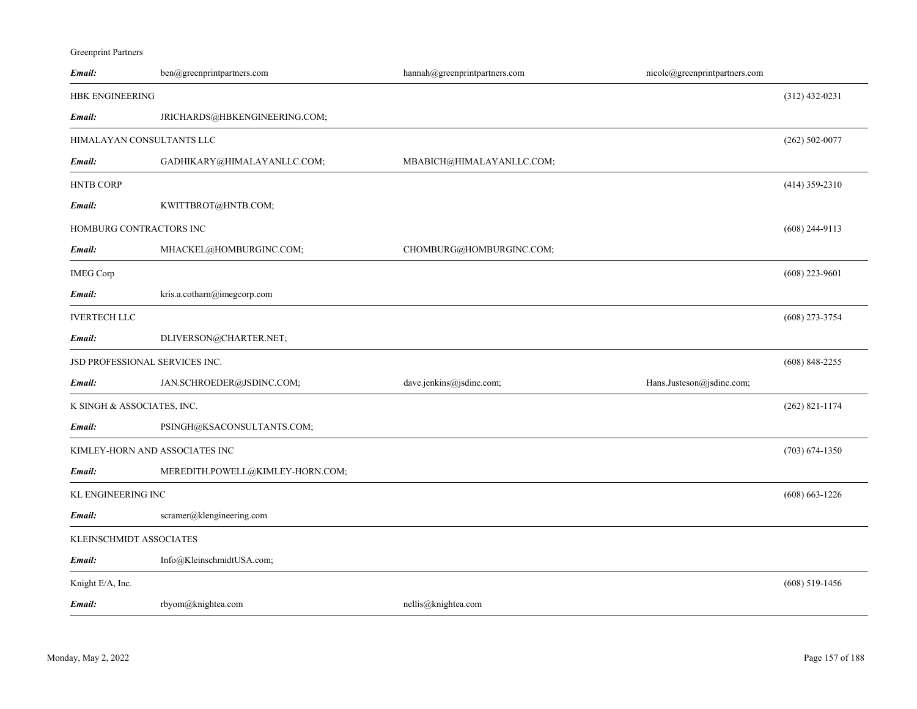Greenprint Partners

| | | | | |
|---|---|---|---|---|
| **Email:** | ben@greenprintpartners.com | hannah@greenprintpartners.com | nicole@greenprintpartners.com | |
| HBK ENGINEERING | | | | (312) 432-0231 |
| **Email:** | JRICHARDS@HBKENGINEERING.COM; | | | |
| HIMALAYAN CONSULTANTS LLC | | | | (262) 502-0077 |
| **Email:** | GADHIKARY@HIMALAYANLLC.COM; | MBABICH@HIMALAYANLLC.COM; | | |
| HNTB CORP | | | | (414) 359-2310 |
| **Email:** | KWITTBROT@HNTB.COM; | | | |
| HOMBURG CONTRACTORS INC | | | | (608) 244-9113 |
| **Email:** | MHACKEL@HOMBURGINC.COM; | CHOMBURG@HOMBURGINC.COM; | | |
| IMEG Corp | | | | (608) 223-9601 |
| **Email:** | kris.a.cotharn@imegcorp.com | | | |
| IVERTECH LLC | | | | (608) 273-3754 |
| **Email:** | DLIVERSON@CHARTER.NET; | | | |
| JSD PROFESSIONAL SERVICES INC. | | | | (608) 848-2255 |
| **Email:** | JAN.SCHROEDER@JSDINC.COM; | dave.jenkins@jsdinc.com; | Hans.Justeson@jsdinc.com; | |
| K SINGH & ASSOCIATES, INC. | | | | (262) 821-1174 |
| **Email:** | PSINGH@KSACONSULTANTS.COM; | | | |
| KIMLEY-HORN AND ASSOCIATES INC | | | | (703) 674-1350 |
| **Email:** | MEREDITH.POWELL@KIMLEY-HORN.COM; | | | |
| KL ENGINEERING INC | | | | (608) 663-1226 |
| **Email:** | scramer@klengineering.com | | | |
| KLEINSCHMIDT ASSOCIATES | | | | |
| **Email:** | Info@KleinschmidtUSA.com; | | | |
| Knight E/A, Inc. | | | | (608) 519-1456 |
| **Email:** | rbyom@knightea.com | nellis@knightea.com | | |

Monday, May 2, 2022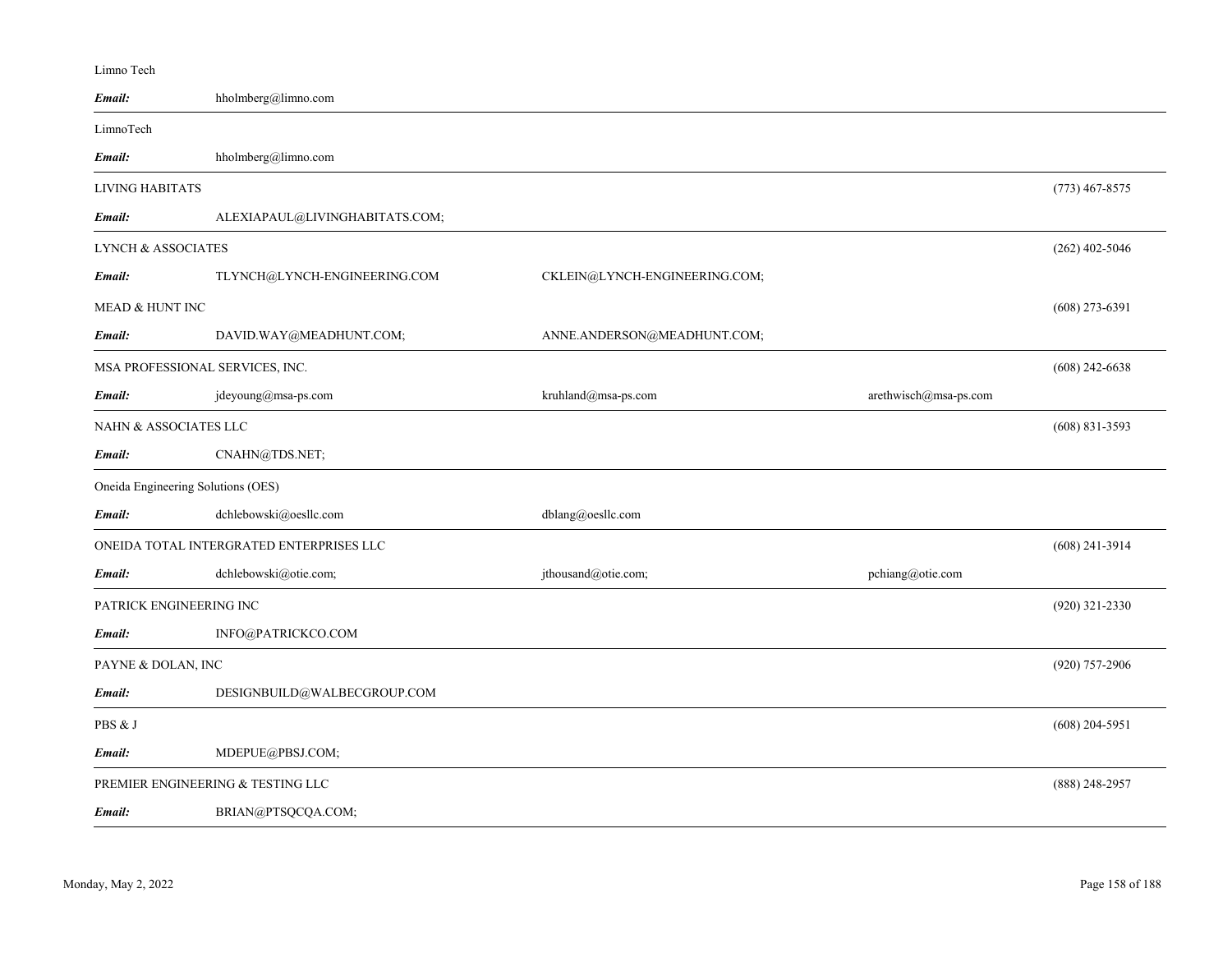Limno Tech

| | | | | |
|---|---|---|---|---|
| *Email:* | hholmberg@limno.com | | | |

LimnoTech

| | | | | |
|---|---|---|---|---|
| *Email:* | hholmberg@limno.com | | | |

LIVING HABITATS (773) 467-8575

| | | | | |
|---|---|---|---|---|
| *Email:* | ALEXIAPAUL@LIVINGHABITATS.COM; | | | |

LYNCH & ASSOCIATES (262) 402-5046

| | | | | |
|---|---|---|---|---|
| *Email:* | TLYNCH@LYNCH-ENGINEERING.COM | CKLEIN@LYNCH-ENGINEERING.COM; | | |

MEAD & HUNT INC (608) 273-6391

| | | | | |
|---|---|---|---|---|
| *Email:* | DAVID.WAY@MEADHUNT.COM; | ANNE.ANDERSON@MEADHUNT.COM; | | |

MSA PROFESSIONAL SERVICES, INC. (608) 242-6638

| | | | | |
|---|---|---|---|---|
| *Email:* | jdeyoung@msa-ps.com | kruhland@msa-ps.com | arethwisch@msa-ps.com | |

NAHN & ASSOCIATES LLC (608) 831-3593

| | | | | |
|---|---|---|---|---|
| *Email:* | CNAHN@TDS.NET; | | | |

Oneida Engineering Solutions (OES)

| | | | | |
|---|---|---|---|---|
| *Email:* | dchlebowski@oesllc.com | dblang@oesllc.com | | |

ONEIDA TOTAL INTERGRATED ENTERPRISES LLC (608) 241-3914

| | | | | |
|---|---|---|---|---|
| *Email:* | dchlebowski@otie.com; | jthousand@otie.com; | pchiang@otie.com | |

PATRICK ENGINEERING INC (920) 321-2330

| | | | | |
|---|---|---|---|---|
| *Email:* | INFO@PATRICKCO.COM | | | |

PAYNE & DOLAN, INC (920) 757-2906

| | | | | |
|---|---|---|---|---|
| *Email:* | DESIGNBUILD@WALBECGROUP.COM | | | |

PBS & J (608) 204-5951

| | | | | |
|---|---|---|---|---|
| *Email:* | MDEPUE@PBSJ.COM; | | | |

PREMIER ENGINEERING & TESTING LLC (888) 248-2957

| | | | | |
|---|---|---|---|---|
| *Email:* | BRIAN@PTSQCQA.COM; | | | |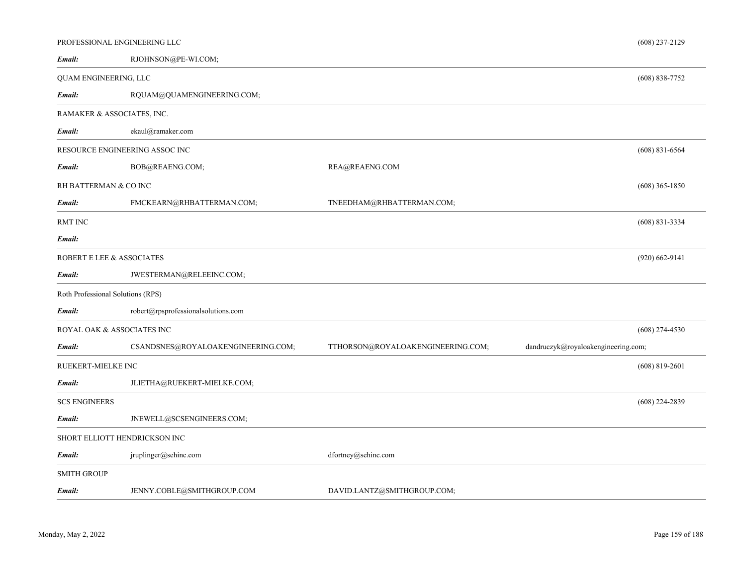PROFESSIONAL ENGINEERING LLC (608) 237-2129

***Email:*** RJOHNSON@PE-WI.COM;

---

QUAM ENGINEERING, LLC (608) 838-7752

***Email:*** RQUAM@QUAMENGINEERING.COM;

---

RAMAKER & ASSOCIATES, INC.

***Email:*** ekaul@ramaker.com

---

RESOURCE ENGINEERING ASSOC INC (608) 831-6564

***Email:*** BOB@REAENG.COM; REA@REAENG.COM

RH BATTERMAN & CO INC (608) 365-1850

***Email:*** FMCKEARN@RHBATTERMAN.COM; TNEEDHAM@RHBATTERMAN.COM;

---

RMT INC (608) 831-3334

***Email:***

---

ROBERT E LEE & ASSOCIATES (920) 662-9141

***Email:*** JWESTERMAN@RELEEINC.COM;

---

Roth Professional Solutions (RPS)

***Email:*** robert@rpsprofessionalsolutions.com

---

ROYAL OAK & ASSOCIATES INC (608) 274-4530

***Email:*** CSANDSNES@ROYALOAKENGINEERING.COM; TTHORSON@ROYALOAKENGINEERING.COM; dandruczyk@royaloakengineering.com;

---

RUEKERT-MIELKE INC (608) 819-2601

***Email:*** JLIETHA@RUEKERT-MIELKE.COM;

---

SCS ENGINEERS (608) 224-2839

***Email:*** JNEWELL@SCSENGINEERS.COM;

---

SHORT ELLIOTT HENDRICKSON INC

***Email:*** jruplinger@sehinc.com dfortney@sehinc.com

---

SMITH GROUP

***Email:*** JENNY.COBLE@SMITHGROUP.COM DAVID.LANTZ@SMITHGROUP.COM;

---

Monday, May 2, 2022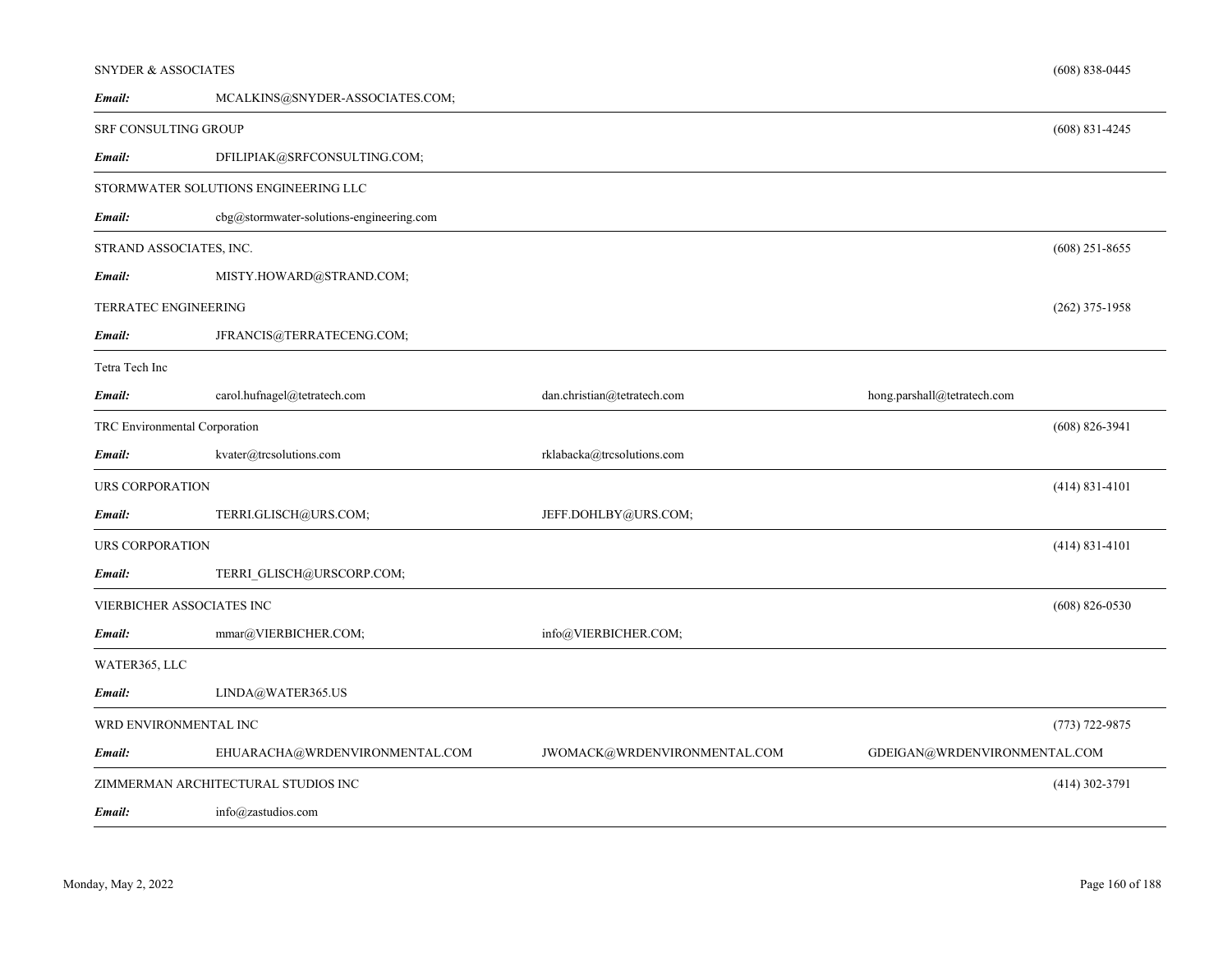SNYDER & ASSOCIATES (608) 838-0445

***Email:*** MCALKINS@SNYDER-ASSOCIATES.COM;

---

SRF CONSULTING GROUP (608) 831-4245

***Email:*** DFILIPIAK@SRFCONSULTING.COM;

---

STORMWATER SOLUTIONS ENGINEERING LLC

***Email:*** cbg@stormwater-solutions-engineering.com

---

STRAND ASSOCIATES, INC. (608) 251-8655

***Email:*** MISTY.HOWARD@STRAND.COM;

TERRATEC ENGINEERING (262) 375-1958

***Email:*** JFRANCIS@TERRATECENG.COM;

---

Tetra Tech Inc

***Email:*** carol.hufnagel@tetratech.com dan.christian@tetratech.com hong.parshall@tetratech.com

---

TRC Environmental Corporation (608) 826-3941

***Email:*** kvater@trcsolutions.com rklabacka@trcsolutions.com

---

URS CORPORATION (414) 831-4101

***Email:*** TERRI.GLISCH@URS.COM; JEFF.DOHLBY@URS.COM;

---

URS CORPORATION (414) 831-4101

***Email:*** TERRI_GLISCH@URSCORP.COM;

---

VIERBICHER ASSOCIATES INC (608) 826-0530

***Email:*** mmar@VIERBICHER.COM; info@VIERBICHER.COM;

---

WATER365, LLC

***Email:*** LINDA@WATER365.US

---

WRD ENVIRONMENTAL INC (773) 722-9875

***Email:*** EHUARACHA@WRDENVIRONMENTAL.COM JWOMACK@WRDENVIRONMENTAL.COM GDEIGAN@WRDENVIRONMENTAL.COM

---

ZIMMERMAN ARCHITECTURAL STUDIOS INC (414) 302-3791

***Email:*** info@zastudios.com

---

Monday, May 2, 2022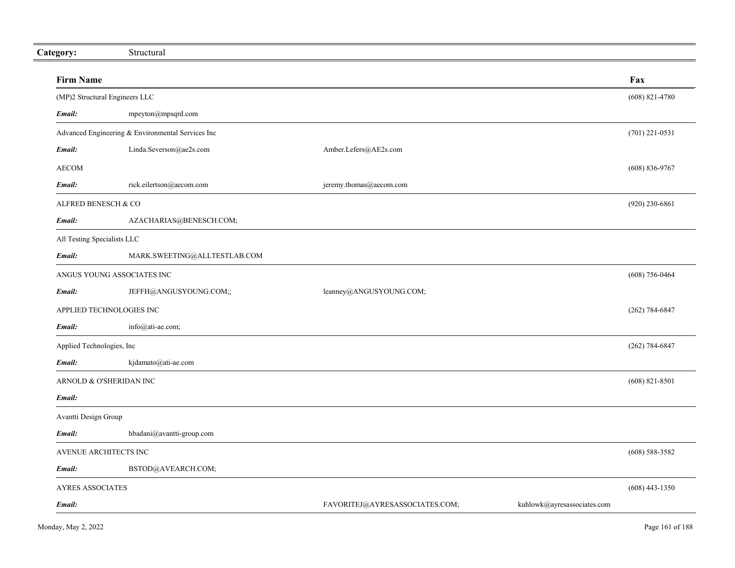**Category:** Structural

| Firm Name | | | Fax |
|---|---|---|---|
| (MP)2 Structural Engineers LLC | | | (608) 821-4780 |
| ***Email:*** mpeyton@mpsqrd.com | | | |
| Advanced Engineering & Environmental Services Inc | | | (701) 221-0531 |
| ***Email:*** Linda.Severson@ae2s.com | Amber.Lefers@AE2s.com | | |
| AECOM | | | (608) 836-9767 |
| ***Email:*** rick.eilertson@aecom.com | jeremy.thomas@aecom.com | | |
| ALFRED BENESCH & CO | | | (920) 230-6861 |
| ***Email:*** AZACHARIAS@BENESCH.COM; | | | |
| All Testing Specialists LLC | | | |
| ***Email:*** MARK.SWEETING@ALLTESTLAB.COM | | | |
| ANGUS YOUNG ASSOCIATES INC | | | (608) 756-0464 |
| ***Email:*** JEFFH@ANGUSYOUNG.COM;; | leanney@ANGUSYOUNG.COM; | | |
| APPLIED TECHNOLOGIES INC | | | (262) 784-6847 |
| ***Email:*** info@ati-ae.com; | | | |
| Applied Technologies, Inc | | | (262) 784-6847 |
| ***Email:*** kjdamato@ati-ae.com | | | |
| ARNOLD & O'SHERIDAN INC | | | (608) 821-8501 |
| ***Email:*** | | | |
| Avantti Design Group | | | |
| ***Email:*** hbadani@avantti-group.com | | | |
| AVENUE ARCHITECTS INC | | | (608) 588-3582 |
| ***Email:*** BSTOD@AVEARCH.COM; | | | |
| AYRES ASSOCIATES | | | (608) 443-1350 |
| ***Email:*** | FAVORITEJ@AYRESASSOCIATES.COM; | kuhlowk@ayresassociates.com | |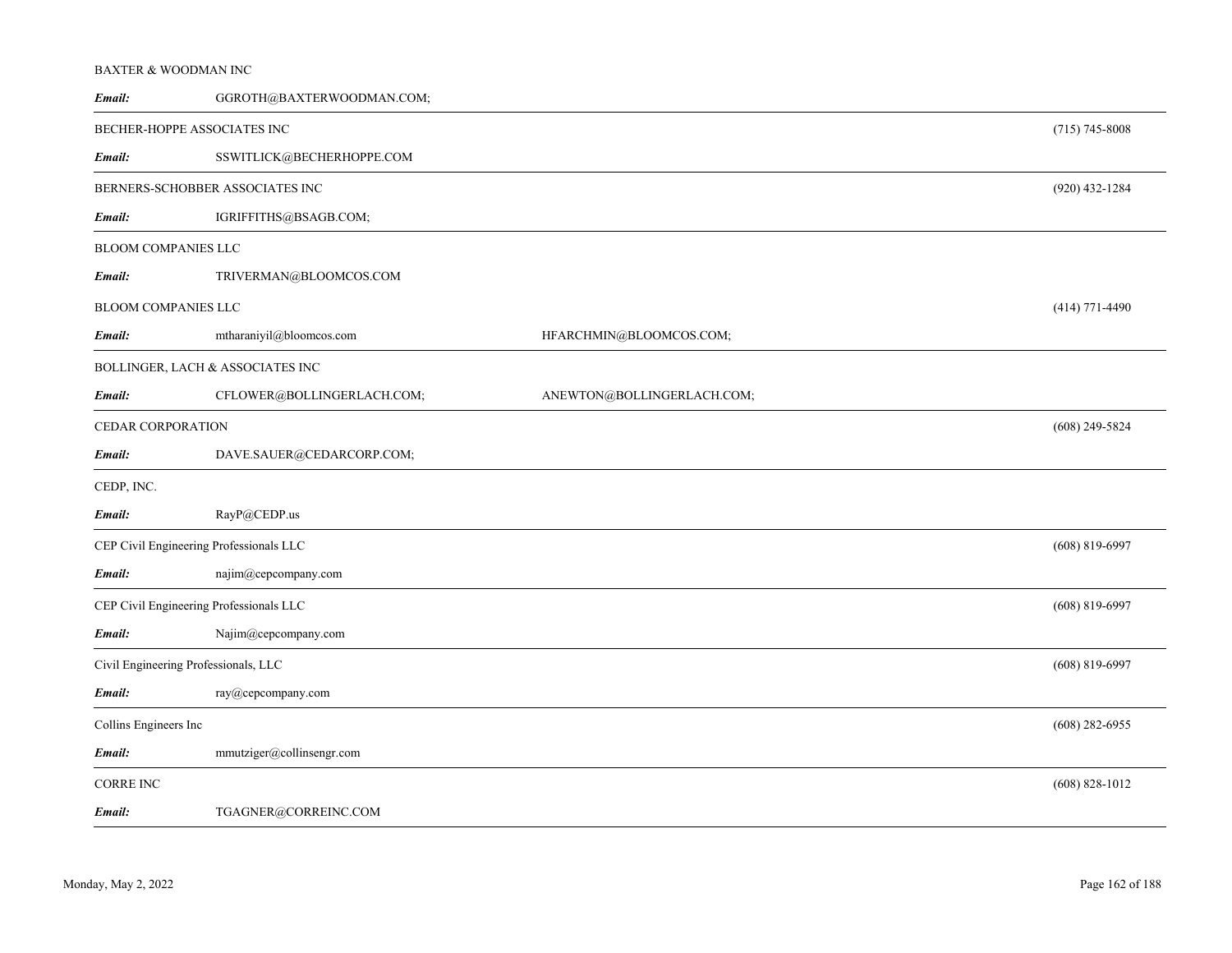BAXTER & WOODMAN INC

| | | | |
|---|---|---|---|
| ***Email:*** | GGROTH@BAXTERWOODMAN.COM; | | |

BECHER-HOPPE ASSOCIATES INC — (715) 745-8008

| | | | |
|---|---|---|---|
| ***Email:*** | SSWITLICK@BECHERHOPPE.COM | | |

BERNERS-SCHOBBER ASSOCIATES INC — (920) 432-1284

| | | | |
|---|---|---|---|
| ***Email:*** | IGRIFFITHS@BSAGB.COM; | | |

BLOOM COMPANIES LLC

| | | | |
|---|---|---|---|
| ***Email:*** | TRIVERMAN@BLOOMCOS.COM | | |

BLOOM COMPANIES LLC — (414) 771-4490

| | | | |
|---|---|---|---|
| ***Email:*** | mtharaniyil@bloomcos.com | HFARCHMIN@BLOOMCOS.COM; | |

BOLLINGER, LACH & ASSOCIATES INC

| | | | |
|---|---|---|---|
| ***Email:*** | CFLOWER@BOLLINGERLACH.COM; | ANEWTON@BOLLINGERLACH.COM; | |

CEDAR CORPORATION — (608) 249-5824

| | | | |
|---|---|---|---|
| ***Email:*** | DAVE.SAUER@CEDARCORP.COM; | | |

CEDP, INC.

| | | | |
|---|---|---|---|
| ***Email:*** | RayP@CEDP.us | | |

CEP Civil Engineering Professionals LLC — (608) 819-6997

| | | | |
|---|---|---|---|
| ***Email:*** | najim@cepcompany.com | | |

CEP Civil Engineering Professionals LLC — (608) 819-6997

| | | | |
|---|---|---|---|
| ***Email:*** | Najim@cepcompany.com | | |

Civil Engineering Professionals, LLC — (608) 819-6997

| | | | |
|---|---|---|---|
| ***Email:*** | ray@cepcompany.com | | |

Collins Engineers Inc — (608) 282-6955

| | | | |
|---|---|---|---|
| ***Email:*** | mmutziger@collinsengr.com | | |

CORRE INC — (608) 828-1012

| | | | |
|---|---|---|---|
| ***Email:*** | TGAGNER@CORREINC.COM | | |

Monday, May 2, 2022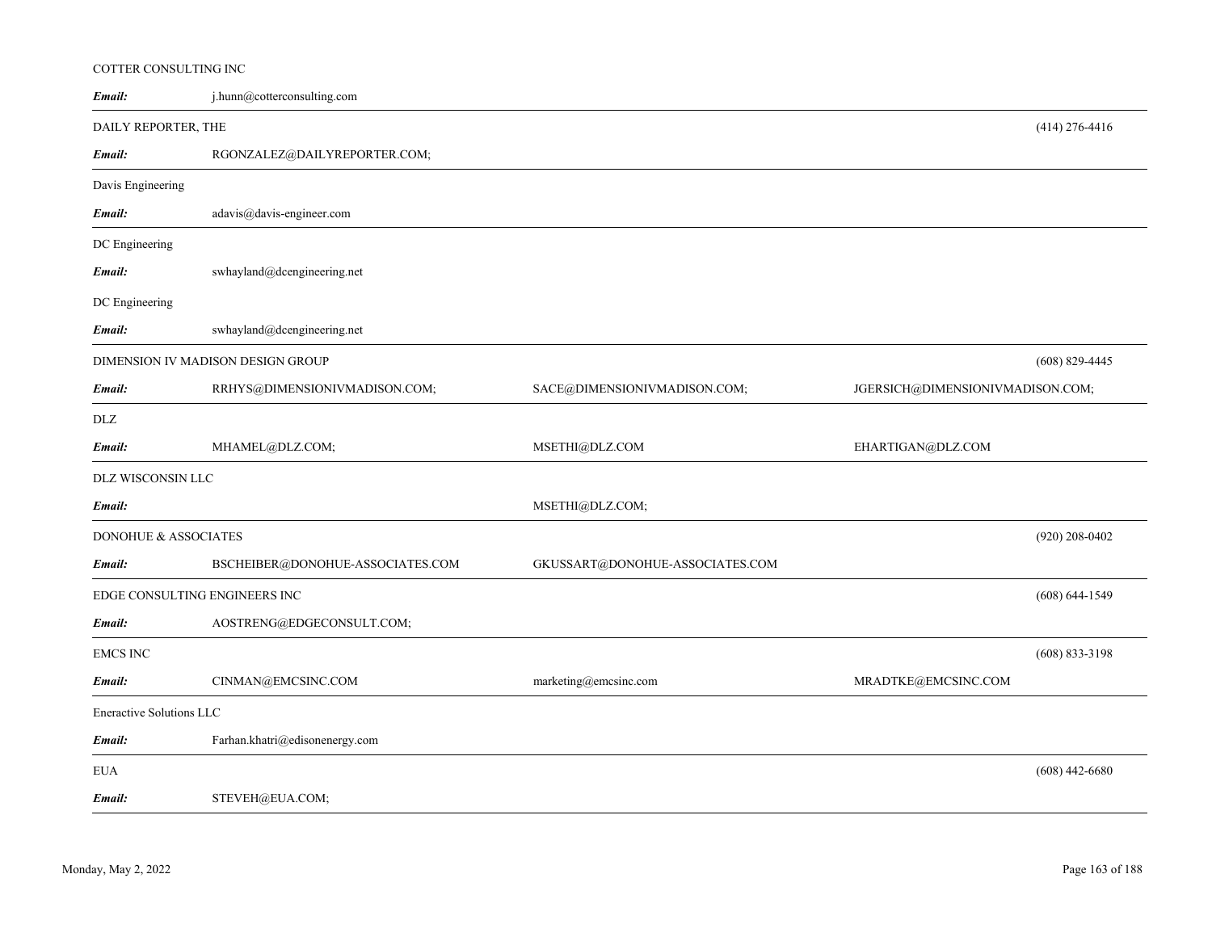COTTER CONSULTING INC

| | | | |
|---|---|---|---|
| ***Email:*** | j.hunn@cotterconsulting.com | | |

DAILY REPORTER, THE — (414) 276-4416

| | | | |
|---|---|---|---|
| ***Email:*** | RGONZALEZ@DAILYREPORTER.COM; | | |

Davis Engineering

| | | | |
|---|---|---|---|
| ***Email:*** | adavis@davis-engineer.com | | |

DC Engineering

| | | | |
|---|---|---|---|
| ***Email:*** | swhayland@dcengineering.net | | |

DC Engineering

| | | | |
|---|---|---|---|
| ***Email:*** | swhayland@dcengineering.net | | |

DIMENSION IV MADISON DESIGN GROUP — (608) 829-4445

| | | | |
|---|---|---|---|
| ***Email:*** | RRHYS@DIMENSIONIVMADISON.COM; | SACE@DIMENSIONIVMADISON.COM; | JGERSICH@DIMENSIONIVMADISON.COM; |

DLZ

| | | | |
|---|---|---|---|
| ***Email:*** | MHAMEL@DLZ.COM; | MSETHI@DLZ.COM | EHARTIGAN@DLZ.COM |

DLZ WISCONSIN LLC

| | | | |
|---|---|---|---|
| ***Email:*** | | MSETHI@DLZ.COM; | |

DONOHUE & ASSOCIATES — (920) 208-0402

| | | | |
|---|---|---|---|
| ***Email:*** | BSCHEIBER@DONOHUE-ASSOCIATES.COM | GKUSSART@DONOHUE-ASSOCIATES.COM | |

EDGE CONSULTING ENGINEERS INC — (608) 644-1549

| | | | |
|---|---|---|---|
| ***Email:*** | AOSTRENG@EDGECONSULT.COM; | | |

EMCS INC — (608) 833-3198

| | | | |
|---|---|---|---|
| ***Email:*** | CINMAN@EMCSINC.COM | marketing@emcsinc.com | MRADTKE@EMCSINC.COM |

Eneractive Solutions LLC

| | | | |
|---|---|---|---|
| ***Email:*** | Farhan.khatri@edisonenergy.com | | |

EUA — (608) 442-6680

| | | | |
|---|---|---|---|
| ***Email:*** | STEVEH@EUA.COM; | | |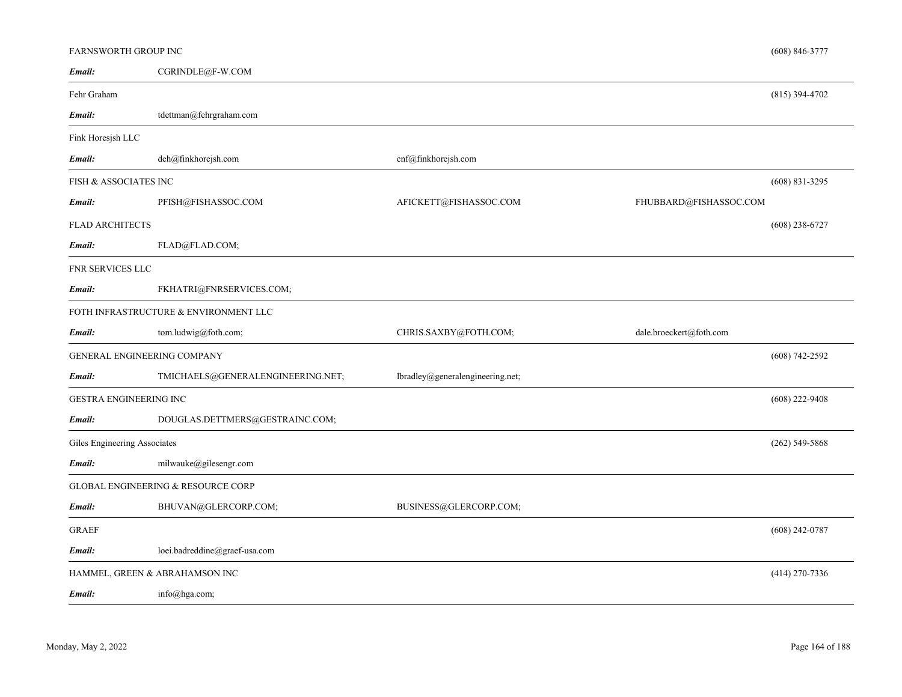FARNSWORTH GROUP INC (608) 846-3777

***Email:*** CGRINDLE@F-W.COM

---

Fehr Graham (815) 394-4702

***Email:*** tdettman@fehrgraham.com

---

Fink Horesjsh LLC

***Email:*** deh@finkhorejsh.com cnf@finkhorejsh.com

---

FISH & ASSOCIATES INC (608) 831-3295

***Email:*** PFISH@FISHASSOC.COM AFICKETT@FISHASSOC.COM FHUBBARD@FISHASSOC.COM

FLAD ARCHITECTS (608) 238-6727

***Email:*** FLAD@FLAD.COM;

---

FNR SERVICES LLC

***Email:*** FKHATRI@FNRSERVICES.COM;

---

FOTH INFRASTRUCTURE & ENVIRONMENT LLC

***Email:*** tom.ludwig@foth.com; CHRIS.SAXBY@FOTH.COM; dale.broeckert@foth.com

---

GENERAL ENGINEERING COMPANY (608) 742-2592

***Email:*** TMICHAELS@GENERALENGINEERING.NET; lbradley@generalengineering.net;

---

GESTRA ENGINEERING INC (608) 222-9408

***Email:*** DOUGLAS.DETTMERS@GESTRAINC.COM;

---

Giles Engineering Associates (262) 549-5868

***Email:*** milwauke@gilesengr.com

---

GLOBAL ENGINEERING & RESOURCE CORP

***Email:*** BHUVAN@GLERCORP.COM; BUSINESS@GLERCORP.COM;

---

GRAEF (608) 242-0787

***Email:*** loei.badreddine@graef-usa.com

---

HAMMEL, GREEN & ABRAHAMSON INC (414) 270-7336

***Email:*** info@hga.com;

---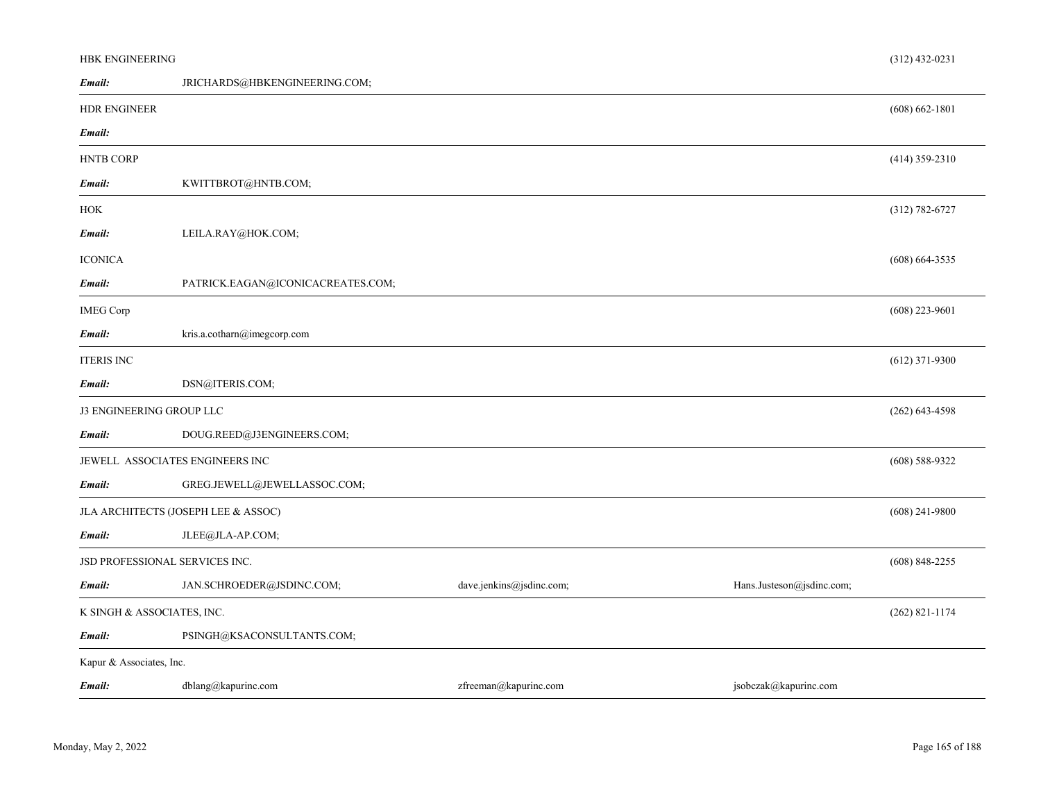HBK ENGINEERING (312) 432-0231

***Email:*** JRICHARDS@HBKENGINEERING.COM;

---

HDR ENGINEER (608) 662-1801

***Email:***

---

HNTB CORP (414) 359-2310

***Email:*** KWITTBROT@HNTB.COM;

---

HOK (312) 782-6727

***Email:*** LEILA.RAY@HOK.COM;

ICONICA (608) 664-3535

***Email:*** PATRICK.EAGAN@ICONICACREATES.COM;

---

IMEG Corp (608) 223-9601

***Email:*** kris.a.cotharn@imegcorp.com

---

ITERIS INC (612) 371-9300

***Email:*** DSN@ITERIS.COM;

---

J3 ENGINEERING GROUP LLC (262) 643-4598

***Email:*** DOUG.REED@J3ENGINEERS.COM;

---

JEWELL ASSOCIATES ENGINEERS INC (608) 588-9322

***Email:*** GREG.JEWELL@JEWELLASSOC.COM;

---

JLA ARCHITECTS (JOSEPH LEE & ASSOC) (608) 241-9800

***Email:*** JLEE@JLA-AP.COM;

---

JSD PROFESSIONAL SERVICES INC. (608) 848-2255

***Email:*** JAN.SCHROEDER@JSDINC.COM; dave.jenkins@jsdinc.com; Hans.Justeson@jsdinc.com;

---

K SINGH & ASSOCIATES, INC. (262) 821-1174

***Email:*** PSINGH@KSACONSULTANTS.COM;

---

Kapur & Associates, Inc.

***Email:*** dblang@kapurinc.com zfreeman@kapurinc.com jsobczak@kapurinc.com

---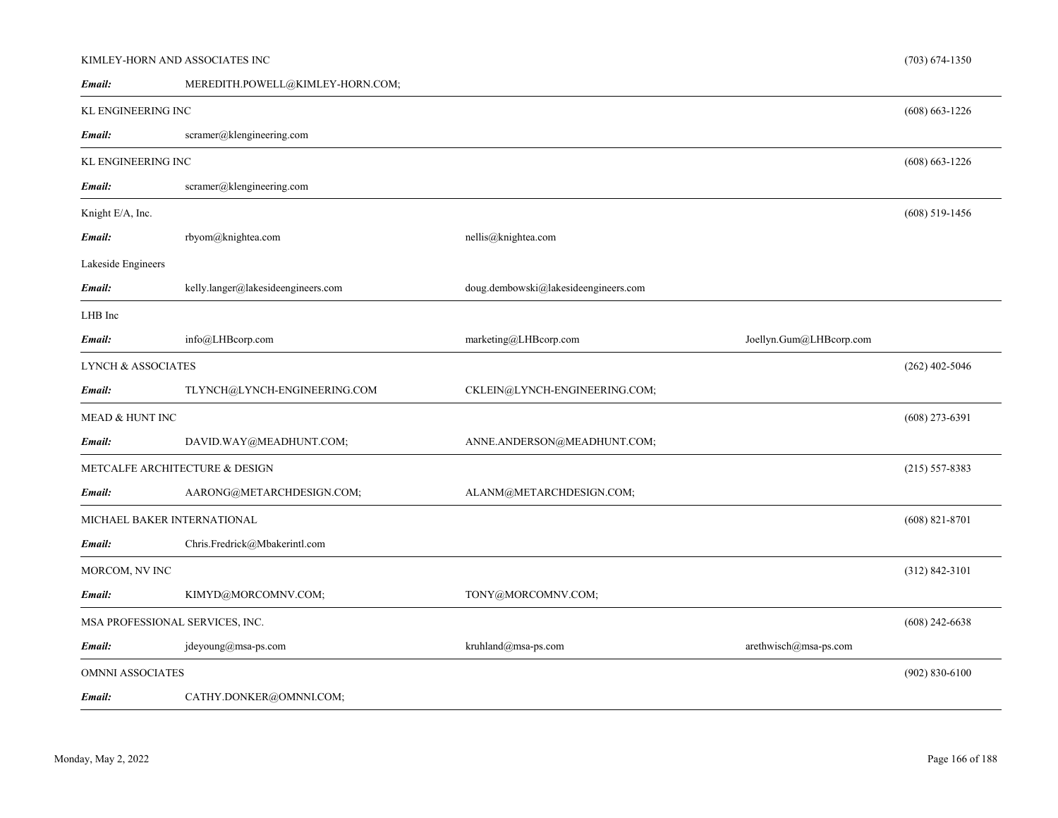| Company | | | | Phone |
|---|---|---|---|---|
| KIMLEY-HORN AND ASSOCIATES INC | | | | (703) 674-1350 |
| ***Email:*** | MEREDITH.POWELL@KIMLEY-HORN.COM; | | | |
| KL ENGINEERING INC | | | | (608) 663-1226 |
| ***Email:*** | scramer@klengineering.com | | | |
| KL ENGINEERING INC | | | | (608) 663-1226 |
| ***Email:*** | scramer@klengineering.com | | | |
| Knight E/A, Inc. | | | | (608) 519-1456 |
| ***Email:*** | rbyom@knightea.com | nellis@knightea.com | | |
| Lakeside Engineers | | | | |
| ***Email:*** | kelly.langer@lakesideengineers.com | doug.dembowski@lakesideengineers.com | | |
| LHB Inc | | | | |
| ***Email:*** | info@LHBcorp.com | marketing@LHBcorp.com | Joellyn.Gum@LHBcorp.com | |
| LYNCH & ASSOCIATES | | | | (262) 402-5046 |
| ***Email:*** | TLYNCH@LYNCH-ENGINEERING.COM | CKLEIN@LYNCH-ENGINEERING.COM; | | |
| MEAD & HUNT INC | | | | (608) 273-6391 |
| ***Email:*** | DAVID.WAY@MEADHUNT.COM; | ANNE.ANDERSON@MEADHUNT.COM; | | |
| METCALFE ARCHITECTURE & DESIGN | | | | (215) 557-8383 |
| ***Email:*** | AARONG@METARCHDESIGN.COM; | ALANM@METARCHDESIGN.COM; | | |
| MICHAEL BAKER INTERNATIONAL | | | | (608) 821-8701 |
| ***Email:*** | Chris.Fredrick@Mbakerintl.com | | | |
| MORCOM, NV INC | | | | (312) 842-3101 |
| ***Email:*** | KIMYD@MORCOMNV.COM; | TONY@MORCOMNV.COM; | | |
| MSA PROFESSIONAL SERVICES, INC. | | | | (608) 242-6638 |
| ***Email:*** | jdeyoung@msa-ps.com | kruhland@msa-ps.com | arethwisch@msa-ps.com | |
| OMNNI ASSOCIATES | | | | (902) 830-6100 |
| ***Email:*** | CATHY.DONKER@OMNNI.COM; | | | |

Monday, May 2, 2022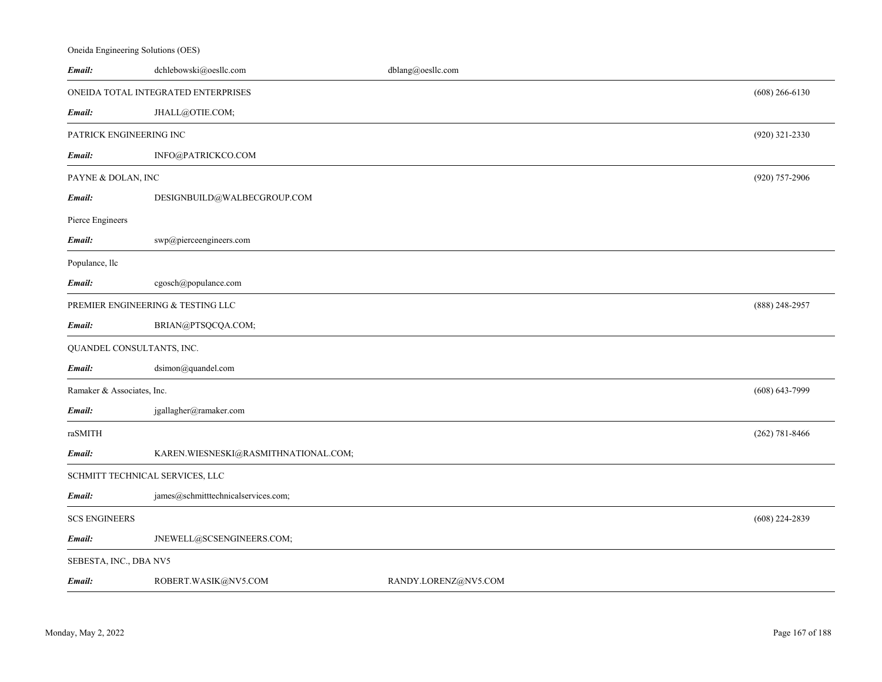Oneida Engineering Solutions (OES)

| | | | |
|---|---|---|---|
| ***Email:*** | dchlebowski@oesllc.com | dblang@oesllc.com | |

ONEIDA TOTAL INTEGRATED ENTERPRISES (608) 266-6130

***Email:*** JHALL@OTIE.COM;

PATRICK ENGINEERING INC (920) 321-2330

***Email:*** INFO@PATRICKCO.COM

PAYNE & DOLAN, INC (920) 757-2906

***Email:*** DESIGNBUILD@WALBECGROUP.COM

Pierce Engineers

***Email:*** swp@pierceengineers.com

Populance, llc

***Email:*** cgosch@populance.com

PREMIER ENGINEERING & TESTING LLC (888) 248-2957

***Email:*** BRIAN@PTSQCQA.COM;

QUANDEL CONSULTANTS, INC.

***Email:*** dsimon@quandel.com

Ramaker & Associates, Inc. (608) 643-7999

***Email:*** jgallagher@ramaker.com

raSMITH (262) 781-8466

***Email:*** KAREN.WIESNESKI@RASMITHNATIONAL.COM;

SCHMITT TECHNICAL SERVICES, LLC

***Email:*** james@schmitttechnicalservices.com;

SCS ENGINEERS (608) 224-2839

***Email:*** JNEWELL@SCSENGINEERS.COM;

SEBESTA, INC., DBA NV5

***Email:*** ROBERT.WASIK@NV5.COM RANDY.LORENZ@NV5.COM

Monday, May 2, 2022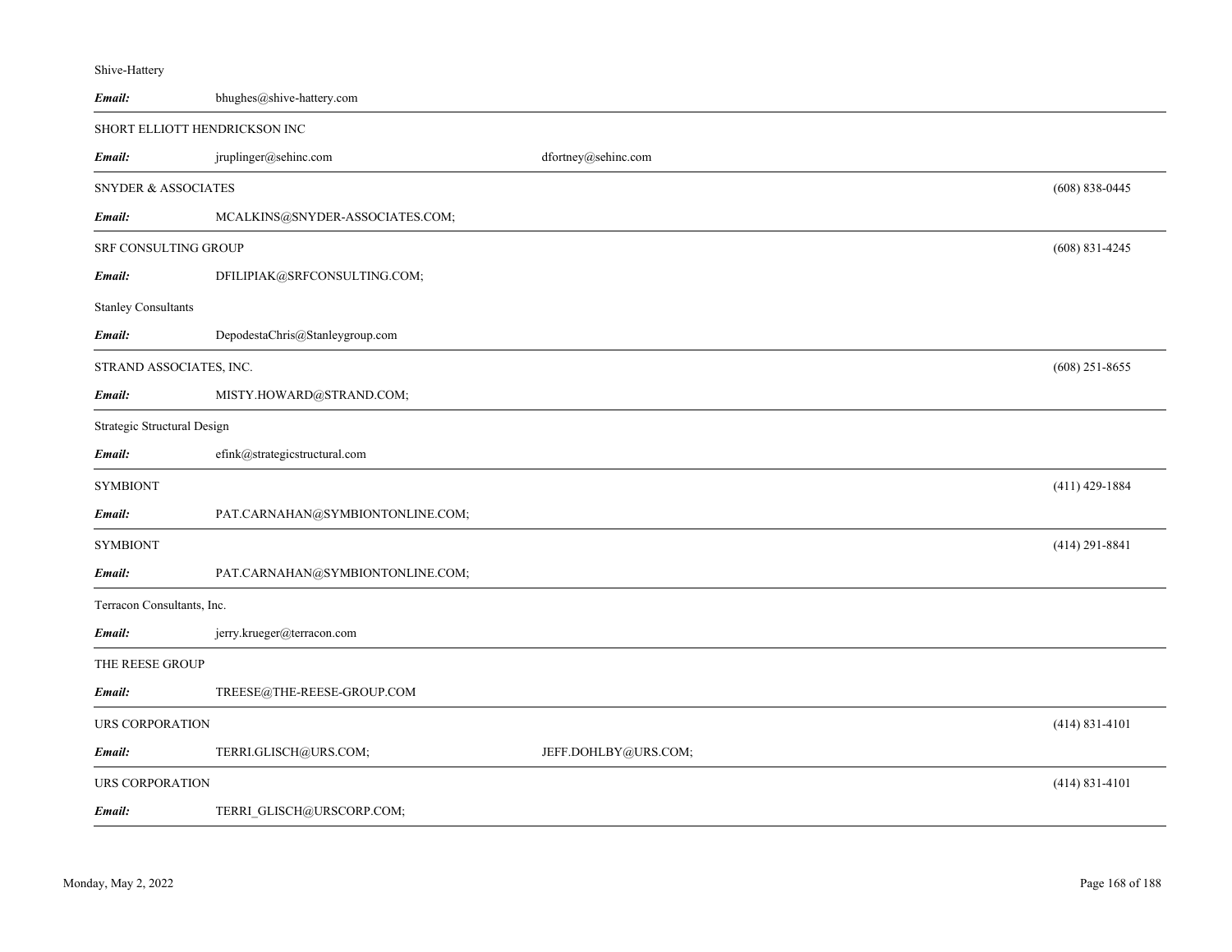Shive-Hattery

***Email:*** bhughes@shive-hattery.com

---

SHORT ELLIOTT HENDRICKSON INC

***Email:*** jruplinger@sehinc.com dfortney@sehinc.com

---

SNYDER & ASSOCIATES (608) 838-0445

***Email:*** MCALKINS@SNYDER-ASSOCIATES.COM;

---

SRF CONSULTING GROUP (608) 831-4245

***Email:*** DFILIPIAK@SRFCONSULTING.COM;

Stanley Consultants

***Email:*** DepodestaChris@Stanleygroup.com

---

STRAND ASSOCIATES, INC. (608) 251-8655

***Email:*** MISTY.HOWARD@STRAND.COM;

---

Strategic Structural Design

***Email:*** efink@strategicstructural.com

---

SYMBIONT (411) 429-1884

***Email:*** PAT.CARNAHAN@SYMBIONTONLINE.COM;

---

SYMBIONT (414) 291-8841

***Email:*** PAT.CARNAHAN@SYMBIONTONLINE.COM;

---

Terracon Consultants, Inc.

***Email:*** jerry.krueger@terracon.com

---

THE REESE GROUP

***Email:*** TREESE@THE-REESE-GROUP.COM

---

URS CORPORATION (414) 831-4101

***Email:*** TERRI.GLISCH@URS.COM; JEFF.DOHLBY@URS.COM;

---

URS CORPORATION (414) 831-4101

***Email:*** TERRI_GLISCH@URSCORP.COM;

---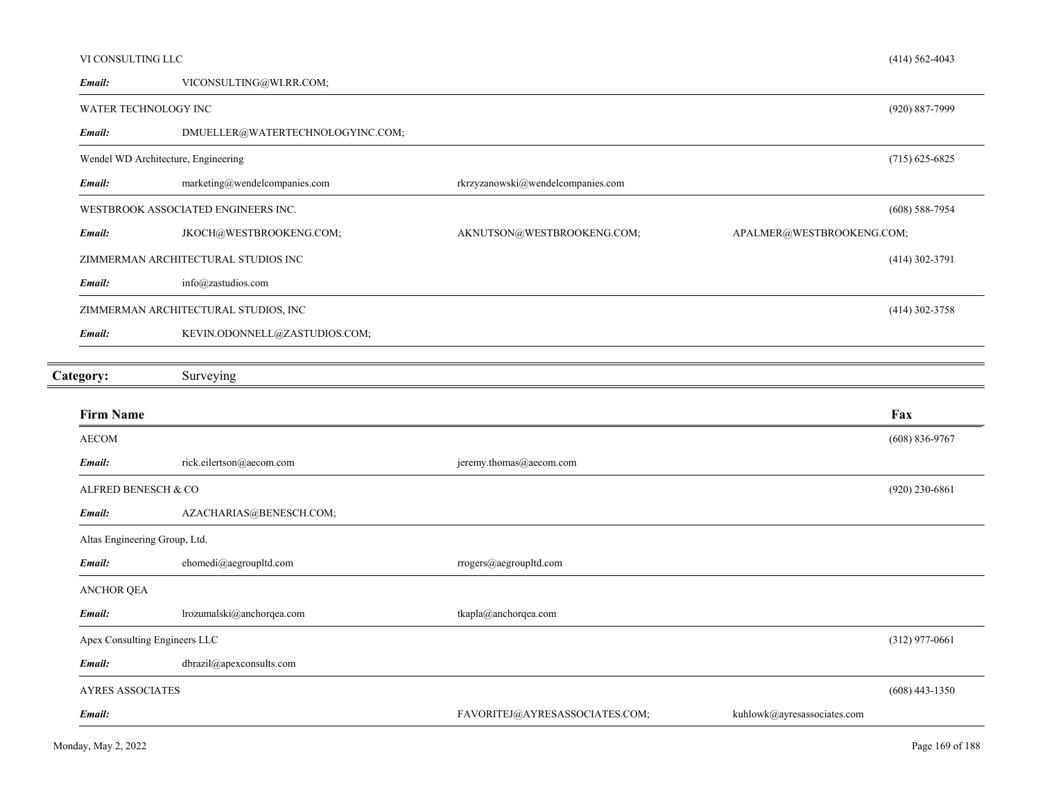| | | | |
|---|---|---|---|
| VI CONSULTING LLC | | | (414) 562-4043 |
| ***Email:*** VICONSULTING@WI.RR.COM; | | | |
| WATER TECHNOLOGY INC | | | (920) 887-7999 |
| ***Email:*** DMUELLER@WATERTECHNOLOGYINC.COM; | | | |
| Wendel WD Architecture, Engineering | | | (715) 625-6825 |
| ***Email:*** marketing@wendelcompanies.com | rkrzyzanowski@wendelcompanies.com | | |
| WESTBROOK ASSOCIATED ENGINEERS INC. | | | (608) 588-7954 |
| ***Email:*** JKOCH@WESTBROOKENG.COM; | AKNUTSON@WESTBROOKENG.COM; | APALMER@WESTBROOKENG.COM; | |
| ZIMMERMAN ARCHITECTURAL STUDIOS INC | | | (414) 302-3791 |
| ***Email:*** info@zastudios.com | | | |
| ZIMMERMAN ARCHITECTURAL STUDIOS, INC | | | (414) 302-3758 |
| ***Email:*** KEVIN.ODONNELL@ZASTUDIOS.COM; | | | |

## Category: Surveying

| Firm Name | | | Fax |
|---|---|---|---|
| AECOM | | | (608) 836-9767 |
| ***Email:*** rick.eilertson@aecom.com | jeremy.thomas@aecom.com | | |
| ALFRED BENESCH & CO | | | (920) 230-6861 |
| ***Email:*** AZACHARIAS@BENESCH.COM; | | | |
| Altas Engineering Group, Ltd. | | | |
| ***Email:*** ehomedi@aegroupltd.com | rrogers@aegroupltd.com | | |
| ANCHOR QEA | | | |
| ***Email:*** lrozumalski@anchorqea.com | tkapla@anchorqea.com | | |
| Apex Consulting Engineers LLC | | | (312) 977-0661 |
| ***Email:*** dbrazil@apexconsults.com | | | |
| AYRES ASSOCIATES | | | (608) 443-1350 |
| ***Email:*** | FAVORITEJ@AYRESASSOCIATES.COM; | kuhlowk@ayresassociates.com | |

Monday, May 2, 2022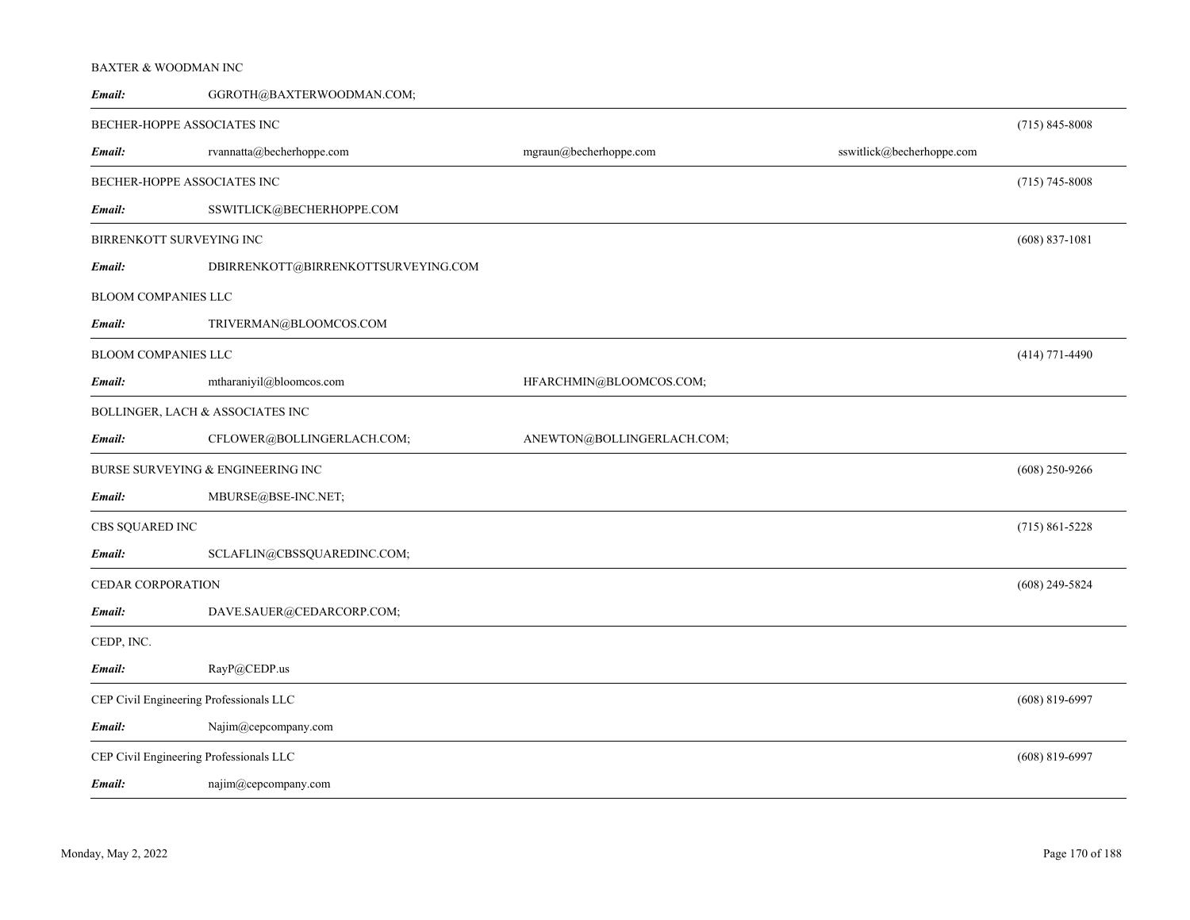BAXTER & WOODMAN INC

***Email:*** GGROTH@BAXTERWOODMAN.COM;

---

BECHER-HOPPE ASSOCIATES INC (715) 845-8008

***Email:*** rvannatta@becherhoppe.com mgraun@becherhoppe.com sswitlick@becherhoppe.com

---

BECHER-HOPPE ASSOCIATES INC (715) 745-8008

***Email:*** SSWITLICK@BECHERHOPPE.COM

---

BIRRENKOTT SURVEYING INC (608) 837-1081

***Email:*** DBIRRENKOTT@BIRRENKOTTSURVEYING.COM

BLOOM COMPANIES LLC

***Email:*** TRIVERMAN@BLOOMCOS.COM

---

BLOOM COMPANIES LLC (414) 771-4490

***Email:*** mtharaniyil@bloomcos.com HFARCHMIN@BLOOMCOS.COM;

---

BOLLINGER, LACH & ASSOCIATES INC

***Email:*** CFLOWER@BOLLINGERLACH.COM; ANEWTON@BOLLINGERLACH.COM;

---

BURSE SURVEYING & ENGINEERING INC (608) 250-9266

***Email:*** MBURSE@BSE-INC.NET;

---

CBS SQUARED INC (715) 861-5228

***Email:*** SCLAFLIN@CBSSQUAREDINC.COM;

---

CEDAR CORPORATION (608) 249-5824

***Email:*** DAVE.SAUER@CEDARCORP.COM;

---

CEDP, INC.

***Email:*** RayP@CEDP.us

---

CEP Civil Engineering Professionals LLC (608) 819-6997

***Email:*** Najim@cepcompany.com

---

CEP Civil Engineering Professionals LLC (608) 819-6997

***Email:*** najim@cepcompany.com

---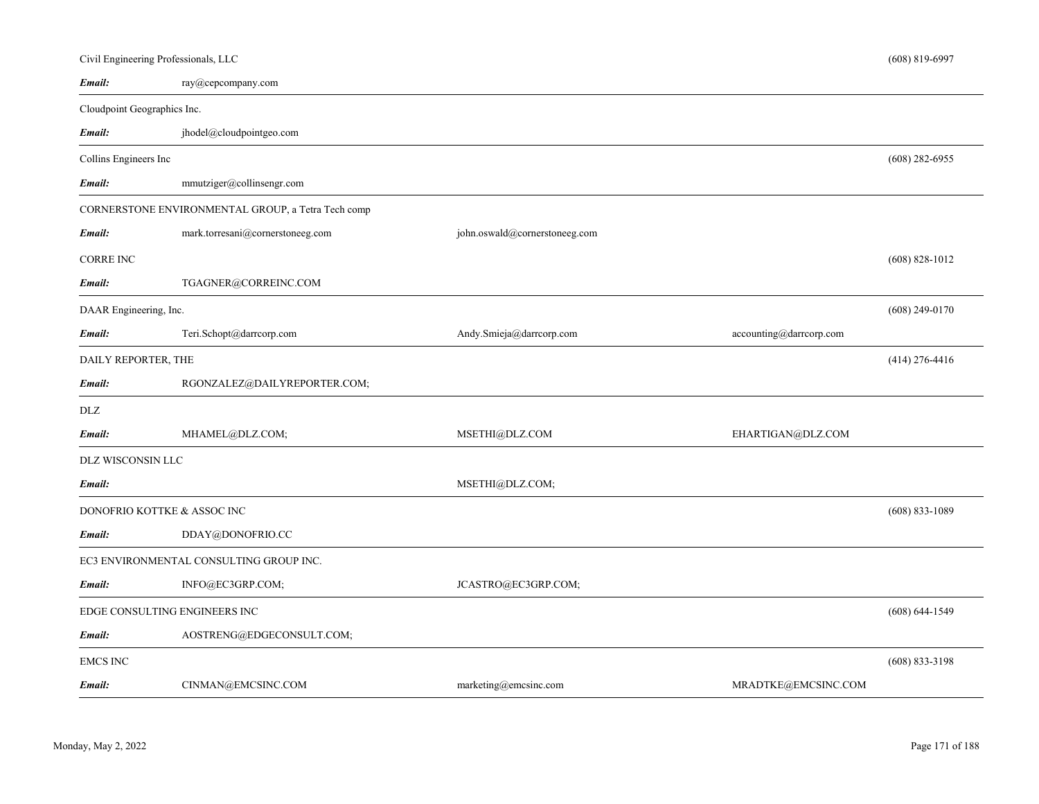Civil Engineering Professionals, LLC (608) 819-6997

***Email:*** ray@cepcompany.com

---

Cloudpoint Geographics Inc.

***Email:*** jhodel@cloudpointgeo.com

---

Collins Engineers Inc (608) 282-6955

***Email:*** mmutziger@collinsengr.com

---

CORNERSTONE ENVIRONMENTAL GROUP, a Tetra Tech comp

***Email:*** mark.torresani@cornerstoneeg.com john.oswald@cornerstoneeg.com

CORRE INC (608) 828-1012

***Email:*** TGAGNER@CORREINC.COM

---

DAAR Engineering, Inc. (608) 249-0170

***Email:*** Teri.Schopt@darrcorp.com Andy.Smieja@darrcorp.com accounting@darrcorp.com

---

DAILY REPORTER, THE (414) 276-4416

***Email:*** RGONZALEZ@DAILYREPORTER.COM;

---

DLZ

***Email:*** MHAMEL@DLZ.COM; MSETHI@DLZ.COM EHARTIGAN@DLZ.COM

---

DLZ WISCONSIN LLC

***Email:*** MSETHI@DLZ.COM;

---

DONOFRIO KOTTKE & ASSOC INC (608) 833-1089

***Email:*** DDAY@DONOFRIO.CC

---

EC3 ENVIRONMENTAL CONSULTING GROUP INC.

***Email:*** INFO@EC3GRP.COM; JCASTRO@EC3GRP.COM;

---

EDGE CONSULTING ENGINEERS INC (608) 644-1549

***Email:*** AOSTRENG@EDGECONSULT.COM;

---

EMCS INC (608) 833-3198

***Email:*** CINMAN@EMCSINC.COM marketing@emcsinc.com MRADTKE@EMCSINC.COM

---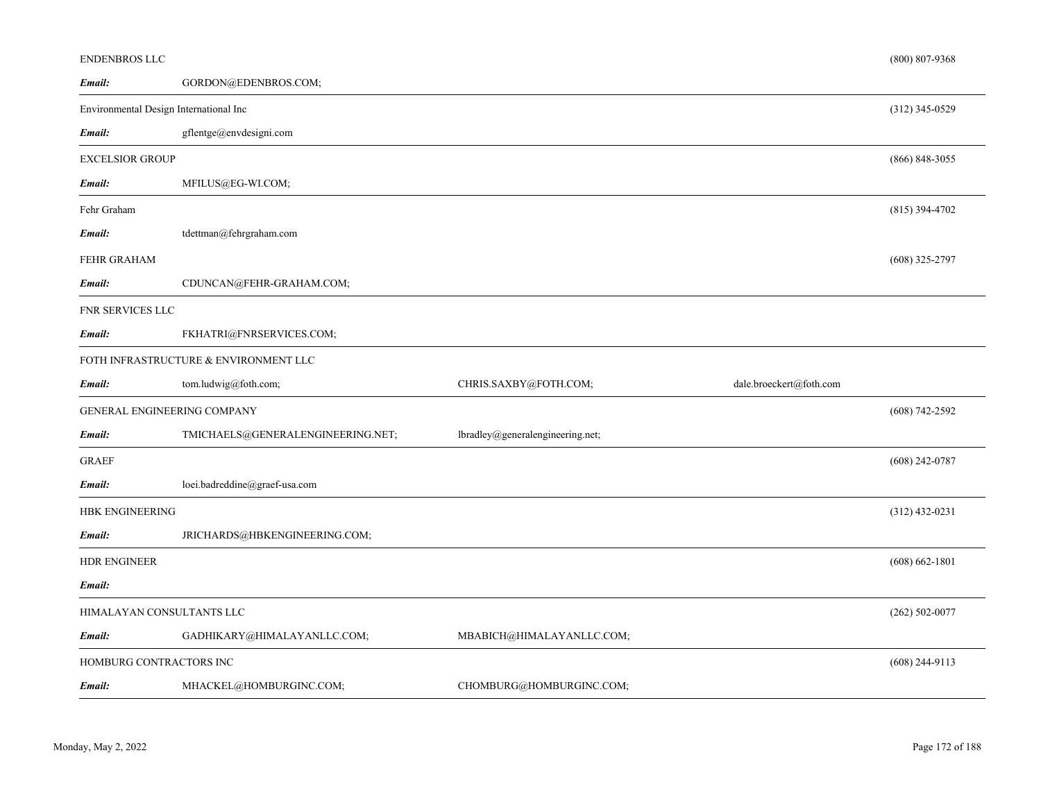ENDENBROS LLC (800) 807-9368

***Email:*** GORDON@EDENBROS.COM;

---

Environmental Design International Inc (312) 345-0529

***Email:*** gflentge@envdesigni.com

---

EXCELSIOR GROUP (866) 848-3055

***Email:*** MFILUS@EG-WI.COM;

---

Fehr Graham (815) 394-4702

***Email:*** tdettman@fehrgraham.com

FEHR GRAHAM (608) 325-2797

***Email:*** CDUNCAN@FEHR-GRAHAM.COM;

---

FNR SERVICES LLC

***Email:*** FKHATRI@FNRSERVICES.COM;

---

FOTH INFRASTRUCTURE & ENVIRONMENT LLC

***Email:*** tom.ludwig@foth.com; CHRIS.SAXBY@FOTH.COM; dale.broeckert@foth.com

---

GENERAL ENGINEERING COMPANY (608) 742-2592

***Email:*** TMICHAELS@GENERALENGINEERING.NET; lbradley@generalengineering.net;

---

GRAEF (608) 242-0787

***Email:*** loei.badreddine@graef-usa.com

---

HBK ENGINEERING (312) 432-0231

***Email:*** JRICHARDS@HBKENGINEERING.COM;

---

HDR ENGINEER (608) 662-1801

***Email:***

---

HIMALAYAN CONSULTANTS LLC (262) 502-0077

***Email:*** GADHIKARY@HIMALAYANLLC.COM; MBABICH@HIMALAYANLLC.COM;

---

HOMBURG CONTRACTORS INC (608) 244-9113

***Email:*** MHACKEL@HOMBURGINC.COM; CHOMBURG@HOMBURGINC.COM;

---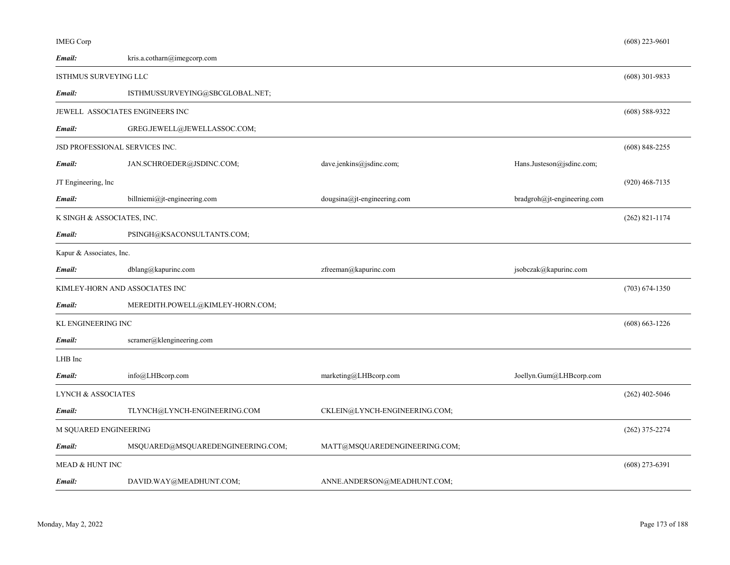| Company | | | | Phone |
|---|---|---|---|---|
| IMEG Corp | | | | (608) 223-9601 |
| ***Email:*** | kris.a.cotharn@imegcorp.com | | | |
| ISTHMUS SURVEYING LLC | | | | (608) 301-9833 |
| ***Email:*** | ISTHMUSSURVEYING@SBCGLOBAL.NET; | | | |
| JEWELL ASSOCIATES ENGINEERS INC | | | | (608) 588-9322 |
| ***Email:*** | GREG.JEWELL@JEWELLASSOC.COM; | | | |
| JSD PROFESSIONAL SERVICES INC. | | | | (608) 848-2255 |
| ***Email:*** | JAN.SCHROEDER@JSDINC.COM; | dave.jenkins@jsdinc.com; | Hans.Justeson@jsdinc.com; | |
| JT Engineering, lnc | | | | (920) 468-7135 |
| ***Email:*** | billniemi@jt-engineering.com | dougsina@jt-engineering.com | bradgroh@jt-engineering.com | |
| K SINGH & ASSOCIATES, INC. | | | | (262) 821-1174 |
| ***Email:*** | PSINGH@KSACONSULTANTS.COM; | | | |
| Kapur & Associates, Inc. | | | | |
| ***Email:*** | dblang@kapurinc.com | zfreeman@kapurinc.com | jsobczak@kapurinc.com | |
| KIMLEY-HORN AND ASSOCIATES INC | | | | (703) 674-1350 |
| ***Email:*** | MEREDITH.POWELL@KIMLEY-HORN.COM; | | | |
| KL ENGINEERING INC | | | | (608) 663-1226 |
| ***Email:*** | scramer@klengineering.com | | | |
| LHB Inc | | | | |
| ***Email:*** | info@LHBcorp.com | marketing@LHBcorp.com | Joellyn.Gum@LHBcorp.com | |
| LYNCH & ASSOCIATES | | | | (262) 402-5046 |
| ***Email:*** | TLYNCH@LYNCH-ENGINEERING.COM | CKLEIN@LYNCH-ENGINEERING.COM; | | |
| M SQUARED ENGINEERING | | | | (262) 375-2274 |
| ***Email:*** | MSQUARED@MSQUAREDENGINEERING.COM; | MATT@MSQUAREDENGINEERING.COM; | | |
| MEAD & HUNT INC | | | | (608) 273-6391 |
| ***Email:*** | DAVID.WAY@MEADHUNT.COM; | ANNE.ANDERSON@MEADHUNT.COM; | | |

Monday, May 2, 2022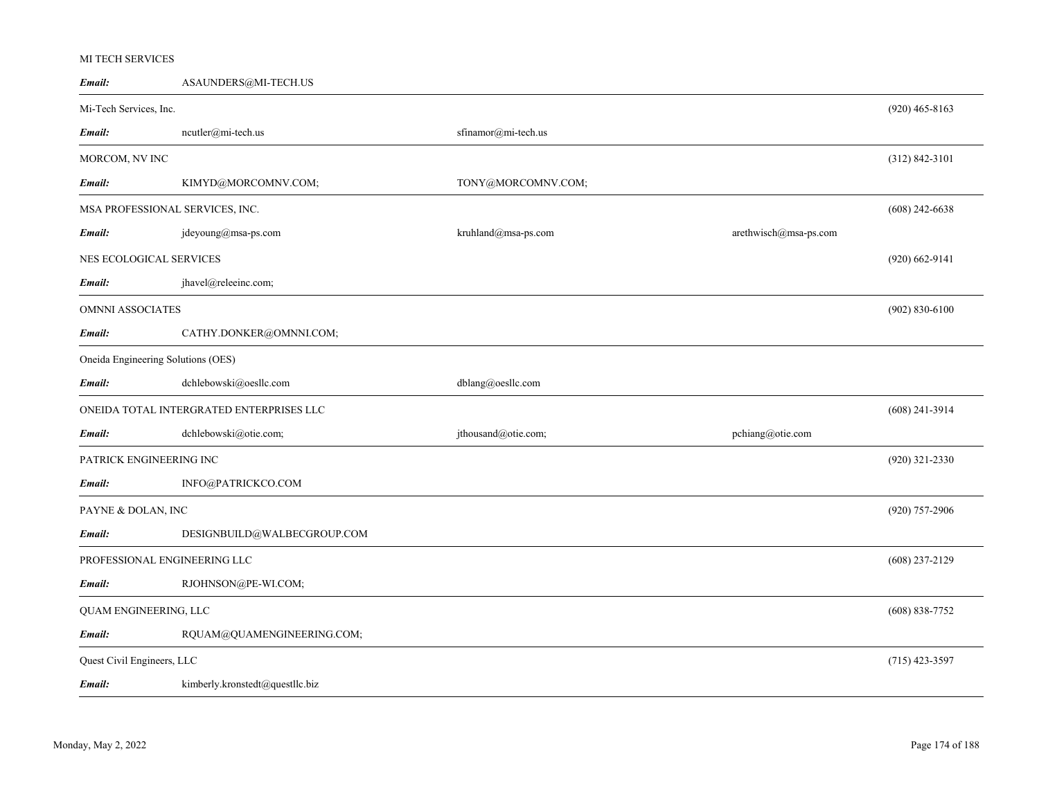MI TECH SERVICES

***Email:*** ASAUNDERS@MI-TECH.US

---

Mi-Tech Services, Inc. (920) 465-8163

***Email:*** ncutler@mi-tech.us sfinamor@mi-tech.us

---

MORCOM, NV INC (312) 842-3101

***Email:*** KIMYD@MORCOMNV.COM; TONY@MORCOMNV.COM;

---

MSA PROFESSIONAL SERVICES, INC. (608) 242-6638

***Email:*** jdeyoung@msa-ps.com kruhland@msa-ps.com arethwisch@msa-ps.com

NES ECOLOGICAL SERVICES (920) 662-9141

***Email:*** jhavel@releeinc.com;

---

OMNNI ASSOCIATES (902) 830-6100

***Email:*** CATHY.DONKER@OMNNI.COM;

---

Oneida Engineering Solutions (OES)

***Email:*** dchlebowski@oesllc.com dblang@oesllc.com

---

ONEIDA TOTAL INTERGRATED ENTERPRISES LLC (608) 241-3914

***Email:*** dchlebowski@otie.com; jthousand@otie.com; pchiang@otie.com

---

PATRICK ENGINEERING INC (920) 321-2330

***Email:*** INFO@PATRICKCO.COM

---

PAYNE & DOLAN, INC (920) 757-2906

***Email:*** DESIGNBUILD@WALBECGROUP.COM

---

PROFESSIONAL ENGINEERING LLC (608) 237-2129

***Email:*** RJOHNSON@PE-WI.COM;

---

QUAM ENGINEERING, LLC (608) 838-7752

***Email:*** RQUAM@QUAMENGINEERING.COM;

---

Quest Civil Engineers, LLC (715) 423-3597

***Email:*** kimberly.kronstedt@questllc.biz

---

Monday, May 2, 2022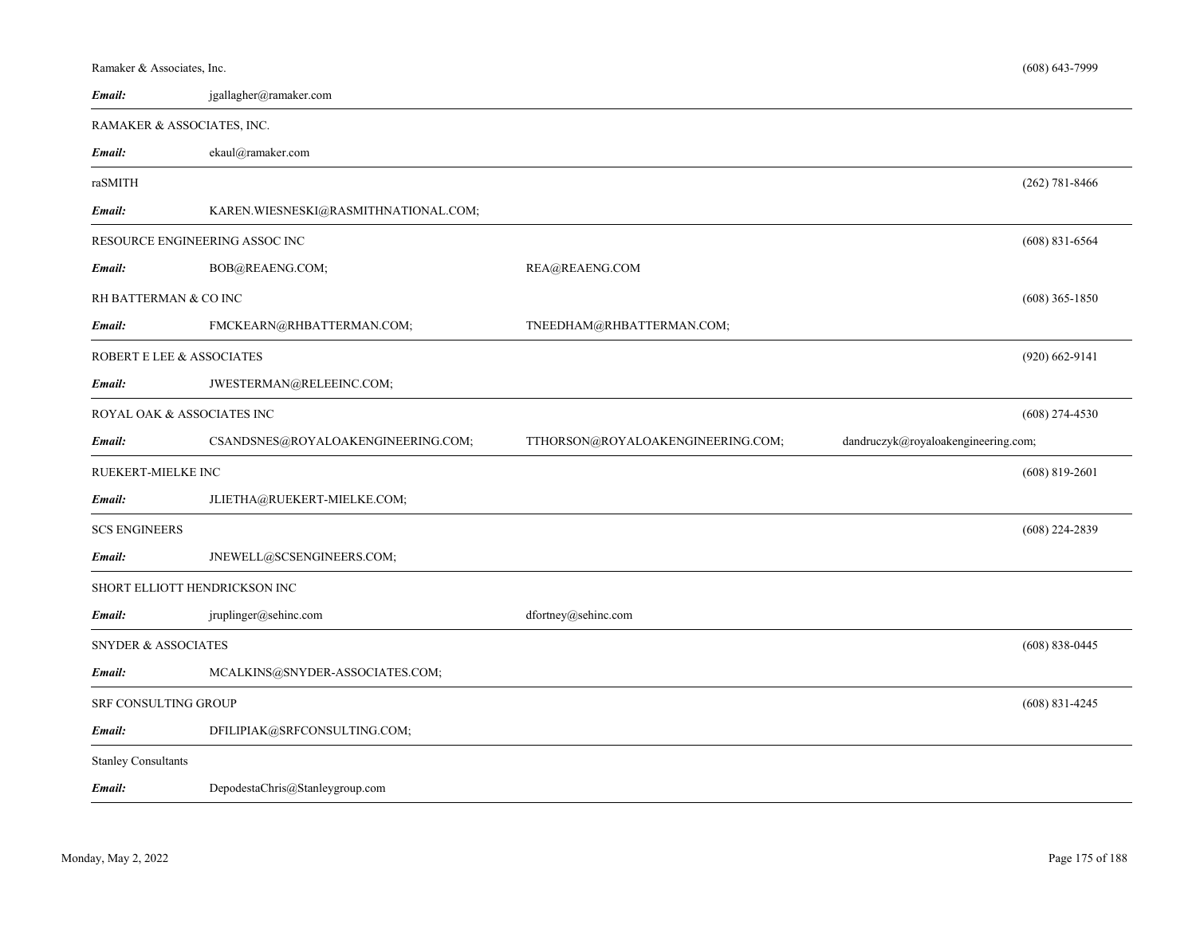Ramaker & Associates, Inc. (608) 643-7999

***Email:*** jgallagher@ramaker.com

---

RAMAKER & ASSOCIATES, INC.

***Email:*** ekaul@ramaker.com

---

raSMITH (262) 781-8466

***Email:*** KAREN.WIESNESKI@RASMITHNATIONAL.COM;

---

RESOURCE ENGINEERING ASSOC INC (608) 831-6564

***Email:*** BOB@REAENG.COM; REA@REAENG.COM

RH BATTERMAN & CO INC (608) 365-1850

***Email:*** FMCKEARN@RHBATTERMAN.COM; TNEEDHAM@RHBATTERMAN.COM;

---

ROBERT E LEE & ASSOCIATES (920) 662-9141

***Email:*** JWESTERMAN@RELEEINC.COM;

---

ROYAL OAK & ASSOCIATES INC (608) 274-4530

***Email:*** CSANDSNES@ROYALOAKENGINEERING.COM; TTHORSON@ROYALOAKENGINEERING.COM; dandruczyk@royaloakengineering.com;

---

RUEKERT-MIELKE INC (608) 819-2601

***Email:*** JLIETHA@RUEKERT-MIELKE.COM;

---

SCS ENGINEERS (608) 224-2839

***Email:*** JNEWELL@SCSENGINEERS.COM;

---

SHORT ELLIOTT HENDRICKSON INC

***Email:*** jruplinger@sehinc.com dfortney@sehinc.com

---

SNYDER & ASSOCIATES (608) 838-0445

***Email:*** MCALKINS@SNYDER-ASSOCIATES.COM;

---

SRF CONSULTING GROUP (608) 831-4245

***Email:*** DFILIPIAK@SRFCONSULTING.COM;

---

Stanley Consultants

***Email:*** DepodestaChris@Stanleygroup.com

---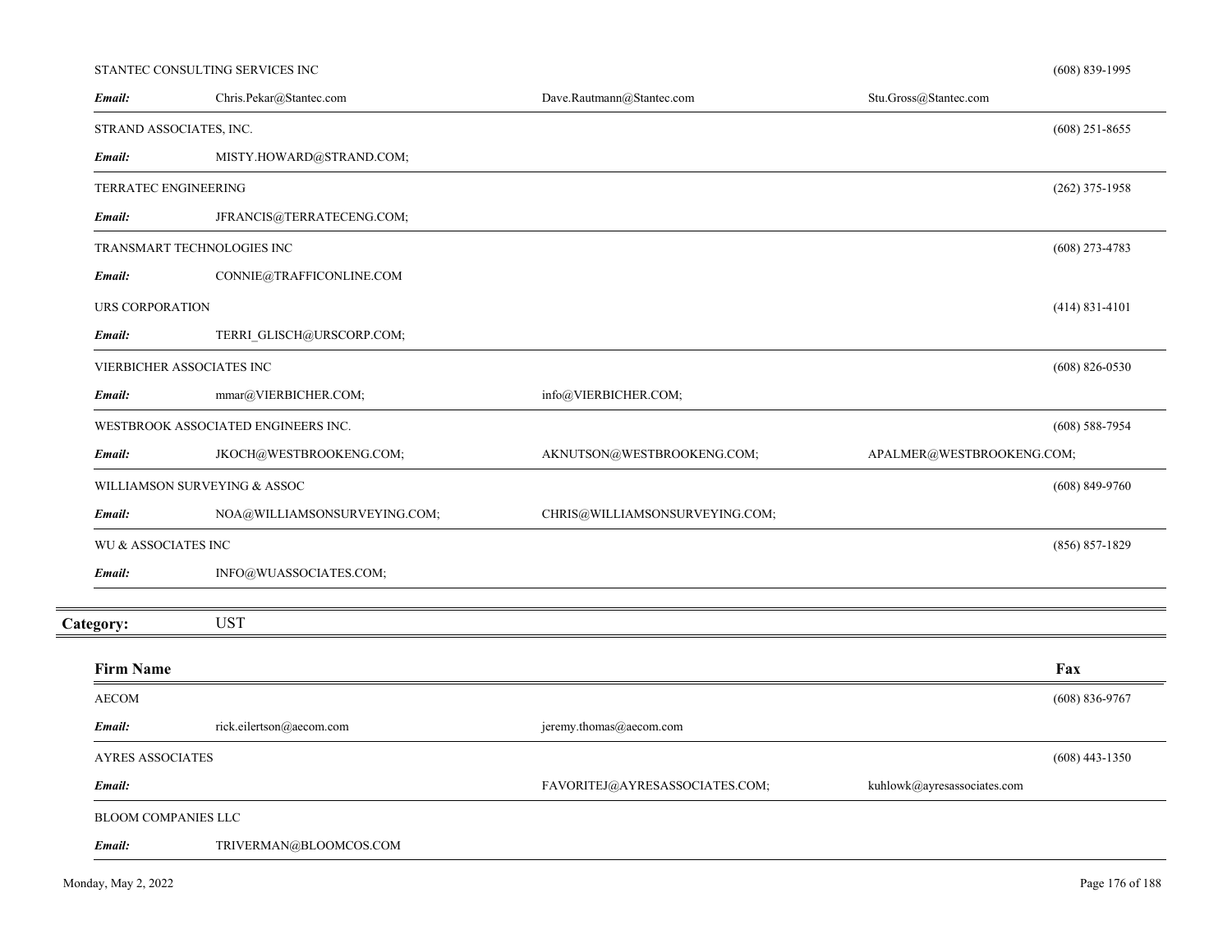| Firm Name | | | | Fax |
|---|---|---|---|---|
| STANTEC CONSULTING SERVICES INC | | | | (608) 839-1995 |
| ***Email:*** | Chris.Pekar@Stantec.com | Dave.Rautmann@Stantec.com | Stu.Gross@Stantec.com | |
| STRAND ASSOCIATES, INC. | | | | (608) 251-8655 |
| ***Email:*** | MISTY.HOWARD@STRAND.COM; | | | |
| TERRATEC ENGINEERING | | | | (262) 375-1958 |
| ***Email:*** | JFRANCIS@TERRATECENG.COM; | | | |
| TRANSMART TECHNOLOGIES INC | | | | (608) 273-4783 |
| ***Email:*** | CONNIE@TRAFFICONLINE.COM | | | |
| URS CORPORATION | | | | (414) 831-4101 |
| ***Email:*** | TERRI_GLISCH@URSCORP.COM; | | | |
| VIERBICHER ASSOCIATES INC | | | | (608) 826-0530 |
| ***Email:*** | mmar@VIERBICHER.COM; | info@VIERBICHER.COM; | | |
| WESTBROOK ASSOCIATED ENGINEERS INC. | | | | (608) 588-7954 |
| ***Email:*** | JKOCH@WESTBROOKENG.COM; | AKNUTSON@WESTBROOKENG.COM; | APALMER@WESTBROOKENG.COM; | |
| WILLIAMSON SURVEYING & ASSOC | | | | (608) 849-9760 |
| ***Email:*** | NOA@WILLIAMSONSURVEYING.COM; | CHRIS@WILLIAMSONSURVEYING.COM; | | |
| WU & ASSOCIATES INC | | | | (856) 857-1829 |
| ***Email:*** | INFO@WUASSOCIATES.COM; | | | |

**Category:** UST

| Firm Name | | | | Fax |
|---|---|---|---|---|
| AECOM | | | | (608) 836-9767 |
| ***Email:*** | rick.eilertson@aecom.com | jeremy.thomas@aecom.com | | |
| AYRES ASSOCIATES | | | | (608) 443-1350 |
| ***Email:*** | | FAVORITEJ@AYRESASSOCIATES.COM; | kuhlowk@ayresassociates.com | |
| BLOOM COMPANIES LLC | | | | |
| ***Email:*** | TRIVERMAN@BLOOMCOS.COM | | | |

Monday, May 2, 2022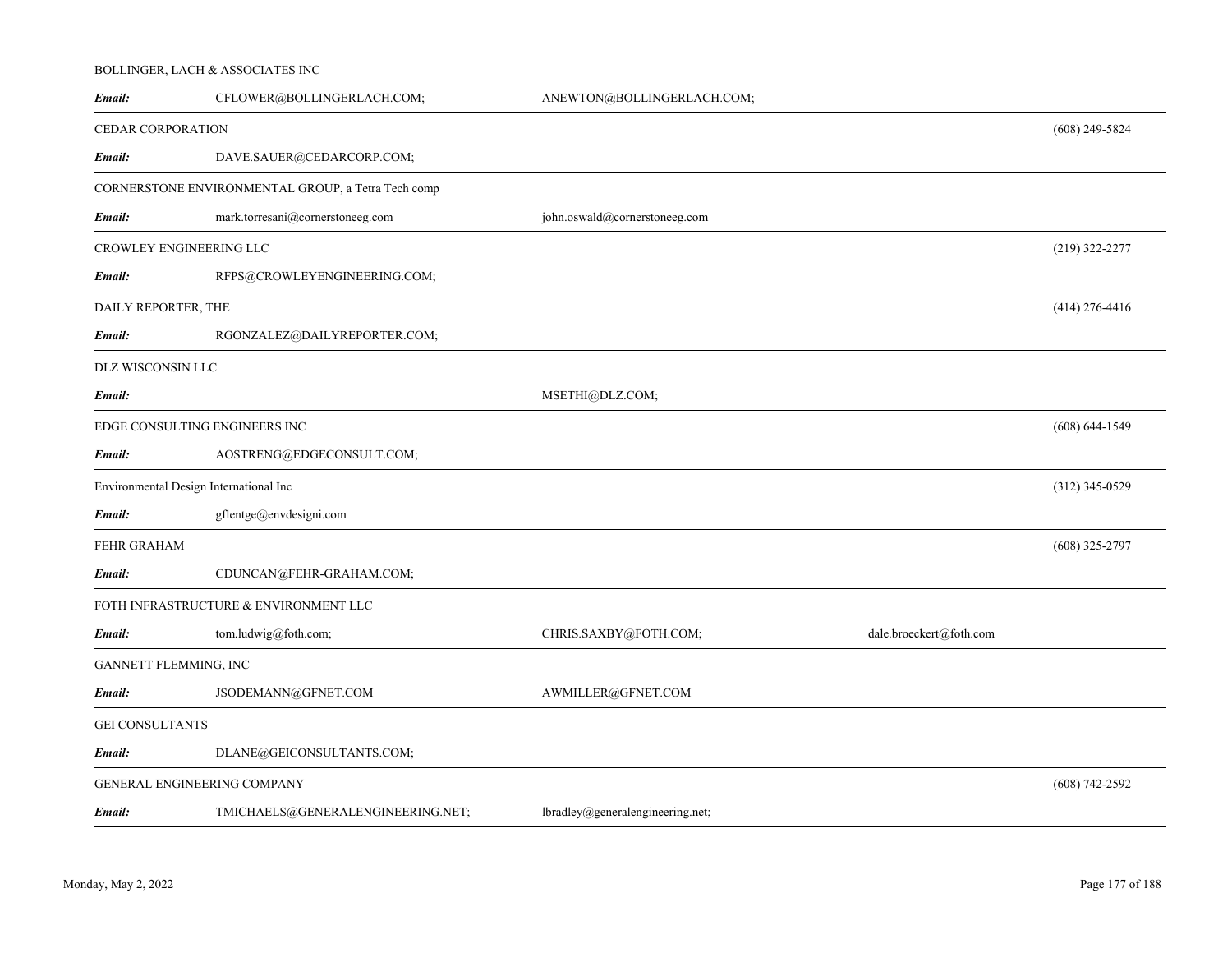BOLLINGER, LACH & ASSOCIATES INC

| | | | | |
|---|---|---|---|---|
| ***Email:*** | CFLOWER@BOLLINGERLACH.COM; | ANEWTON@BOLLINGERLACH.COM; | | |

CEDAR CORPORATION — (608) 249-5824

| | | | | |
|---|---|---|---|---|
| ***Email:*** | DAVE.SAUER@CEDARCORP.COM; | | | |

CORNERSTONE ENVIRONMENTAL GROUP, a Tetra Tech comp

| | | | | |
|---|---|---|---|---|
| ***Email:*** | mark.torresani@cornerstoneeg.com | john.oswald@cornerstoneeg.com | | |

CROWLEY ENGINEERING LLC — (219) 322-2277

| | | | | |
|---|---|---|---|---|
| ***Email:*** | RFPS@CROWLEYENGINEERING.COM; | | | |

DAILY REPORTER, THE — (414) 276-4416

| | | | | |
|---|---|---|---|---|
| ***Email:*** | RGONZALEZ@DAILYREPORTER.COM; | | | |

DLZ WISCONSIN LLC

| | | | | |
|---|---|---|---|---|
| ***Email:*** | | MSETHI@DLZ.COM; | | |

EDGE CONSULTING ENGINEERS INC — (608) 644-1549

| | | | | |
|---|---|---|---|---|
| ***Email:*** | AOSTRENG@EDGECONSULT.COM; | | | |

Environmental Design International Inc — (312) 345-0529

| | | | | |
|---|---|---|---|---|
| ***Email:*** | gflentge@envdesigni.com | | | |

FEHR GRAHAM — (608) 325-2797

| | | | | |
|---|---|---|---|---|
| ***Email:*** | CDUNCAN@FEHR-GRAHAM.COM; | | | |

FOTH INFRASTRUCTURE & ENVIRONMENT LLC

| | | | | |
|---|---|---|---|---|
| ***Email:*** | tom.ludwig@foth.com; | CHRIS.SAXBY@FOTH.COM; | dale.broeckert@foth.com | |

GANNETT FLEMMING, INC

| | | | | |
|---|---|---|---|---|
| ***Email:*** | JSODEMANN@GFNET.COM | AWMILLER@GFNET.COM | | |

GEI CONSULTANTS

| | | | | |
|---|---|---|---|---|
| ***Email:*** | DLANE@GEICONSULTANTS.COM; | | | |

GENERAL ENGINEERING COMPANY — (608) 742-2592

| | | | | |
|---|---|---|---|---|
| ***Email:*** | TMICHAELS@GENERALENGINEERING.NET; | lbradley@generalengineering.net; | | |

Monday, May 2, 2022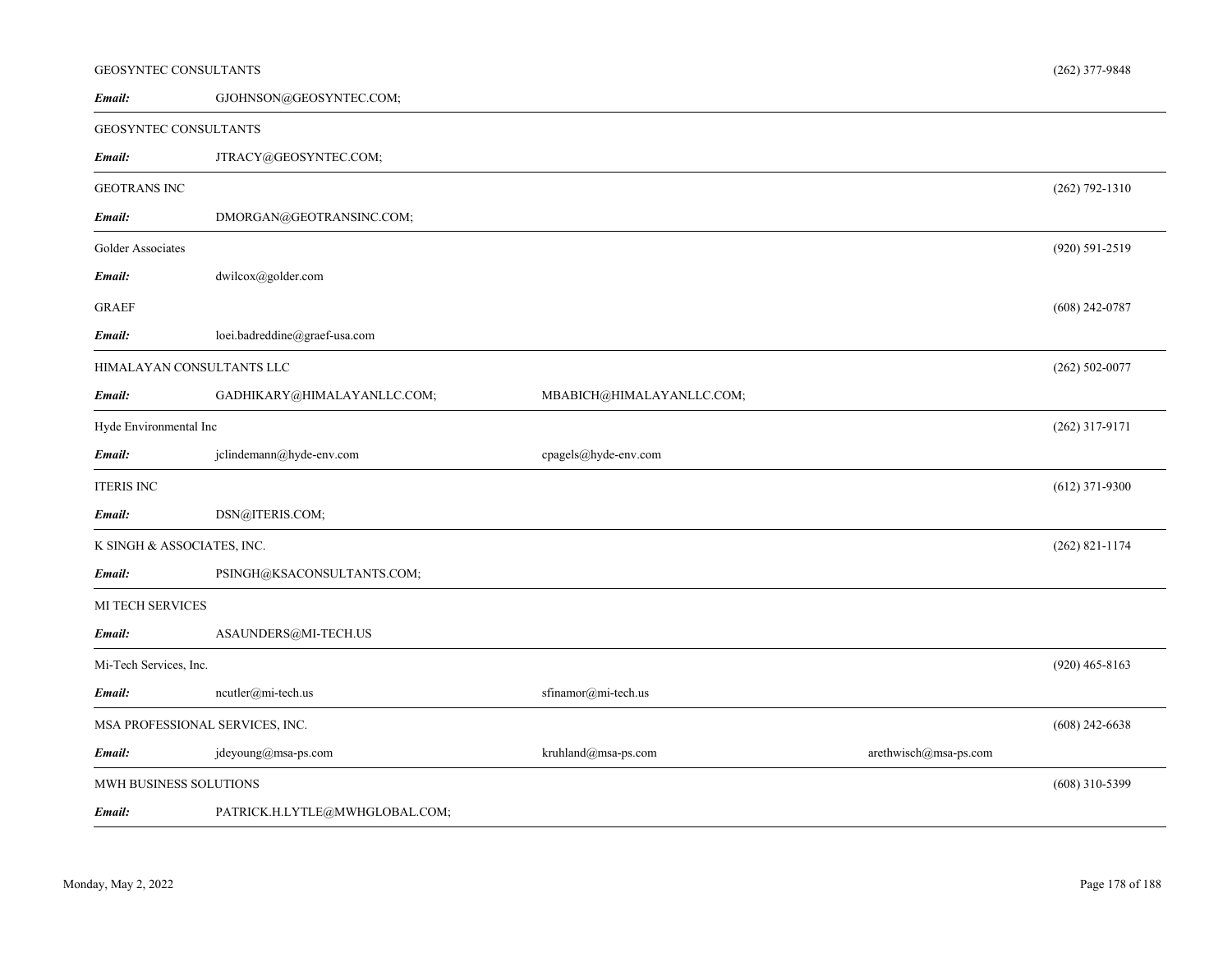GEOSYNTEC CONSULTANTS (262) 377-9848

***Email:*** GJOHNSON@GEOSYNTEC.COM;

---

GEOSYNTEC CONSULTANTS

***Email:*** JTRACY@GEOSYNTEC.COM;

---

GEOTRANS INC (262) 792-1310

***Email:*** DMORGAN@GEOTRANSINC.COM;

---

Golder Associates (920) 591-2519

***Email:*** dwilcox@golder.com

GRAEF (608) 242-0787

***Email:*** loei.badreddine@graef-usa.com

---

HIMALAYAN CONSULTANTS LLC (262) 502-0077

***Email:*** GADHIKARY@HIMALAYANLLC.COM; MBABICH@HIMALAYANLLC.COM;

---

Hyde Environmental Inc (262) 317-9171

***Email:*** jclindemann@hyde-env.com cpagels@hyde-env.com

---

ITERIS INC (612) 371-9300

***Email:*** DSN@ITERIS.COM;

---

K SINGH & ASSOCIATES, INC. (262) 821-1174

***Email:*** PSINGH@KSACONSULTANTS.COM;

---

MI TECH SERVICES

***Email:*** ASAUNDERS@MI-TECH.US

---

Mi-Tech Services, Inc. (920) 465-8163

***Email:*** ncutler@mi-tech.us sfinamor@mi-tech.us

---

MSA PROFESSIONAL SERVICES, INC. (608) 242-6638

***Email:*** jdeyoung@msa-ps.com kruhland@msa-ps.com arethwisch@msa-ps.com

---

MWH BUSINESS SOLUTIONS (608) 310-5399

***Email:*** PATRICK.H.LYTLE@MWHGLOBAL.COM;

---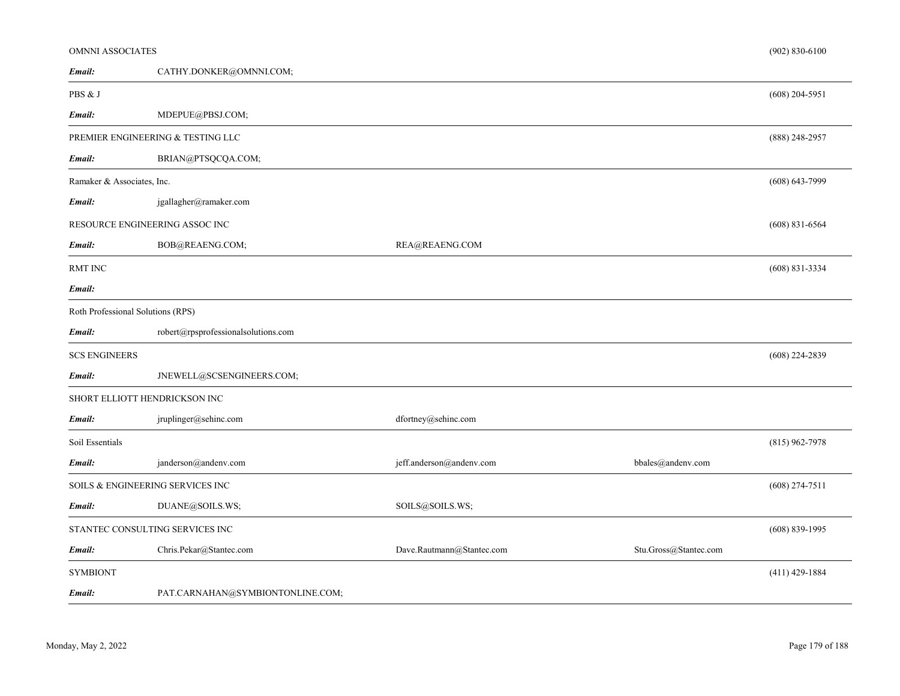| | | | | |
|---|---|---|---|---|
| OMNNI ASSOCIATES | | | | (902) 830-6100 |
| ***Email:*** | CATHY.DONKER@OMNNI.COM; | | | |
| PBS & J | | | | (608) 204-5951 |
| ***Email:*** | MDEPUE@PBSJ.COM; | | | |
| PREMIER ENGINEERING & TESTING LLC | | | | (888) 248-2957 |
| ***Email:*** | BRIAN@PTSQCQA.COM; | | | |
| Ramaker & Associates, Inc. | | | | (608) 643-7999 |
| ***Email:*** | jgallagher@ramaker.com | | | |
| RESOURCE ENGINEERING ASSOC INC | | | | (608) 831-6564 |
| ***Email:*** | BOB@REAENG.COM; | REA@REAENG.COM | | |
| RMT INC | | | | (608) 831-3334 |
| ***Email:*** | | | | |
| Roth Professional Solutions (RPS) | | | | |
| ***Email:*** | robert@rpsprofessionalsolutions.com | | | |
| SCS ENGINEERS | | | | (608) 224-2839 |
| ***Email:*** | JNEWELL@SCSENGINEERS.COM; | | | |
| SHORT ELLIOTT HENDRICKSON INC | | | | |
| ***Email:*** | jruplinger@sehinc.com | dfortney@sehinc.com | | |
| Soil Essentials | | | | (815) 962-7978 |
| ***Email:*** | janderson@andenv.com | jeff.anderson@andenv.com | bbales@andenv.com | |
| SOILS & ENGINEERING SERVICES INC | | | | (608) 274-7511 |
| ***Email:*** | DUANE@SOILS.WS; | SOILS@SOILS.WS; | | |
| STANTEC CONSULTING SERVICES INC | | | | (608) 839-1995 |
| ***Email:*** | Chris.Pekar@Stantec.com | Dave.Rautmann@Stantec.com | Stu.Gross@Stantec.com | |
| SYMBIONT | | | | (411) 429-1884 |
| ***Email:*** | PAT.CARNAHAN@SYMBIONTONLINE.COM; | | | |

Monday, May 2, 2022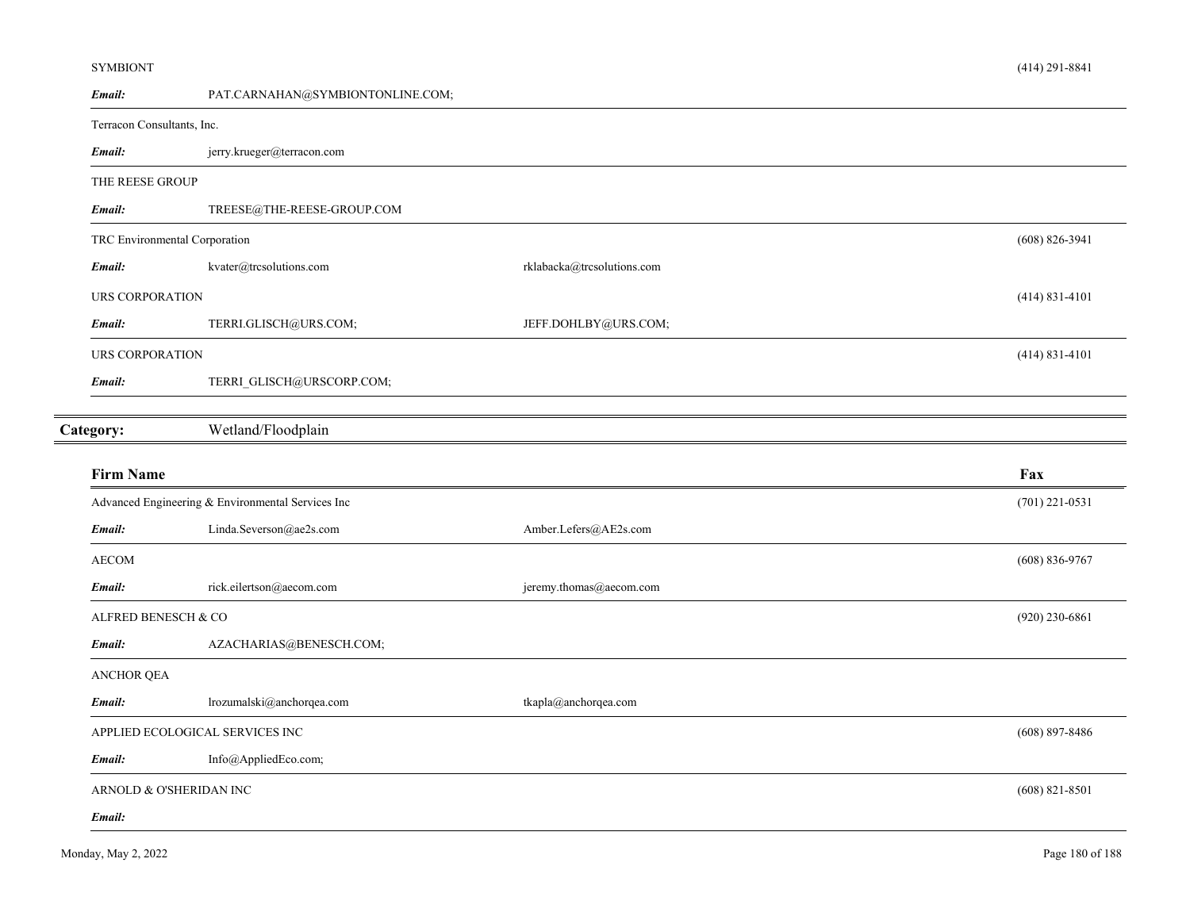| | | | |
|---|---|---|---|
| SYMBIONT | | | (414) 291-8841 |
| ***Email:*** | PAT.CARNAHAN@SYMBIONTONLINE.COM; | | |
| Terracon Consultants, Inc. | | | |
| ***Email:*** | jerry.krueger@terracon.com | | |
| THE REESE GROUP | | | |
| ***Email:*** | TREESE@THE-REESE-GROUP.COM | | |
| TRC Environmental Corporation | | | (608) 826-3941 |
| ***Email:*** | kvater@trcsolutions.com | rklabacka@trcsolutions.com | |
| URS CORPORATION | | | (414) 831-4101 |
| ***Email:*** | TERRI.GLISCH@URS.COM; | JEFF.DOHLBY@URS.COM; | |
| URS CORPORATION | | | (414) 831-4101 |
| ***Email:*** | TERRI_GLISCH@URSCORP.COM; | | |

## Category: Wetland/Floodplain

| Firm Name | | | Fax |
|---|---|---|---|
| Advanced Engineering & Environmental Services Inc | | | (701) 221-0531 |
| ***Email:*** | Linda.Severson@ae2s.com | Amber.Lefers@AE2s.com | |
| AECOM | | | (608) 836-9767 |
| ***Email:*** | rick.eilertson@aecom.com | jeremy.thomas@aecom.com | |
| ALFRED BENESCH & CO | | | (920) 230-6861 |
| ***Email:*** | AZACHARIAS@BENESCH.COM; | | |
| ANCHOR QEA | | | |
| ***Email:*** | lrozumalski@anchorqea.com | tkapla@anchorqea.com | |
| APPLIED ECOLOGICAL SERVICES INC | | | (608) 897-8486 |
| ***Email:*** | Info@AppliedEco.com; | | |
| ARNOLD & O'SHERIDAN INC | | | (608) 821-8501 |
| ***Email:*** | | | |

Monday, May 2, 2022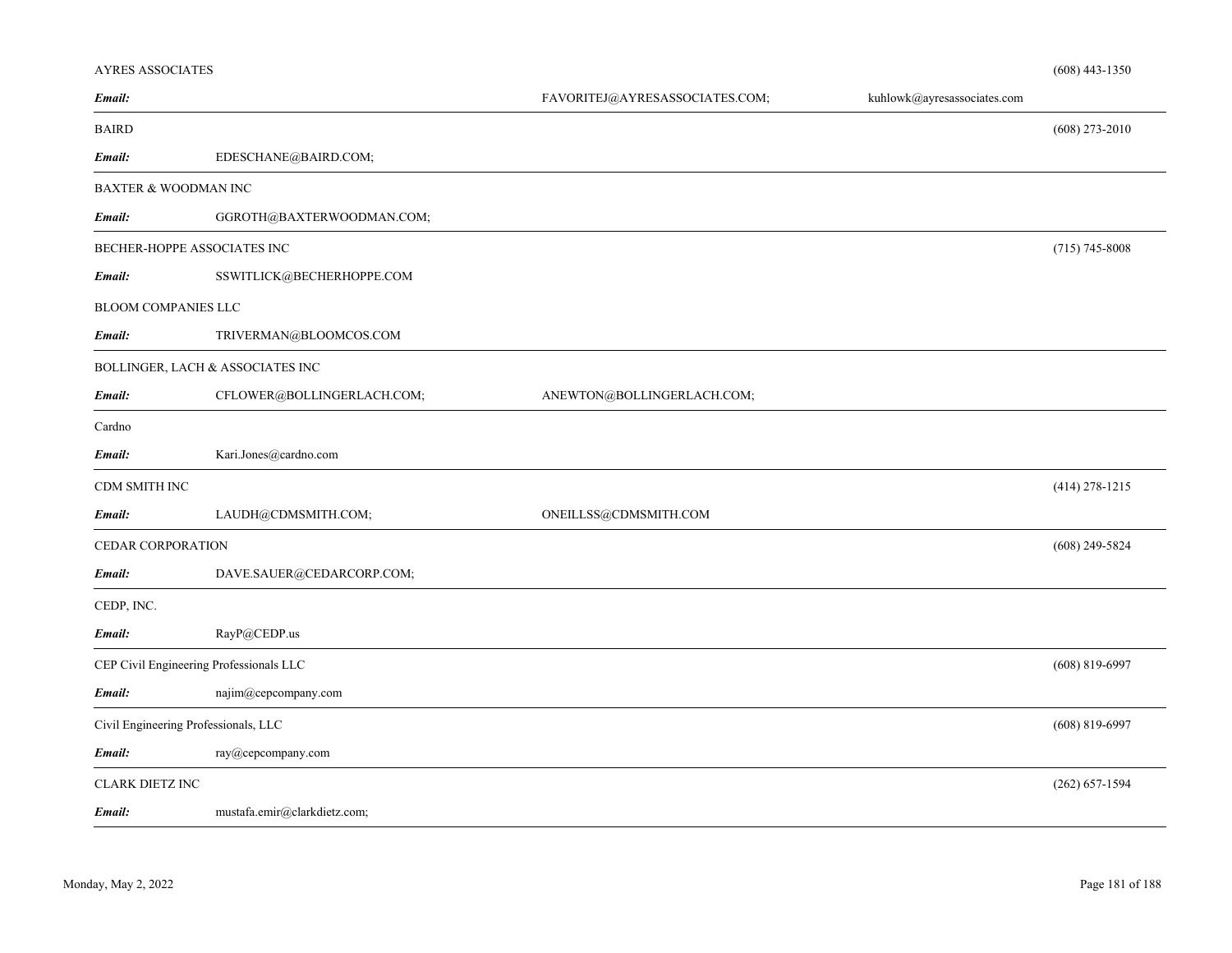AYRES ASSOCIATES (608) 443-1350

***Email:*** FAVORITEJ@AYRESASSOCIATES.COM; kuhlowk@ayresassociates.com

---

BAIRD (608) 273-2010

***Email:*** EDESCHANE@BAIRD.COM;

---

BAXTER & WOODMAN INC

***Email:*** GGROTH@BAXTERWOODMAN.COM;

---

BECHER-HOPPE ASSOCIATES INC (715) 745-8008

***Email:*** SSWITLICK@BECHERHOPPE.COM

BLOOM COMPANIES LLC

***Email:*** TRIVERMAN@BLOOMCOS.COM

---

BOLLINGER, LACH & ASSOCIATES INC

***Email:*** CFLOWER@BOLLINGERLACH.COM; ANEWTON@BOLLINGERLACH.COM;

---

Cardno

***Email:*** Kari.Jones@cardno.com

---

CDM SMITH INC (414) 278-1215

***Email:*** LAUDH@CDMSMITH.COM; ONEILLSS@CDMSMITH.COM

---

CEDAR CORPORATION (608) 249-5824

***Email:*** DAVE.SAUER@CEDARCORP.COM;

---

CEDP, INC.

***Email:*** RayP@CEDP.us

---

CEP Civil Engineering Professionals LLC (608) 819-6997

***Email:*** najim@cepcompany.com

---

Civil Engineering Professionals, LLC (608) 819-6997

***Email:*** ray@cepcompany.com

---

CLARK DIETZ INC (262) 657-1594

***Email:*** mustafa.emir@clarkdietz.com;

---

Monday, May 2, 2022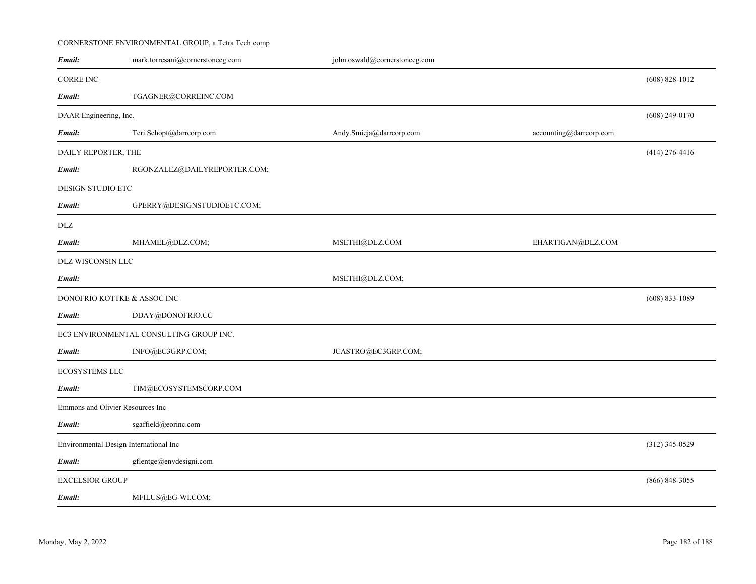CORNERSTONE ENVIRONMENTAL GROUP, a Tetra Tech comp

| | | | | |
|---|---|---|---|---|
| ***Email:*** | mark.torresani@cornerstoneeg.com | john.oswald@cornerstoneeg.com | | |

| CORRE INC | | | | (608) 828-1012 |
|---|---|---|---|---|
| ***Email:*** | TGAGNER@CORREINC.COM | | | |

| DAAR Engineering, Inc. | | | | (608) 249-0170 |
|---|---|---|---|---|
| ***Email:*** | Teri.Schopt@darrcorp.com | Andy.Smieja@darrcorp.com | accounting@darrcorp.com | |

| DAILY REPORTER, THE | | | | (414) 276-4416 |
|---|---|---|---|---|
| ***Email:*** | RGONZALEZ@DAILYREPORTER.COM; | | | |
| DESIGN STUDIO ETC | | | | |
| ***Email:*** | GPERRY@DESIGNSTUDIOETC.COM; | | | |

| DLZ | | | | |
|---|---|---|---|---|
| ***Email:*** | MHAMEL@DLZ.COM; | MSETHI@DLZ.COM | EHARTIGAN@DLZ.COM | |

| DLZ WISCONSIN LLC | | | | |
|---|---|---|---|---|
| ***Email:*** | | MSETHI@DLZ.COM; | | |

| DONOFRIO KOTTKE & ASSOC INC | | | | (608) 833-1089 |
|---|---|---|---|---|
| ***Email:*** | DDAY@DONOFRIO.CC | | | |

| EC3 ENVIRONMENTAL CONSULTING GROUP INC. | | | | |
|---|---|---|---|---|
| ***Email:*** | INFO@EC3GRP.COM; | JCASTRO@EC3GRP.COM; | | |

| ECOSYSTEMS LLC | | | | |
|---|---|---|---|---|
| ***Email:*** | TIM@ECOSYSTEMSCORP.COM | | | |

| Emmons and Olivier Resources Inc | | | | |
|---|---|---|---|---|
| ***Email:*** | sgaffield@eorinc.com | | | |

| Environmental Design International Inc | | | | (312) 345-0529 |
|---|---|---|---|---|
| ***Email:*** | gflentge@envdesigni.com | | | |

| EXCELSIOR GROUP | | | | (866) 848-3055 |
|---|---|---|---|---|
| ***Email:*** | MFILUS@EG-WI.COM; | | | |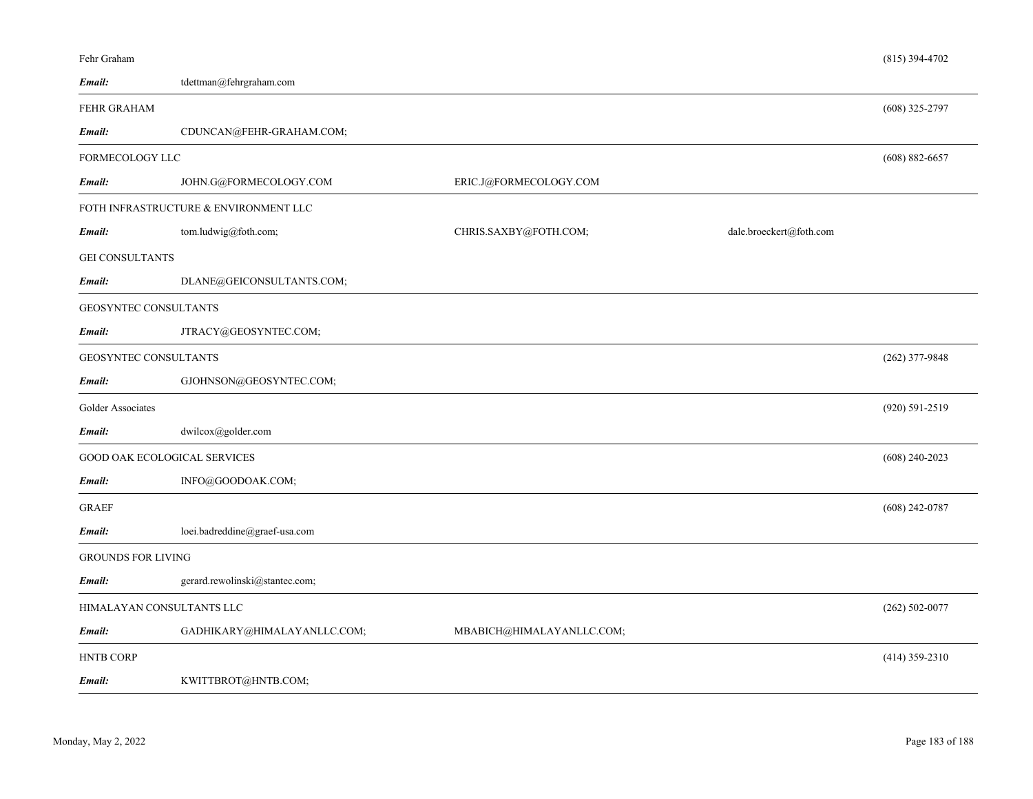| Company | | | | Phone |
|---|---|---|---|---|
| Fehr Graham | | | | (815) 394-4702 |
| ***Email:*** | tdettman@fehrgraham.com | | | |
| FEHR GRAHAM | | | | (608) 325-2797 |
| ***Email:*** | CDUNCAN@FEHR-GRAHAM.COM; | | | |
| FORMECOLOGY LLC | | | | (608) 882-6657 |
| ***Email:*** | JOHN.G@FORMECOLOGY.COM | ERIC.J@FORMECOLOGY.COM | | |
| FOTH INFRASTRUCTURE & ENVIRONMENT LLC | | | | |
| ***Email:*** | tom.ludwig@foth.com; | CHRIS.SAXBY@FOTH.COM; | dale.broeckert@foth.com | |
| GEI CONSULTANTS | | | | |
| ***Email:*** | DLANE@GEICONSULTANTS.COM; | | | |
| GEOSYNTEC CONSULTANTS | | | | |
| ***Email:*** | JTRACY@GEOSYNTEC.COM; | | | |
| GEOSYNTEC CONSULTANTS | | | | (262) 377-9848 |
| ***Email:*** | GJOHNSON@GEOSYNTEC.COM; | | | |
| Golder Associates | | | | (920) 591-2519 |
| ***Email:*** | dwilcox@golder.com | | | |
| GOOD OAK ECOLOGICAL SERVICES | | | | (608) 240-2023 |
| ***Email:*** | INFO@GOODOAK.COM; | | | |
| GRAEF | | | | (608) 242-0787 |
| ***Email:*** | loei.badreddine@graef-usa.com | | | |
| GROUNDS FOR LIVING | | | | |
| ***Email:*** | gerard.rewolinski@stantec.com; | | | |
| HIMALAYAN CONSULTANTS LLC | | | | (262) 502-0077 |
| ***Email:*** | GADHIKARY@HIMALAYANLLC.COM; | MBABICH@HIMALAYANLLC.COM; | | |
| HNTB CORP | | | | (414) 359-2310 |
| ***Email:*** | KWITTBROT@HNTB.COM; | | | |

Monday, May 2, 2022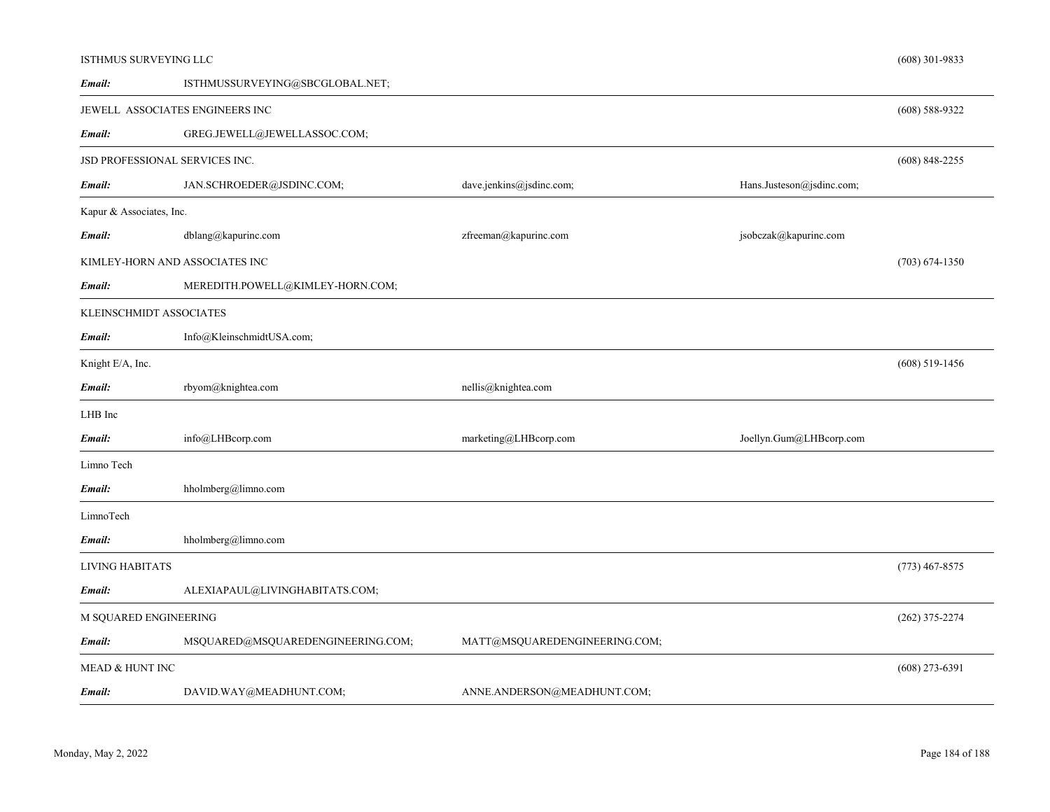ISTHMUS SURVEYING LLC (608) 301-9833

***Email:*** ISTHMUSSURVEYING@SBCGLOBAL.NET;

---

JEWELL ASSOCIATES ENGINEERS INC (608) 588-9322

***Email:*** GREG.JEWELL@JEWELLASSOC.COM;

---

JSD PROFESSIONAL SERVICES INC. (608) 848-2255

***Email:*** JAN.SCHROEDER@JSDINC.COM; dave.jenkins@jsdinc.com; Hans.Justeson@jsdinc.com;

---

Kapur & Associates, Inc.

***Email:*** dblang@kapurinc.com zfreeman@kapurinc.com jsobczak@kapurinc.com

KIMLEY-HORN AND ASSOCIATES INC (703) 674-1350

***Email:*** MEREDITH.POWELL@KIMLEY-HORN.COM;

---

KLEINSCHMIDT ASSOCIATES

***Email:*** Info@KleinschmidtUSA.com;

---

Knight E/A, Inc. (608) 519-1456

***Email:*** rbyom@knightea.com nellis@knightea.com

---

LHB Inc

***Email:*** info@LHBcorp.com marketing@LHBcorp.com Joellyn.Gum@LHBcorp.com

---

Limno Tech

***Email:*** hholmberg@limno.com

---

LimnoTech

***Email:*** hholmberg@limno.com

---

LIVING HABITATS (773) 467-8575

***Email:*** ALEXIAPAUL@LIVINGHABITATS.COM;

---

M SQUARED ENGINEERING (262) 375-2274

***Email:*** MSQUARED@MSQUAREDENGINEERING.COM; MATT@MSQUAREDENGINEERING.COM;

---

MEAD & HUNT INC (608) 273-6391

***Email:*** DAVID.WAY@MEADHUNT.COM; ANNE.ANDERSON@MEADHUNT.COM;

---

Monday, May 2, 2022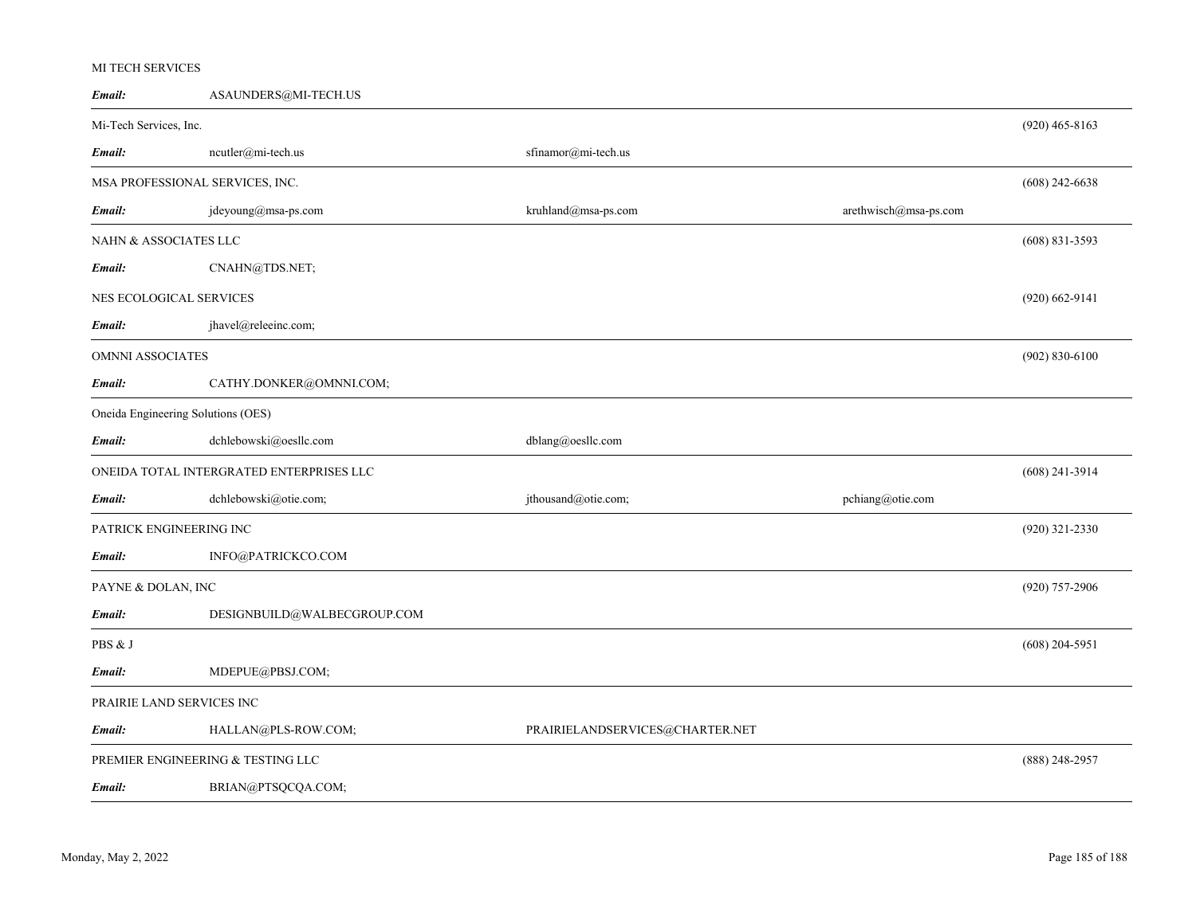MI TECH SERVICES

| | | | | |
|---|---|---|---|---|
| ***Email:*** | ASAUNDERS@MI-TECH.US | | | |

Mi-Tech Services, Inc. (920) 465-8163

| | | | | |
|---|---|---|---|---|
| ***Email:*** | ncutler@mi-tech.us | sfinamor@mi-tech.us | | |

MSA PROFESSIONAL SERVICES, INC. (608) 242-6638

| | | | | |
|---|---|---|---|---|
| ***Email:*** | jdeyoung@msa-ps.com | kruhland@msa-ps.com | arethwisch@msa-ps.com | |

NAHN & ASSOCIATES LLC (608) 831-3593

| | | | | |
|---|---|---|---|---|
| ***Email:*** | CNAHN@TDS.NET; | | | |

NES ECOLOGICAL SERVICES (920) 662-9141

| | | | | |
|---|---|---|---|---|
| ***Email:*** | jhavel@releeinc.com; | | | |

OMNNI ASSOCIATES (902) 830-6100

| | | | | |
|---|---|---|---|---|
| ***Email:*** | CATHY.DONKER@OMNNI.COM; | | | |

Oneida Engineering Solutions (OES)

| | | | | |
|---|---|---|---|---|
| ***Email:*** | dchlebowski@oesllc.com | dblang@oesllc.com | | |

ONEIDA TOTAL INTERGRATED ENTERPRISES LLC (608) 241-3914

| | | | | |
|---|---|---|---|---|
| ***Email:*** | dchlebowski@otie.com; | jthousand@otie.com; | pchiang@otie.com | |

PATRICK ENGINEERING INC (920) 321-2330

| | | | | |
|---|---|---|---|---|
| ***Email:*** | INFO@PATRICKCO.COM | | | |

PAYNE & DOLAN, INC (920) 757-2906

| | | | | |
|---|---|---|---|---|
| ***Email:*** | DESIGNBUILD@WALBECGROUP.COM | | | |

PBS & J (608) 204-5951

| | | | | |
|---|---|---|---|---|
| ***Email:*** | MDEPUE@PBSJ.COM; | | | |

PRAIRIE LAND SERVICES INC

| | | | | |
|---|---|---|---|---|
| ***Email:*** | HALLAN@PLS-ROW.COM; | PRAIRIELANDSERVICES@CHARTER.NET | | |

PREMIER ENGINEERING & TESTING LLC (888) 248-2957

| | | | | |
|---|---|---|---|---|
| ***Email:*** | BRIAN@PTSQCQA.COM; | | | |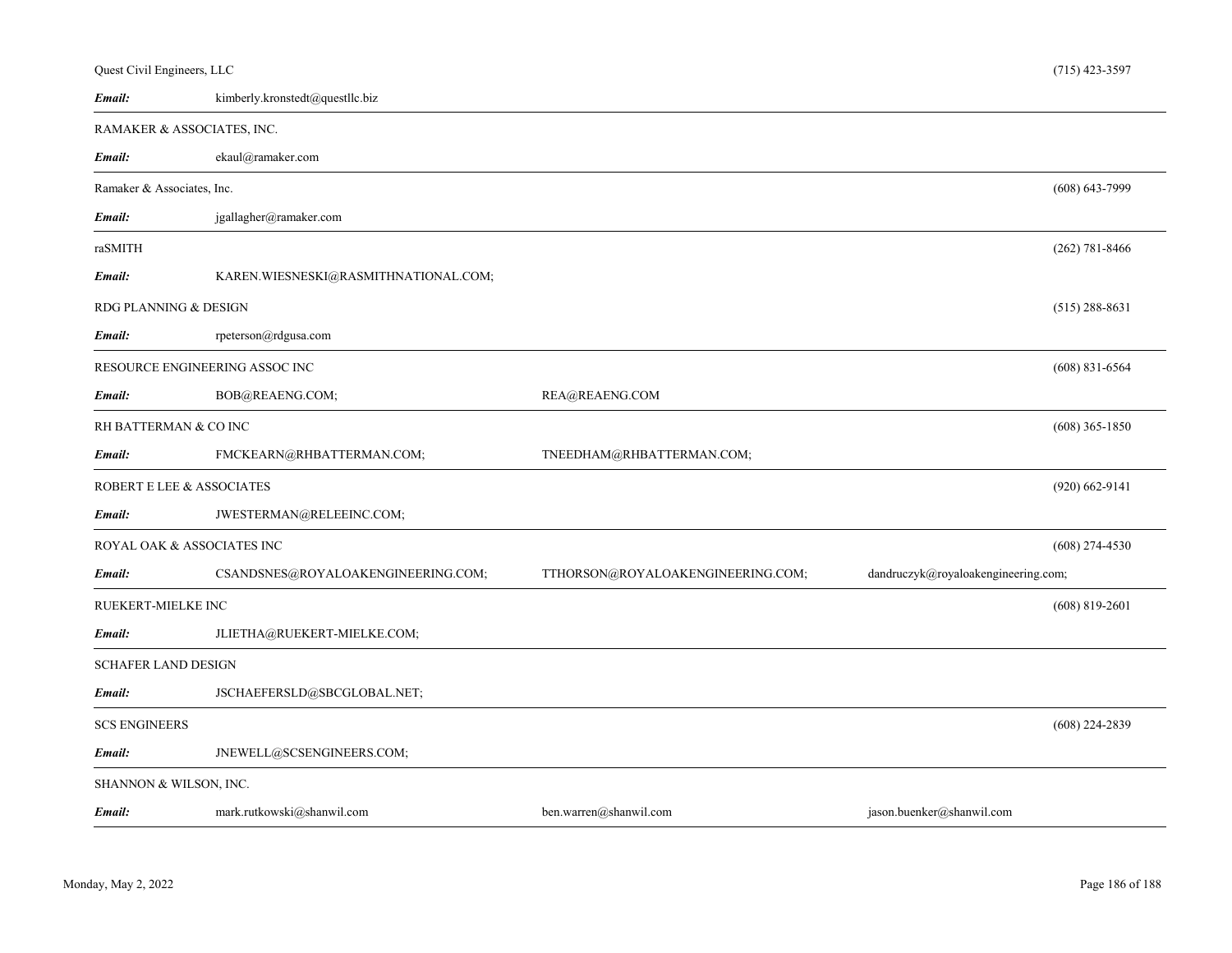Quest Civil Engineers, LLC (715) 423-3597

***Email:*** kimberly.kronstedt@questllc.biz

---

RAMAKER & ASSOCIATES, INC.

***Email:*** ekaul@ramaker.com

---

Ramaker & Associates, Inc. (608) 643-7999

***Email:*** jgallagher@ramaker.com

---

raSMITH (262) 781-8466

***Email:*** KAREN.WIESNESKI@RASMITHNATIONAL.COM;

RDG PLANNING & DESIGN (515) 288-8631

***Email:*** rpeterson@rdgusa.com

---

RESOURCE ENGINEERING ASSOC INC (608) 831-6564

***Email:*** BOB@REAENG.COM; REA@REAENG.COM

---

RH BATTERMAN & CO INC (608) 365-1850

***Email:*** FMCKEARN@RHBATTERMAN.COM; TNEEDHAM@RHBATTERMAN.COM;

---

ROBERT E LEE & ASSOCIATES (920) 662-9141

***Email:*** JWESTERMAN@RELEEINC.COM;

---

ROYAL OAK & ASSOCIATES INC (608) 274-4530

***Email:*** CSANDSNES@ROYALOAKENGINEERING.COM; TTHORSON@ROYALOAKENGINEERING.COM; dandruczyk@royaloakengineering.com;

---

RUEKERT-MIELKE INC (608) 819-2601

***Email:*** JLIETHA@RUEKERT-MIELKE.COM;

---

SCHAFER LAND DESIGN

***Email:*** JSCHAEFERSLD@SBCGLOBAL.NET;

---

SCS ENGINEERS (608) 224-2839

***Email:*** JNEWELL@SCSENGINEERS.COM;

---

SHANNON & WILSON, INC.

***Email:*** mark.rutkowski@shanwil.com ben.warren@shanwil.com jason.buenker@shanwil.com

---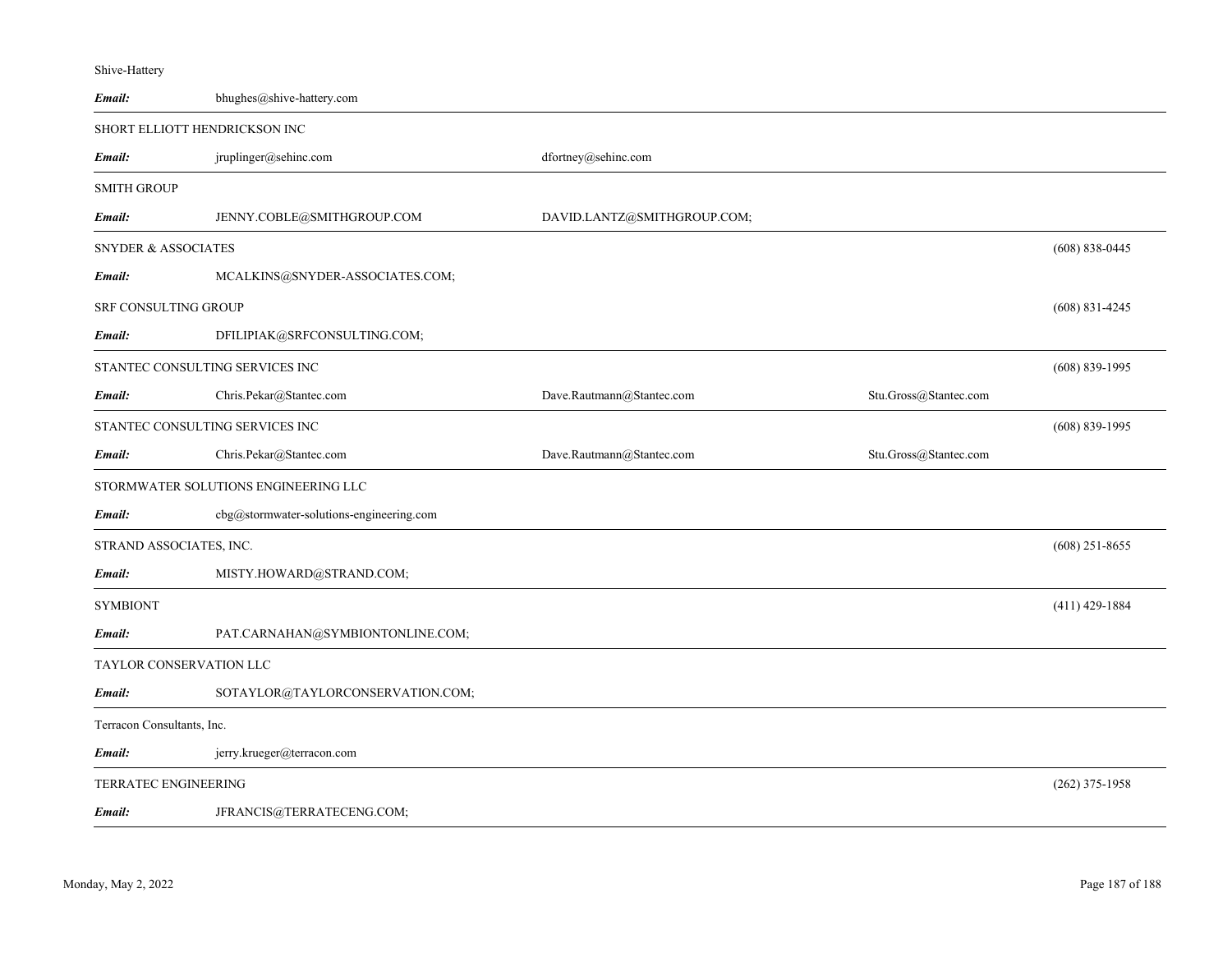Shive-Hattery

| | | | | |
|---|---|---|---|---|
| ***Email:*** | bhughes@shive-hattery.com | | | |

SHORT ELLIOTT HENDRICKSON INC

| | | | | |
|---|---|---|---|---|
| ***Email:*** | jruplinger@sehinc.com | dfortney@sehinc.com | | |

SMITH GROUP

| | | | | |
|---|---|---|---|---|
| ***Email:*** | JENNY.COBLE@SMITHGROUP.COM | DAVID.LANTZ@SMITHGROUP.COM; | | |

SNYDER & ASSOCIATES (608) 838-0445

| | | | | |
|---|---|---|---|---|
| ***Email:*** | MCALKINS@SNYDER-ASSOCIATES.COM; | | | |

SRF CONSULTING GROUP (608) 831-4245

| | | | | |
|---|---|---|---|---|
| ***Email:*** | DFILIPIAK@SRFCONSULTING.COM; | | | |

STANTEC CONSULTING SERVICES INC (608) 839-1995

| | | | | |
|---|---|---|---|---|
| ***Email:*** | Chris.Pekar@Stantec.com | Dave.Rautmann@Stantec.com | Stu.Gross@Stantec.com | |

STANTEC CONSULTING SERVICES INC (608) 839-1995

| | | | | |
|---|---|---|---|---|
| ***Email:*** | Chris.Pekar@Stantec.com | Dave.Rautmann@Stantec.com | Stu.Gross@Stantec.com | |

STORMWATER SOLUTIONS ENGINEERING LLC

| | | | | |
|---|---|---|---|---|
| ***Email:*** | cbg@stormwater-solutions-engineering.com | | | |

STRAND ASSOCIATES, INC. (608) 251-8655

| | | | | |
|---|---|---|---|---|
| ***Email:*** | MISTY.HOWARD@STRAND.COM; | | | |

SYMBIONT (411) 429-1884

| | | | | |
|---|---|---|---|---|
| ***Email:*** | PAT.CARNAHAN@SYMBIONTONLINE.COM; | | | |

TAYLOR CONSERVATION LLC

| | | | | |
|---|---|---|---|---|
| ***Email:*** | SOTAYLOR@TAYLORCONSERVATION.COM; | | | |

Terracon Consultants, Inc.

| | | | | |
|---|---|---|---|---|
| ***Email:*** | jerry.krueger@terracon.com | | | |

TERRATEC ENGINEERING (262) 375-1958

| | | | | |
|---|---|---|---|---|
| ***Email:*** | JFRANCIS@TERRATECENG.COM; | | | |

Monday, May 2, 2022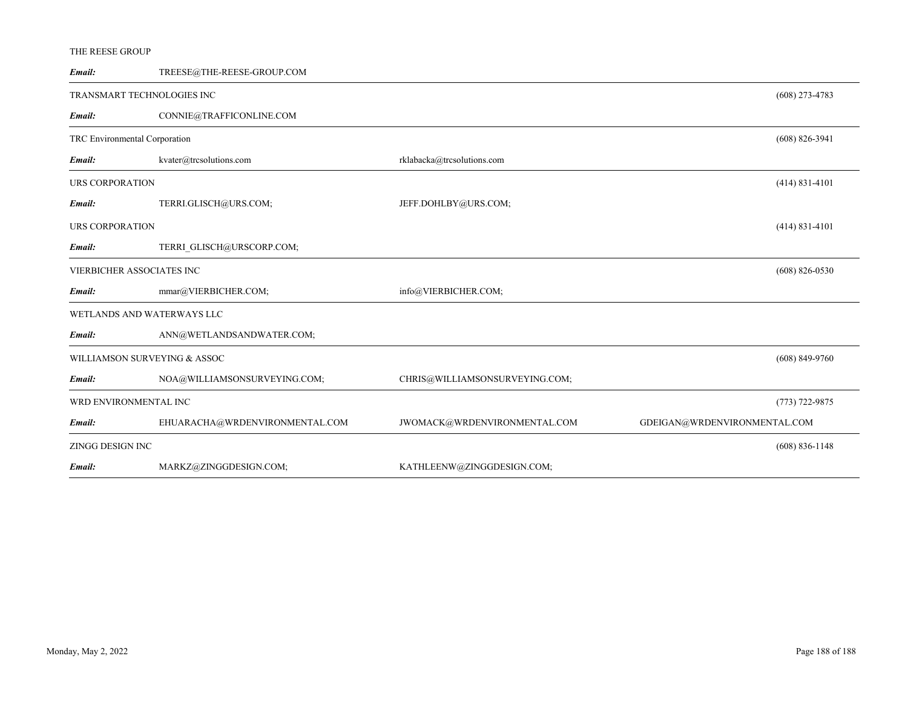THE REESE GROUP

| | | | | |
|---|---|---|---|---|
| ***Email:*** | TREESE@THE-REESE-GROUP.COM | | | |

TRANSMART TECHNOLOGIES INC (608) 273-4783

| | | | | |
|---|---|---|---|---|
| ***Email:*** | CONNIE@TRAFFICONLINE.COM | | | |

TRC Environmental Corporation (608) 826-3941

| | | | | |
|---|---|---|---|---|
| ***Email:*** | kvater@trcsolutions.com | rklabacka@trcsolutions.com | | |

URS CORPORATION (414) 831-4101

| | | | | |
|---|---|---|---|---|
| ***Email:*** | TERRI.GLISCH@URS.COM; | JEFF.DOHLBY@URS.COM; | | |

URS CORPORATION (414) 831-4101

| | | | | |
|---|---|---|---|---|
| ***Email:*** | TERRI_GLISCH@URSCORP.COM; | | | |

VIERBICHER ASSOCIATES INC (608) 826-0530

| | | | | |
|---|---|---|---|---|
| ***Email:*** | mmar@VIERBICHER.COM; | info@VIERBICHER.COM; | | |

WETLANDS AND WATERWAYS LLC

| | | | | |
|---|---|---|---|---|
| ***Email:*** | ANN@WETLANDSANDWATER.COM; | | | |

WILLIAMSON SURVEYING & ASSOC (608) 849-9760

| | | | | |
|---|---|---|---|---|
| ***Email:*** | NOA@WILLIAMSONSURVEYING.COM; | CHRIS@WILLIAMSONSURVEYING.COM; | | |

WRD ENVIRONMENTAL INC (773) 722-9875

| | | | | |
|---|---|---|---|---|
| ***Email:*** | EHUARACHA@WRDENVIRONMENTAL.COM | JWOMACK@WRDENVIRONMENTAL.COM | GDEIGAN@WRDENVIRONMENTAL.COM | |

ZINGG DESIGN INC (608) 836-1148

| | | | | |
|---|---|---|---|---|
| ***Email:*** | MARKZ@ZINGGDESIGN.COM; | KATHLEENW@ZINGGDESIGN.COM; | | |

Monday, May 2, 2022